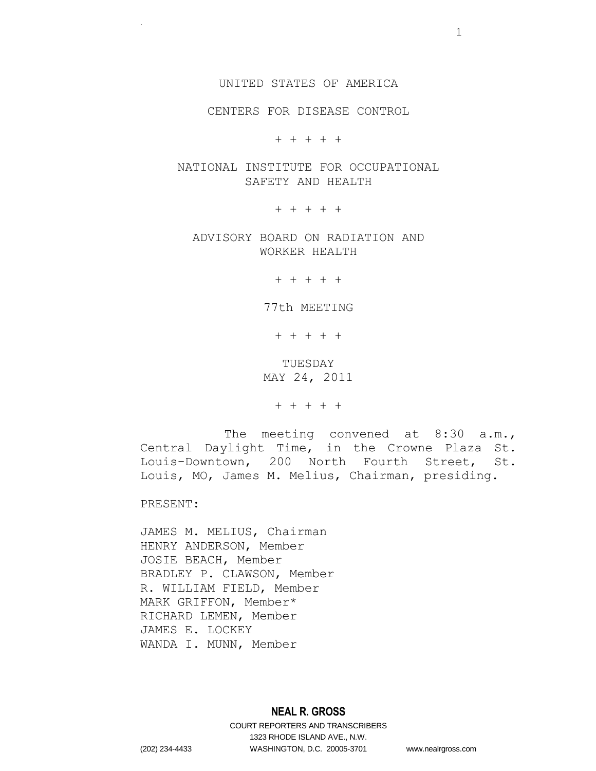UNITED STATES OF AMERICA

CENTERS FOR DISEASE CONTROL

+ + + + +

NATIONAL INSTITUTE FOR OCCUPATIONAL SAFETY AND HEALTH

+ + + + +

ADVISORY BOARD ON RADIATION AND WORKER HEALTH

+ + + + +

77th MEETING

+ + + + +

TUESDAY
MAY 24, 2011

+ + + + +

The meeting convened at 8:30 a.m., Central Daylight Time, in the Crowne Plaza St. Louis-Downtown, 200 North Fourth Street, St. Louis, MO, James M. Melius, Chairman, presiding.

PRESENT:

JAMES M. MELIUS, Chairman
HENRY ANDERSON, Member
JOSIE BEACH, Member
BRADLEY P. CLAWSON, Member
R. WILLIAM FIELD, Member
MARK GRIFFON, Member*
RICHARD LEMEN, Member
JAMES E. LOCKEY
WANDA I. MUNN, Member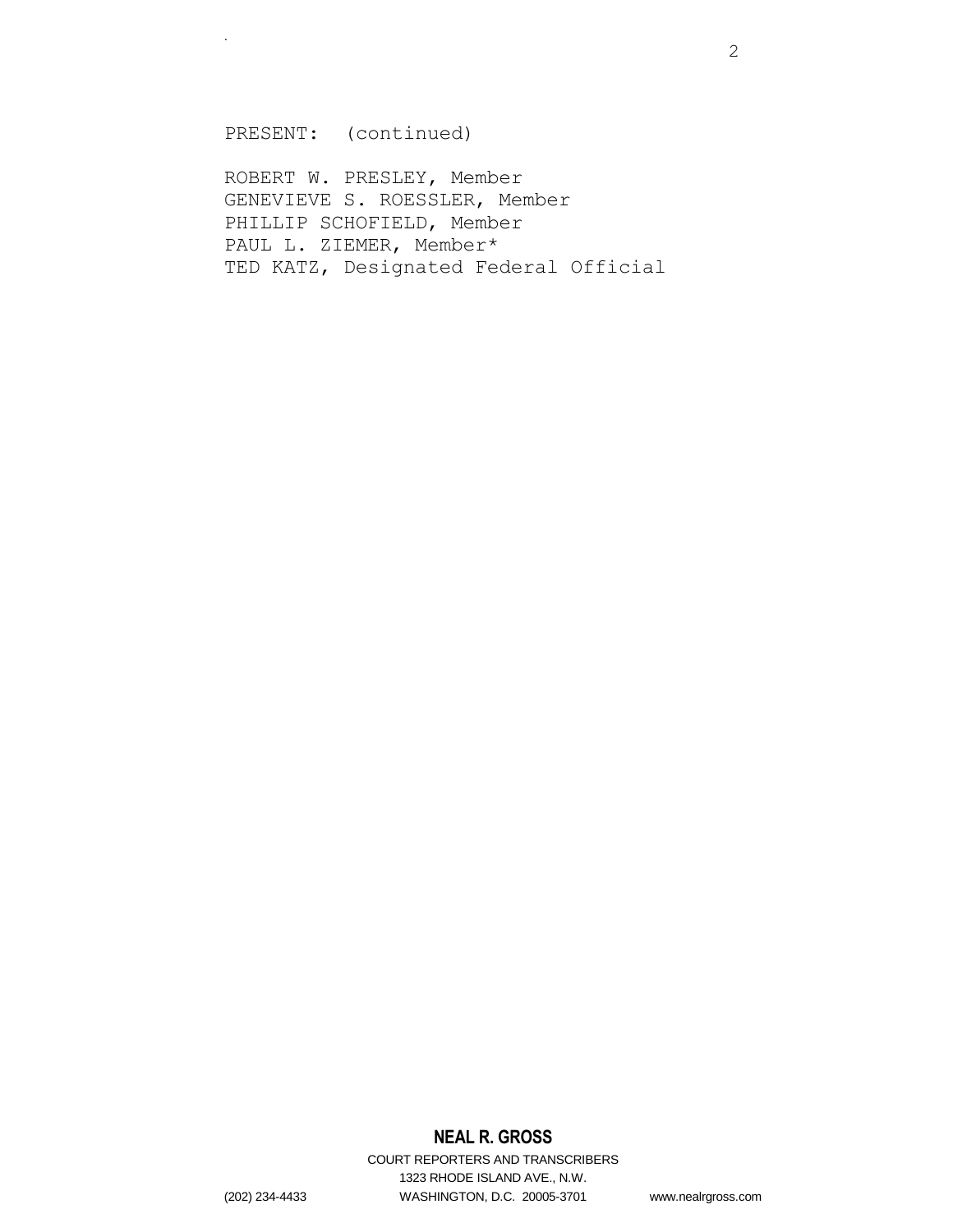PRESENT: (continued)

ROBERT W. PRESLEY, Member
GENEVIEVE S. ROESSLER, Member
PHILLIP SCHOFIELD, Member
PAUL L. ZIEMER, Member*
TED KATZ, Designated Federal Official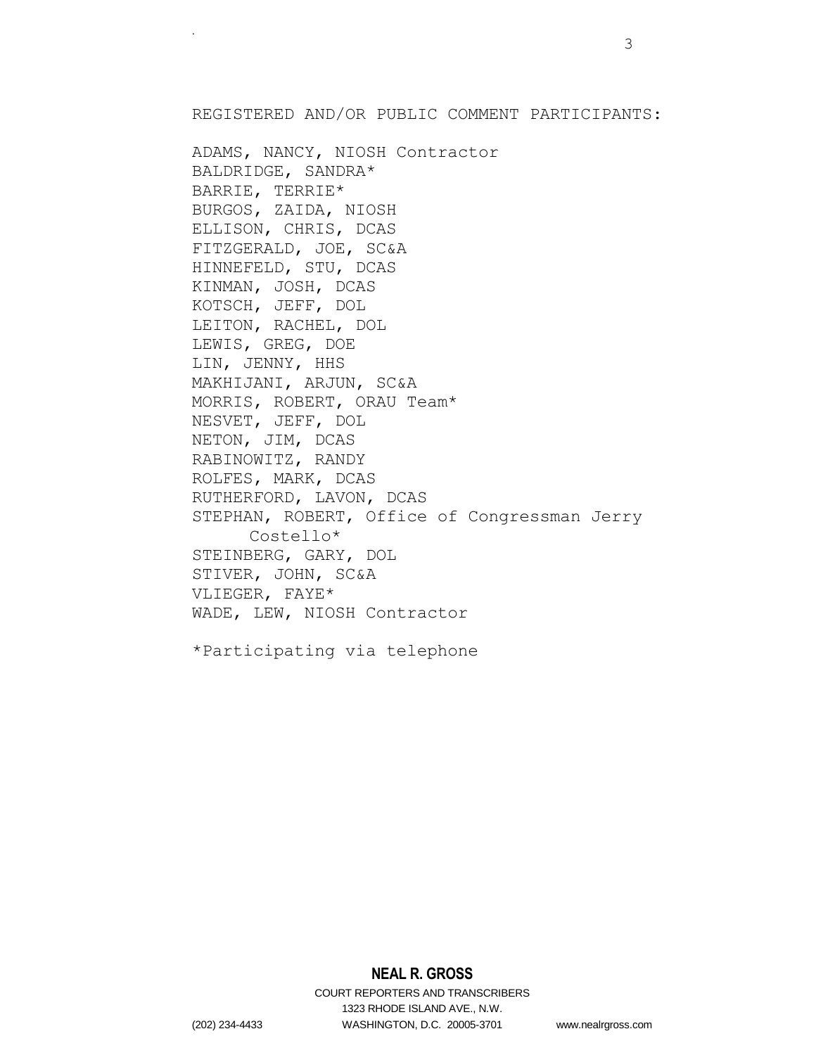REGISTERED AND/OR PUBLIC COMMENT PARTICIPANTS:

ADAMS, NANCY, NIOSH Contractor
BALDRIDGE, SANDRA*
BARRIE, TERRIE*
BURGOS, ZAIDA, NIOSH
ELLISON, CHRIS, DCAS
FITZGERALD, JOE, SC&A
HINNEFELD, STU, DCAS
KINMAN, JOSH, DCAS
KOTSCH, JEFF, DOL
LEITON, RACHEL, DOL
LEWIS, GREG, DOE
LIN, JENNY, HHS
MAKHIJANI, ARJUN, SC&A
MORRIS, ROBERT, ORAU Team*
NESVET, JEFF, DOL
NETON, JIM, DCAS
RABINOWITZ, RANDY
ROLFES, MARK, DCAS
RUTHERFORD, LAVON, DCAS
STEPHAN, ROBERT, Office of Congressman Jerry Costello*
STEINBERG, GARY, DOL
STIVER, JOHN, SC&A
VLIEGER, FAYE*
WADE, LEW, NIOSH Contractor

*Participating via telephone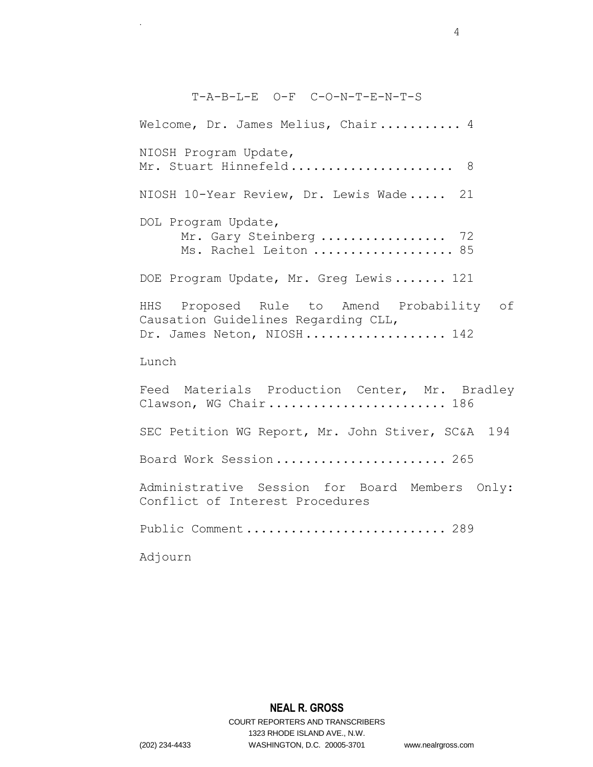T-A-B-L-E O-F C-O-N-T-E-N-T-S

Welcome, Dr. James Melius, Chair........... 4

NIOSH Program Update,
Mr. Stuart Hinnefeld..................... 8

NIOSH 10-Year Review, Dr. Lewis Wade..... 21

DOL Program Update,
Mr. Gary Steinberg ................ 72
Ms. Rachel Leiton .................. 85

DOE Program Update, Mr. Greg Lewis....... 121

HHS Proposed Rule to Amend Probability of Causation Guidelines Regarding CLL,
Dr. James Neton, NIOSH.................. 142

Lunch

Feed Materials Production Center, Mr. Bradley Clawson, WG Chair....................... 186

SEC Petition WG Report, Mr. John Stiver, SC&A 194

Board Work Session...................... 265

Administrative Session for Board Members Only: Conflict of Interest Procedures

Public Comment.......................... 289

Adjourn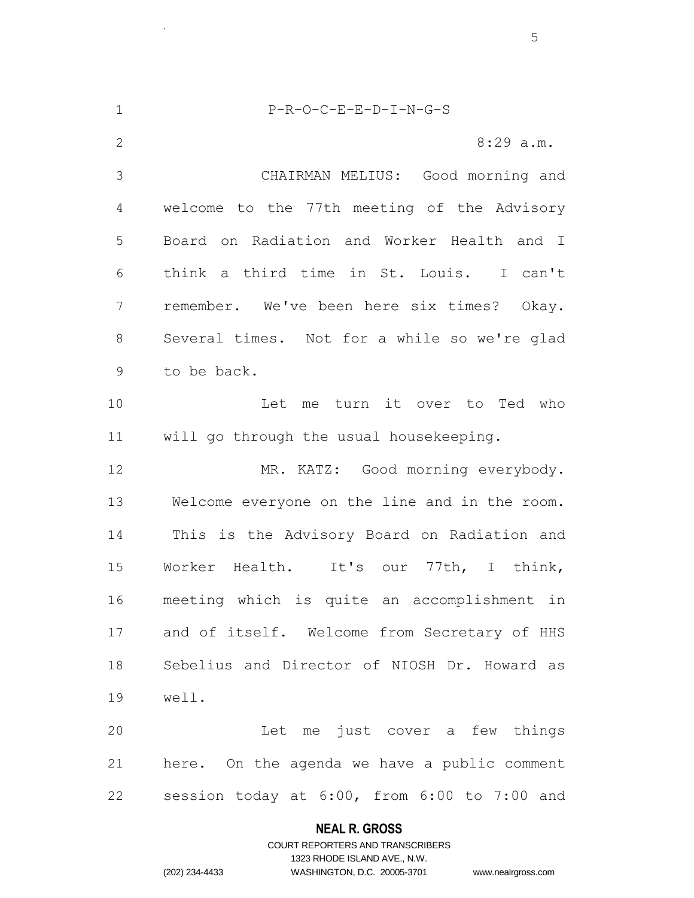P-R-O-C-E-E-D-I-N-G-S

8:29 a.m.

CHAIRMAN MELIUS: Good morning and welcome to the 77th meeting of the Advisory Board on Radiation and Worker Health and I think a third time in St. Louis. I can't remember. We've been here six times? Okay. Several times. Not for a while so we're glad to be back.

Let me turn it over to Ted who will go through the usual housekeeping.

MR. KATZ: Good morning everybody. Welcome everyone on the line and in the room. This is the Advisory Board on Radiation and Worker Health. It's our 77th, I think, meeting which is quite an accomplishment in and of itself. Welcome from Secretary of HHS Sebelius and Director of NIOSH Dr. Howard as well.

Let me just cover a few things here. On the agenda we have a public comment session today at 6:00, from 6:00 to 7:00 and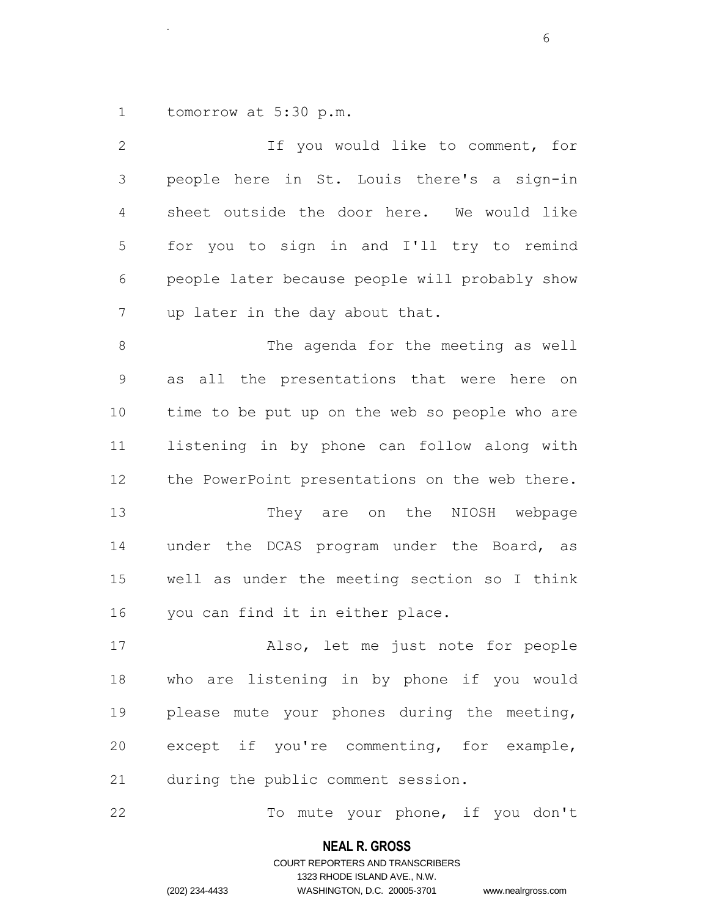tomorrow at 5:30 p.m.

If you would like to comment, for people here in St. Louis there's a sign-in sheet outside the door here. We would like for you to sign in and I'll try to remind people later because people will probably show up later in the day about that.

The agenda for the meeting as well as all the presentations that were here on time to be put up on the web so people who are listening in by phone can follow along with the PowerPoint presentations on the web there.

They are on the NIOSH webpage under the DCAS program under the Board, as well as under the meeting section so I think you can find it in either place.

Also, let me just note for people who are listening in by phone if you would please mute your phones during the meeting, except if you're commenting, for example, during the public comment session.

To mute your phone, if you don't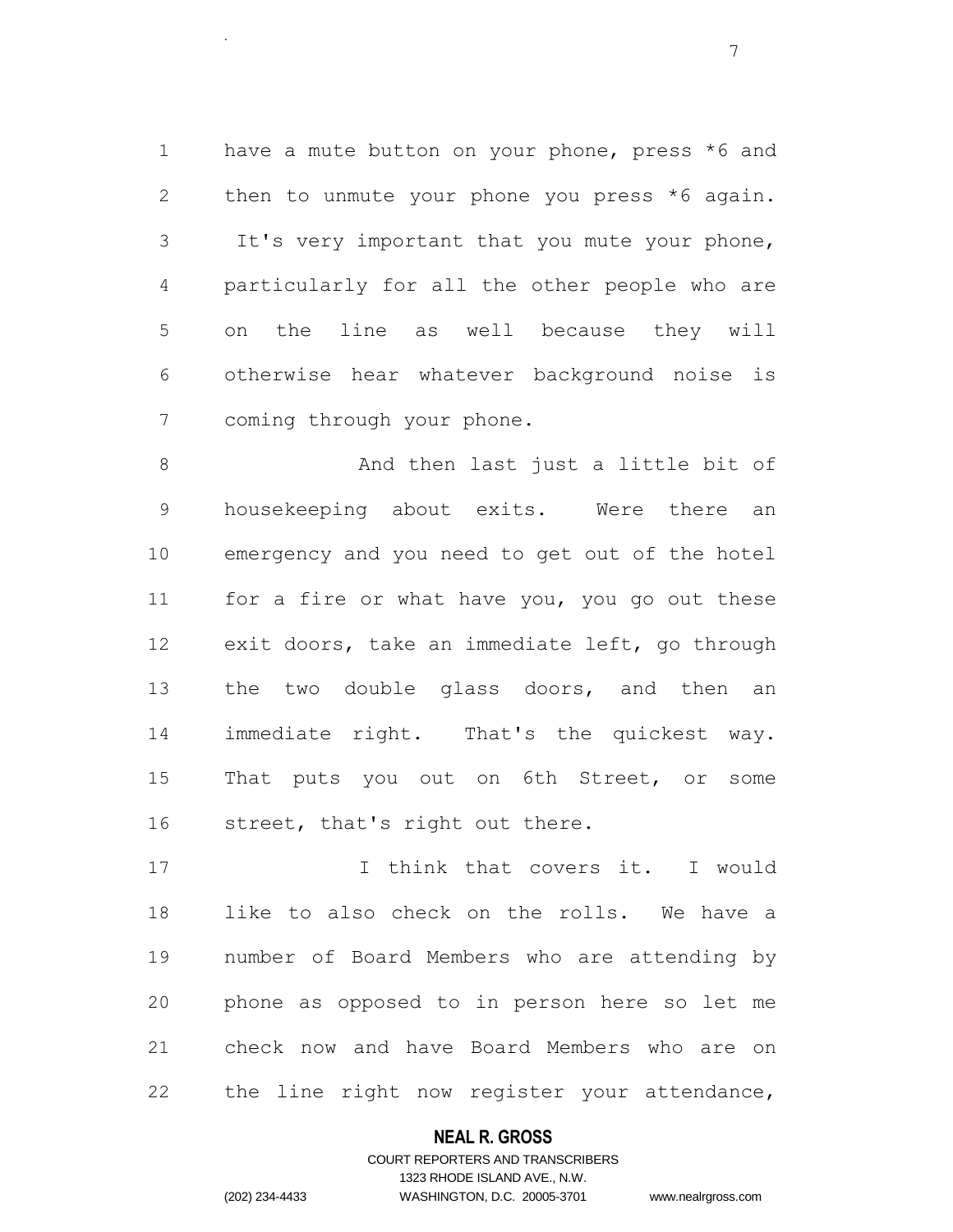have a mute button on your phone, press *6 and then to unmute your phone you press *6 again. It's very important that you mute your phone, particularly for all the other people who are on the line as well because they will otherwise hear whatever background noise is coming through your phone.

And then last just a little bit of housekeeping about exits. Were there an emergency and you need to get out of the hotel for a fire or what have you, you go out these exit doors, take an immediate left, go through the two double glass doors, and then an immediate right. That's the quickest way. That puts you out on 6th Street, or some street, that's right out there.

I think that covers it. I would like to also check on the rolls. We have a number of Board Members who are attending by phone as opposed to in person here so let me check now and have Board Members who are on the line right now register your attendance,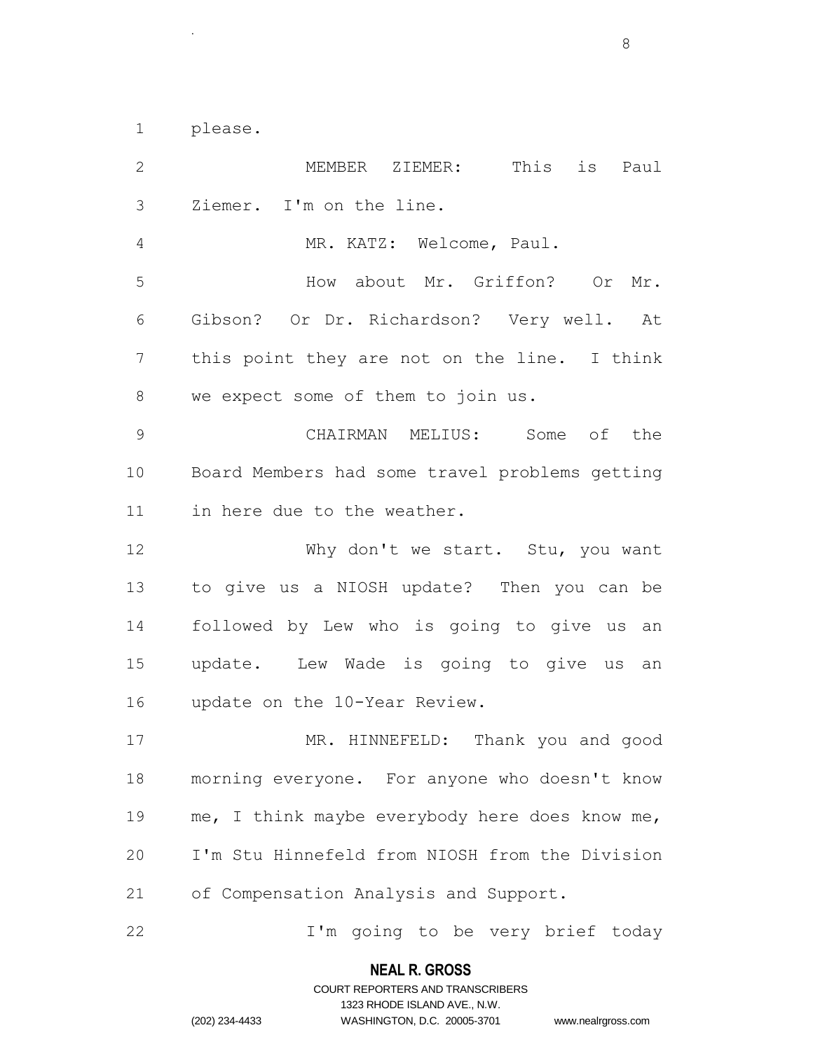please.

MEMBER ZIEMER: This is Paul Ziemer. I'm on the line.

MR. KATZ: Welcome, Paul.

How about Mr. Griffon? Or Mr. Gibson? Or Dr. Richardson? Very well. At this point they are not on the line. I think we expect some of them to join us.

CHAIRMAN MELIUS: Some of the Board Members had some travel problems getting in here due to the weather.

Why don't we start. Stu, you want to give us a NIOSH update? Then you can be followed by Lew who is going to give us an update. Lew Wade is going to give us an update on the 10-Year Review.

MR. HINNEFELD: Thank you and good morning everyone. For anyone who doesn't know me, I think maybe everybody here does know me, I'm Stu Hinnefeld from NIOSH from the Division of Compensation Analysis and Support.

I'm going to be very brief today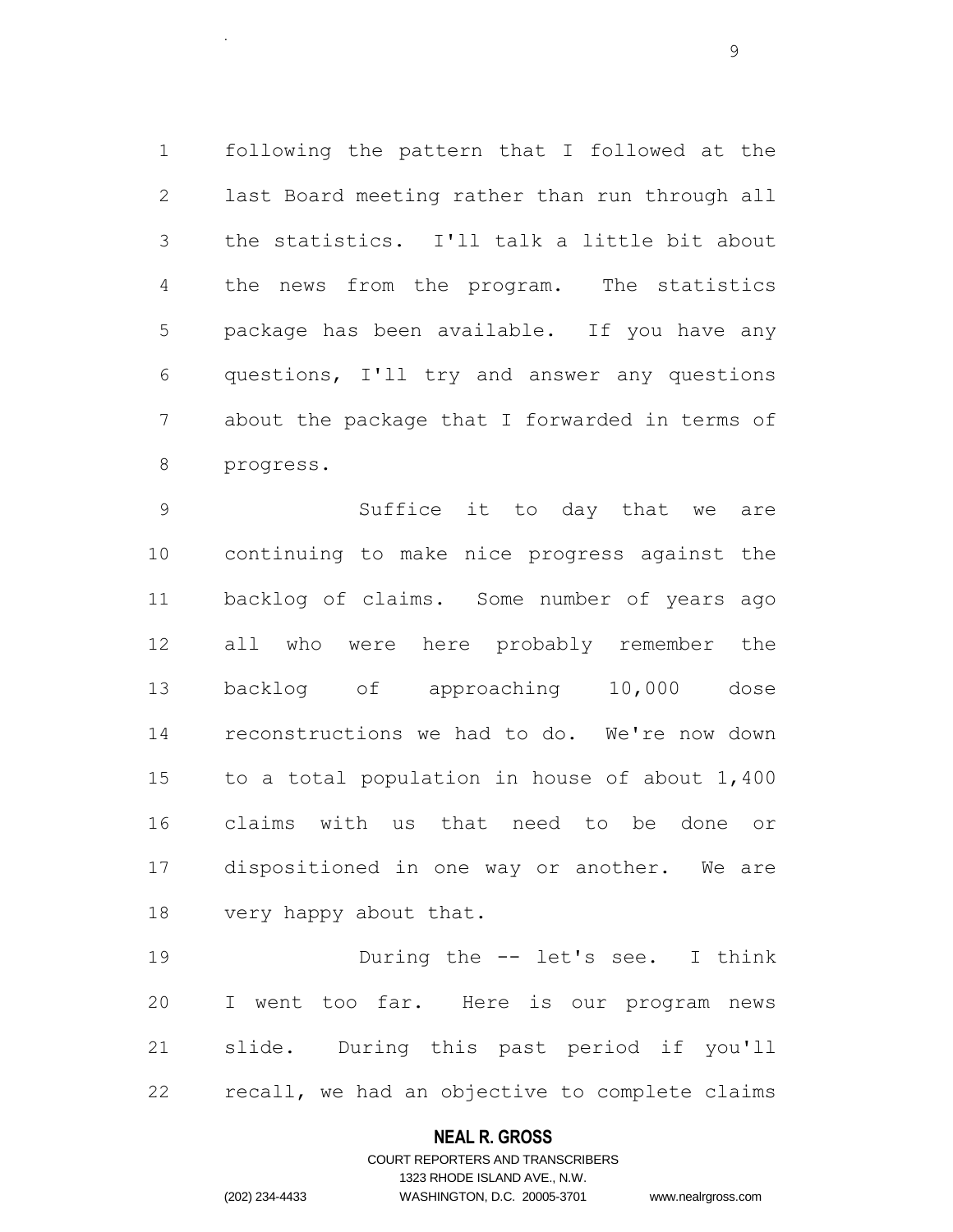following the pattern that I followed at the last Board meeting rather than run through all the statistics. I'll talk a little bit about the news from the program. The statistics package has been available. If you have any questions, I'll try and answer any questions about the package that I forwarded in terms of progress.

Suffice it to day that we are continuing to make nice progress against the backlog of claims. Some number of years ago all who were here probably remember the backlog of approaching 10,000 dose reconstructions we had to do. We're now down to a total population in house of about 1,400 claims with us that need to be done or dispositioned in one way or another. We are very happy about that.

During the -- let's see. I think I went too far. Here is our program news slide. During this past period if you'll recall, we had an objective to complete claims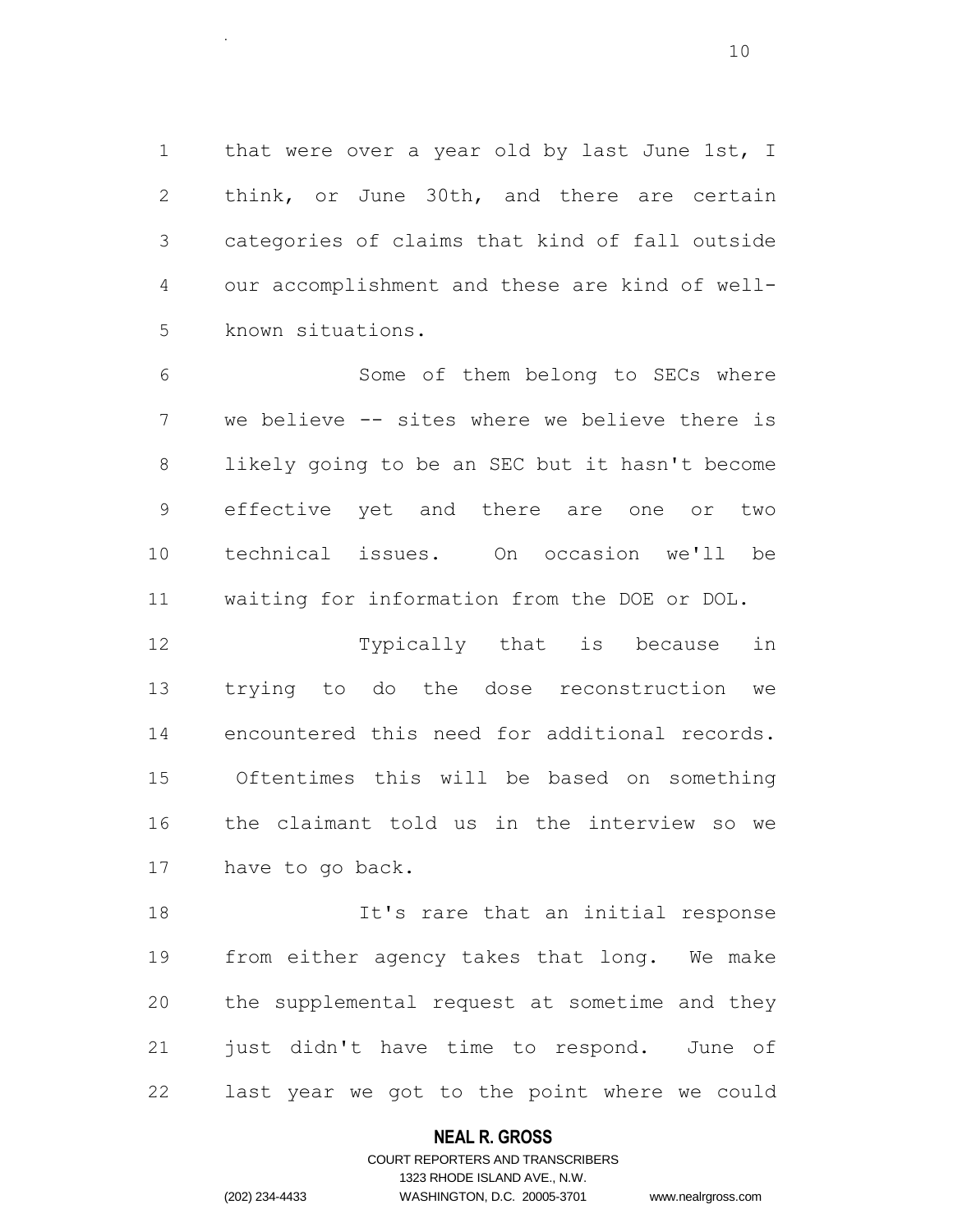that were over a year old by last June 1st, I think, or June 30th, and there are certain categories of claims that kind of fall outside our accomplishment and these are kind of well-known situations.

Some of them belong to SECs where we believe -- sites where we believe there is likely going to be an SEC but it hasn't become effective yet and there are one or two technical issues. On occasion we'll be waiting for information from the DOE or DOL.

Typically that is because in trying to do the dose reconstruction we encountered this need for additional records. Oftentimes this will be based on something the claimant told us in the interview so we have to go back.

It's rare that an initial response from either agency takes that long. We make the supplemental request at sometime and they just didn't have time to respond. June of last year we got to the point where we could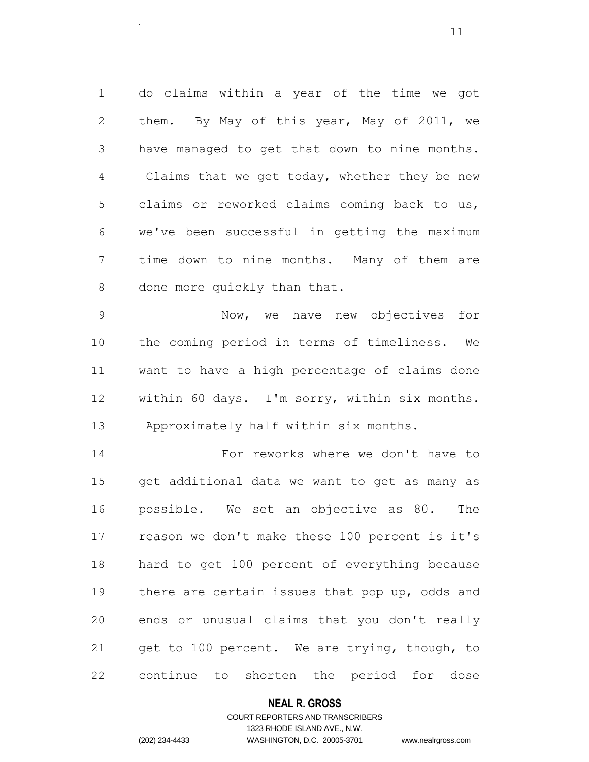do claims within a year of the time we got them. By May of this year, May of 2011, we have managed to get that down to nine months. Claims that we get today, whether they be new claims or reworked claims coming back to us, we've been successful in getting the maximum time down to nine months. Many of them are done more quickly than that.

Now, we have new objectives for the coming period in terms of timeliness. We want to have a high percentage of claims done within 60 days. I'm sorry, within six months. Approximately half within six months.

For reworks where we don't have to get additional data we want to get as many as possible. We set an objective as 80. The reason we don't make these 100 percent is it's hard to get 100 percent of everything because there are certain issues that pop up, odds and ends or unusual claims that you don't really get to 100 percent. We are trying, though, to continue to shorten the period for dose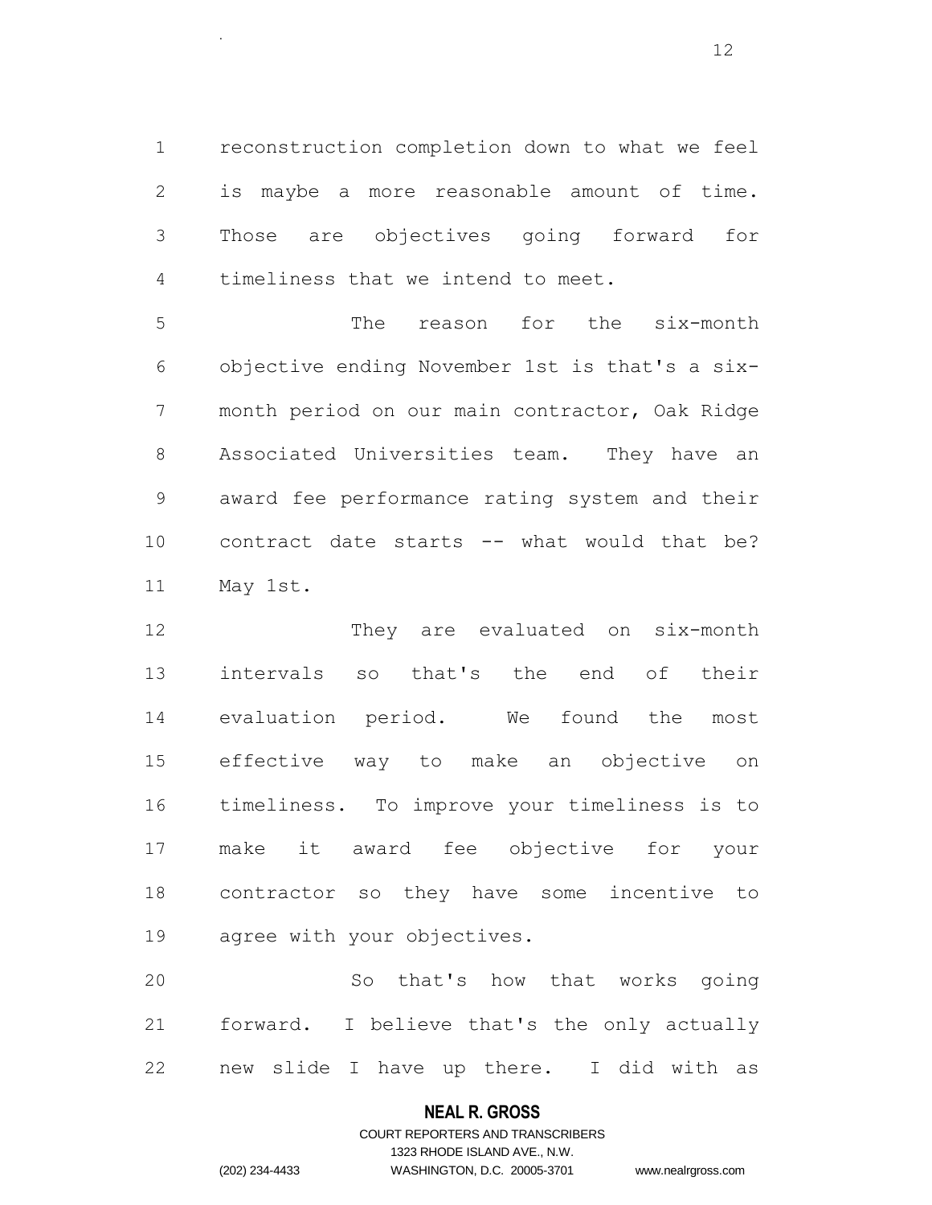reconstruction completion down to what we feel is maybe a more reasonable amount of time. Those are objectives going forward for timeliness that we intend to meet.

The reason for the six-month objective ending November 1st is that's a six-month period on our main contractor, Oak Ridge Associated Universities team. They have an award fee performance rating system and their contract date starts -- what would that be? May 1st.

They are evaluated on six-month intervals so that's the end of their evaluation period. We found the most effective way to make an objective on timeliness. To improve your timeliness is to make it award fee objective for your contractor so they have some incentive to agree with your objectives.

So that's how that works going forward. I believe that's the only actually new slide I have up there. I did with as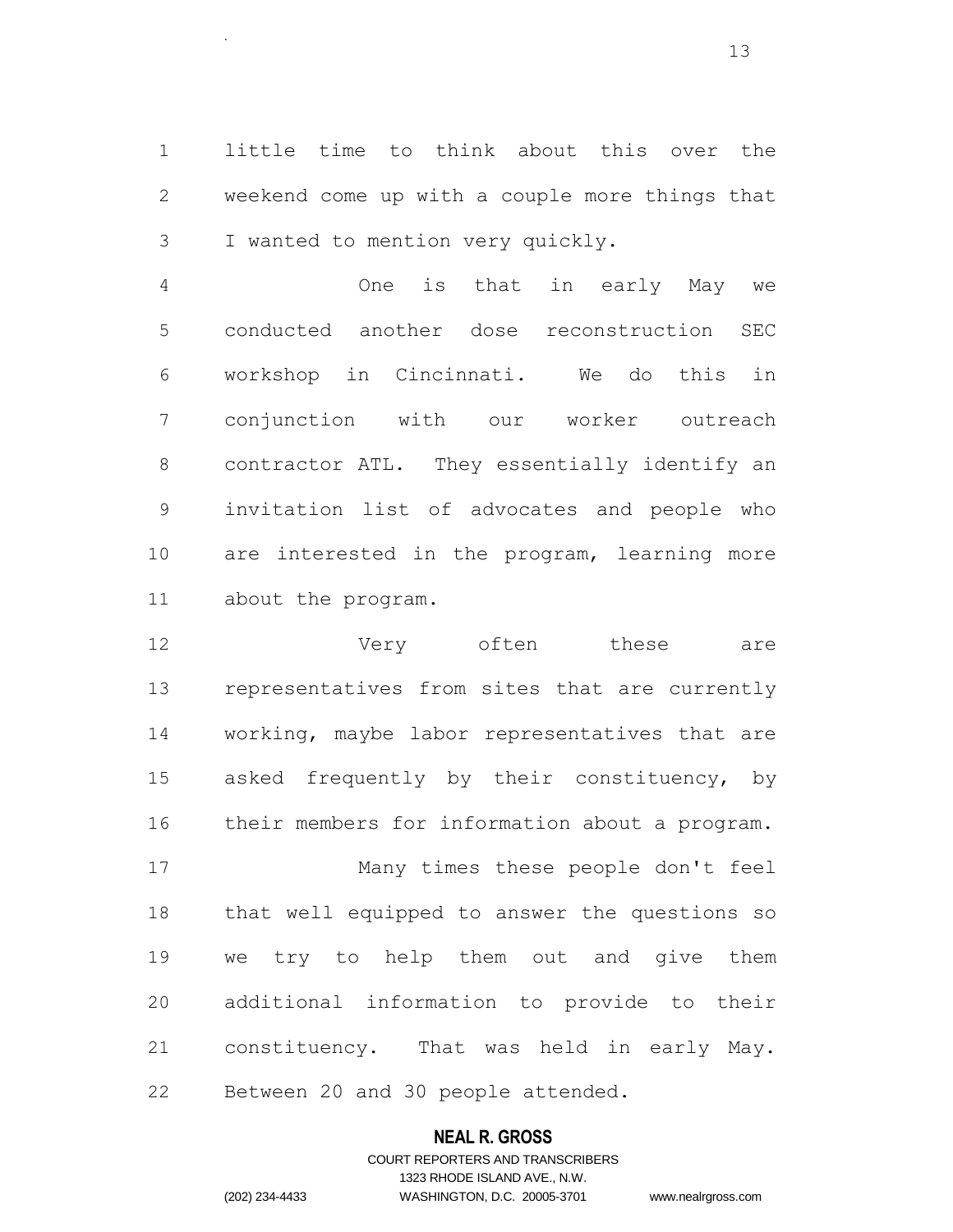little time to think about this over the weekend come up with a couple more things that I wanted to mention very quickly.

One is that in early May we conducted another dose reconstruction SEC workshop in Cincinnati. We do this in conjunction with our worker outreach contractor ATL. They essentially identify an invitation list of advocates and people who are interested in the program, learning more about the program.

Very often these are representatives from sites that are currently working, maybe labor representatives that are asked frequently by their constituency, by their members for information about a program.

Many times these people don't feel that well equipped to answer the questions so we try to help them out and give them additional information to provide to their constituency. That was held in early May. Between 20 and 30 people attended.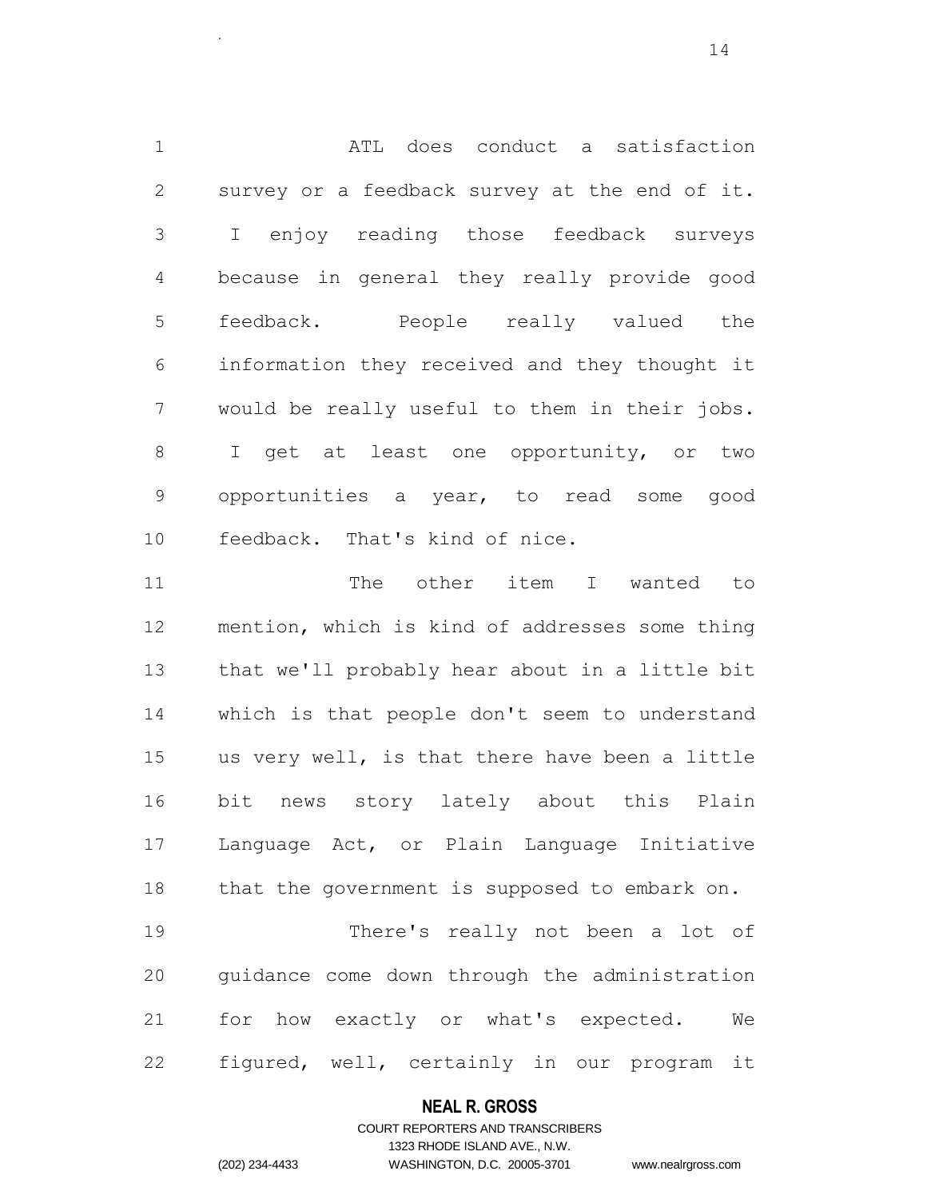ATL does conduct a satisfaction survey or a feedback survey at the end of it. I enjoy reading those feedback surveys because in general they really provide good feedback. People really valued the information they received and they thought it would be really useful to them in their jobs. I get at least one opportunity, or two opportunities a year, to read some good feedback. That's kind of nice.

The other item I wanted to mention, which is kind of addresses some thing that we'll probably hear about in a little bit which is that people don't seem to understand us very well, is that there have been a little bit news story lately about this Plain Language Act, or Plain Language Initiative that the government is supposed to embark on.

There's really not been a lot of guidance come down through the administration for how exactly or what's expected. We figured, well, certainly in our program it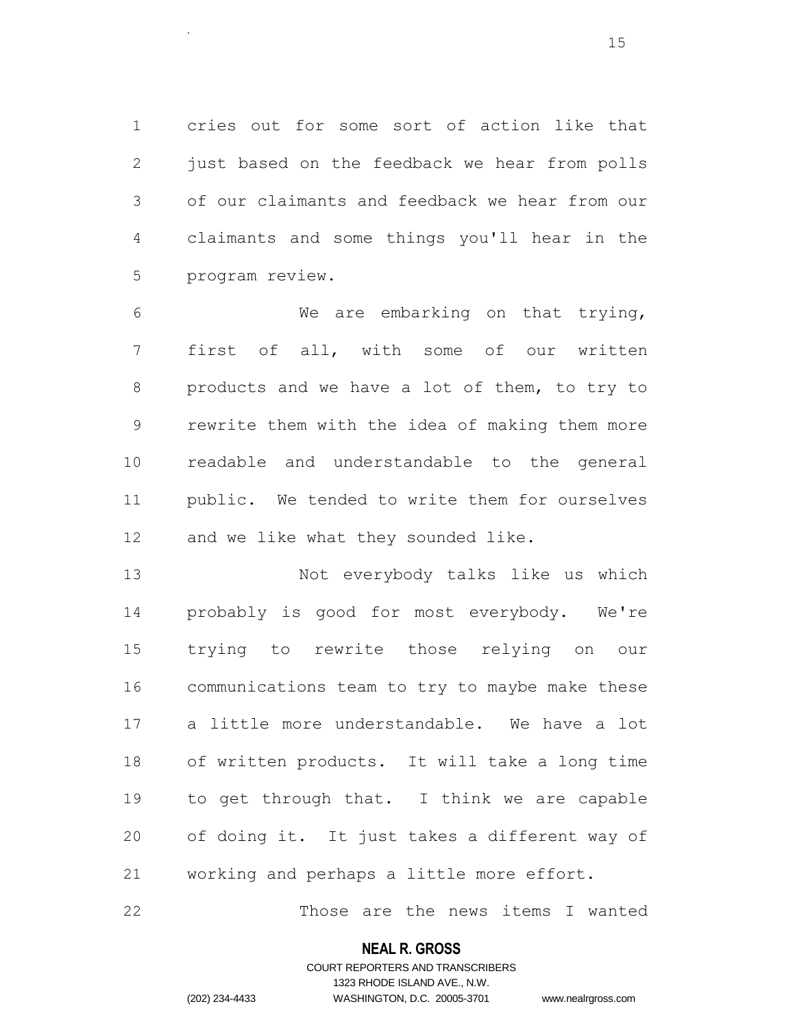cries out for some sort of action like that just based on the feedback we hear from polls of our claimants and feedback we hear from our claimants and some things you'll hear in the program review.

We are embarking on that trying, first of all, with some of our written products and we have a lot of them, to try to rewrite them with the idea of making them more readable and understandable to the general public. We tended to write them for ourselves and we like what they sounded like.

Not everybody talks like us which probably is good for most everybody. We're trying to rewrite those relying on our communications team to try to maybe make these a little more understandable. We have a lot of written products. It will take a long time to get through that. I think we are capable of doing it. It just takes a different way of working and perhaps a little more effort.

Those are the news items I wanted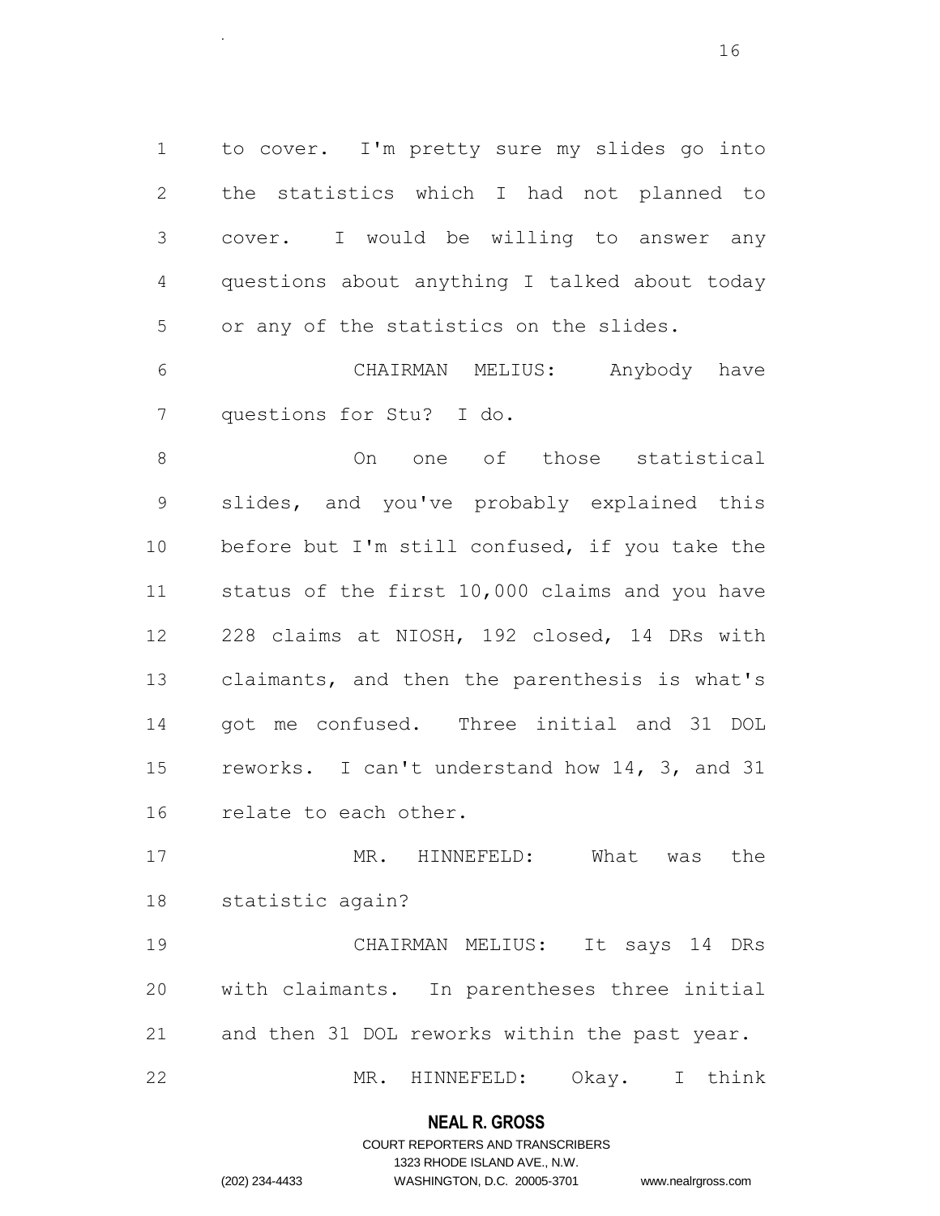to cover. I'm pretty sure my slides go into the statistics which I had not planned to cover. I would be willing to answer any questions about anything I talked about today or any of the statistics on the slides.

CHAIRMAN MELIUS: Anybody have questions for Stu? I do.

On one of those statistical slides, and you've probably explained this before but I'm still confused, if you take the status of the first 10,000 claims and you have 228 claims at NIOSH, 192 closed, 14 DRs with claimants, and then the parenthesis is what's got me confused. Three initial and 31 DOL reworks. I can't understand how 14, 3, and 31 relate to each other.

MR. HINNEFELD: What was the statistic again?

CHAIRMAN MELIUS: It says 14 DRs with claimants. In parentheses three initial and then 31 DOL reworks within the past year.

MR. HINNEFELD: Okay. I think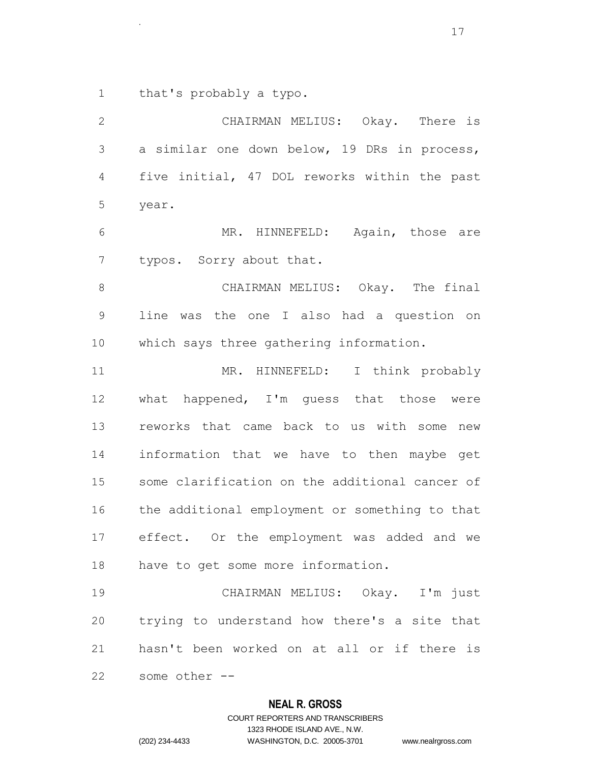that's probably a typo.

CHAIRMAN MELIUS: Okay. There is a similar one down below, 19 DRs in process, five initial, 47 DOL reworks within the past year.

MR. HINNEFELD: Again, those are typos. Sorry about that.

CHAIRMAN MELIUS: Okay. The final line was the one I also had a question on which says three gathering information.

MR. HINNEFELD: I think probably what happened, I'm guess that those were reworks that came back to us with some new information that we have to then maybe get some clarification on the additional cancer of the additional employment or something to that effect. Or the employment was added and we have to get some more information.

CHAIRMAN MELIUS: Okay. I'm just trying to understand how there's a site that hasn't been worked on at all or if there is some other --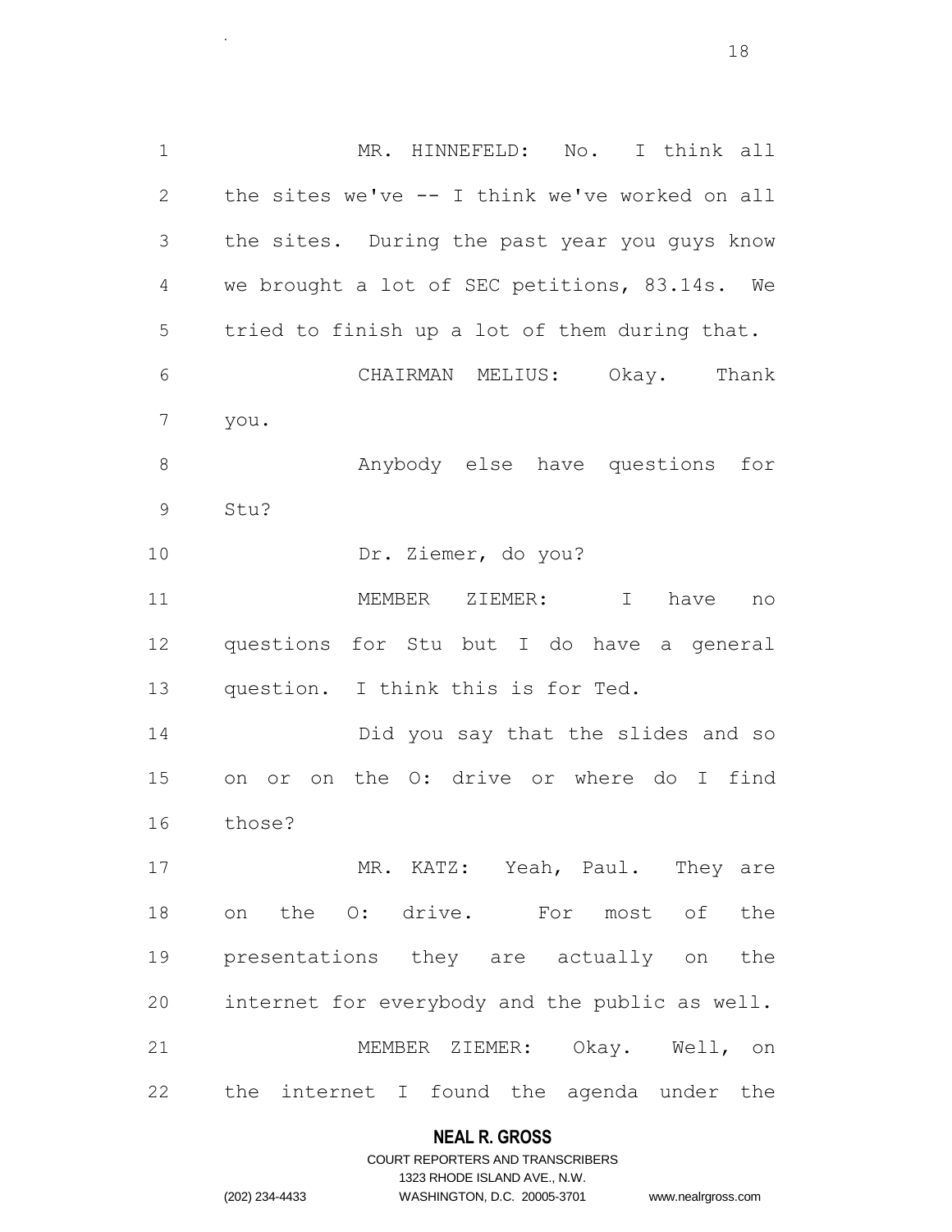MR. HINNEFELD: No. I think all the sites we've -- I think we've worked on all the sites. During the past year you guys know we brought a lot of SEC petitions, 83.14s. We tried to finish up a lot of them during that.

CHAIRMAN MELIUS: Okay. Thank you.

Anybody else have questions for Stu?

Dr. Ziemer, do you?

MEMBER ZIEMER: I have no questions for Stu but I do have a general question. I think this is for Ted.

Did you say that the slides and so on or on the O: drive or where do I find those?

MR. KATZ: Yeah, Paul. They are on the O: drive. For most of the presentations they are actually on the internet for everybody and the public as well.

MEMBER ZIEMER: Okay. Well, on the internet I found the agenda under the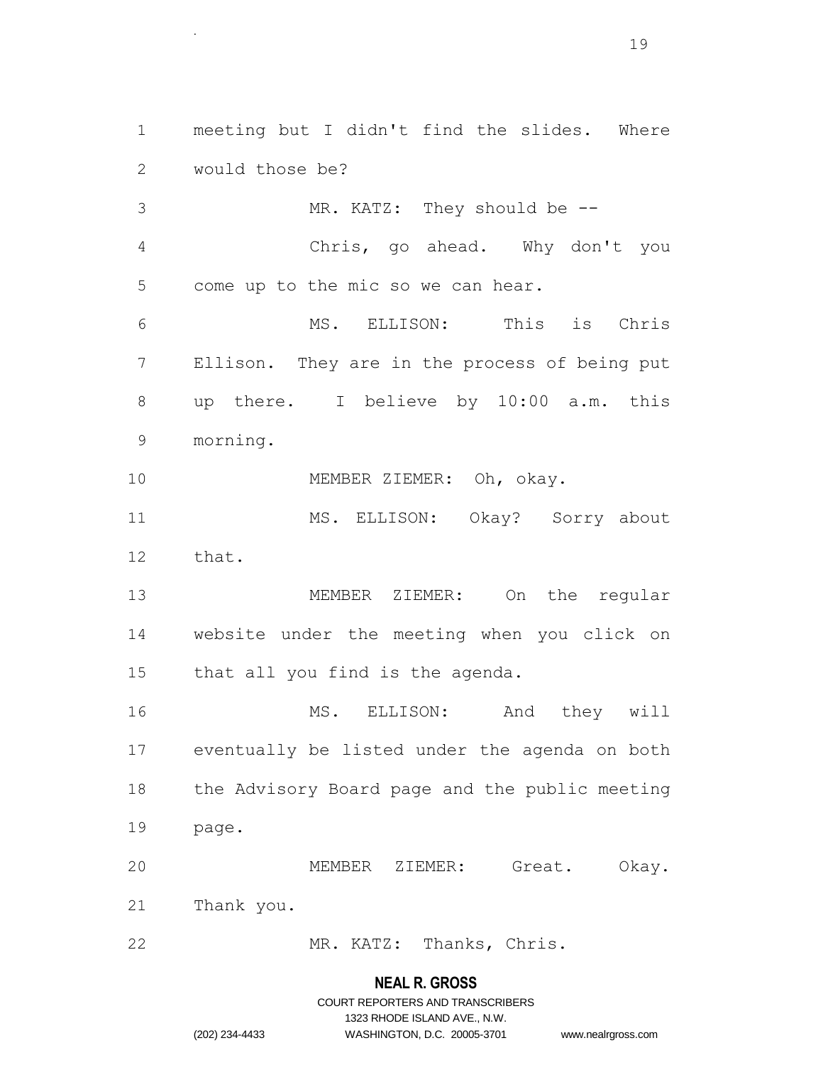meeting but I didn't find the slides. Where would those be?

MR. KATZ: They should be --

Chris, go ahead. Why don't you come up to the mic so we can hear.

MS. ELLISON: This is Chris Ellison. They are in the process of being put up there. I believe by 10:00 a.m. this morning.

MEMBER ZIEMER: Oh, okay.

MS. ELLISON: Okay? Sorry about that.

MEMBER ZIEMER: On the regular website under the meeting when you click on that all you find is the agenda.

MS. ELLISON: And they will eventually be listed under the agenda on both the Advisory Board page and the public meeting page.

MEMBER ZIEMER: Great. Okay. Thank you.

MR. KATZ: Thanks, Chris.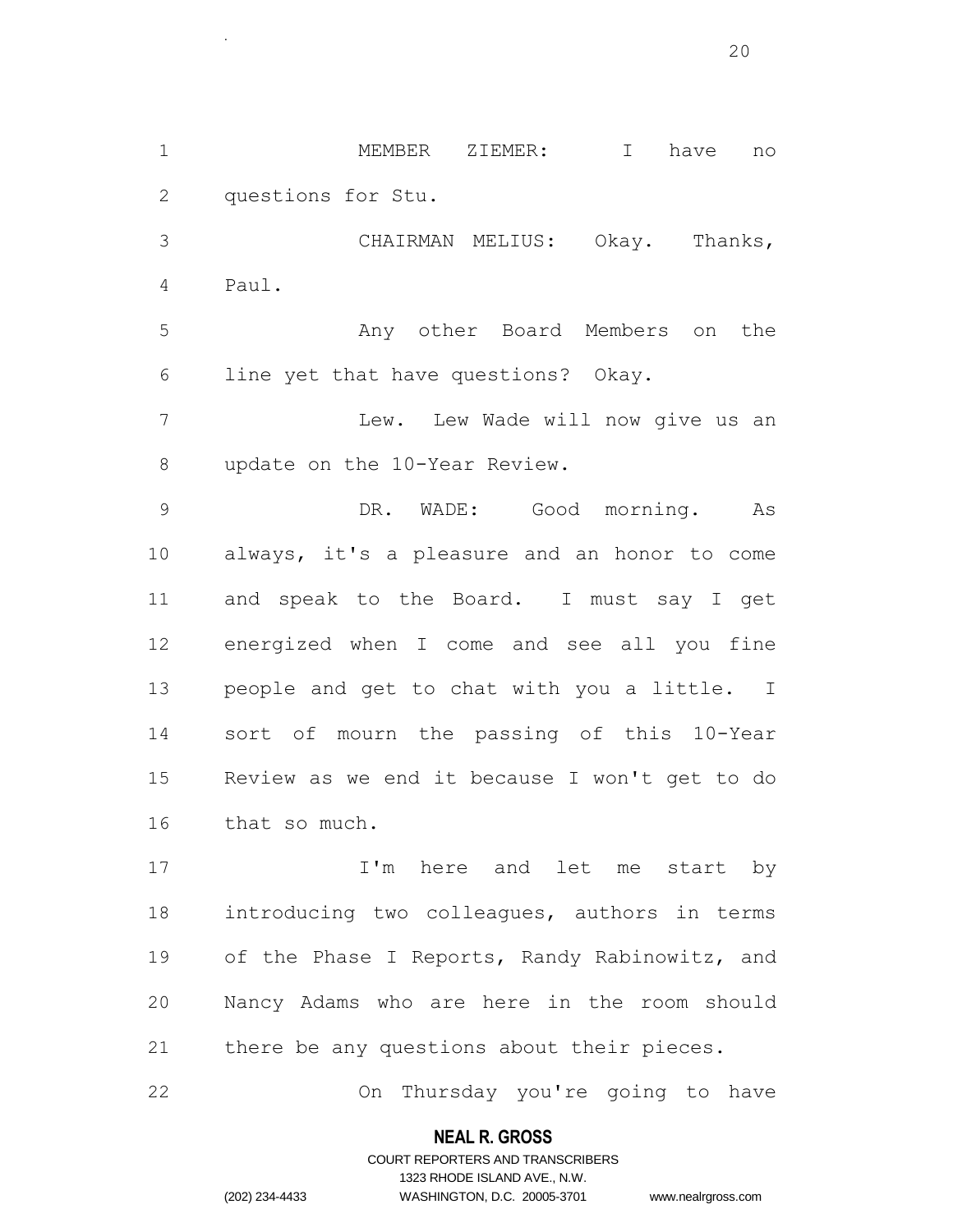MEMBER ZIEMER: I have no questions for Stu.

CHAIRMAN MELIUS: Okay. Thanks, Paul.

Any other Board Members on the line yet that have questions? Okay.

Lew. Lew Wade will now give us an update on the 10-Year Review.

DR. WADE: Good morning. As always, it's a pleasure and an honor to come and speak to the Board. I must say I get energized when I come and see all you fine people and get to chat with you a little. I sort of mourn the passing of this 10-Year Review as we end it because I won't get to do that so much.

I'm here and let me start by introducing two colleagues, authors in terms of the Phase I Reports, Randy Rabinowitz, and Nancy Adams who are here in the room should there be any questions about their pieces.

On Thursday you're going to have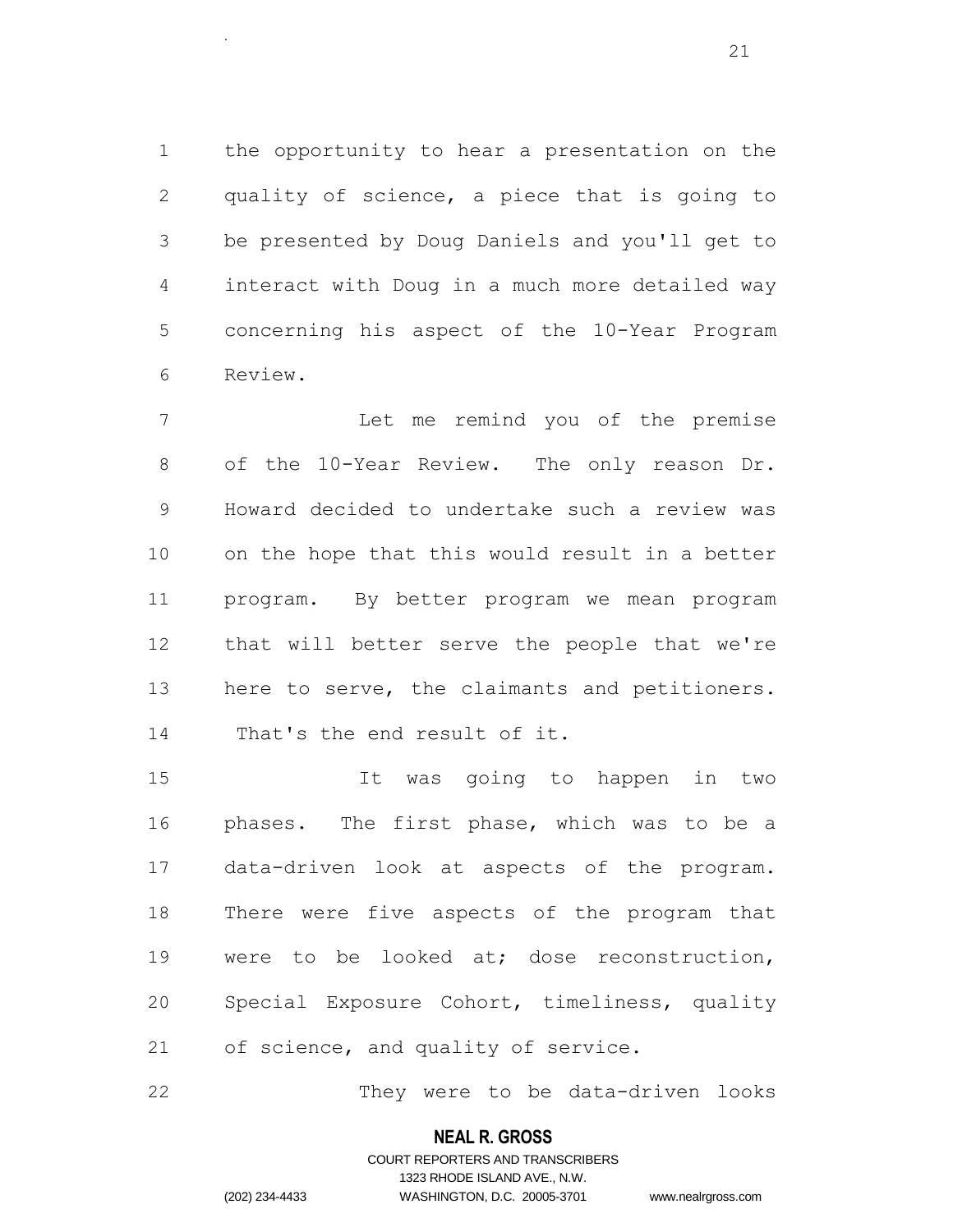the opportunity to hear a presentation on the quality of science, a piece that is going to be presented by Doug Daniels and you'll get to interact with Doug in a much more detailed way concerning his aspect of the 10-Year Program Review.

Let me remind you of the premise of the 10-Year Review. The only reason Dr. Howard decided to undertake such a review was on the hope that this would result in a better program. By better program we mean program that will better serve the people that we're here to serve, the claimants and petitioners. That's the end result of it.

It was going to happen in two phases. The first phase, which was to be a data-driven look at aspects of the program. There were five aspects of the program that were to be looked at; dose reconstruction, Special Exposure Cohort, timeliness, quality of science, and quality of service.

They were to be data-driven looks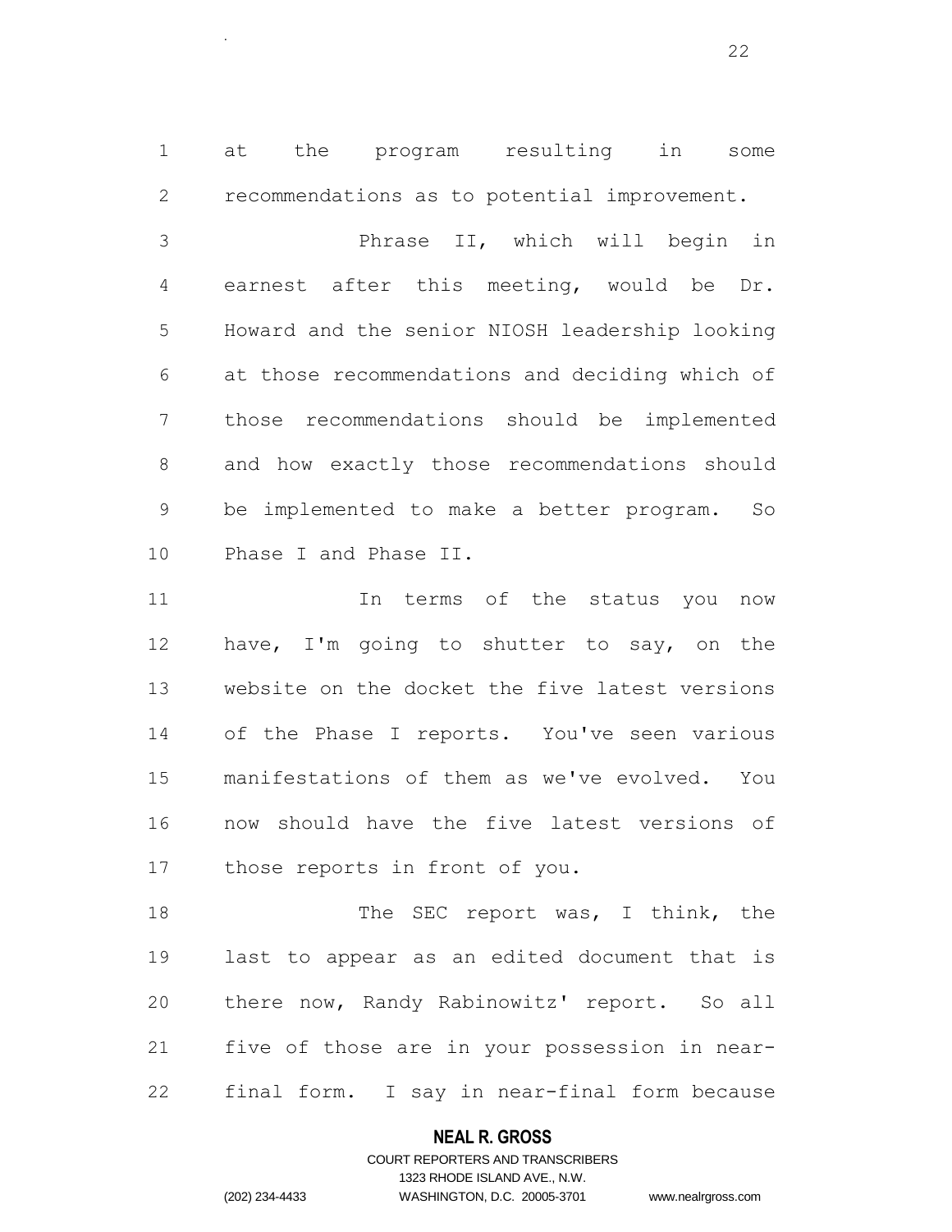at the program resulting in some recommendations as to potential improvement.

Phrase II, which will begin in earnest after this meeting, would be Dr. Howard and the senior NIOSH leadership looking at those recommendations and deciding which of those recommendations should be implemented and how exactly those recommendations should be implemented to make a better program. So Phase I and Phase II.

In terms of the status you now have, I'm going to shutter to say, on the website on the docket the five latest versions of the Phase I reports. You've seen various manifestations of them as we've evolved. You now should have the five latest versions of those reports in front of you.

The SEC report was, I think, the last to appear as an edited document that is there now, Randy Rabinowitz' report. So all five of those are in your possession in near-final form. I say in near-final form because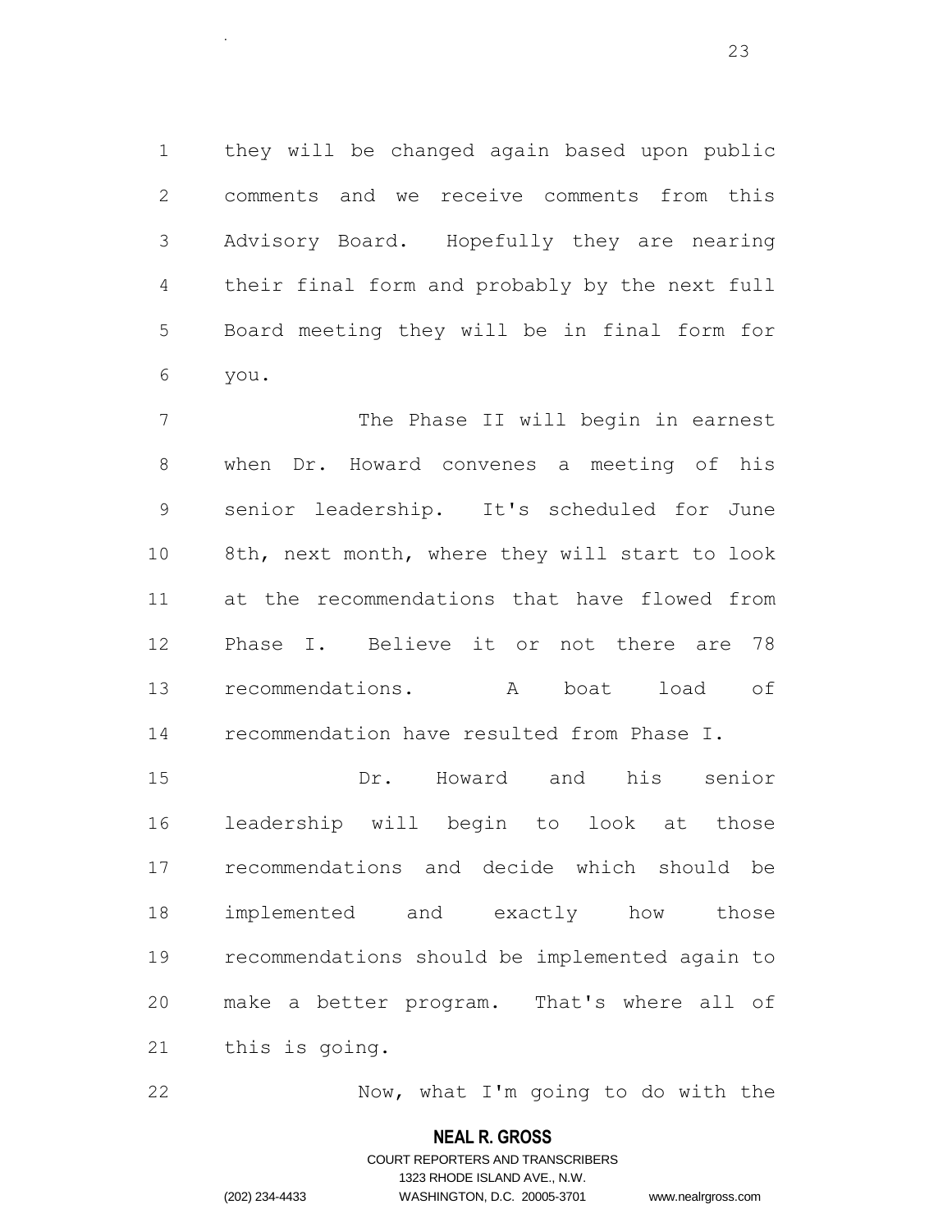they will be changed again based upon public comments and we receive comments from this Advisory Board. Hopefully they are nearing their final form and probably by the next full Board meeting they will be in final form for you.

The Phase II will begin in earnest when Dr. Howard convenes a meeting of his senior leadership. It's scheduled for June 8th, next month, where they will start to look at the recommendations that have flowed from Phase I. Believe it or not there are 78 recommendations. A boat load of recommendation have resulted from Phase I.

Dr. Howard and his senior leadership will begin to look at those recommendations and decide which should be implemented and exactly how those recommendations should be implemented again to make a better program. That's where all of this is going.

Now, what I'm going to do with the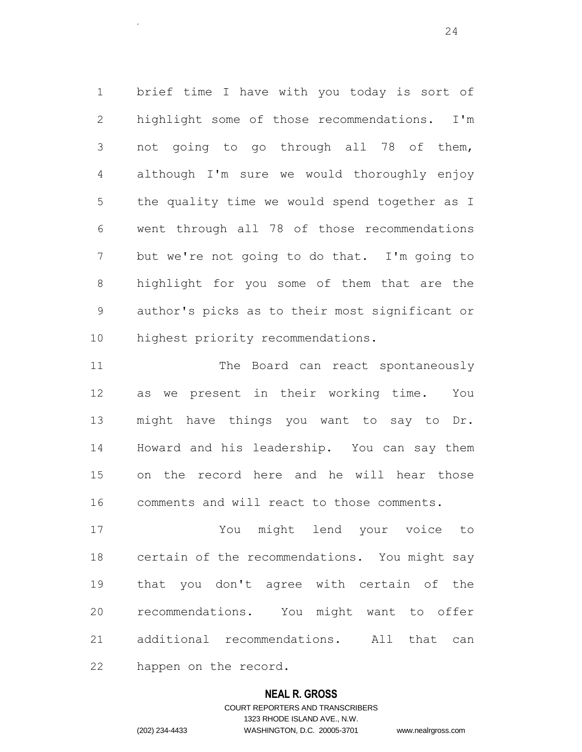brief time I have with you today is sort of highlight some of those recommendations. I'm not going to go through all 78 of them, although I'm sure we would thoroughly enjoy the quality time we would spend together as I went through all 78 of those recommendations but we're not going to do that. I'm going to highlight for you some of them that are the author's picks as to their most significant or highest priority recommendations.

The Board can react spontaneously as we present in their working time. You might have things you want to say to Dr. Howard and his leadership. You can say them on the record here and he will hear those comments and will react to those comments.

You might lend your voice to certain of the recommendations. You might say that you don't agree with certain of the recommendations. You might want to offer additional recommendations. All that can happen on the record.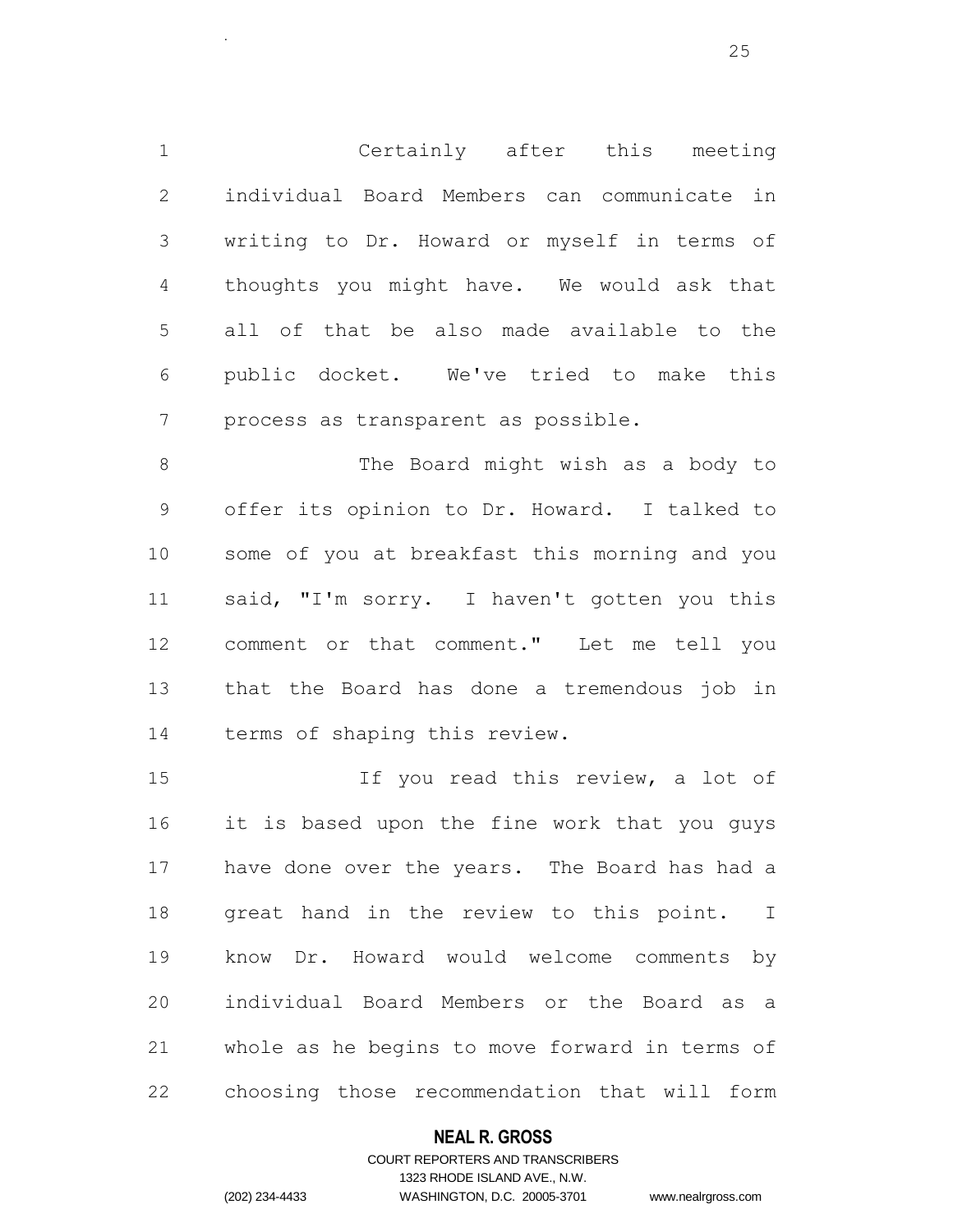Certainly after this meeting individual Board Members can communicate in writing to Dr. Howard or myself in terms of thoughts you might have. We would ask that all of that be also made available to the public docket. We've tried to make this process as transparent as possible.

The Board might wish as a body to offer its opinion to Dr. Howard. I talked to some of you at breakfast this morning and you said, "I'm sorry. I haven't gotten you this comment or that comment." Let me tell you that the Board has done a tremendous job in terms of shaping this review.

If you read this review, a lot of it is based upon the fine work that you guys have done over the years. The Board has had a great hand in the review to this point. I know Dr. Howard would welcome comments by individual Board Members or the Board as a whole as he begins to move forward in terms of choosing those recommendation that will form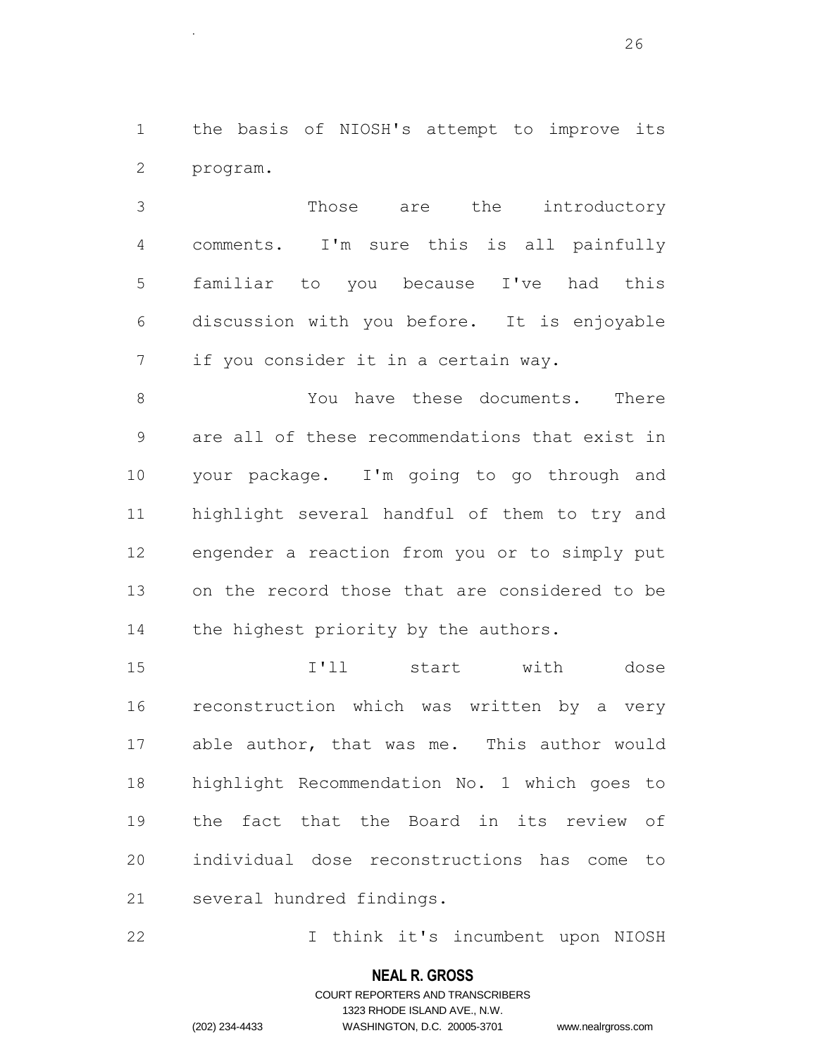the basis of NIOSH's attempt to improve its program.

Those are the introductory comments. I'm sure this is all painfully familiar to you because I've had this discussion with you before. It is enjoyable if you consider it in a certain way.

You have these documents. There are all of these recommendations that exist in your package. I'm going to go through and highlight several handful of them to try and engender a reaction from you or to simply put on the record those that are considered to be the highest priority by the authors.

I'll start with dose reconstruction which was written by a very able author, that was me. This author would highlight Recommendation No. 1 which goes to the fact that the Board in its review of individual dose reconstructions has come to several hundred findings.

I think it's incumbent upon NIOSH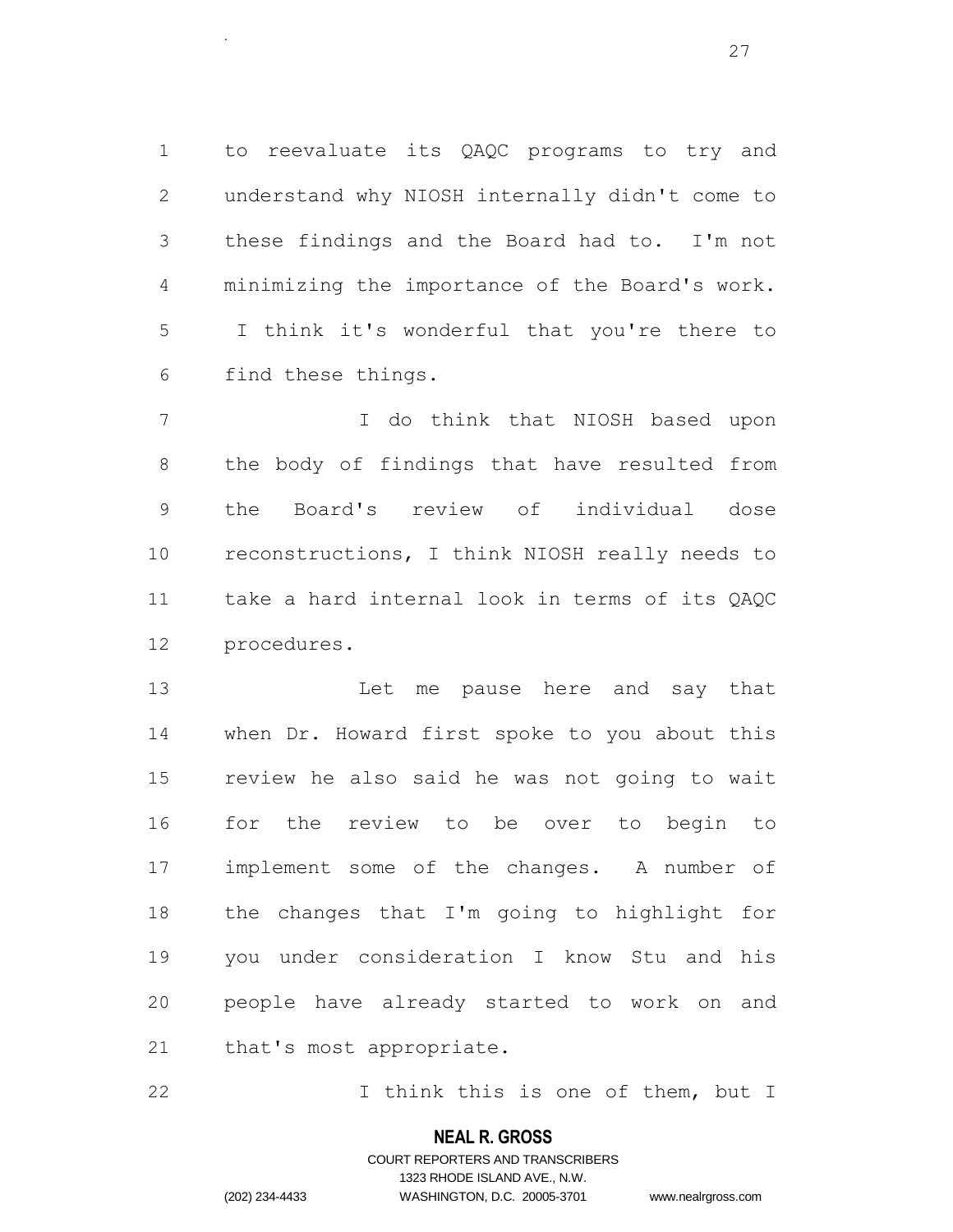to reevaluate its QAQC programs to try and understand why NIOSH internally didn't come to these findings and the Board had to. I'm not minimizing the importance of the Board's work. I think it's wonderful that you're there to find these things.

I do think that NIOSH based upon the body of findings that have resulted from the Board's review of individual dose reconstructions, I think NIOSH really needs to take a hard internal look in terms of its QAQC procedures.

Let me pause here and say that when Dr. Howard first spoke to you about this review he also said he was not going to wait for the review to be over to begin to implement some of the changes. A number of the changes that I'm going to highlight for you under consideration I know Stu and his people have already started to work on and that's most appropriate.

I think this is one of them, but I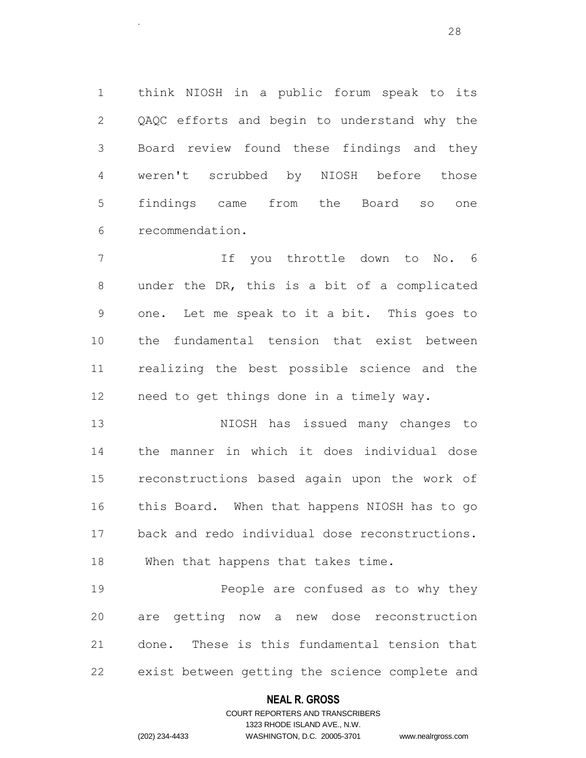think NIOSH in a public forum speak to its QAQC efforts and begin to understand why the Board review found these findings and they weren't scrubbed by NIOSH before those findings came from the Board so one recommendation.

If you throttle down to No. 6 under the DR, this is a bit of a complicated one. Let me speak to it a bit. This goes to the fundamental tension that exist between realizing the best possible science and the need to get things done in a timely way.

NIOSH has issued many changes to the manner in which it does individual dose reconstructions based again upon the work of this Board. When that happens NIOSH has to go back and redo individual dose reconstructions. When that happens that takes time.

People are confused as to why they are getting now a new dose reconstruction done. These is this fundamental tension that exist between getting the science complete and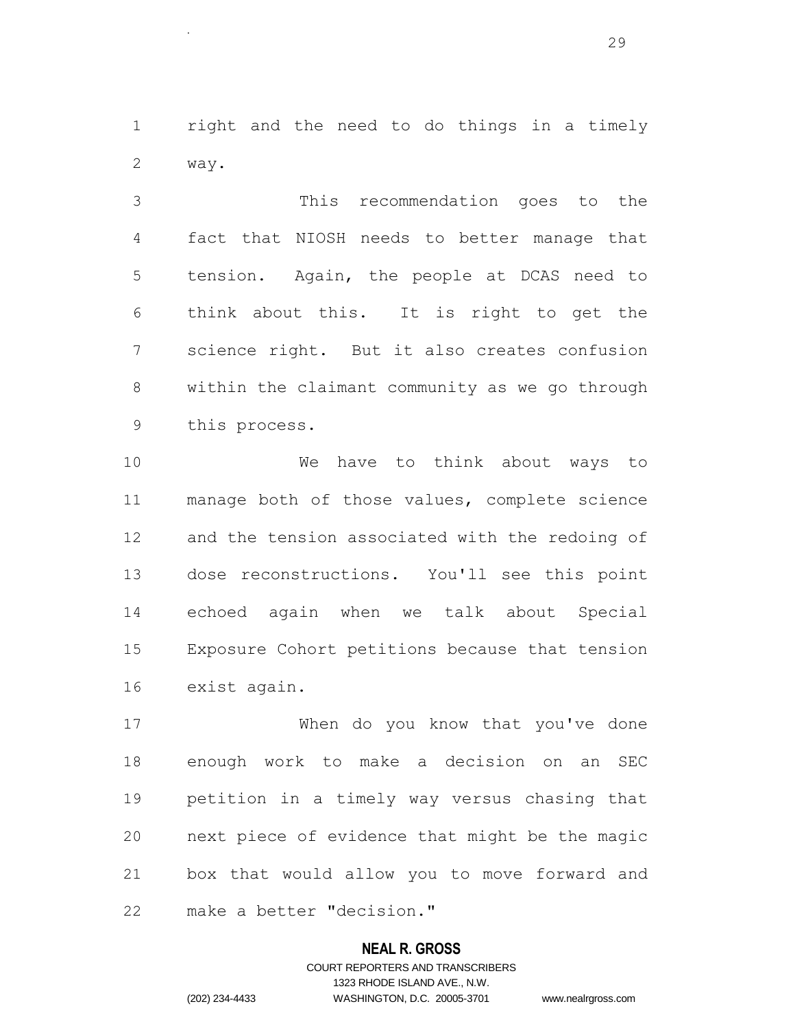right and the need to do things in a timely way.

This recommendation goes to the fact that NIOSH needs to better manage that tension. Again, the people at DCAS need to think about this. It is right to get the science right. But it also creates confusion within the claimant community as we go through this process.

We have to think about ways to manage both of those values, complete science and the tension associated with the redoing of dose reconstructions. You'll see this point echoed again when we talk about Special Exposure Cohort petitions because that tension exist again.

When do you know that you've done enough work to make a decision on an SEC petition in a timely way versus chasing that next piece of evidence that might be the magic box that would allow you to move forward and make a better "decision."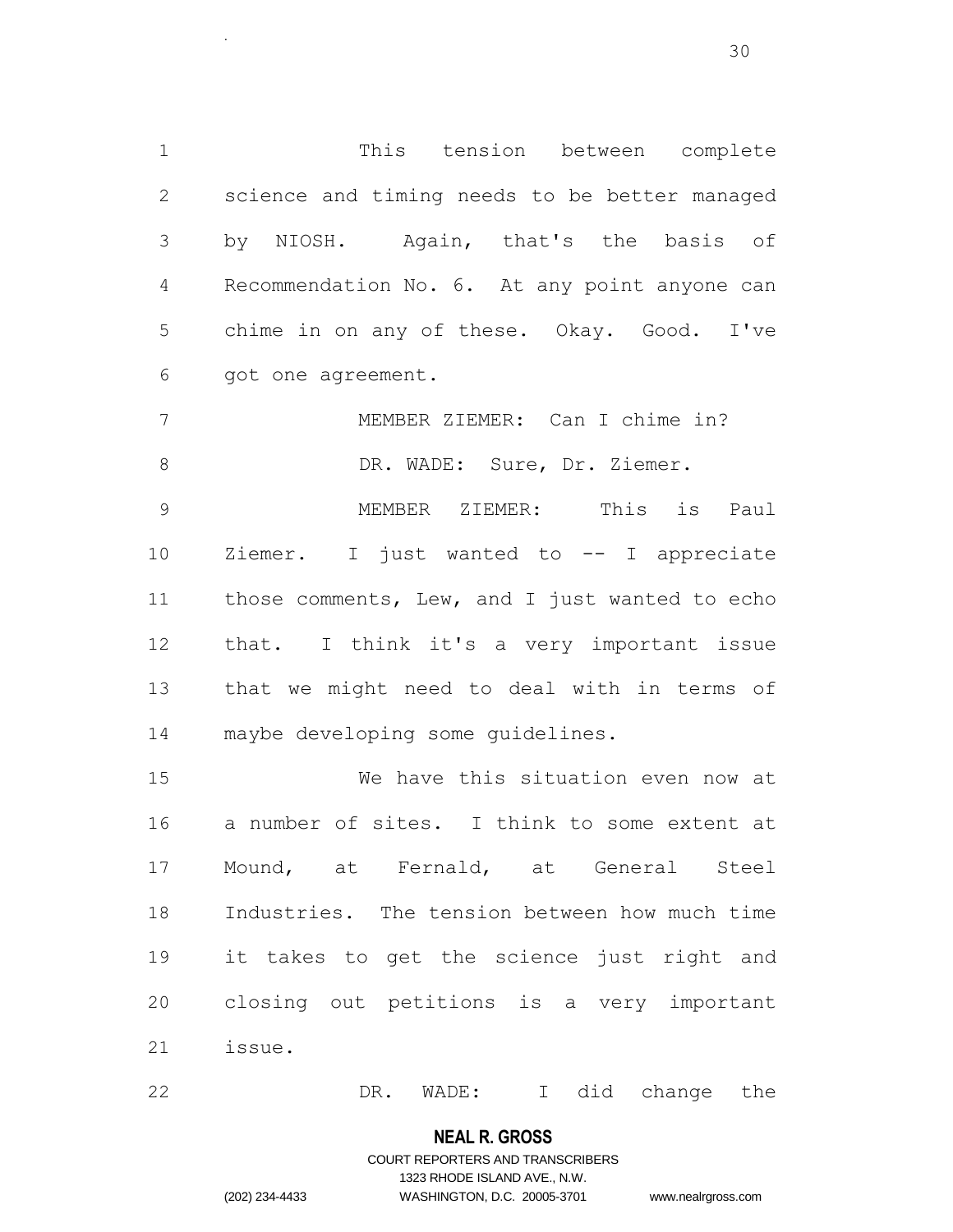This tension between complete science and timing needs to be better managed by NIOSH. Again, that's the basis of Recommendation No. 6. At any point anyone can chime in on any of these. Okay. Good. I've got one agreement.

MEMBER ZIEMER: Can I chime in?

DR. WADE: Sure, Dr. Ziemer.

MEMBER ZIEMER: This is Paul Ziemer. I just wanted to -- I appreciate those comments, Lew, and I just wanted to echo that. I think it's a very important issue that we might need to deal with in terms of maybe developing some guidelines.

We have this situation even now at a number of sites. I think to some extent at Mound, at Fernald, at General Steel Industries. The tension between how much time it takes to get the science just right and closing out petitions is a very important issue.

DR. WADE: I did change the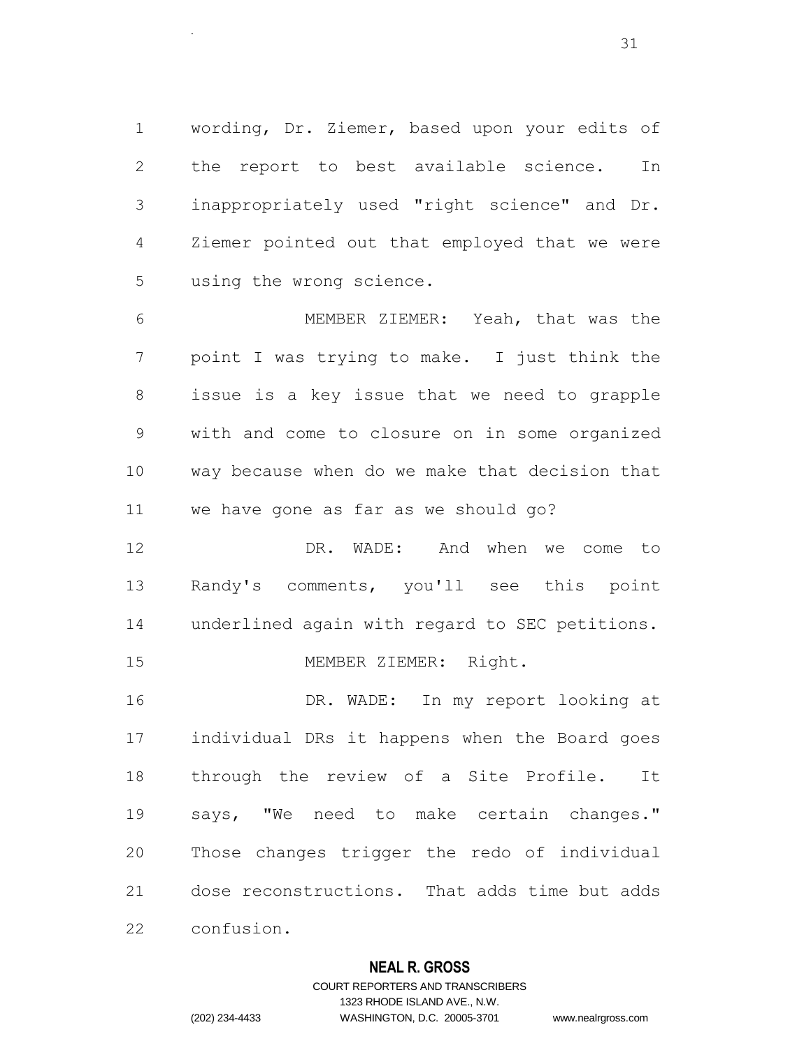wording, Dr. Ziemer, based upon your edits of the report to best available science. In inappropriately used "right science" and Dr. Ziemer pointed out that employed that we were using the wrong science.

MEMBER ZIEMER: Yeah, that was the point I was trying to make. I just think the issue is a key issue that we need to grapple with and come to closure on in some organized way because when do we make that decision that we have gone as far as we should go?

DR. WADE: And when we come to Randy's comments, you'll see this point underlined again with regard to SEC petitions.

MEMBER ZIEMER: Right.

DR. WADE: In my report looking at individual DRs it happens when the Board goes through the review of a Site Profile. It says, "We need to make certain changes." Those changes trigger the redo of individual dose reconstructions. That adds time but adds confusion.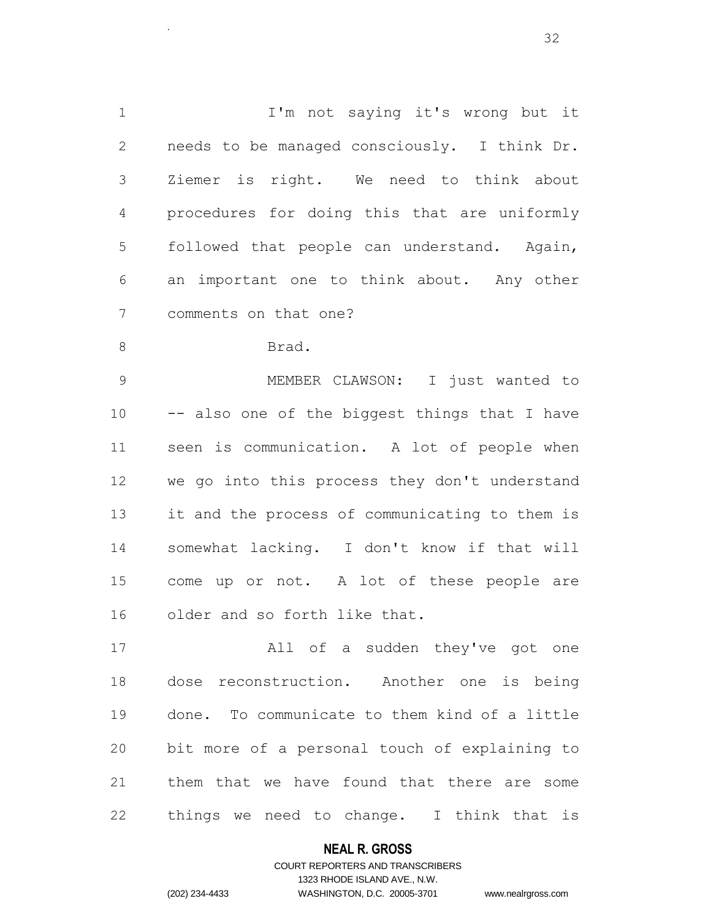I'm not saying it's wrong but it needs to be managed consciously. I think Dr. Ziemer is right. We need to think about procedures for doing this that are uniformly followed that people can understand. Again, an important one to think about. Any other comments on that one?

Brad.

MEMBER CLAWSON: I just wanted to -- also one of the biggest things that I have seen is communication. A lot of people when we go into this process they don't understand it and the process of communicating to them is somewhat lacking. I don't know if that will come up or not. A lot of these people are older and so forth like that.

All of a sudden they've got one dose reconstruction. Another one is being done. To communicate to them kind of a little bit more of a personal touch of explaining to them that we have found that there are some things we need to change. I think that is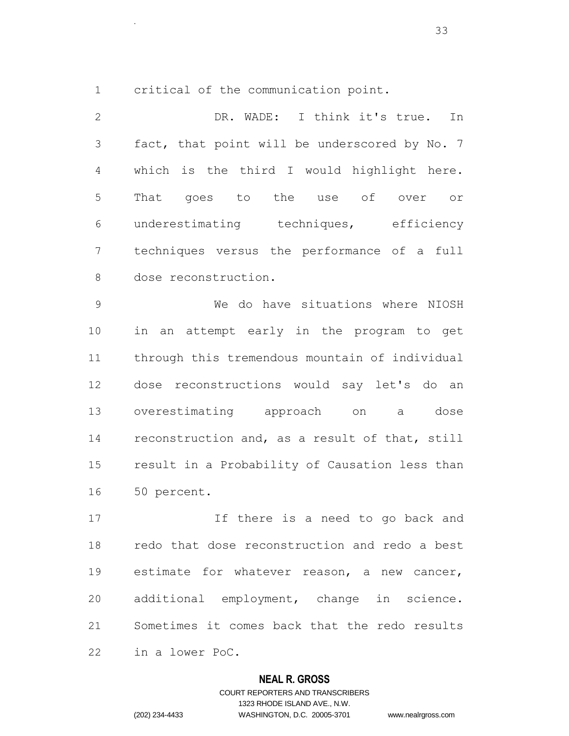critical of the communication point.

DR. WADE: I think it's true. In fact, that point will be underscored by No. 7 which is the third I would highlight here. That goes to the use of over or underestimating techniques, efficiency techniques versus the performance of a full dose reconstruction.

We do have situations where NIOSH in an attempt early in the program to get through this tremendous mountain of individual dose reconstructions would say let's do an overestimating approach on a dose reconstruction and, as a result of that, still result in a Probability of Causation less than 50 percent.

If there is a need to go back and redo that dose reconstruction and redo a best estimate for whatever reason, a new cancer, additional employment, change in science. Sometimes it comes back that the redo results in a lower PoC.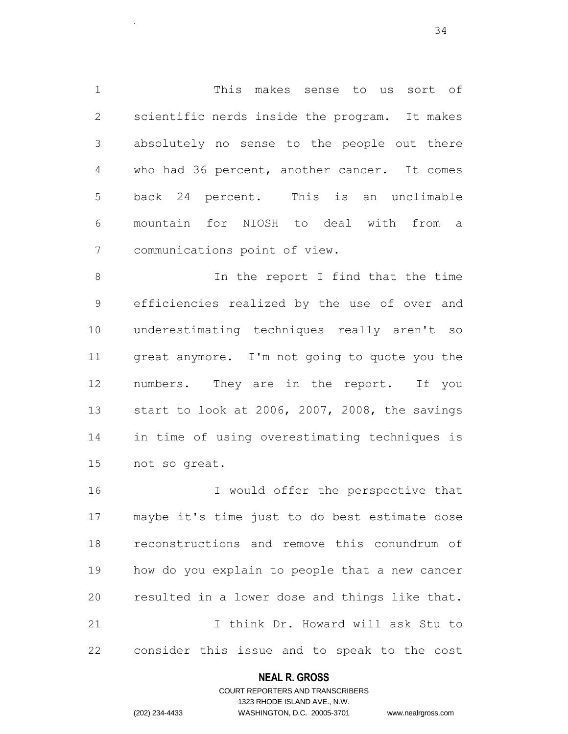This makes sense to us sort of scientific nerds inside the program. It makes absolutely no sense to the people out there who had 36 percent, another cancer. It comes back 24 percent. This is an unclimable mountain for NIOSH to deal with from a communications point of view.

In the report I find that the time efficiencies realized by the use of over and underestimating techniques really aren't so great anymore. I'm not going to quote you the numbers. They are in the report. If you start to look at 2006, 2007, 2008, the savings in time of using overestimating techniques is not so great.

I would offer the perspective that maybe it's time just to do best estimate dose reconstructions and remove this conundrum of how do you explain to people that a new cancer resulted in a lower dose and things like that.

I think Dr. Howard will ask Stu to consider this issue and to speak to the cost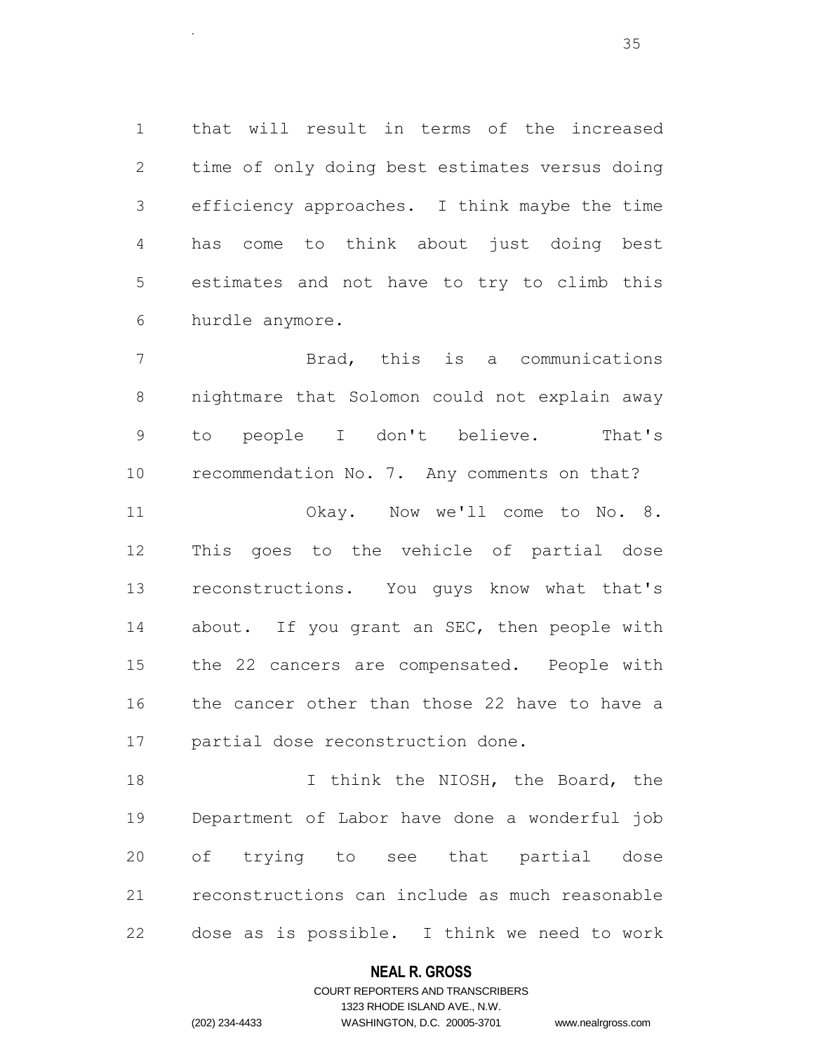that will result in terms of the increased time of only doing best estimates versus doing efficiency approaches. I think maybe the time has come to think about just doing best estimates and not have to try to climb this hurdle anymore.

Brad, this is a communications nightmare that Solomon could not explain away to people I don't believe. That's recommendation No. 7. Any comments on that?

Okay. Now we'll come to No. 8. This goes to the vehicle of partial dose reconstructions. You guys know what that's about. If you grant an SEC, then people with the 22 cancers are compensated. People with the cancer other than those 22 have to have a partial dose reconstruction done.

I think the NIOSH, the Board, the Department of Labor have done a wonderful job of trying to see that partial dose reconstructions can include as much reasonable dose as is possible. I think we need to work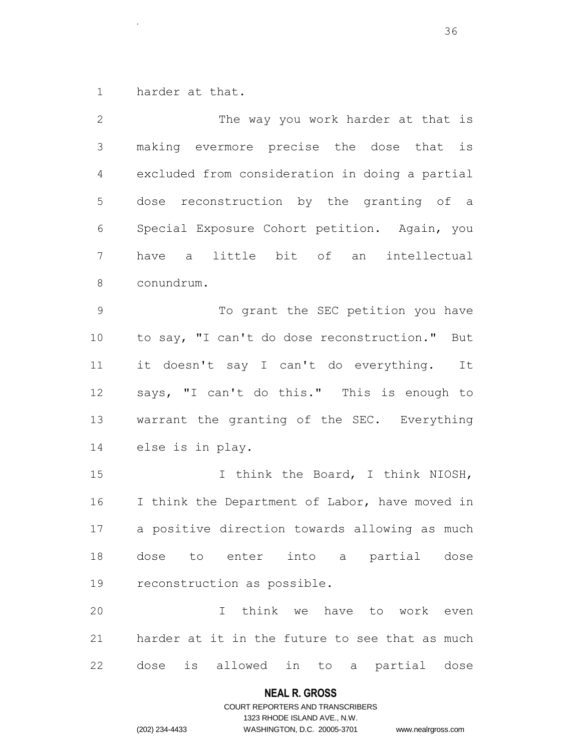harder at that.

The way you work harder at that is making evermore precise the dose that is excluded from consideration in doing a partial dose reconstruction by the granting of a Special Exposure Cohort petition. Again, you have a little bit of an intellectual conundrum.

To grant the SEC petition you have to say, "I can't do dose reconstruction." But it doesn't say I can't do everything. It says, "I can't do this." This is enough to warrant the granting of the SEC. Everything else is in play.

I think the Board, I think NIOSH, I think the Department of Labor, have moved in a positive direction towards allowing as much dose to enter into a partial dose reconstruction as possible.

I think we have to work even harder at it in the future to see that as much dose is allowed in to a partial dose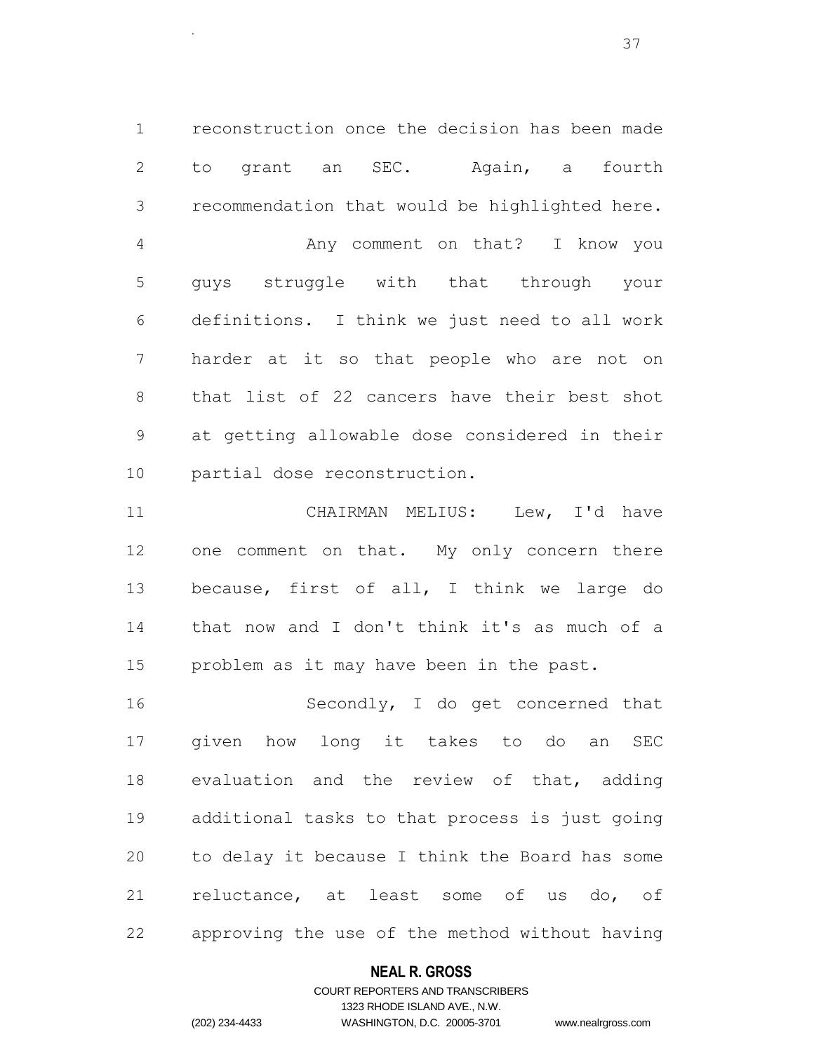reconstruction once the decision has been made to grant an SEC. Again, a fourth recommendation that would be highlighted here.

Any comment on that? I know you guys struggle with that through your definitions. I think we just need to all work harder at it so that people who are not on that list of 22 cancers have their best shot at getting allowable dose considered in their partial dose reconstruction.

CHAIRMAN MELIUS: Lew, I'd have one comment on that. My only concern there because, first of all, I think we large do that now and I don't think it's as much of a problem as it may have been in the past.

Secondly, I do get concerned that given how long it takes to do an SEC evaluation and the review of that, adding additional tasks to that process is just going to delay it because I think the Board has some reluctance, at least some of us do, of approving the use of the method without having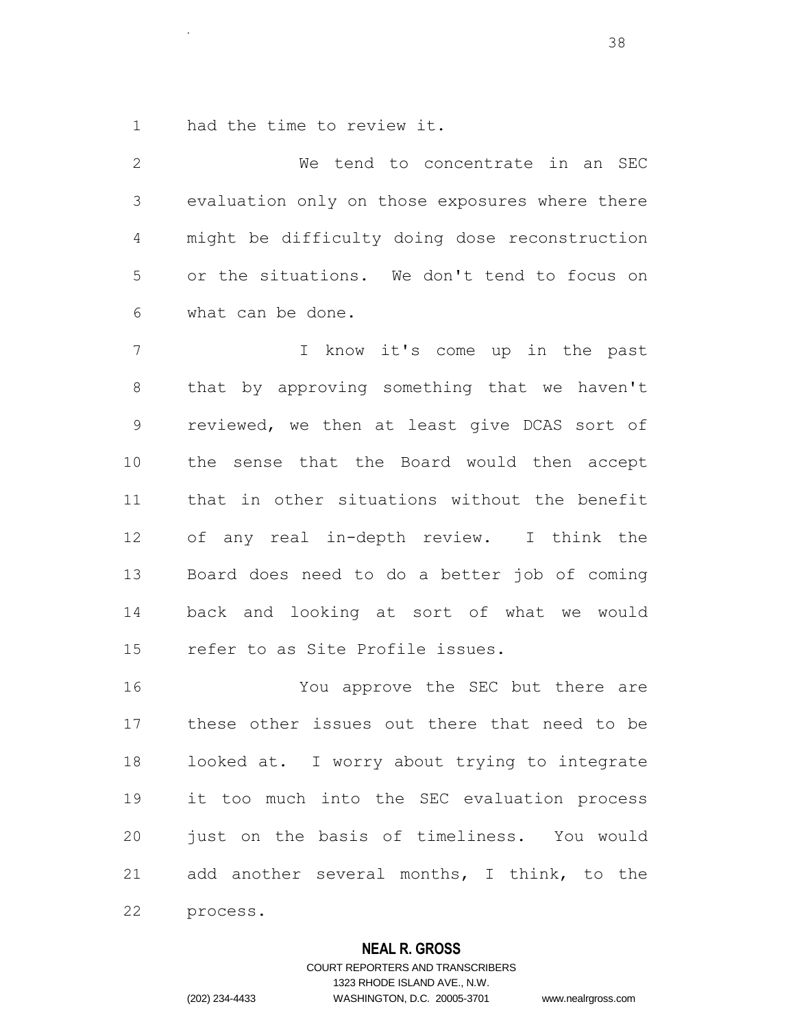had the time to review it.

We tend to concentrate in an SEC evaluation only on those exposures where there might be difficulty doing dose reconstruction or the situations. We don't tend to focus on what can be done.

I know it's come up in the past that by approving something that we haven't reviewed, we then at least give DCAS sort of the sense that the Board would then accept that in other situations without the benefit of any real in-depth review. I think the Board does need to do a better job of coming back and looking at sort of what we would refer to as Site Profile issues.

You approve the SEC but there are these other issues out there that need to be looked at. I worry about trying to integrate it too much into the SEC evaluation process just on the basis of timeliness. You would add another several months, I think, to the process.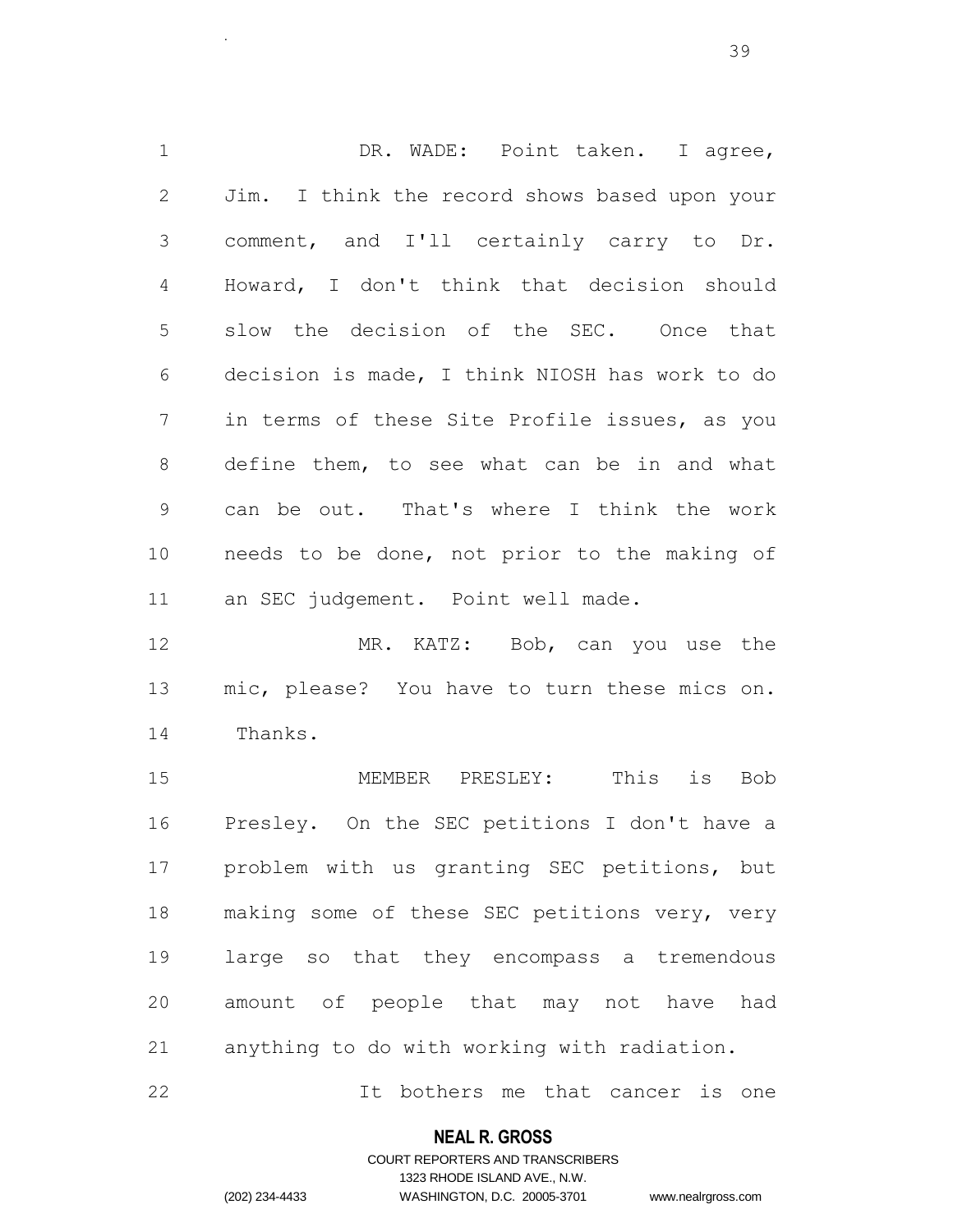DR. WADE: Point taken. I agree, Jim. I think the record shows based upon your comment, and I'll certainly carry to Dr. Howard, I don't think that decision should slow the decision of the SEC. Once that decision is made, I think NIOSH has work to do in terms of these Site Profile issues, as you define them, to see what can be in and what can be out. That's where I think the work needs to be done, not prior to the making of an SEC judgement. Point well made.

MR. KATZ: Bob, can you use the mic, please? You have to turn these mics on. Thanks.

MEMBER PRESLEY: This is Bob Presley. On the SEC petitions I don't have a problem with us granting SEC petitions, but making some of these SEC petitions very, very large so that they encompass a tremendous amount of people that may not have had anything to do with working with radiation.

It bothers me that cancer is one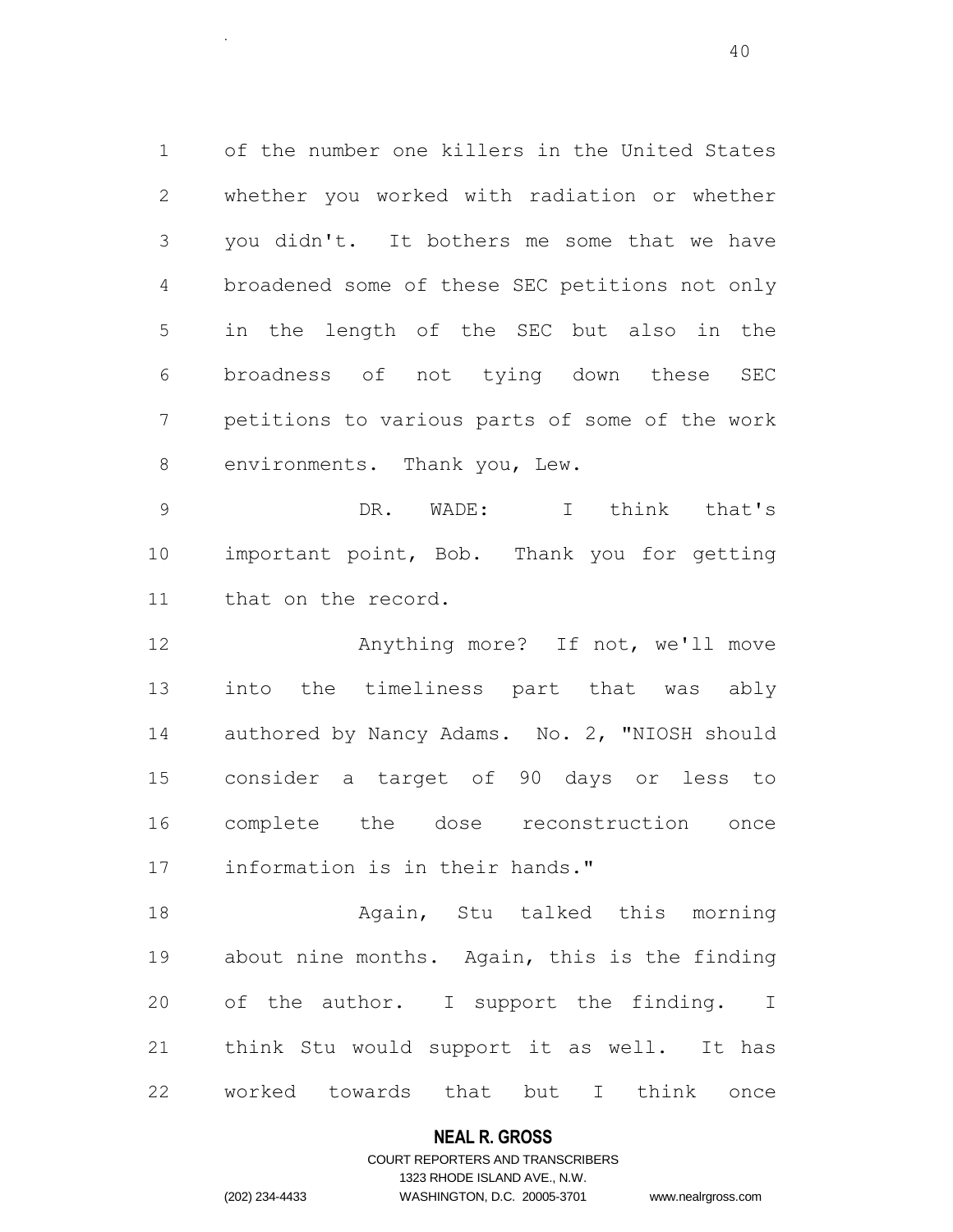of the number one killers in the United States whether you worked with radiation or whether you didn't. It bothers me some that we have broadened some of these SEC petitions not only in the length of the SEC but also in the broadness of not tying down these SEC petitions to various parts of some of the work environments. Thank you, Lew.

DR. WADE: I think that's important point, Bob. Thank you for getting that on the record.

Anything more? If not, we'll move into the timeliness part that was ably authored by Nancy Adams. No. 2, "NIOSH should consider a target of 90 days or less to complete the dose reconstruction once information is in their hands."

Again, Stu talked this morning about nine months. Again, this is the finding of the author. I support the finding. I think Stu would support it as well. It has worked towards that but I think once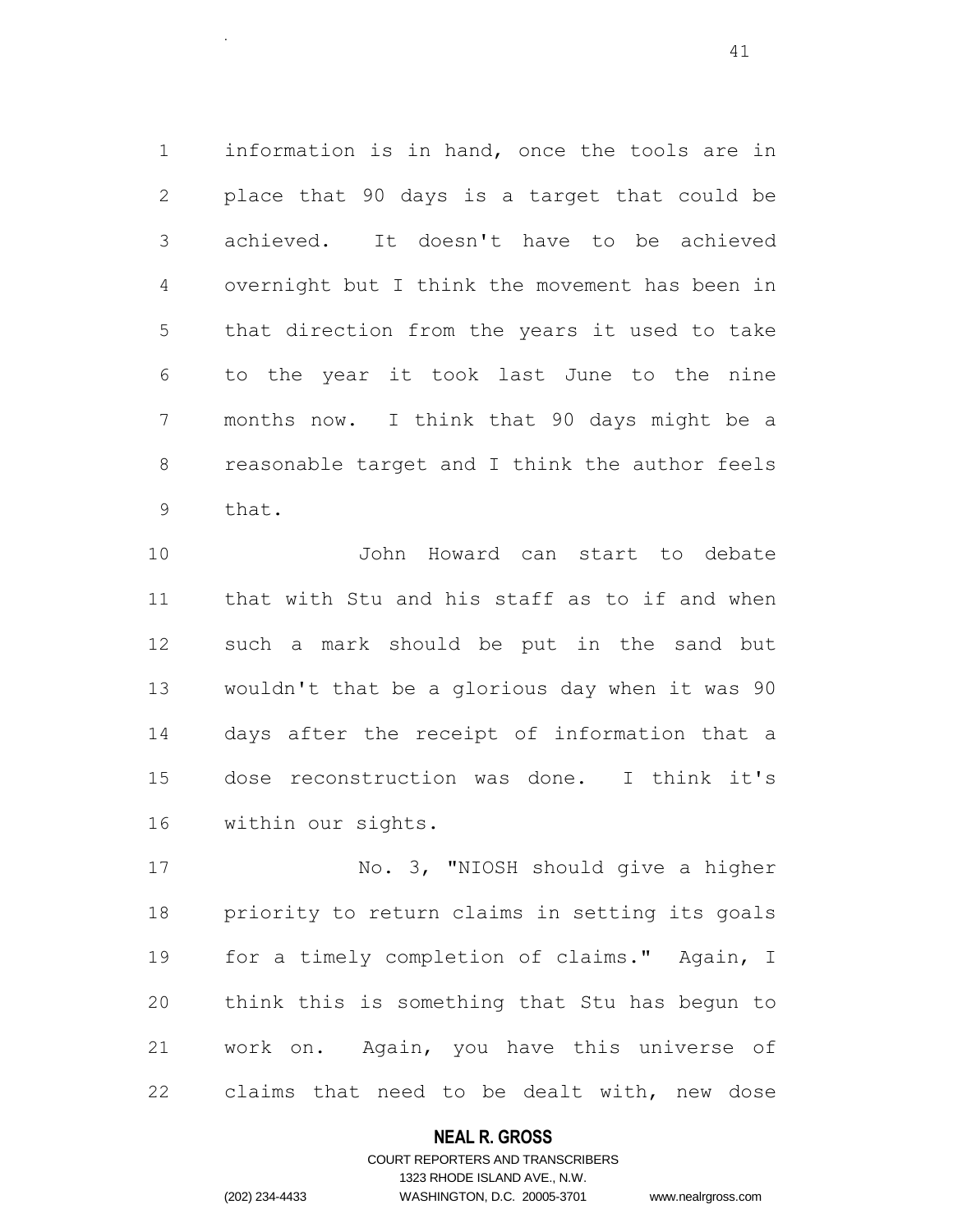information is in hand, once the tools are in place that 90 days is a target that could be achieved. It doesn't have to be achieved overnight but I think the movement has been in that direction from the years it used to take to the year it took last June to the nine months now. I think that 90 days might be a reasonable target and I think the author feels that.

John Howard can start to debate that with Stu and his staff as to if and when such a mark should be put in the sand but wouldn't that be a glorious day when it was 90 days after the receipt of information that a dose reconstruction was done. I think it's within our sights.

No. 3, "NIOSH should give a higher priority to return claims in setting its goals for a timely completion of claims." Again, I think this is something that Stu has begun to work on. Again, you have this universe of claims that need to be dealt with, new dose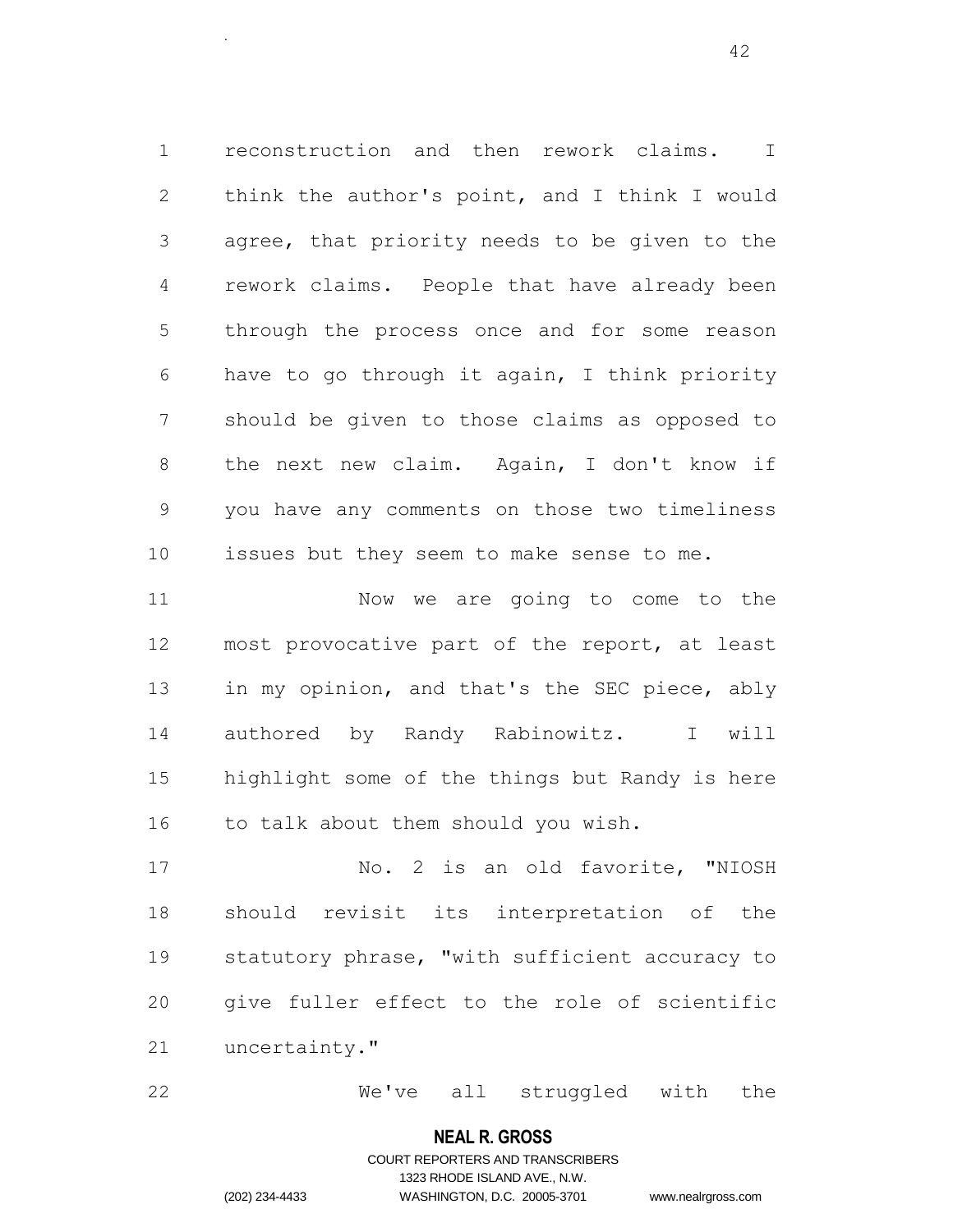reconstruction and then rework claims. I think the author's point, and I think I would agree, that priority needs to be given to the rework claims. People that have already been through the process once and for some reason have to go through it again, I think priority should be given to those claims as opposed to the next new claim. Again, I don't know if you have any comments on those two timeliness issues but they seem to make sense to me.

Now we are going to come to the most provocative part of the report, at least in my opinion, and that's the SEC piece, ably authored by Randy Rabinowitz. I will highlight some of the things but Randy is here to talk about them should you wish.

No. 2 is an old favorite, "NIOSH should revisit its interpretation of the statutory phrase, "with sufficient accuracy to give fuller effect to the role of scientific uncertainty."

We've all struggled with the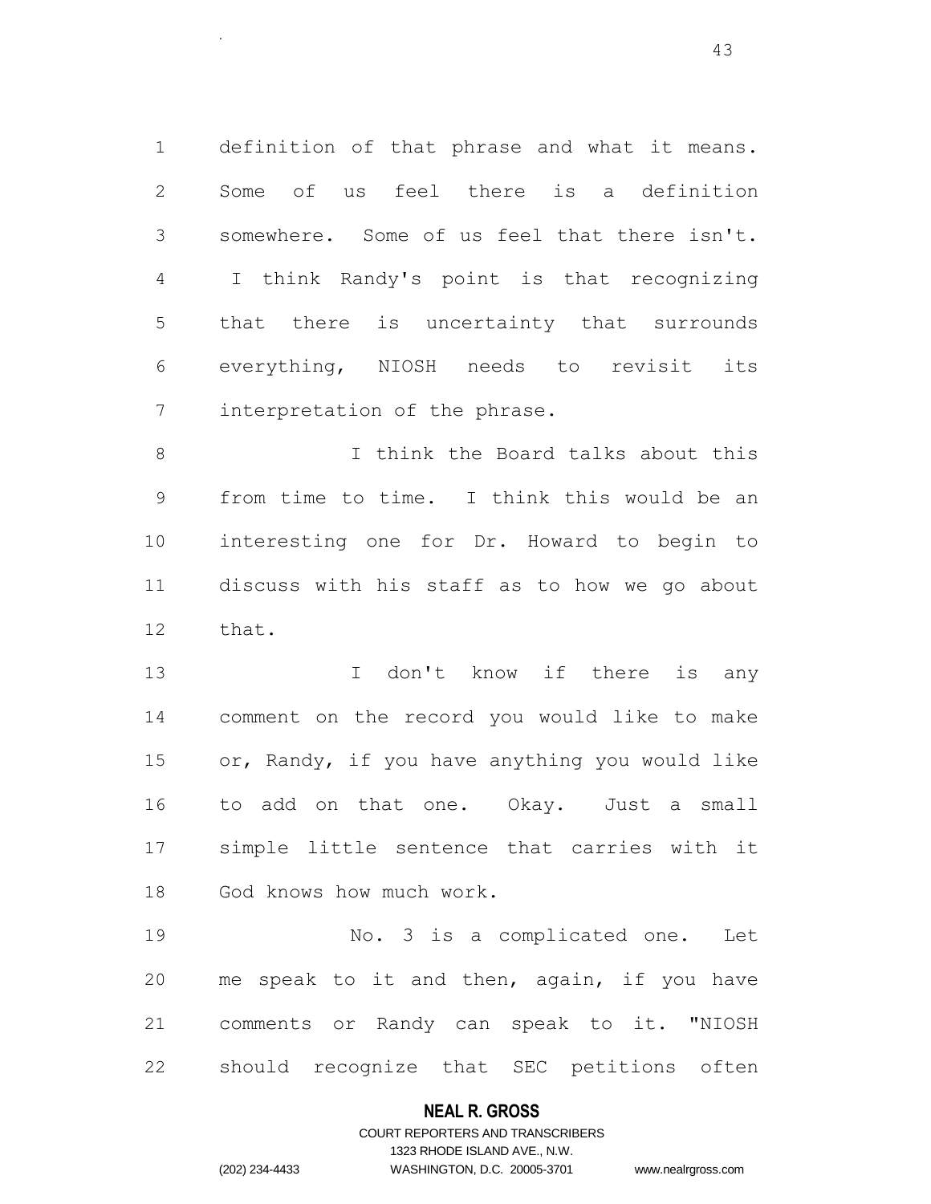definition of that phrase and what it means. Some of us feel there is a definition somewhere. Some of us feel that there isn't. I think Randy's point is that recognizing that there is uncertainty that surrounds everything, NIOSH needs to revisit its interpretation of the phrase.

I think the Board talks about this from time to time. I think this would be an interesting one for Dr. Howard to begin to discuss with his staff as to how we go about that.

I don't know if there is any comment on the record you would like to make or, Randy, if you have anything you would like to add on that one. Okay. Just a small simple little sentence that carries with it God knows how much work.

No. 3 is a complicated one. Let me speak to it and then, again, if you have comments or Randy can speak to it. "NIOSH should recognize that SEC petitions often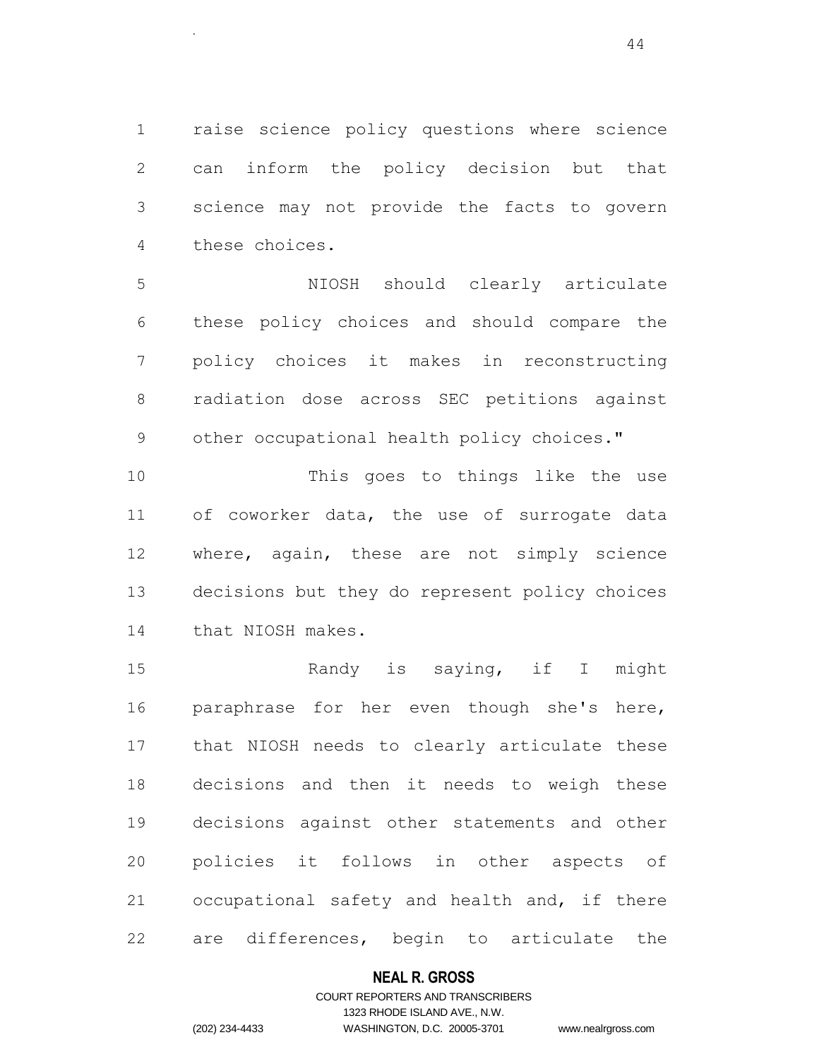raise science policy questions where science can inform the policy decision but that science may not provide the facts to govern these choices.

NIOSH should clearly articulate these policy choices and should compare the policy choices it makes in reconstructing radiation dose across SEC petitions against other occupational health policy choices."

This goes to things like the use of coworker data, the use of surrogate data where, again, these are not simply science decisions but they do represent policy choices that NIOSH makes.

Randy is saying, if I might paraphrase for her even though she's here, that NIOSH needs to clearly articulate these decisions and then it needs to weigh these decisions against other statements and other policies it follows in other aspects of occupational safety and health and, if there are differences, begin to articulate the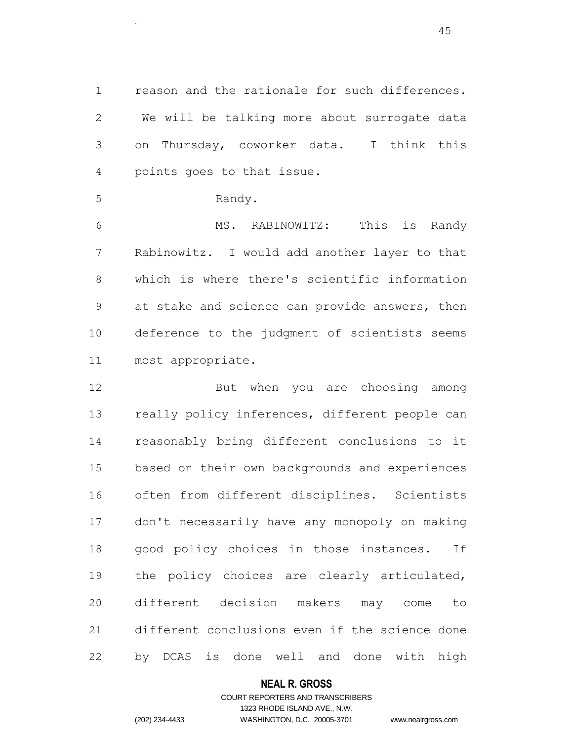reason and the rationale for such differences. We will be talking more about surrogate data on Thursday, coworker data. I think this points goes to that issue.

Randy.

MS. RABINOWITZ: This is Randy Rabinowitz. I would add another layer to that which is where there's scientific information at stake and science can provide answers, then deference to the judgment of scientists seems most appropriate.

But when you are choosing among really policy inferences, different people can reasonably bring different conclusions to it based on their own backgrounds and experiences often from different disciplines. Scientists don't necessarily have any monopoly on making good policy choices in those instances. If the policy choices are clearly articulated, different decision makers may come to different conclusions even if the science done by DCAS is done well and done with high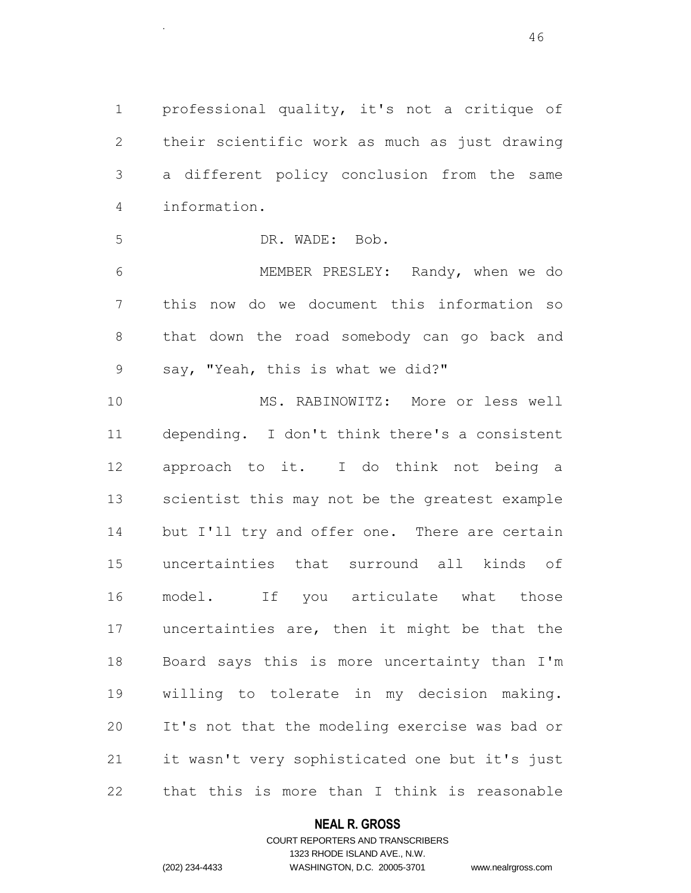professional quality, it's not a critique of their scientific work as much as just drawing a different policy conclusion from the same information.

DR. WADE: Bob.

MEMBER PRESLEY: Randy, when we do this now do we document this information so that down the road somebody can go back and say, "Yeah, this is what we did?"

MS. RABINOWITZ: More or less well depending. I don't think there's a consistent approach to it. I do think not being a scientist this may not be the greatest example but I'll try and offer one. There are certain uncertainties that surround all kinds of model. If you articulate what those uncertainties are, then it might be that the Board says this is more uncertainty than I'm willing to tolerate in my decision making. It's not that the modeling exercise was bad or it wasn't very sophisticated one but it's just that this is more than I think is reasonable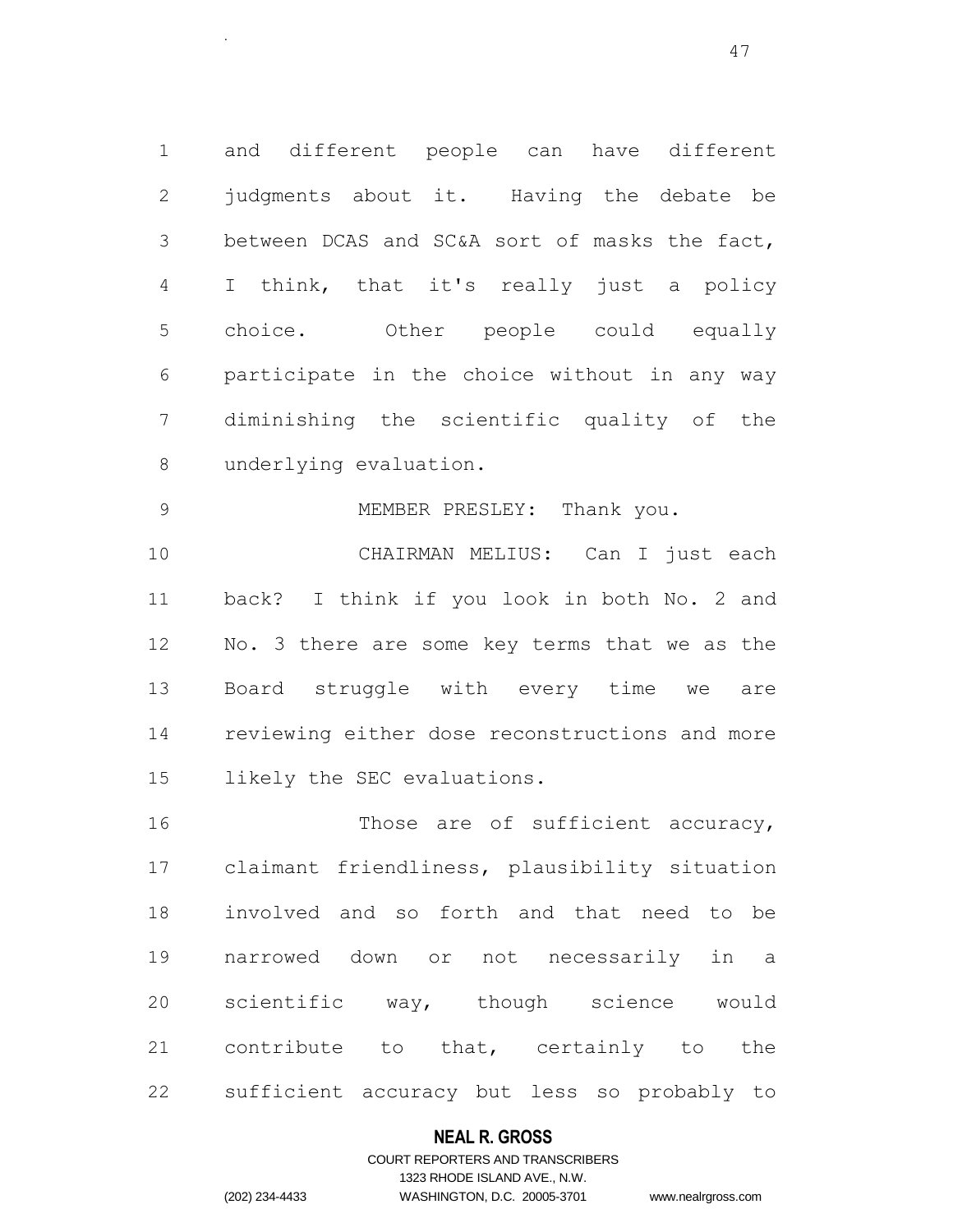and different people can have different judgments about it. Having the debate be between DCAS and SC&A sort of masks the fact, I think, that it's really just a policy choice. Other people could equally participate in the choice without in any way diminishing the scientific quality of the underlying evaluation.

MEMBER PRESLEY: Thank you.

CHAIRMAN MELIUS: Can I just each back? I think if you look in both No. 2 and No. 3 there are some key terms that we as the Board struggle with every time we are reviewing either dose reconstructions and more likely the SEC evaluations.

Those are of sufficient accuracy, claimant friendliness, plausibility situation involved and so forth and that need to be narrowed down or not necessarily in a scientific way, though science would contribute to that, certainly to the sufficient accuracy but less so probably to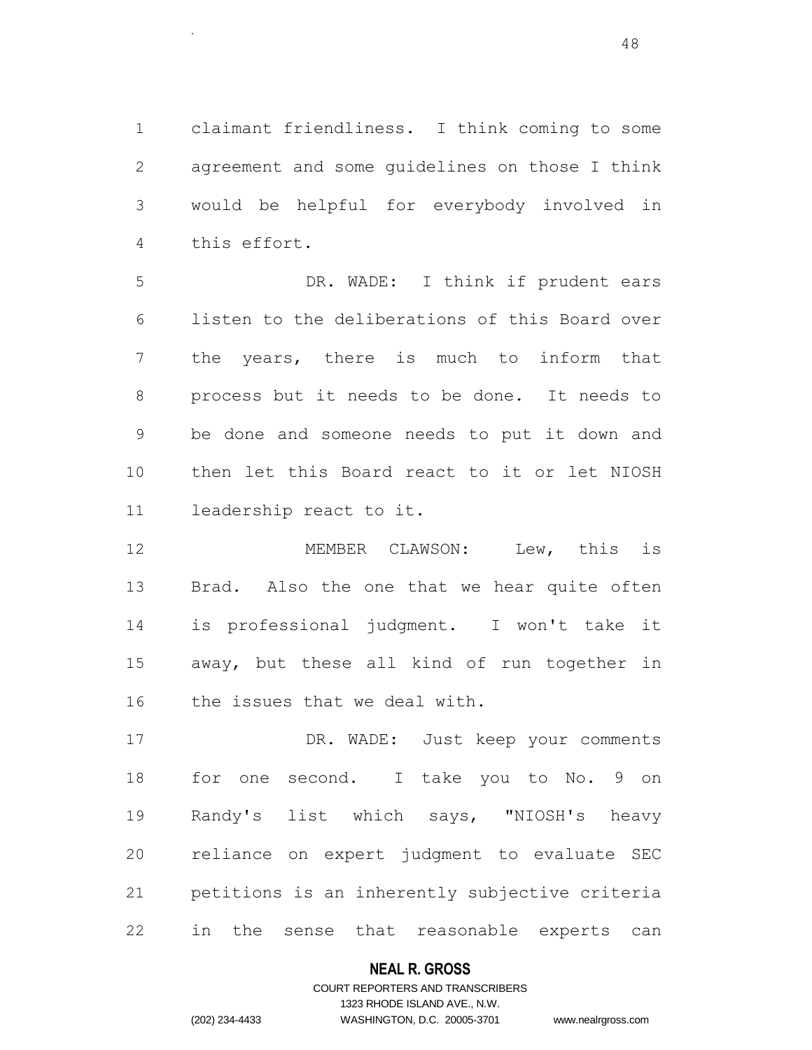claimant friendliness. I think coming to some agreement and some guidelines on those I think would be helpful for everybody involved in this effort.

DR. WADE: I think if prudent ears listen to the deliberations of this Board over the years, there is much to inform that process but it needs to be done. It needs to be done and someone needs to put it down and then let this Board react to it or let NIOSH leadership react to it.

MEMBER CLAWSON: Lew, this is Brad. Also the one that we hear quite often is professional judgment. I won't take it away, but these all kind of run together in the issues that we deal with.

DR. WADE: Just keep your comments for one second. I take you to No. 9 on Randy's list which says, "NIOSH's heavy reliance on expert judgment to evaluate SEC petitions is an inherently subjective criteria in the sense that reasonable experts can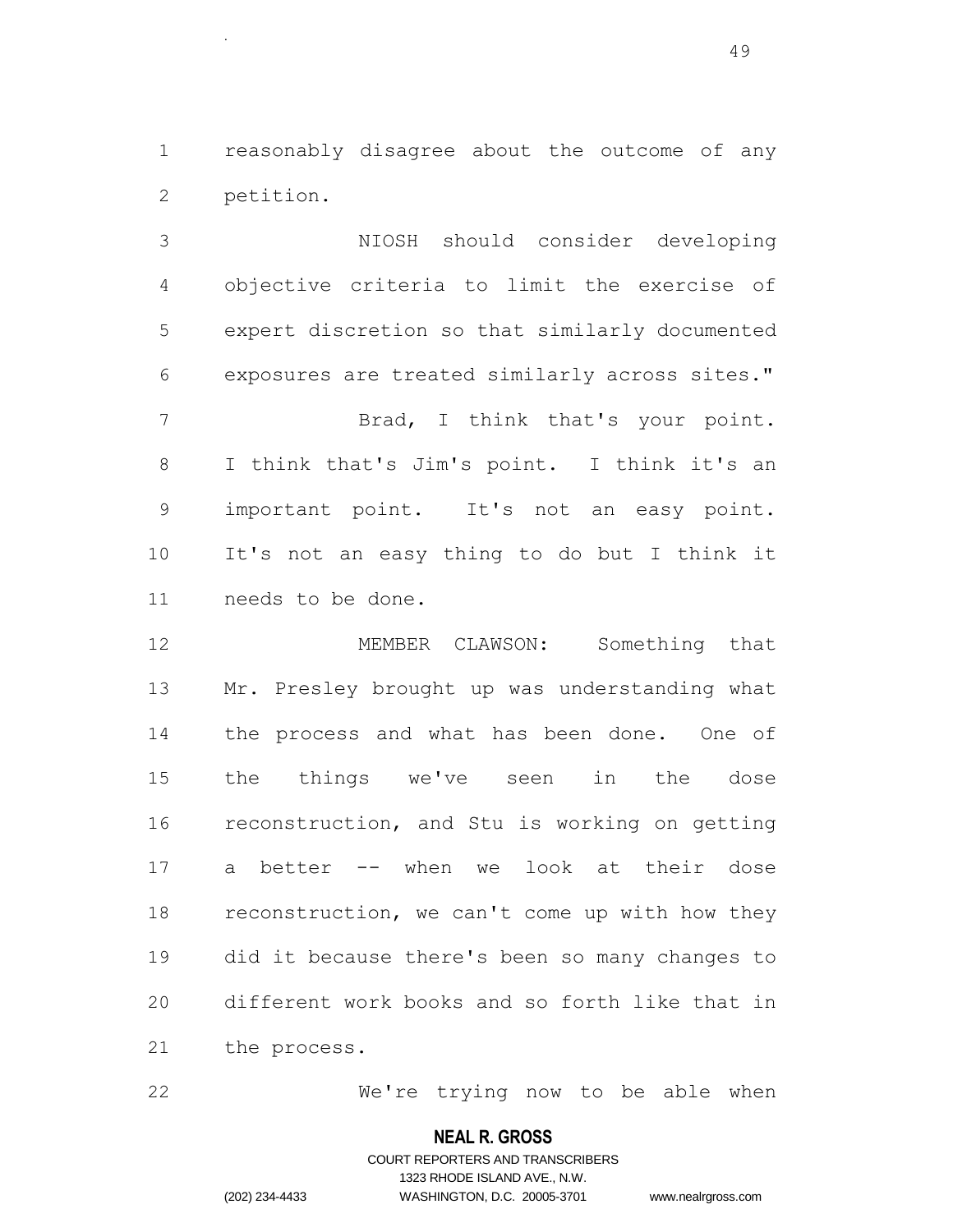reasonably disagree about the outcome of any petition.

NIOSH should consider developing objective criteria to limit the exercise of expert discretion so that similarly documented exposures are treated similarly across sites."

Brad, I think that's your point. I think that's Jim's point. I think it's an important point. It's not an easy point. It's not an easy thing to do but I think it needs to be done.

MEMBER CLAWSON: Something that Mr. Presley brought up was understanding what the process and what has been done. One of the things we've seen in the dose reconstruction, and Stu is working on getting a better -- when we look at their dose reconstruction, we can't come up with how they did it because there's been so many changes to different work books and so forth like that in the process.

We're trying now to be able when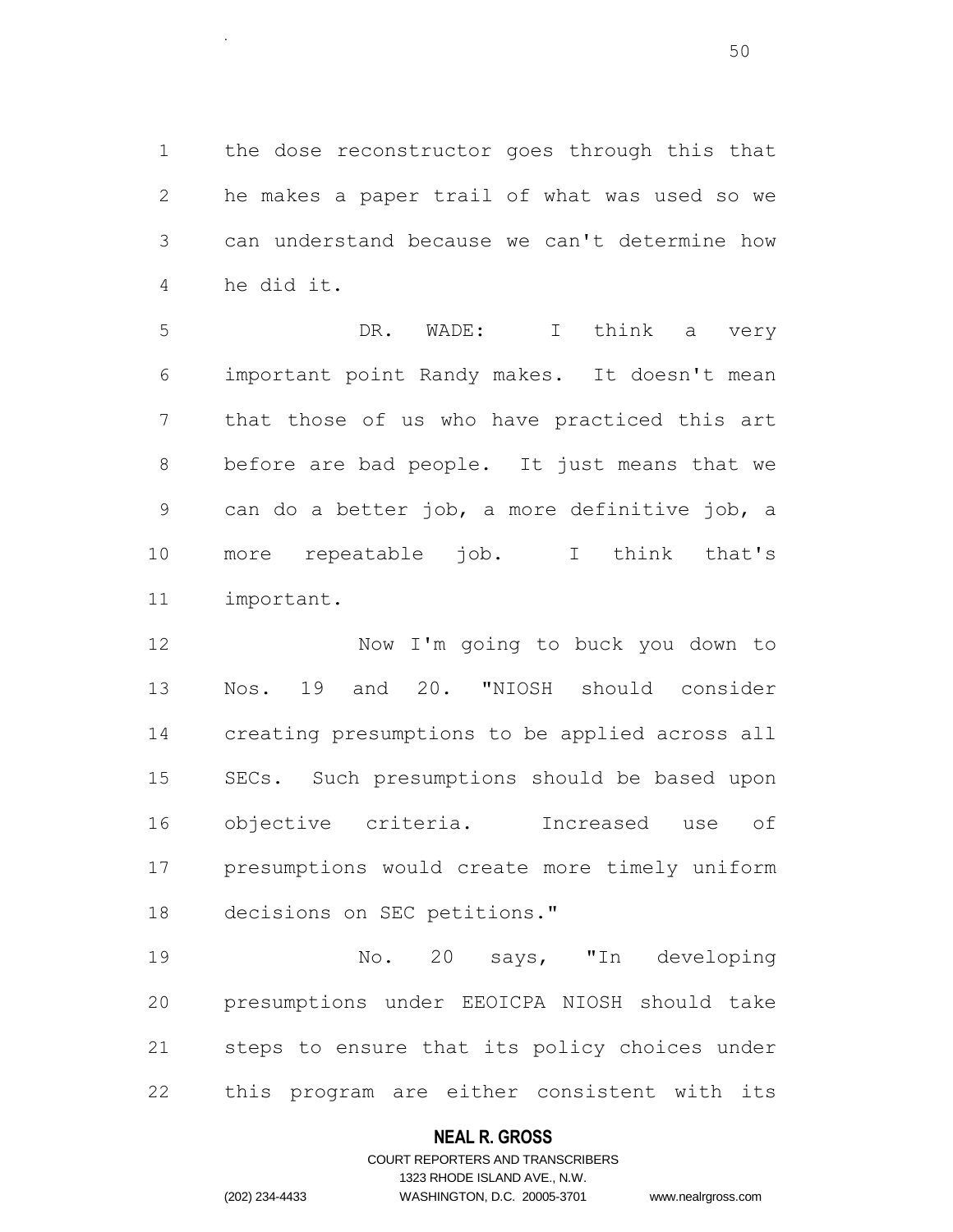the dose reconstructor goes through this that he makes a paper trail of what was used so we can understand because we can't determine how he did it.

DR. WADE: I think a very important point Randy makes. It doesn't mean that those of us who have practiced this art before are bad people. It just means that we can do a better job, a more definitive job, a more repeatable job. I think that's important.

Now I'm going to buck you down to Nos. 19 and 20. "NIOSH should consider creating presumptions to be applied across all SECs. Such presumptions should be based upon objective criteria. Increased use of presumptions would create more timely uniform decisions on SEC petitions."

No. 20 says, "In developing presumptions under EEOICPA NIOSH should take steps to ensure that its policy choices under this program are either consistent with its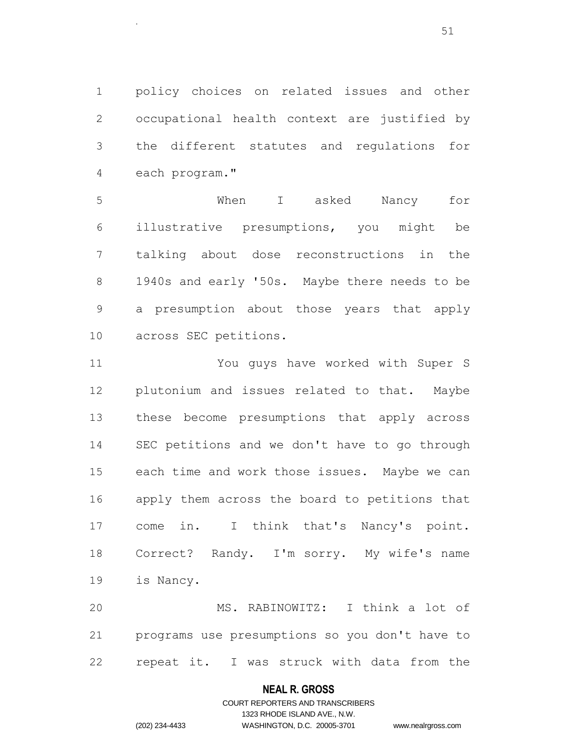policy choices on related issues and other occupational health context are justified by the different statutes and regulations for each program."

When I asked Nancy for illustrative presumptions, you might be talking about dose reconstructions in the 1940s and early '50s. Maybe there needs to be a presumption about those years that apply across SEC petitions.

You guys have worked with Super S plutonium and issues related to that. Maybe these become presumptions that apply across SEC petitions and we don't have to go through each time and work those issues. Maybe we can apply them across the board to petitions that come in. I think that's Nancy's point. Correct? Randy. I'm sorry. My wife's name is Nancy.

MS. RABINOWITZ: I think a lot of programs use presumptions so you don't have to repeat it. I was struck with data from the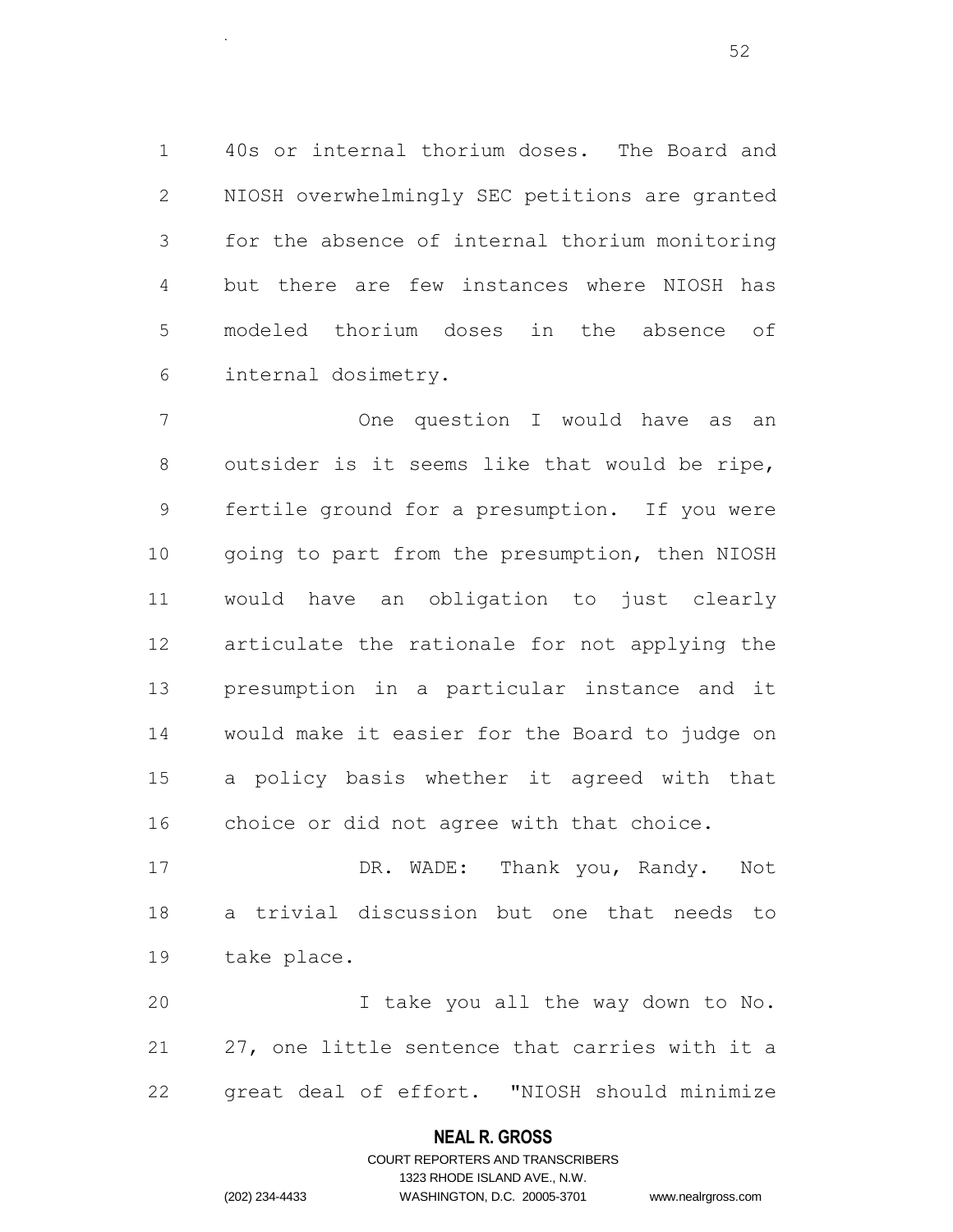40s or internal thorium doses. The Board and NIOSH overwhelmingly SEC petitions are granted for the absence of internal thorium monitoring but there are few instances where NIOSH has modeled thorium doses in the absence of internal dosimetry.

One question I would have as an outsider is it seems like that would be ripe, fertile ground for a presumption. If you were going to part from the presumption, then NIOSH would have an obligation to just clearly articulate the rationale for not applying the presumption in a particular instance and it would make it easier for the Board to judge on a policy basis whether it agreed with that choice or did not agree with that choice.

DR. WADE: Thank you, Randy. Not a trivial discussion but one that needs to take place.

I take you all the way down to No. 27, one little sentence that carries with it a great deal of effort. "NIOSH should minimize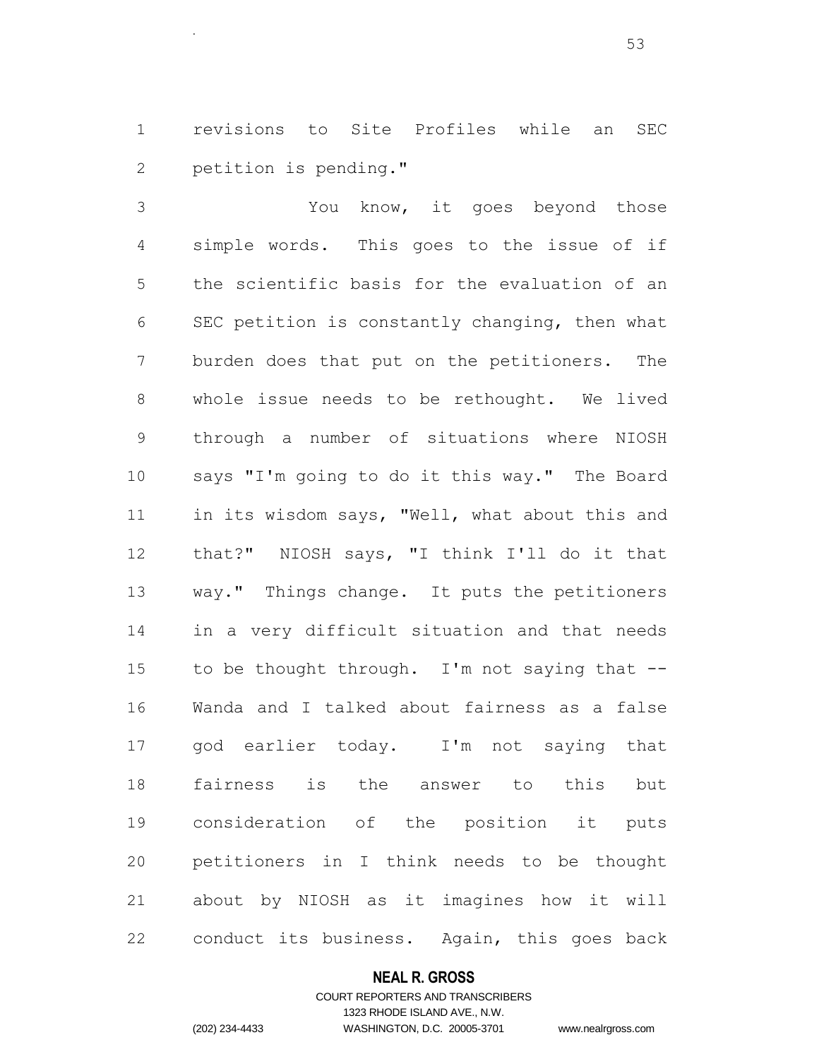revisions to Site Profiles while an SEC petition is pending."

You know, it goes beyond those simple words. This goes to the issue of if the scientific basis for the evaluation of an SEC petition is constantly changing, then what burden does that put on the petitioners. The whole issue needs to be rethought. We lived through a number of situations where NIOSH says "I'm going to do it this way." The Board in its wisdom says, "Well, what about this and that?" NIOSH says, "I think I'll do it that way." Things change. It puts the petitioners in a very difficult situation and that needs to be thought through. I'm not saying that -- Wanda and I talked about fairness as a false god earlier today. I'm not saying that fairness is the answer to this but consideration of the position it puts petitioners in I think needs to be thought about by NIOSH as it imagines how it will conduct its business. Again, this goes back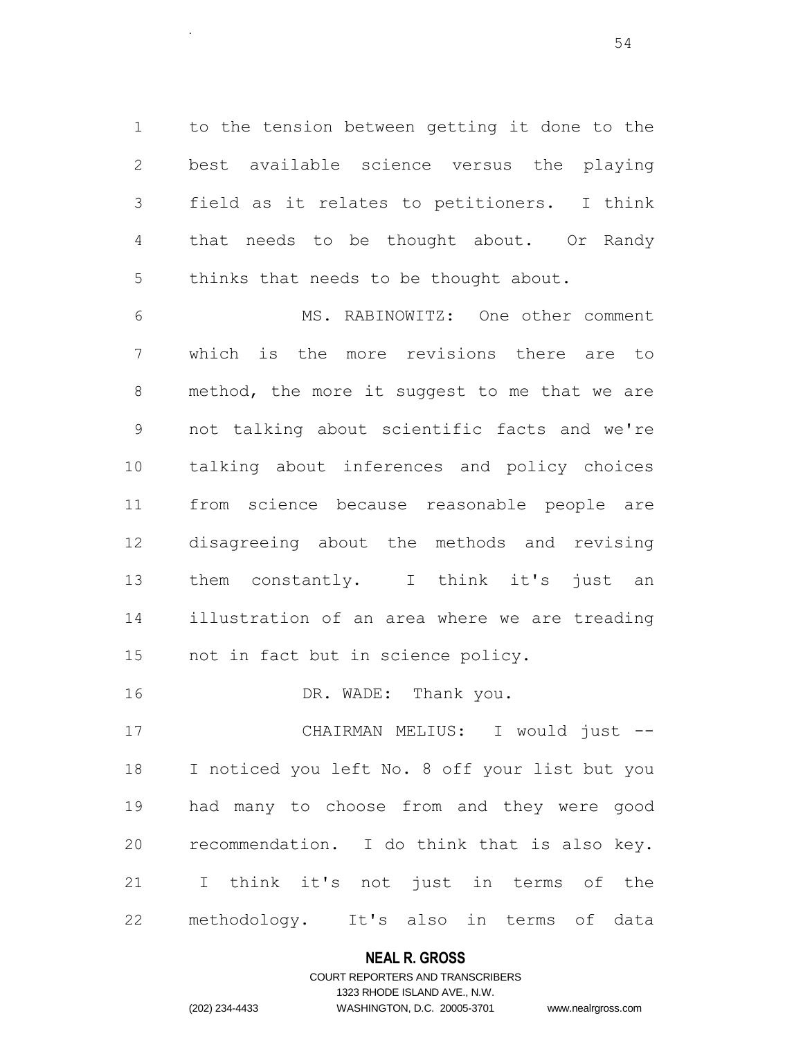to the tension between getting it done to the best available science versus the playing field as it relates to petitioners. I think that needs to be thought about. Or Randy thinks that needs to be thought about.

MS. RABINOWITZ: One other comment which is the more revisions there are to method, the more it suggest to me that we are not talking about scientific facts and we're talking about inferences and policy choices from science because reasonable people are disagreeing about the methods and revising them constantly. I think it's just an illustration of an area where we are treading not in fact but in science policy.

DR. WADE: Thank you.

CHAIRMAN MELIUS: I would just -- I noticed you left No. 8 off your list but you had many to choose from and they were good recommendation. I do think that is also key. I think it's not just in terms of the methodology. It's also in terms of data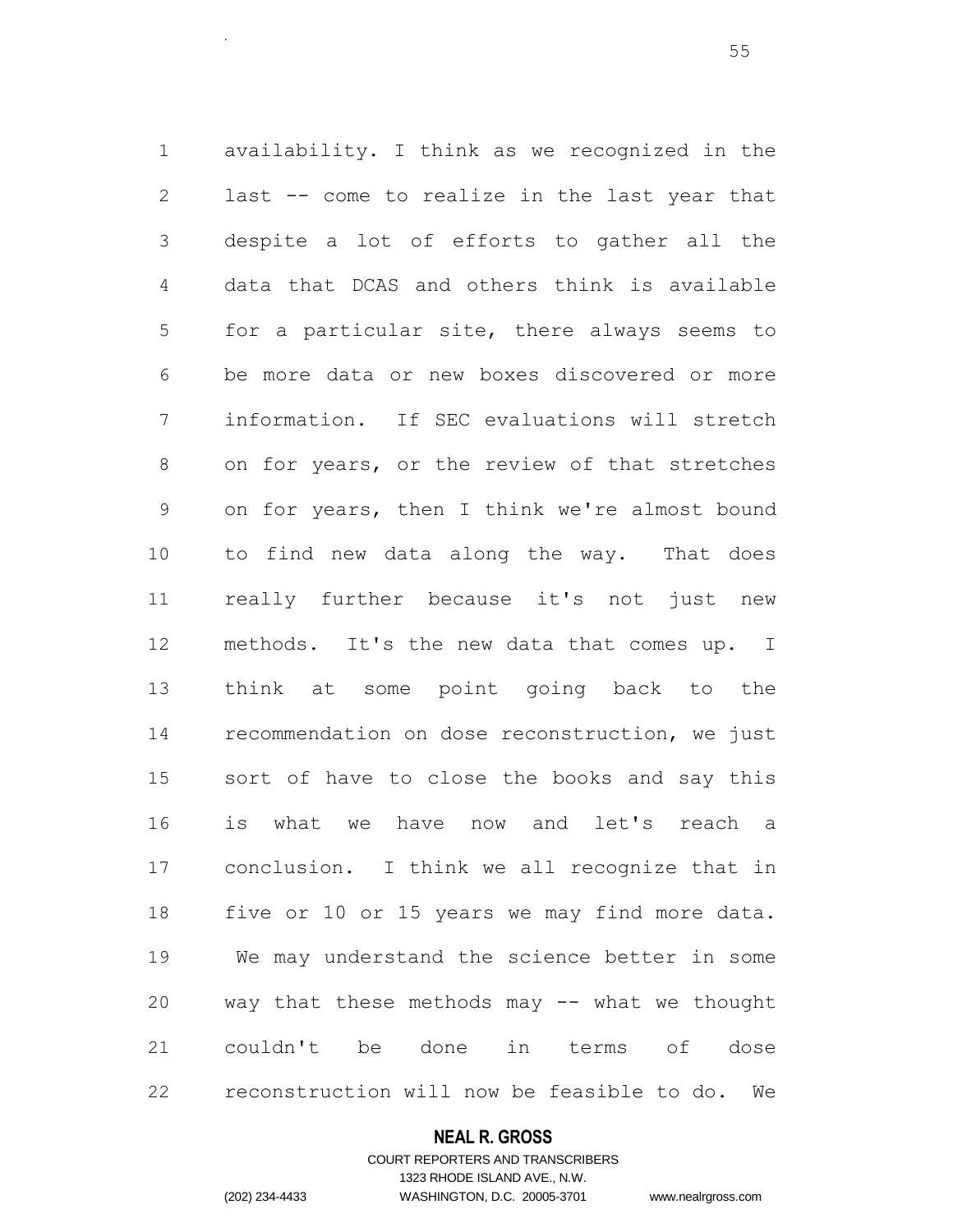availability. I think as we recognized in the last -- come to realize in the last year that despite a lot of efforts to gather all the data that DCAS and others think is available for a particular site, there always seems to be more data or new boxes discovered or more information. If SEC evaluations will stretch on for years, or the review of that stretches on for years, then I think we're almost bound to find new data along the way. That does really further because it's not just new methods. It's the new data that comes up. I think at some point going back to the recommendation on dose reconstruction, we just sort of have to close the books and say this is what we have now and let's reach a conclusion. I think we all recognize that in five or 10 or 15 years we may find more data. We may understand the science better in some way that these methods may -- what we thought couldn't be done in terms of dose reconstruction will now be feasible to do. We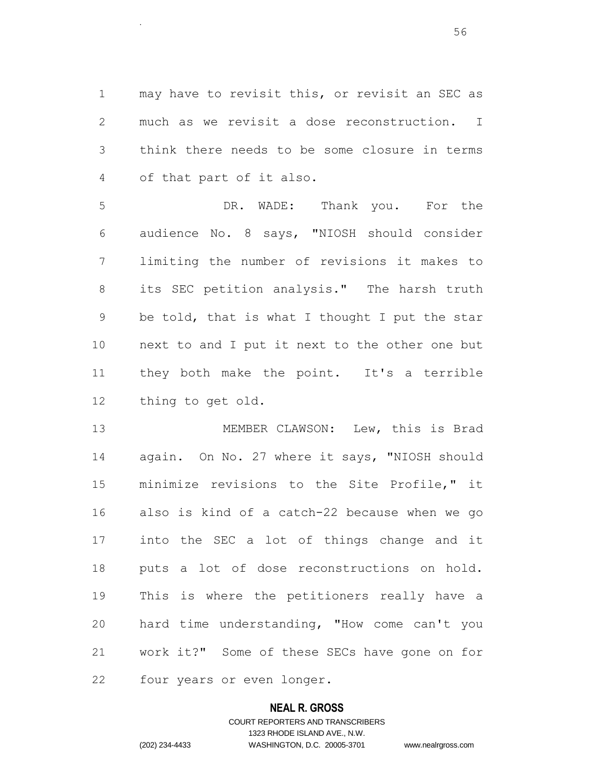may have to revisit this, or revisit an SEC as much as we revisit a dose reconstruction. I think there needs to be some closure in terms of that part of it also.

DR. WADE: Thank you. For the audience No. 8 says, "NIOSH should consider limiting the number of revisions it makes to its SEC petition analysis." The harsh truth be told, that is what I thought I put the star next to and I put it next to the other one but they both make the point. It's a terrible thing to get old.

MEMBER CLAWSON: Lew, this is Brad again. On No. 27 where it says, "NIOSH should minimize revisions to the Site Profile," it also is kind of a catch-22 because when we go into the SEC a lot of things change and it puts a lot of dose reconstructions on hold. This is where the petitioners really have a hard time understanding, "How come can't you work it?" Some of these SECs have gone on for four years or even longer.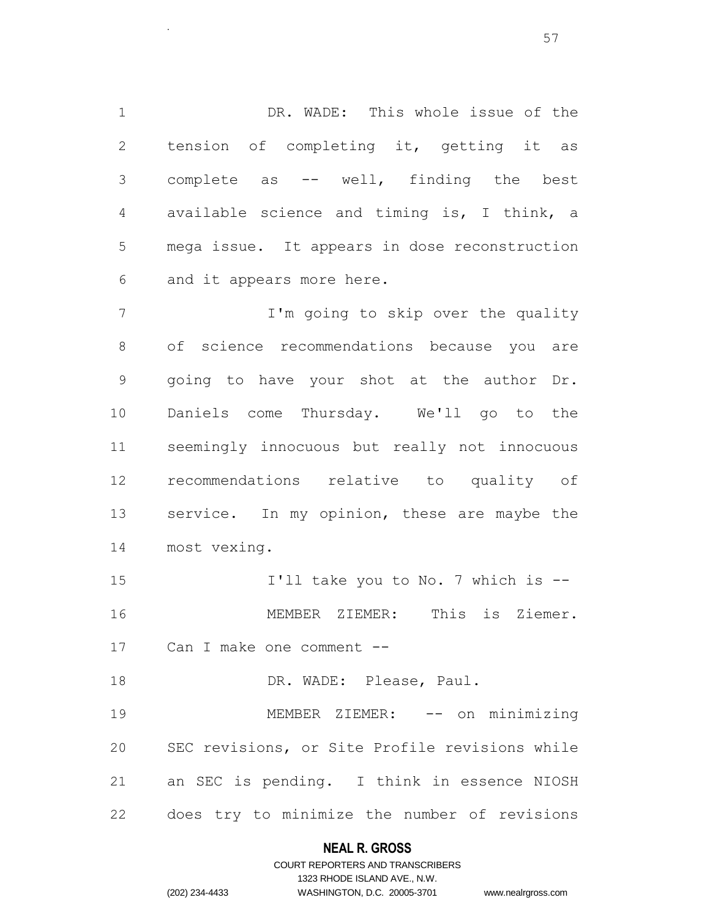DR. WADE: This whole issue of the tension of completing it, getting it as complete as -- well, finding the best available science and timing is, I think, a mega issue. It appears in dose reconstruction and it appears more here.

I'm going to skip over the quality of science recommendations because you are going to have your shot at the author Dr. Daniels come Thursday. We'll go to the seemingly innocuous but really not innocuous recommendations relative to quality of service. In my opinion, these are maybe the most vexing.

I'll take you to No. 7 which is --

MEMBER ZIEMER: This is Ziemer. Can I make one comment --

DR. WADE: Please, Paul.

MEMBER ZIEMER: -- on minimizing SEC revisions, or Site Profile revisions while an SEC is pending. I think in essence NIOSH does try to minimize the number of revisions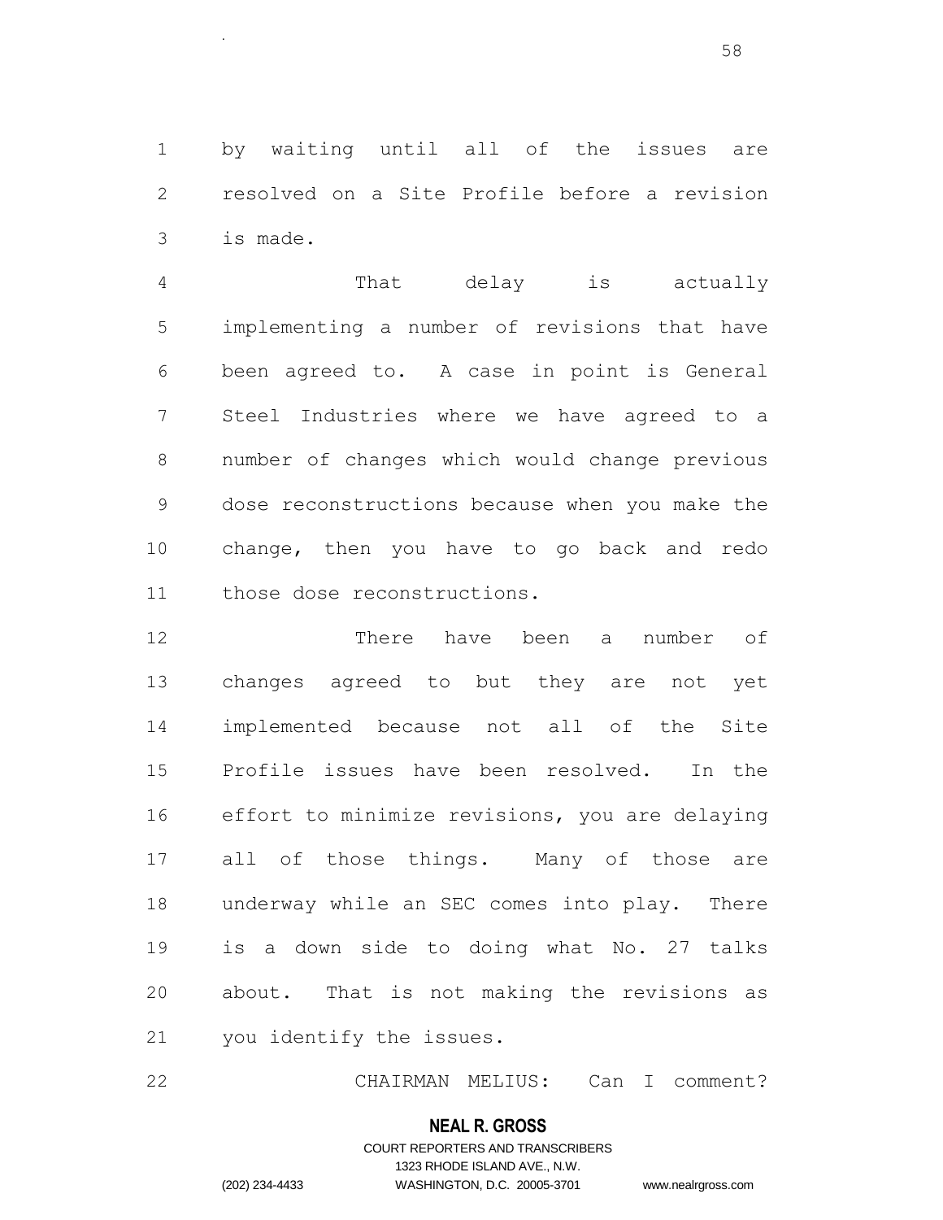by waiting until all of the issues are resolved on a Site Profile before a revision is made.

That delay is actually implementing a number of revisions that have been agreed to. A case in point is General Steel Industries where we have agreed to a number of changes which would change previous dose reconstructions because when you make the change, then you have to go back and redo those dose reconstructions.

There have been a number of changes agreed to but they are not yet implemented because not all of the Site Profile issues have been resolved. In the effort to minimize revisions, you are delaying all of those things. Many of those are underway while an SEC comes into play. There is a down side to doing what No. 27 talks about. That is not making the revisions as you identify the issues.

CHAIRMAN MELIUS: Can I comment?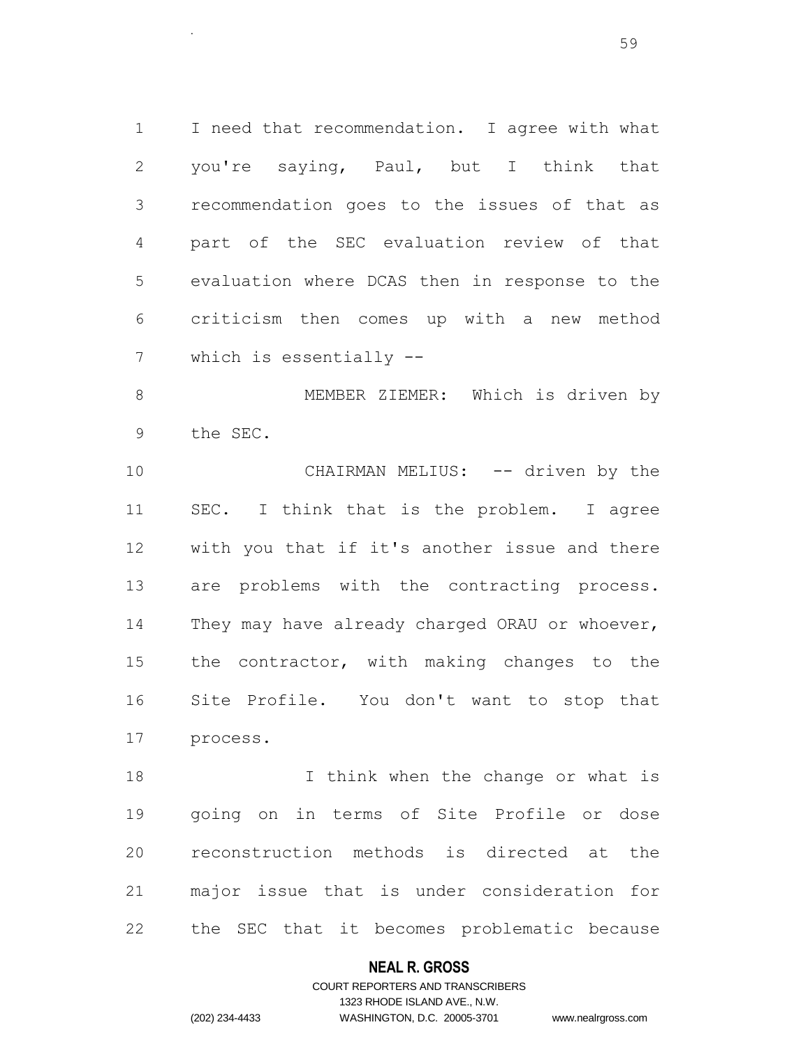I need that recommendation. I agree with what you're saying, Paul, but I think that recommendation goes to the issues of that as part of the SEC evaluation review of that evaluation where DCAS then in response to the criticism then comes up with a new method which is essentially --

MEMBER ZIEMER: Which is driven by the SEC.

CHAIRMAN MELIUS: -- driven by the SEC. I think that is the problem. I agree with you that if it's another issue and there are problems with the contracting process. They may have already charged ORAU or whoever, the contractor, with making changes to the Site Profile. You don't want to stop that process.

I think when the change or what is going on in terms of Site Profile or dose reconstruction methods is directed at the major issue that is under consideration for the SEC that it becomes problematic because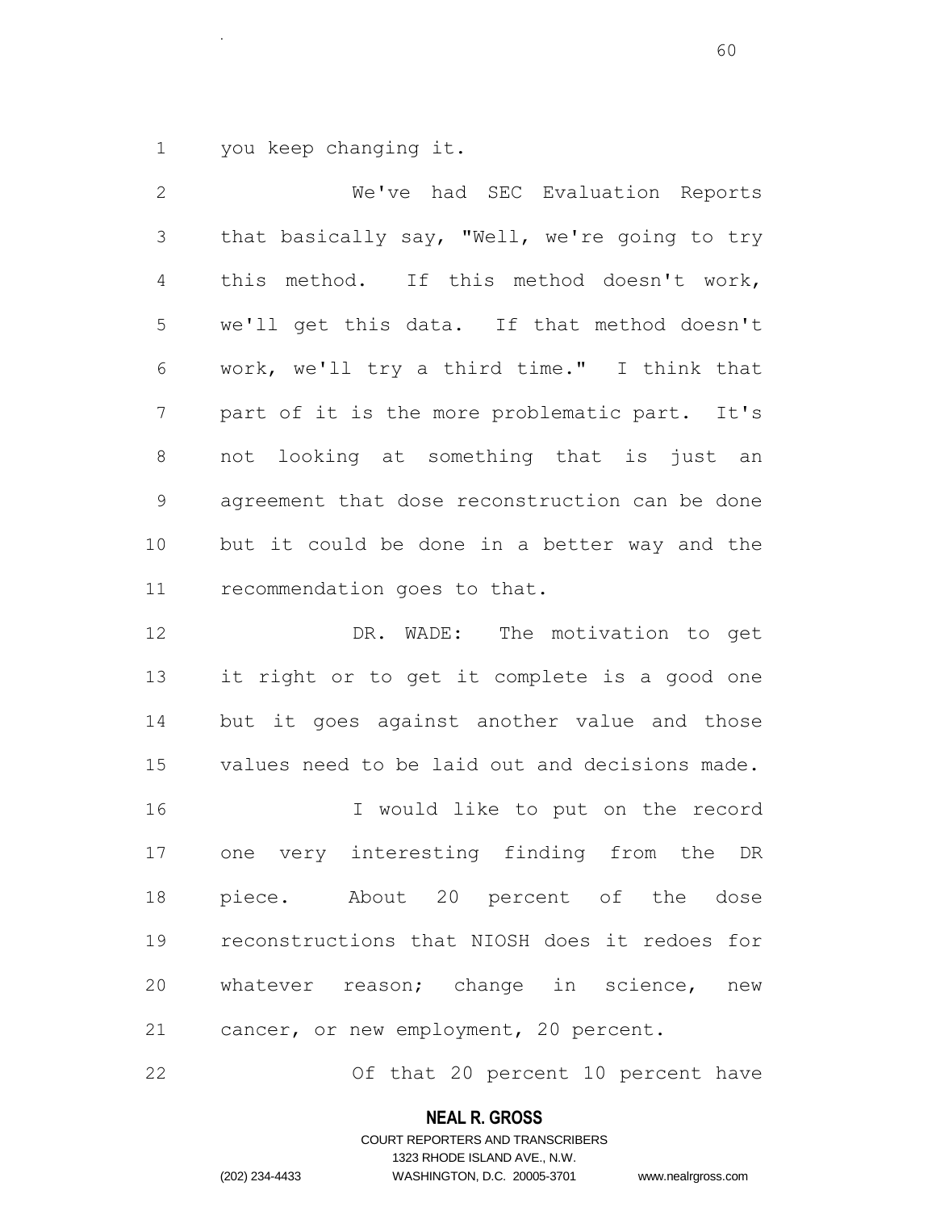you keep changing it.

We've had SEC Evaluation Reports that basically say, "Well, we're going to try this method. If this method doesn't work, we'll get this data. If that method doesn't work, we'll try a third time." I think that part of it is the more problematic part. It's not looking at something that is just an agreement that dose reconstruction can be done but it could be done in a better way and the recommendation goes to that.

DR. WADE: The motivation to get it right or to get it complete is a good one but it goes against another value and those values need to be laid out and decisions made.

I would like to put on the record one very interesting finding from the DR piece. About 20 percent of the dose reconstructions that NIOSH does it redoes for whatever reason; change in science, new cancer, or new employment, 20 percent.

Of that 20 percent 10 percent have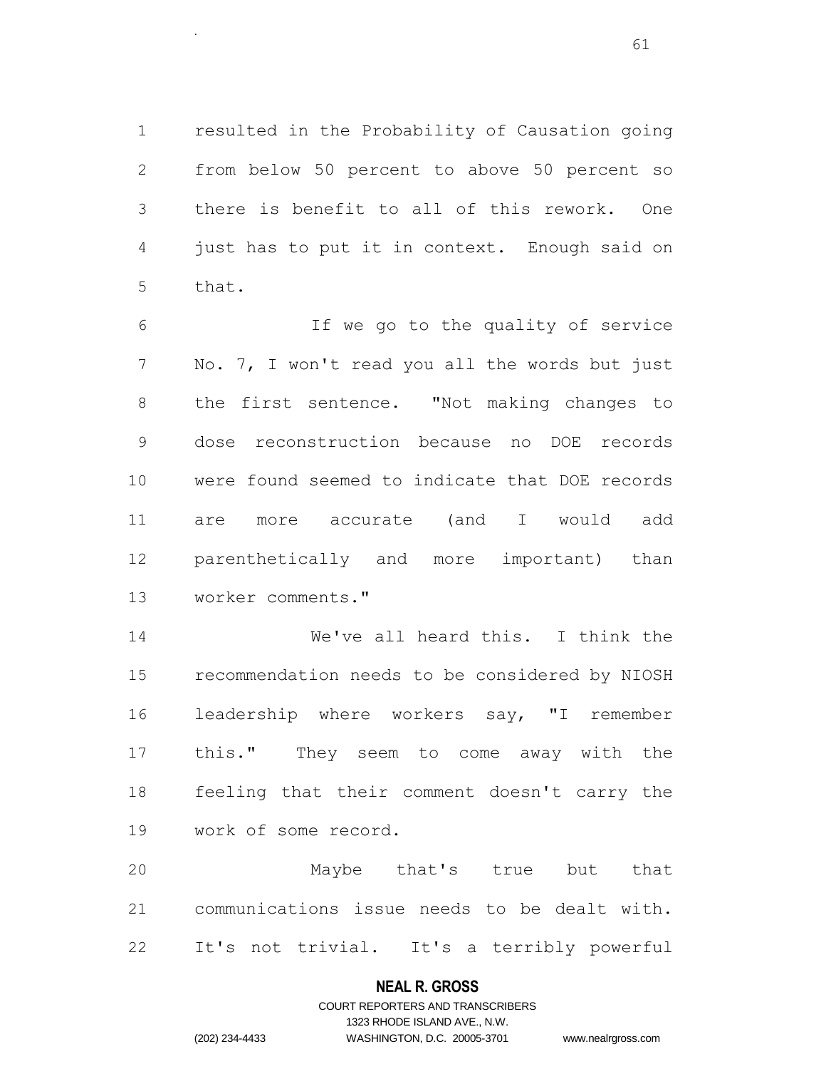resulted in the Probability of Causation going from below 50 percent to above 50 percent so there is benefit to all of this rework. One just has to put it in context. Enough said on that.

If we go to the quality of service No. 7, I won't read you all the words but just the first sentence. "Not making changes to dose reconstruction because no DOE records were found seemed to indicate that DOE records are more accurate (and I would add parenthetically and more important) than worker comments."

We've all heard this. I think the recommendation needs to be considered by NIOSH leadership where workers say, "I remember this." They seem to come away with the feeling that their comment doesn't carry the work of some record.

Maybe that's true but that communications issue needs to be dealt with. It's not trivial. It's a terribly powerful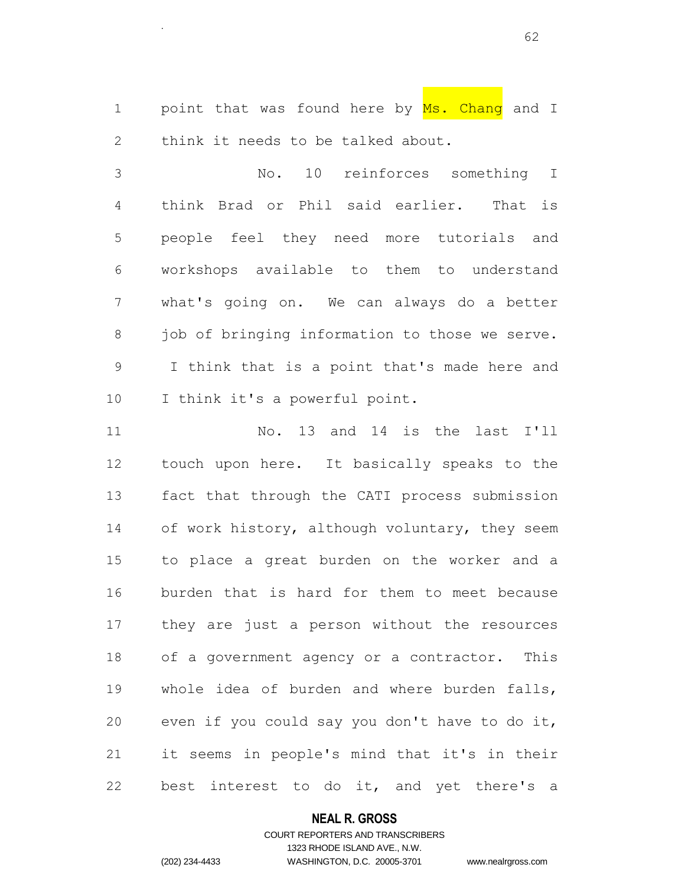point that was found here by Ms. Chang and I think it needs to be talked about.

No. 10 reinforces something I think Brad or Phil said earlier. That is people feel they need more tutorials and workshops available to them to understand what's going on. We can always do a better job of bringing information to those we serve. I think that is a point that's made here and I think it's a powerful point.

No. 13 and 14 is the last I'll touch upon here. It basically speaks to the fact that through the CATI process submission of work history, although voluntary, they seem to place a great burden on the worker and a burden that is hard for them to meet because they are just a person without the resources of a government agency or a contractor. This whole idea of burden and where burden falls, even if you could say you don't have to do it, it seems in people's mind that it's in their best interest to do it, and yet there's a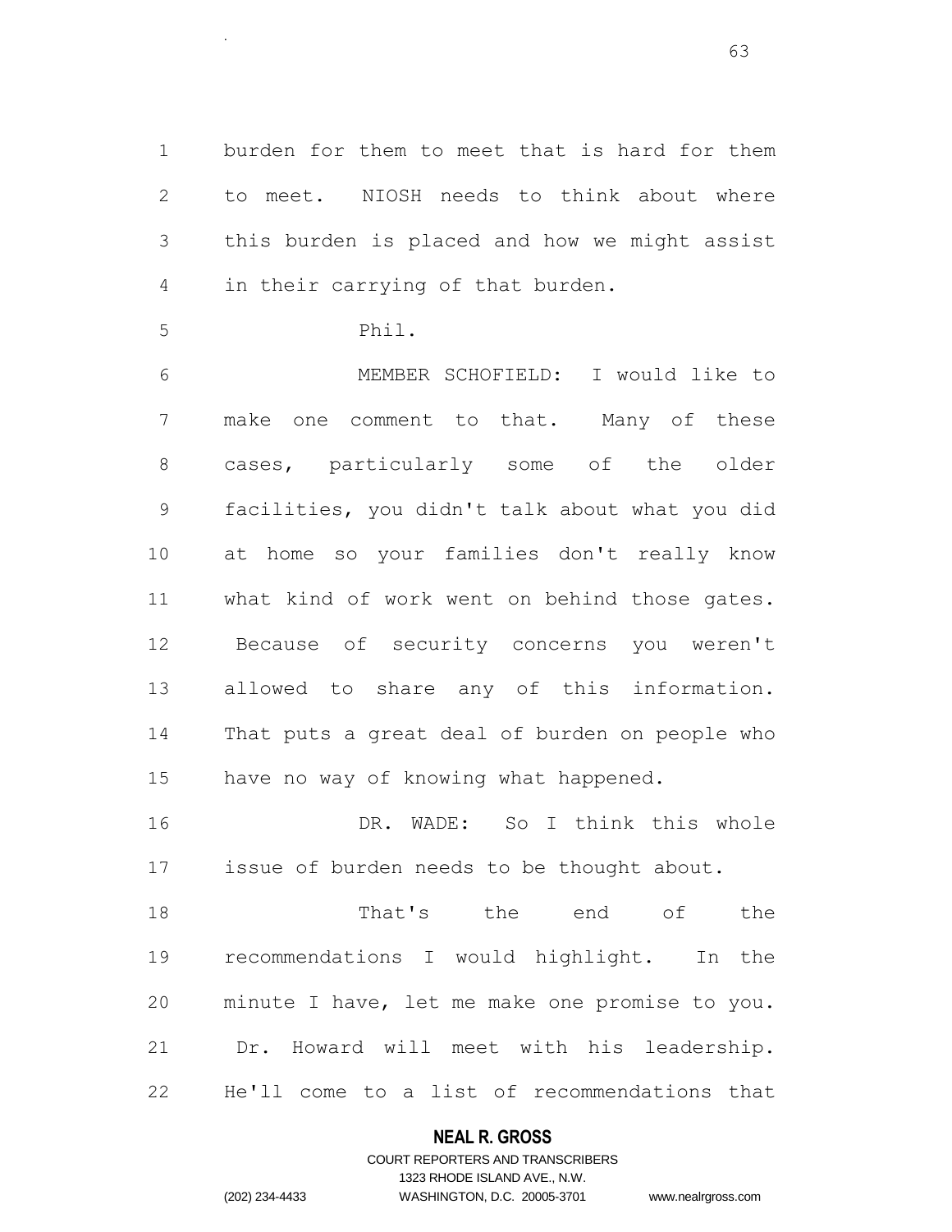burden for them to meet that is hard for them to meet. NIOSH needs to think about where this burden is placed and how we might assist in their carrying of that burden.

Phil.

MEMBER SCHOFIELD: I would like to make one comment to that. Many of these cases, particularly some of the older facilities, you didn't talk about what you did at home so your families don't really know what kind of work went on behind those gates. Because of security concerns you weren't allowed to share any of this information. That puts a great deal of burden on people who have no way of knowing what happened.

DR. WADE: So I think this whole issue of burden needs to be thought about.

That's the end of the recommendations I would highlight. In the minute I have, let me make one promise to you. Dr. Howard will meet with his leadership. He'll come to a list of recommendations that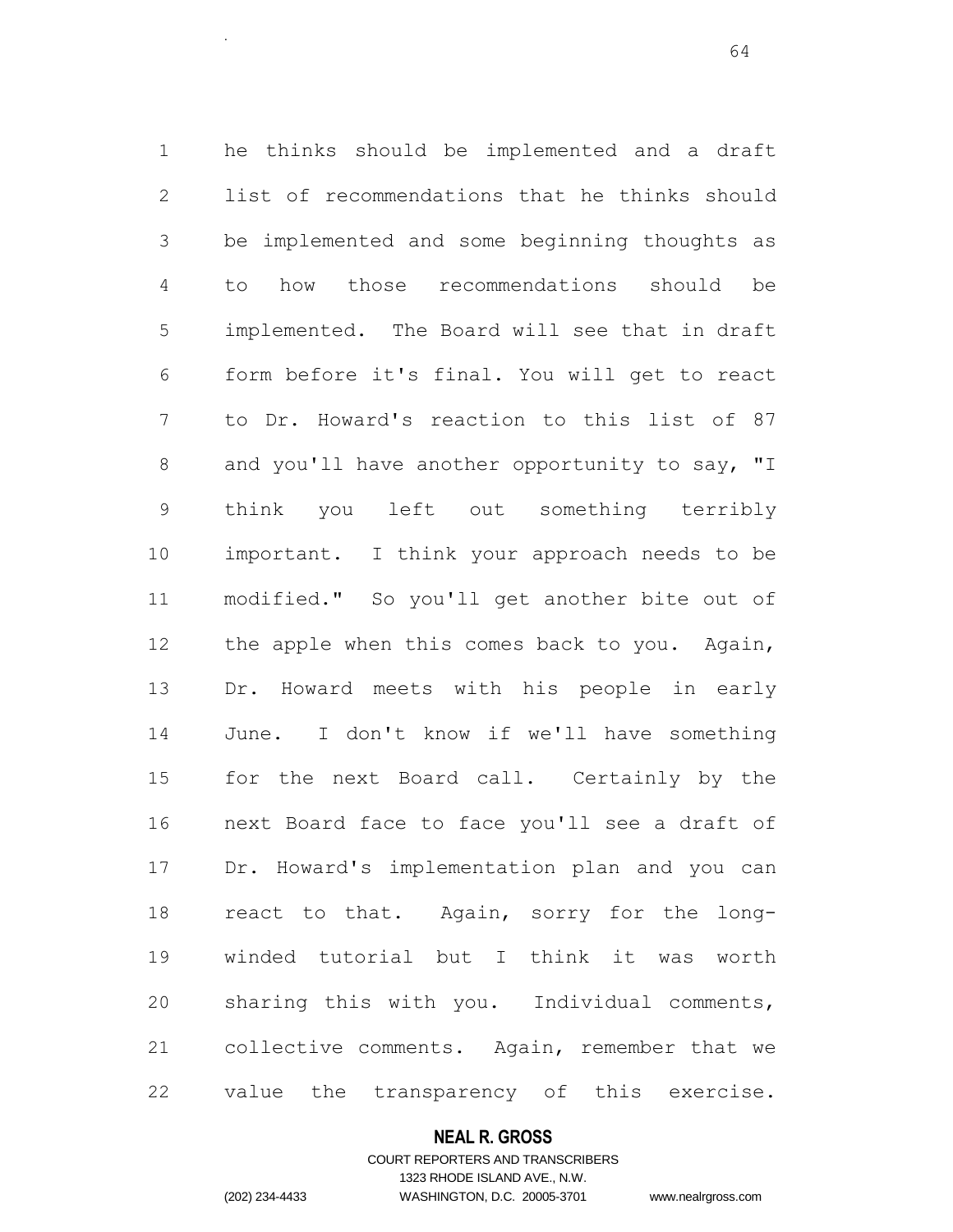he thinks should be implemented and a draft list of recommendations that he thinks should be implemented and some beginning thoughts as to how those recommendations should be implemented. The Board will see that in draft form before it's final. You will get to react to Dr. Howard's reaction to this list of 87 and you'll have another opportunity to say, "I think you left out something terribly important. I think your approach needs to be modified." So you'll get another bite out of the apple when this comes back to you. Again, Dr. Howard meets with his people in early June. I don't know if we'll have something for the next Board call. Certainly by the next Board face to face you'll see a draft of Dr. Howard's implementation plan and you can react to that. Again, sorry for the long-winded tutorial but I think it was worth sharing this with you. Individual comments, collective comments. Again, remember that we value the transparency of this exercise.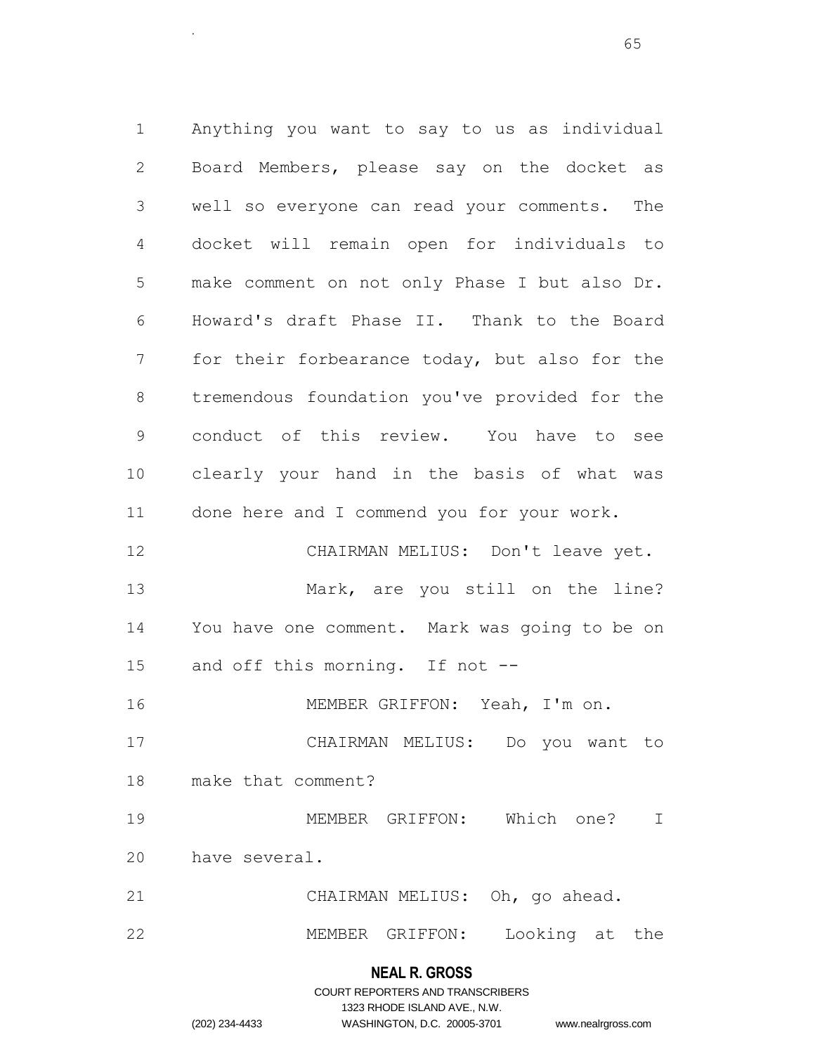Anything you want to say to us as individual Board Members, please say on the docket as well so everyone can read your comments. The docket will remain open for individuals to make comment on not only Phase I but also Dr. Howard's draft Phase II. Thank to the Board for their forbearance today, but also for the tremendous foundation you've provided for the conduct of this review. You have to see clearly your hand in the basis of what was done here and I commend you for your work.

CHAIRMAN MELIUS: Don't leave yet.

Mark, are you still on the line? You have one comment. Mark was going to be on and off this morning. If not --

MEMBER GRIFFON: Yeah, I'm on.

CHAIRMAN MELIUS: Do you want to make that comment?

MEMBER GRIFFON: Which one? I have several.

CHAIRMAN MELIUS: Oh, go ahead.

MEMBER GRIFFON: Looking at the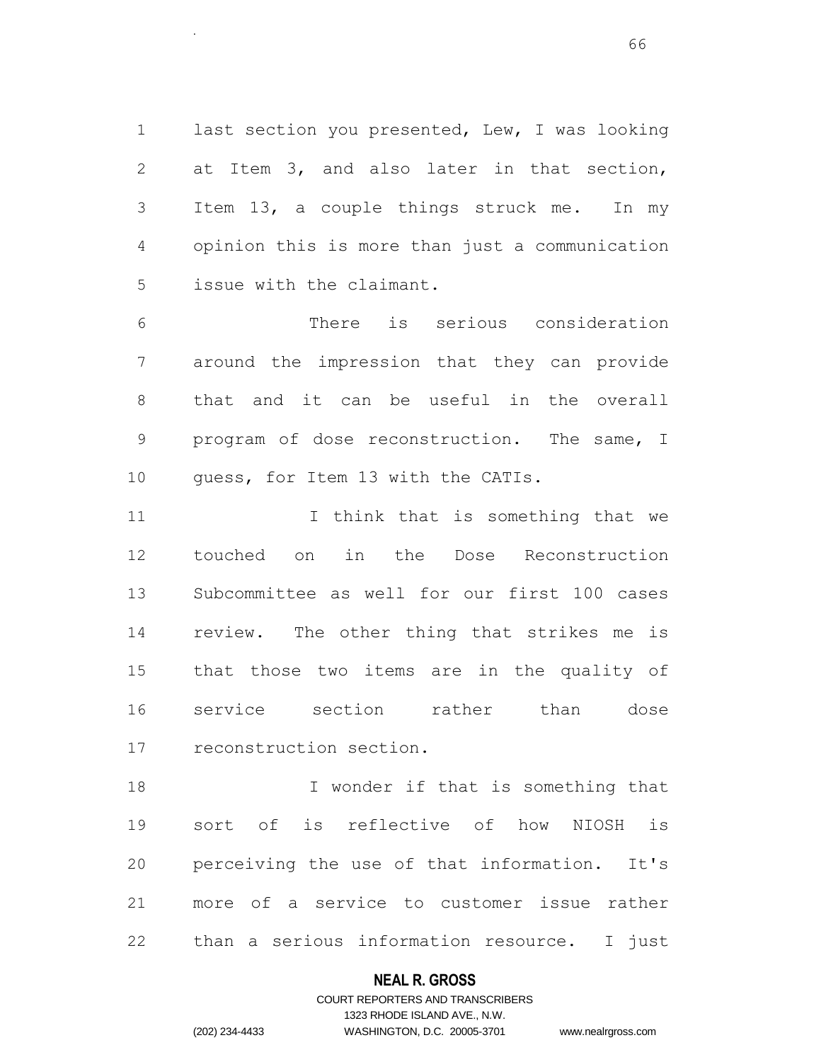last section you presented, Lew, I was looking at Item 3, and also later in that section, Item 13, a couple things struck me. In my opinion this is more than just a communication issue with the claimant.

There is serious consideration around the impression that they can provide that and it can be useful in the overall program of dose reconstruction. The same, I guess, for Item 13 with the CATIs.

I think that is something that we touched on in the Dose Reconstruction Subcommittee as well for our first 100 cases review. The other thing that strikes me is that those two items are in the quality of service section rather than dose reconstruction section.

I wonder if that is something that sort of is reflective of how NIOSH is perceiving the use of that information. It's more of a service to customer issue rather than a serious information resource. I just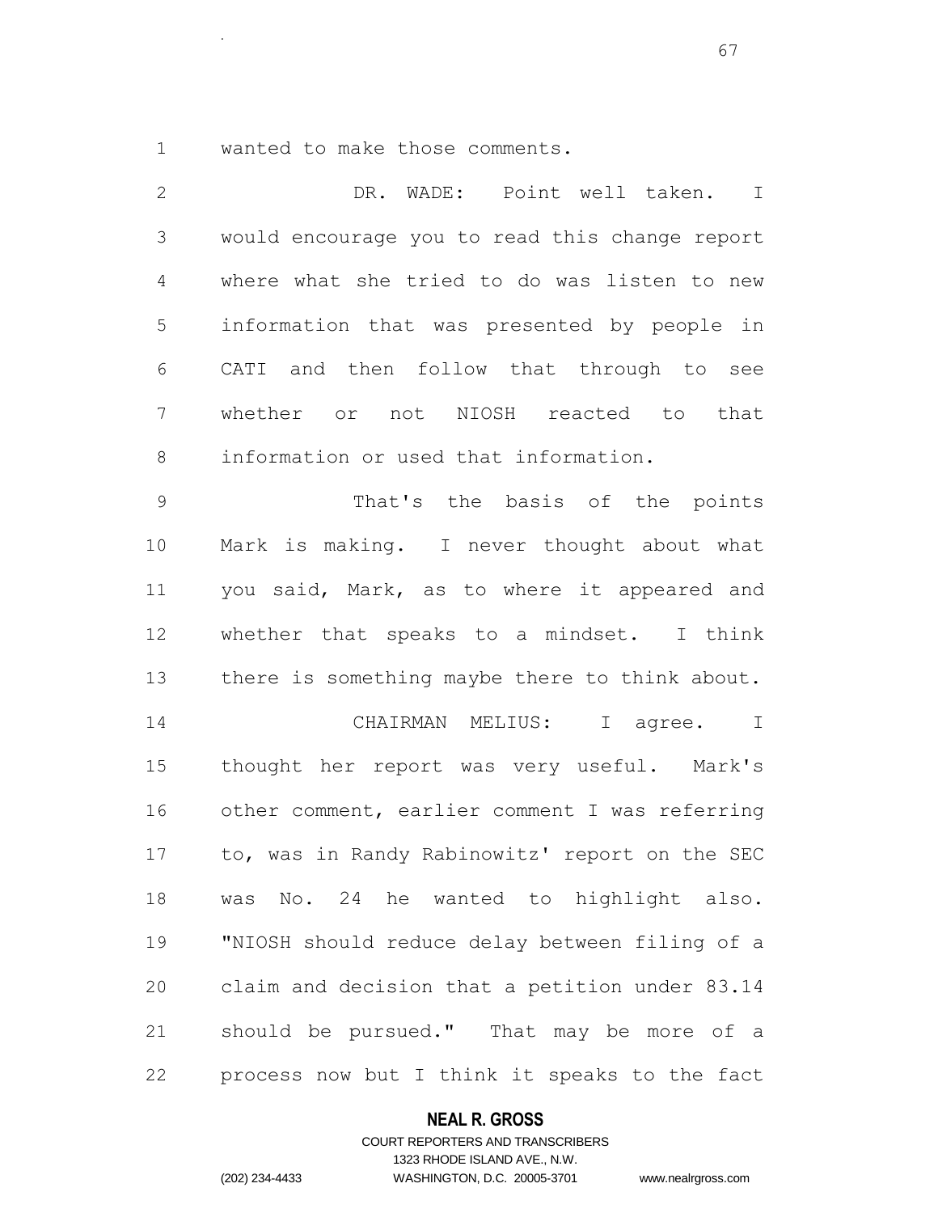wanted to make those comments.

DR. WADE: Point well taken. I would encourage you to read this change report where what she tried to do was listen to new information that was presented by people in CATI and then follow that through to see whether or not NIOSH reacted to that information or used that information.

That's the basis of the points Mark is making. I never thought about what you said, Mark, as to where it appeared and whether that speaks to a mindset. I think there is something maybe there to think about.

CHAIRMAN MELIUS: I agree. I thought her report was very useful. Mark's other comment, earlier comment I was referring to, was in Randy Rabinowitz' report on the SEC was No. 24 he wanted to highlight also. "NIOSH should reduce delay between filing of a claim and decision that a petition under 83.14 should be pursued." That may be more of a process now but I think it speaks to the fact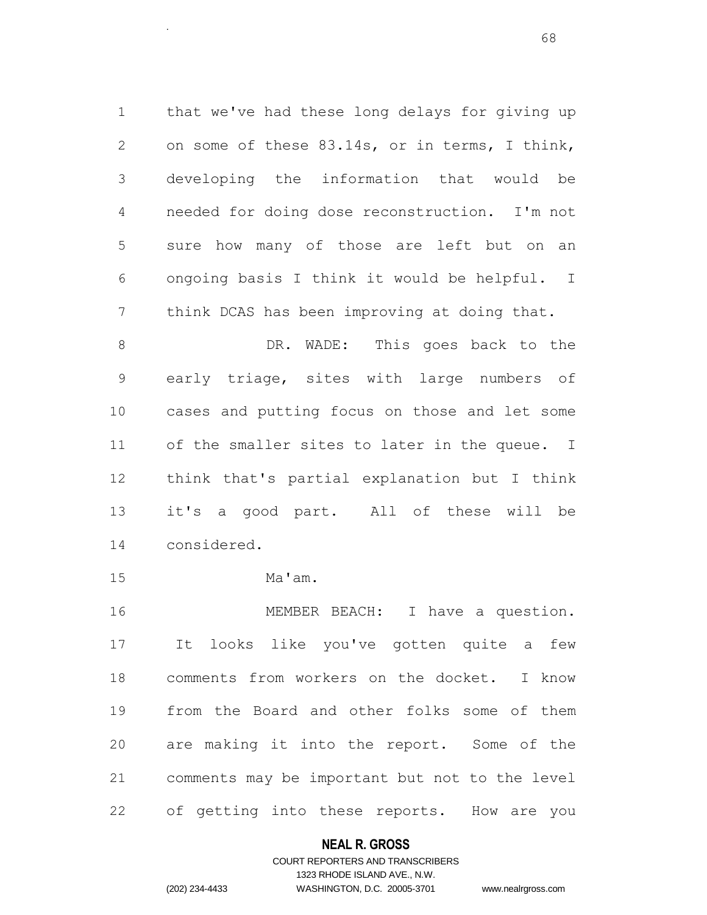that we've had these long delays for giving up on some of these 83.14s, or in terms, I think, developing the information that would be needed for doing dose reconstruction. I'm not sure how many of those are left but on an ongoing basis I think it would be helpful. I think DCAS has been improving at doing that.

DR. WADE: This goes back to the early triage, sites with large numbers of cases and putting focus on those and let some of the smaller sites to later in the queue. I think that's partial explanation but I think it's a good part. All of these will be considered.

Ma'am.

MEMBER BEACH: I have a question. It looks like you've gotten quite a few comments from workers on the docket. I know from the Board and other folks some of them are making it into the report. Some of the comments may be important but not to the level of getting into these reports. How are you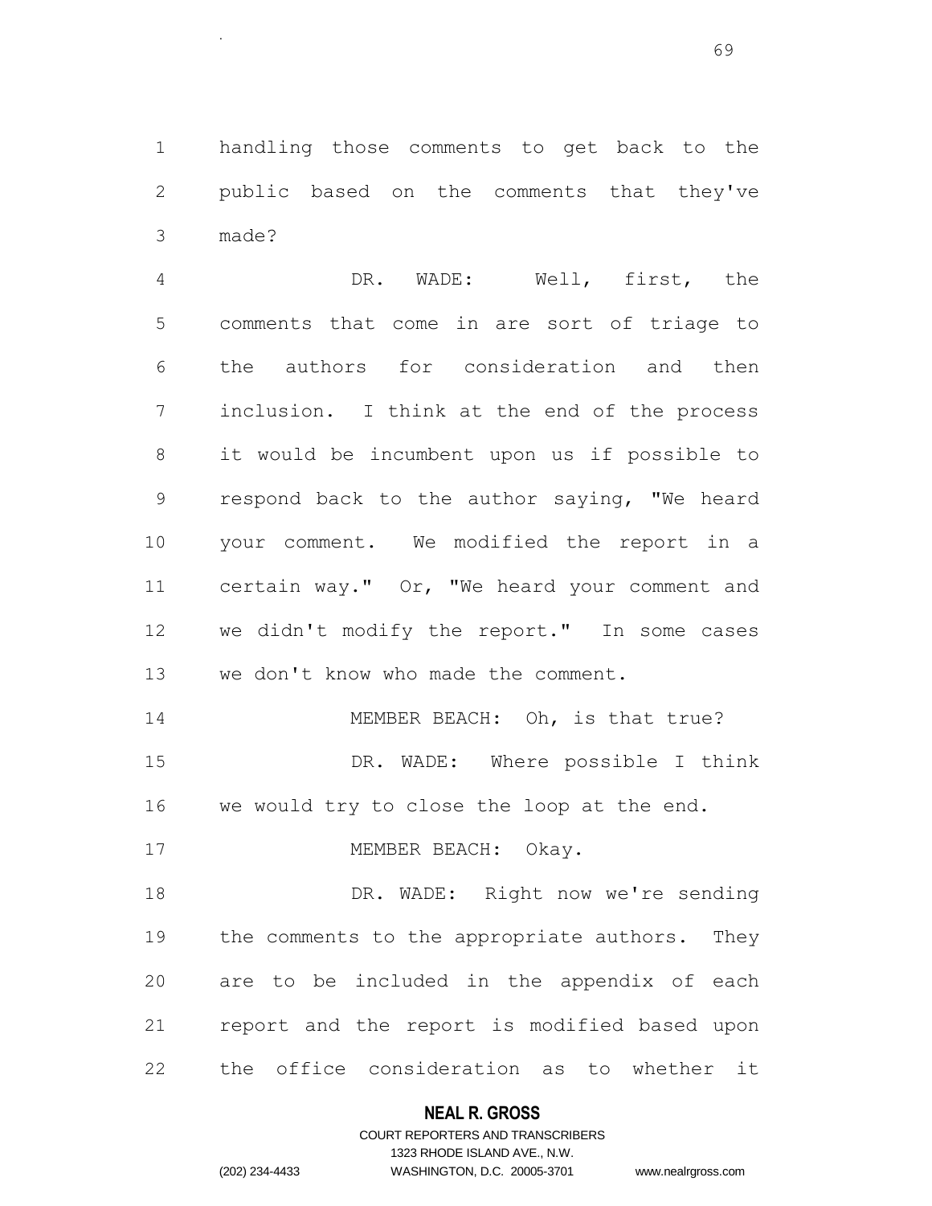handling those comments to get back to the public based on the comments that they've made?

DR. WADE: Well, first, the comments that come in are sort of triage to the authors for consideration and then inclusion. I think at the end of the process it would be incumbent upon us if possible to respond back to the author saying, "We heard your comment. We modified the report in a certain way." Or, "We heard your comment and we didn't modify the report." In some cases we don't know who made the comment.

MEMBER BEACH: Oh, is that true?

DR. WADE: Where possible I think we would try to close the loop at the end.

MEMBER BEACH: Okay.

DR. WADE: Right now we're sending the comments to the appropriate authors. They are to be included in the appendix of each report and the report is modified based upon the office consideration as to whether it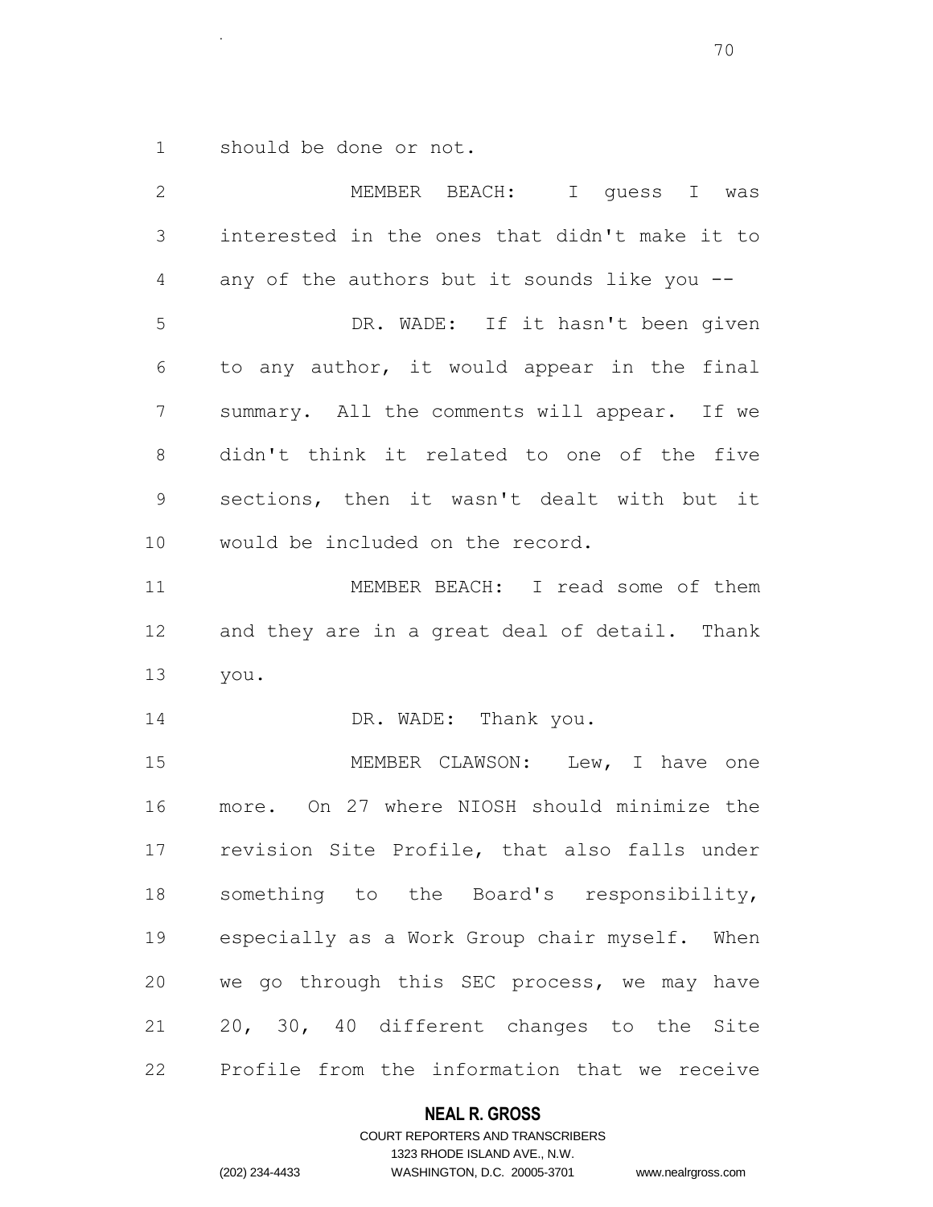should be done or not.

MEMBER BEACH: I guess I was interested in the ones that didn't make it to any of the authors but it sounds like you --

DR. WADE: If it hasn't been given to any author, it would appear in the final summary. All the comments will appear. If we didn't think it related to one of the five sections, then it wasn't dealt with but it would be included on the record.

MEMBER BEACH: I read some of them and they are in a great deal of detail. Thank you.

DR. WADE: Thank you.

MEMBER CLAWSON: Lew, I have one more. On 27 where NIOSH should minimize the revision Site Profile, that also falls under something to the Board's responsibility, especially as a Work Group chair myself. When we go through this SEC process, we may have 20, 30, 40 different changes to the Site Profile from the information that we receive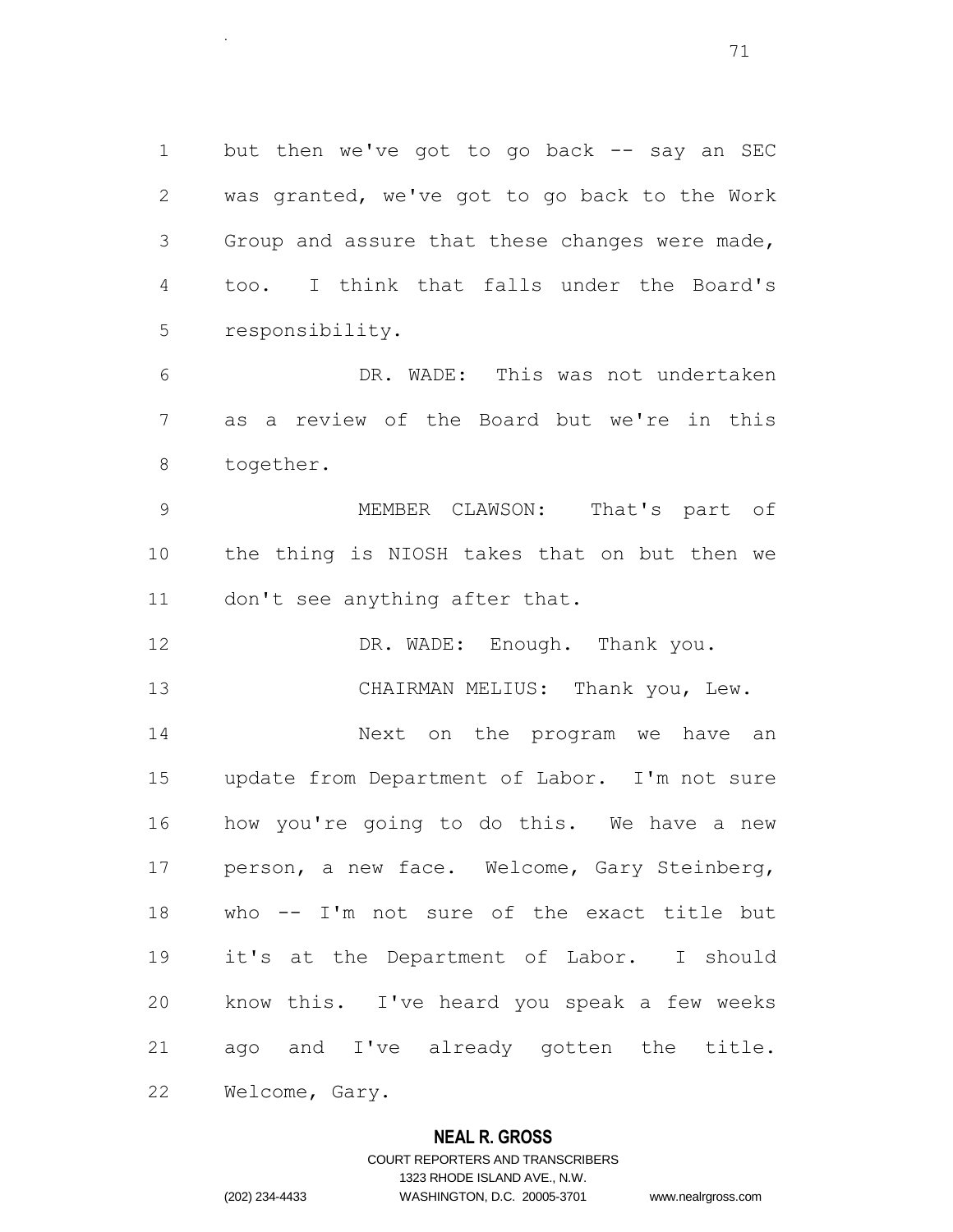but then we've got to go back -- say an SEC was granted, we've got to go back to the Work Group and assure that these changes were made, too. I think that falls under the Board's responsibility.

DR. WADE: This was not undertaken as a review of the Board but we're in this together.

MEMBER CLAWSON: That's part of the thing is NIOSH takes that on but then we don't see anything after that.

DR. WADE: Enough. Thank you.

CHAIRMAN MELIUS: Thank you, Lew.

Next on the program we have an update from Department of Labor. I'm not sure how you're going to do this. We have a new person, a new face. Welcome, Gary Steinberg, who -- I'm not sure of the exact title but it's at the Department of Labor. I should know this. I've heard you speak a few weeks ago and I've already gotten the title. Welcome, Gary.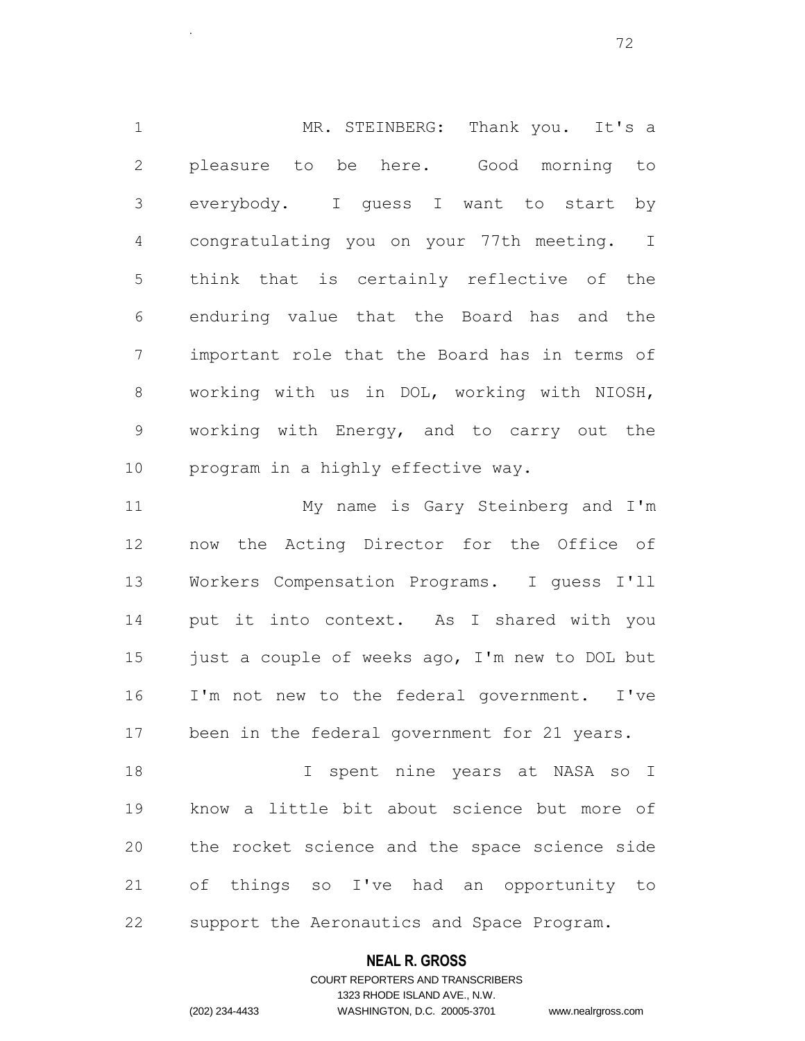MR. STEINBERG: Thank you. It's a pleasure to be here. Good morning to everybody. I guess I want to start by congratulating you on your 77th meeting. I think that is certainly reflective of the enduring value that the Board has and the important role that the Board has in terms of working with us in DOL, working with NIOSH, working with Energy, and to carry out the program in a highly effective way.

My name is Gary Steinberg and I'm now the Acting Director for the Office of Workers Compensation Programs. I guess I'll put it into context. As I shared with you just a couple of weeks ago, I'm new to DOL but I'm not new to the federal government. I've been in the federal government for 21 years.

I spent nine years at NASA so I know a little bit about science but more of the rocket science and the space science side of things so I've had an opportunity to support the Aeronautics and Space Program.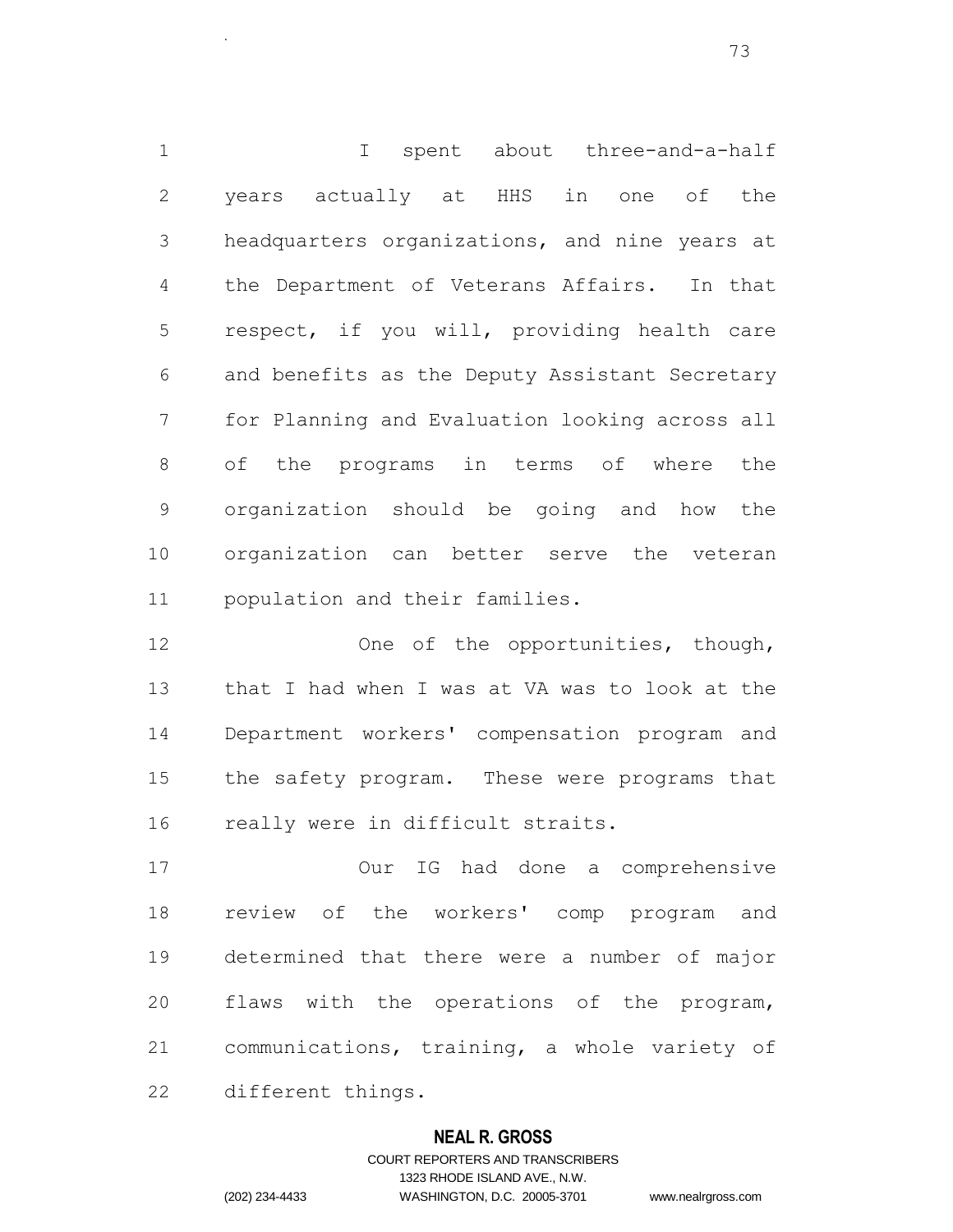I spent about three-and-a-half years actually at HHS in one of the headquarters organizations, and nine years at the Department of Veterans Affairs. In that respect, if you will, providing health care and benefits as the Deputy Assistant Secretary for Planning and Evaluation looking across all of the programs in terms of where the organization should be going and how the organization can better serve the veteran population and their families.

One of the opportunities, though, that I had when I was at VA was to look at the Department workers' compensation program and the safety program. These were programs that really were in difficult straits.

Our IG had done a comprehensive review of the workers' comp program and determined that there were a number of major flaws with the operations of the program, communications, training, a whole variety of different things.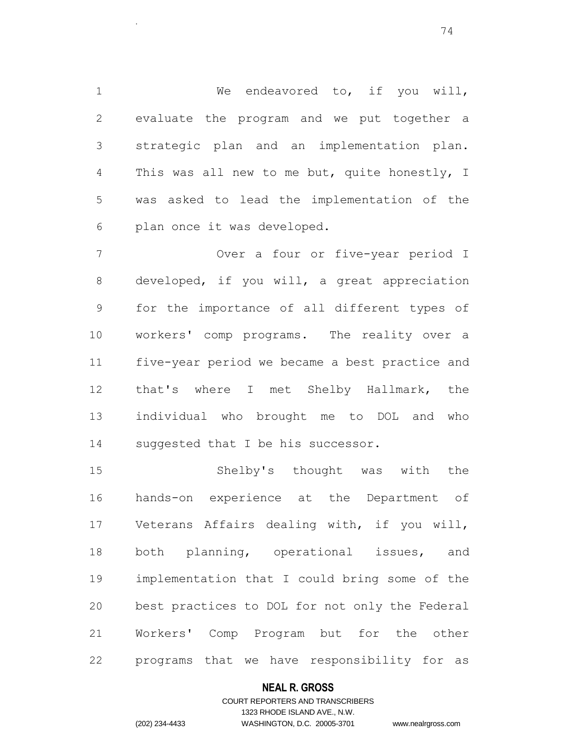We endeavored to, if you will, evaluate the program and we put together a strategic plan and an implementation plan. This was all new to me but, quite honestly, I was asked to lead the implementation of the plan once it was developed.

Over a four or five-year period I developed, if you will, a great appreciation for the importance of all different types of workers' comp programs. The reality over a five-year period we became a best practice and that's where I met Shelby Hallmark, the individual who brought me to DOL and who suggested that I be his successor.

Shelby's thought was with the hands-on experience at the Department of Veterans Affairs dealing with, if you will, both planning, operational issues, and implementation that I could bring some of the best practices to DOL for not only the Federal Workers' Comp Program but for the other programs that we have responsibility for as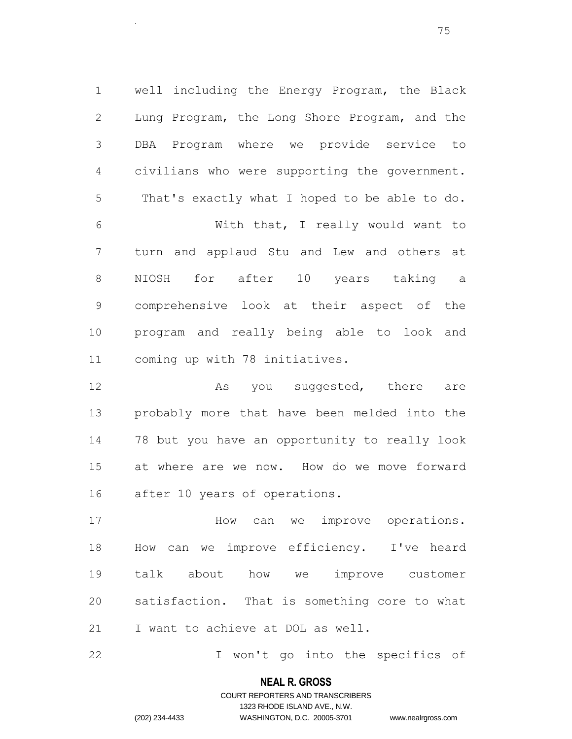well including the Energy Program, the Black Lung Program, the Long Shore Program, and the DBA Program where we provide service to civilians who were supporting the government. That's exactly what I hoped to be able to do.

With that, I really would want to turn and applaud Stu and Lew and others at NIOSH for after 10 years taking a comprehensive look at their aspect of the program and really being able to look and coming up with 78 initiatives.

As you suggested, there are probably more that have been melded into the 78 but you have an opportunity to really look at where are we now. How do we move forward after 10 years of operations.

How can we improve operations. How can we improve efficiency. I've heard talk about how we improve customer satisfaction. That is something core to what I want to achieve at DOL as well.

I won't go into the specifics of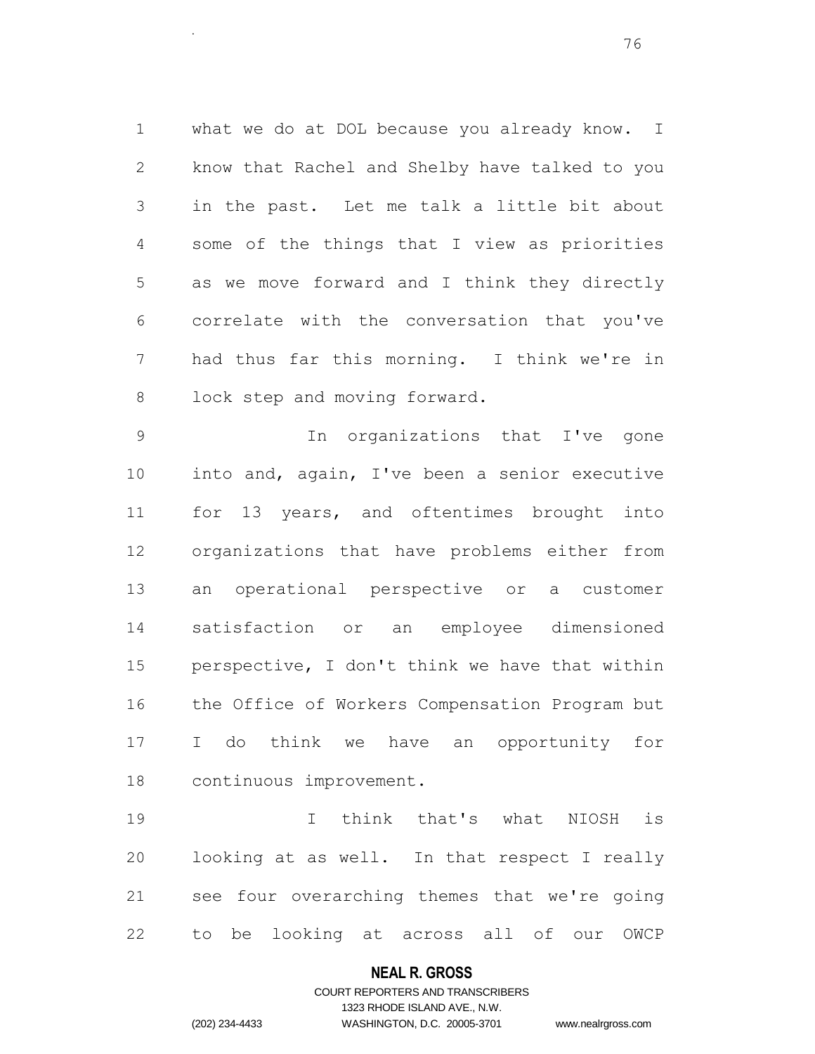what we do at DOL because you already know. I know that Rachel and Shelby have talked to you in the past. Let me talk a little bit about some of the things that I view as priorities as we move forward and I think they directly correlate with the conversation that you've had thus far this morning. I think we're in lock step and moving forward.

In organizations that I've gone into and, again, I've been a senior executive for 13 years, and oftentimes brought into organizations that have problems either from an operational perspective or a customer satisfaction or an employee dimensioned perspective, I don't think we have that within the Office of Workers Compensation Program but I do think we have an opportunity for continuous improvement.

I think that's what NIOSH is looking at as well. In that respect I really see four overarching themes that we're going to be looking at across all of our OWCP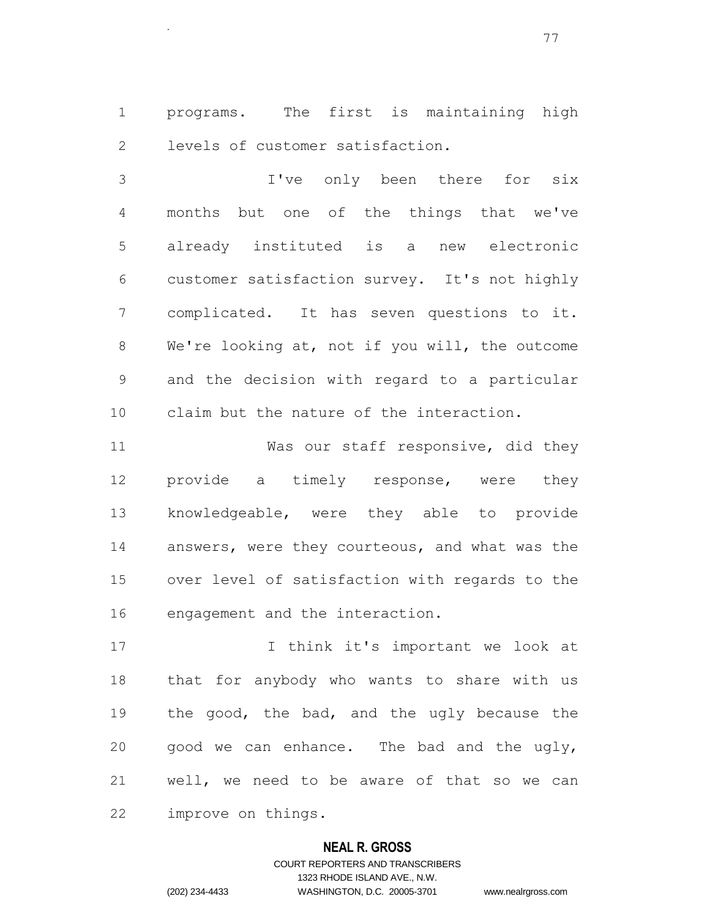programs. The first is maintaining high levels of customer satisfaction.

I've only been there for six months but one of the things that we've already instituted is a new electronic customer satisfaction survey. It's not highly complicated. It has seven questions to it. We're looking at, not if you will, the outcome and the decision with regard to a particular claim but the nature of the interaction.

Was our staff responsive, did they provide a timely response, were they knowledgeable, were they able to provide answers, were they courteous, and what was the over level of satisfaction with regards to the engagement and the interaction.

I think it's important we look at that for anybody who wants to share with us the good, the bad, and the ugly because the good we can enhance. The bad and the ugly, well, we need to be aware of that so we can improve on things.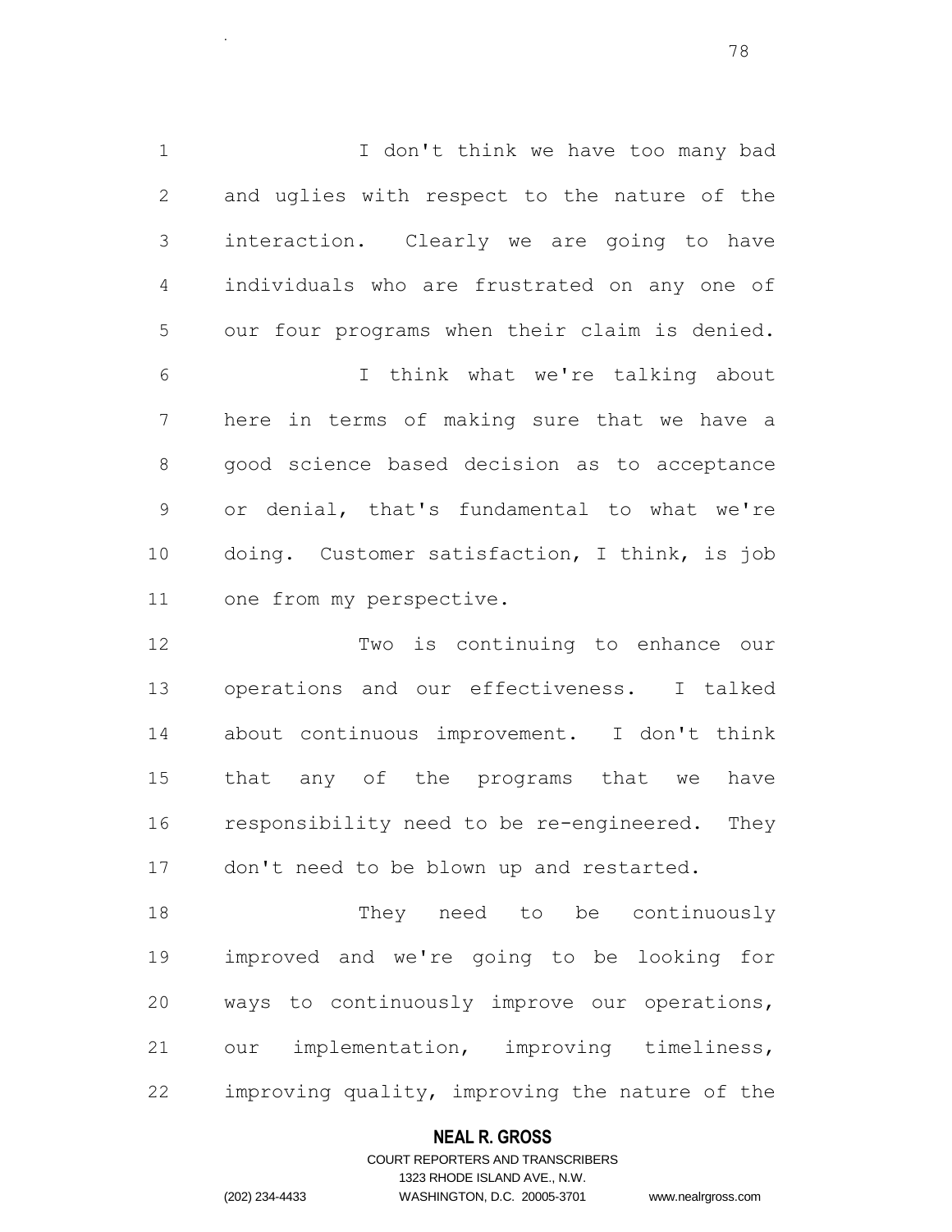I don't think we have too many bad and uglies with respect to the nature of the interaction. Clearly we are going to have individuals who are frustrated on any one of our four programs when their claim is denied.

I think what we're talking about here in terms of making sure that we have a good science based decision as to acceptance or denial, that's fundamental to what we're doing. Customer satisfaction, I think, is job one from my perspective.

Two is continuing to enhance our operations and our effectiveness. I talked about continuous improvement. I don't think that any of the programs that we have responsibility need to be re-engineered. They don't need to be blown up and restarted.

They need to be continuously improved and we're going to be looking for ways to continuously improve our operations, our implementation, improving timeliness, improving quality, improving the nature of the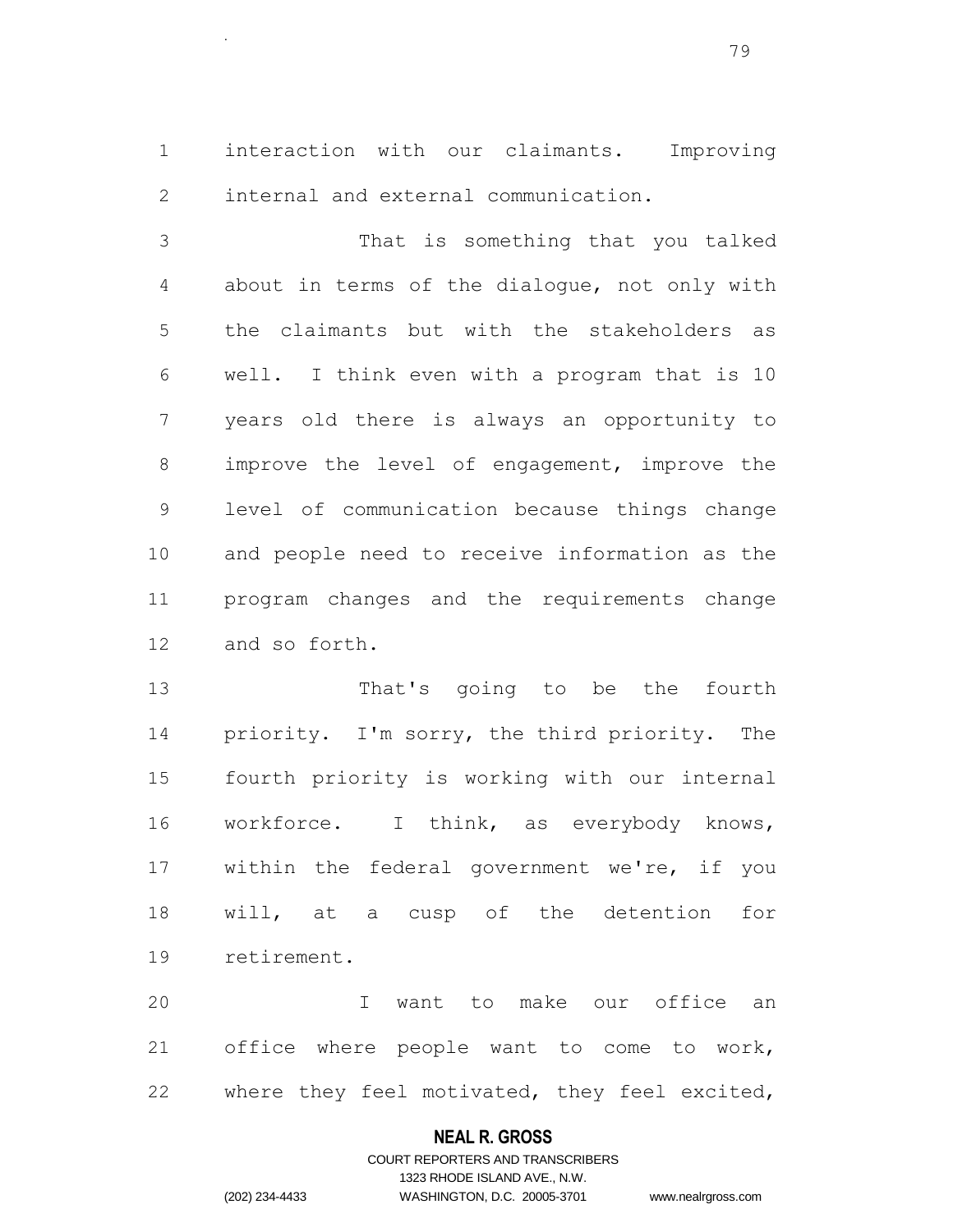interaction with our claimants. Improving internal and external communication.

That is something that you talked about in terms of the dialogue, not only with the claimants but with the stakeholders as well. I think even with a program that is 10 years old there is always an opportunity to improve the level of engagement, improve the level of communication because things change and people need to receive information as the program changes and the requirements change and so forth.

That's going to be the fourth priority. I'm sorry, the third priority. The fourth priority is working with our internal workforce. I think, as everybody knows, within the federal government we're, if you will, at a cusp of the detention for retirement.

I want to make our office an office where people want to come to work, where they feel motivated, they feel excited,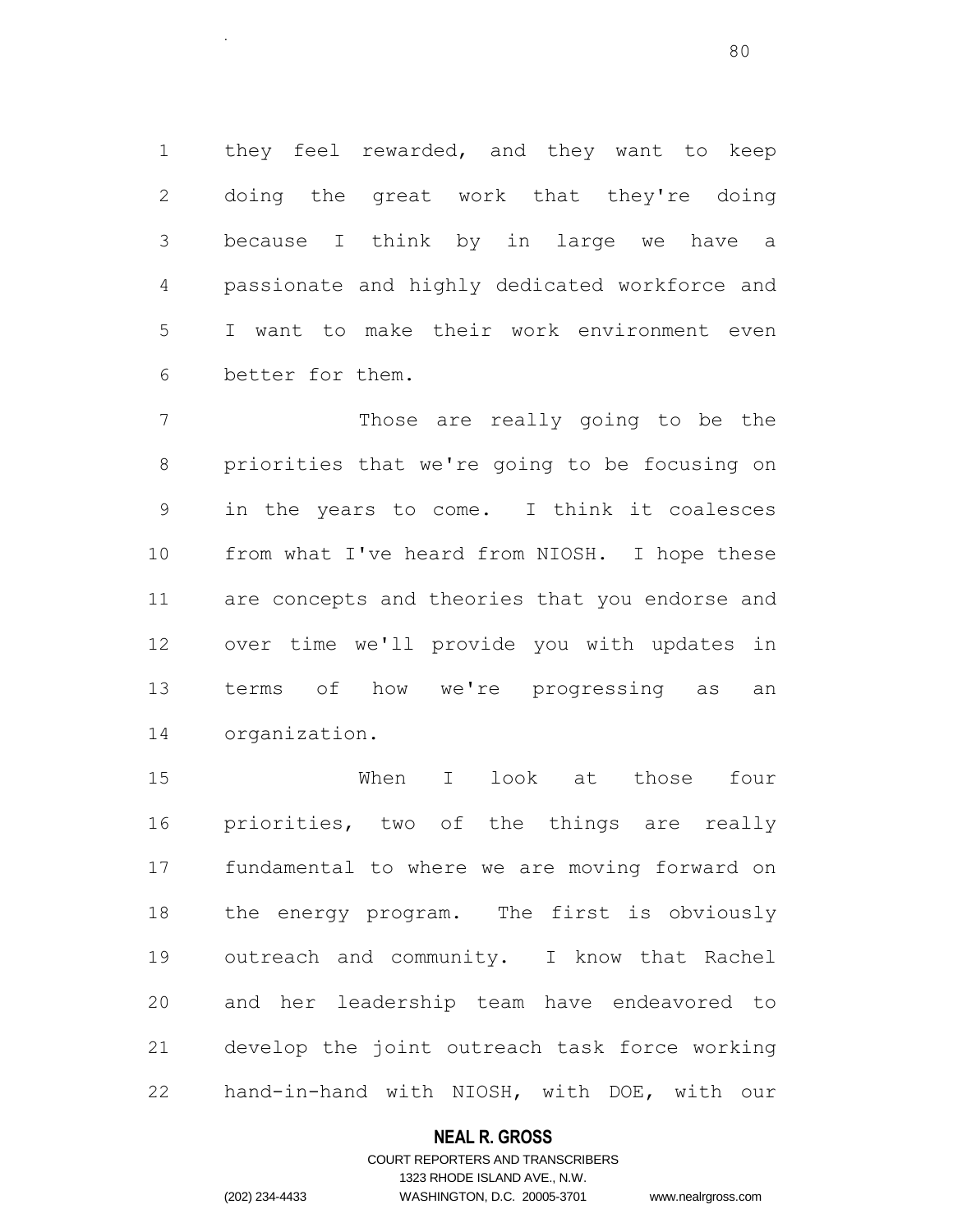they feel rewarded, and they want to keep doing the great work that they're doing because I think by in large we have a passionate and highly dedicated workforce and I want to make their work environment even better for them.

Those are really going to be the priorities that we're going to be focusing on in the years to come. I think it coalesces from what I've heard from NIOSH. I hope these are concepts and theories that you endorse and over time we'll provide you with updates in terms of how we're progressing as an organization.

When I look at those four priorities, two of the things are really fundamental to where we are moving forward on the energy program. The first is obviously outreach and community. I know that Rachel and her leadership team have endeavored to develop the joint outreach task force working hand-in-hand with NIOSH, with DOE, with our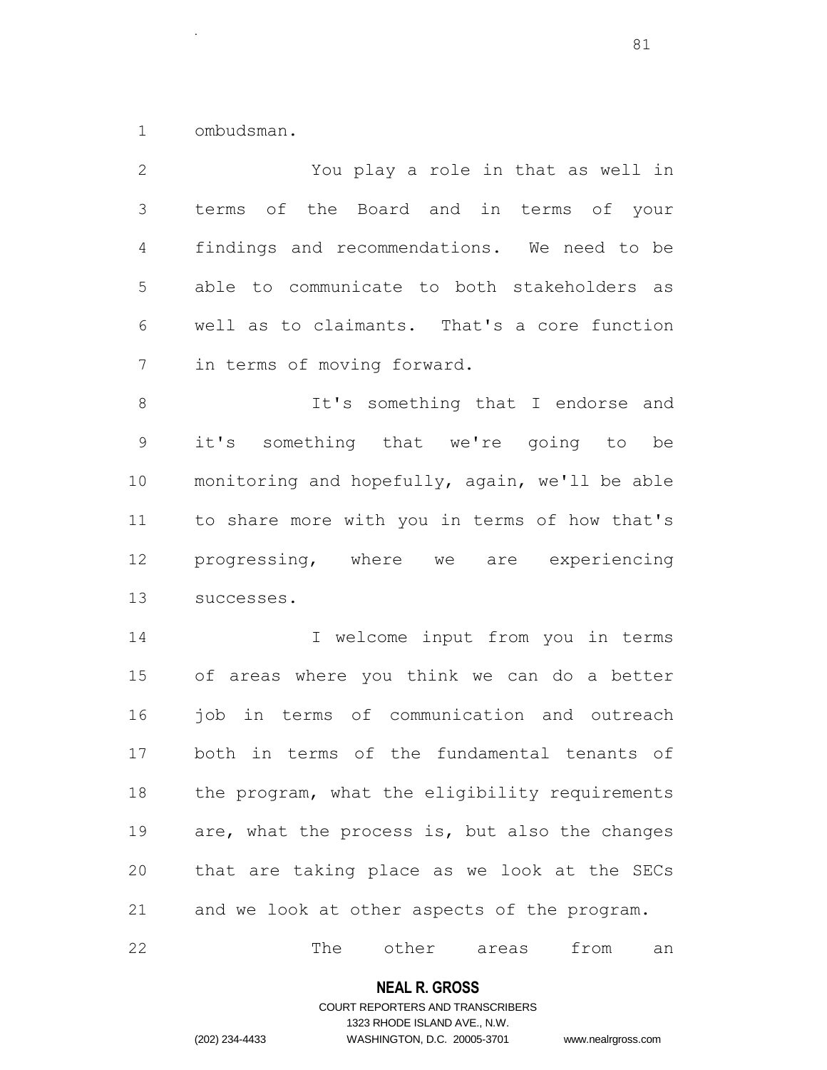ombudsman.

You play a role in that as well in terms of the Board and in terms of your findings and recommendations. We need to be able to communicate to both stakeholders as well as to claimants. That's a core function in terms of moving forward.

It's something that I endorse and it's something that we're going to be monitoring and hopefully, again, we'll be able to share more with you in terms of how that's progressing, where we are experiencing successes.

I welcome input from you in terms of areas where you think we can do a better job in terms of communication and outreach both in terms of the fundamental tenants of the program, what the eligibility requirements are, what the process is, but also the changes that are taking place as we look at the SECs and we look at other aspects of the program.

The other areas from an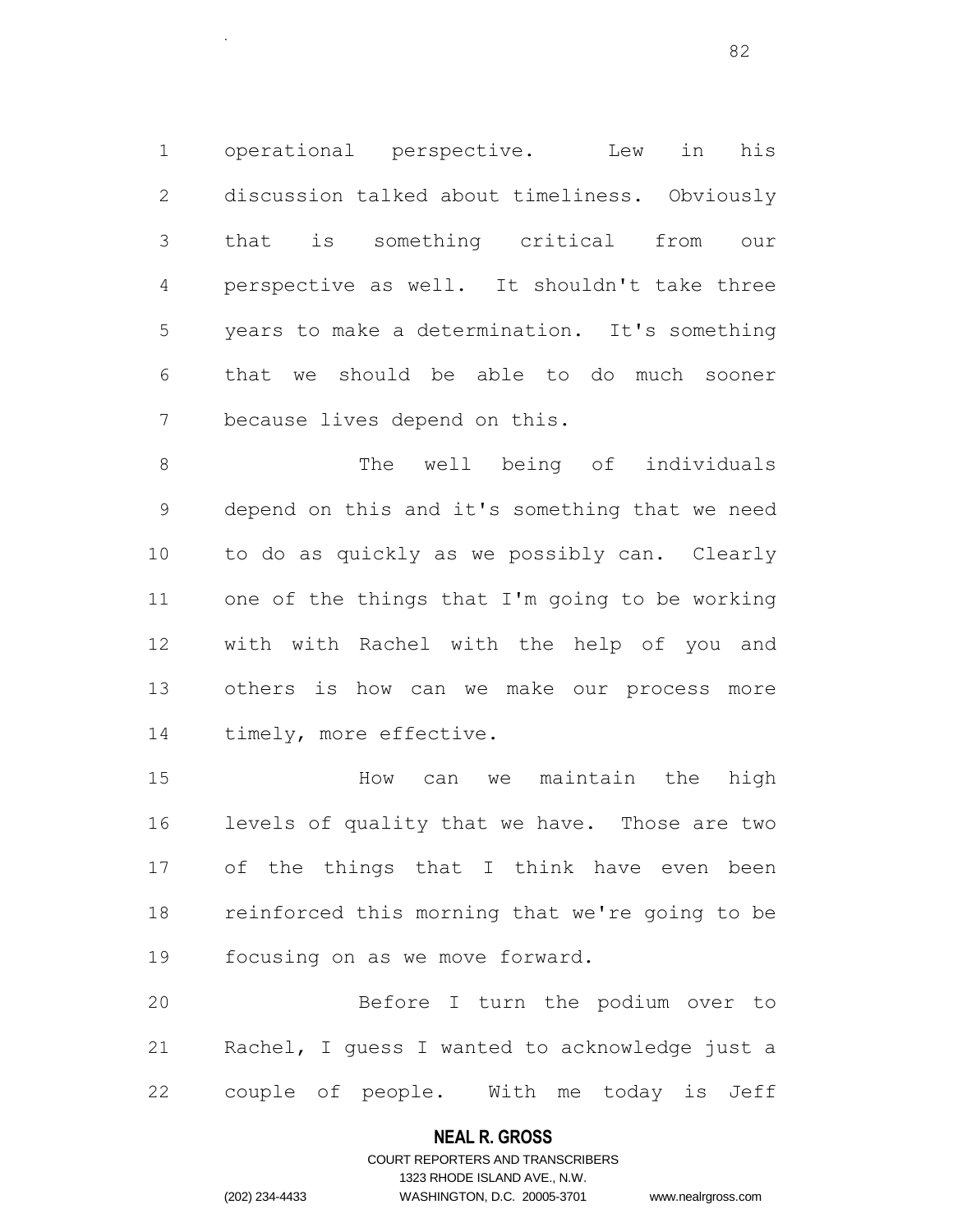operational perspective. Lew in his discussion talked about timeliness. Obviously that is something critical from our perspective as well. It shouldn't take three years to make a determination. It's something that we should be able to do much sooner because lives depend on this.

The well being of individuals depend on this and it's something that we need to do as quickly as we possibly can. Clearly one of the things that I'm going to be working with with Rachel with the help of you and others is how can we make our process more timely, more effective.

How can we maintain the high levels of quality that we have. Those are two of the things that I think have even been reinforced this morning that we're going to be focusing on as we move forward.

Before I turn the podium over to Rachel, I guess I wanted to acknowledge just a couple of people. With me today is Jeff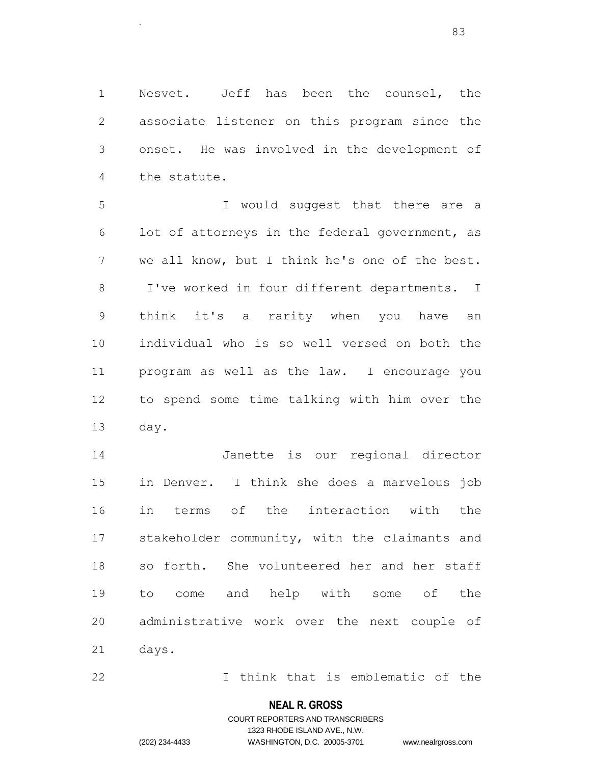Nesvet. Jeff has been the counsel, the associate listener on this program since the onset. He was involved in the development of the statute.

I would suggest that there are a lot of attorneys in the federal government, as we all know, but I think he's one of the best. I've worked in four different departments. I think it's a rarity when you have an individual who is so well versed on both the program as well as the law. I encourage you to spend some time talking with him over the day.

Janette is our regional director in Denver. I think she does a marvelous job in terms of the interaction with the stakeholder community, with the claimants and so forth. She volunteered her and her staff to come and help with some of the administrative work over the next couple of days.

I think that is emblematic of the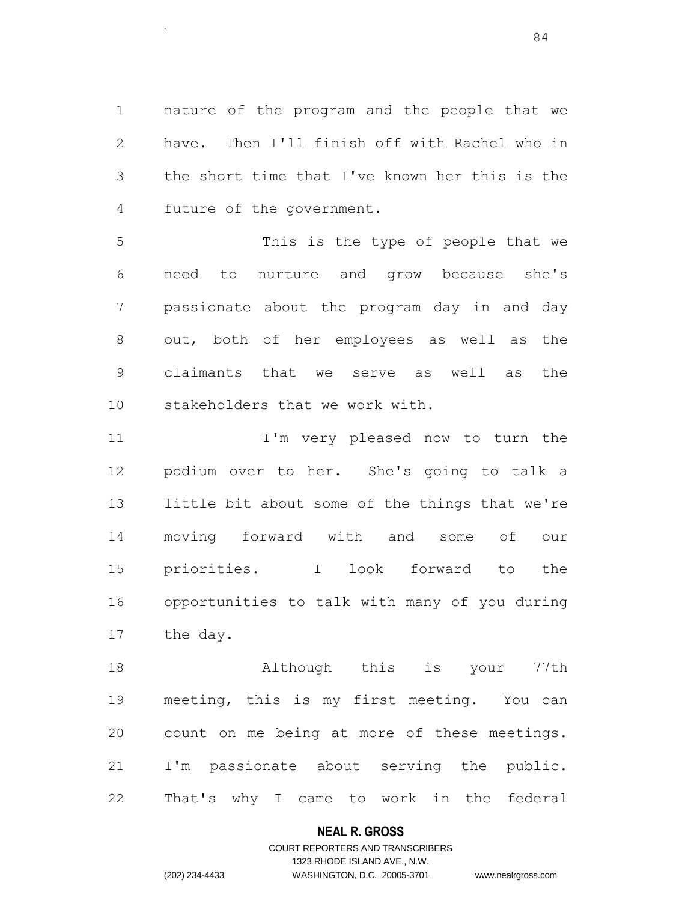nature of the program and the people that we have. Then I'll finish off with Rachel who in the short time that I've known her this is the future of the government.

This is the type of people that we need to nurture and grow because she's passionate about the program day in and day out, both of her employees as well as the claimants that we serve as well as the stakeholders that we work with.

I'm very pleased now to turn the podium over to her. She's going to talk a little bit about some of the things that we're moving forward with and some of our priorities. I look forward to the opportunities to talk with many of you during the day.

Although this is your 77th meeting, this is my first meeting. You can count on me being at more of these meetings. I'm passionate about serving the public. That's why I came to work in the federal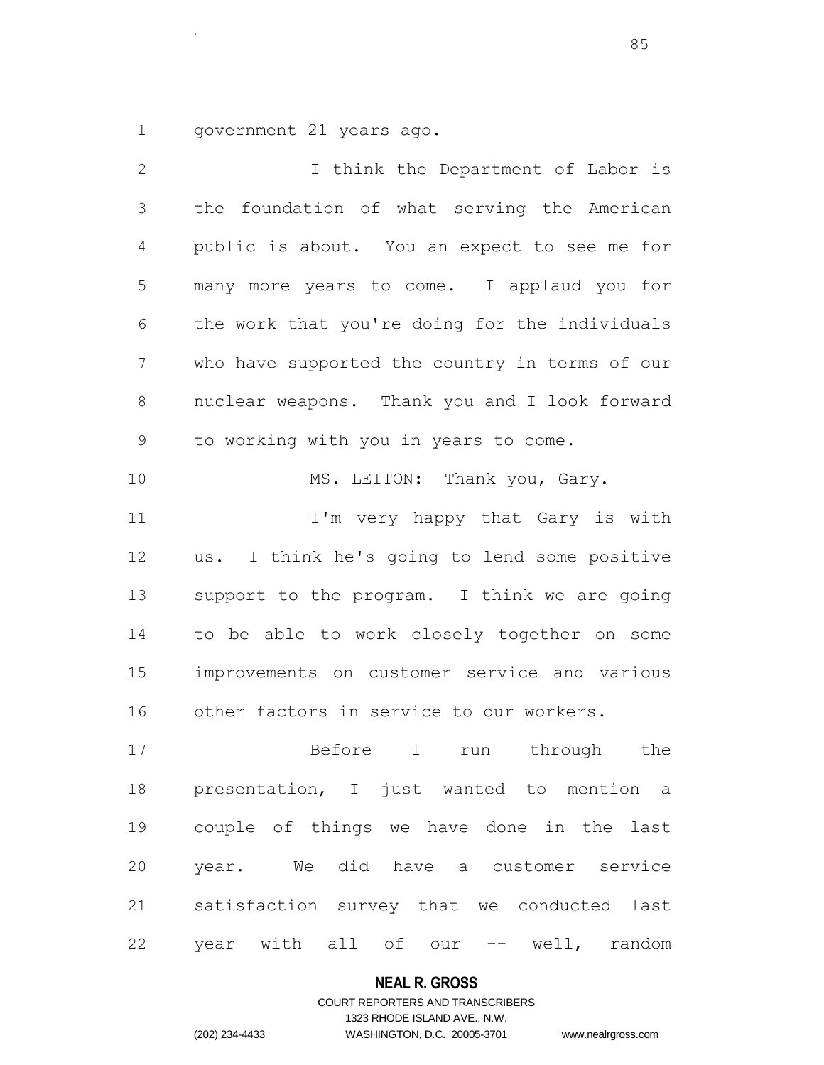government 21 years ago.

I think the Department of Labor is the foundation of what serving the American public is about. You an expect to see me for many more years to come. I applaud you for the work that you're doing for the individuals who have supported the country in terms of our nuclear weapons. Thank you and I look forward to working with you in years to come.

MS. LEITON: Thank you, Gary.

I'm very happy that Gary is with us. I think he's going to lend some positive support to the program. I think we are going to be able to work closely together on some improvements on customer service and various other factors in service to our workers.

Before I run through the presentation, I just wanted to mention a couple of things we have done in the last year. We did have a customer service satisfaction survey that we conducted last year with all of our -- well, random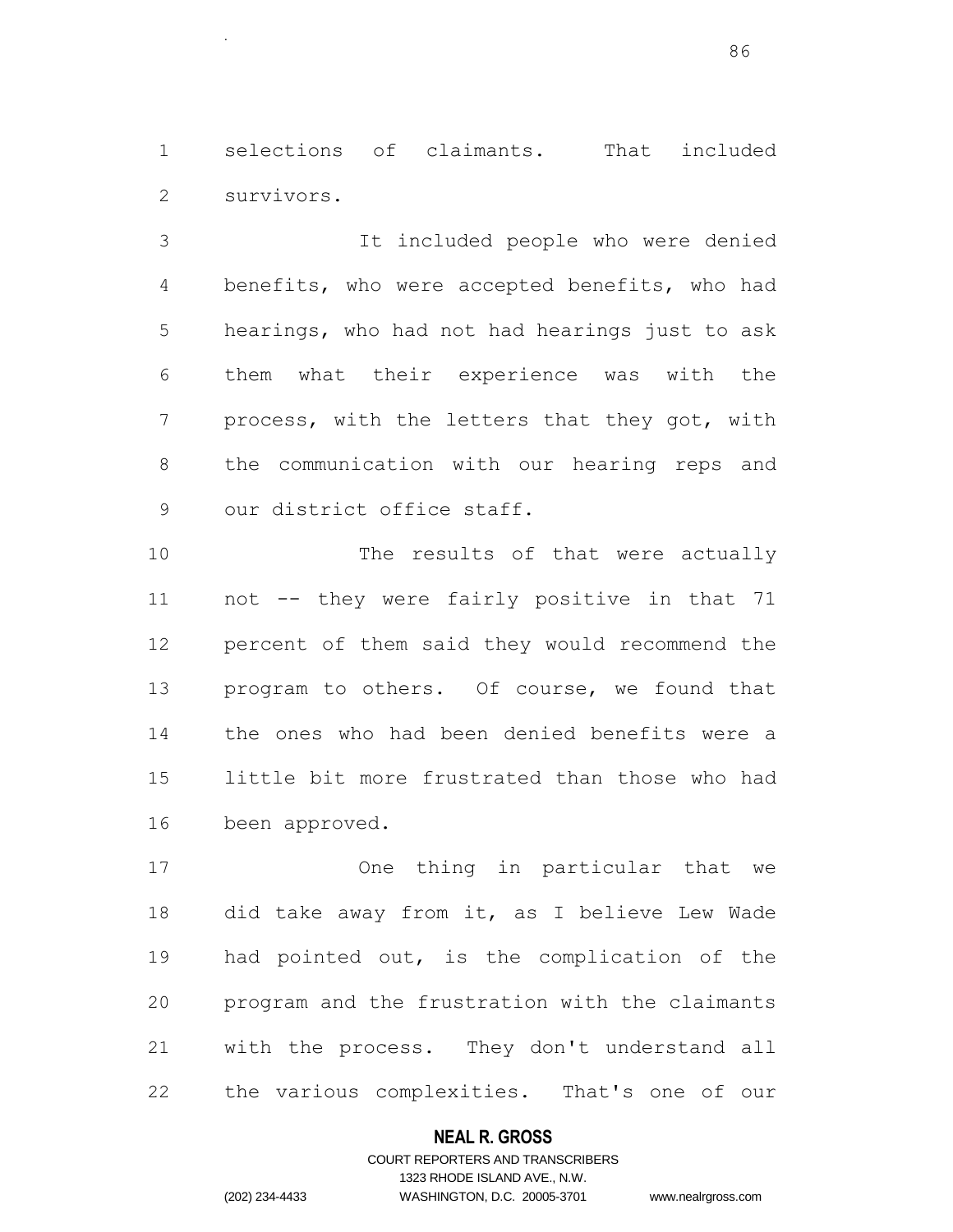selections of claimants. That included survivors.

It included people who were denied benefits, who were accepted benefits, who had hearings, who had not had hearings just to ask them what their experience was with the process, with the letters that they got, with the communication with our hearing reps and our district office staff.

The results of that were actually not -- they were fairly positive in that 71 percent of them said they would recommend the program to others. Of course, we found that the ones who had been denied benefits were a little bit more frustrated than those who had been approved.

One thing in particular that we did take away from it, as I believe Lew Wade had pointed out, is the complication of the program and the frustration with the claimants with the process. They don't understand all the various complexities. That's one of our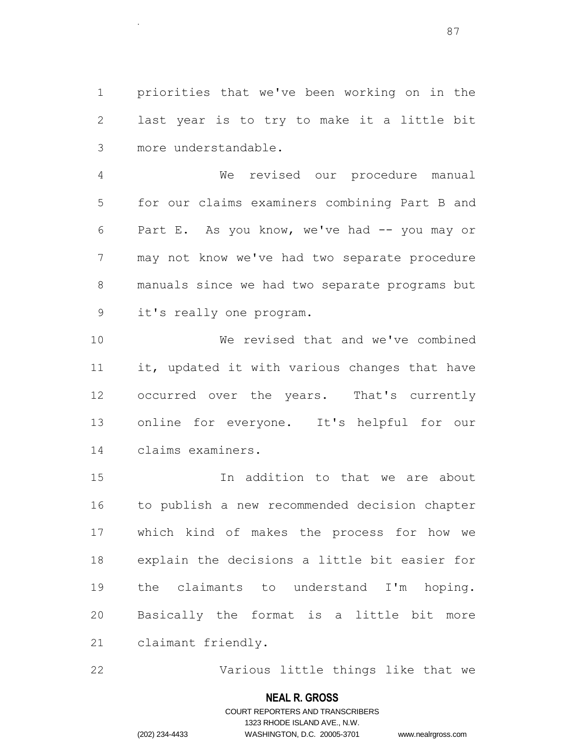priorities that we've been working on in the last year is to try to make it a little bit more understandable.

We revised our procedure manual for our claims examiners combining Part B and Part E. As you know, we've had -- you may or may not know we've had two separate procedure manuals since we had two separate programs but it's really one program.

We revised that and we've combined it, updated it with various changes that have occurred over the years. That's currently online for everyone. It's helpful for our claims examiners.

In addition to that we are about to publish a new recommended decision chapter which kind of makes the process for how we explain the decisions a little bit easier for the claimants to understand I'm hoping. Basically the format is a little bit more claimant friendly.

Various little things like that we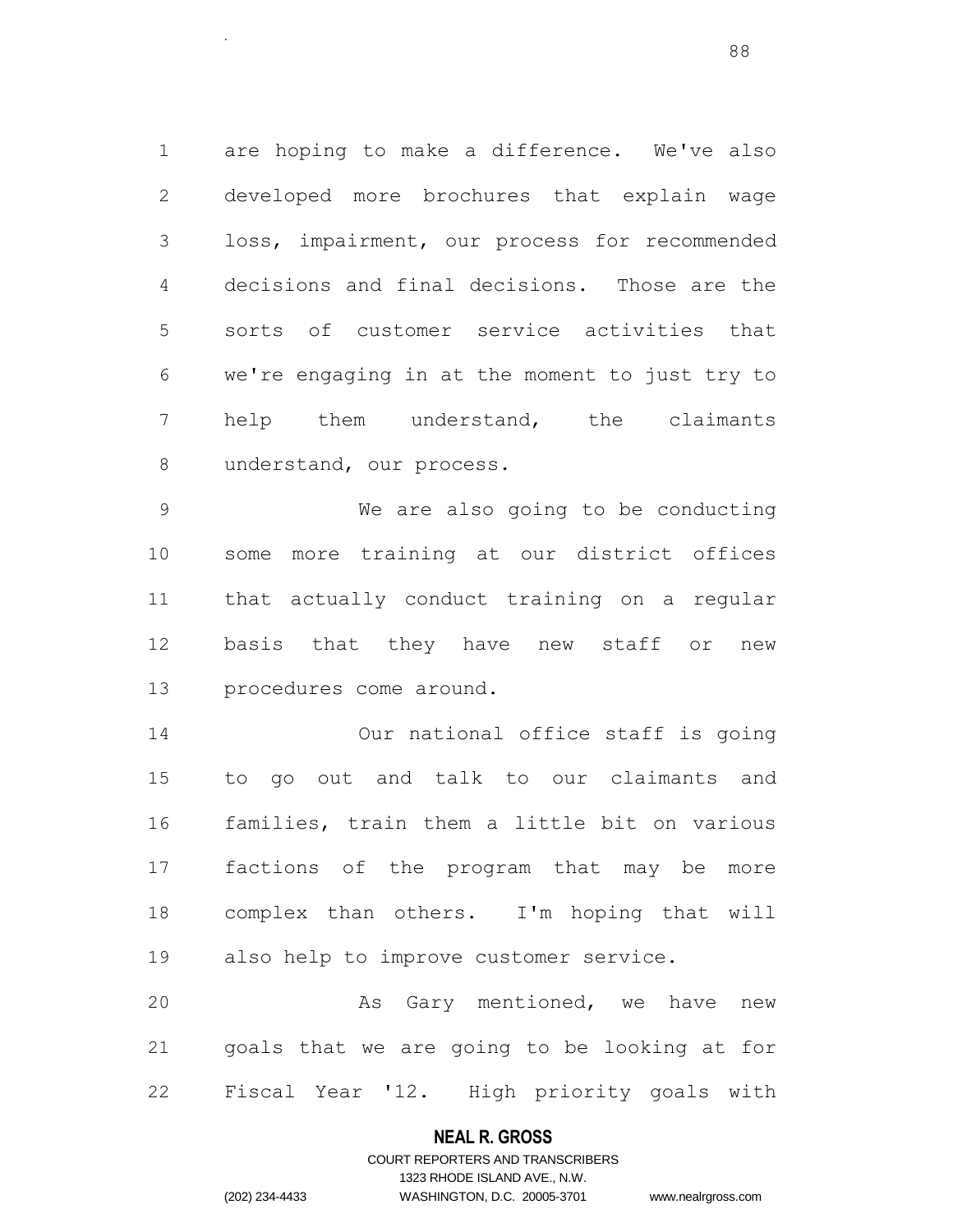are hoping to make a difference. We've also developed more brochures that explain wage loss, impairment, our process for recommended decisions and final decisions. Those are the sorts of customer service activities that we're engaging in at the moment to just try to help them understand, the claimants understand, our process.

We are also going to be conducting some more training at our district offices that actually conduct training on a regular basis that they have new staff or new procedures come around.

Our national office staff is going to go out and talk to our claimants and families, train them a little bit on various factions of the program that may be more complex than others. I'm hoping that will also help to improve customer service.

As Gary mentioned, we have new goals that we are going to be looking at for Fiscal Year '12. High priority goals with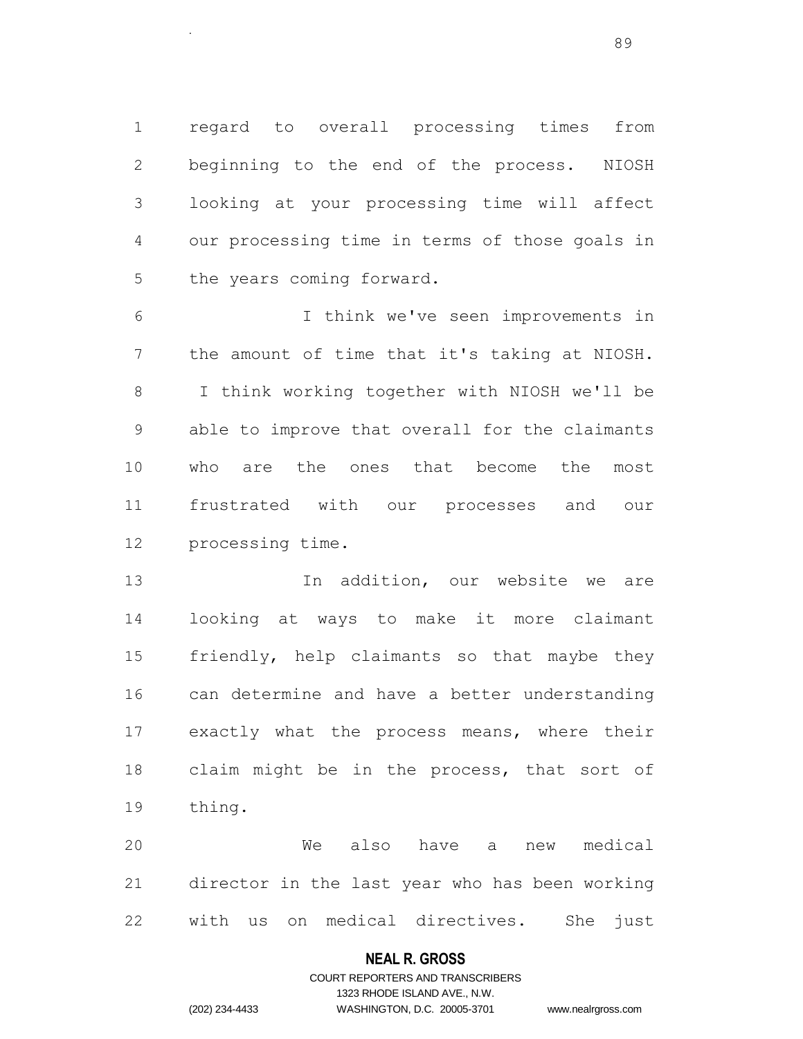regard to overall processing times from beginning to the end of the process. NIOSH looking at your processing time will affect our processing time in terms of those goals in the years coming forward.

I think we've seen improvements in the amount of time that it's taking at NIOSH. I think working together with NIOSH we'll be able to improve that overall for the claimants who are the ones that become the most frustrated with our processes and our processing time.

In addition, our website we are looking at ways to make it more claimant friendly, help claimants so that maybe they can determine and have a better understanding exactly what the process means, where their claim might be in the process, that sort of thing.

We also have a new medical director in the last year who has been working with us on medical directives. She just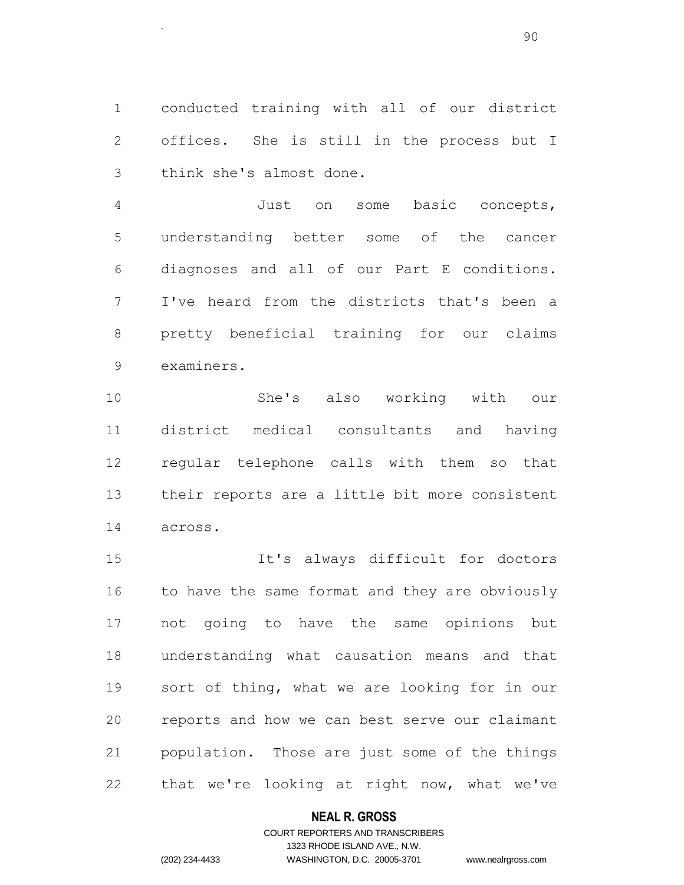conducted training with all of our district offices. She is still in the process but I think she's almost done.

Just on some basic concepts, understanding better some of the cancer diagnoses and all of our Part E conditions. I've heard from the districts that's been a pretty beneficial training for our claims examiners.

She's also working with our district medical consultants and having regular telephone calls with them so that their reports are a little bit more consistent across.

It's always difficult for doctors to have the same format and they are obviously not going to have the same opinions but understanding what causation means and that sort of thing, what we are looking for in our reports and how we can best serve our claimant population. Those are just some of the things that we're looking at right now, what we've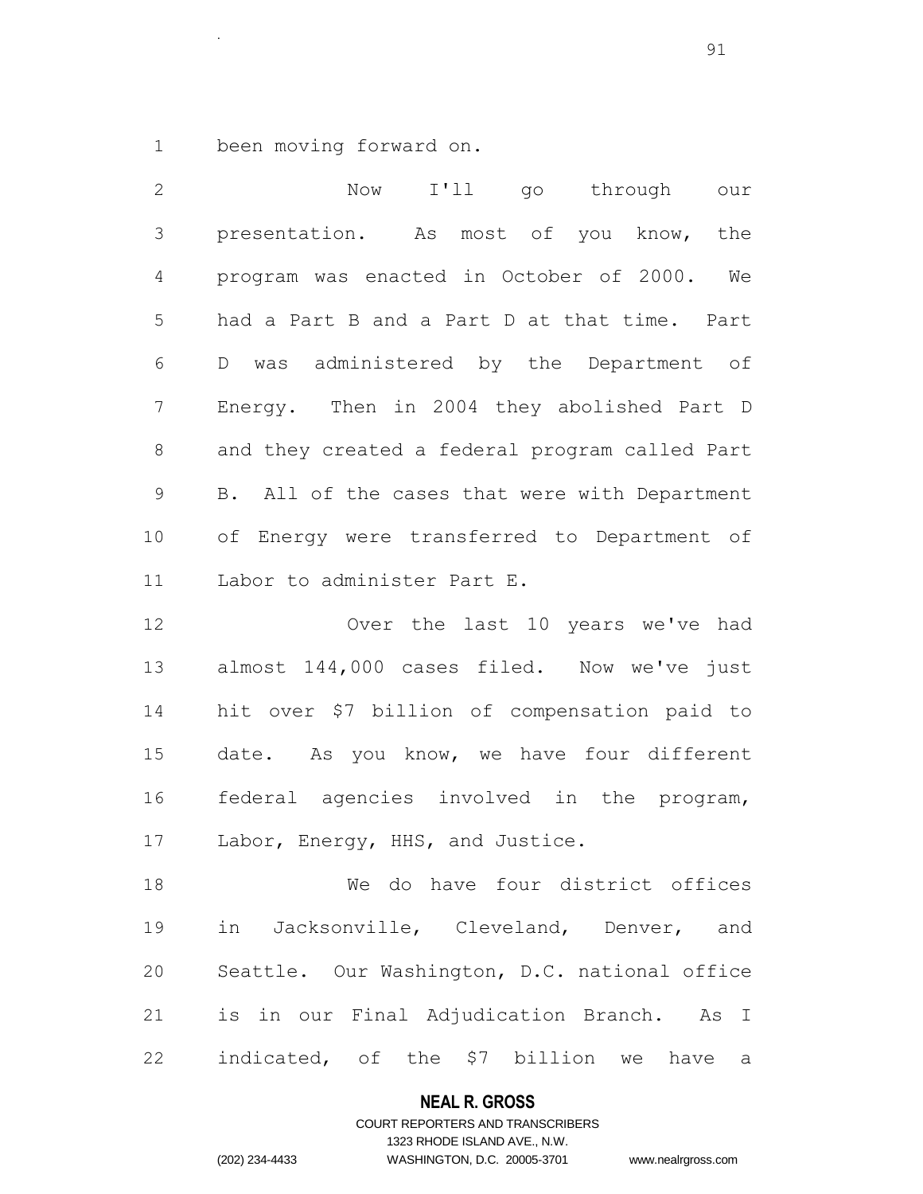been moving forward on.

Now I'll go through our presentation. As most of you know, the program was enacted in October of 2000. We had a Part B and a Part D at that time. Part D was administered by the Department of Energy. Then in 2004 they abolished Part D and they created a federal program called Part B. All of the cases that were with Department of Energy were transferred to Department of Labor to administer Part E.

Over the last 10 years we've had almost 144,000 cases filed. Now we've just hit over $7 billion of compensation paid to date. As you know, we have four different federal agencies involved in the program, Labor, Energy, HHS, and Justice.

We do have four district offices in Jacksonville, Cleveland, Denver, and Seattle. Our Washington, D.C. national office is in our Final Adjudication Branch. As I indicated, of the $7 billion we have a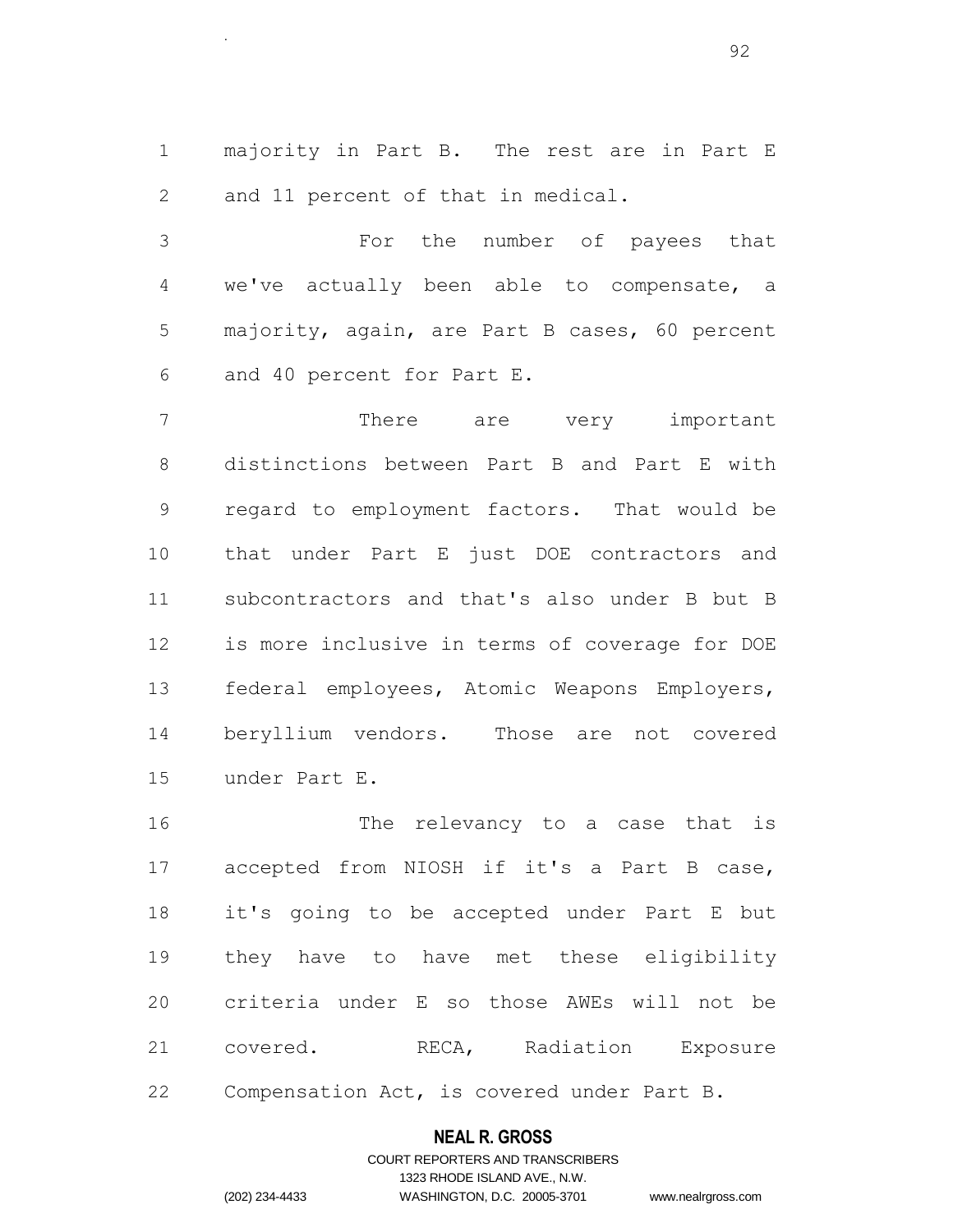majority in Part B. The rest are in Part E and 11 percent of that in medical.

For the number of payees that we've actually been able to compensate, a majority, again, are Part B cases, 60 percent and 40 percent for Part E.

There are very important distinctions between Part B and Part E with regard to employment factors. That would be that under Part E just DOE contractors and subcontractors and that's also under B but B is more inclusive in terms of coverage for DOE federal employees, Atomic Weapons Employers, beryllium vendors. Those are not covered under Part E.

The relevancy to a case that is accepted from NIOSH if it's a Part B case, it's going to be accepted under Part E but they have to have met these eligibility criteria under E so those AWEs will not be covered. RECA, Radiation Exposure Compensation Act, is covered under Part B.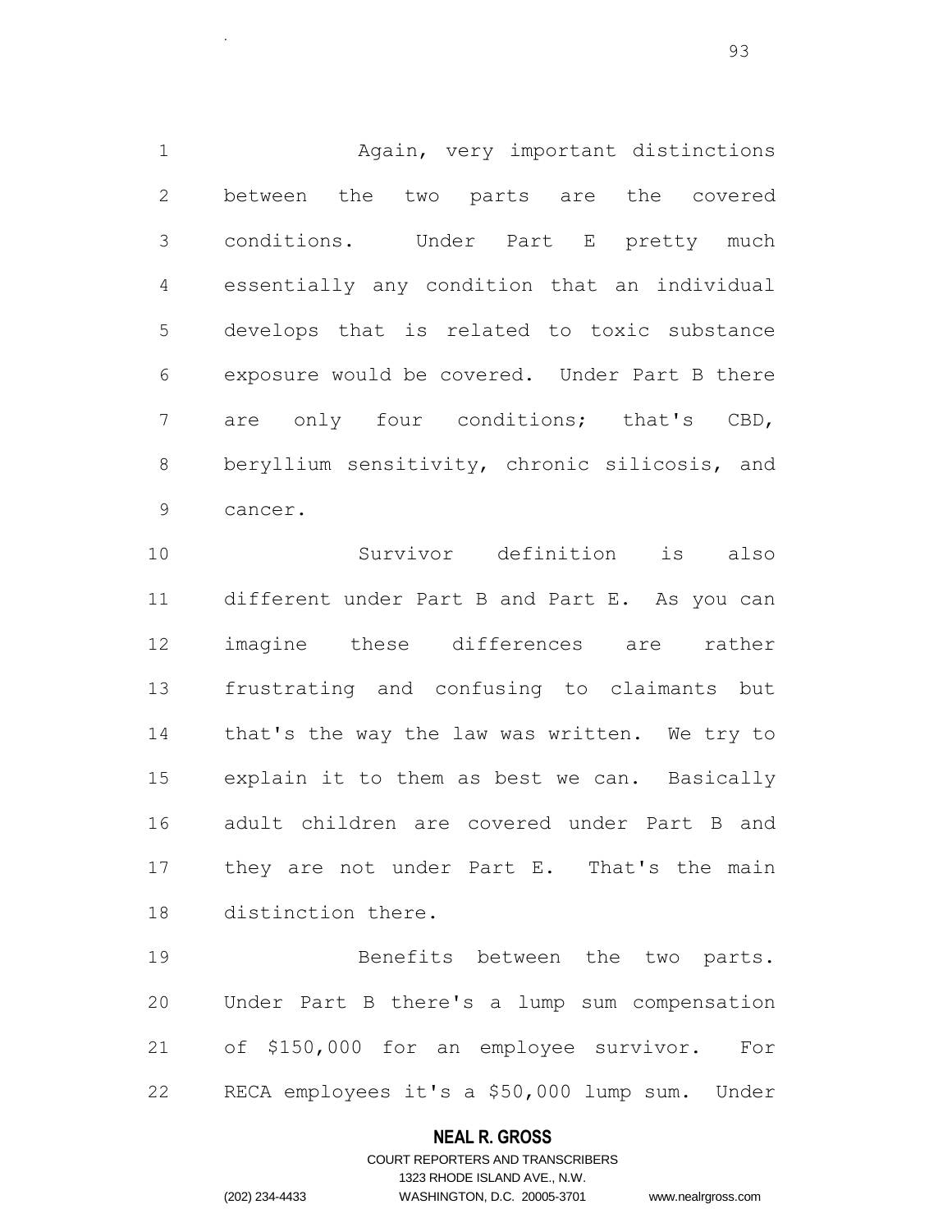Again, very important distinctions between the two parts are the covered conditions. Under Part E pretty much essentially any condition that an individual develops that is related to toxic substance exposure would be covered. Under Part B there are only four conditions; that's CBD, beryllium sensitivity, chronic silicosis, and cancer.

Survivor definition is also different under Part B and Part E. As you can imagine these differences are rather frustrating and confusing to claimants but that's the way the law was written. We try to explain it to them as best we can. Basically adult children are covered under Part B and they are not under Part E. That's the main distinction there.

Benefits between the two parts. Under Part B there's a lump sum compensation of $150,000 for an employee survivor. For RECA employees it's a $50,000 lump sum. Under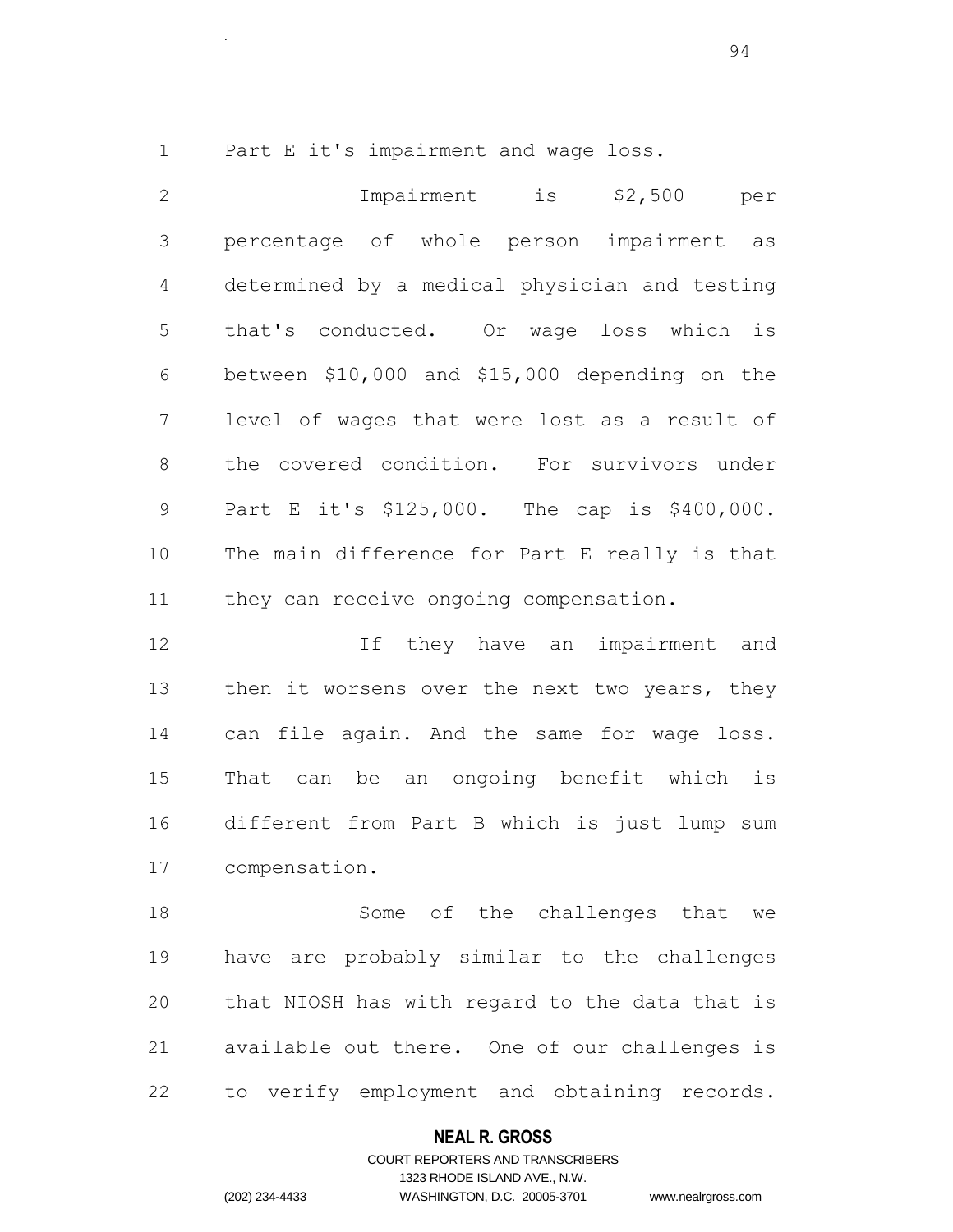Part E it's impairment and wage loss.

Impairment is $2,500 per percentage of whole person impairment as determined by a medical physician and testing that's conducted. Or wage loss which is between $10,000 and $15,000 depending on the level of wages that were lost as a result of the covered condition. For survivors under Part E it's $125,000. The cap is $400,000. The main difference for Part E really is that they can receive ongoing compensation.

If they have an impairment and then it worsens over the next two years, they can file again. And the same for wage loss. That can be an ongoing benefit which is different from Part B which is just lump sum compensation.

Some of the challenges that we have are probably similar to the challenges that NIOSH has with regard to the data that is available out there. One of our challenges is to verify employment and obtaining records.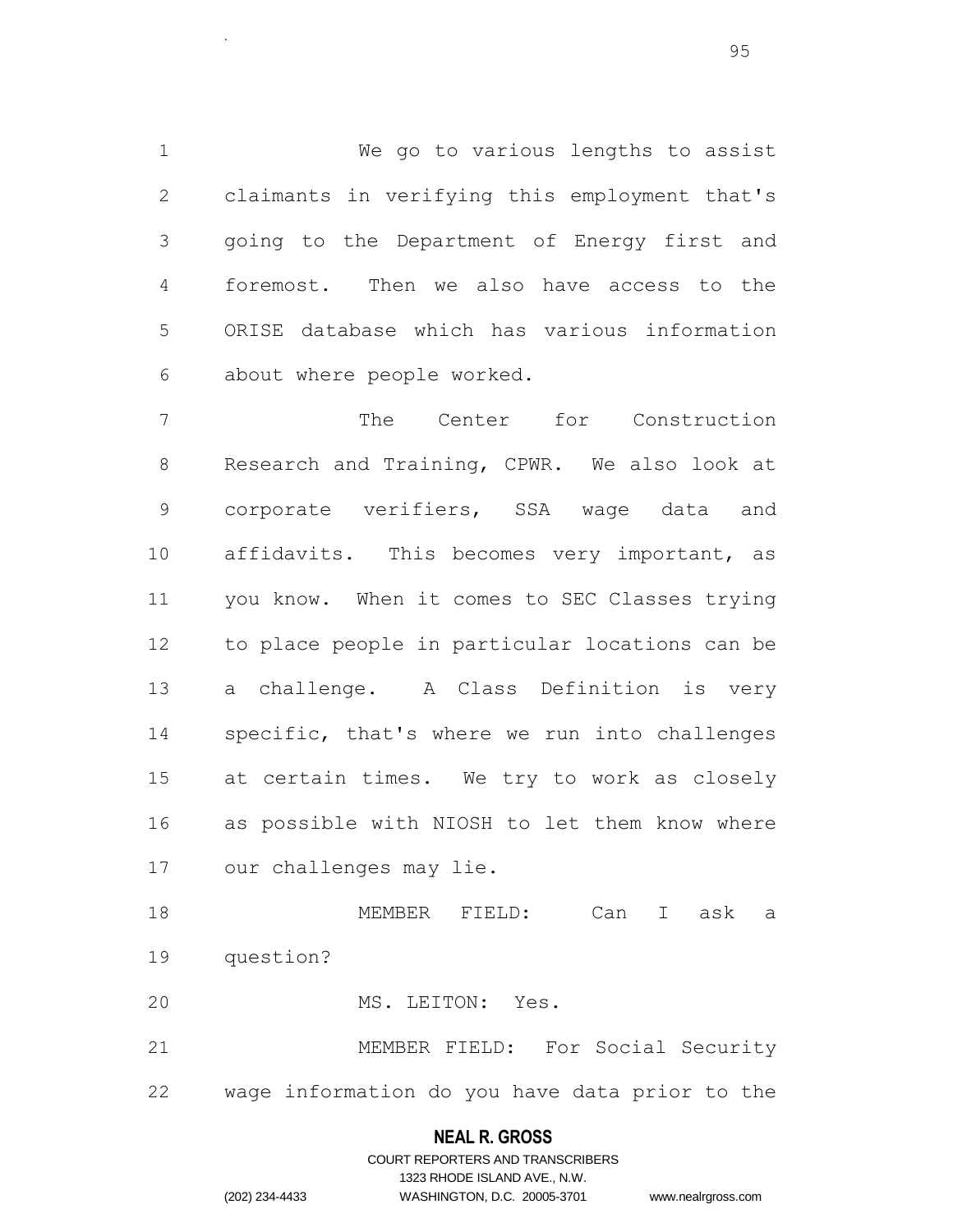We go to various lengths to assist claimants in verifying this employment that's going to the Department of Energy first and foremost. Then we also have access to the ORISE database which has various information about where people worked.

The Center for Construction Research and Training, CPWR. We also look at corporate verifiers, SSA wage data and affidavits. This becomes very important, as you know. When it comes to SEC Classes trying to place people in particular locations can be a challenge. A Class Definition is very specific, that's where we run into challenges at certain times. We try to work as closely as possible with NIOSH to let them know where our challenges may lie.

MEMBER FIELD: Can I ask a question?

MS. LEITON: Yes.

MEMBER FIELD: For Social Security wage information do you have data prior to the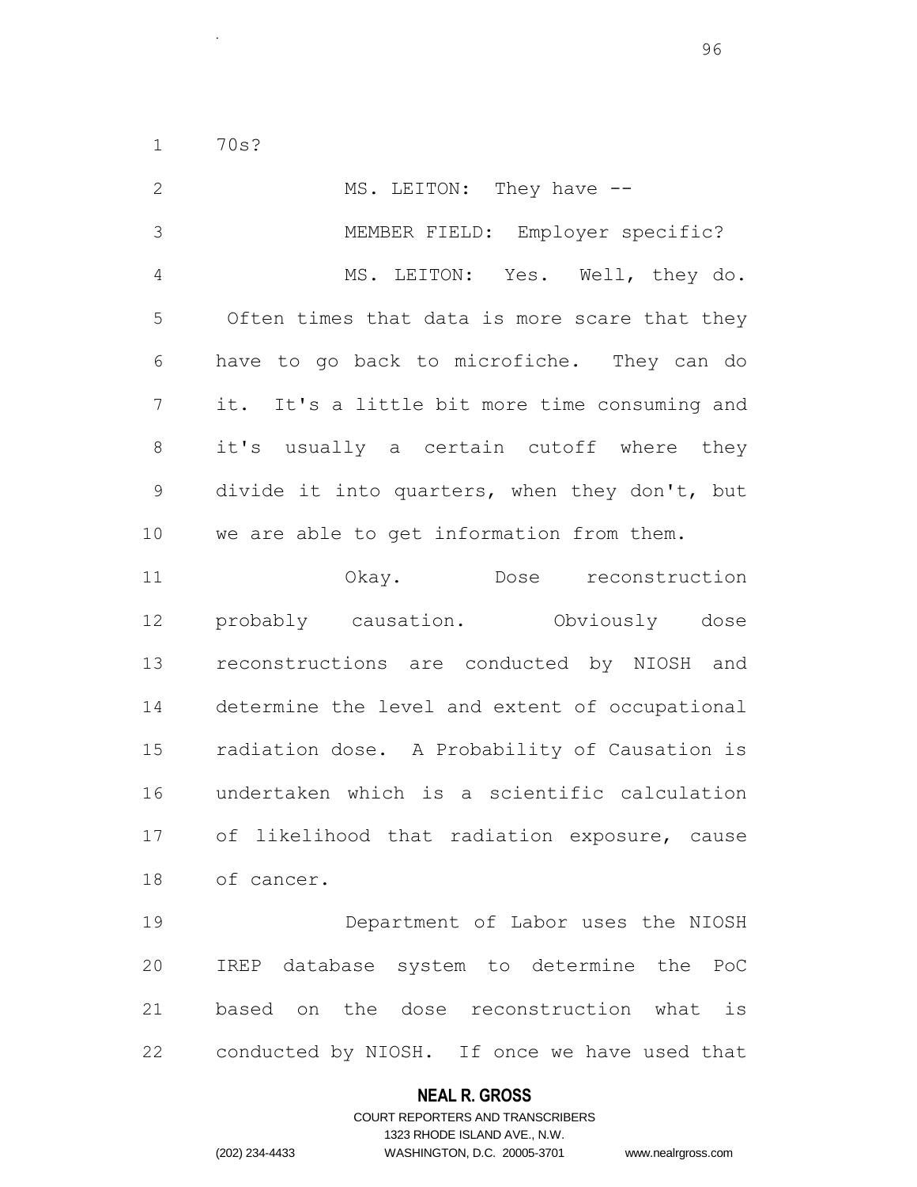70s?

MS. LEITON: They have --

MEMBER FIELD: Employer specific?

MS. LEITON: Yes. Well, they do. Often times that data is more scare that they have to go back to microfiche. They can do it. It's a little bit more time consuming and it's usually a certain cutoff where they divide it into quarters, when they don't, but we are able to get information from them.

Okay. Dose reconstruction probably causation. Obviously dose reconstructions are conducted by NIOSH and determine the level and extent of occupational radiation dose. A Probability of Causation is undertaken which is a scientific calculation of likelihood that radiation exposure, cause of cancer.

Department of Labor uses the NIOSH IREP database system to determine the PoC based on the dose reconstruction what is conducted by NIOSH. If once we have used that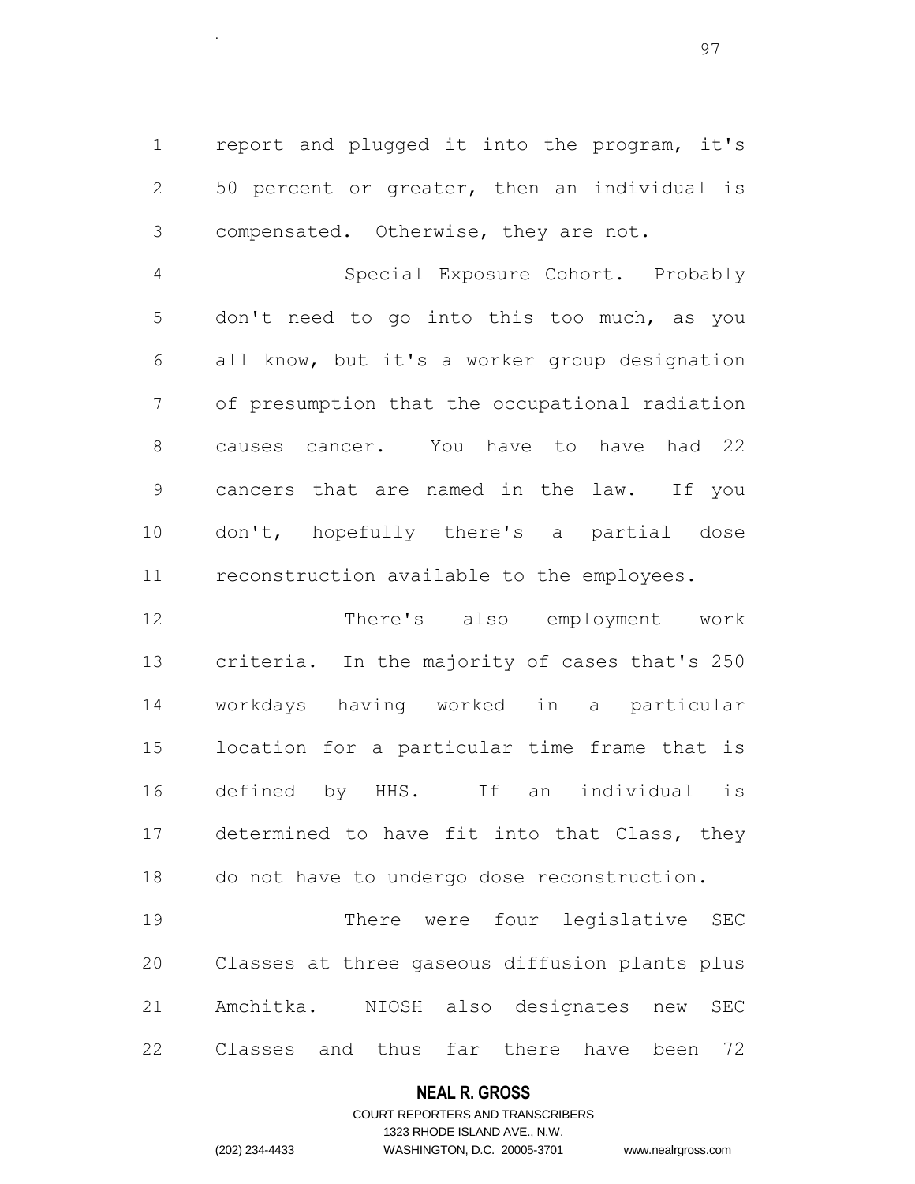report and plugged it into the program, it's 50 percent or greater, then an individual is compensated. Otherwise, they are not.

Special Exposure Cohort. Probably don't need to go into this too much, as you all know, but it's a worker group designation of presumption that the occupational radiation causes cancer. You have to have had 22 cancers that are named in the law. If you don't, hopefully there's a partial dose reconstruction available to the employees.

There's also employment work criteria. In the majority of cases that's 250 workdays having worked in a particular location for a particular time frame that is defined by HHS. If an individual is determined to have fit into that Class, they do not have to undergo dose reconstruction.

There were four legislative SEC Classes at three gaseous diffusion plants plus Amchitka. NIOSH also designates new SEC Classes and thus far there have been 72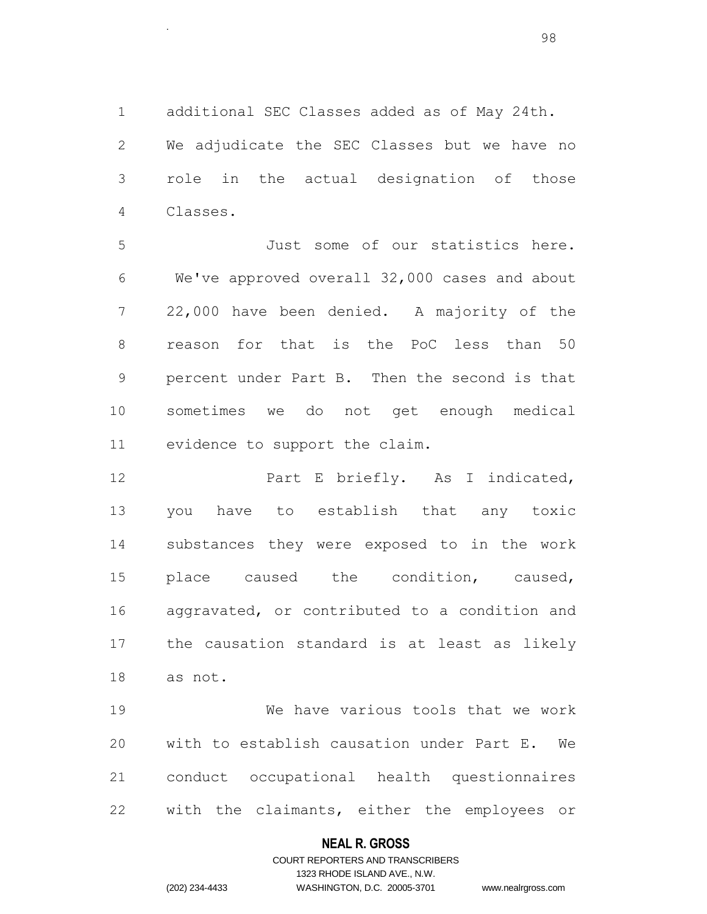additional SEC Classes added as of May 24th. We adjudicate the SEC Classes but we have no role in the actual designation of those Classes.

Just some of our statistics here. We've approved overall 32,000 cases and about 22,000 have been denied. A majority of the reason for that is the PoC less than 50 percent under Part B. Then the second is that sometimes we do not get enough medical evidence to support the claim.

Part E briefly. As I indicated, you have to establish that any toxic substances they were exposed to in the work place caused the condition, caused, aggravated, or contributed to a condition and the causation standard is at least as likely as not.

We have various tools that we work with to establish causation under Part E. We conduct occupational health questionnaires with the claimants, either the employees or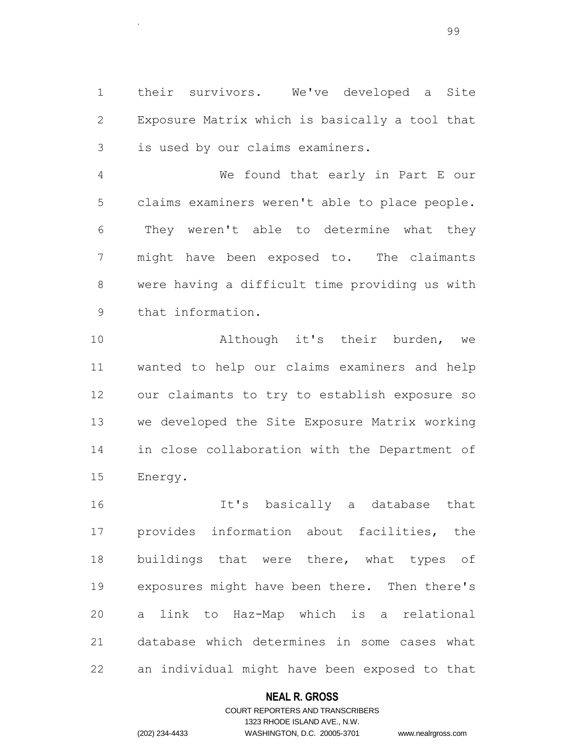their survivors. We've developed a Site Exposure Matrix which is basically a tool that is used by our claims examiners.

We found that early in Part E our claims examiners weren't able to place people. They weren't able to determine what they might have been exposed to. The claimants were having a difficult time providing us with that information.

Although it's their burden, we wanted to help our claims examiners and help our claimants to try to establish exposure so we developed the Site Exposure Matrix working in close collaboration with the Department of Energy.

It's basically a database that provides information about facilities, the buildings that were there, what types of exposures might have been there. Then there's a link to Haz-Map which is a relational database which determines in some cases what an individual might have been exposed to that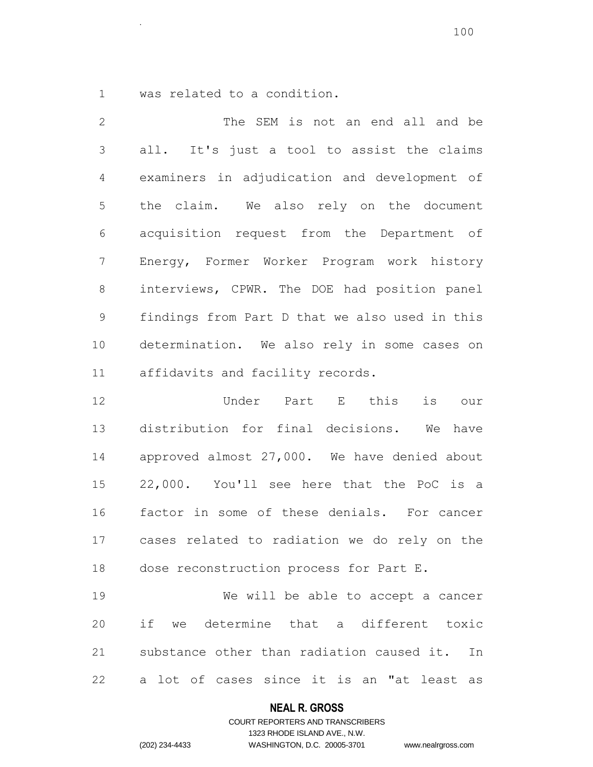was related to a condition.

The SEM is not an end all and be all. It's just a tool to assist the claims examiners in adjudication and development of the claim. We also rely on the document acquisition request from the Department of Energy, Former Worker Program work history interviews, CPWR. The DOE had position panel findings from Part D that we also used in this determination. We also rely in some cases on affidavits and facility records.

Under Part E this is our distribution for final decisions. We have approved almost 27,000. We have denied about 22,000. You'll see here that the PoC is a factor in some of these denials. For cancer cases related to radiation we do rely on the dose reconstruction process for Part E.

We will be able to accept a cancer if we determine that a different toxic substance other than radiation caused it. In a lot of cases since it is an "at least as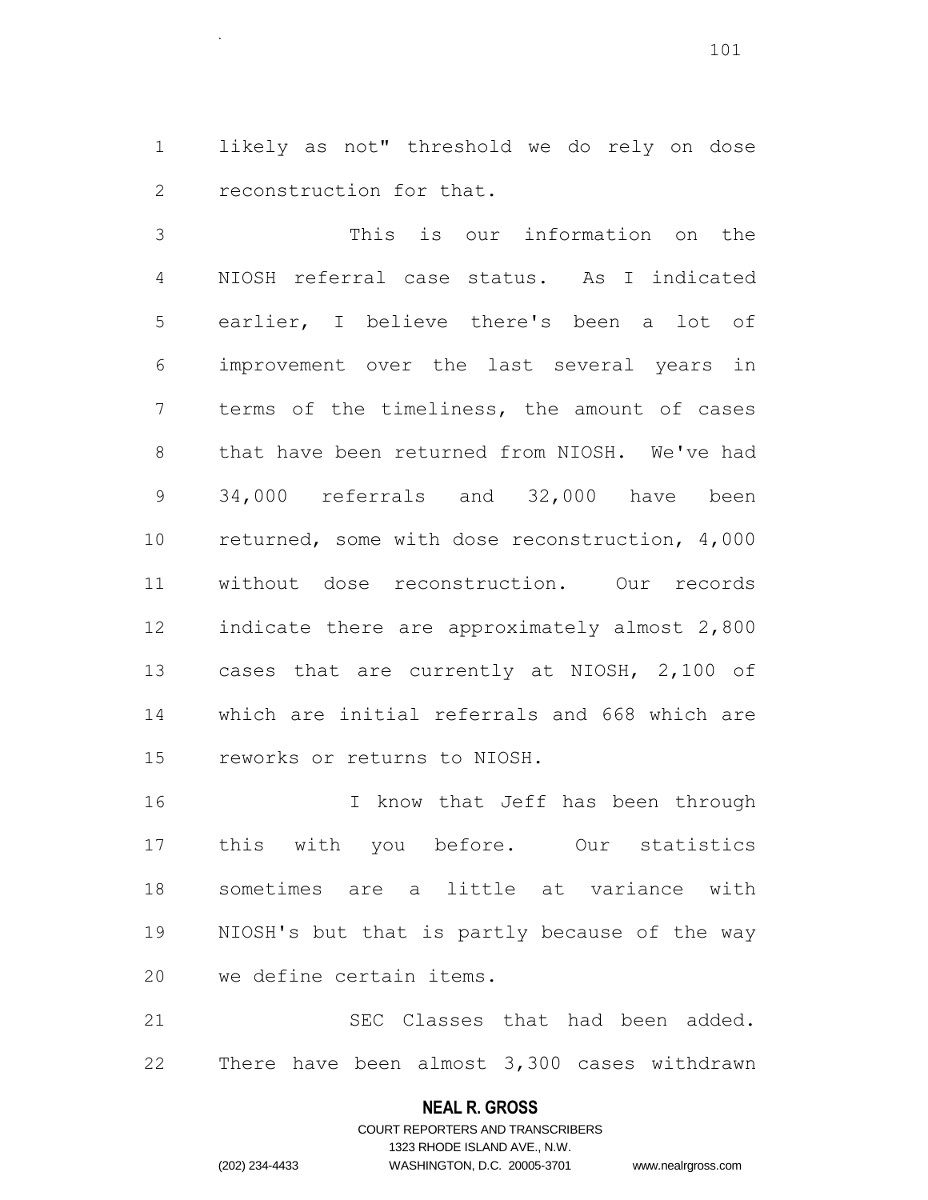likely as not" threshold we do rely on dose reconstruction for that.

This is our information on the NIOSH referral case status. As I indicated earlier, I believe there's been a lot of improvement over the last several years in terms of the timeliness, the amount of cases that have been returned from NIOSH. We've had 34,000 referrals and 32,000 have been returned, some with dose reconstruction, 4,000 without dose reconstruction. Our records indicate there are approximately almost 2,800 cases that are currently at NIOSH, 2,100 of which are initial referrals and 668 which are reworks or returns to NIOSH.

I know that Jeff has been through this with you before. Our statistics sometimes are a little at variance with NIOSH's but that is partly because of the way we define certain items.

SEC Classes that had been added. There have been almost 3,300 cases withdrawn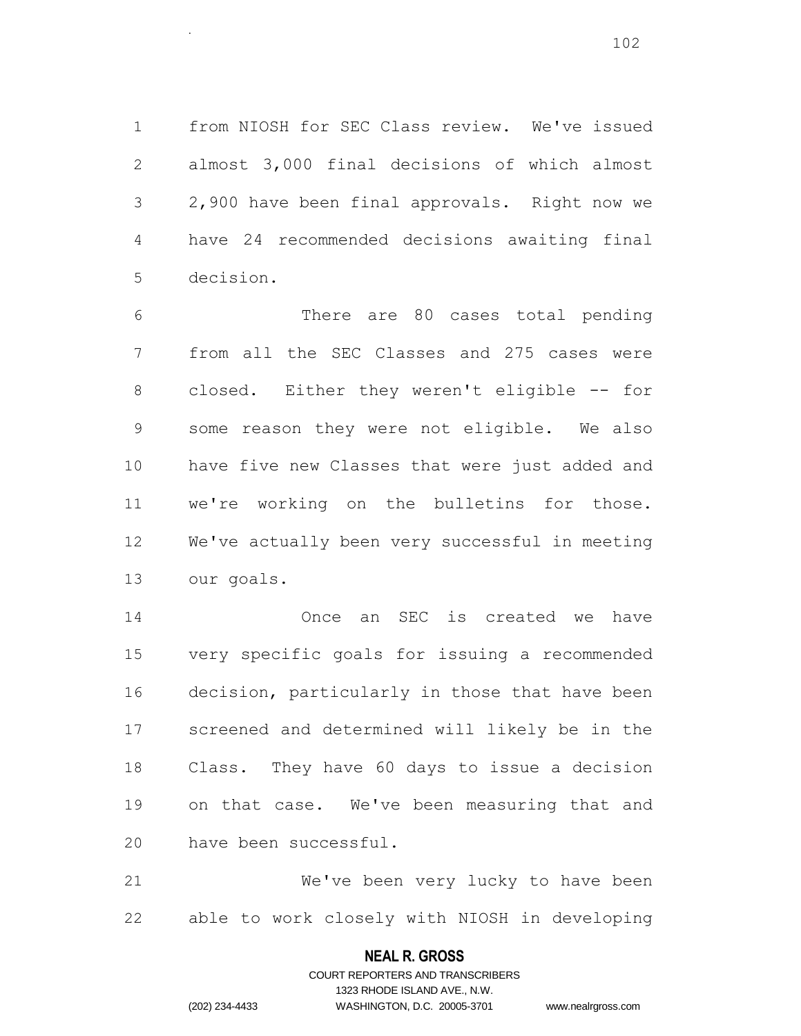from NIOSH for SEC Class review. We've issued almost 3,000 final decisions of which almost 2,900 have been final approvals. Right now we have 24 recommended decisions awaiting final decision.

There are 80 cases total pending from all the SEC Classes and 275 cases were closed. Either they weren't eligible -- for some reason they were not eligible. We also have five new Classes that were just added and we're working on the bulletins for those. We've actually been very successful in meeting our goals.

Once an SEC is created we have very specific goals for issuing a recommended decision, particularly in those that have been screened and determined will likely be in the Class. They have 60 days to issue a decision on that case. We've been measuring that and have been successful.

We've been very lucky to have been able to work closely with NIOSH in developing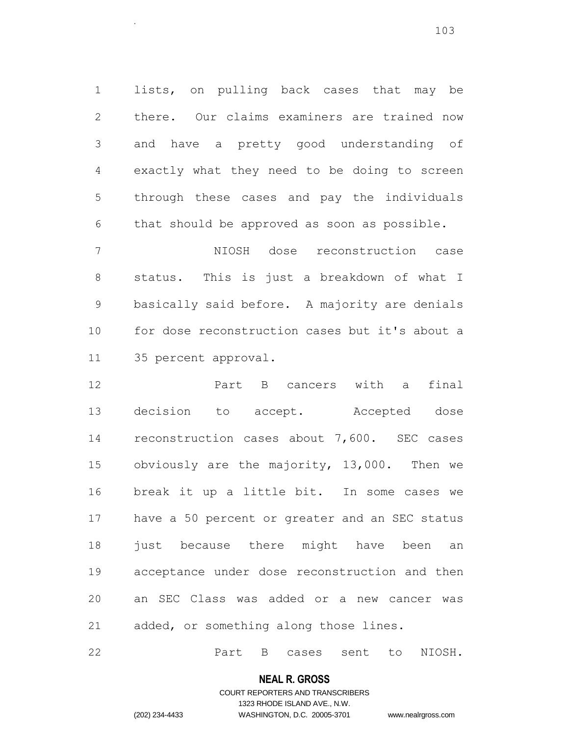lists, on pulling back cases that may be there. Our claims examiners are trained now and have a pretty good understanding of exactly what they need to be doing to screen through these cases and pay the individuals that should be approved as soon as possible.

NIOSH dose reconstruction case status. This is just a breakdown of what I basically said before. A majority are denials for dose reconstruction cases but it's about a 35 percent approval.

Part B cancers with a final decision to accept. Accepted dose reconstruction cases about 7,600. SEC cases obviously are the majority, 13,000. Then we break it up a little bit. In some cases we have a 50 percent or greater and an SEC status just because there might have been an acceptance under dose reconstruction and then an SEC Class was added or a new cancer was added, or something along those lines.

Part B cases sent to NIOSH.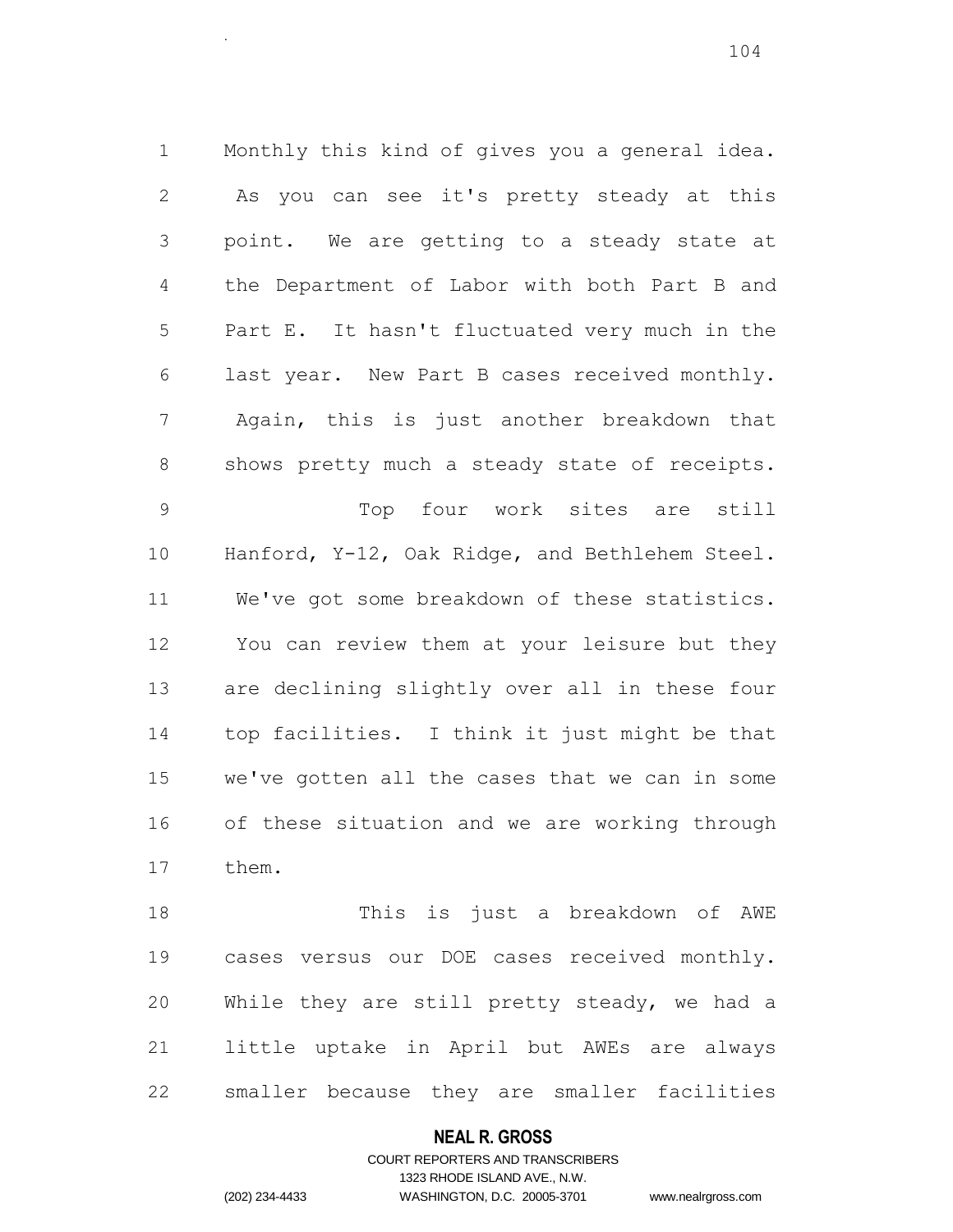Monthly this kind of gives you a general idea. As you can see it's pretty steady at this point. We are getting to a steady state at the Department of Labor with both Part B and Part E. It hasn't fluctuated very much in the last year. New Part B cases received monthly. Again, this is just another breakdown that shows pretty much a steady state of receipts.

Top four work sites are still Hanford, Y-12, Oak Ridge, and Bethlehem Steel. We've got some breakdown of these statistics. You can review them at your leisure but they are declining slightly over all in these four top facilities. I think it just might be that we've gotten all the cases that we can in some of these situation and we are working through them.

This is just a breakdown of AWE cases versus our DOE cases received monthly. While they are still pretty steady, we had a little uptake in April but AWEs are always smaller because they are smaller facilities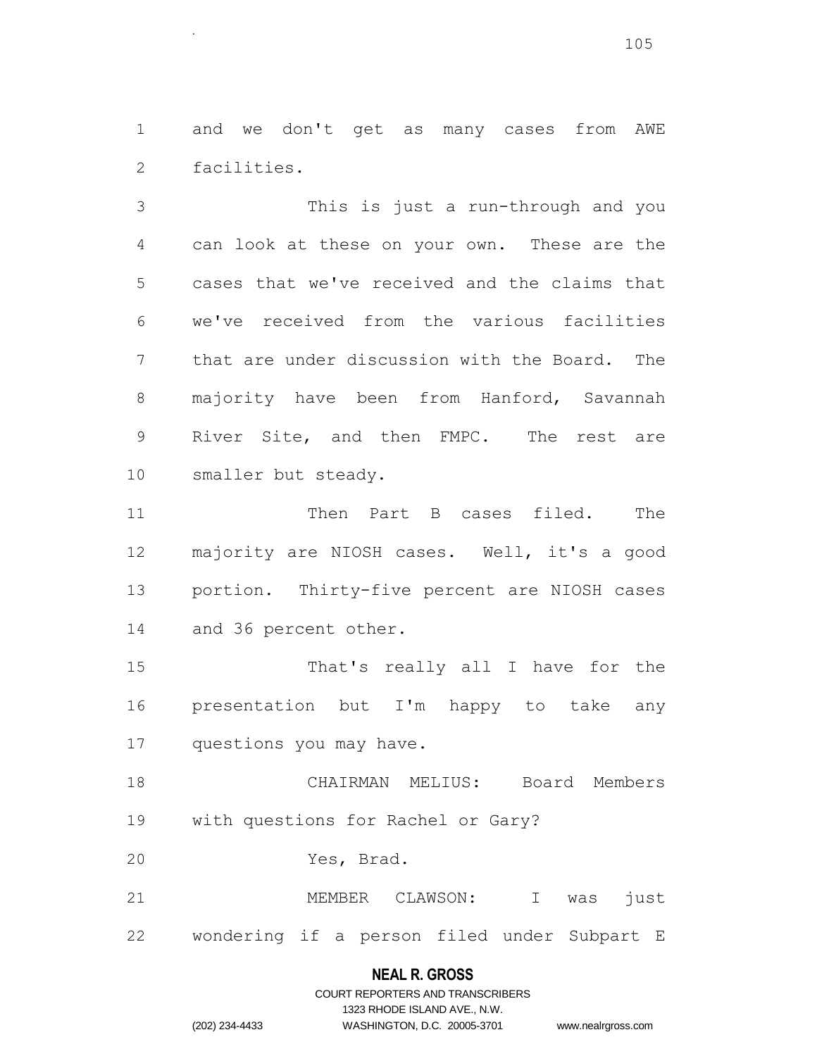and we don't get as many cases from AWE facilities.

This is just a run-through and you can look at these on your own. These are the cases that we've received and the claims that we've received from the various facilities that are under discussion with the Board. The majority have been from Hanford, Savannah River Site, and then FMPC. The rest are smaller but steady.

Then Part B cases filed. The majority are NIOSH cases. Well, it's a good portion. Thirty-five percent are NIOSH cases and 36 percent other.

That's really all I have for the presentation but I'm happy to take any questions you may have.

CHAIRMAN MELIUS: Board Members with questions for Rachel or Gary?

Yes, Brad.

MEMBER CLAWSON: I was just wondering if a person filed under Subpart E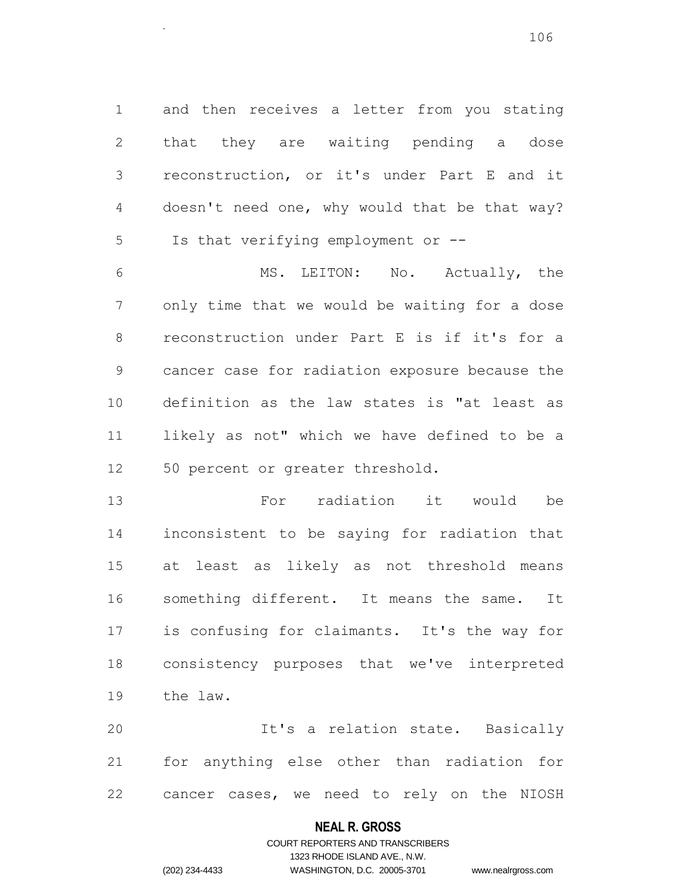and then receives a letter from you stating that they are waiting pending a dose reconstruction, or it's under Part E and it doesn't need one, why would that be that way? Is that verifying employment or --

MS. LEITON: No. Actually, the only time that we would be waiting for a dose reconstruction under Part E is if it's for a cancer case for radiation exposure because the definition as the law states is "at least as likely as not" which we have defined to be a 50 percent or greater threshold.

For radiation it would be inconsistent to be saying for radiation that at least as likely as not threshold means something different. It means the same. It is confusing for claimants. It's the way for consistency purposes that we've interpreted the law.

It's a relation state. Basically for anything else other than radiation for cancer cases, we need to rely on the NIOSH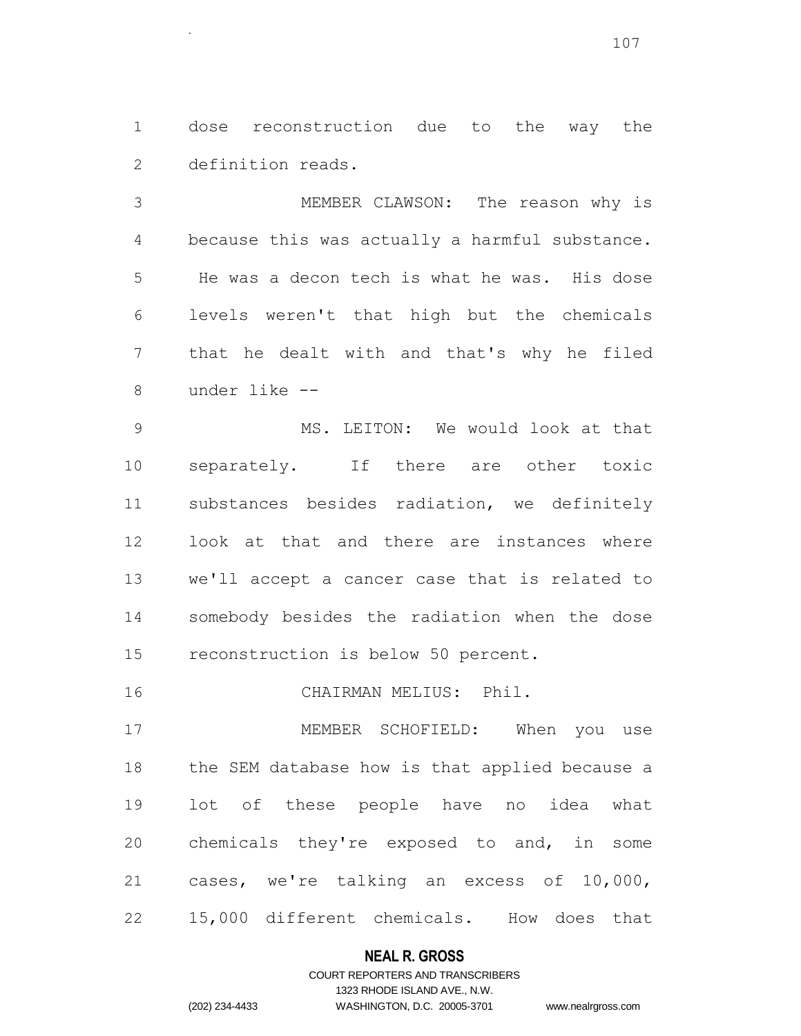dose reconstruction due to the way the definition reads.

MEMBER CLAWSON: The reason why is because this was actually a harmful substance. He was a decon tech is what he was. His dose levels weren't that high but the chemicals that he dealt with and that's why he filed under like --

MS. LEITON: We would look at that separately. If there are other toxic substances besides radiation, we definitely look at that and there are instances where we'll accept a cancer case that is related to somebody besides the radiation when the dose reconstruction is below 50 percent.

CHAIRMAN MELIUS: Phil.

MEMBER SCHOFIELD: When you use the SEM database how is that applied because a lot of these people have no idea what chemicals they're exposed to and, in some cases, we're talking an excess of 10,000, 15,000 different chemicals. How does that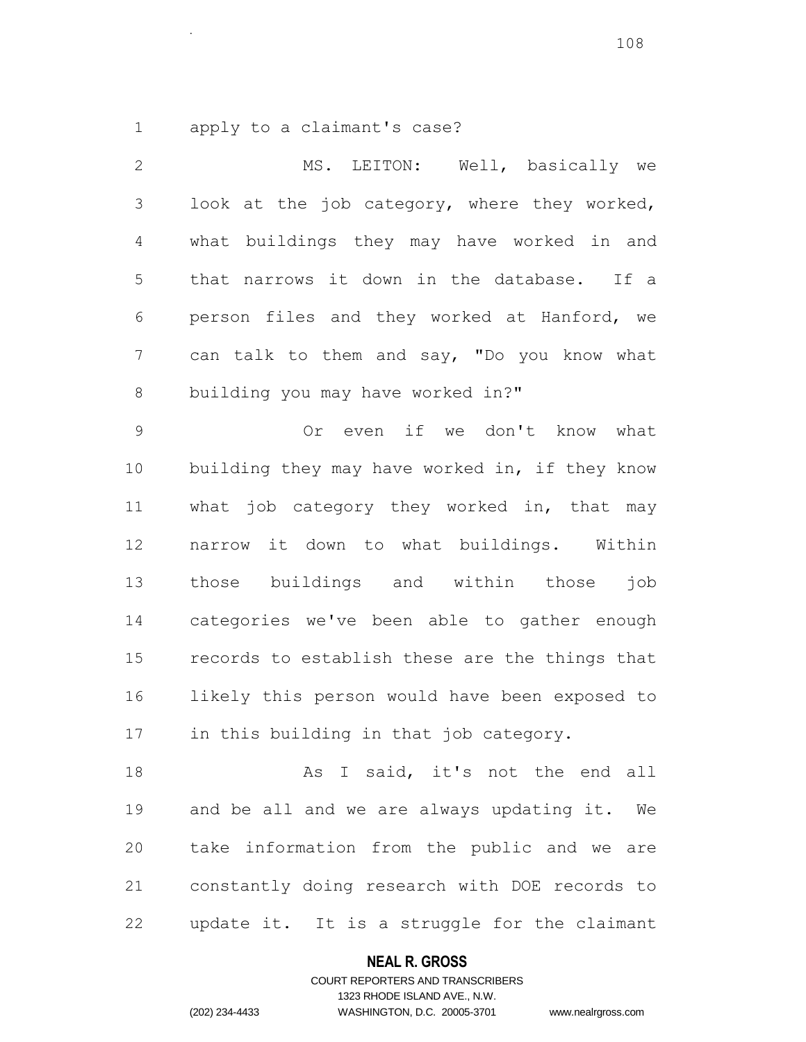apply to a claimant's case?

MS. LEITON: Well, basically we look at the job category, where they worked, what buildings they may have worked in and that narrows it down in the database. If a person files and they worked at Hanford, we can talk to them and say, "Do you know what building you may have worked in?"

Or even if we don't know what building they may have worked in, if they know what job category they worked in, that may narrow it down to what buildings. Within those buildings and within those job categories we've been able to gather enough records to establish these are the things that likely this person would have been exposed to in this building in that job category.

As I said, it's not the end all and be all and we are always updating it. We take information from the public and we are constantly doing research with DOE records to update it. It is a struggle for the claimant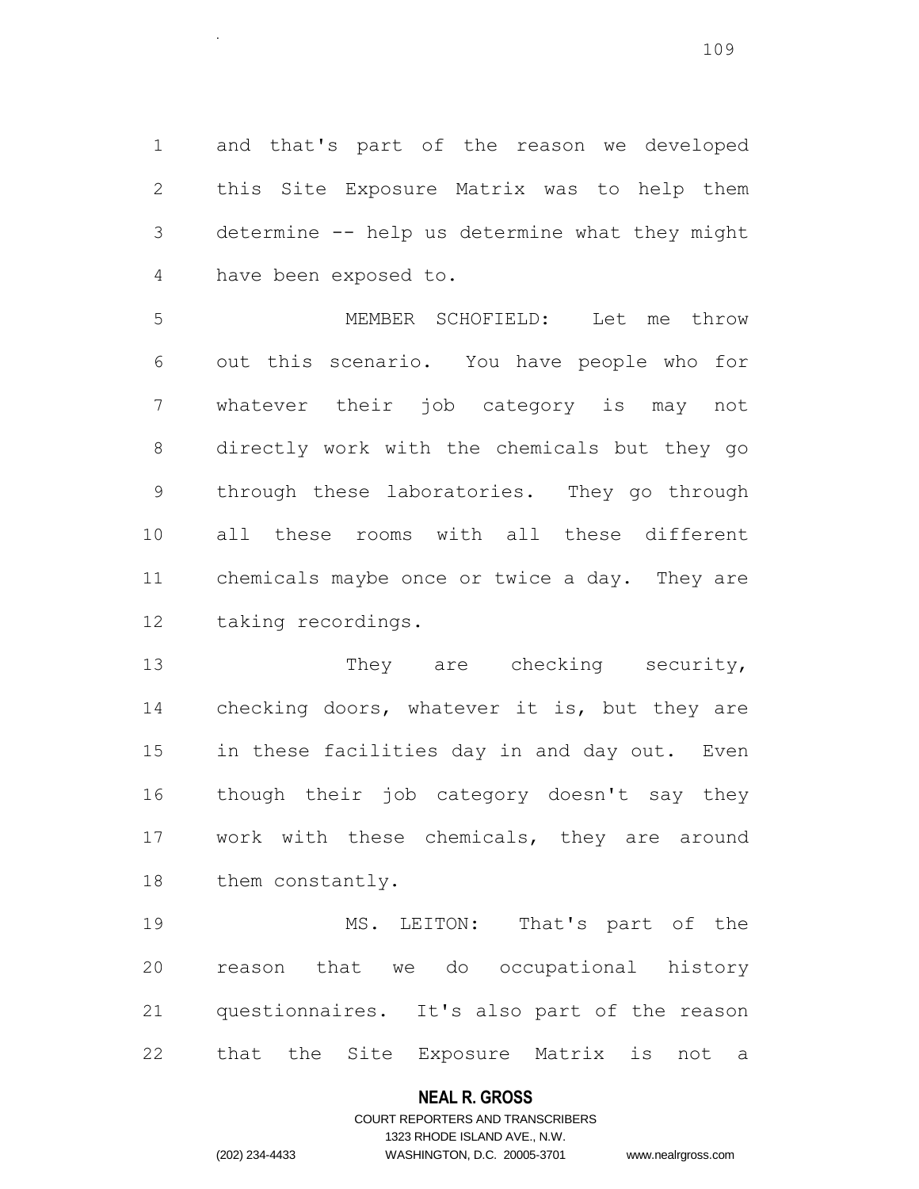and that's part of the reason we developed this Site Exposure Matrix was to help them determine -- help us determine what they might have been exposed to.

MEMBER SCHOFIELD: Let me throw out this scenario. You have people who for whatever their job category is may not directly work with the chemicals but they go through these laboratories. They go through all these rooms with all these different chemicals maybe once or twice a day. They are taking recordings.

They are checking security, checking doors, whatever it is, but they are in these facilities day in and day out. Even though their job category doesn't say they work with these chemicals, they are around them constantly.

MS. LEITON: That's part of the reason that we do occupational history questionnaires. It's also part of the reason that the Site Exposure Matrix is not a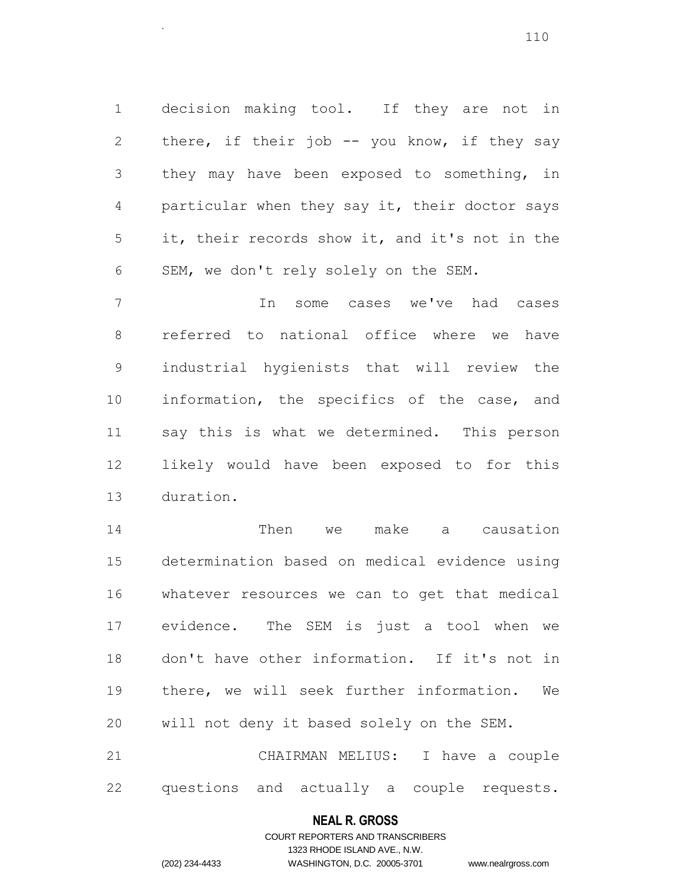decision making tool. If they are not in there, if their job -- you know, if they say they may have been exposed to something, in particular when they say it, their doctor says it, their records show it, and it's not in the SEM, we don't rely solely on the SEM.

In some cases we've had cases referred to national office where we have industrial hygienists that will review the information, the specifics of the case, and say this is what we determined. This person likely would have been exposed to for this duration.

Then we make a causation determination based on medical evidence using whatever resources we can to get that medical evidence. The SEM is just a tool when we don't have other information. If it's not in there, we will seek further information. We will not deny it based solely on the SEM.

CHAIRMAN MELIUS: I have a couple questions and actually a couple requests.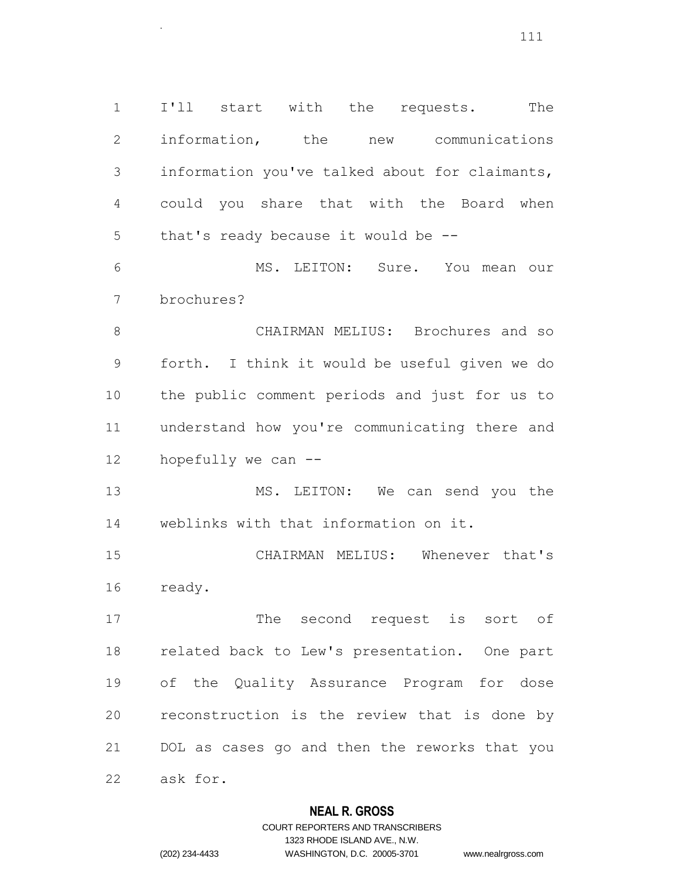I'll start with the requests. The information, the new communications information you've talked about for claimants, could you share that with the Board when that's ready because it would be --

MS. LEITON: Sure. You mean our brochures?

CHAIRMAN MELIUS: Brochures and so forth. I think it would be useful given we do the public comment periods and just for us to understand how you're communicating there and hopefully we can --

MS. LEITON: We can send you the weblinks with that information on it.

CHAIRMAN MELIUS: Whenever that's ready.

The second request is sort of related back to Lew's presentation. One part of the Quality Assurance Program for dose reconstruction is the review that is done by DOL as cases go and then the reworks that you ask for.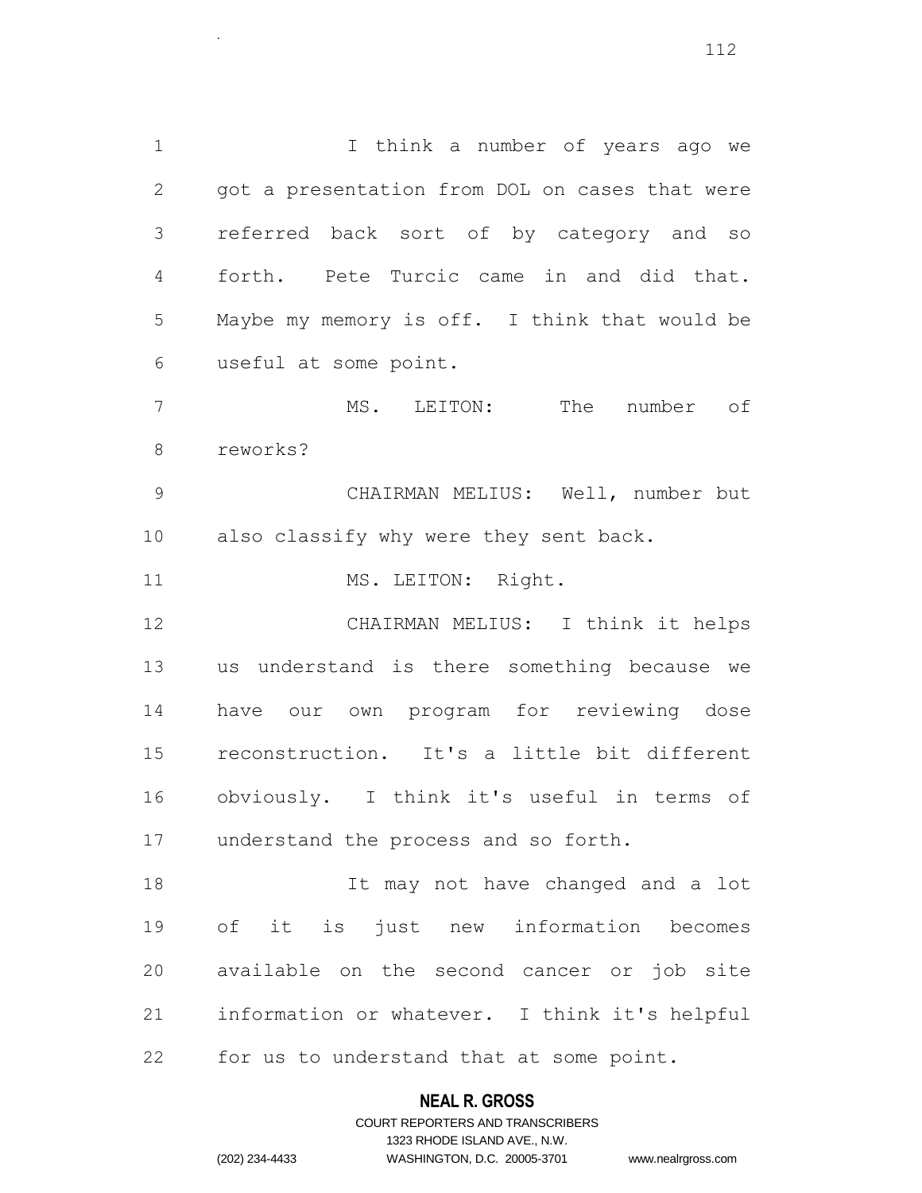I think a number of years ago we got a presentation from DOL on cases that were referred back sort of by category and so forth. Pete Turcic came in and did that. Maybe my memory is off. I think that would be useful at some point.

MS. LEITON: The number of reworks?

CHAIRMAN MELIUS: Well, number but also classify why were they sent back.

MS. LEITON: Right.

CHAIRMAN MELIUS: I think it helps us understand is there something because we have our own program for reviewing dose reconstruction. It's a little bit different obviously. I think it's useful in terms of understand the process and so forth.

It may not have changed and a lot of it is just new information becomes available on the second cancer or job site information or whatever. I think it's helpful for us to understand that at some point.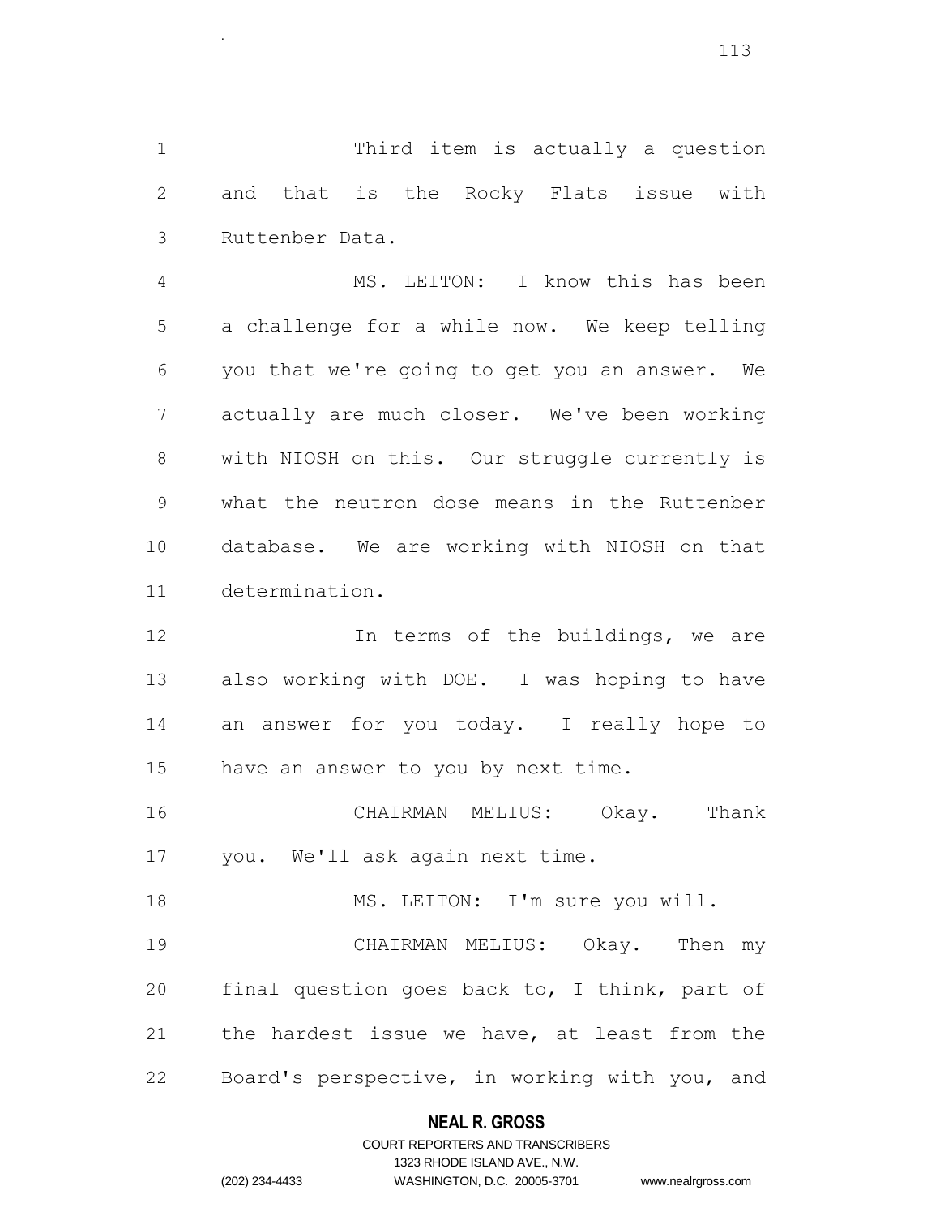Third item is actually a question and that is the Rocky Flats issue with Ruttenber Data.

MS. LEITON: I know this has been a challenge for a while now. We keep telling you that we're going to get you an answer. We actually are much closer. We've been working with NIOSH on this. Our struggle currently is what the neutron dose means in the Ruttenber database. We are working with NIOSH on that determination.

In terms of the buildings, we are also working with DOE. I was hoping to have an answer for you today. I really hope to have an answer to you by next time.

CHAIRMAN MELIUS: Okay. Thank you. We'll ask again next time.

MS. LEITON: I'm sure you will.

CHAIRMAN MELIUS: Okay. Then my final question goes back to, I think, part of the hardest issue we have, at least from the Board's perspective, in working with you, and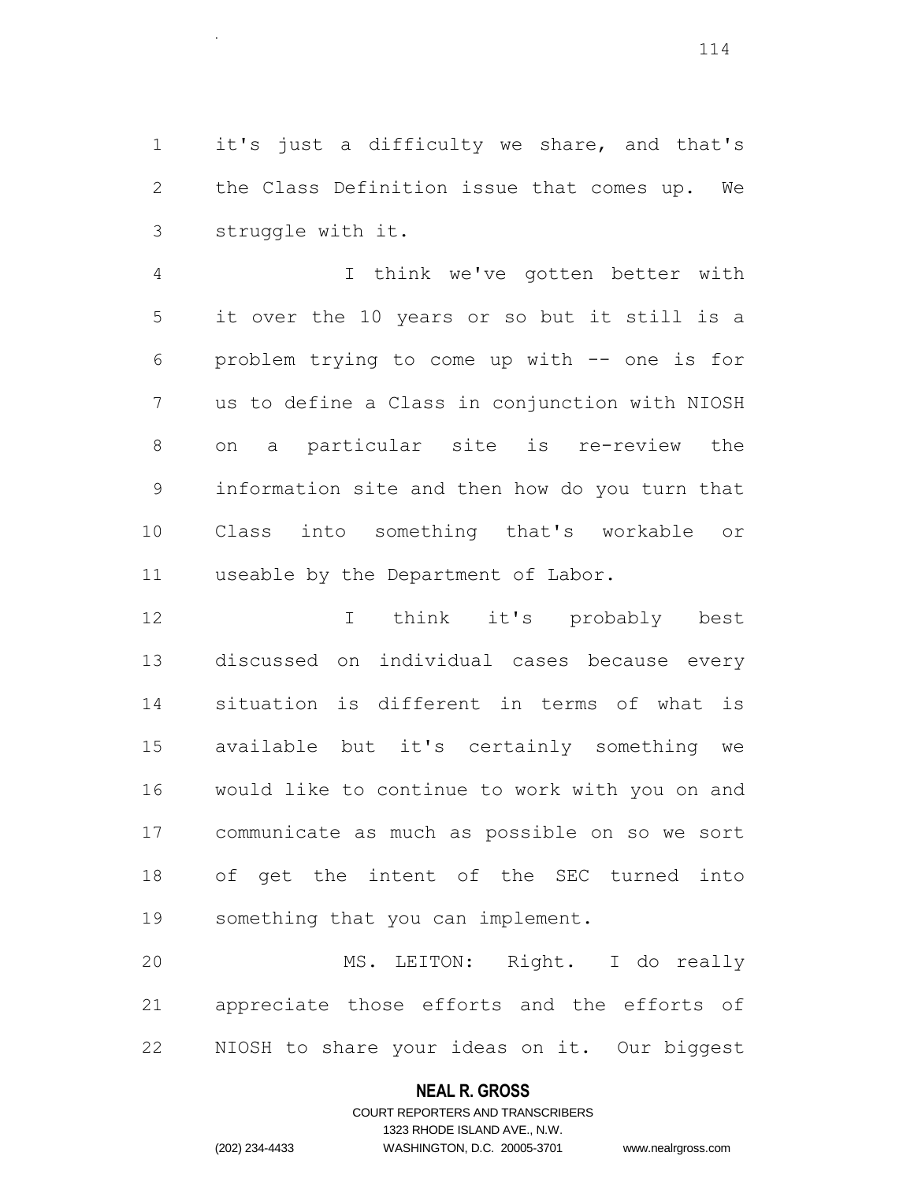it's just a difficulty we share, and that's the Class Definition issue that comes up. We struggle with it.

I think we've gotten better with it over the 10 years or so but it still is a problem trying to come up with -- one is for us to define a Class in conjunction with NIOSH on a particular site is re-review the information site and then how do you turn that Class into something that's workable or useable by the Department of Labor.

I think it's probably best discussed on individual cases because every situation is different in terms of what is available but it's certainly something we would like to continue to work with you on and communicate as much as possible on so we sort of get the intent of the SEC turned into something that you can implement.

MS. LEITON: Right. I do really appreciate those efforts and the efforts of NIOSH to share your ideas on it. Our biggest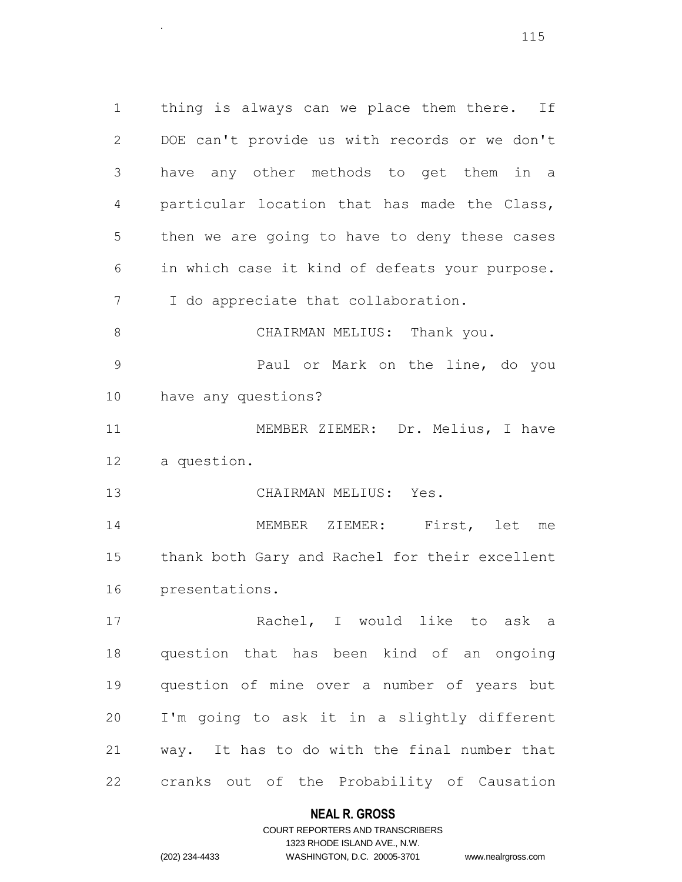thing is always can we place them there. If DOE can't provide us with records or we don't have any other methods to get them in a particular location that has made the Class, then we are going to have to deny these cases in which case it kind of defeats your purpose. I do appreciate that collaboration.

CHAIRMAN MELIUS: Thank you.

Paul or Mark on the line, do you have any questions?

MEMBER ZIEMER: Dr. Melius, I have a question.

CHAIRMAN MELIUS: Yes.

MEMBER ZIEMER: First, let me thank both Gary and Rachel for their excellent presentations.

Rachel, I would like to ask a question that has been kind of an ongoing question of mine over a number of years but I'm going to ask it in a slightly different way. It has to do with the final number that cranks out of the Probability of Causation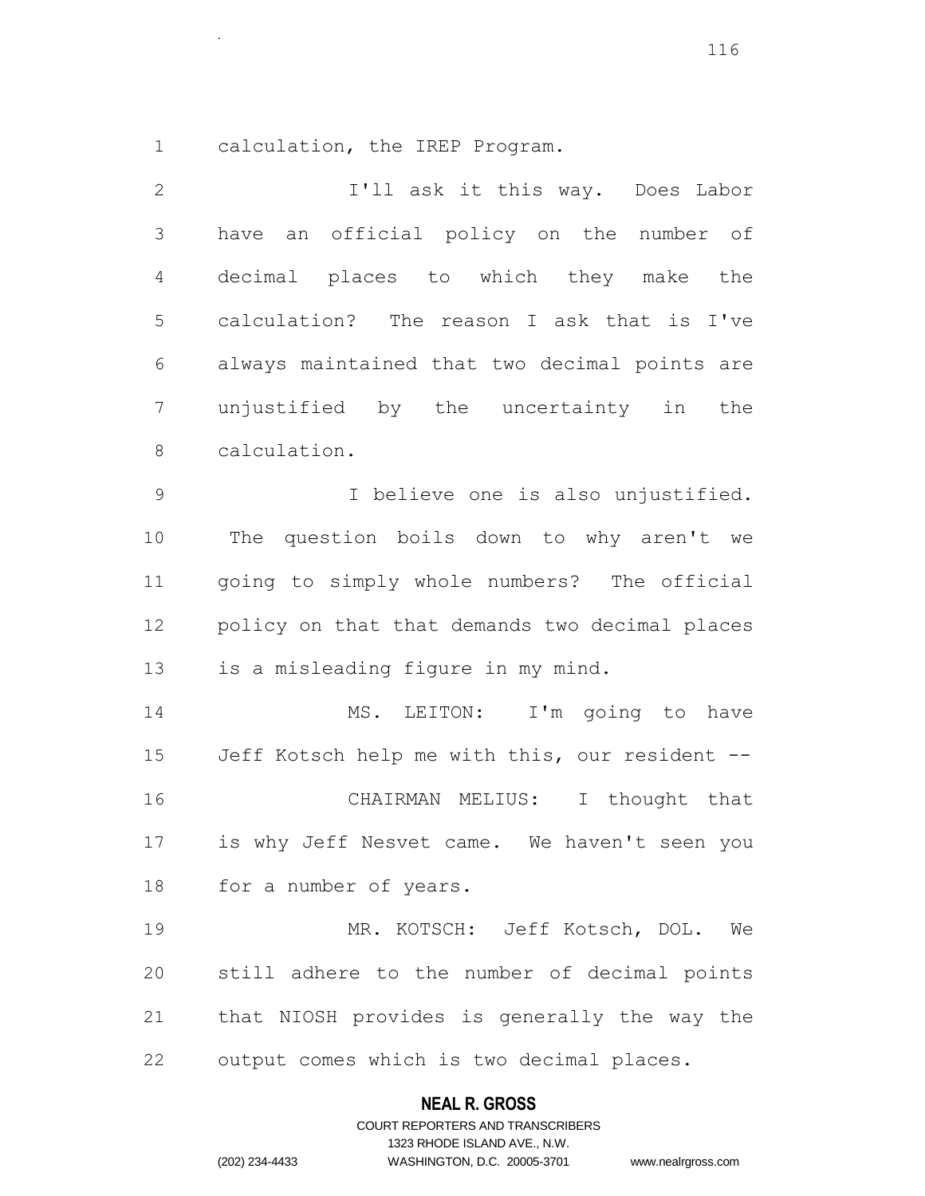calculation, the IREP Program.

I'll ask it this way. Does Labor have an official policy on the number of decimal places to which they make the calculation? The reason I ask that is I've always maintained that two decimal points are unjustified by the uncertainty in the calculation.

I believe one is also unjustified. The question boils down to why aren't we going to simply whole numbers? The official policy on that that demands two decimal places is a misleading figure in my mind.

MS. LEITON: I'm going to have Jeff Kotsch help me with this, our resident --

CHAIRMAN MELIUS: I thought that is why Jeff Nesvet came. We haven't seen you for a number of years.

MR. KOTSCH: Jeff Kotsch, DOL. We still adhere to the number of decimal points that NIOSH provides is generally the way the output comes which is two decimal places.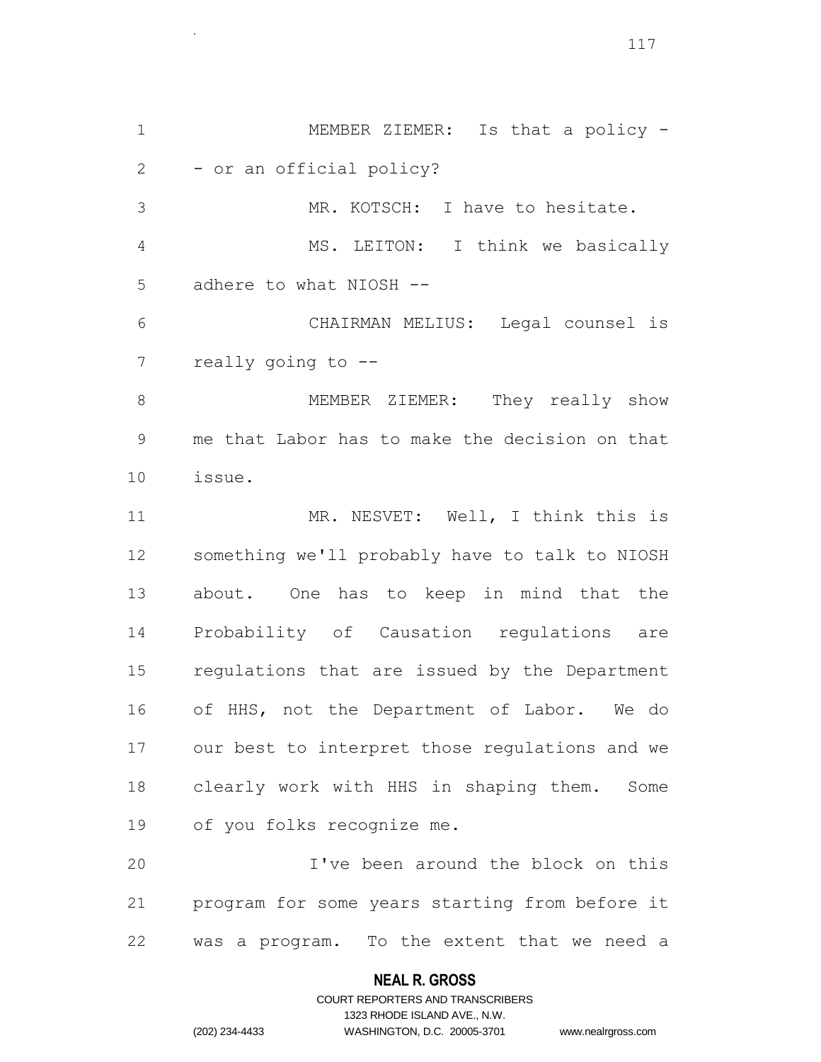MEMBER ZIEMER: Is that a policy -- or an official policy?

MR. KOTSCH: I have to hesitate.

MS. LEITON: I think we basically adhere to what NIOSH --

CHAIRMAN MELIUS: Legal counsel is really going to --

MEMBER ZIEMER: They really show me that Labor has to make the decision on that issue.

MR. NESVET: Well, I think this is something we'll probably have to talk to NIOSH about. One has to keep in mind that the Probability of Causation regulations are regulations that are issued by the Department of HHS, not the Department of Labor. We do our best to interpret those regulations and we clearly work with HHS in shaping them. Some of you folks recognize me.

I've been around the block on this program for some years starting from before it was a program. To the extent that we need a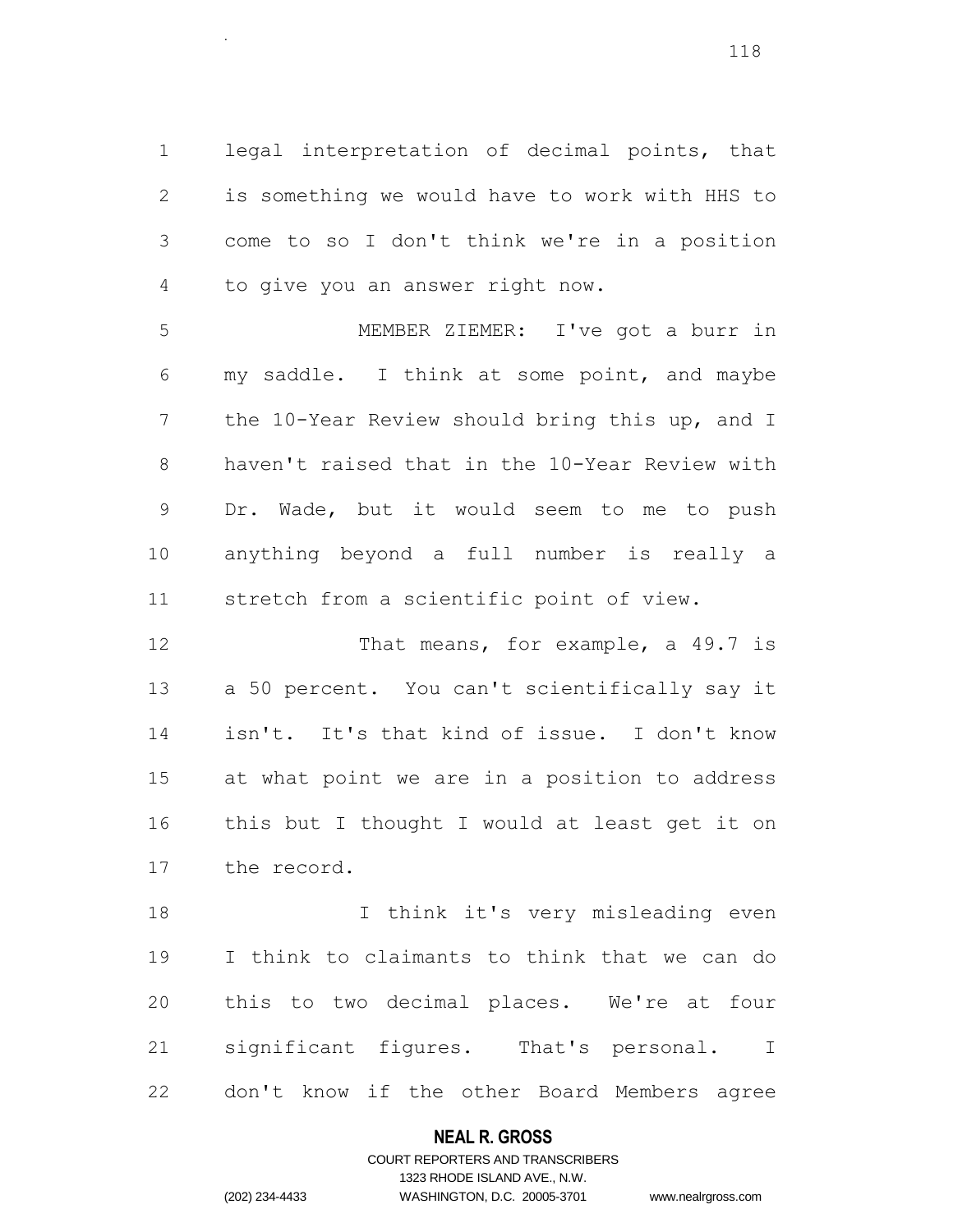legal interpretation of decimal points, that is something we would have to work with HHS to come to so I don't think we're in a position to give you an answer right now.

MEMBER ZIEMER: I've got a burr in my saddle. I think at some point, and maybe the 10-Year Review should bring this up, and I haven't raised that in the 10-Year Review with Dr. Wade, but it would seem to me to push anything beyond a full number is really a stretch from a scientific point of view.

That means, for example, a 49.7 is a 50 percent. You can't scientifically say it isn't. It's that kind of issue. I don't know at what point we are in a position to address this but I thought I would at least get it on the record.

I think it's very misleading even I think to claimants to think that we can do this to two decimal places. We're at four significant figures. That's personal. I don't know if the other Board Members agree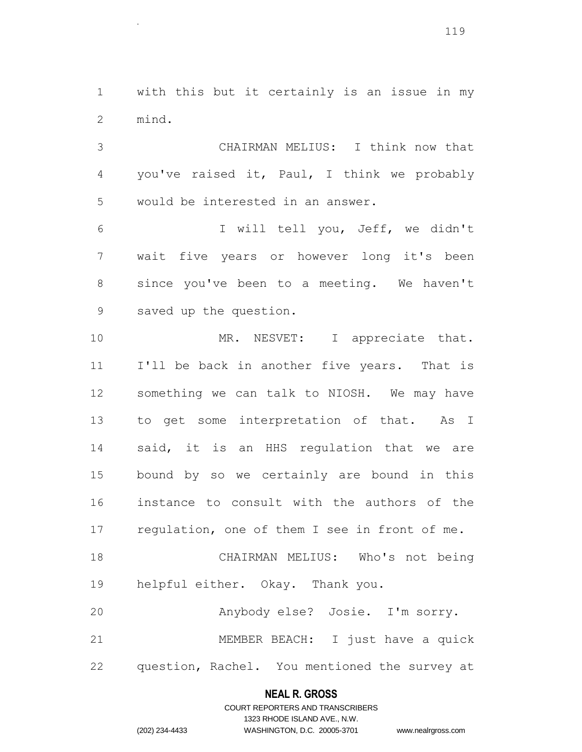with this but it certainly is an issue in my mind.

CHAIRMAN MELIUS: I think now that you've raised it, Paul, I think we probably would be interested in an answer.

I will tell you, Jeff, we didn't wait five years or however long it's been since you've been to a meeting. We haven't saved up the question.

MR. NESVET: I appreciate that. I'll be back in another five years. That is something we can talk to NIOSH. We may have to get some interpretation of that. As I said, it is an HHS regulation that we are bound by so we certainly are bound in this instance to consult with the authors of the regulation, one of them I see in front of me.

CHAIRMAN MELIUS: Who's not being helpful either. Okay. Thank you.

Anybody else? Josie. I'm sorry.

MEMBER BEACH: I just have a quick question, Rachel. You mentioned the survey at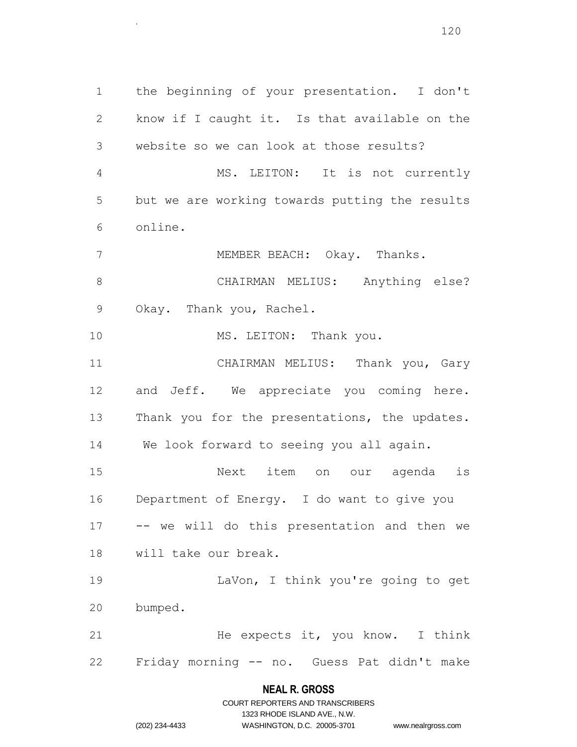the beginning of your presentation. I don't know if I caught it. Is that available on the website so we can look at those results?

MS. LEITON: It is not currently but we are working towards putting the results online.

MEMBER BEACH: Okay. Thanks.

CHAIRMAN MELIUS: Anything else? Okay. Thank you, Rachel.

MS. LEITON: Thank you.

CHAIRMAN MELIUS: Thank you, Gary and Jeff. We appreciate you coming here. Thank you for the presentations, the updates. We look forward to seeing you all again.

Next item on our agenda is Department of Energy. I do want to give you -- we will do this presentation and then we will take our break.

LaVon, I think you're going to get bumped.

He expects it, you know. I think Friday morning -- no. Guess Pat didn't make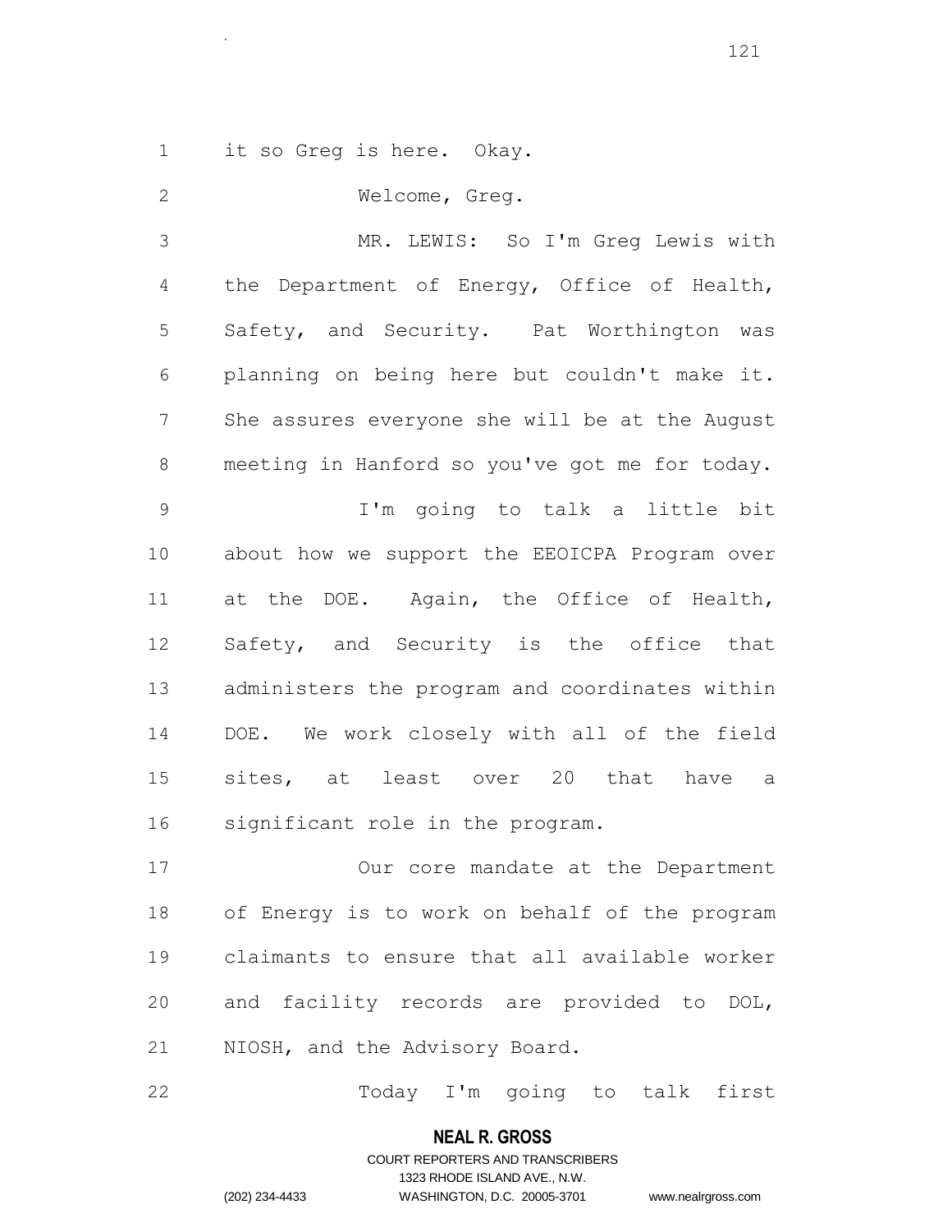it so Greg is here. Okay.

Welcome, Greg.

MR. LEWIS: So I'm Greg Lewis with the Department of Energy, Office of Health, Safety, and Security. Pat Worthington was planning on being here but couldn't make it. She assures everyone she will be at the August meeting in Hanford so you've got me for today.

I'm going to talk a little bit about how we support the EEOICPA Program over at the DOE. Again, the Office of Health, Safety, and Security is the office that administers the program and coordinates within DOE. We work closely with all of the field sites, at least over 20 that have a significant role in the program.

Our core mandate at the Department of Energy is to work on behalf of the program claimants to ensure that all available worker and facility records are provided to DOL, NIOSH, and the Advisory Board.

Today I'm going to talk first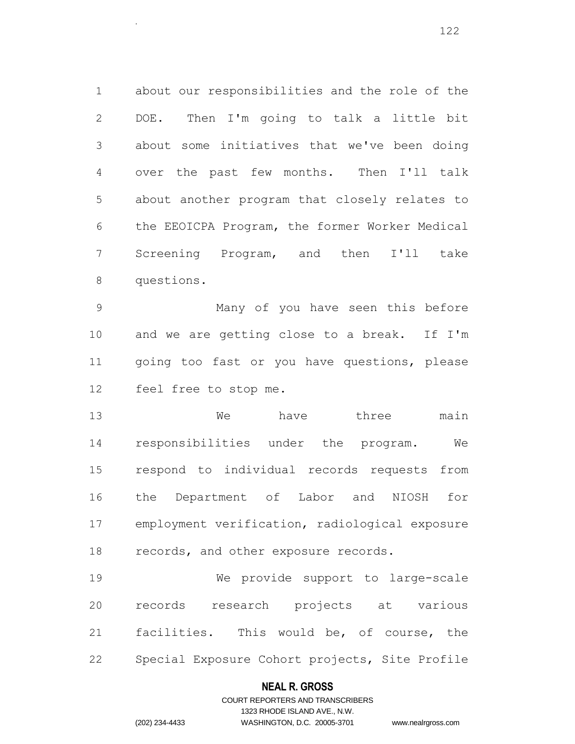about our responsibilities and the role of the DOE. Then I'm going to talk a little bit about some initiatives that we've been doing over the past few months. Then I'll talk about another program that closely relates to the EEOICPA Program, the former Worker Medical Screening Program, and then I'll take questions.

Many of you have seen this before and we are getting close to a break. If I'm going too fast or you have questions, please feel free to stop me.

We have three main responsibilities under the program. We respond to individual records requests from the Department of Labor and NIOSH for employment verification, radiological exposure records, and other exposure records.

We provide support to large-scale records research projects at various facilities. This would be, of course, the Special Exposure Cohort projects, Site Profile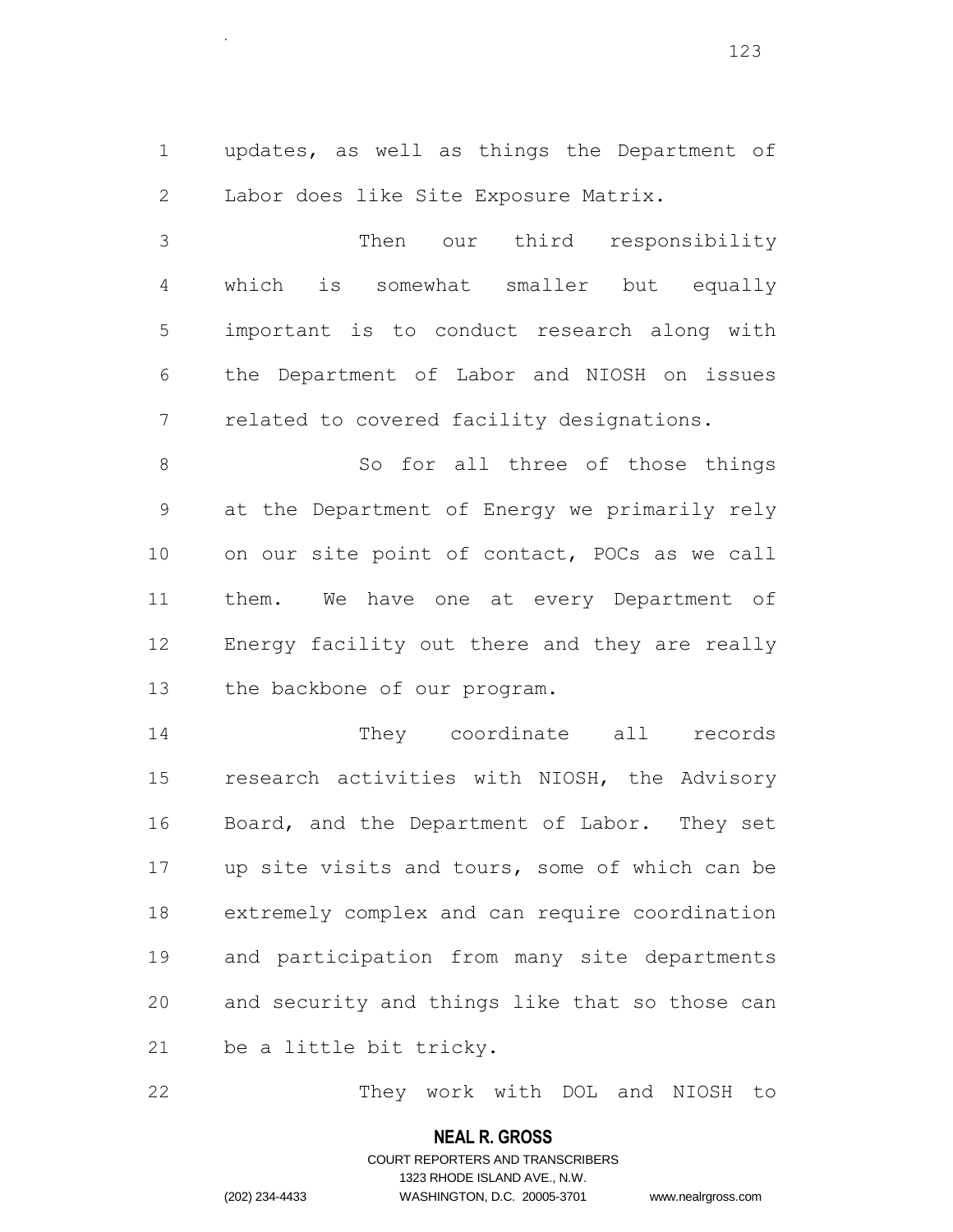updates, as well as things the Department of Labor does like Site Exposure Matrix.

Then our third responsibility which is somewhat smaller but equally important is to conduct research along with the Department of Labor and NIOSH on issues related to covered facility designations.

So for all three of those things at the Department of Energy we primarily rely on our site point of contact, POCs as we call them. We have one at every Department of Energy facility out there and they are really the backbone of our program.

They coordinate all records research activities with NIOSH, the Advisory Board, and the Department of Labor. They set up site visits and tours, some of which can be extremely complex and can require coordination and participation from many site departments and security and things like that so those can be a little bit tricky.

They work with DOL and NIOSH to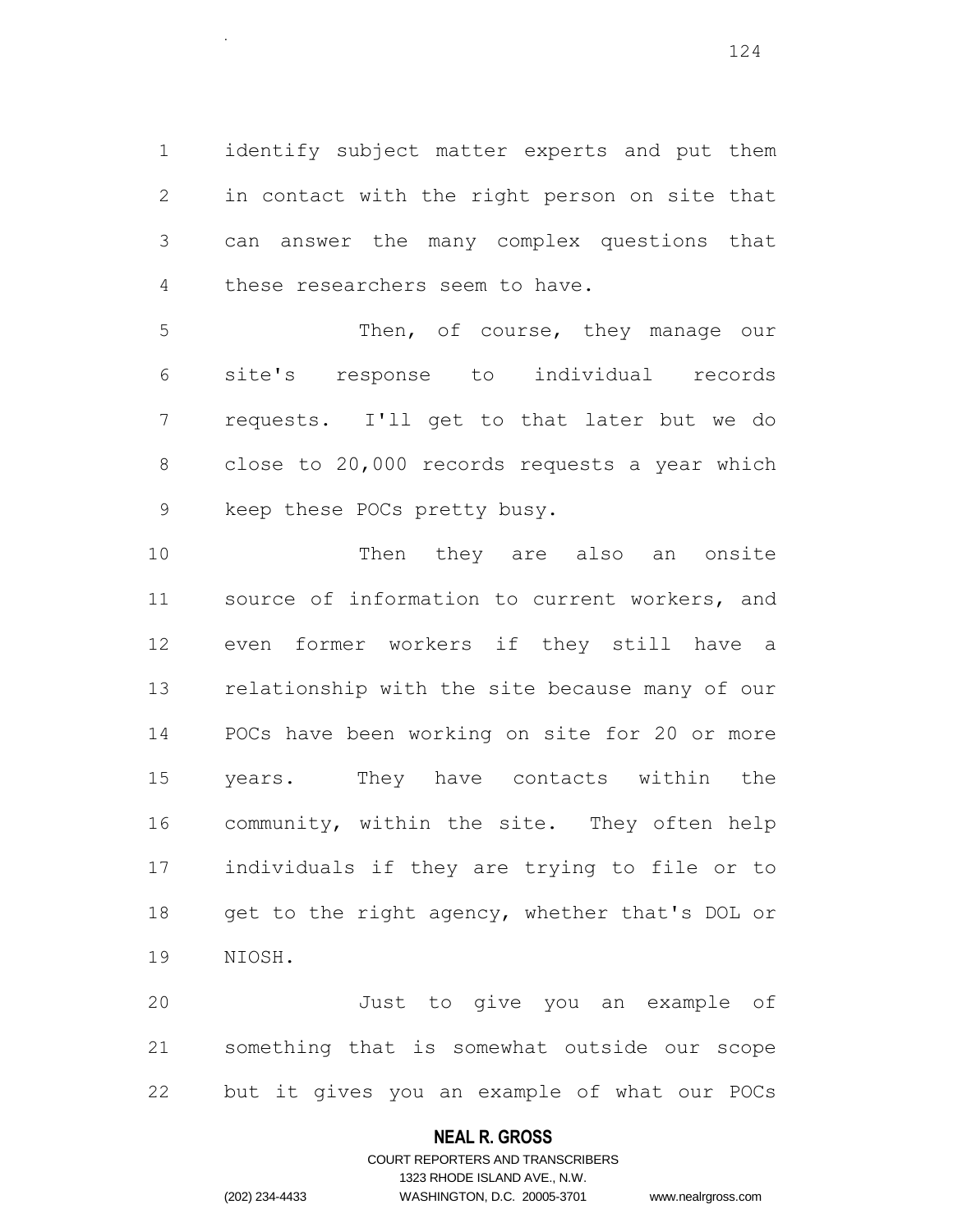identify subject matter experts and put them in contact with the right person on site that can answer the many complex questions that these researchers seem to have.

Then, of course, they manage our site's response to individual records requests. I'll get to that later but we do close to 20,000 records requests a year which keep these POCs pretty busy.

Then they are also an onsite source of information to current workers, and even former workers if they still have a relationship with the site because many of our POCs have been working on site for 20 or more years. They have contacts within the community, within the site. They often help individuals if they are trying to file or to get to the right agency, whether that's DOL or NIOSH.

Just to give you an example of something that is somewhat outside our scope but it gives you an example of what our POCs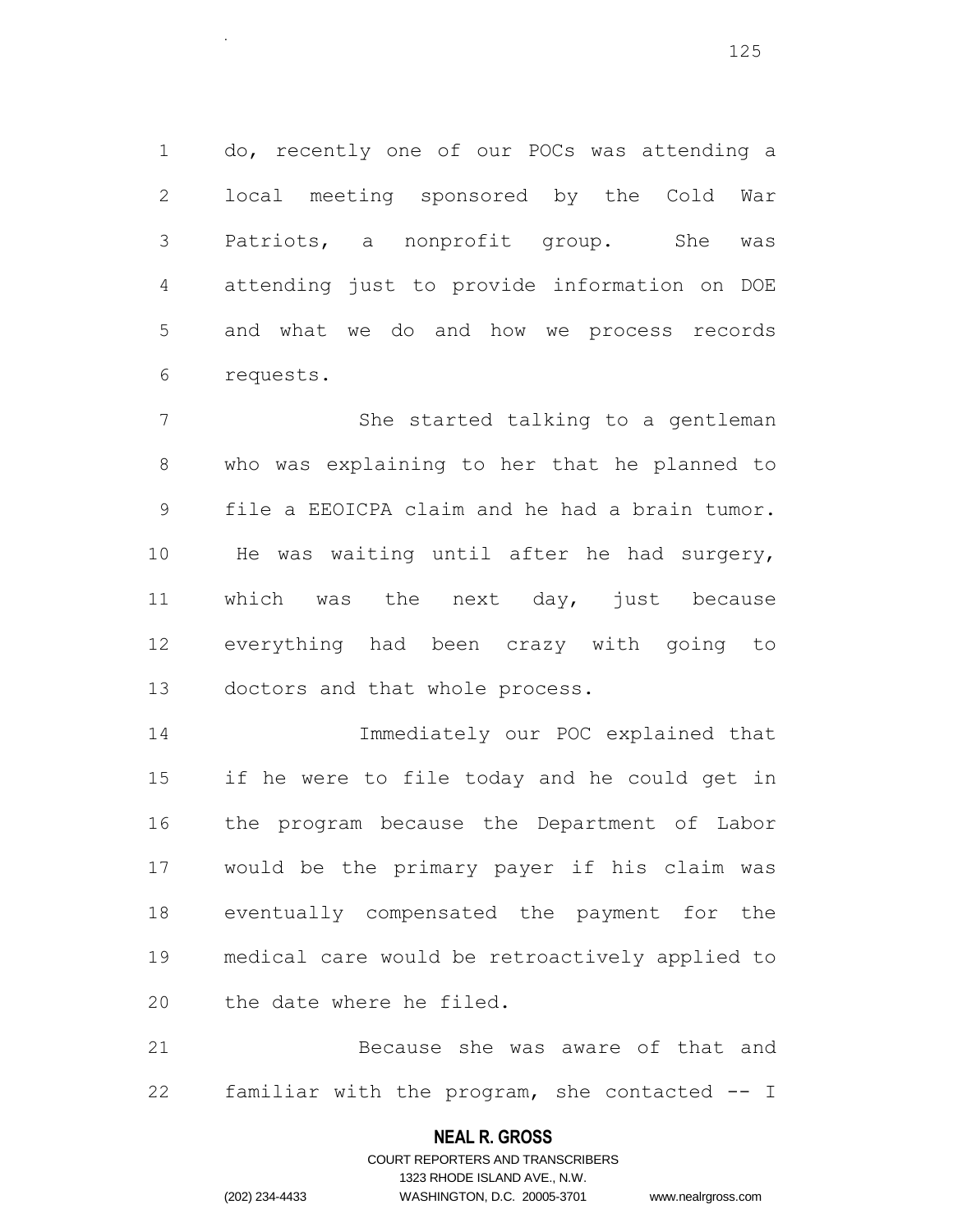do, recently one of our POCs was attending a local meeting sponsored by the Cold War Patriots, a nonprofit group. She was attending just to provide information on DOE and what we do and how we process records requests.

She started talking to a gentleman who was explaining to her that he planned to file a EEOICPA claim and he had a brain tumor. He was waiting until after he had surgery, which was the next day, just because everything had been crazy with going to doctors and that whole process.

Immediately our POC explained that if he were to file today and he could get in the program because the Department of Labor would be the primary payer if his claim was eventually compensated the payment for the medical care would be retroactively applied to the date where he filed.

Because she was aware of that and familiar with the program, she contacted -- I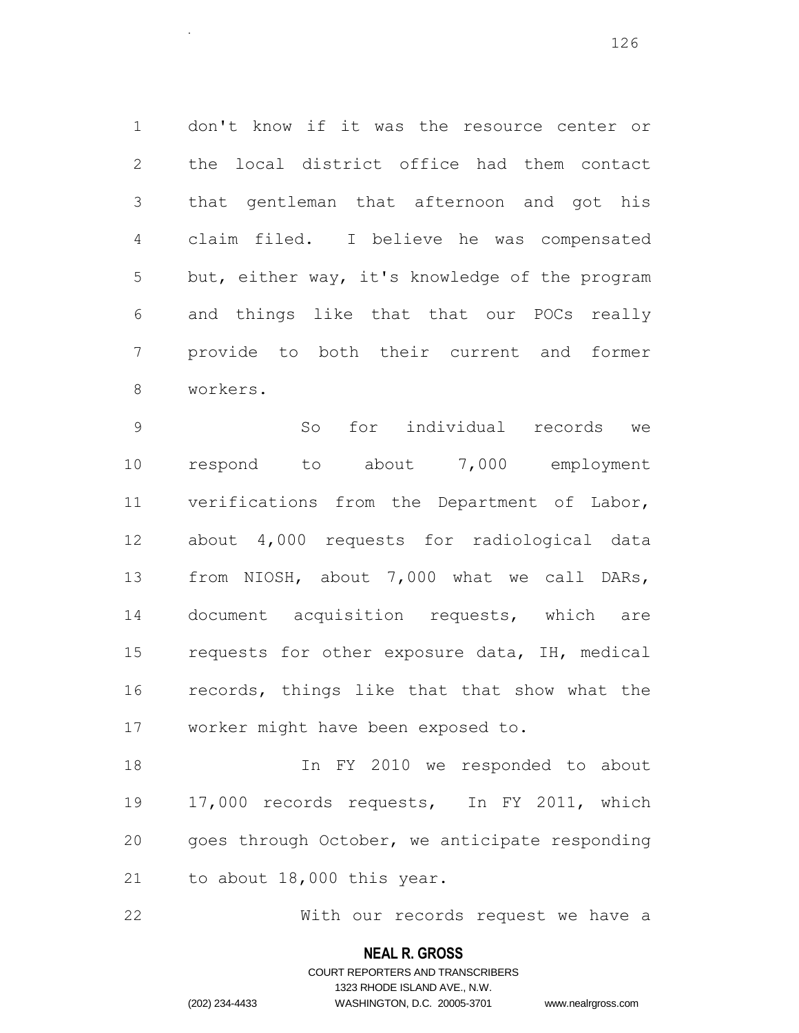don't know if it was the resource center or the local district office had them contact that gentleman that afternoon and got his claim filed. I believe he was compensated but, either way, it's knowledge of the program and things like that that our POCs really provide to both their current and former workers.

So for individual records we respond to about 7,000 employment verifications from the Department of Labor, about 4,000 requests for radiological data from NIOSH, about 7,000 what we call DARs, document acquisition requests, which are requests for other exposure data, IH, medical records, things like that that show what the worker might have been exposed to.

In FY 2010 we responded to about 17,000 records requests, In FY 2011, which goes through October, we anticipate responding to about 18,000 this year.

With our records request we have a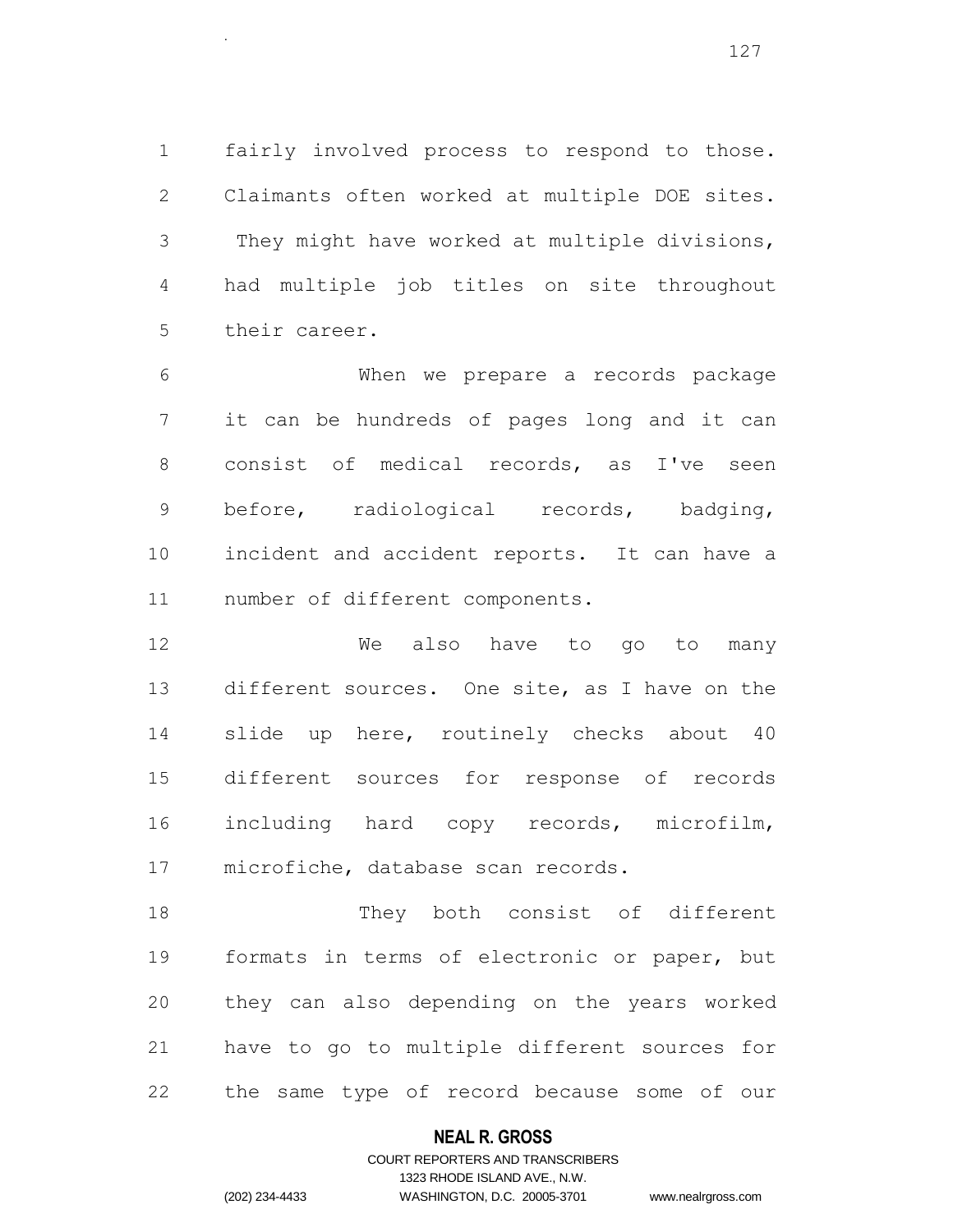fairly involved process to respond to those. Claimants often worked at multiple DOE sites. They might have worked at multiple divisions, had multiple job titles on site throughout their career.

When we prepare a records package it can be hundreds of pages long and it can consist of medical records, as I've seen before, radiological records, badging, incident and accident reports. It can have a number of different components.

We also have to go to many different sources. One site, as I have on the slide up here, routinely checks about 40 different sources for response of records including hard copy records, microfilm, microfiche, database scan records.

They both consist of different formats in terms of electronic or paper, but they can also depending on the years worked have to go to multiple different sources for the same type of record because some of our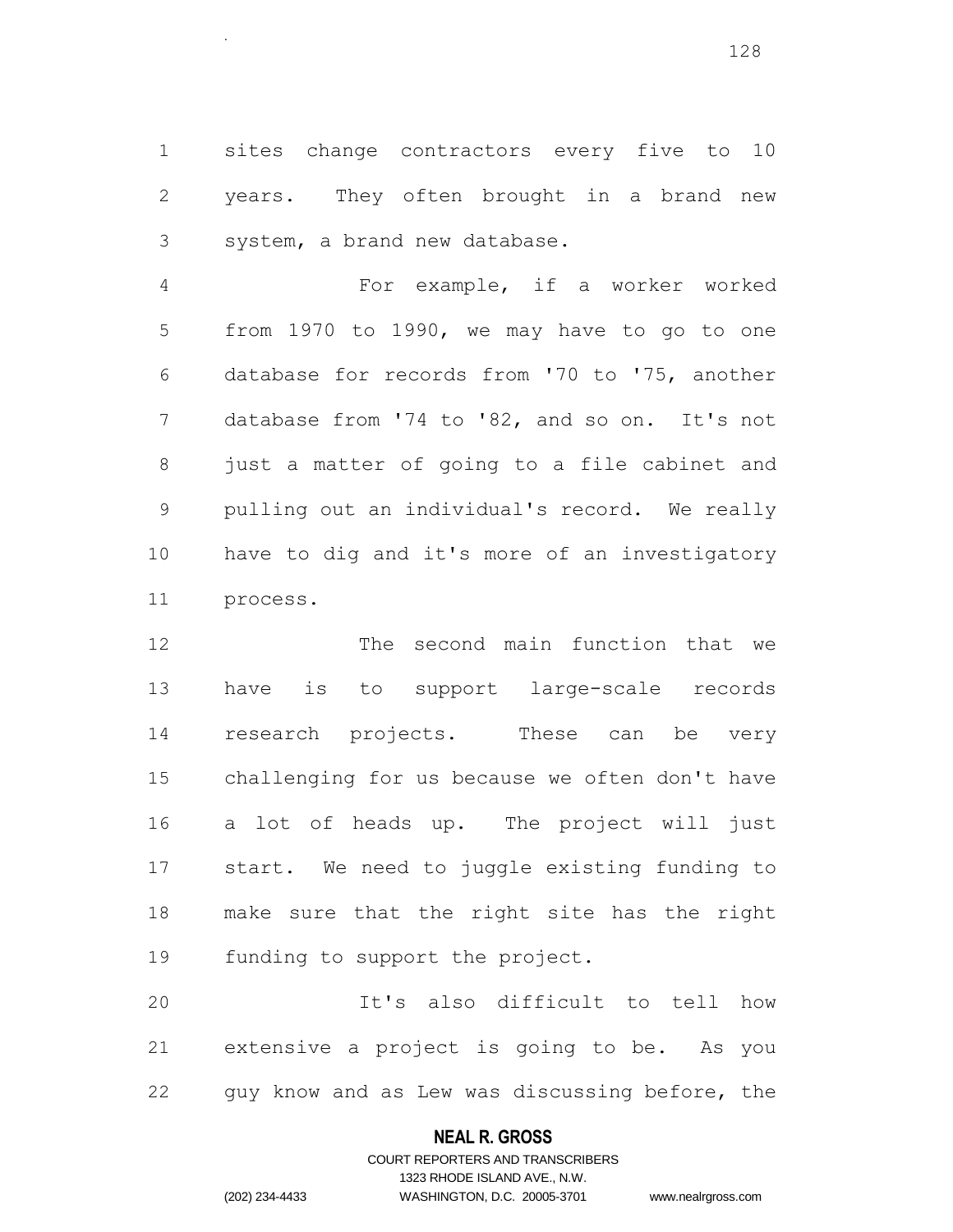sites change contractors every five to 10 years. They often brought in a brand new system, a brand new database.

For example, if a worker worked from 1970 to 1990, we may have to go to one database for records from '70 to '75, another database from '74 to '82, and so on. It's not just a matter of going to a file cabinet and pulling out an individual's record. We really have to dig and it's more of an investigatory process.

The second main function that we have is to support large-scale records research projects. These can be very challenging for us because we often don't have a lot of heads up. The project will just start. We need to juggle existing funding to make sure that the right site has the right funding to support the project.

It's also difficult to tell how extensive a project is going to be. As you guy know and as Lew was discussing before, the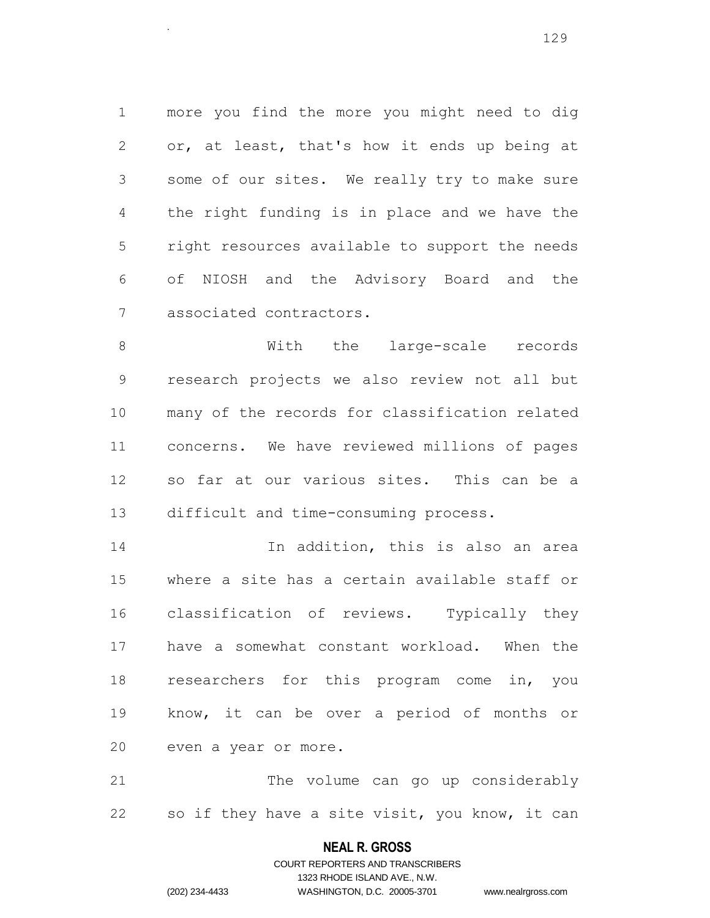more you find the more you might need to dig or, at least, that's how it ends up being at some of our sites. We really try to make sure the right funding is in place and we have the right resources available to support the needs of NIOSH and the Advisory Board and the associated contractors.

With the large-scale records research projects we also review not all but many of the records for classification related concerns. We have reviewed millions of pages so far at our various sites. This can be a difficult and time-consuming process.

In addition, this is also an area where a site has a certain available staff or classification of reviews. Typically they have a somewhat constant workload. When the researchers for this program come in, you know, it can be over a period of months or even a year or more.

The volume can go up considerably so if they have a site visit, you know, it can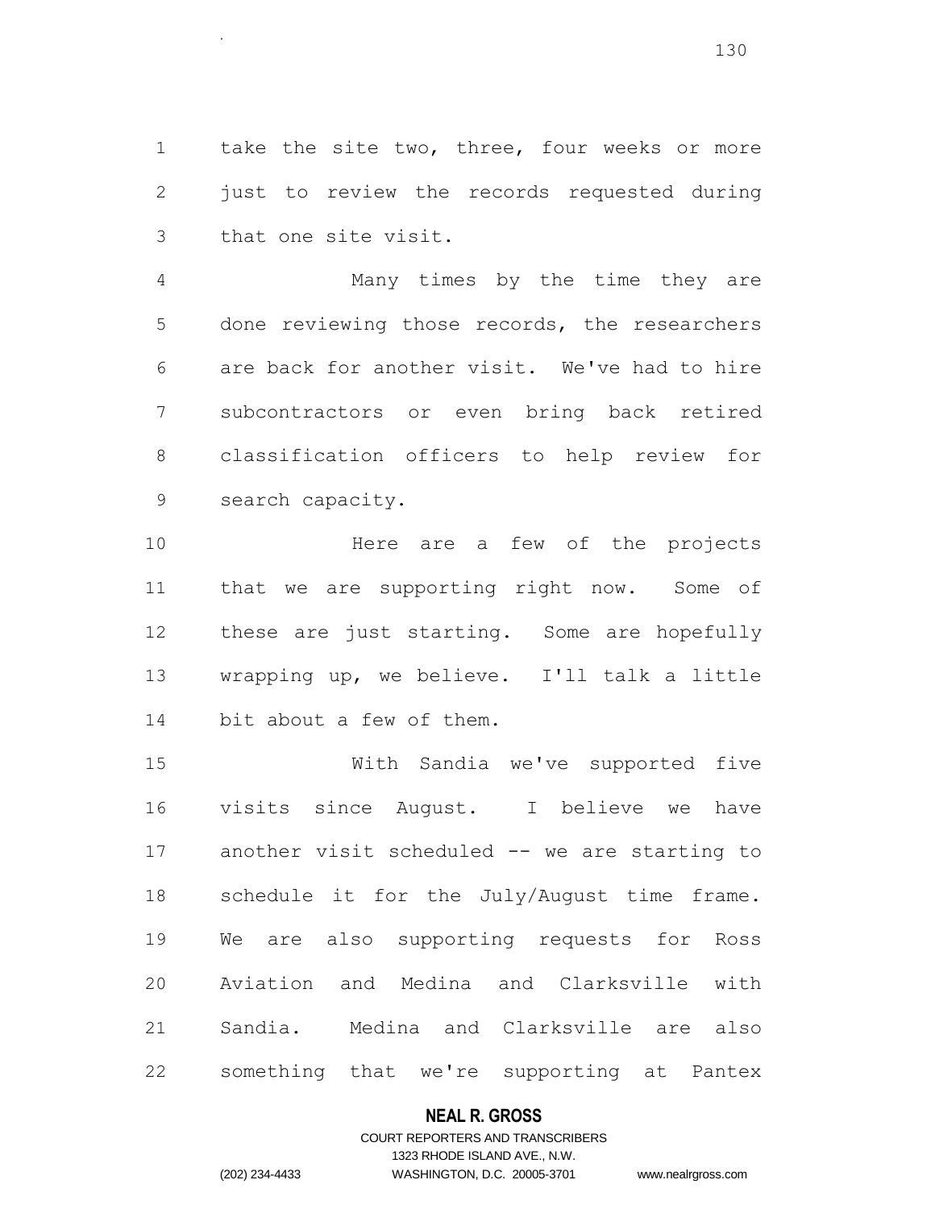take the site two, three, four weeks or more just to review the records requested during that one site visit.

Many times by the time they are done reviewing those records, the researchers are back for another visit. We've had to hire subcontractors or even bring back retired classification officers to help review for search capacity.

Here are a few of the projects that we are supporting right now. Some of these are just starting. Some are hopefully wrapping up, we believe. I'll talk a little bit about a few of them.

With Sandia we've supported five visits since August. I believe we have another visit scheduled -- we are starting to schedule it for the July/August time frame. We are also supporting requests for Ross Aviation and Medina and Clarksville with Sandia. Medina and Clarksville are also something that we're supporting at Pantex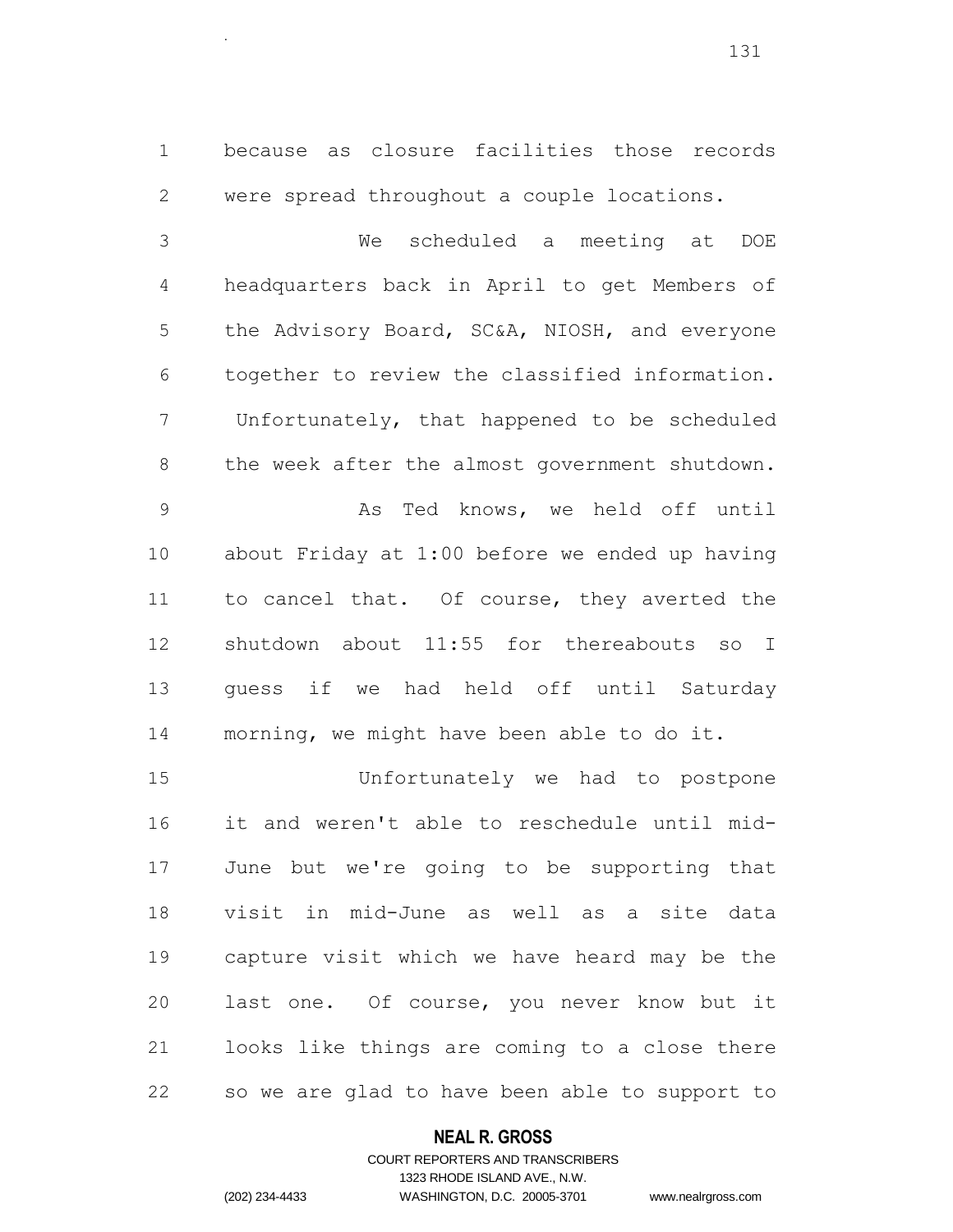because as closure facilities those records were spread throughout a couple locations.

We scheduled a meeting at DOE headquarters back in April to get Members of the Advisory Board, SC&A, NIOSH, and everyone together to review the classified information. Unfortunately, that happened to be scheduled the week after the almost government shutdown.

As Ted knows, we held off until about Friday at 1:00 before we ended up having to cancel that. Of course, they averted the shutdown about 11:55 for thereabouts so I guess if we had held off until Saturday morning, we might have been able to do it.

Unfortunately we had to postpone it and weren't able to reschedule until mid-June but we're going to be supporting that visit in mid-June as well as a site data capture visit which we have heard may be the last one. Of course, you never know but it looks like things are coming to a close there so we are glad to have been able to support to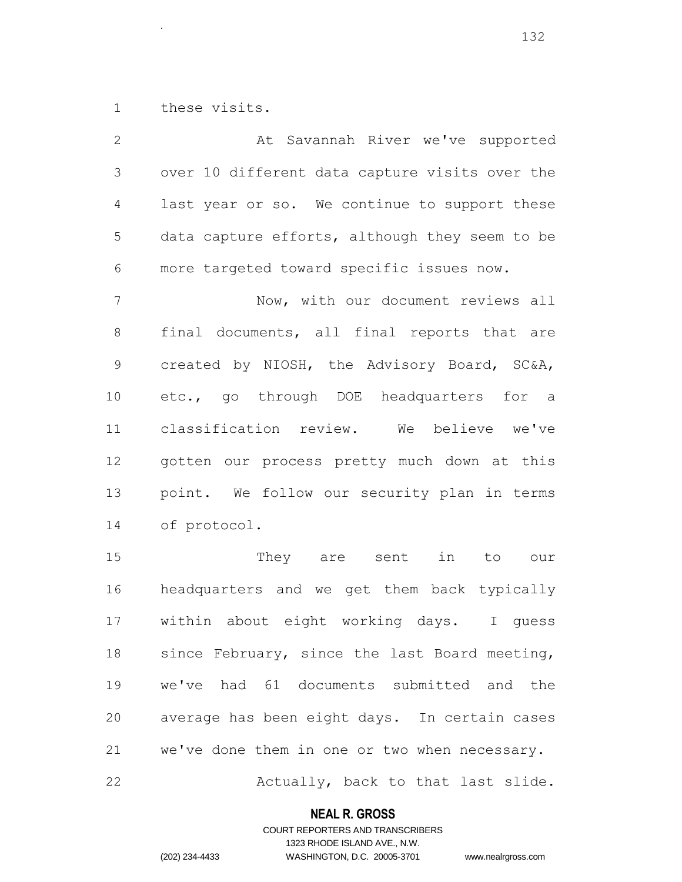these visits.

At Savannah River we've supported over 10 different data capture visits over the last year or so. We continue to support these data capture efforts, although they seem to be more targeted toward specific issues now.

Now, with our document reviews all final documents, all final reports that are created by NIOSH, the Advisory Board, SC&A, etc., go through DOE headquarters for a classification review. We believe we've gotten our process pretty much down at this point. We follow our security plan in terms of protocol.

They are sent in to our headquarters and we get them back typically within about eight working days. I guess since February, since the last Board meeting, we've had 61 documents submitted and the average has been eight days. In certain cases we've done them in one or two when necessary.

Actually, back to that last slide.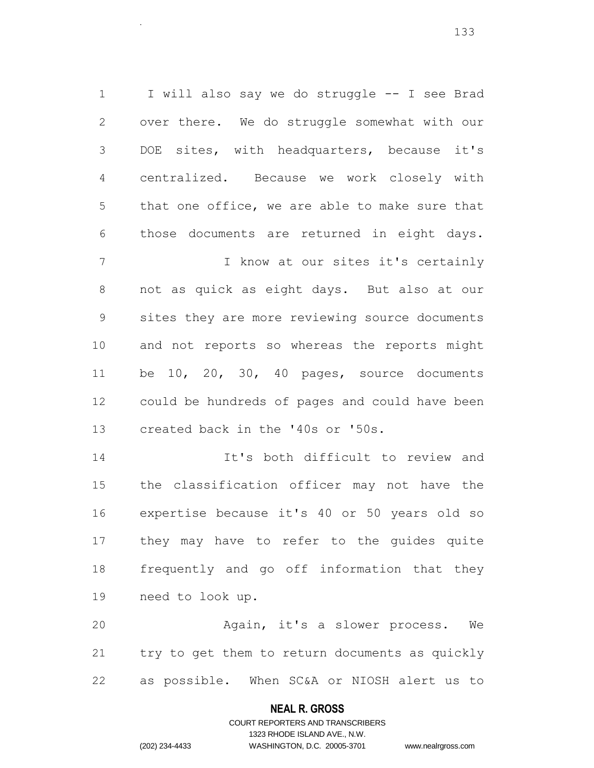I will also say we do struggle -- I see Brad over there. We do struggle somewhat with our DOE sites, with headquarters, because it's centralized. Because we work closely with that one office, we are able to make sure that those documents are returned in eight days.

I know at our sites it's certainly not as quick as eight days. But also at our sites they are more reviewing source documents and not reports so whereas the reports might be 10, 20, 30, 40 pages, source documents could be hundreds of pages and could have been created back in the '40s or '50s.

It's both difficult to review and the classification officer may not have the expertise because it's 40 or 50 years old so they may have to refer to the guides quite frequently and go off information that they need to look up.

Again, it's a slower process. We try to get them to return documents as quickly as possible. When SC&A or NIOSH alert us to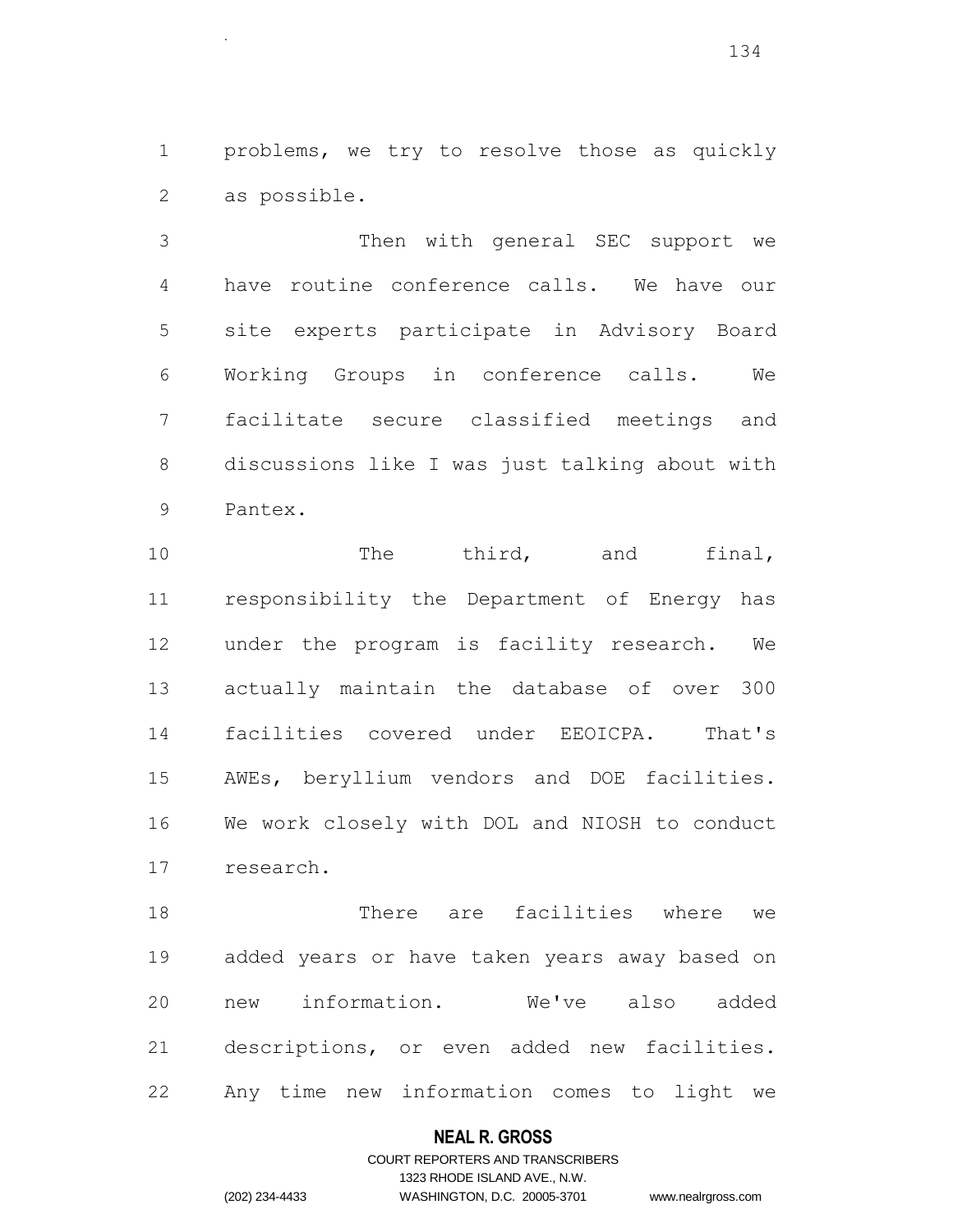problems, we try to resolve those as quickly as possible.

Then with general SEC support we have routine conference calls. We have our site experts participate in Advisory Board Working Groups in conference calls. We facilitate secure classified meetings and discussions like I was just talking about with Pantex.

The third, and final, responsibility the Department of Energy has under the program is facility research. We actually maintain the database of over 300 facilities covered under EEOICPA. That's AWEs, beryllium vendors and DOE facilities. We work closely with DOL and NIOSH to conduct research.

There are facilities where we added years or have taken years away based on new information. We've also added descriptions, or even added new facilities. Any time new information comes to light we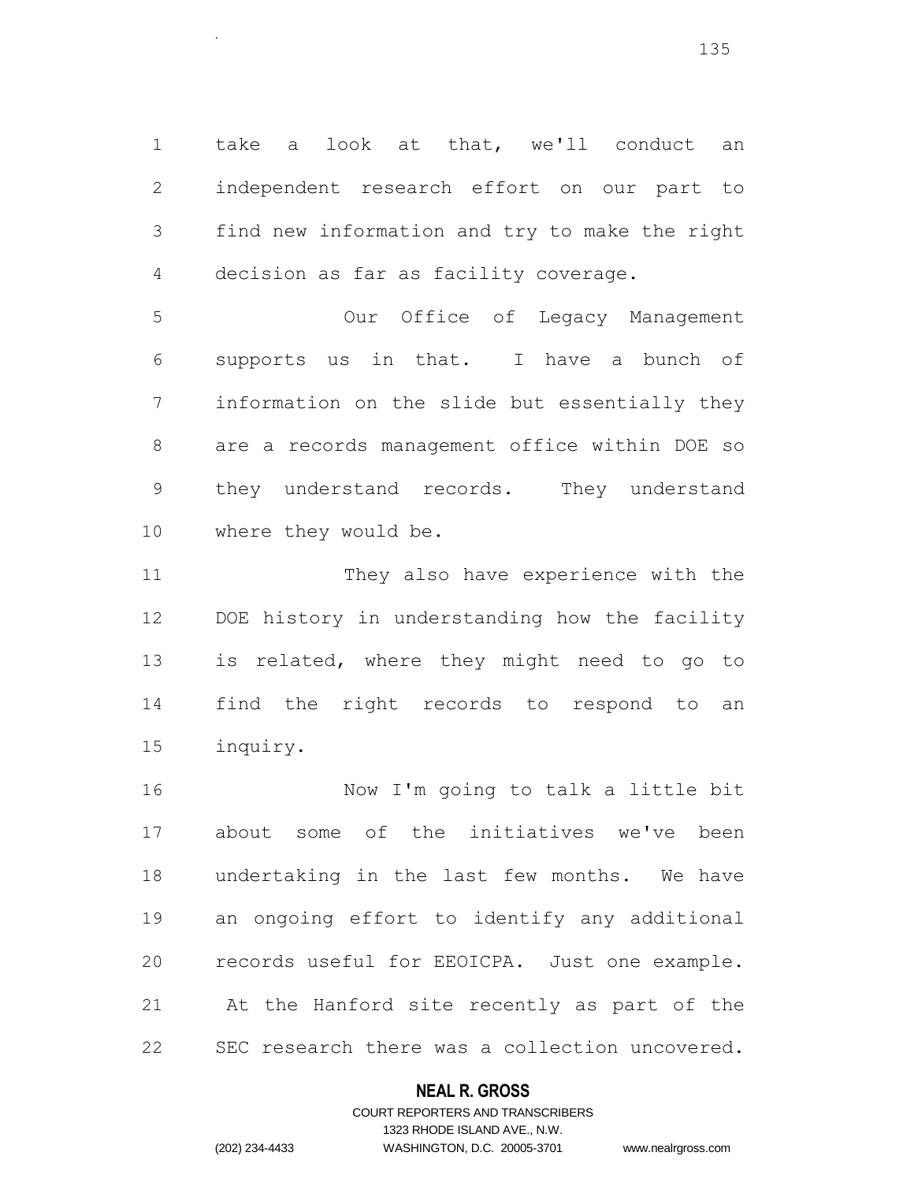take a look at that, we'll conduct an independent research effort on our part to find new information and try to make the right decision as far as facility coverage.

Our Office of Legacy Management supports us in that. I have a bunch of information on the slide but essentially they are a records management office within DOE so they understand records. They understand where they would be.

They also have experience with the DOE history in understanding how the facility is related, where they might need to go to find the right records to respond to an inquiry.

Now I'm going to talk a little bit about some of the initiatives we've been undertaking in the last few months. We have an ongoing effort to identify any additional records useful for EEOICPA. Just one example. At the Hanford site recently as part of the SEC research there was a collection uncovered.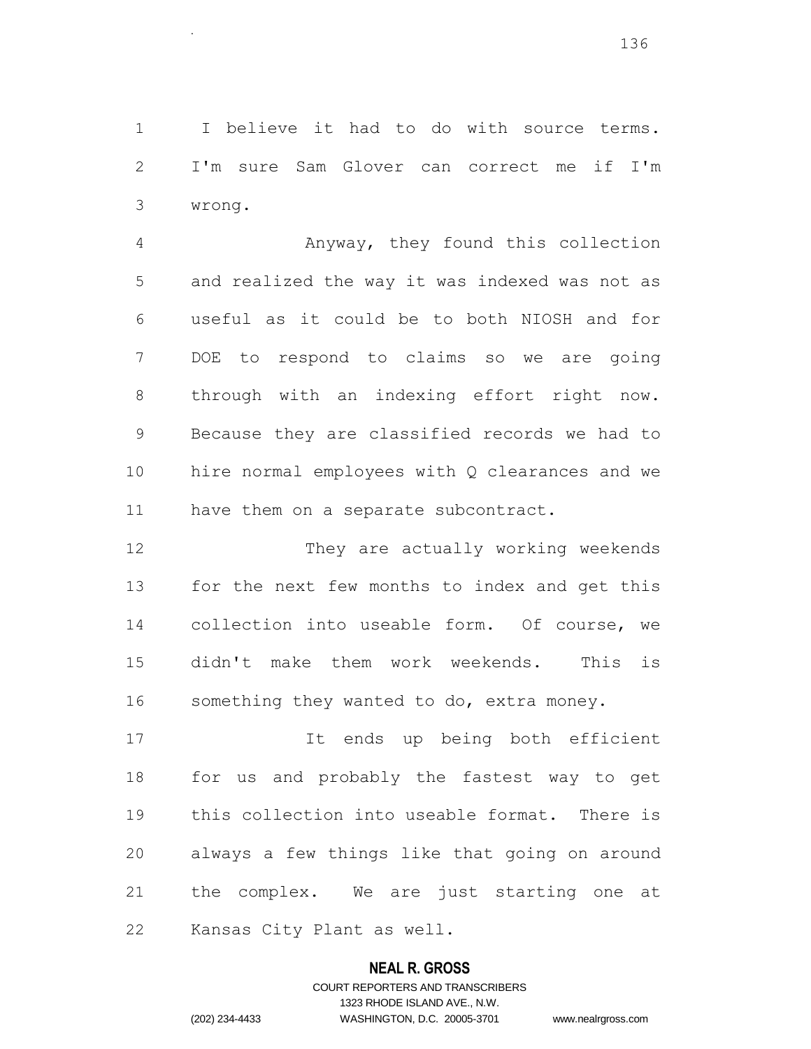I believe it had to do with source terms. I'm sure Sam Glover can correct me if I'm wrong.

Anyway, they found this collection and realized the way it was indexed was not as useful as it could be to both NIOSH and for DOE to respond to claims so we are going through with an indexing effort right now. Because they are classified records we had to hire normal employees with Q clearances and we have them on a separate subcontract.

They are actually working weekends for the next few months to index and get this collection into useable form. Of course, we didn't make them work weekends. This is something they wanted to do, extra money.

It ends up being both efficient for us and probably the fastest way to get this collection into useable format. There is always a few things like that going on around the complex. We are just starting one at Kansas City Plant as well.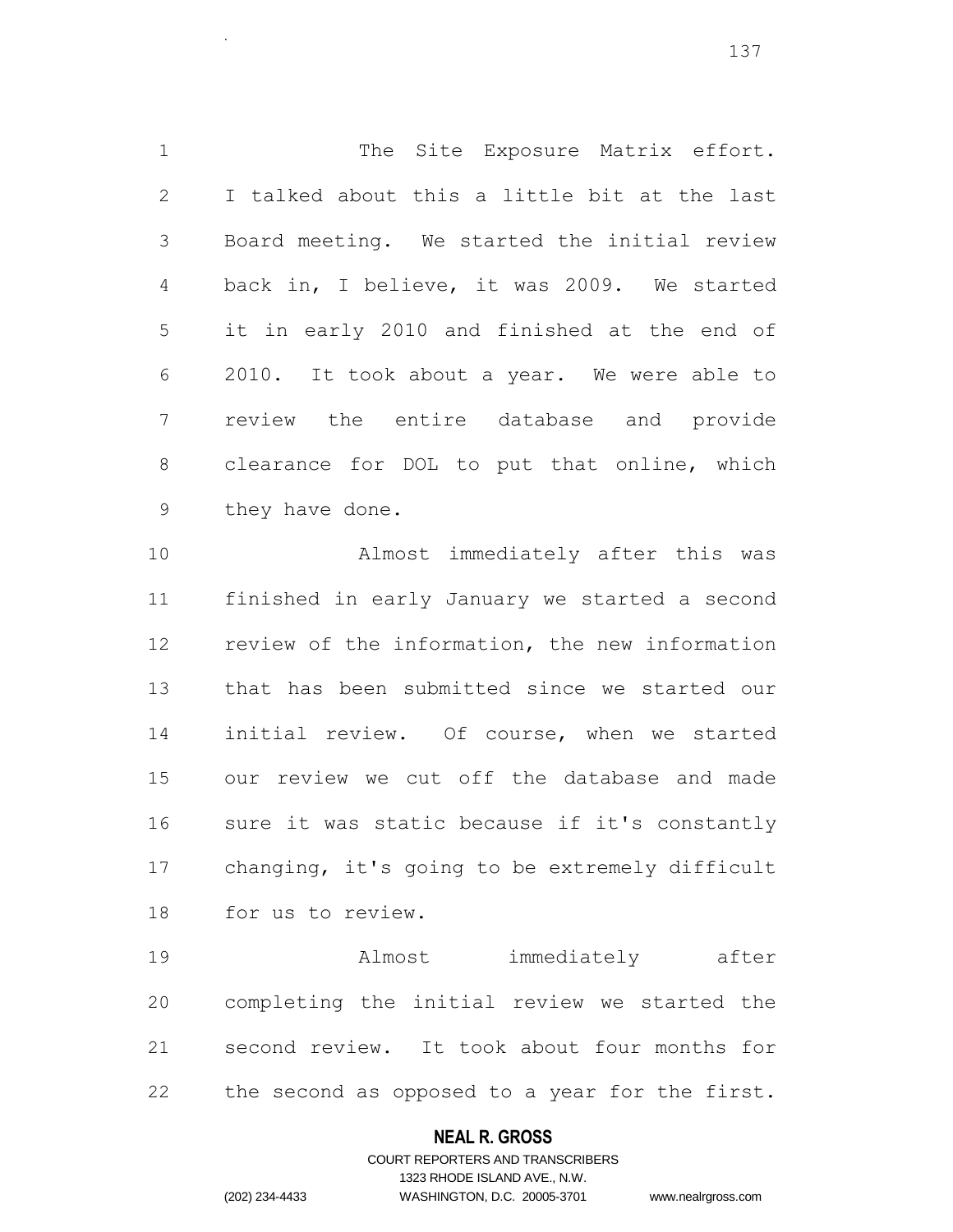The Site Exposure Matrix effort. I talked about this a little bit at the last Board meeting. We started the initial review back in, I believe, it was 2009. We started it in early 2010 and finished at the end of 2010. It took about a year. We were able to review the entire database and provide clearance for DOL to put that online, which they have done.

Almost immediately after this was finished in early January we started a second review of the information, the new information that has been submitted since we started our initial review. Of course, when we started our review we cut off the database and made sure it was static because if it's constantly changing, it's going to be extremely difficult for us to review.

Almost immediately after completing the initial review we started the second review. It took about four months for the second as opposed to a year for the first.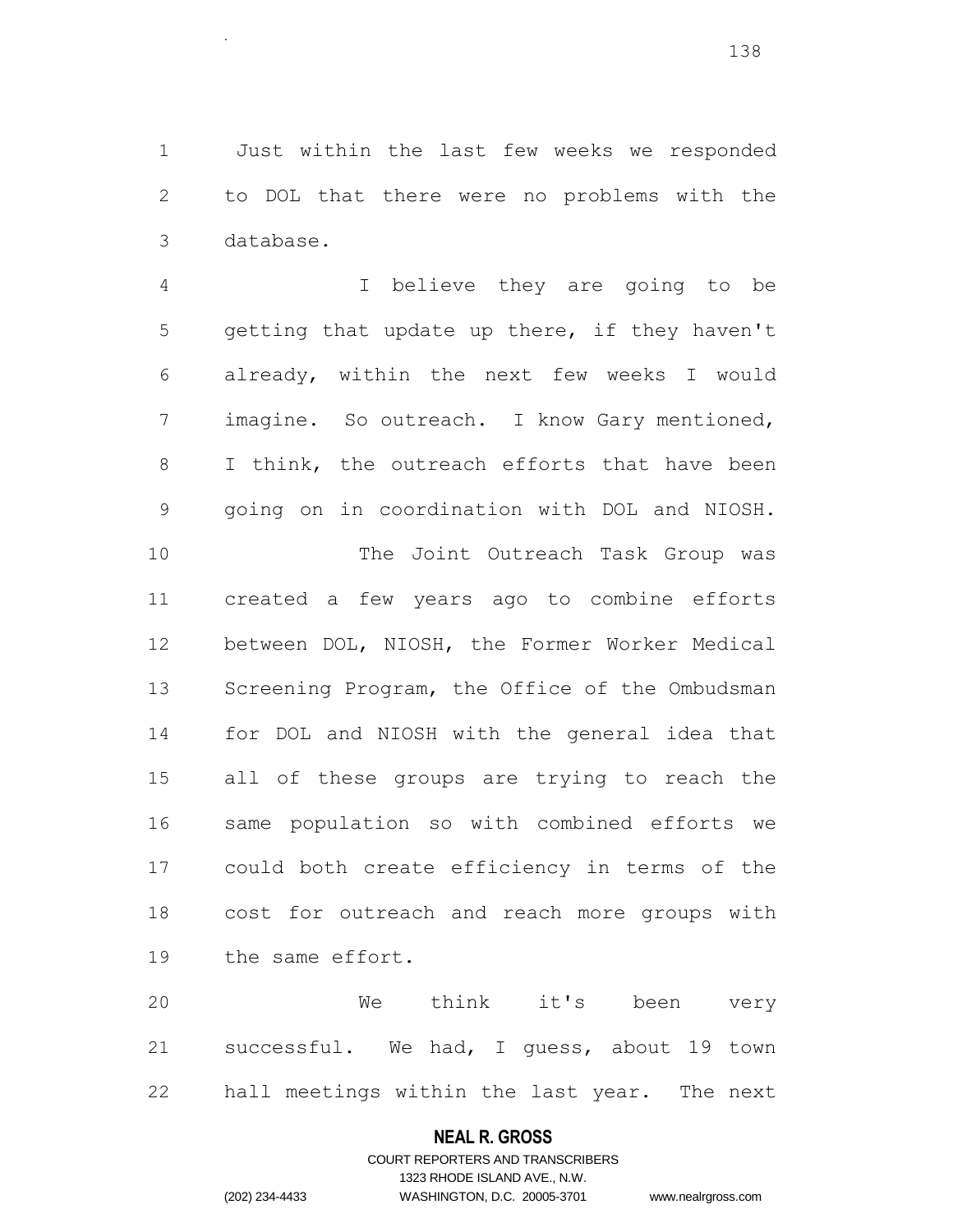Just within the last few weeks we responded to DOL that there were no problems with the database.

I believe they are going to be getting that update up there, if they haven't already, within the next few weeks I would imagine. So outreach. I know Gary mentioned, I think, the outreach efforts that have been going on in coordination with DOL and NIOSH.

The Joint Outreach Task Group was created a few years ago to combine efforts between DOL, NIOSH, the Former Worker Medical Screening Program, the Office of the Ombudsman for DOL and NIOSH with the general idea that all of these groups are trying to reach the same population so with combined efforts we could both create efficiency in terms of the cost for outreach and reach more groups with the same effort.

We think it's been very successful. We had, I guess, about 19 town hall meetings within the last year. The next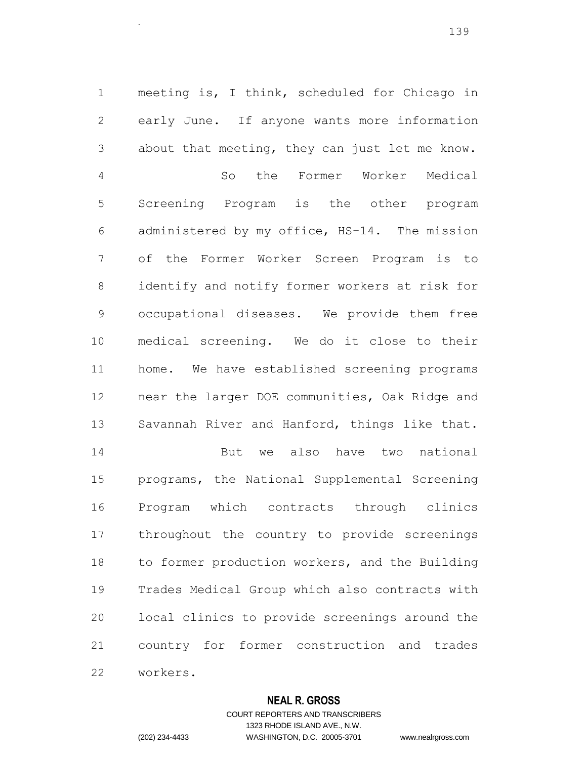meeting is, I think, scheduled for Chicago in early June. If anyone wants more information about that meeting, they can just let me know.

So the Former Worker Medical Screening Program is the other program administered by my office, HS-14. The mission of the Former Worker Screen Program is to identify and notify former workers at risk for occupational diseases. We provide them free medical screening. We do it close to their home. We have established screening programs near the larger DOE communities, Oak Ridge and Savannah River and Hanford, things like that.

But we also have two national programs, the National Supplemental Screening Program which contracts through clinics throughout the country to provide screenings to former production workers, and the Building Trades Medical Group which also contracts with local clinics to provide screenings around the country for former construction and trades workers.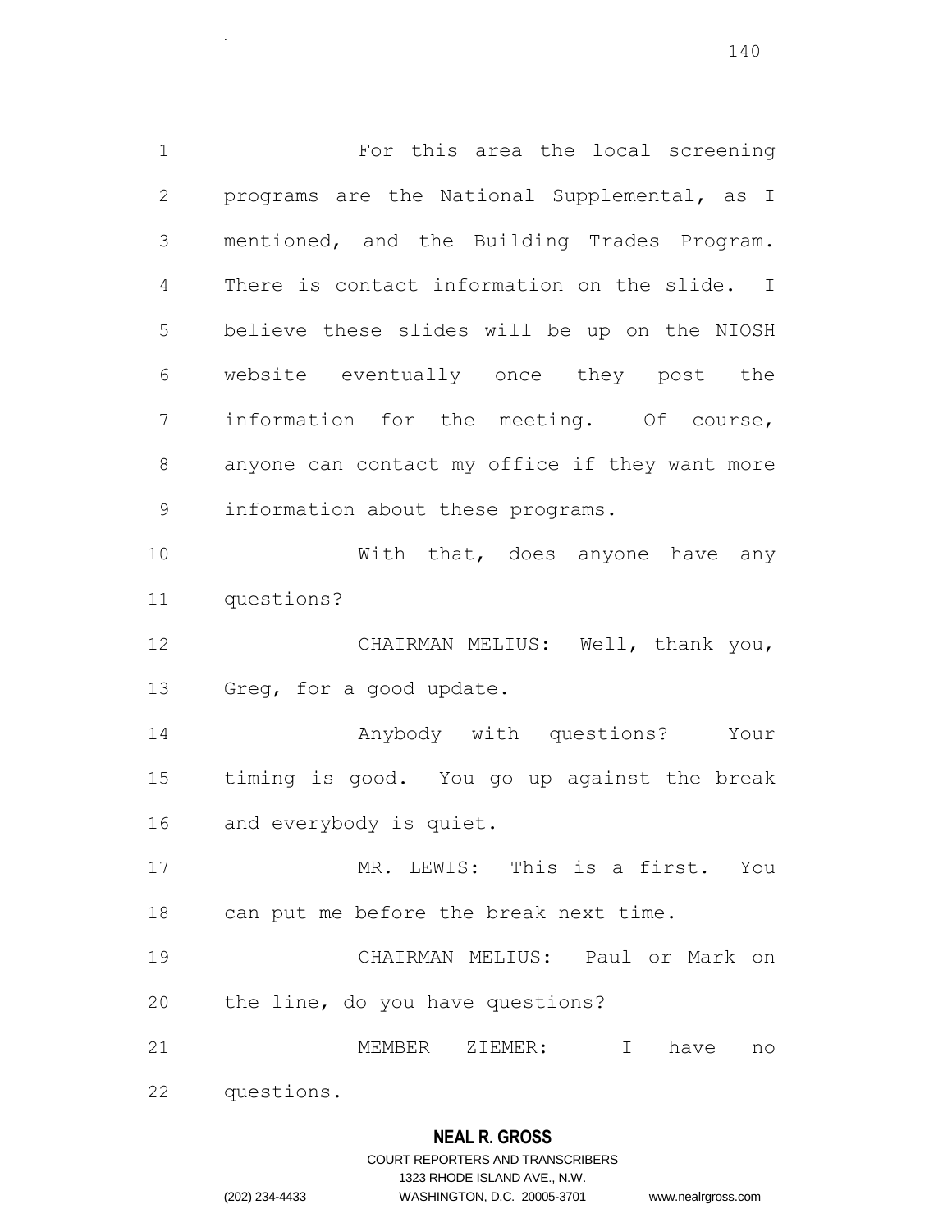For this area the local screening programs are the National Supplemental, as I mentioned, and the Building Trades Program. There is contact information on the slide. I believe these slides will be up on the NIOSH website eventually once they post the information for the meeting. Of course, anyone can contact my office if they want more information about these programs.

With that, does anyone have any questions?

CHAIRMAN MELIUS: Well, thank you, Greg, for a good update.

Anybody with questions? Your timing is good. You go up against the break and everybody is quiet.

MR. LEWIS: This is a first. You can put me before the break next time.

CHAIRMAN MELIUS: Paul or Mark on the line, do you have questions?

MEMBER ZIEMER: I have no questions.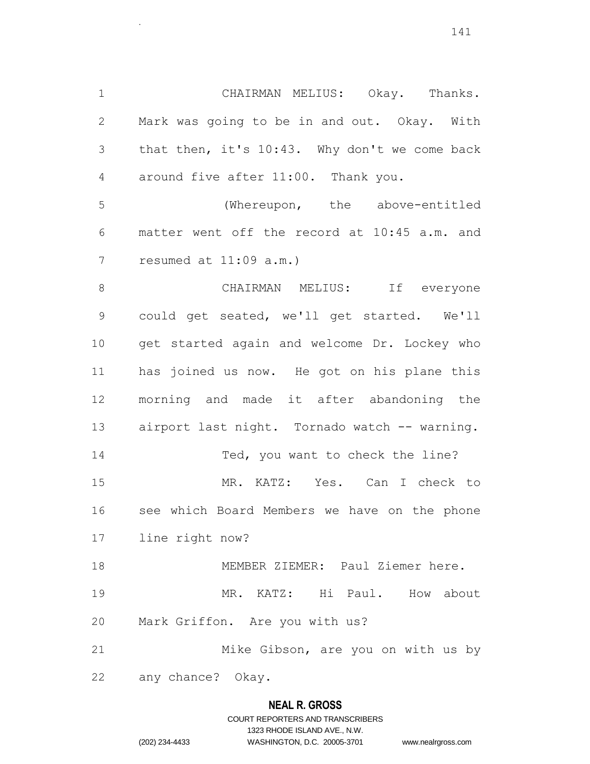CHAIRMAN MELIUS: Okay. Thanks. Mark was going to be in and out. Okay. With that then, it's 10:43. Why don't we come back around five after 11:00. Thank you.

(Whereupon, the above-entitled matter went off the record at 10:45 a.m. and resumed at 11:09 a.m.)

CHAIRMAN MELIUS: If everyone could get seated, we'll get started. We'll get started again and welcome Dr. Lockey who has joined us now. He got on his plane this morning and made it after abandoning the airport last night. Tornado watch -- warning.

Ted, you want to check the line?

MR. KATZ: Yes. Can I check to see which Board Members we have on the phone line right now?

MEMBER ZIEMER: Paul Ziemer here.

MR. KATZ: Hi Paul. How about Mark Griffon. Are you with us?

Mike Gibson, are you on with us by any chance? Okay.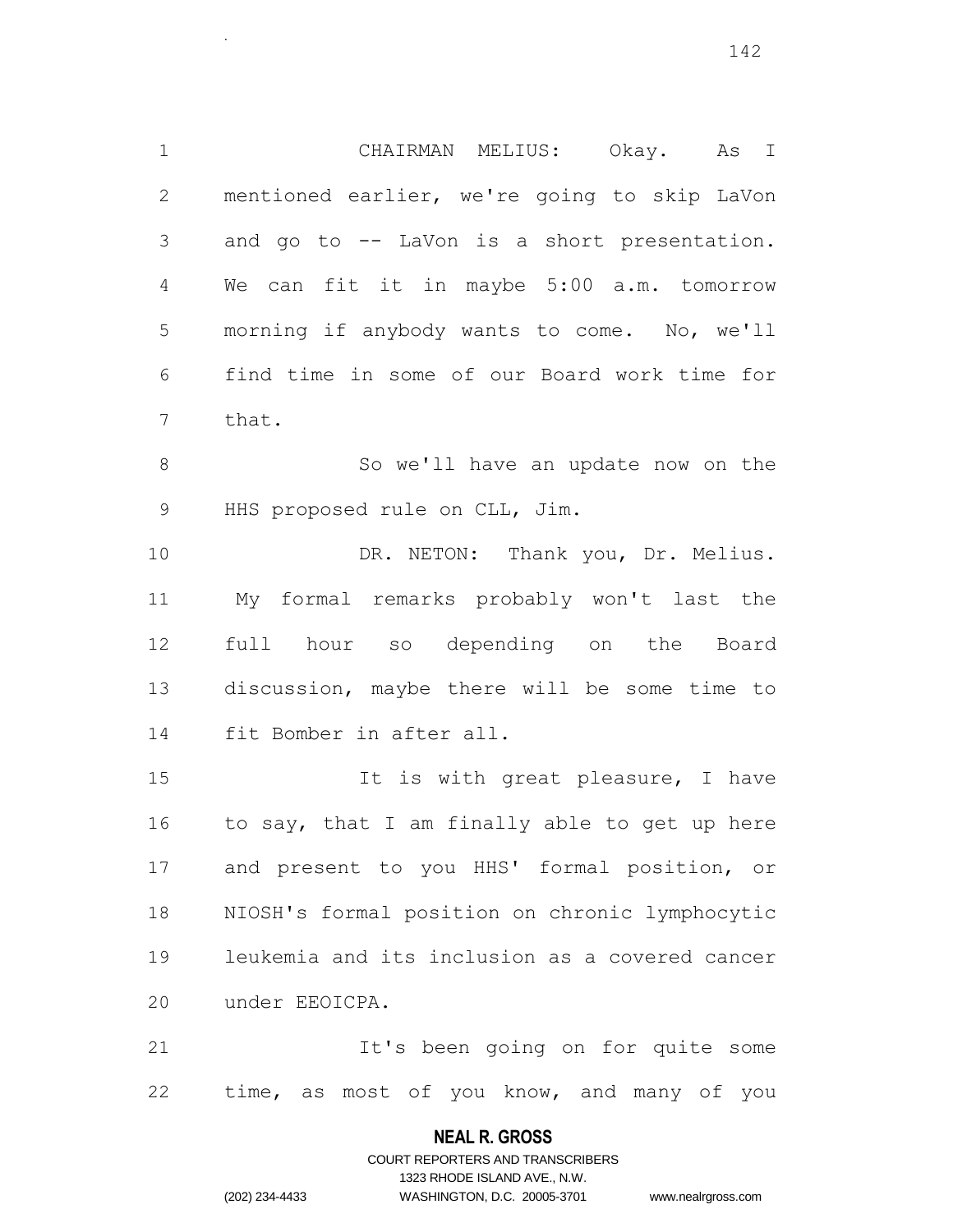CHAIRMAN MELIUS: Okay. As I mentioned earlier, we're going to skip LaVon and go to -- LaVon is a short presentation. We can fit it in maybe 5:00 a.m. tomorrow morning if anybody wants to come. No, we'll find time in some of our Board work time for that.

So we'll have an update now on the HHS proposed rule on CLL, Jim.

DR. NETON: Thank you, Dr. Melius. My formal remarks probably won't last the full hour so depending on the Board discussion, maybe there will be some time to fit Bomber in after all.

It is with great pleasure, I have to say, that I am finally able to get up here and present to you HHS' formal position, or NIOSH's formal position on chronic lymphocytic leukemia and its inclusion as a covered cancer under EEOICPA.

It's been going on for quite some time, as most of you know, and many of you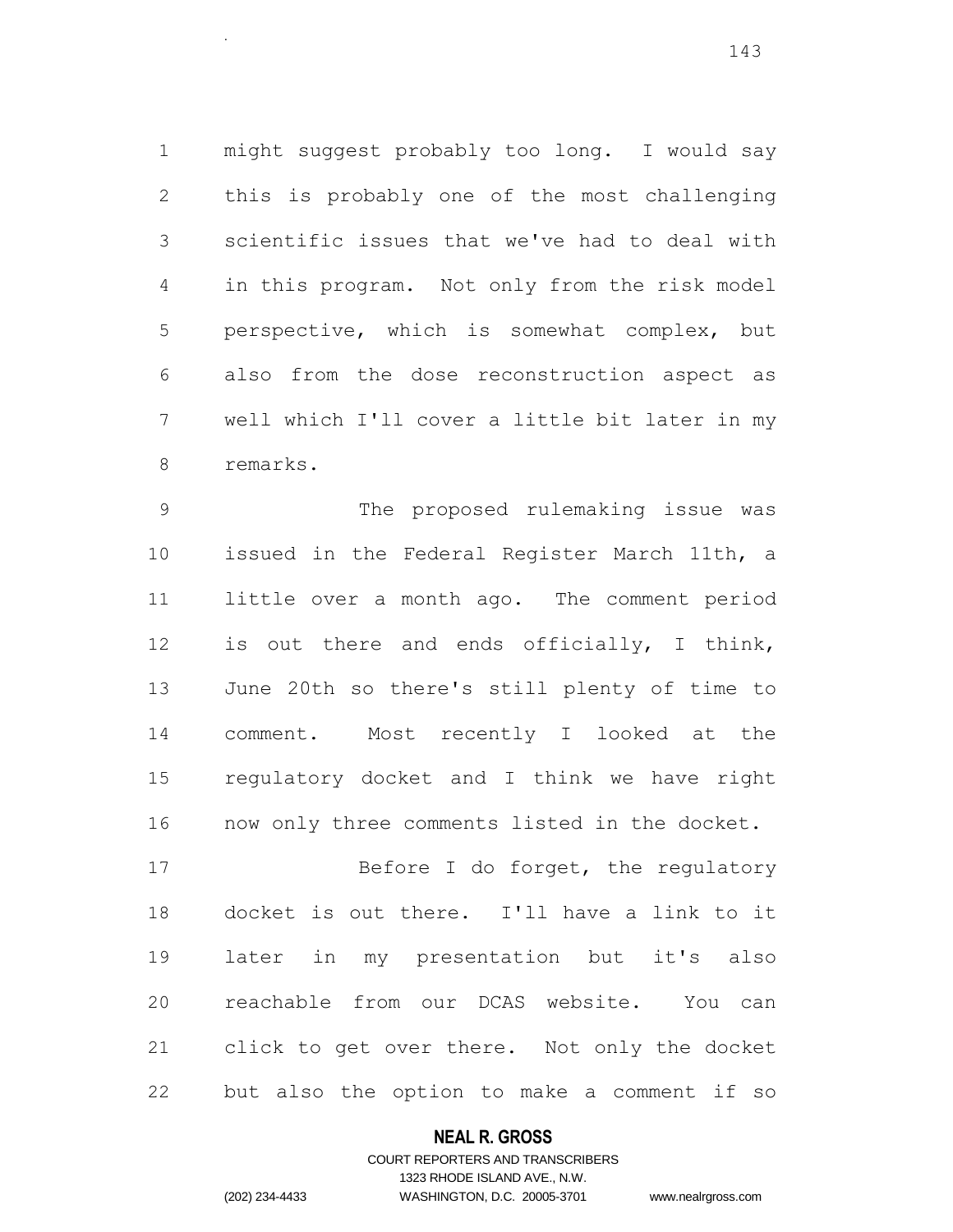might suggest probably too long. I would say this is probably one of the most challenging scientific issues that we've had to deal with in this program. Not only from the risk model perspective, which is somewhat complex, but also from the dose reconstruction aspect as well which I'll cover a little bit later in my remarks.

The proposed rulemaking issue was issued in the Federal Register March 11th, a little over a month ago. The comment period is out there and ends officially, I think, June 20th so there's still plenty of time to comment. Most recently I looked at the regulatory docket and I think we have right now only three comments listed in the docket.

Before I do forget, the regulatory docket is out there. I'll have a link to it later in my presentation but it's also reachable from our DCAS website. You can click to get over there. Not only the docket but also the option to make a comment if so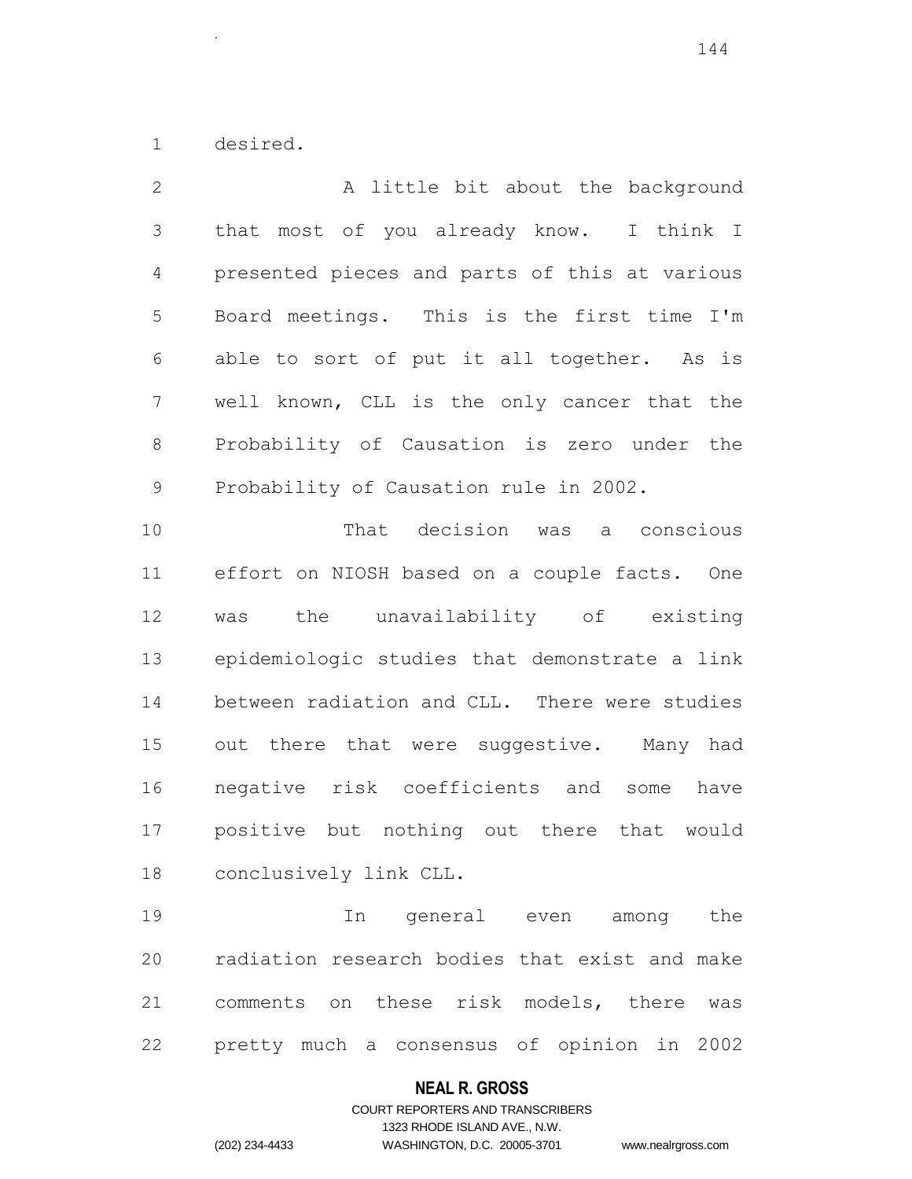desired.

A little bit about the background that most of you already know. I think I presented pieces and parts of this at various Board meetings. This is the first time I'm able to sort of put it all together. As is well known, CLL is the only cancer that the Probability of Causation is zero under the Probability of Causation rule in 2002.

That decision was a conscious effort on NIOSH based on a couple facts. One was the unavailability of existing epidemiologic studies that demonstrate a link between radiation and CLL. There were studies out there that were suggestive. Many had negative risk coefficients and some have positive but nothing out there that would conclusively link CLL.

In general even among the radiation research bodies that exist and make comments on these risk models, there was pretty much a consensus of opinion in 2002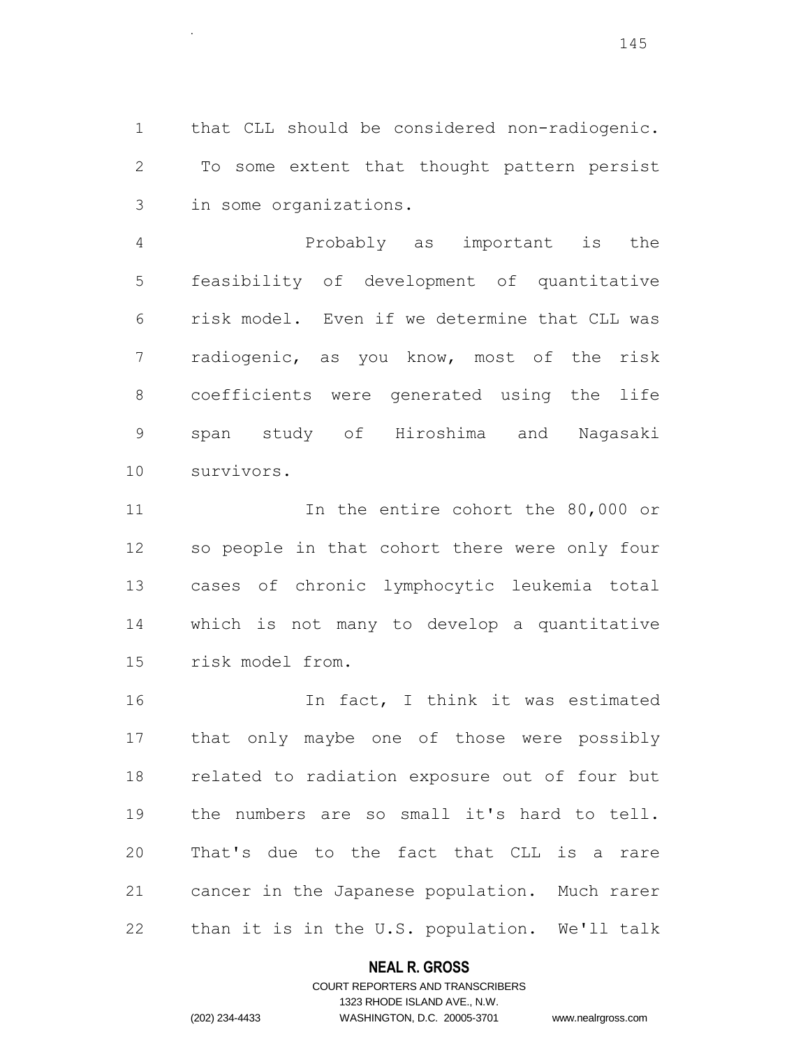that CLL should be considered non-radiogenic. To some extent that thought pattern persist in some organizations.

Probably as important is the feasibility of development of quantitative risk model. Even if we determine that CLL was radiogenic, as you know, most of the risk coefficients were generated using the life span study of Hiroshima and Nagasaki survivors.

In the entire cohort the 80,000 or so people in that cohort there were only four cases of chronic lymphocytic leukemia total which is not many to develop a quantitative risk model from.

In fact, I think it was estimated that only maybe one of those were possibly related to radiation exposure out of four but the numbers are so small it's hard to tell. That's due to the fact that CLL is a rare cancer in the Japanese population. Much rarer than it is in the U.S. population. We'll talk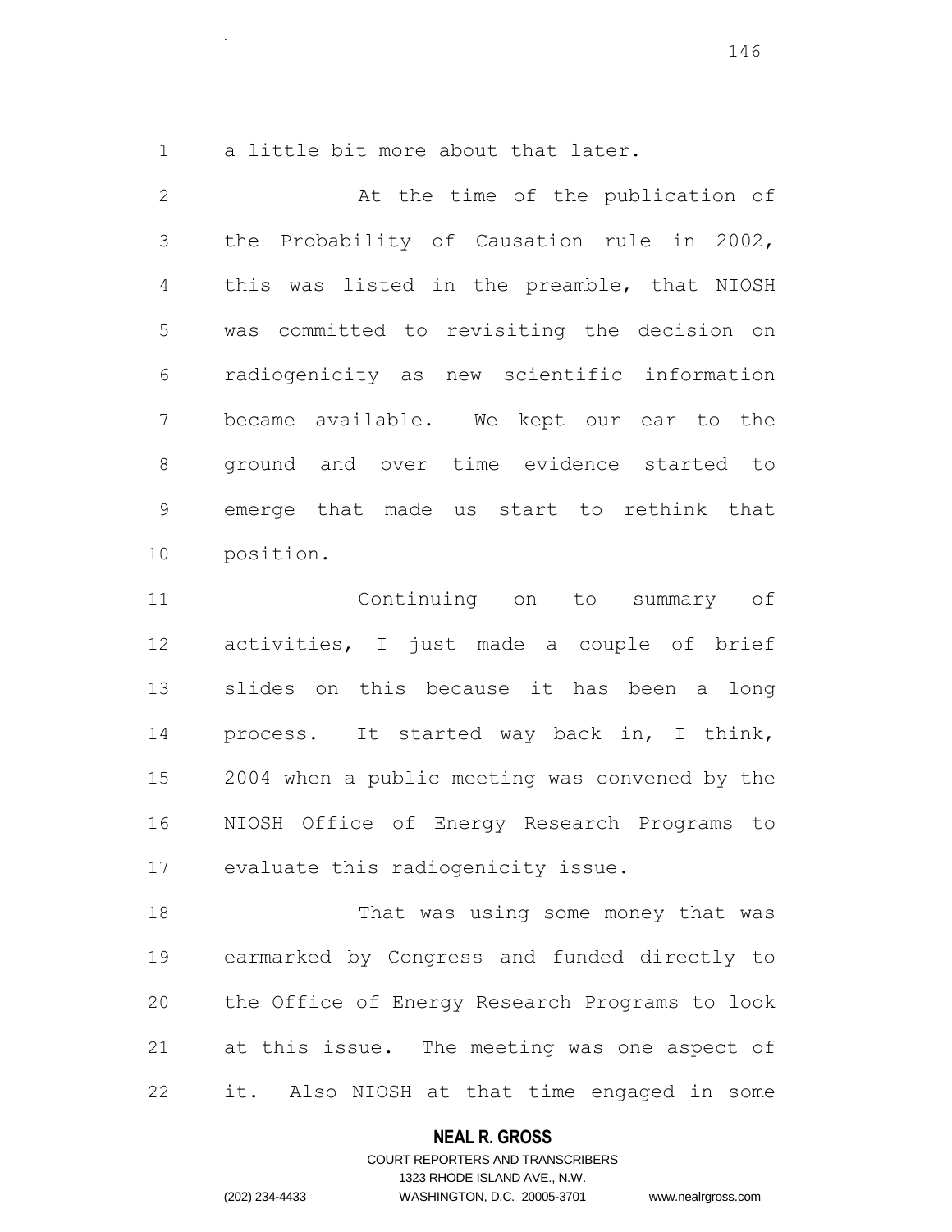a little bit more about that later.

At the time of the publication of the Probability of Causation rule in 2002, this was listed in the preamble, that NIOSH was committed to revisiting the decision on radiogenicity as new scientific information became available. We kept our ear to the ground and over time evidence started to emerge that made us start to rethink that position.

Continuing on to summary of activities, I just made a couple of brief slides on this because it has been a long process. It started way back in, I think, 2004 when a public meeting was convened by the NIOSH Office of Energy Research Programs to evaluate this radiogenicity issue.

That was using some money that was earmarked by Congress and funded directly to the Office of Energy Research Programs to look at this issue. The meeting was one aspect of it. Also NIOSH at that time engaged in some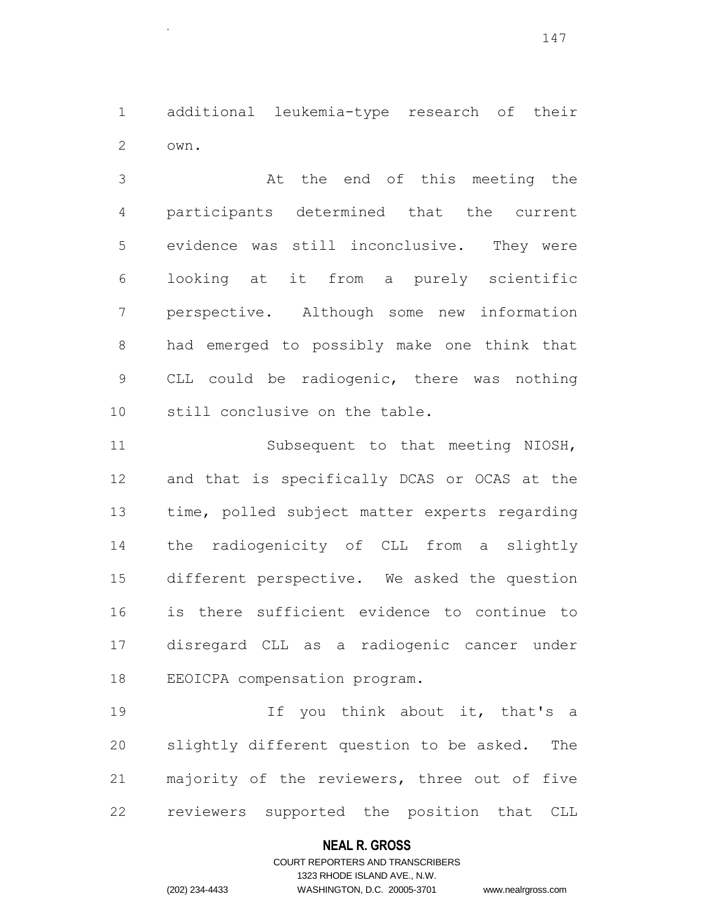additional leukemia-type research of their own.

At the end of this meeting the participants determined that the current evidence was still inconclusive. They were looking at it from a purely scientific perspective. Although some new information had emerged to possibly make one think that CLL could be radiogenic, there was nothing still conclusive on the table.

Subsequent to that meeting NIOSH, and that is specifically DCAS or OCAS at the time, polled subject matter experts regarding the radiogenicity of CLL from a slightly different perspective. We asked the question is there sufficient evidence to continue to disregard CLL as a radiogenic cancer under EEOICPA compensation program.

If you think about it, that's a slightly different question to be asked. The majority of the reviewers, three out of five reviewers supported the position that CLL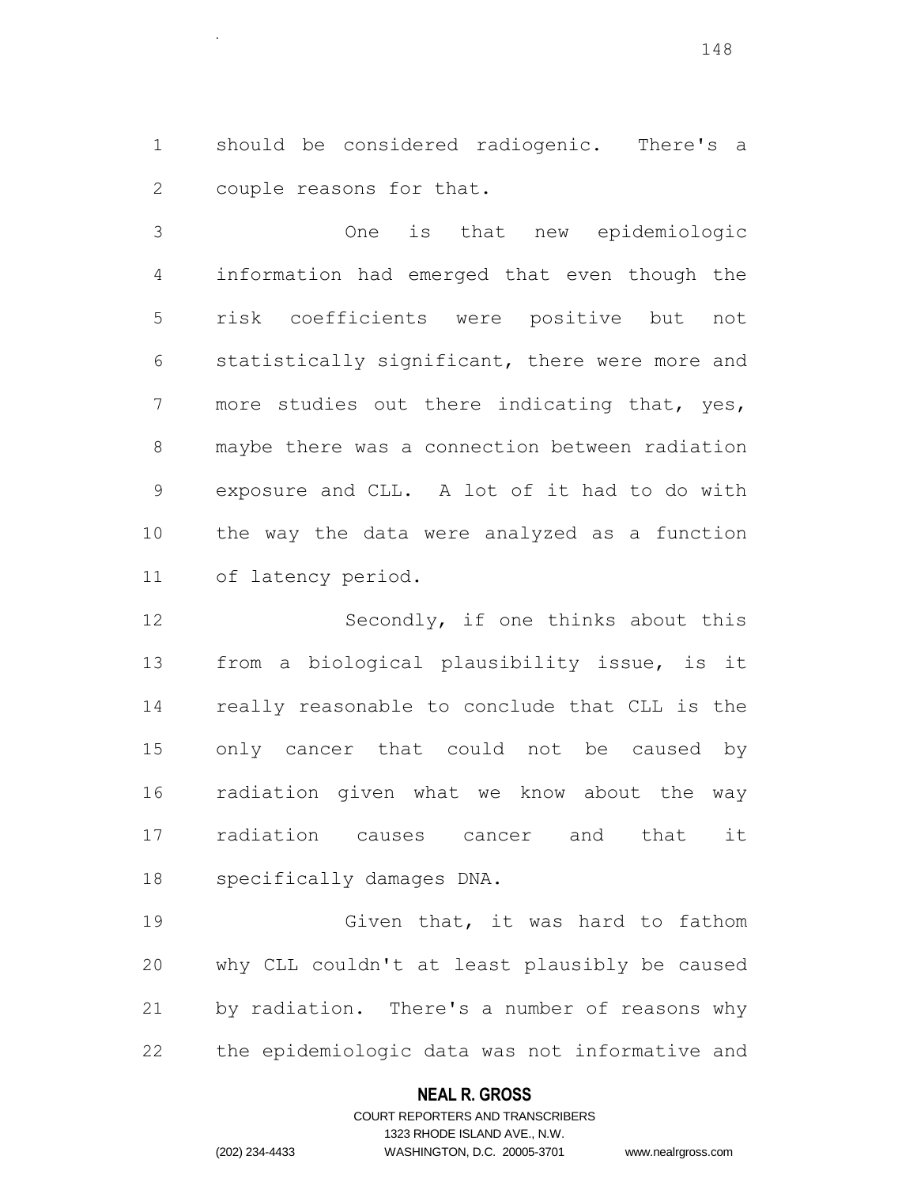should be considered radiogenic. There's a couple reasons for that.

One is that new epidemiologic information had emerged that even though the risk coefficients were positive but not statistically significant, there were more and more studies out there indicating that, yes, maybe there was a connection between radiation exposure and CLL. A lot of it had to do with the way the data were analyzed as a function of latency period.

Secondly, if one thinks about this from a biological plausibility issue, is it really reasonable to conclude that CLL is the only cancer that could not be caused by radiation given what we know about the way radiation causes cancer and that it specifically damages DNA.

Given that, it was hard to fathom why CLL couldn't at least plausibly be caused by radiation. There's a number of reasons why the epidemiologic data was not informative and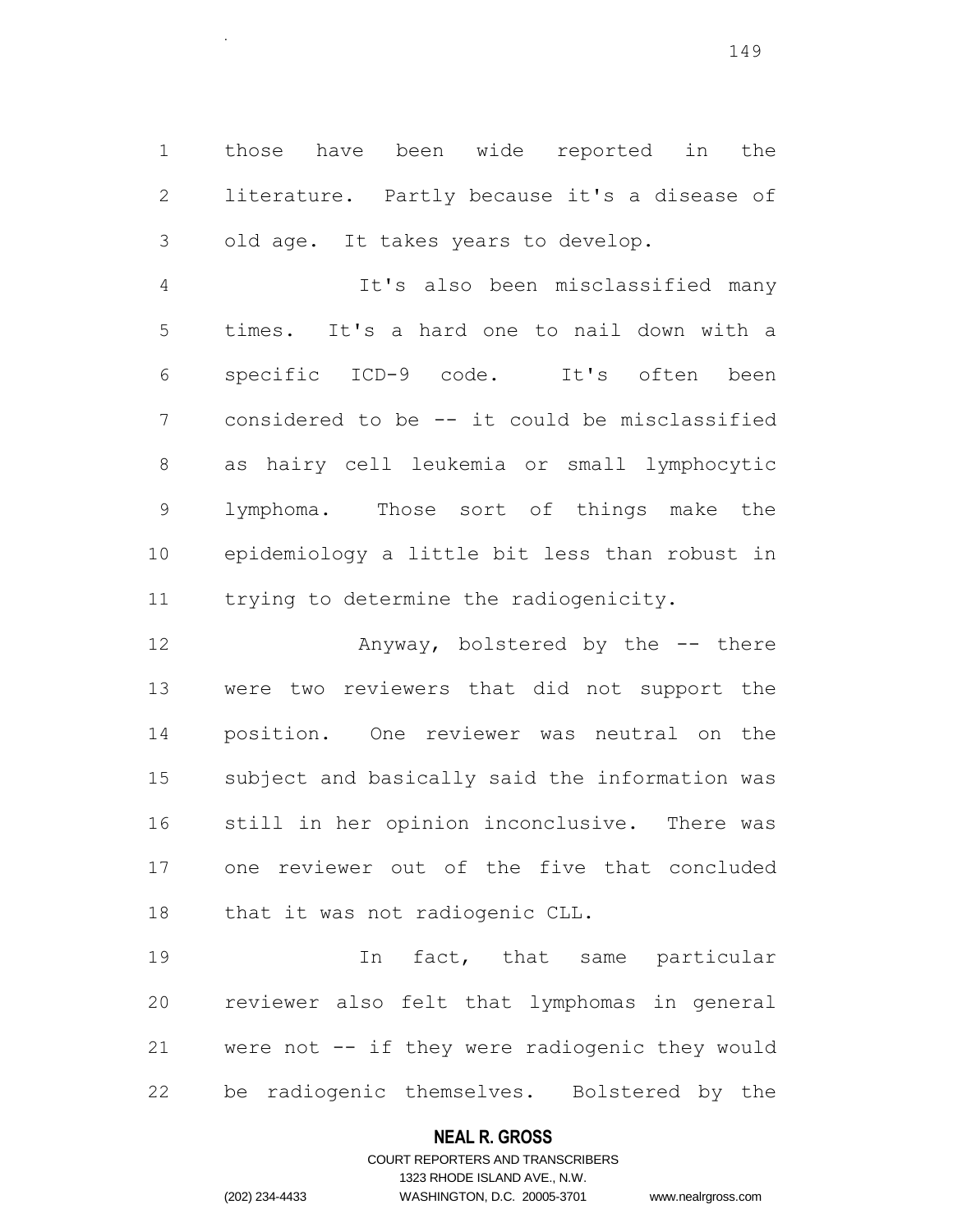those have been wide reported in the literature. Partly because it's a disease of old age. It takes years to develop.

It's also been misclassified many times. It's a hard one to nail down with a specific ICD-9 code. It's often been considered to be -- it could be misclassified as hairy cell leukemia or small lymphocytic lymphoma. Those sort of things make the epidemiology a little bit less than robust in trying to determine the radiogenicity.

Anyway, bolstered by the -- there were two reviewers that did not support the position. One reviewer was neutral on the subject and basically said the information was still in her opinion inconclusive. There was one reviewer out of the five that concluded that it was not radiogenic CLL.

In fact, that same particular reviewer also felt that lymphomas in general were not -- if they were radiogenic they would be radiogenic themselves. Bolstered by the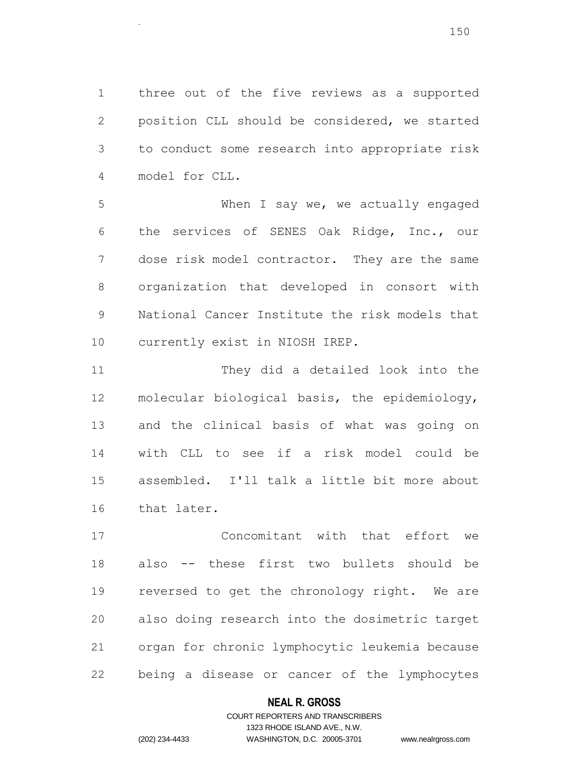three out of the five reviews as a supported position CLL should be considered, we started to conduct some research into appropriate risk model for CLL.

When I say we, we actually engaged the services of SENES Oak Ridge, Inc., our dose risk model contractor. They are the same organization that developed in consort with National Cancer Institute the risk models that currently exist in NIOSH IREP.

They did a detailed look into the molecular biological basis, the epidemiology, and the clinical basis of what was going on with CLL to see if a risk model could be assembled. I'll talk a little bit more about that later.

Concomitant with that effort we also -- these first two bullets should be reversed to get the chronology right. We are also doing research into the dosimetric target organ for chronic lymphocytic leukemia because being a disease or cancer of the lymphocytes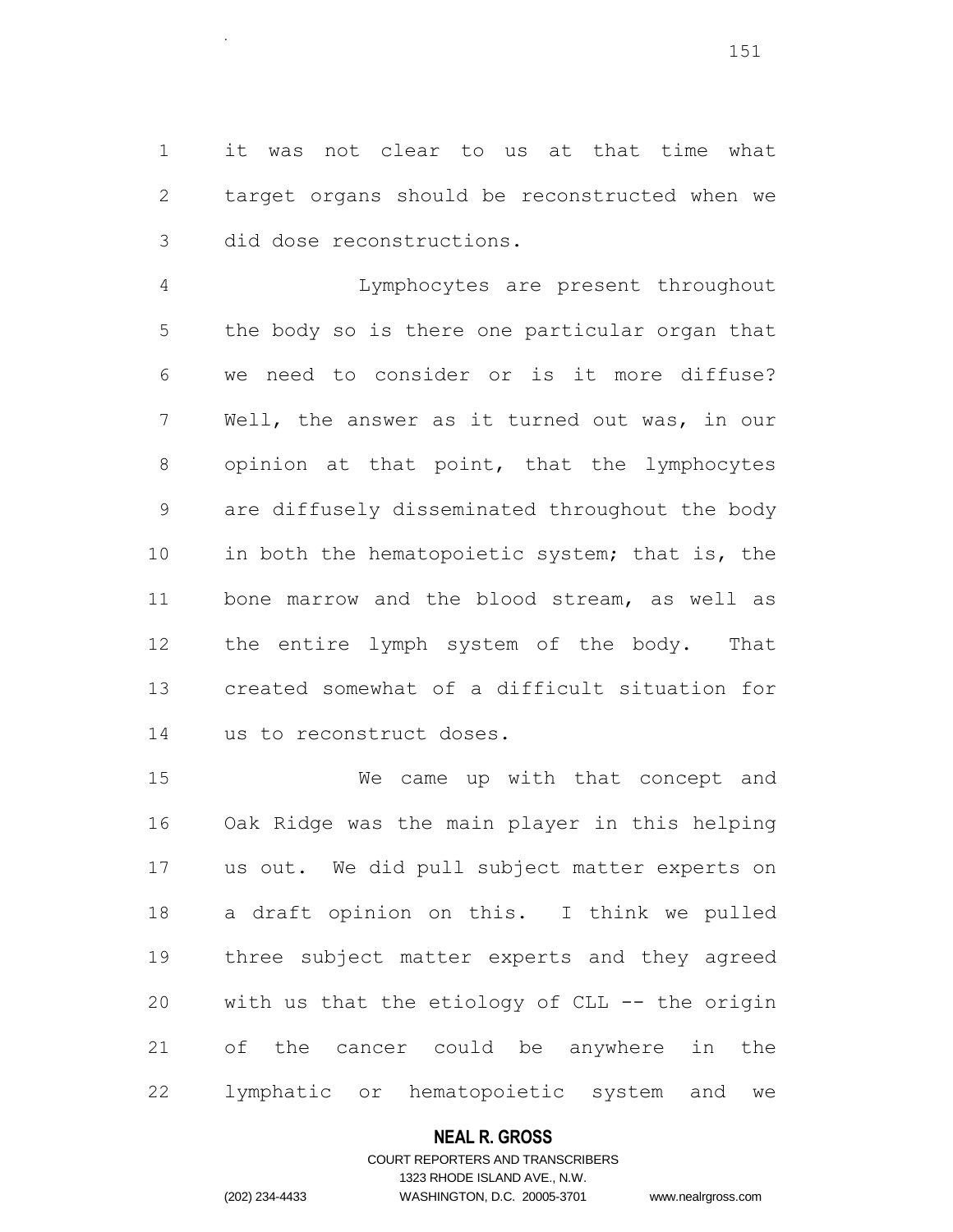it was not clear to us at that time what target organs should be reconstructed when we did dose reconstructions.

Lymphocytes are present throughout the body so is there one particular organ that we need to consider or is it more diffuse? Well, the answer as it turned out was, in our opinion at that point, that the lymphocytes are diffusely disseminated throughout the body in both the hematopoietic system; that is, the bone marrow and the blood stream, as well as the entire lymph system of the body. That created somewhat of a difficult situation for us to reconstruct doses.

We came up with that concept and Oak Ridge was the main player in this helping us out. We did pull subject matter experts on a draft opinion on this. I think we pulled three subject matter experts and they agreed with us that the etiology of CLL -- the origin of the cancer could be anywhere in the lymphatic or hematopoietic system and we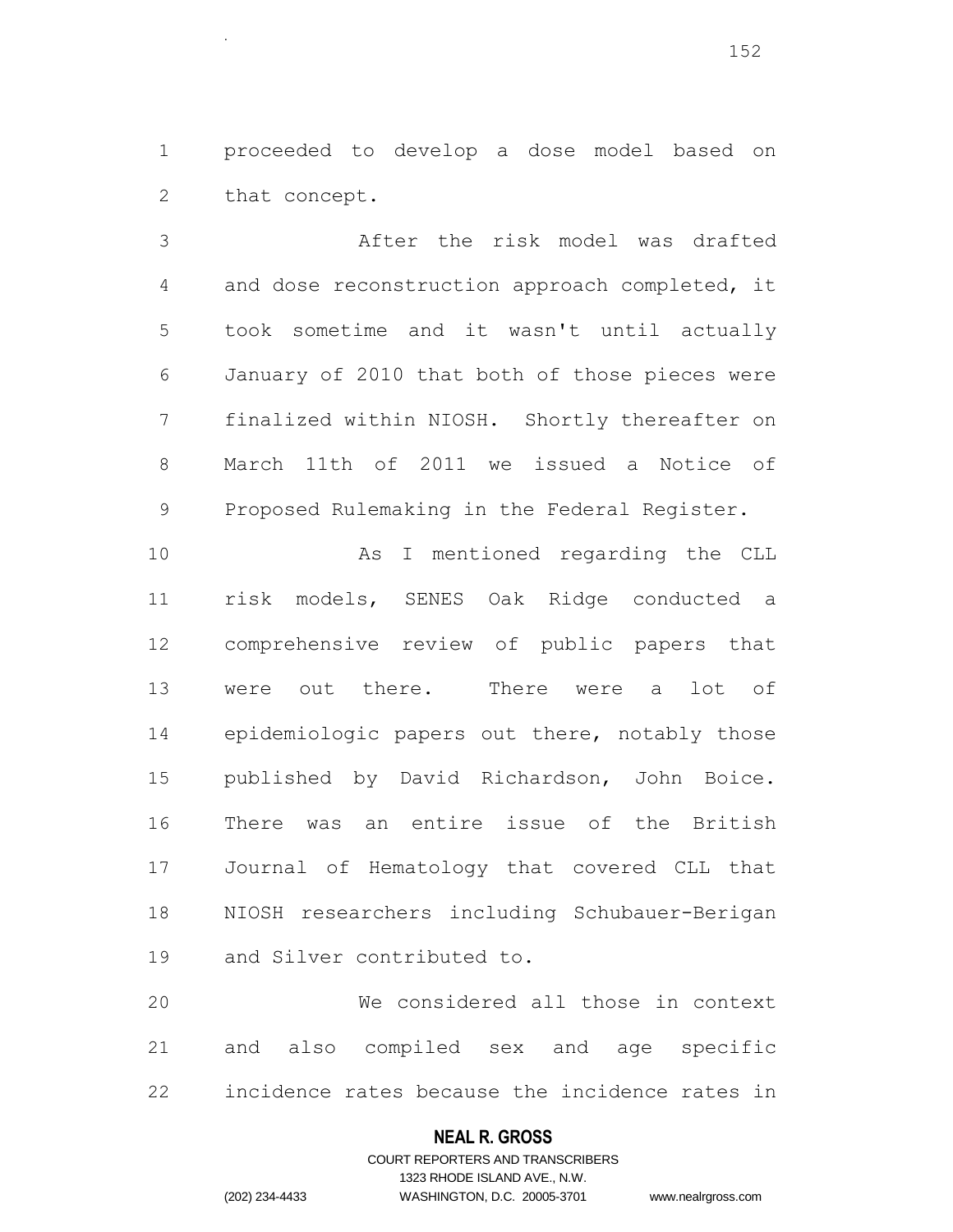proceeded to develop a dose model based on that concept.

After the risk model was drafted and dose reconstruction approach completed, it took sometime and it wasn't until actually January of 2010 that both of those pieces were finalized within NIOSH. Shortly thereafter on March 11th of 2011 we issued a Notice of Proposed Rulemaking in the Federal Register.

As I mentioned regarding the CLL risk models, SENES Oak Ridge conducted a comprehensive review of public papers that were out there. There were a lot of epidemiologic papers out there, notably those published by David Richardson, John Boice. There was an entire issue of the British Journal of Hematology that covered CLL that NIOSH researchers including Schubauer-Berigan and Silver contributed to.

We considered all those in context and also compiled sex and age specific incidence rates because the incidence rates in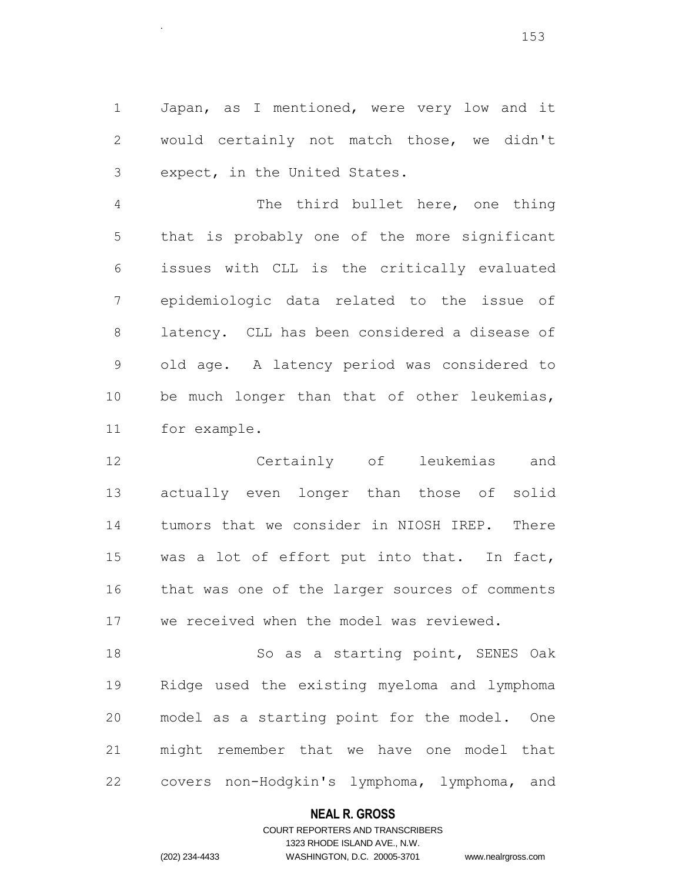Japan, as I mentioned, were very low and it would certainly not match those, we didn't expect, in the United States.

The third bullet here, one thing that is probably one of the more significant issues with CLL is the critically evaluated epidemiologic data related to the issue of latency. CLL has been considered a disease of old age. A latency period was considered to be much longer than that of other leukemias, for example.

Certainly of leukemias and actually even longer than those of solid tumors that we consider in NIOSH IREP. There was a lot of effort put into that. In fact, that was one of the larger sources of comments we received when the model was reviewed.

So as a starting point, SENES Oak Ridge used the existing myeloma and lymphoma model as a starting point for the model. One might remember that we have one model that covers non-Hodgkin's lymphoma, lymphoma, and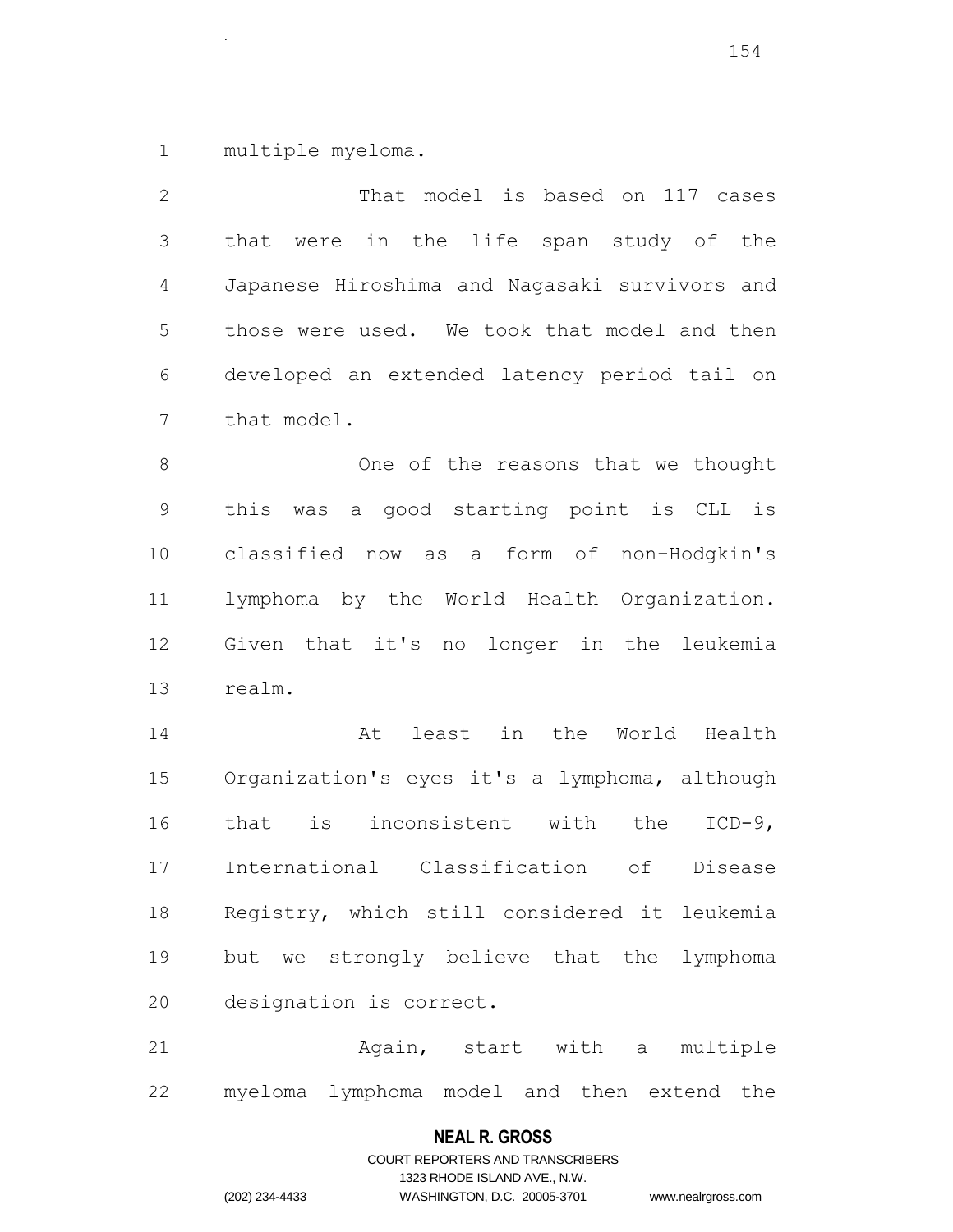multiple myeloma.

That model is based on 117 cases that were in the life span study of the Japanese Hiroshima and Nagasaki survivors and those were used. We took that model and then developed an extended latency period tail on that model.

One of the reasons that we thought this was a good starting point is CLL is classified now as a form of non-Hodgkin's lymphoma by the World Health Organization. Given that it's no longer in the leukemia realm.

At least in the World Health Organization's eyes it's a lymphoma, although that is inconsistent with the ICD-9, International Classification of Disease Registry, which still considered it leukemia but we strongly believe that the lymphoma designation is correct.

Again, start with a multiple myeloma lymphoma model and then extend the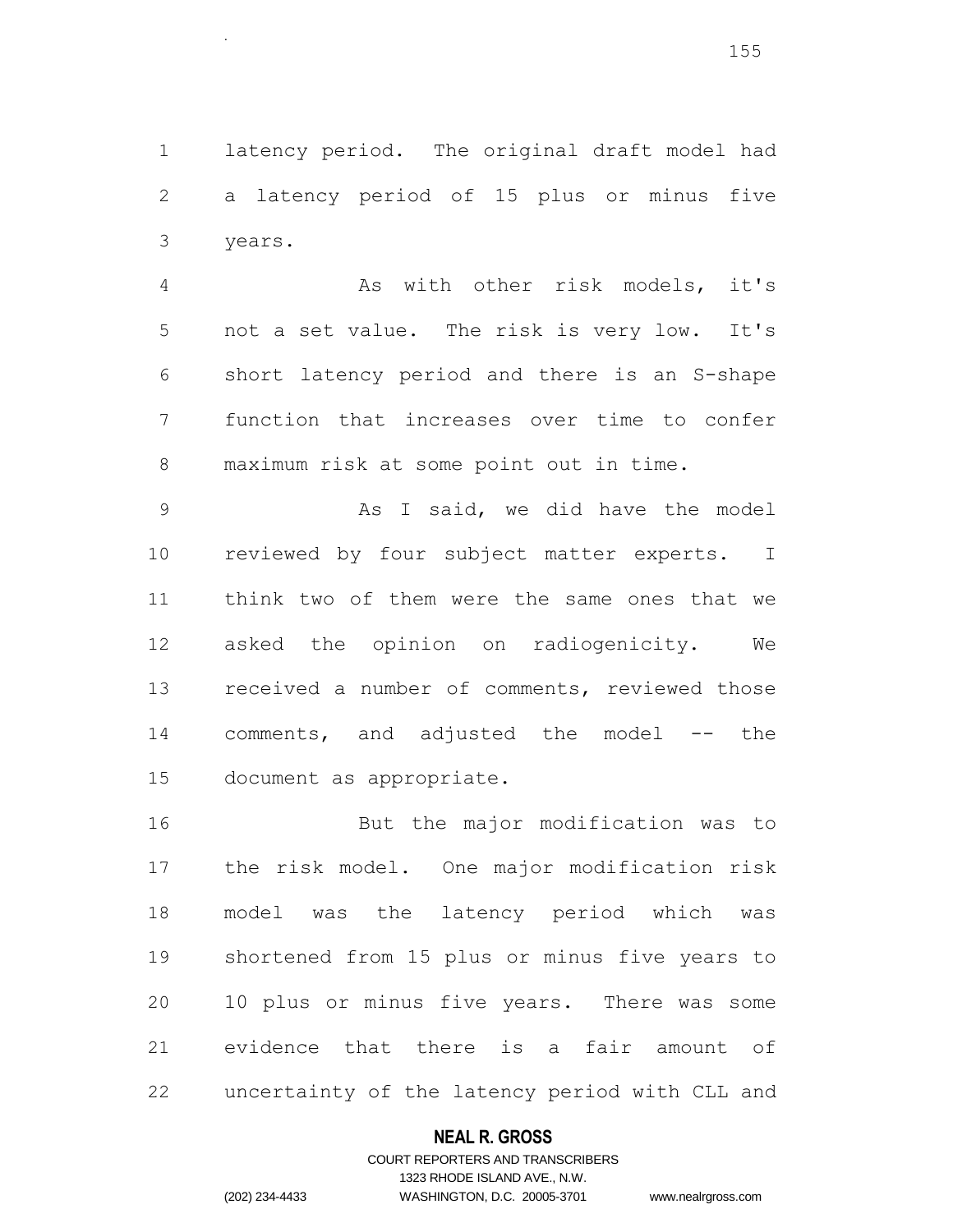latency period. The original draft model had a latency period of 15 plus or minus five years.

As with other risk models, it's not a set value. The risk is very low. It's short latency period and there is an S-shape function that increases over time to confer maximum risk at some point out in time.

As I said, we did have the model reviewed by four subject matter experts. I think two of them were the same ones that we asked the opinion on radiogenicity. We received a number of comments, reviewed those comments, and adjusted the model -- the document as appropriate.

But the major modification was to the risk model. One major modification risk model was the latency period which was shortened from 15 plus or minus five years to 10 plus or minus five years. There was some evidence that there is a fair amount of uncertainty of the latency period with CLL and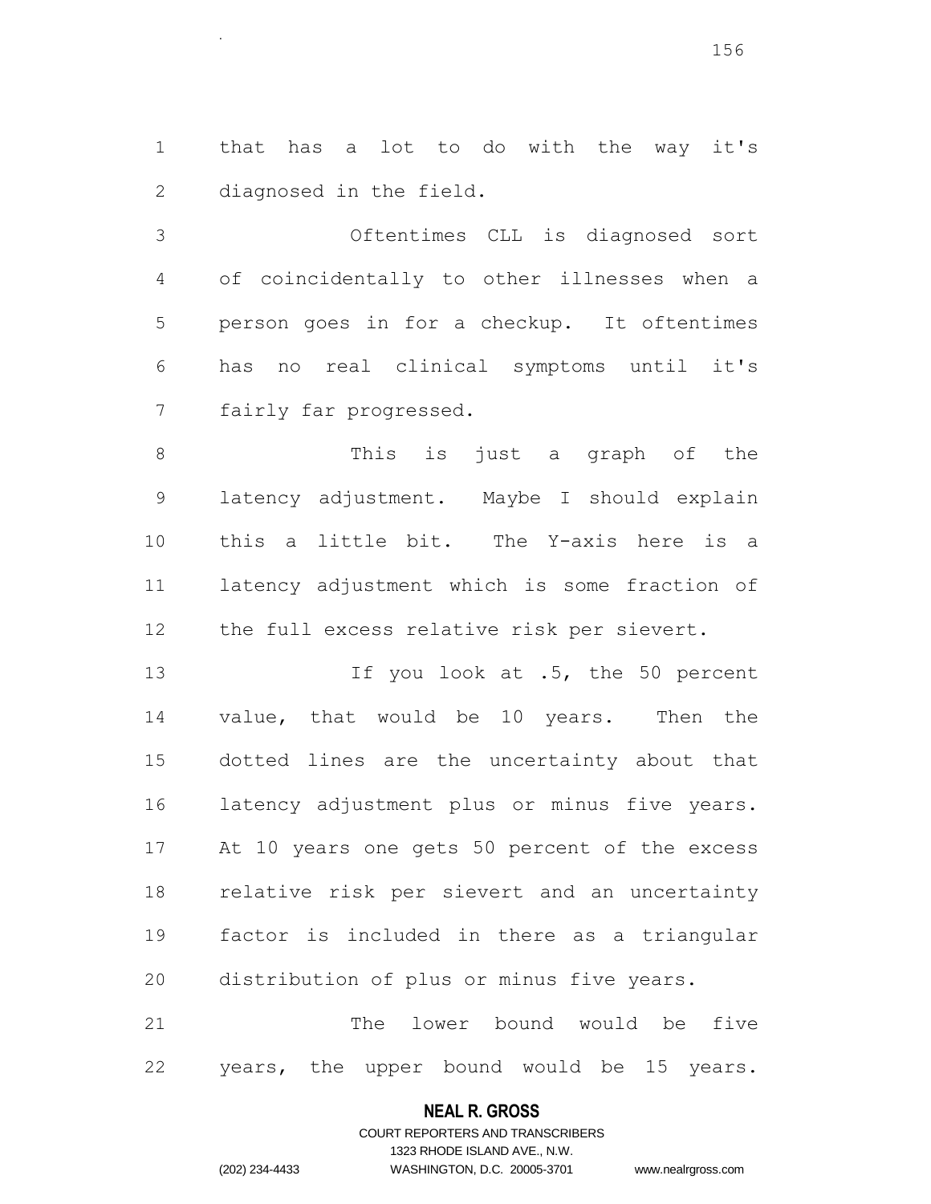that has a lot to do with the way it's diagnosed in the field.

Oftentimes CLL is diagnosed sort of coincidentally to other illnesses when a person goes in for a checkup. It oftentimes has no real clinical symptoms until it's fairly far progressed.

This is just a graph of the latency adjustment. Maybe I should explain this a little bit. The Y-axis here is a latency adjustment which is some fraction of the full excess relative risk per sievert.

If you look at .5, the 50 percent value, that would be 10 years. Then the dotted lines are the uncertainty about that latency adjustment plus or minus five years. At 10 years one gets 50 percent of the excess relative risk per sievert and an uncertainty factor is included in there as a triangular distribution of plus or minus five years.

The lower bound would be five years, the upper bound would be 15 years.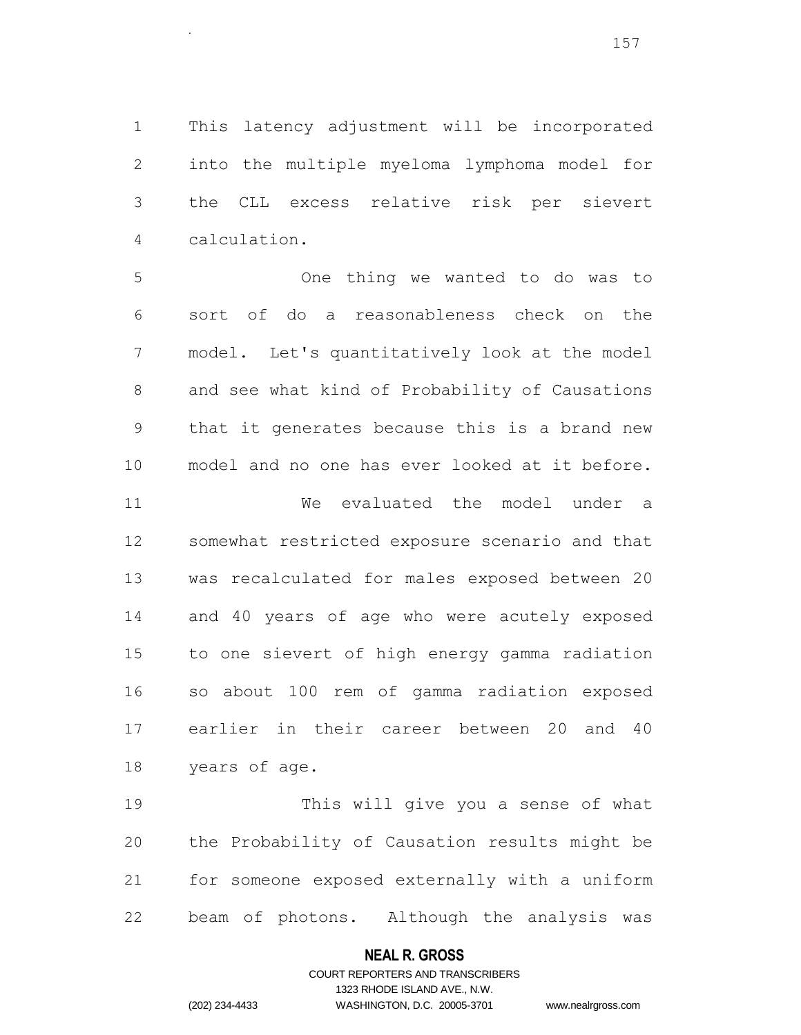This latency adjustment will be incorporated into the multiple myeloma lymphoma model for the CLL excess relative risk per sievert calculation.

One thing we wanted to do was to sort of do a reasonableness check on the model. Let's quantitatively look at the model and see what kind of Probability of Causations that it generates because this is a brand new model and no one has ever looked at it before.

We evaluated the model under a somewhat restricted exposure scenario and that was recalculated for males exposed between 20 and 40 years of age who were acutely exposed to one sievert of high energy gamma radiation so about 100 rem of gamma radiation exposed earlier in their career between 20 and 40 years of age.

This will give you a sense of what the Probability of Causation results might be for someone exposed externally with a uniform beam of photons. Although the analysis was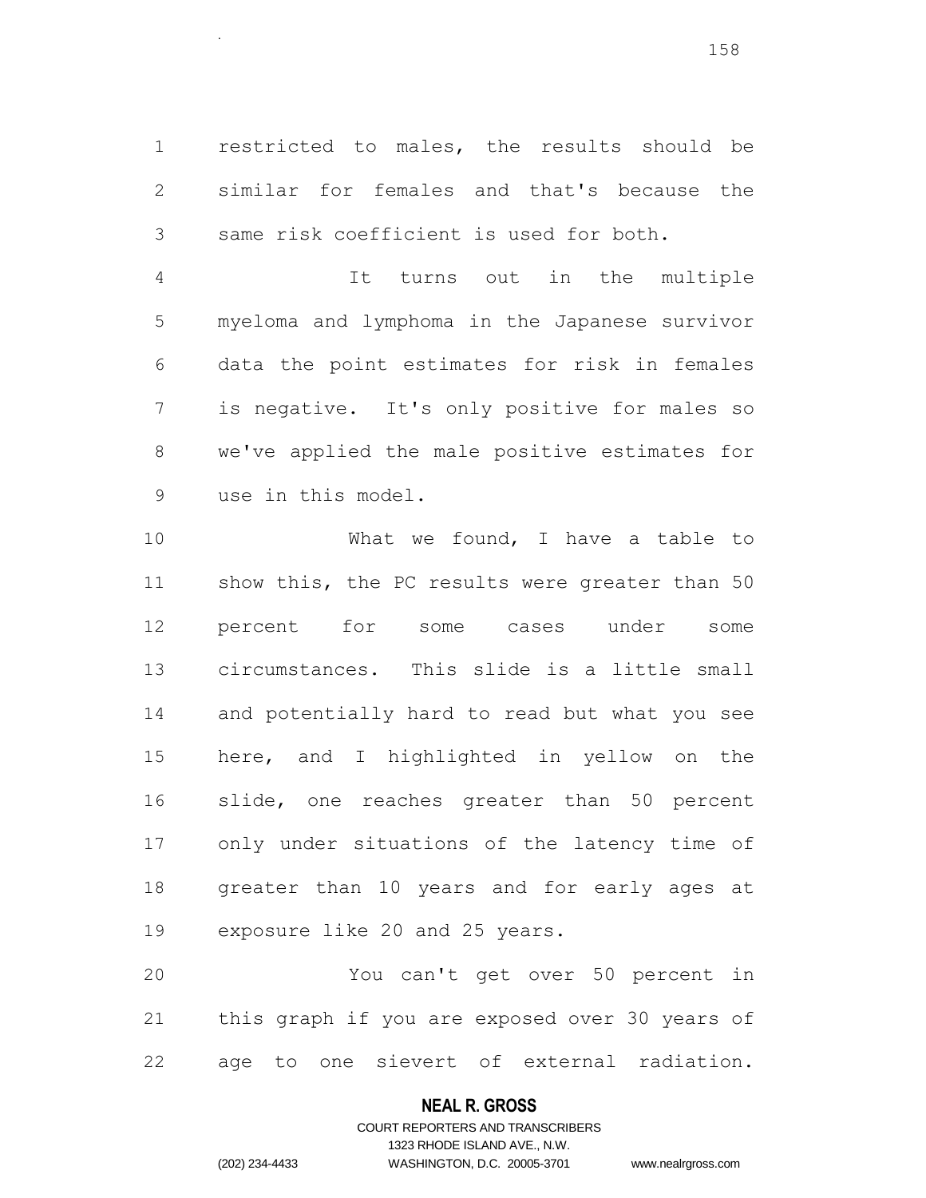restricted to males, the results should be similar for females and that's because the same risk coefficient is used for both.

It turns out in the multiple myeloma and lymphoma in the Japanese survivor data the point estimates for risk in females is negative. It's only positive for males so we've applied the male positive estimates for use in this model.

What we found, I have a table to show this, the PC results were greater than 50 percent for some cases under some circumstances. This slide is a little small and potentially hard to read but what you see here, and I highlighted in yellow on the slide, one reaches greater than 50 percent only under situations of the latency time of greater than 10 years and for early ages at exposure like 20 and 25 years.

You can't get over 50 percent in this graph if you are exposed over 30 years of age to one sievert of external radiation.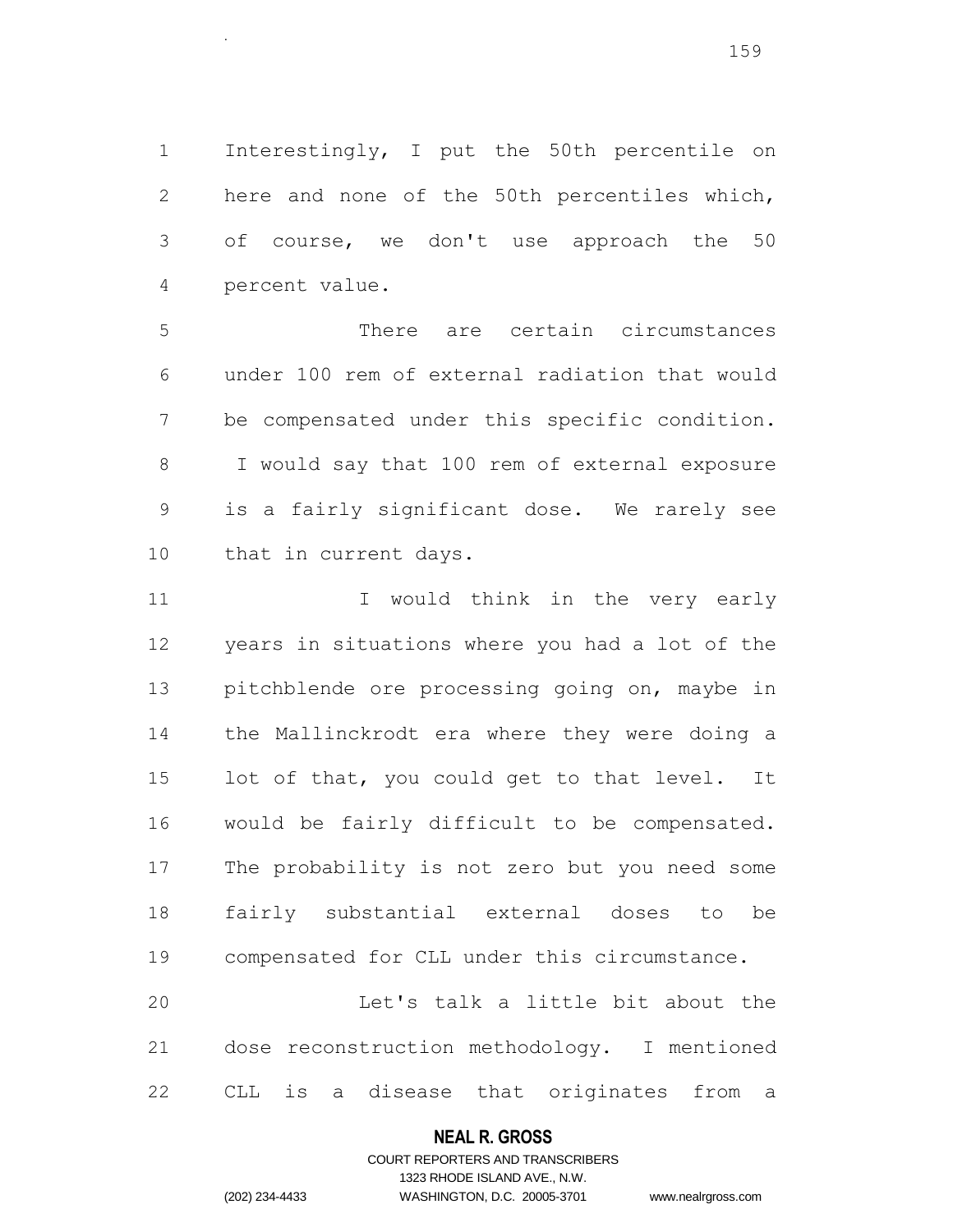Interestingly, I put the 50th percentile on here and none of the 50th percentiles which, of course, we don't use approach the 50 percent value.

There are certain circumstances under 100 rem of external radiation that would be compensated under this specific condition. I would say that 100 rem of external exposure is a fairly significant dose. We rarely see that in current days.

I would think in the very early years in situations where you had a lot of the pitchblende ore processing going on, maybe in the Mallinckrodt era where they were doing a lot of that, you could get to that level. It would be fairly difficult to be compensated. The probability is not zero but you need some fairly substantial external doses to be compensated for CLL under this circumstance.

Let's talk a little bit about the dose reconstruction methodology. I mentioned CLL is a disease that originates from a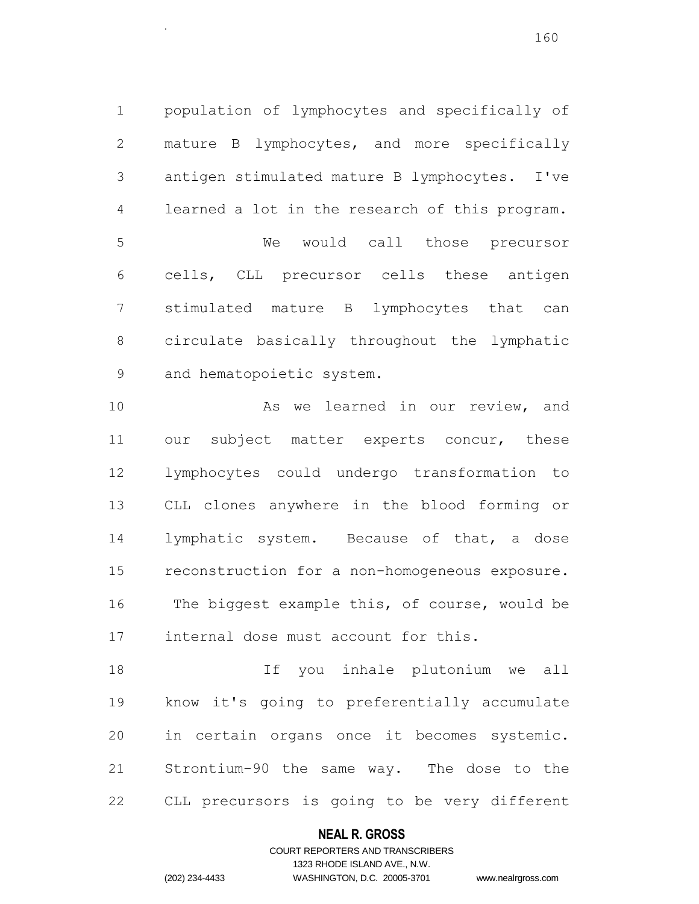population of lymphocytes and specifically of mature B lymphocytes, and more specifically antigen stimulated mature B lymphocytes. I've learned a lot in the research of this program.

We would call those precursor cells, CLL precursor cells these antigen stimulated mature B lymphocytes that can circulate basically throughout the lymphatic and hematopoietic system.

As we learned in our review, and our subject matter experts concur, these lymphocytes could undergo transformation to CLL clones anywhere in the blood forming or lymphatic system. Because of that, a dose reconstruction for a non-homogeneous exposure. The biggest example this, of course, would be internal dose must account for this.

If you inhale plutonium we all know it's going to preferentially accumulate in certain organs once it becomes systemic. Strontium-90 the same way. The dose to the CLL precursors is going to be very different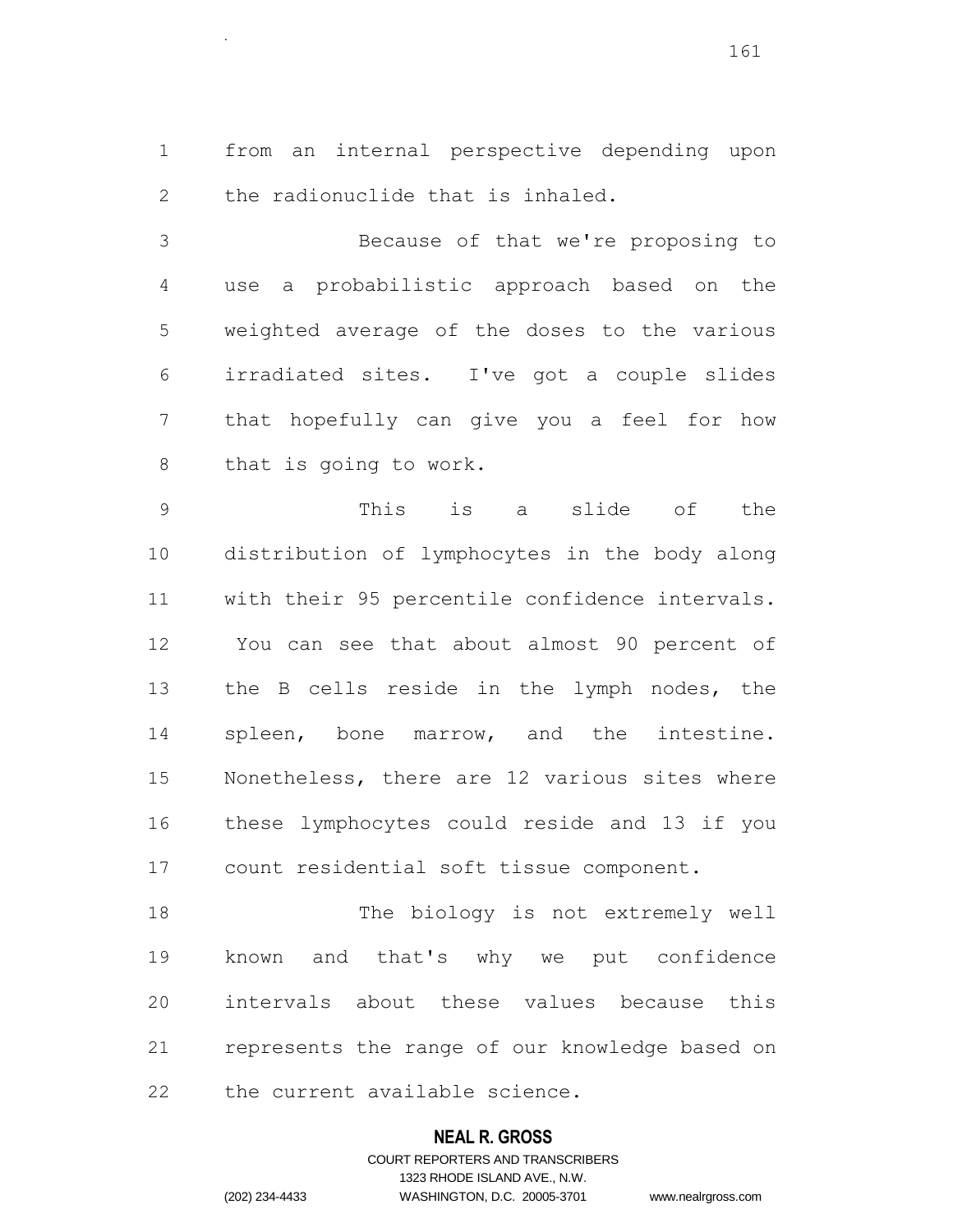from an internal perspective depending upon the radionuclide that is inhaled.

Because of that we're proposing to use a probabilistic approach based on the weighted average of the doses to the various irradiated sites. I've got a couple slides that hopefully can give you a feel for how that is going to work.

This is a slide of the distribution of lymphocytes in the body along with their 95 percentile confidence intervals. You can see that about almost 90 percent of the B cells reside in the lymph nodes, the spleen, bone marrow, and the intestine. Nonetheless, there are 12 various sites where these lymphocytes could reside and 13 if you count residential soft tissue component.

The biology is not extremely well known and that's why we put confidence intervals about these values because this represents the range of our knowledge based on the current available science.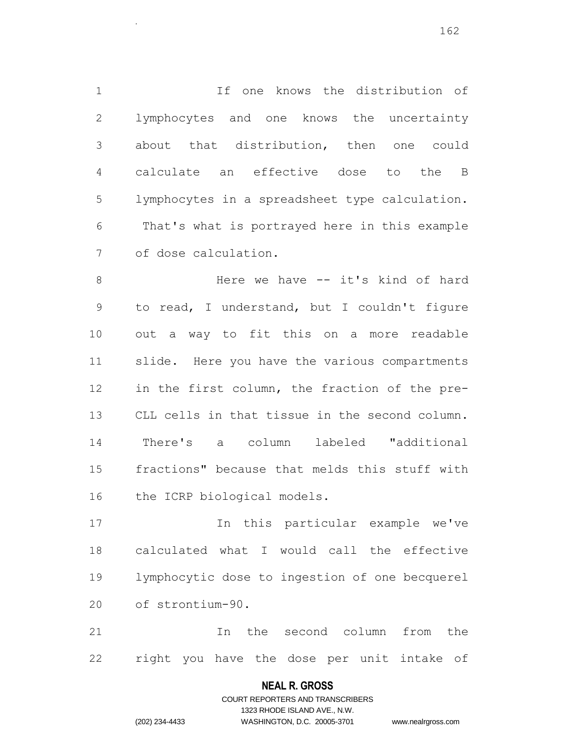If one knows the distribution of lymphocytes and one knows the uncertainty about that distribution, then one could calculate an effective dose to the B lymphocytes in a spreadsheet type calculation. That's what is portrayed here in this example of dose calculation.

Here we have -- it's kind of hard to read, I understand, but I couldn't figure out a way to fit this on a more readable slide. Here you have the various compartments in the first column, the fraction of the pre-CLL cells in that tissue in the second column. There's a column labeled "additional fractions" because that melds this stuff with the ICRP biological models.

In this particular example we've calculated what I would call the effective lymphocytic dose to ingestion of one becquerel of strontium-90.

In the second column from the right you have the dose per unit intake of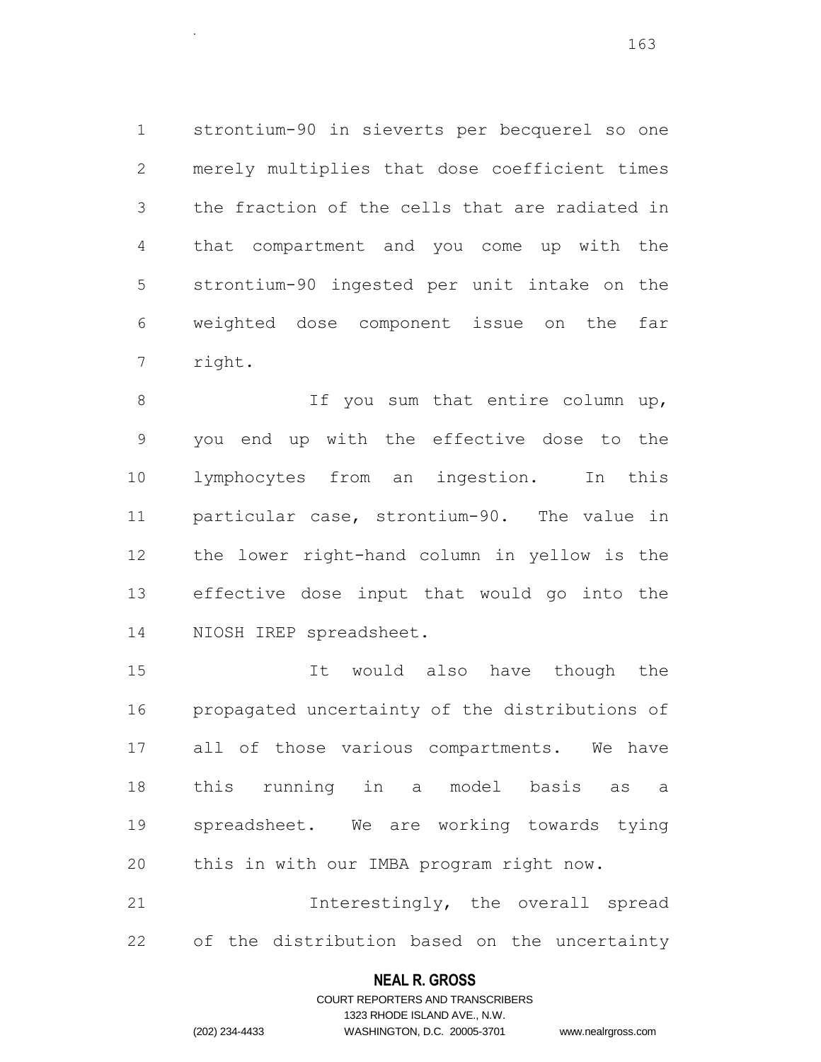strontium-90 in sieverts per becquerel so one merely multiplies that dose coefficient times the fraction of the cells that are radiated in that compartment and you come up with the strontium-90 ingested per unit intake on the weighted dose component issue on the far right.

If you sum that entire column up, you end up with the effective dose to the lymphocytes from an ingestion. In this particular case, strontium-90. The value in the lower right-hand column in yellow is the effective dose input that would go into the NIOSH IREP spreadsheet.

It would also have though the propagated uncertainty of the distributions of all of those various compartments. We have this running in a model basis as a spreadsheet. We are working towards tying this in with our IMBA program right now.

Interestingly, the overall spread of the distribution based on the uncertainty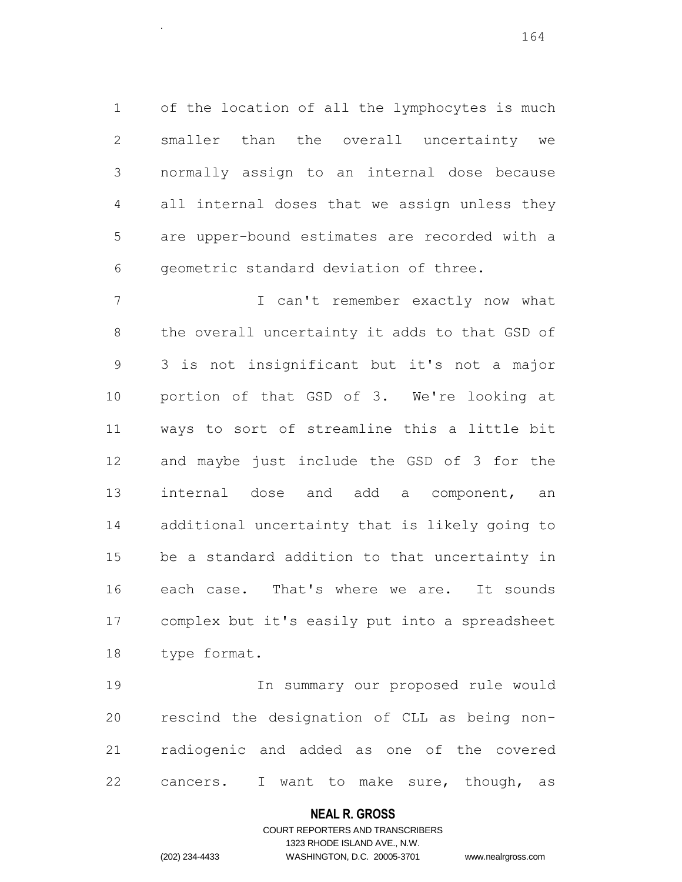of the location of all the lymphocytes is much smaller than the overall uncertainty we normally assign to an internal dose because all internal doses that we assign unless they are upper-bound estimates are recorded with a geometric standard deviation of three.

I can't remember exactly now what the overall uncertainty it adds to that GSD of 3 is not insignificant but it's not a major portion of that GSD of 3. We're looking at ways to sort of streamline this a little bit and maybe just include the GSD of 3 for the internal dose and add a component, an additional uncertainty that is likely going to be a standard addition to that uncertainty in each case. That's where we are. It sounds complex but it's easily put into a spreadsheet type format.

In summary our proposed rule would rescind the designation of CLL as being non-radiogenic and added as one of the covered cancers. I want to make sure, though, as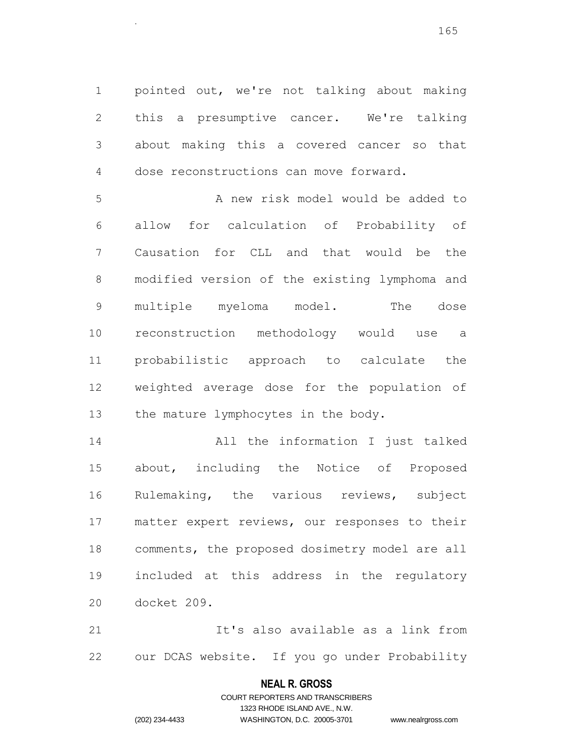pointed out, we're not talking about making this a presumptive cancer. We're talking about making this a covered cancer so that dose reconstructions can move forward.

A new risk model would be added to allow for calculation of Probability of Causation for CLL and that would be the modified version of the existing lymphoma and multiple myeloma model. The dose reconstruction methodology would use a probabilistic approach to calculate the weighted average dose for the population of the mature lymphocytes in the body.

All the information I just talked about, including the Notice of Proposed Rulemaking, the various reviews, subject matter expert reviews, our responses to their comments, the proposed dosimetry model are all included at this address in the regulatory docket 209.

It's also available as a link from our DCAS website. If you go under Probability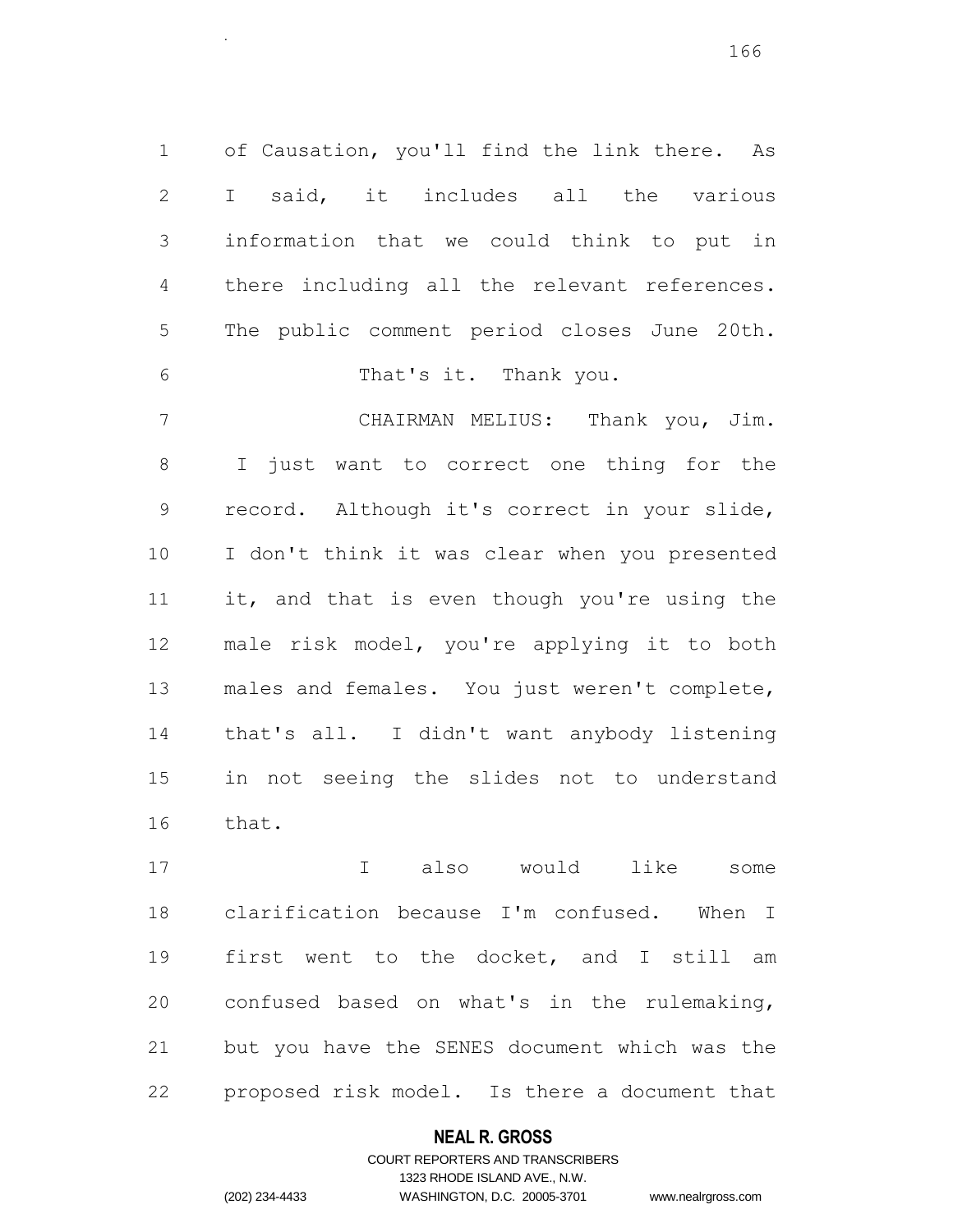of Causation, you'll find the link there. As I said, it includes all the various information that we could think to put in there including all the relevant references. The public comment period closes June 20th.

That's it. Thank you.

CHAIRMAN MELIUS: Thank you, Jim. I just want to correct one thing for the record. Although it's correct in your slide, I don't think it was clear when you presented it, and that is even though you're using the male risk model, you're applying it to both males and females. You just weren't complete, that's all. I didn't want anybody listening in not seeing the slides not to understand that.

I also would like some clarification because I'm confused. When I first went to the docket, and I still am confused based on what's in the rulemaking, but you have the SENES document which was the proposed risk model. Is there a document that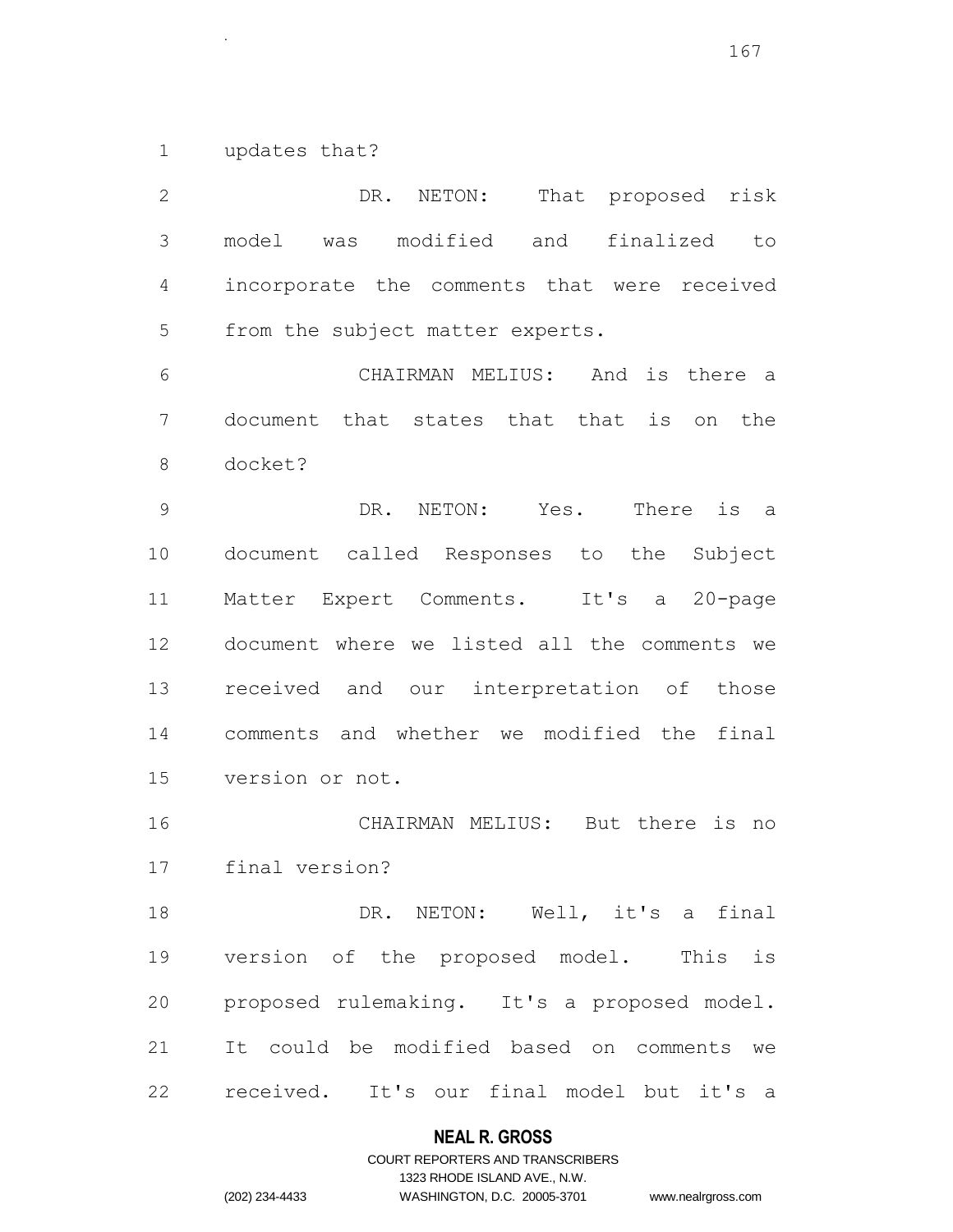updates that?

DR. NETON: That proposed risk model was modified and finalized to incorporate the comments that were received from the subject matter experts.

CHAIRMAN MELIUS: And is there a document that states that that is on the docket?

DR. NETON: Yes. There is a document called Responses to the Subject Matter Expert Comments. It's a 20-page document where we listed all the comments we received and our interpretation of those comments and whether we modified the final version or not.

CHAIRMAN MELIUS: But there is no final version?

DR. NETON: Well, it's a final version of the proposed model. This is proposed rulemaking. It's a proposed model. It could be modified based on comments we received. It's our final model but it's a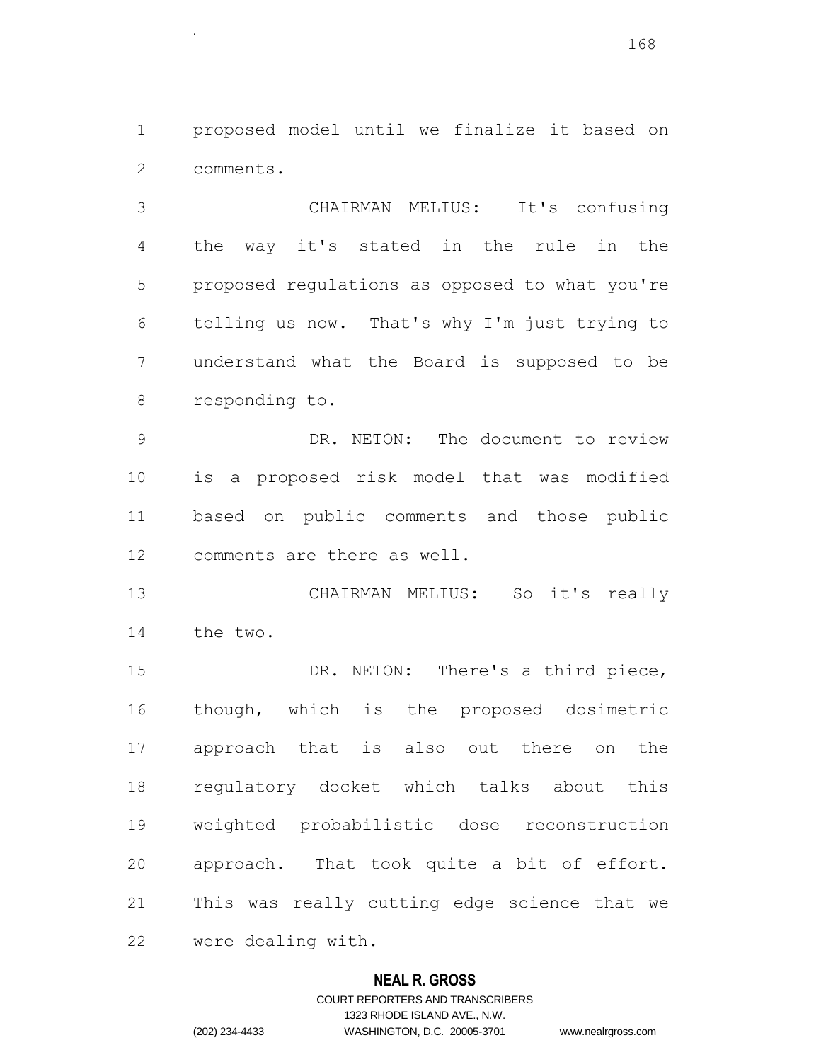proposed model until we finalize it based on comments.

CHAIRMAN MELIUS: It's confusing the way it's stated in the rule in the proposed regulations as opposed to what you're telling us now. That's why I'm just trying to understand what the Board is supposed to be responding to.

DR. NETON: The document to review is a proposed risk model that was modified based on public comments and those public comments are there as well.

CHAIRMAN MELIUS: So it's really the two.

DR. NETON: There's a third piece, though, which is the proposed dosimetric approach that is also out there on the regulatory docket which talks about this weighted probabilistic dose reconstruction approach. That took quite a bit of effort. This was really cutting edge science that we were dealing with.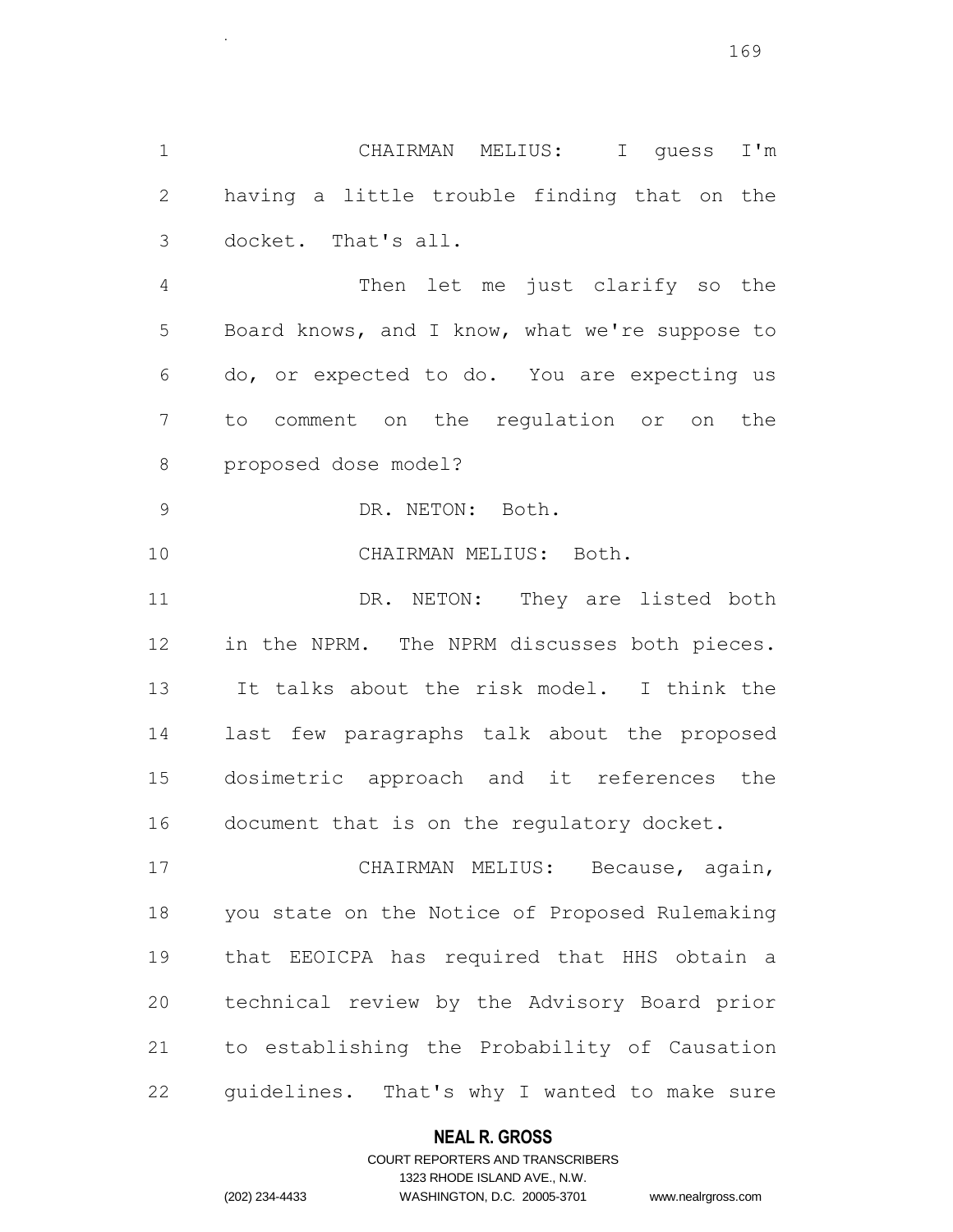CHAIRMAN MELIUS: I guess I'm having a little trouble finding that on the docket. That's all.

Then let me just clarify so the Board knows, and I know, what we're suppose to do, or expected to do. You are expecting us to comment on the regulation or on the proposed dose model?

DR. NETON: Both.

CHAIRMAN MELIUS: Both.

DR. NETON: They are listed both in the NPRM. The NPRM discusses both pieces. It talks about the risk model. I think the last few paragraphs talk about the proposed dosimetric approach and it references the document that is on the regulatory docket.

CHAIRMAN MELIUS: Because, again, you state on the Notice of Proposed Rulemaking that EEOICPA has required that HHS obtain a technical review by the Advisory Board prior to establishing the Probability of Causation guidelines. That's why I wanted to make sure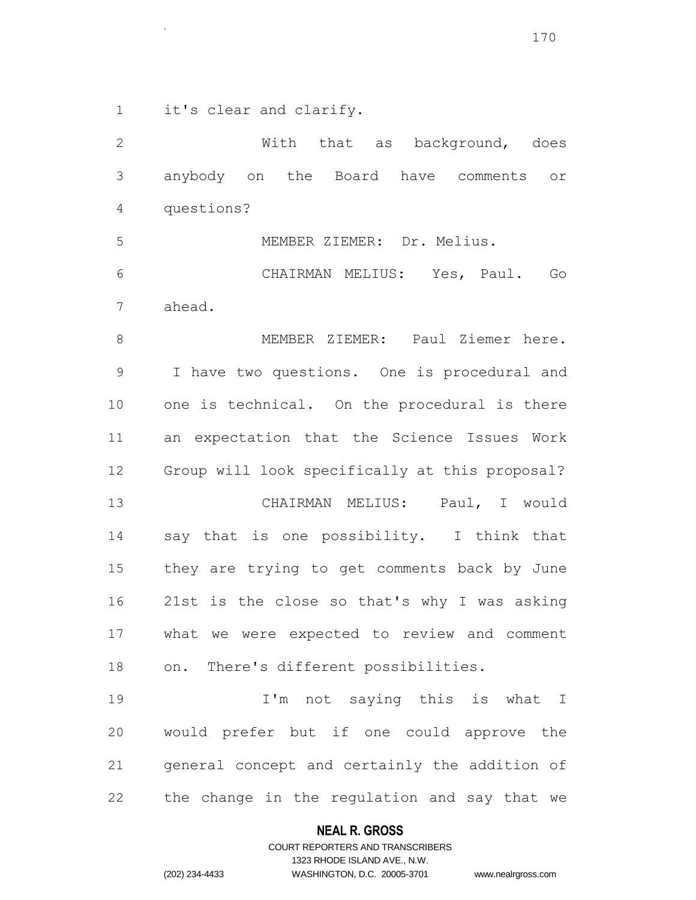it's clear and clarify.

With that as background, does anybody on the Board have comments or questions?

MEMBER ZIEMER: Dr. Melius.

CHAIRMAN MELIUS: Yes, Paul. Go ahead.

MEMBER ZIEMER: Paul Ziemer here. I have two questions. One is procedural and one is technical. On the procedural is there an expectation that the Science Issues Work Group will look specifically at this proposal?

CHAIRMAN MELIUS: Paul, I would say that is one possibility. I think that they are trying to get comments back by June 21st is the close so that's why I was asking what we were expected to review and comment on. There's different possibilities.

I'm not saying this is what I would prefer but if one could approve the general concept and certainly the addition of the change in the regulation and say that we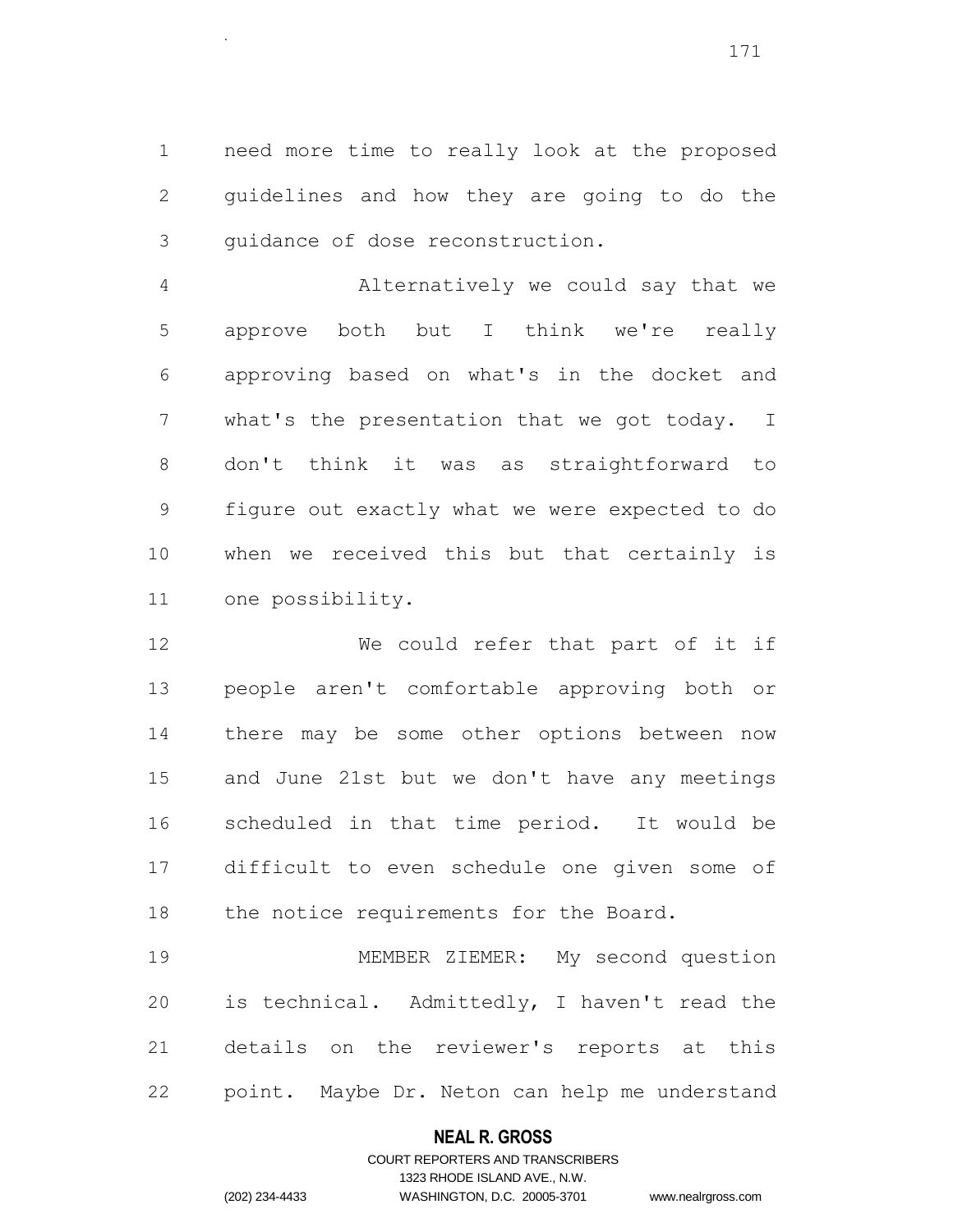need more time to really look at the proposed guidelines and how they are going to do the guidance of dose reconstruction.

Alternatively we could say that we approve both but I think we're really approving based on what's in the docket and what's the presentation that we got today. I don't think it was as straightforward to figure out exactly what we were expected to do when we received this but that certainly is one possibility.

We could refer that part of it if people aren't comfortable approving both or there may be some other options between now and June 21st but we don't have any meetings scheduled in that time period. It would be difficult to even schedule one given some of the notice requirements for the Board.

MEMBER ZIEMER: My second question is technical. Admittedly, I haven't read the details on the reviewer's reports at this point. Maybe Dr. Neton can help me understand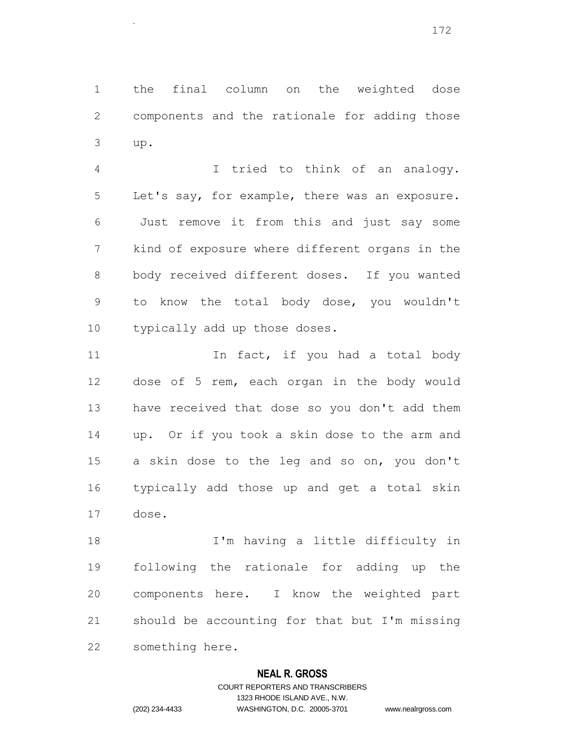the final column on the weighted dose components and the rationale for adding those up.

I tried to think of an analogy. Let's say, for example, there was an exposure. Just remove it from this and just say some kind of exposure where different organs in the body received different doses. If you wanted to know the total body dose, you wouldn't typically add up those doses.

In fact, if you had a total body dose of 5 rem, each organ in the body would have received that dose so you don't add them up. Or if you took a skin dose to the arm and a skin dose to the leg and so on, you don't typically add those up and get a total skin dose.

I'm having a little difficulty in following the rationale for adding up the components here. I know the weighted part should be accounting for that but I'm missing something here.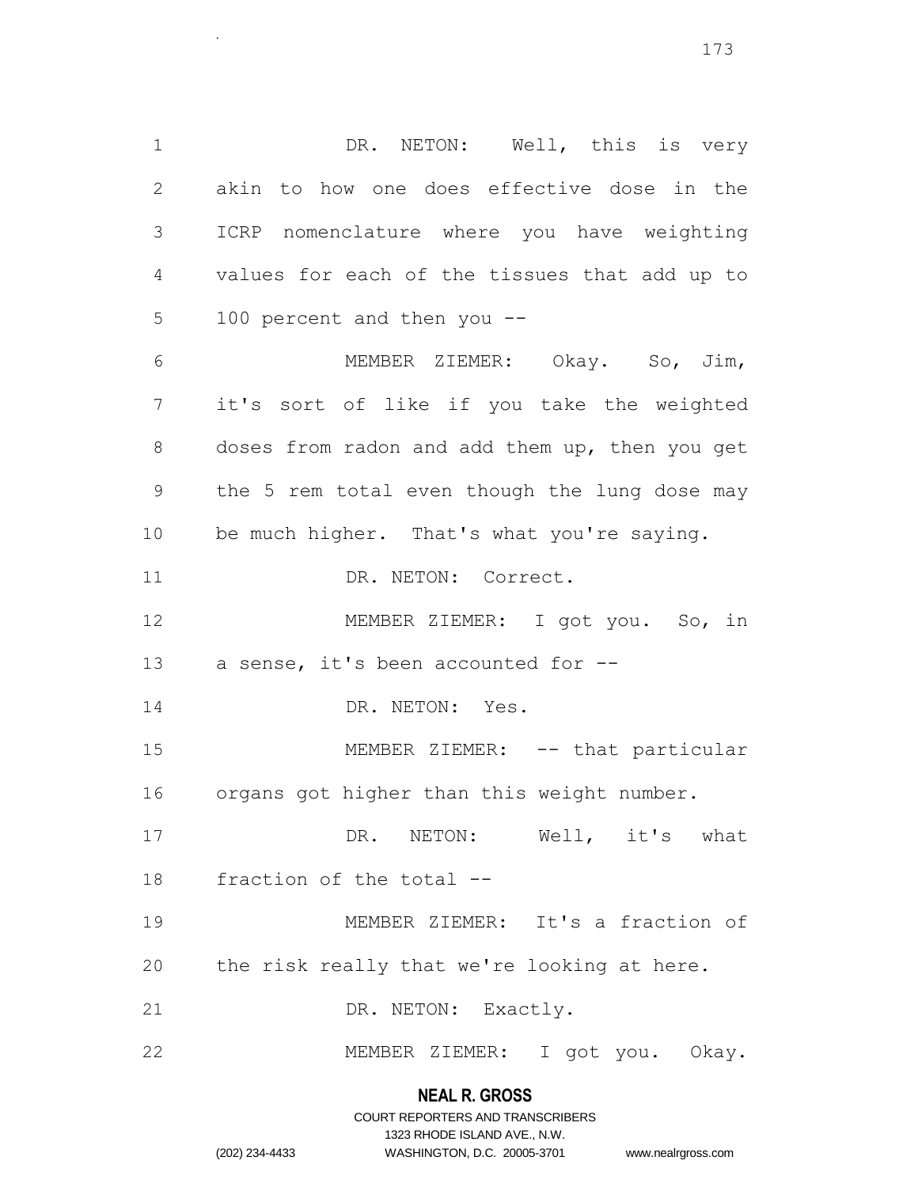DR. NETON: Well, this is very akin to how one does effective dose in the ICRP nomenclature where you have weighting values for each of the tissues that add up to 100 percent and then you --

MEMBER ZIEMER: Okay. So, Jim, it's sort of like if you take the weighted doses from radon and add them up, then you get the 5 rem total even though the lung dose may be much higher. That's what you're saying.

DR. NETON: Correct.

MEMBER ZIEMER: I got you. So, in a sense, it's been accounted for --

DR. NETON: Yes.

MEMBER ZIEMER: -- that particular organs got higher than this weight number.

DR. NETON: Well, it's what fraction of the total --

MEMBER ZIEMER: It's a fraction of the risk really that we're looking at here.

DR. NETON: Exactly.

MEMBER ZIEMER: I got you. Okay.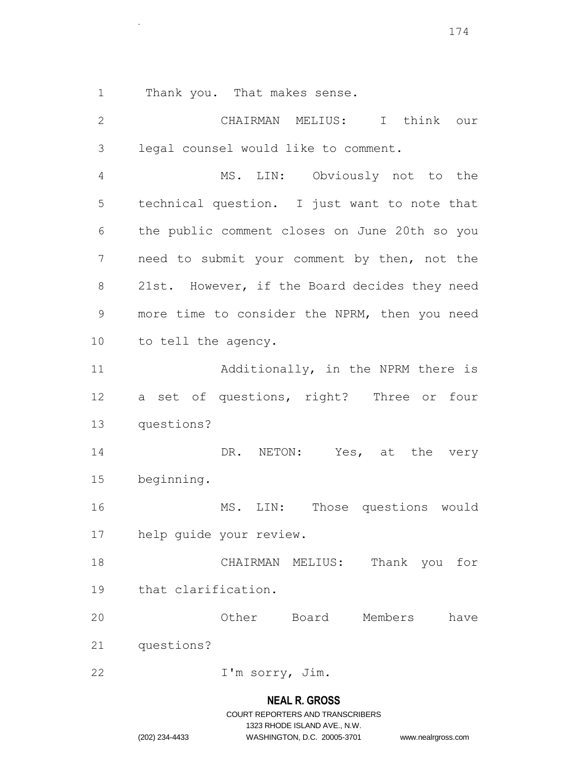Thank you. That makes sense.

CHAIRMAN MELIUS: I think our legal counsel would like to comment.

MS. LIN: Obviously not to the technical question. I just want to note that the public comment closes on June 20th so you need to submit your comment by then, not the 21st. However, if the Board decides they need more time to consider the NPRM, then you need to tell the agency.

Additionally, in the NPRM there is a set of questions, right? Three or four questions?

DR. NETON: Yes, at the very beginning.

MS. LIN: Those questions would help guide your review.

CHAIRMAN MELIUS: Thank you for that clarification.

Other Board Members have questions?

I'm sorry, Jim.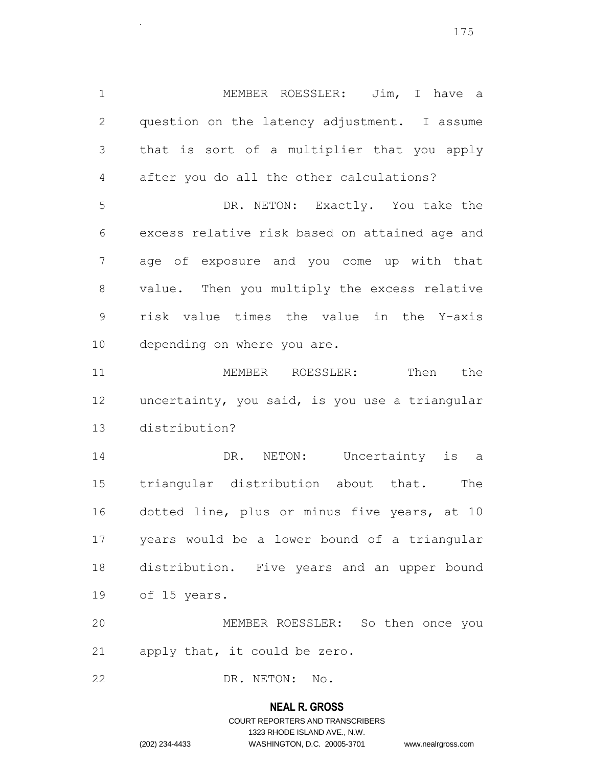MEMBER ROESSLER: Jim, I have a question on the latency adjustment. I assume that is sort of a multiplier that you apply after you do all the other calculations?

DR. NETON: Exactly. You take the excess relative risk based on attained age and age of exposure and you come up with that value. Then you multiply the excess relative risk value times the value in the Y-axis depending on where you are.

MEMBER ROESSLER: Then the uncertainty, you said, is you use a triangular distribution?

DR. NETON: Uncertainty is a triangular distribution about that. The dotted line, plus or minus five years, at 10 years would be a lower bound of a triangular distribution. Five years and an upper bound of 15 years.

MEMBER ROESSLER: So then once you apply that, it could be zero.

DR. NETON: No.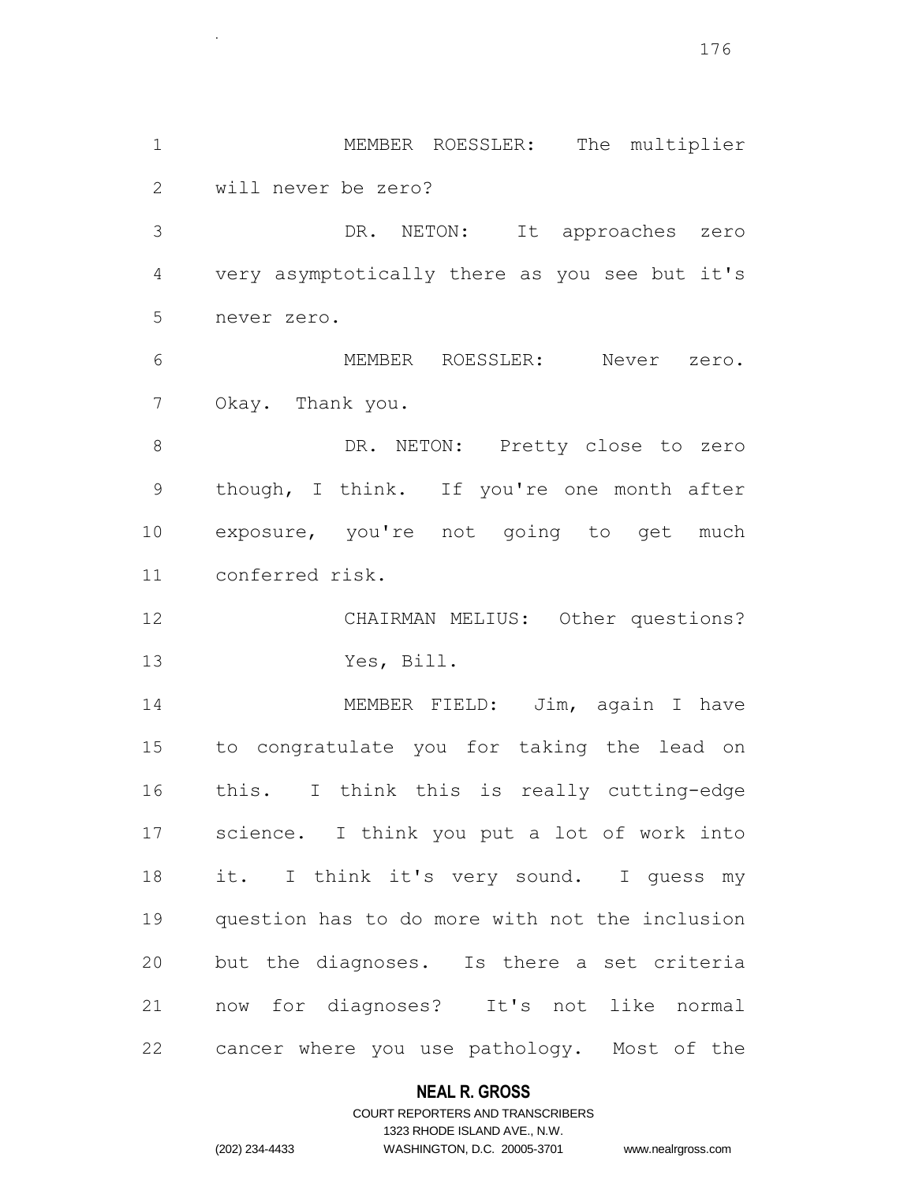MEMBER ROESSLER: The multiplier will never be zero?

DR. NETON: It approaches zero very asymptotically there as you see but it's never zero.

MEMBER ROESSLER: Never zero. Okay. Thank you.

DR. NETON: Pretty close to zero though, I think. If you're one month after exposure, you're not going to get much conferred risk.

CHAIRMAN MELIUS: Other questions?

Yes, Bill.

MEMBER FIELD: Jim, again I have to congratulate you for taking the lead on this. I think this is really cutting-edge science. I think you put a lot of work into it. I think it's very sound. I guess my question has to do more with not the inclusion but the diagnoses. Is there a set criteria now for diagnoses? It's not like normal cancer where you use pathology. Most of the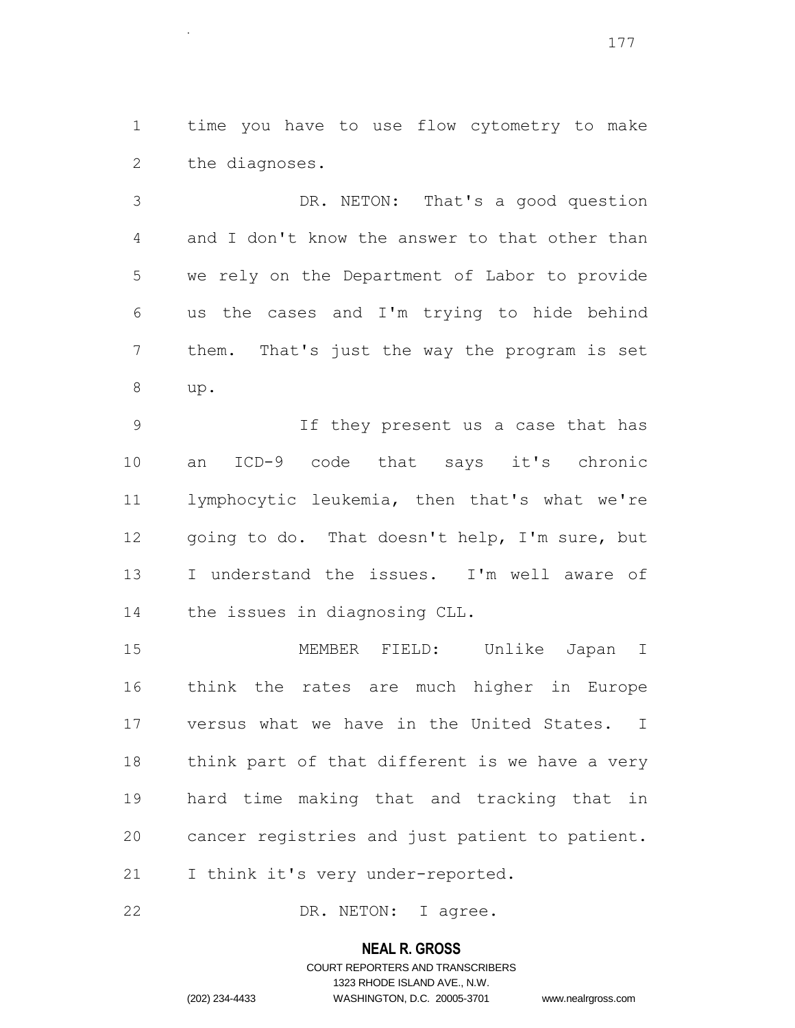time you have to use flow cytometry to make the diagnoses.

DR. NETON: That's a good question and I don't know the answer to that other than we rely on the Department of Labor to provide us the cases and I'm trying to hide behind them. That's just the way the program is set up.

If they present us a case that has an ICD-9 code that says it's chronic lymphocytic leukemia, then that's what we're going to do. That doesn't help, I'm sure, but I understand the issues. I'm well aware of the issues in diagnosing CLL.

MEMBER FIELD: Unlike Japan I think the rates are much higher in Europe versus what we have in the United States. I think part of that different is we have a very hard time making that and tracking that in cancer registries and just patient to patient. I think it's very under-reported.

DR. NETON: I agree.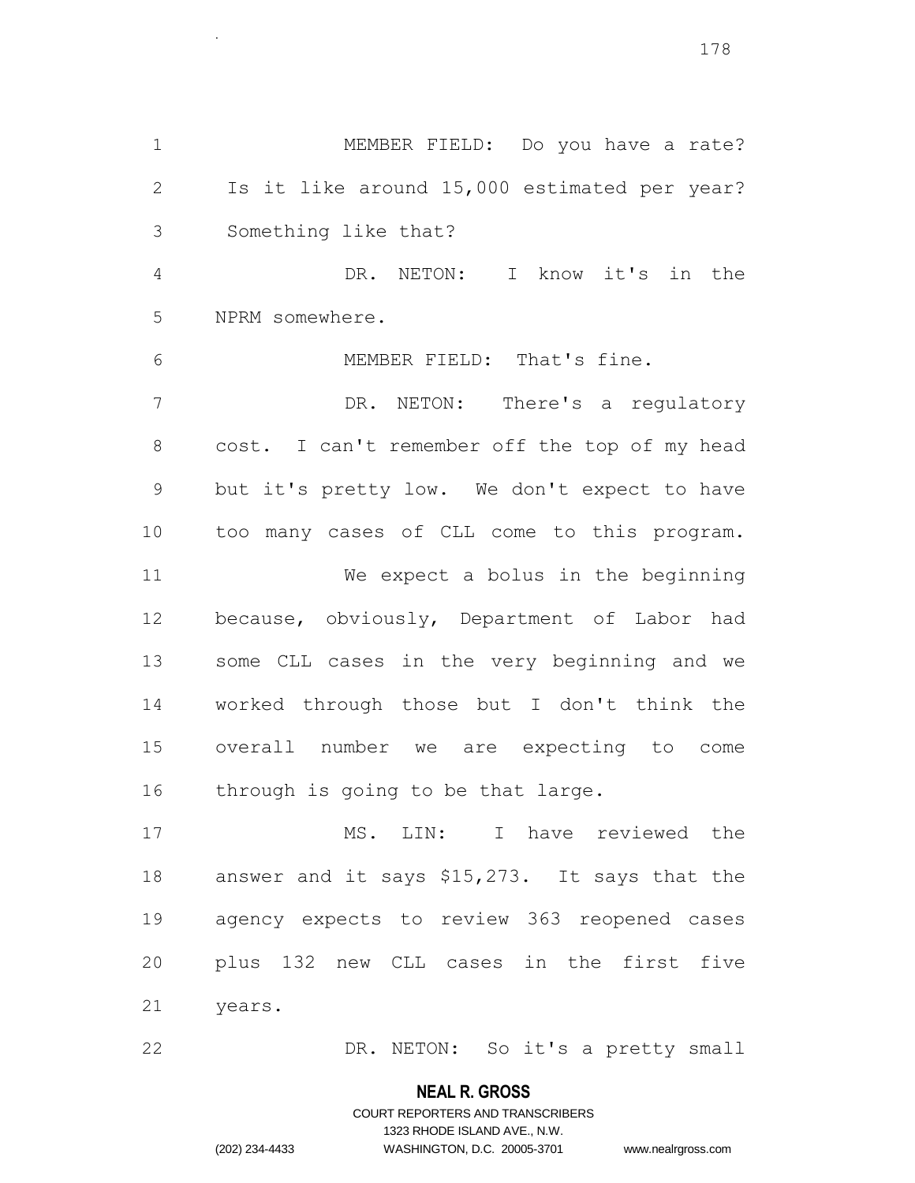MEMBER FIELD: Do you have a rate? Is it like around 15,000 estimated per year? Something like that?

DR. NETON: I know it's in the NPRM somewhere.

MEMBER FIELD: That's fine.

DR. NETON: There's a regulatory cost. I can't remember off the top of my head but it's pretty low. We don't expect to have too many cases of CLL come to this program.

We expect a bolus in the beginning because, obviously, Department of Labor had some CLL cases in the very beginning and we worked through those but I don't think the overall number we are expecting to come through is going to be that large.

MS. LIN: I have reviewed the answer and it says $15,273. It says that the agency expects to review 363 reopened cases plus 132 new CLL cases in the first five years.

DR. NETON: So it's a pretty small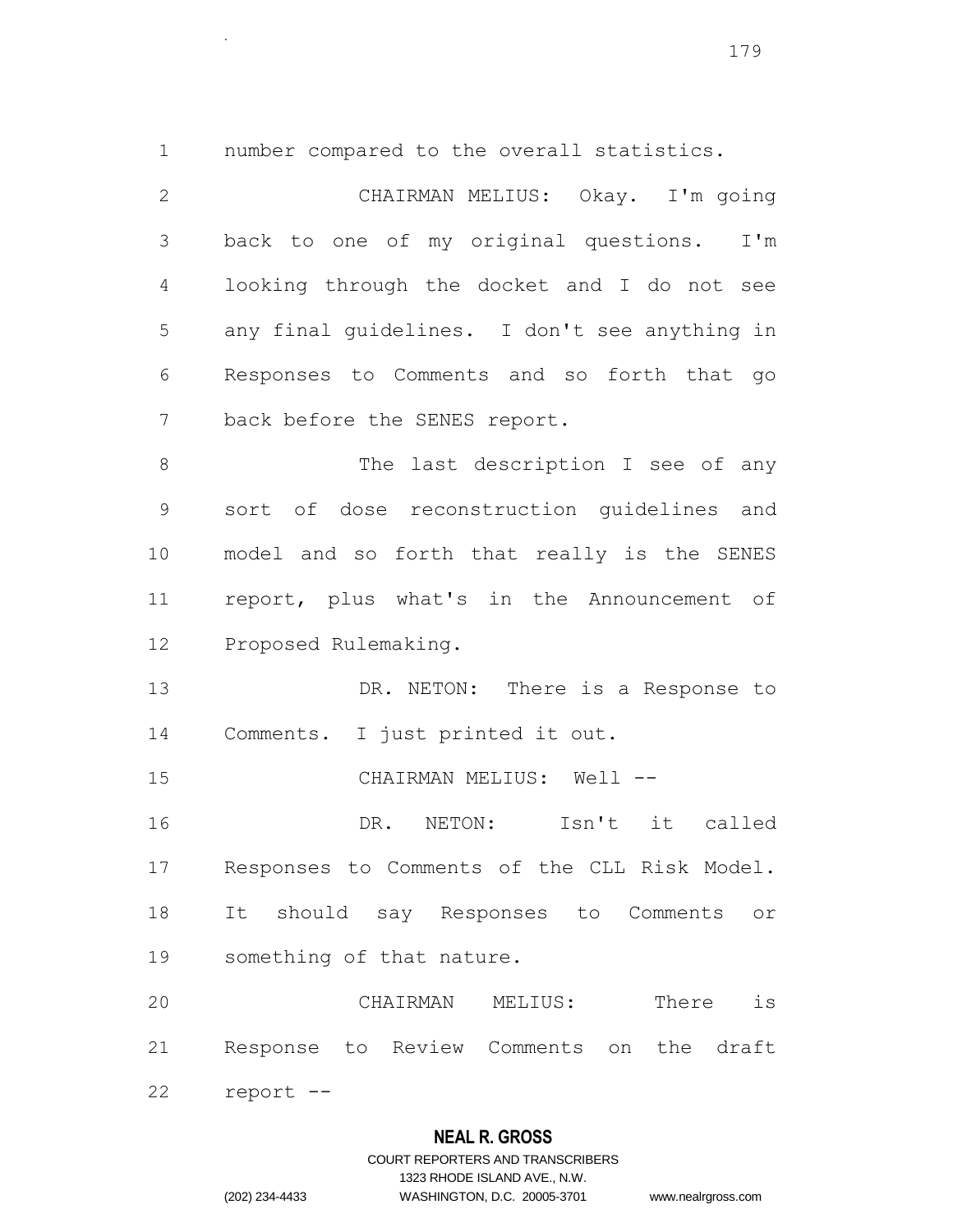number compared to the overall statistics.

CHAIRMAN MELIUS: Okay. I'm going back to one of my original questions. I'm looking through the docket and I do not see any final guidelines. I don't see anything in Responses to Comments and so forth that go back before the SENES report.

The last description I see of any sort of dose reconstruction guidelines and model and so forth that really is the SENES report, plus what's in the Announcement of Proposed Rulemaking.

DR. NETON: There is a Response to Comments. I just printed it out.

CHAIRMAN MELIUS: Well --

DR. NETON: Isn't it called Responses to Comments of the CLL Risk Model. It should say Responses to Comments or something of that nature.

CHAIRMAN MELIUS: There is Response to Review Comments on the draft report --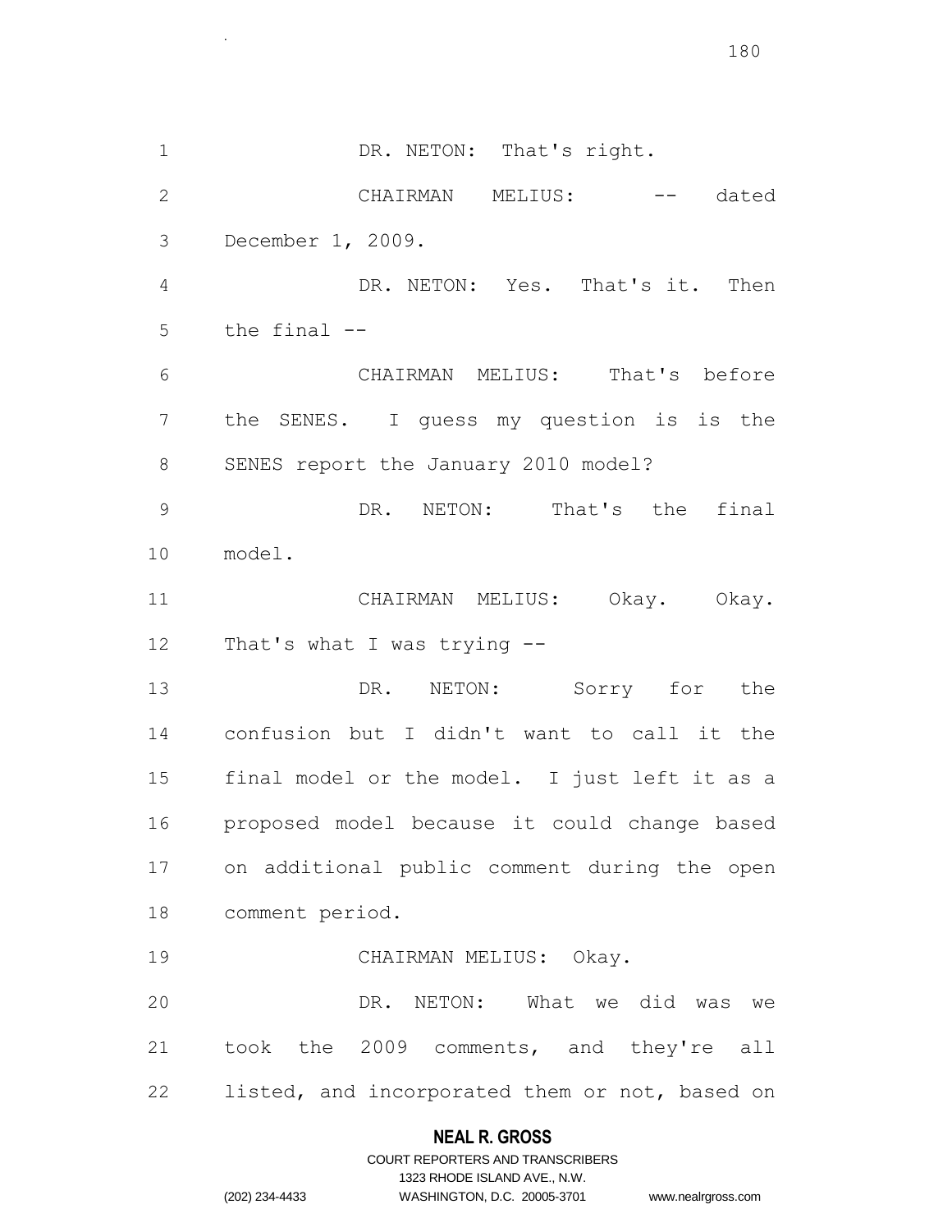DR. NETON: That's right.

CHAIRMAN MELIUS: -- dated December 1, 2009.

DR. NETON: Yes. That's it. Then the final --

CHAIRMAN MELIUS: That's before the SENES. I guess my question is is the SENES report the January 2010 model?

DR. NETON: That's the final model.

CHAIRMAN MELIUS: Okay. Okay. That's what I was trying --

DR. NETON: Sorry for the confusion but I didn't want to call it the final model or the model. I just left it as a proposed model because it could change based on additional public comment during the open comment period.

CHAIRMAN MELIUS: Okay.

DR. NETON: What we did was we took the 2009 comments, and they're all listed, and incorporated them or not, based on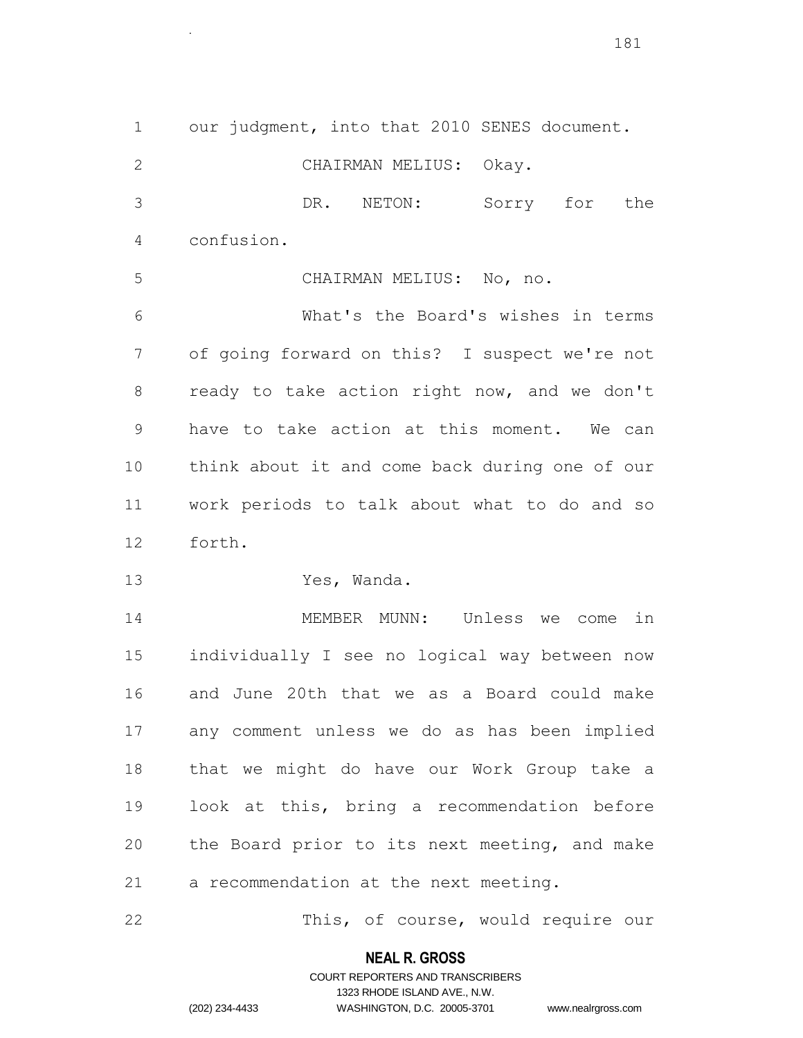our judgment, into that 2010 SENES document.

CHAIRMAN MELIUS: Okay.

DR. NETON: Sorry for the confusion.

CHAIRMAN MELIUS: No, no.

What's the Board's wishes in terms of going forward on this? I suspect we're not ready to take action right now, and we don't have to take action at this moment. We can think about it and come back during one of our work periods to talk about what to do and so forth.

Yes, Wanda.

MEMBER MUNN: Unless we come in individually I see no logical way between now and June 20th that we as a Board could make any comment unless we do as has been implied that we might do have our Work Group take a look at this, bring a recommendation before the Board prior to its next meeting, and make a recommendation at the next meeting.

This, of course, would require our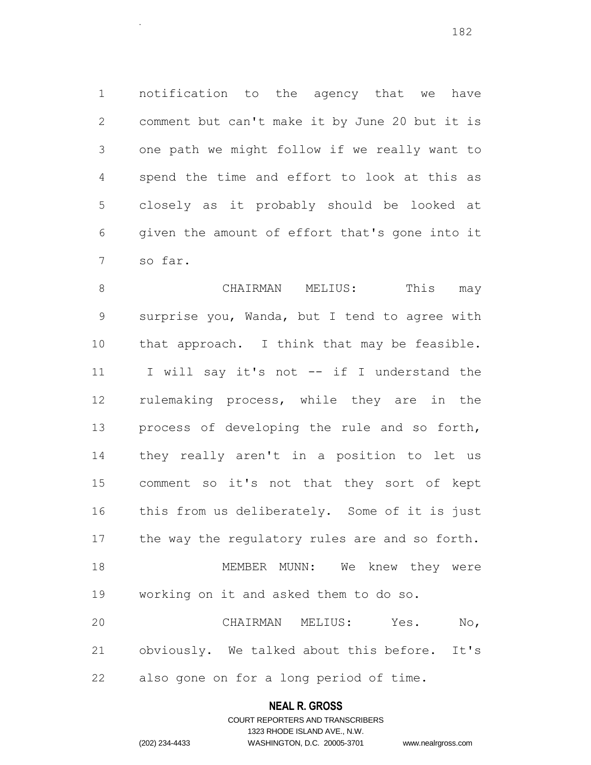notification to the agency that we have comment but can't make it by June 20 but it is one path we might follow if we really want to spend the time and effort to look at this as closely as it probably should be looked at given the amount of effort that's gone into it so far.

CHAIRMAN MELIUS: This may surprise you, Wanda, but I tend to agree with that approach. I think that may be feasible. I will say it's not -- if I understand the rulemaking process, while they are in the process of developing the rule and so forth, they really aren't in a position to let us comment so it's not that they sort of kept this from us deliberately. Some of it is just the way the regulatory rules are and so forth.

MEMBER MUNN: We knew they were working on it and asked them to do so.

CHAIRMAN MELIUS: Yes. No, obviously. We talked about this before. It's also gone on for a long period of time.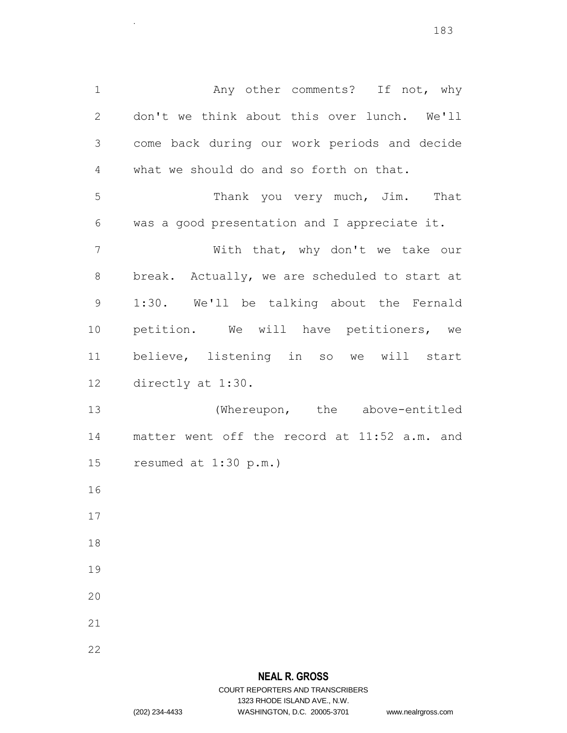Any other comments? If not, why don't we think about this over lunch. We'll come back during our work periods and decide what we should do and so forth on that.

Thank you very much, Jim. That was a good presentation and I appreciate it.

With that, why don't we take our break. Actually, we are scheduled to start at 1:30. We'll be talking about the Fernald petition. We will have petitioners, we believe, listening in so we will start directly at 1:30.

(Whereupon, the above-entitled matter went off the record at 11:52 a.m. and resumed at 1:30 p.m.)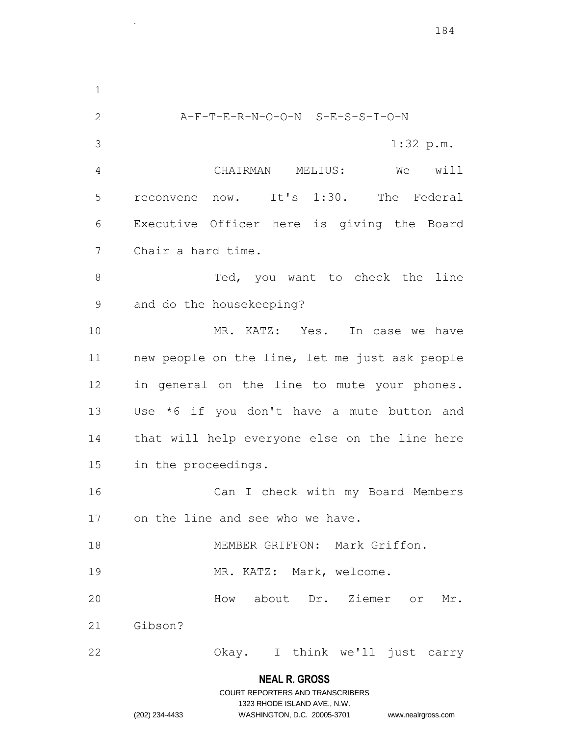A-F-T-E-R-N-O-O-N S-E-S-S-I-O-N

1:32 p.m.

CHAIRMAN MELIUS: We will reconvene now. It's 1:30. The Federal Executive Officer here is giving the Board Chair a hard time.

Ted, you want to check the line and do the housekeeping?

MR. KATZ: Yes. In case we have new people on the line, let me just ask people in general on the line to mute your phones. Use *6 if you don't have a mute button and that will help everyone else on the line here in the proceedings.

Can I check with my Board Members on the line and see who we have.

MEMBER GRIFFON: Mark Griffon.

MR. KATZ: Mark, welcome.

How about Dr. Ziemer or Mr. Gibson?

Okay. I think we'll just carry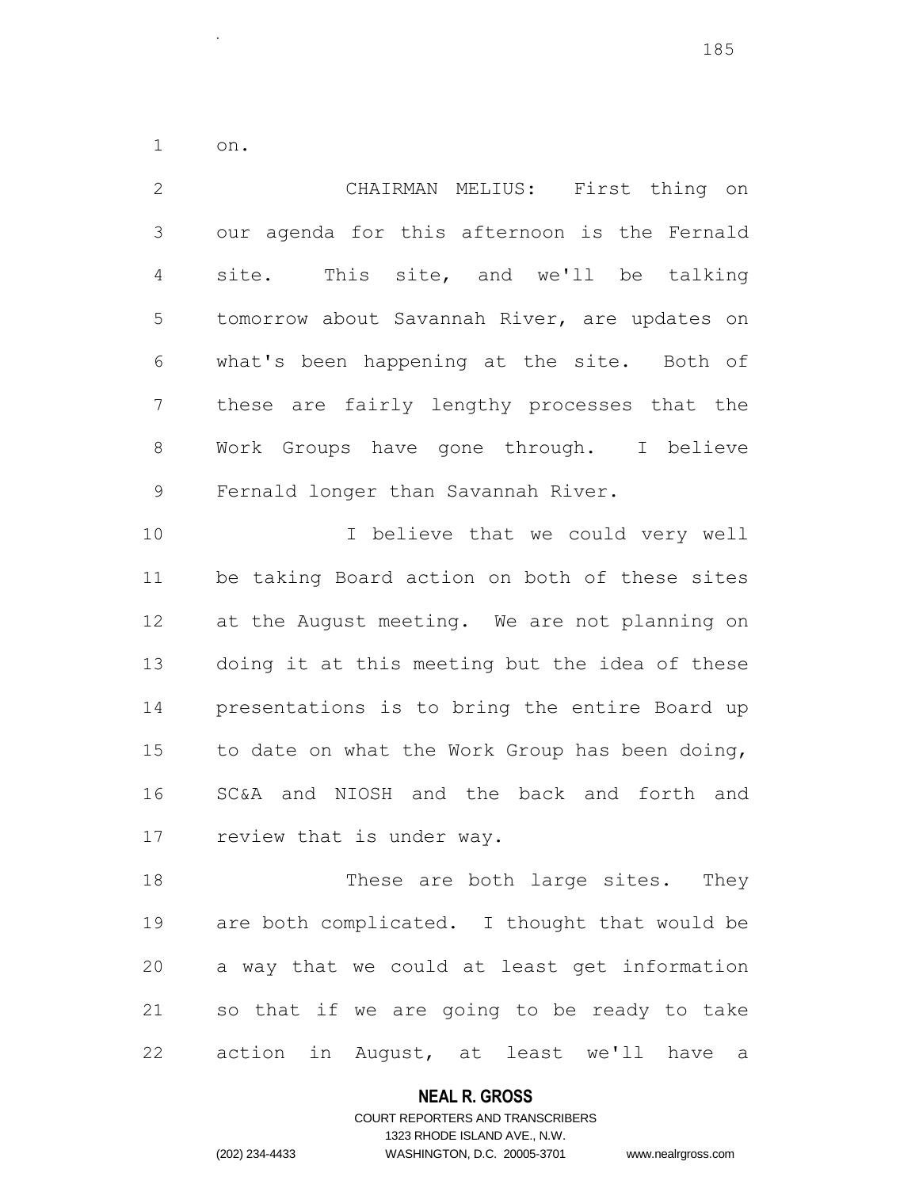on.

CHAIRMAN MELIUS: First thing on our agenda for this afternoon is the Fernald site. This site, and we'll be talking tomorrow about Savannah River, are updates on what's been happening at the site. Both of these are fairly lengthy processes that the Work Groups have gone through. I believe Fernald longer than Savannah River.

I believe that we could very well be taking Board action on both of these sites at the August meeting. We are not planning on doing it at this meeting but the idea of these presentations is to bring the entire Board up to date on what the Work Group has been doing, SC&A and NIOSH and the back and forth and review that is under way.

These are both large sites. They are both complicated. I thought that would be a way that we could at least get information so that if we are going to be ready to take action in August, at least we'll have a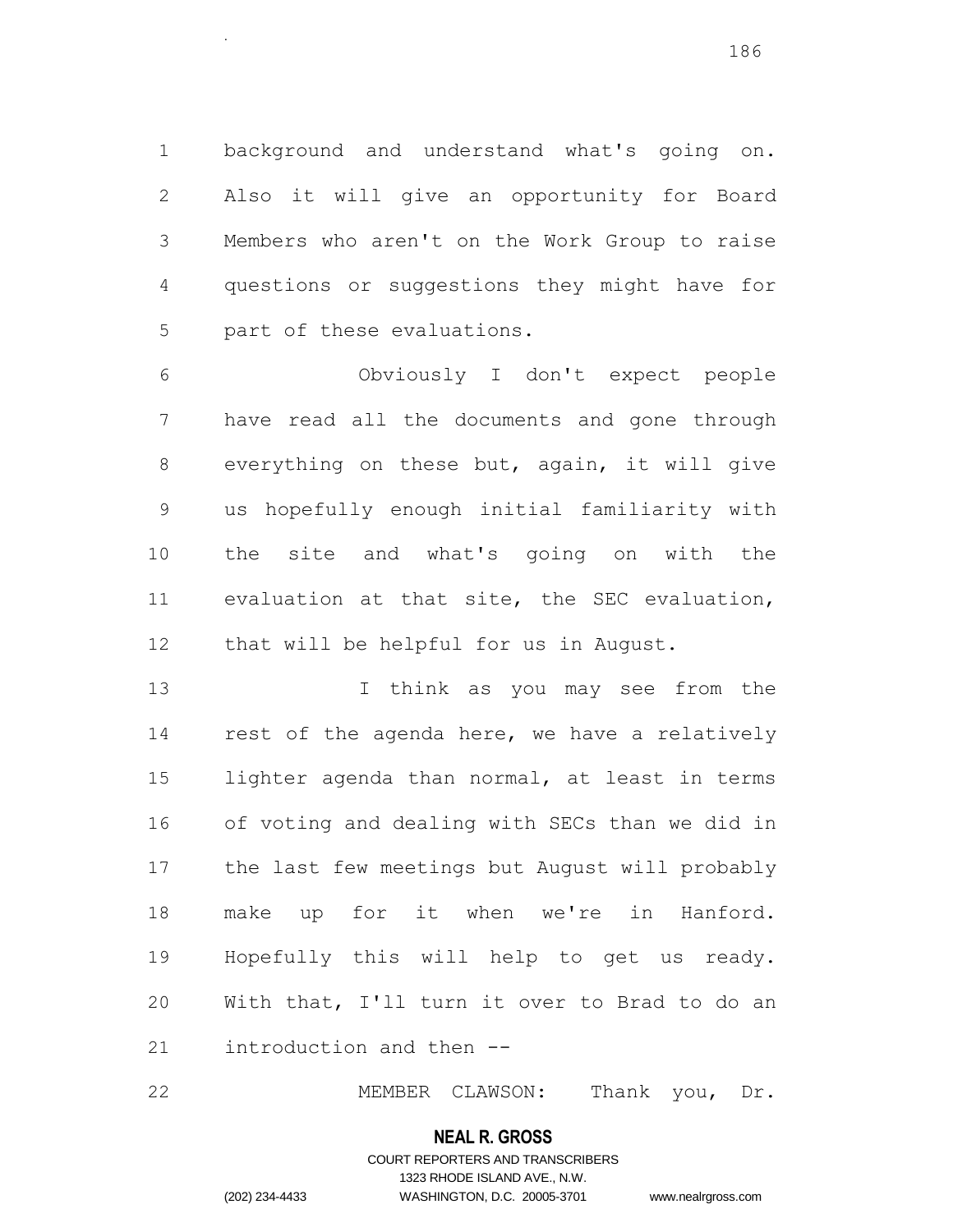background and understand what's going on. Also it will give an opportunity for Board Members who aren't on the Work Group to raise questions or suggestions they might have for part of these evaluations.

Obviously I don't expect people have read all the documents and gone through everything on these but, again, it will give us hopefully enough initial familiarity with the site and what's going on with the evaluation at that site, the SEC evaluation, that will be helpful for us in August.

I think as you may see from the rest of the agenda here, we have a relatively lighter agenda than normal, at least in terms of voting and dealing with SECs than we did in the last few meetings but August will probably make up for it when we're in Hanford. Hopefully this will help to get us ready. With that, I'll turn it over to Brad to do an introduction and then --

MEMBER CLAWSON: Thank you, Dr.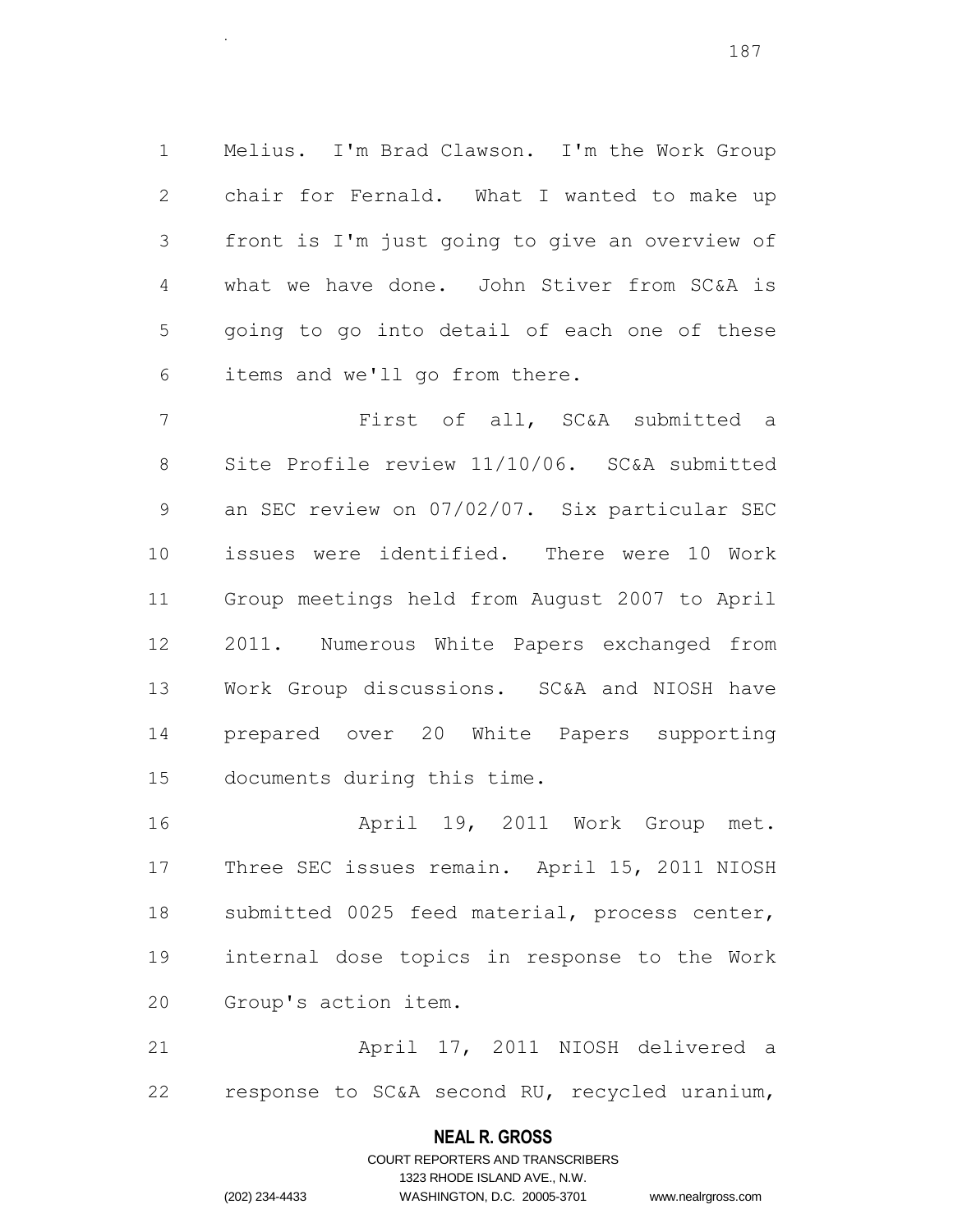Melius. I'm Brad Clawson. I'm the Work Group chair for Fernald. What I wanted to make up front is I'm just going to give an overview of what we have done. John Stiver from SC&A is going to go into detail of each one of these items and we'll go from there.

First of all, SC&A submitted a Site Profile review 11/10/06. SC&A submitted an SEC review on 07/02/07. Six particular SEC issues were identified. There were 10 Work Group meetings held from August 2007 to April 2011. Numerous White Papers exchanged from Work Group discussions. SC&A and NIOSH have prepared over 20 White Papers supporting documents during this time.

April 19, 2011 Work Group met. Three SEC issues remain. April 15, 2011 NIOSH submitted 0025 feed material, process center, internal dose topics in response to the Work Group's action item.

April 17, 2011 NIOSH delivered a response to SC&A second RU, recycled uranium,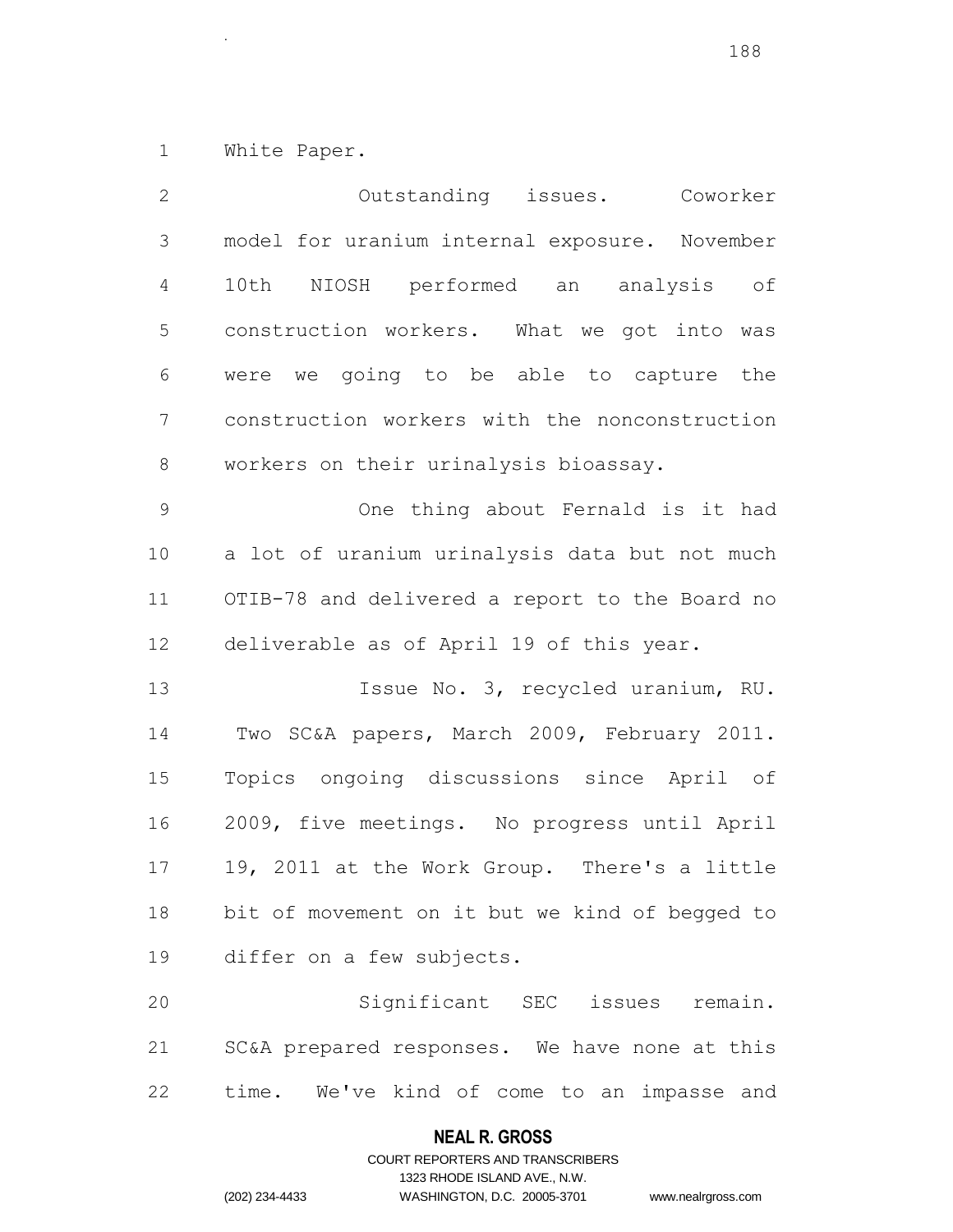White Paper.

Outstanding issues. Coworker model for uranium internal exposure. November 10th NIOSH performed an analysis of construction workers. What we got into was were we going to be able to capture the construction workers with the nonconstruction workers on their urinalysis bioassay.

One thing about Fernald is it had a lot of uranium urinalysis data but not much OTIB-78 and delivered a report to the Board no deliverable as of April 19 of this year.

Issue No. 3, recycled uranium, RU. Two SC&A papers, March 2009, February 2011. Topics ongoing discussions since April of 2009, five meetings. No progress until April 19, 2011 at the Work Group. There's a little bit of movement on it but we kind of begged to differ on a few subjects.

Significant SEC issues remain. SC&A prepared responses. We have none at this time. We've kind of come to an impasse and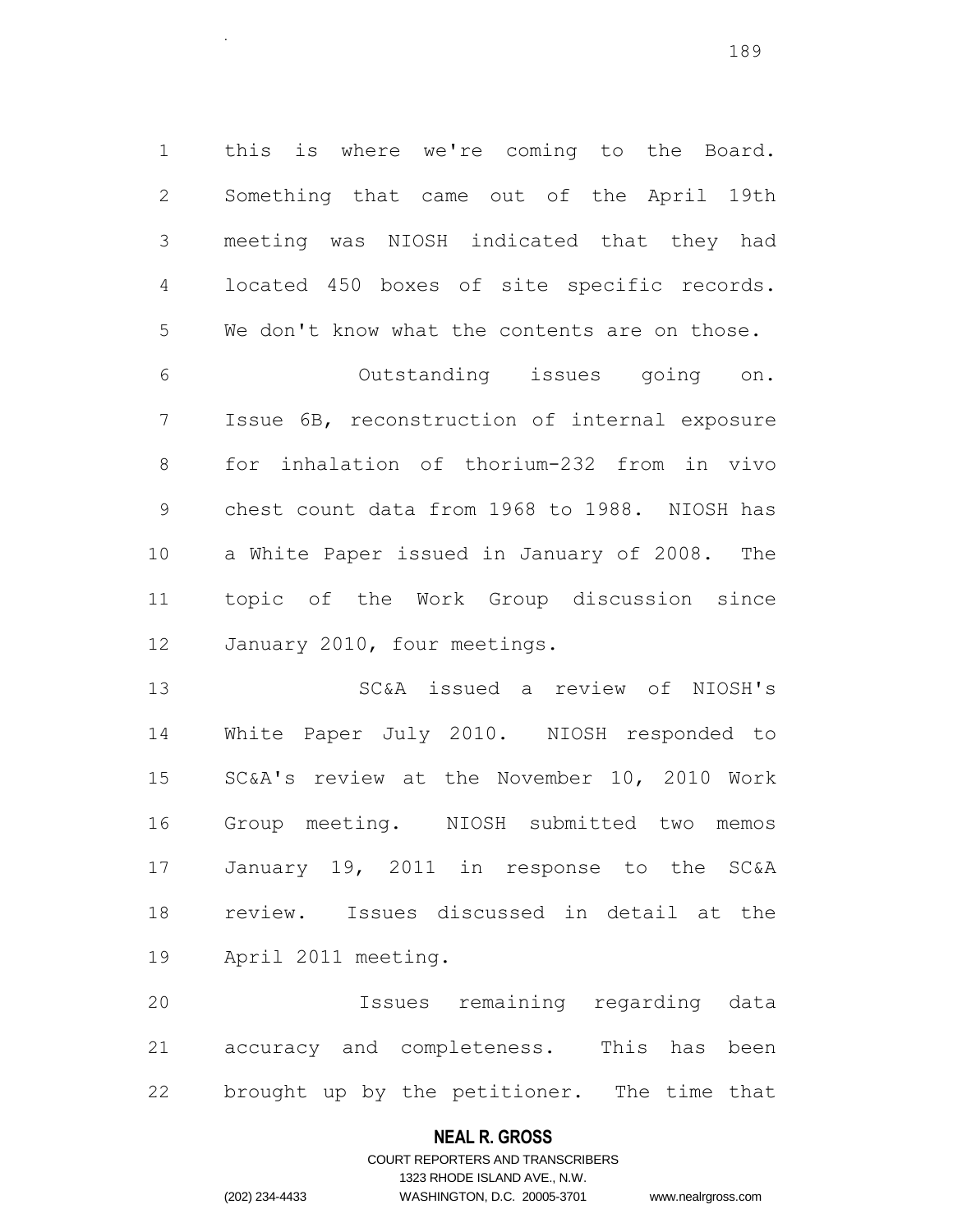this is where we're coming to the Board. Something that came out of the April 19th meeting was NIOSH indicated that they had located 450 boxes of site specific records. We don't know what the contents are on those.

Outstanding issues going on. Issue 6B, reconstruction of internal exposure for inhalation of thorium-232 from in vivo chest count data from 1968 to 1988. NIOSH has a White Paper issued in January of 2008. The topic of the Work Group discussion since January 2010, four meetings.

SC&A issued a review of NIOSH's White Paper July 2010. NIOSH responded to SC&A's review at the November 10, 2010 Work Group meeting. NIOSH submitted two memos January 19, 2011 in response to the SC&A review. Issues discussed in detail at the April 2011 meeting.

Issues remaining regarding data accuracy and completeness. This has been brought up by the petitioner. The time that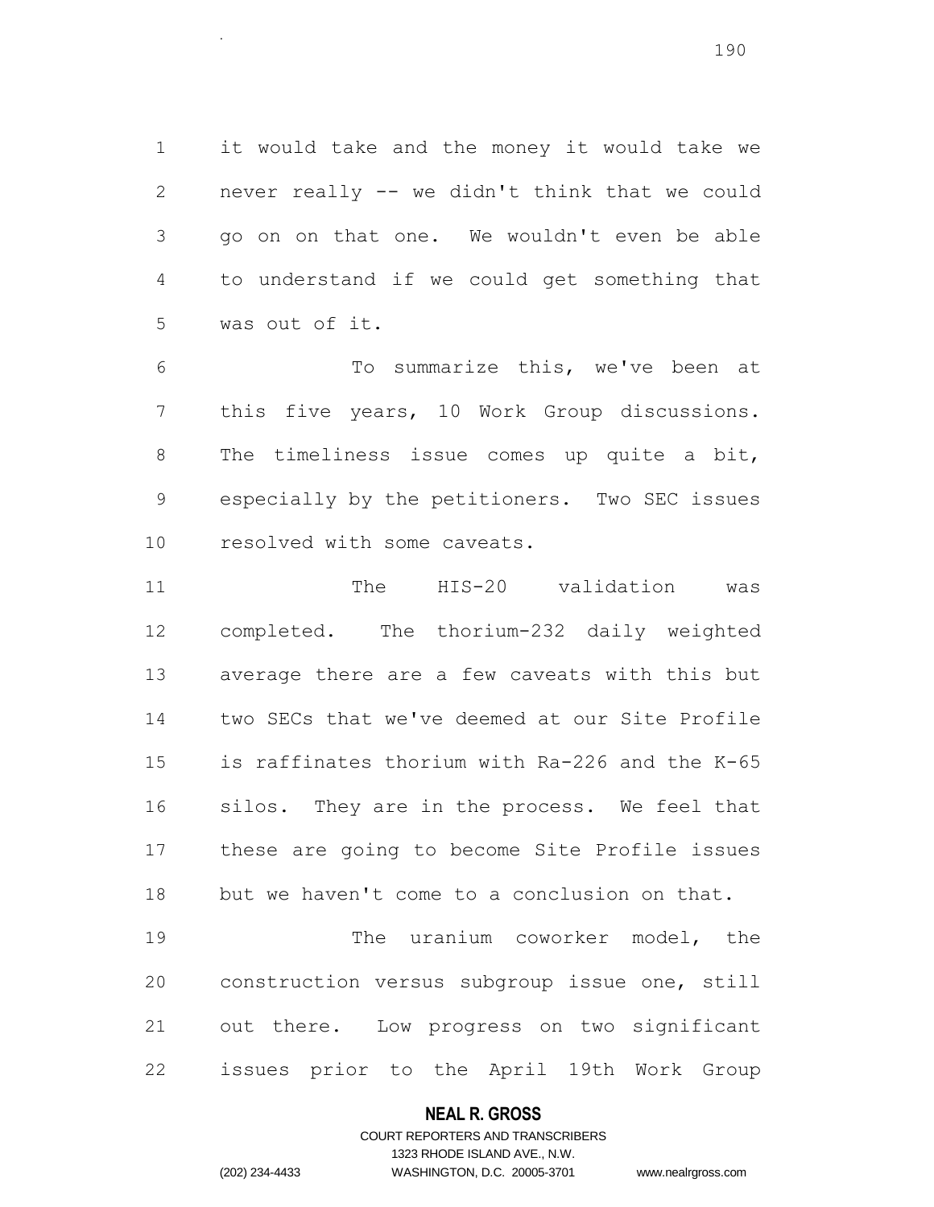it would take and the money it would take we never really -- we didn't think that we could go on on that one. We wouldn't even be able to understand if we could get something that was out of it.

To summarize this, we've been at this five years, 10 Work Group discussions. The timeliness issue comes up quite a bit, especially by the petitioners. Two SEC issues resolved with some caveats.

The HIS-20 validation was completed. The thorium-232 daily weighted average there are a few caveats with this but two SECs that we've deemed at our Site Profile is raffinates thorium with Ra-226 and the K-65 silos. They are in the process. We feel that these are going to become Site Profile issues but we haven't come to a conclusion on that.

The uranium coworker model, the construction versus subgroup issue one, still out there. Low progress on two significant issues prior to the April 19th Work Group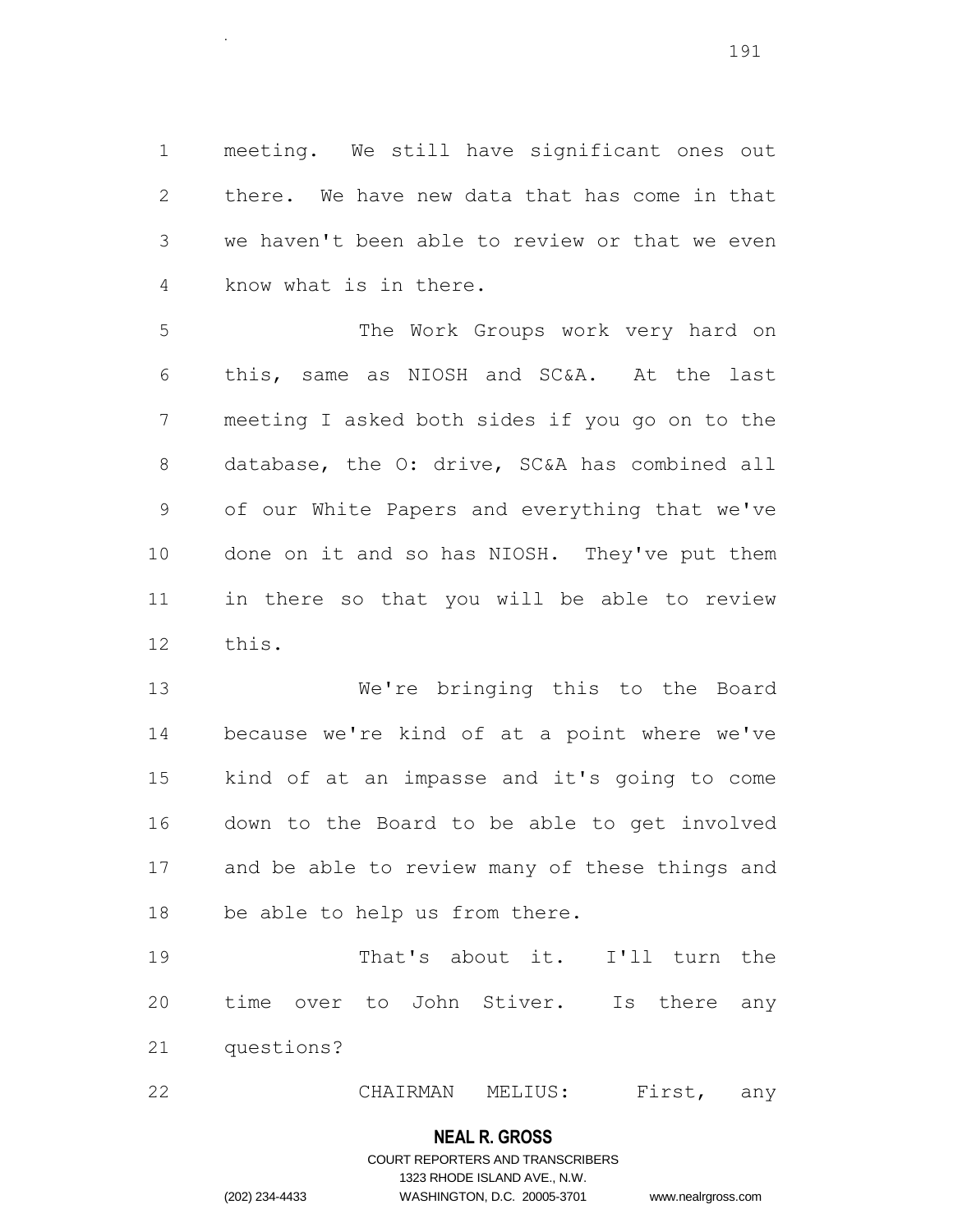meeting. We still have significant ones out there. We have new data that has come in that we haven't been able to review or that we even know what is in there.

The Work Groups work very hard on this, same as NIOSH and SC&A. At the last meeting I asked both sides if you go on to the database, the O: drive, SC&A has combined all of our White Papers and everything that we've done on it and so has NIOSH. They've put them in there so that you will be able to review this.

We're bringing this to the Board because we're kind of at a point where we've kind of at an impasse and it's going to come down to the Board to be able to get involved and be able to review many of these things and be able to help us from there.

That's about it. I'll turn the time over to John Stiver. Is there any questions?

CHAIRMAN MELIUS: First, any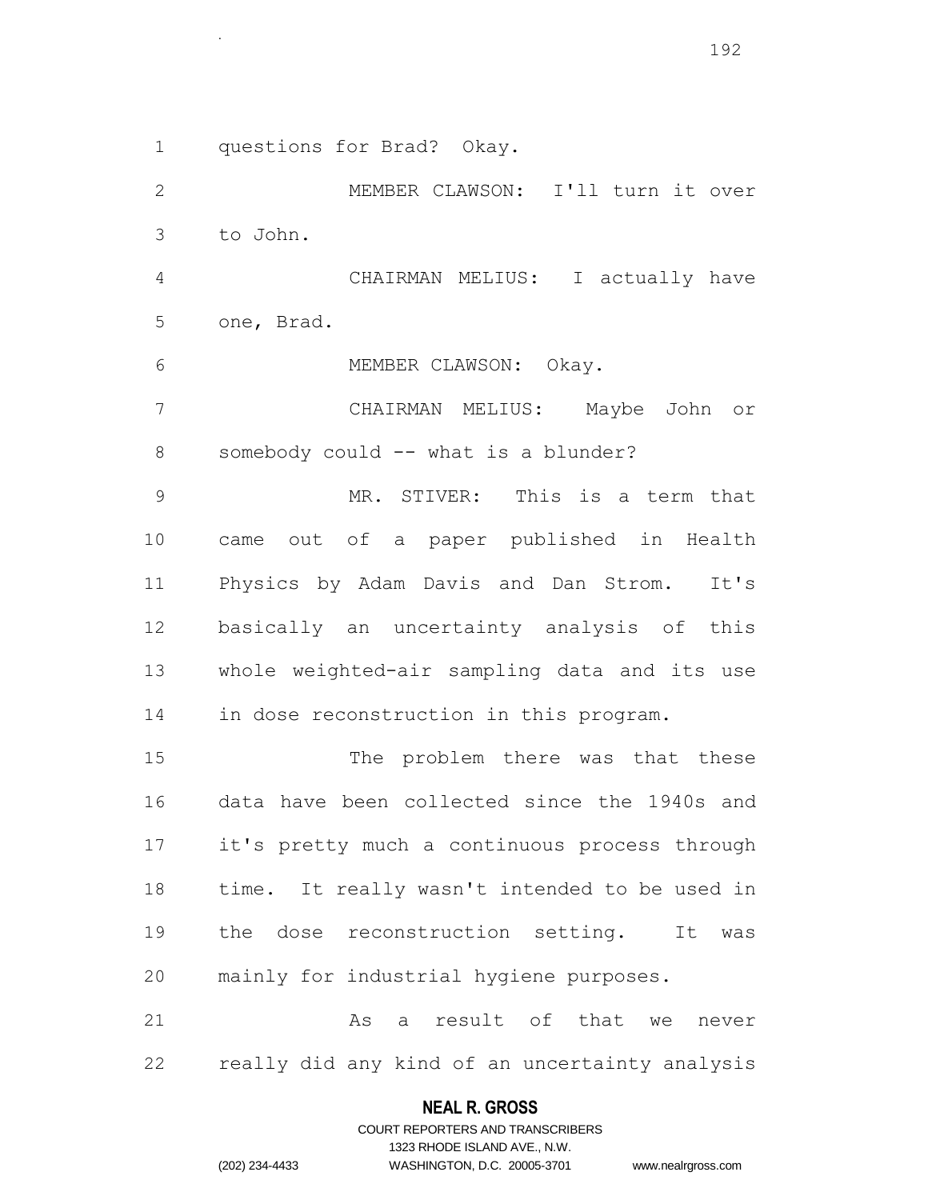questions for Brad? Okay.

MEMBER CLAWSON: I'll turn it over to John.

CHAIRMAN MELIUS: I actually have one, Brad.

MEMBER CLAWSON: Okay.

CHAIRMAN MELIUS: Maybe John or somebody could -- what is a blunder?

MR. STIVER: This is a term that came out of a paper published in Health Physics by Adam Davis and Dan Strom. It's basically an uncertainty analysis of this whole weighted-air sampling data and its use in dose reconstruction in this program.

The problem there was that these data have been collected since the 1940s and it's pretty much a continuous process through time. It really wasn't intended to be used in the dose reconstruction setting. It was mainly for industrial hygiene purposes.

As a result of that we never really did any kind of an uncertainty analysis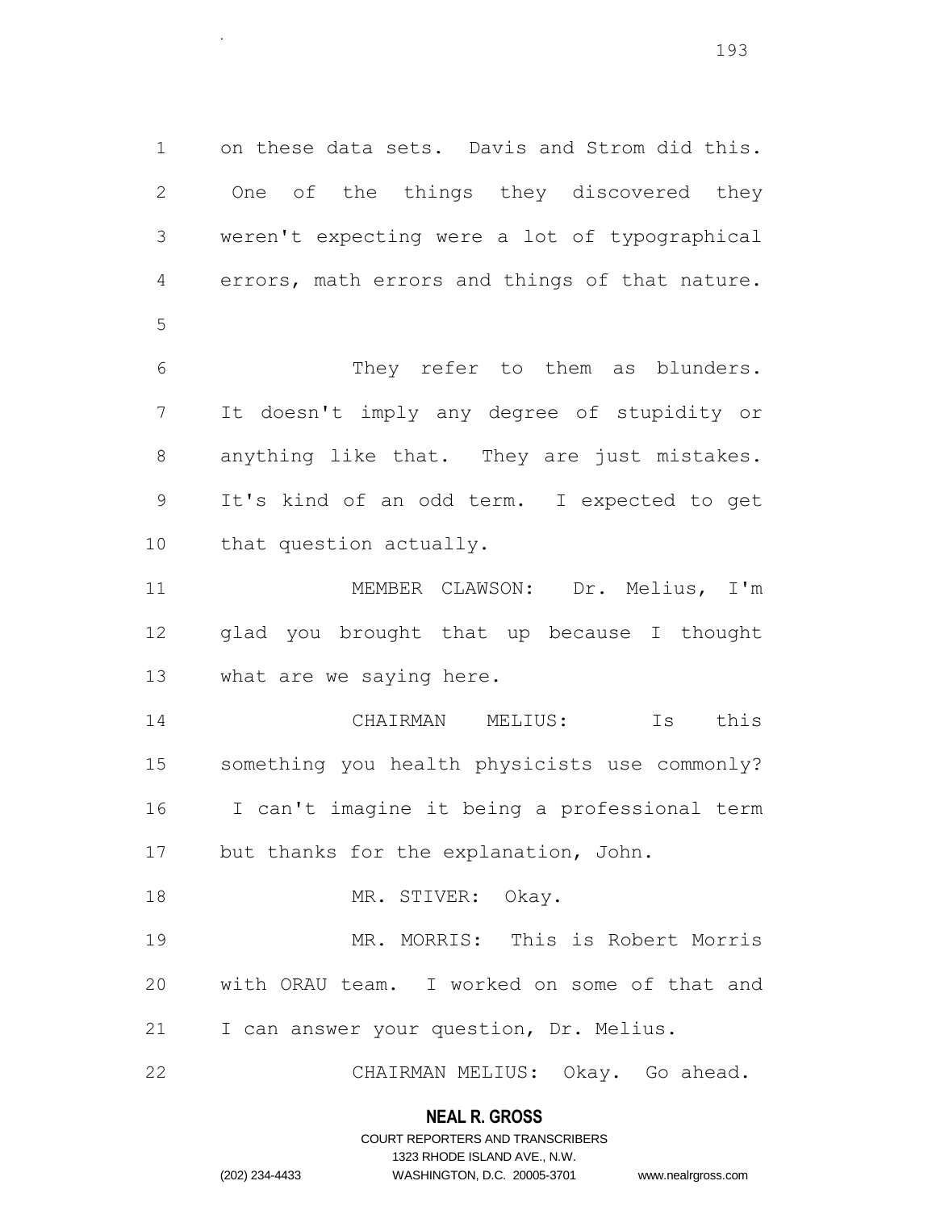on these data sets. Davis and Strom did this. One of the things they discovered they weren't expecting were a lot of typographical errors, math errors and things of that nature.

They refer to them as blunders. It doesn't imply any degree of stupidity or anything like that. They are just mistakes. It's kind of an odd term. I expected to get that question actually.

MEMBER CLAWSON: Dr. Melius, I'm glad you brought that up because I thought what are we saying here.

CHAIRMAN MELIUS: Is this something you health physicists use commonly? I can't imagine it being a professional term but thanks for the explanation, John.

MR. STIVER: Okay.

MR. MORRIS: This is Robert Morris with ORAU team. I worked on some of that and I can answer your question, Dr. Melius.

CHAIRMAN MELIUS: Okay. Go ahead.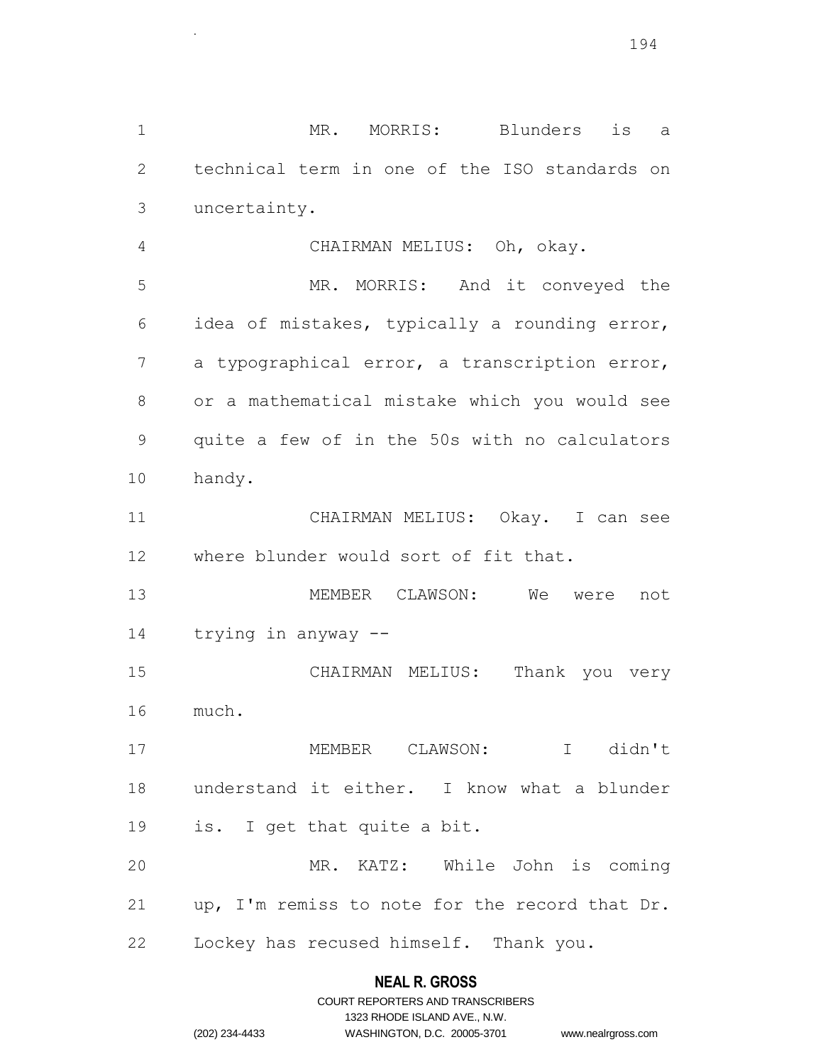MR. MORRIS: Blunders is a technical term in one of the ISO standards on uncertainty.

CHAIRMAN MELIUS: Oh, okay.

MR. MORRIS: And it conveyed the idea of mistakes, typically a rounding error, a typographical error, a transcription error, or a mathematical mistake which you would see quite a few of in the 50s with no calculators handy.

CHAIRMAN MELIUS: Okay. I can see where blunder would sort of fit that.

MEMBER CLAWSON: We were not trying in anyway --

CHAIRMAN MELIUS: Thank you very much.

MEMBER CLAWSON: I didn't understand it either. I know what a blunder is. I get that quite a bit.

MR. KATZ: While John is coming up, I'm remiss to note for the record that Dr. Lockey has recused himself. Thank you.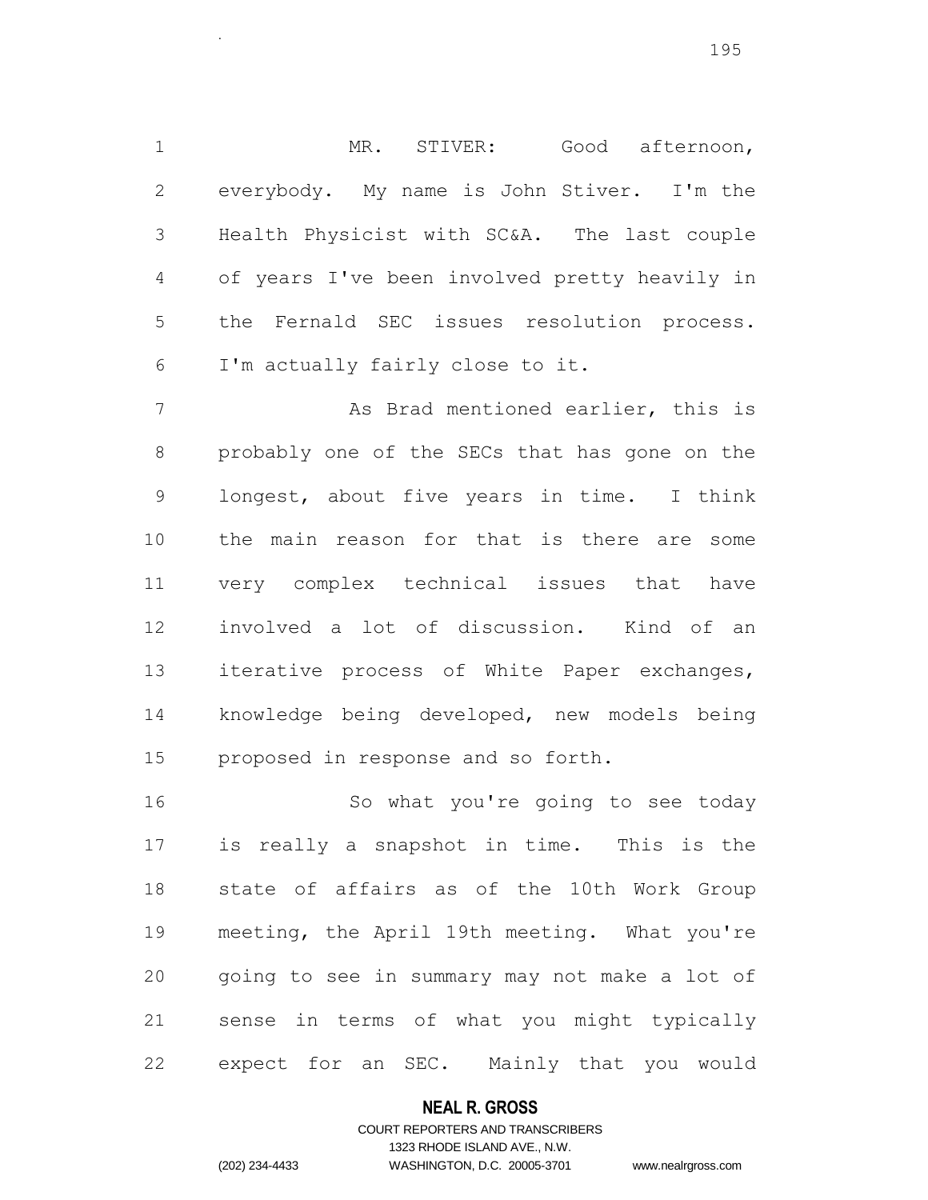MR. STIVER: Good afternoon, everybody. My name is John Stiver. I'm the Health Physicist with SC&A. The last couple of years I've been involved pretty heavily in the Fernald SEC issues resolution process. I'm actually fairly close to it.

As Brad mentioned earlier, this is probably one of the SECs that has gone on the longest, about five years in time. I think the main reason for that is there are some very complex technical issues that have involved a lot of discussion. Kind of an iterative process of White Paper exchanges, knowledge being developed, new models being proposed in response and so forth.

So what you're going to see today is really a snapshot in time. This is the state of affairs as of the 10th Work Group meeting, the April 19th meeting. What you're going to see in summary may not make a lot of sense in terms of what you might typically expect for an SEC. Mainly that you would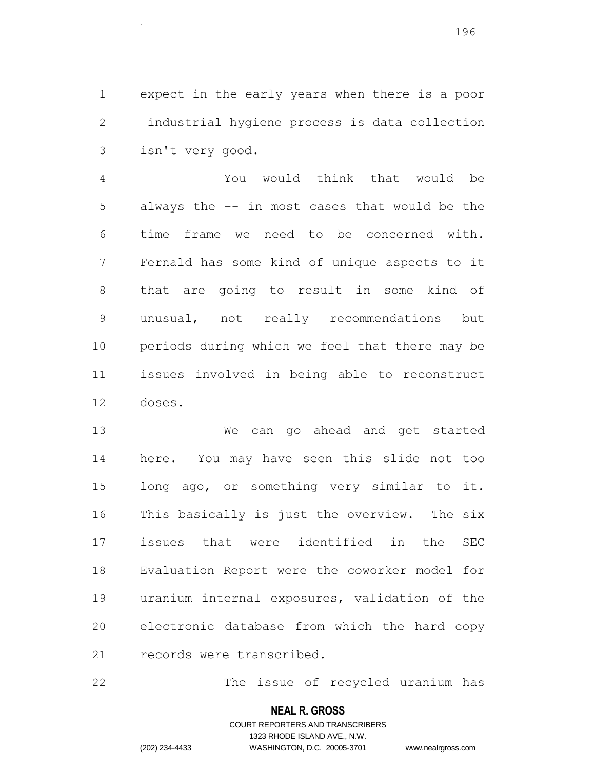expect in the early years when there is a poor industrial hygiene process is data collection isn't very good.

You would think that would be always the -- in most cases that would be the time frame we need to be concerned with. Fernald has some kind of unique aspects to it that are going to result in some kind of unusual, not really recommendations but periods during which we feel that there may be issues involved in being able to reconstruct doses.

We can go ahead and get started here. You may have seen this slide not too long ago, or something very similar to it. This basically is just the overview. The six issues that were identified in the SEC Evaluation Report were the coworker model for uranium internal exposures, validation of the electronic database from which the hard copy records were transcribed.

The issue of recycled uranium has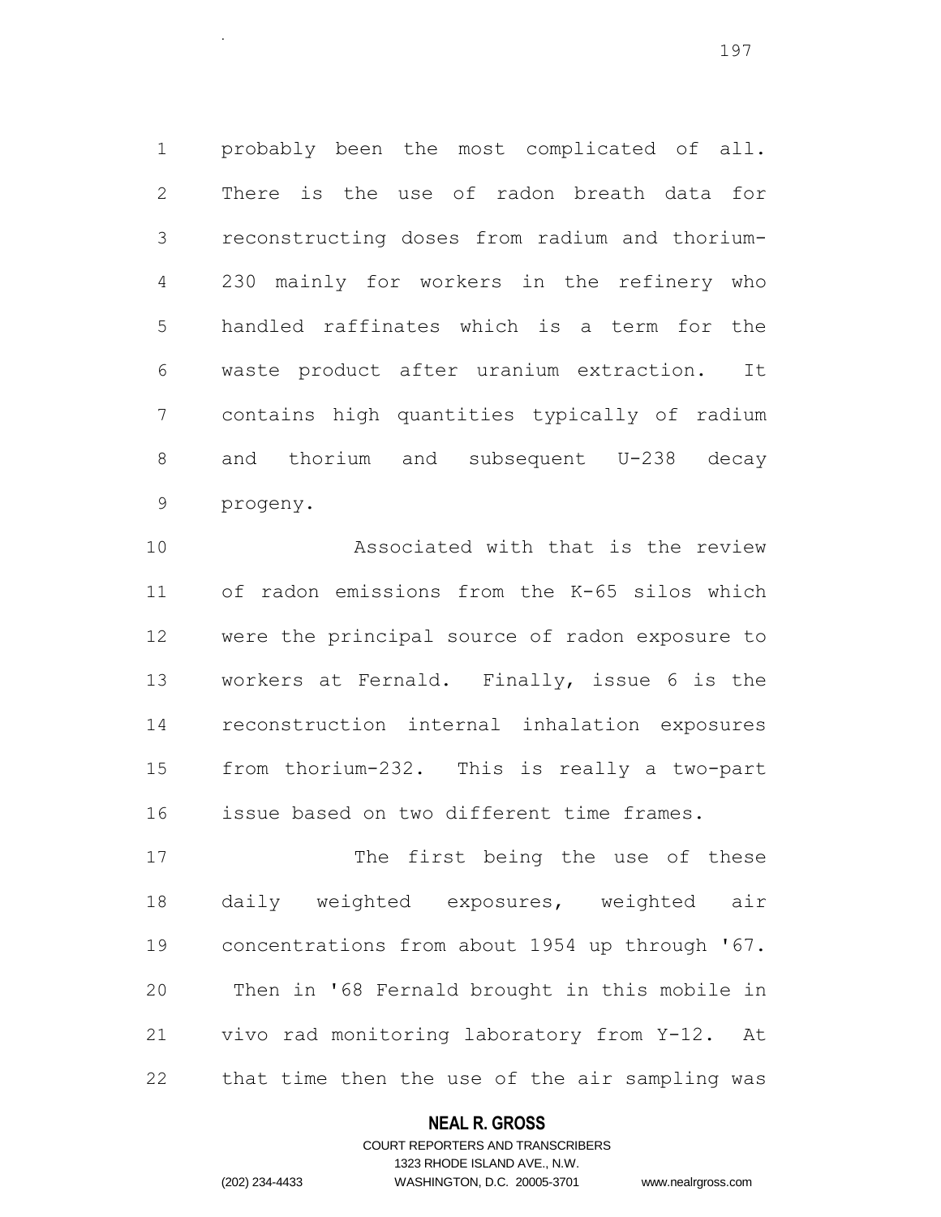probably been the most complicated of all. There is the use of radon breath data for reconstructing doses from radium and thorium-230 mainly for workers in the refinery who handled raffinates which is a term for the waste product after uranium extraction. It contains high quantities typically of radium and thorium and subsequent U-238 decay progeny.

Associated with that is the review of radon emissions from the K-65 silos which were the principal source of radon exposure to workers at Fernald. Finally, issue 6 is the reconstruction internal inhalation exposures from thorium-232. This is really a two-part issue based on two different time frames.

The first being the use of these daily weighted exposures, weighted air concentrations from about 1954 up through '67. Then in '68 Fernald brought in this mobile in vivo rad monitoring laboratory from Y-12. At that time then the use of the air sampling was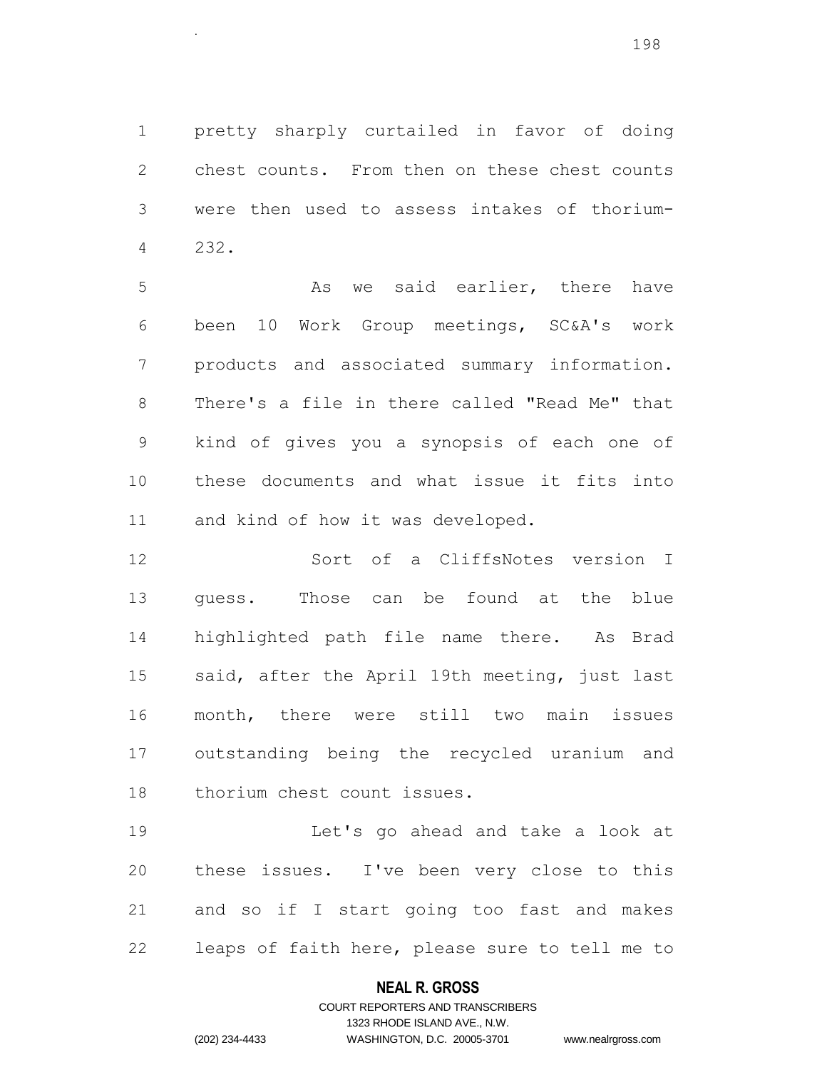pretty sharply curtailed in favor of doing chest counts. From then on these chest counts were then used to assess intakes of thorium-232.

As we said earlier, there have been 10 Work Group meetings, SC&A's work products and associated summary information. There's a file in there called "Read Me" that kind of gives you a synopsis of each one of these documents and what issue it fits into and kind of how it was developed.

Sort of a CliffsNotes version I guess. Those can be found at the blue highlighted path file name there. As Brad said, after the April 19th meeting, just last month, there were still two main issues outstanding being the recycled uranium and thorium chest count issues.

Let's go ahead and take a look at these issues. I've been very close to this and so if I start going too fast and makes leaps of faith here, please sure to tell me to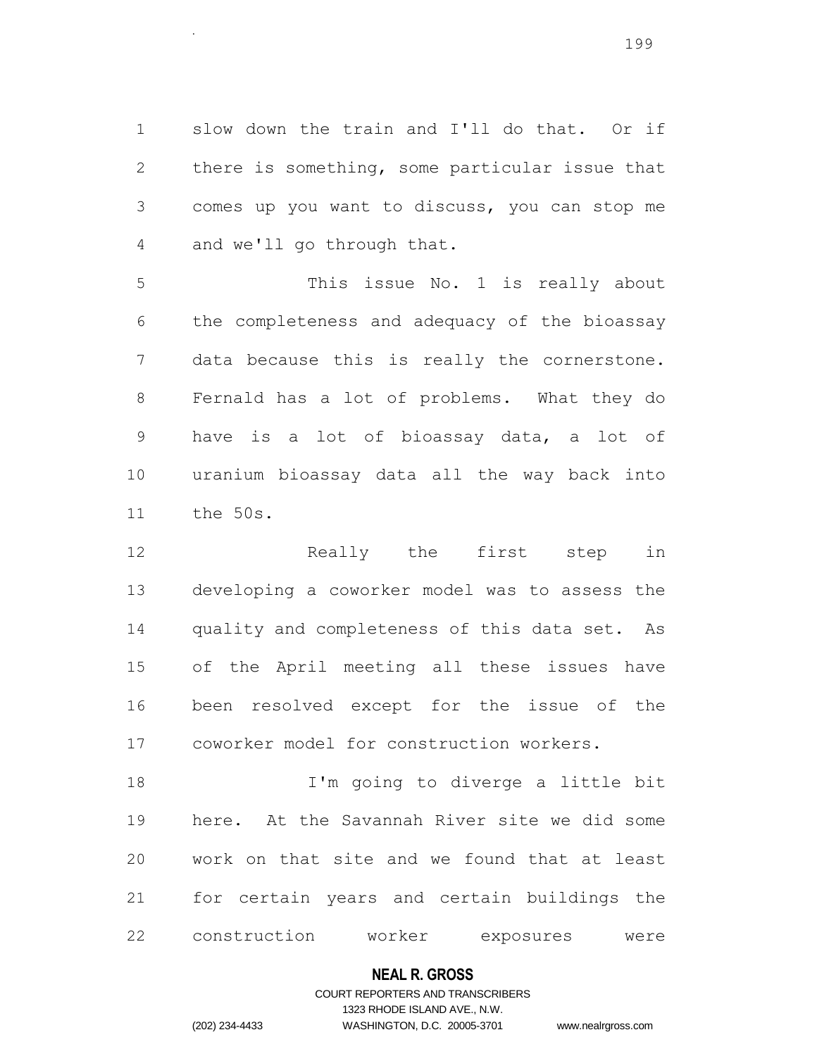slow down the train and I'll do that. Or if there is something, some particular issue that comes up you want to discuss, you can stop me and we'll go through that.

This issue No. 1 is really about the completeness and adequacy of the bioassay data because this is really the cornerstone. Fernald has a lot of problems. What they do have is a lot of bioassay data, a lot of uranium bioassay data all the way back into the 50s.

Really the first step in developing a coworker model was to assess the quality and completeness of this data set. As of the April meeting all these issues have been resolved except for the issue of the coworker model for construction workers.

I'm going to diverge a little bit here. At the Savannah River site we did some work on that site and we found that at least for certain years and certain buildings the construction worker exposures were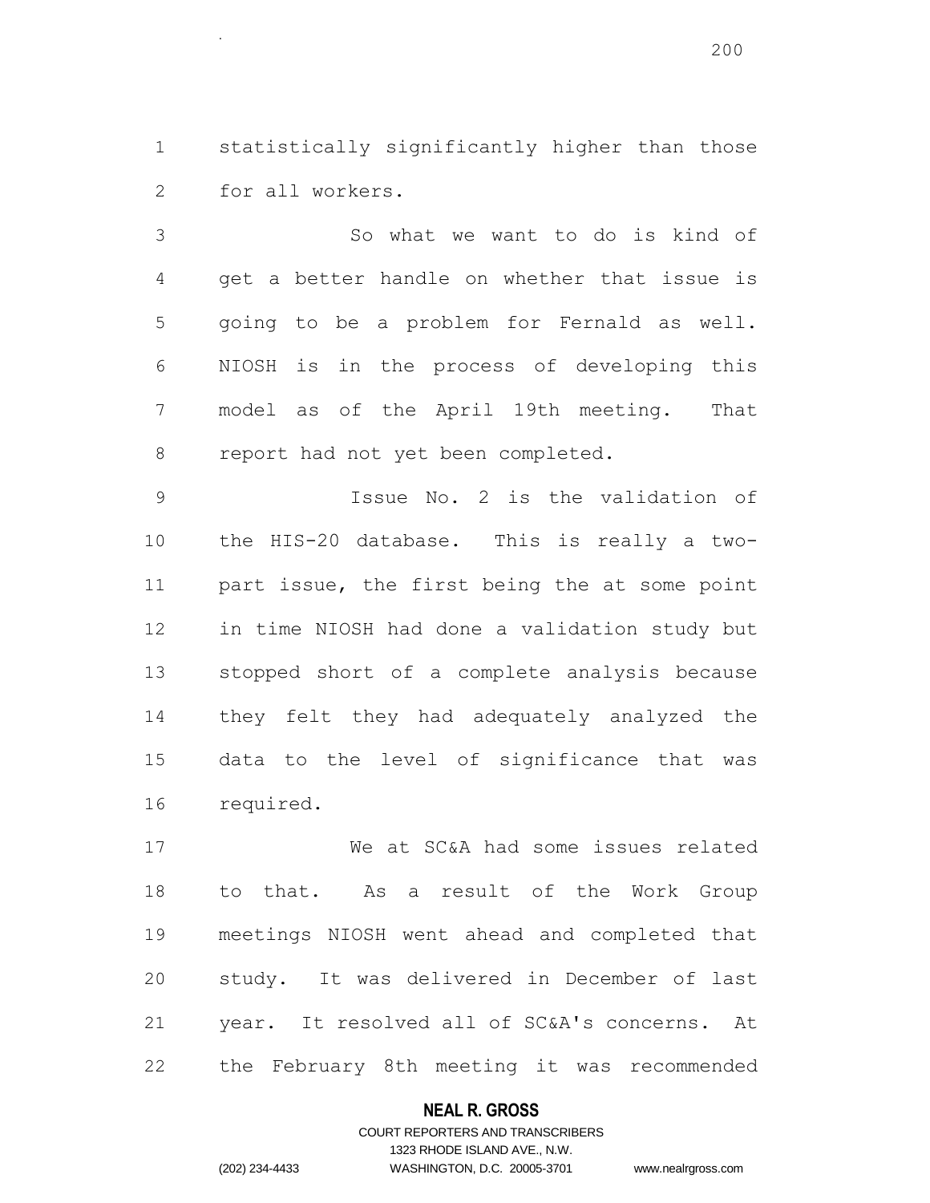statistically significantly higher than those for all workers.

So what we want to do is kind of get a better handle on whether that issue is going to be a problem for Fernald as well. NIOSH is in the process of developing this model as of the April 19th meeting. That report had not yet been completed.

Issue No. 2 is the validation of the HIS-20 database. This is really a two-part issue, the first being the at some point in time NIOSH had done a validation study but stopped short of a complete analysis because they felt they had adequately analyzed the data to the level of significance that was required.

We at SC&A had some issues related to that. As a result of the Work Group meetings NIOSH went ahead and completed that study. It was delivered in December of last year. It resolved all of SC&A's concerns. At the February 8th meeting it was recommended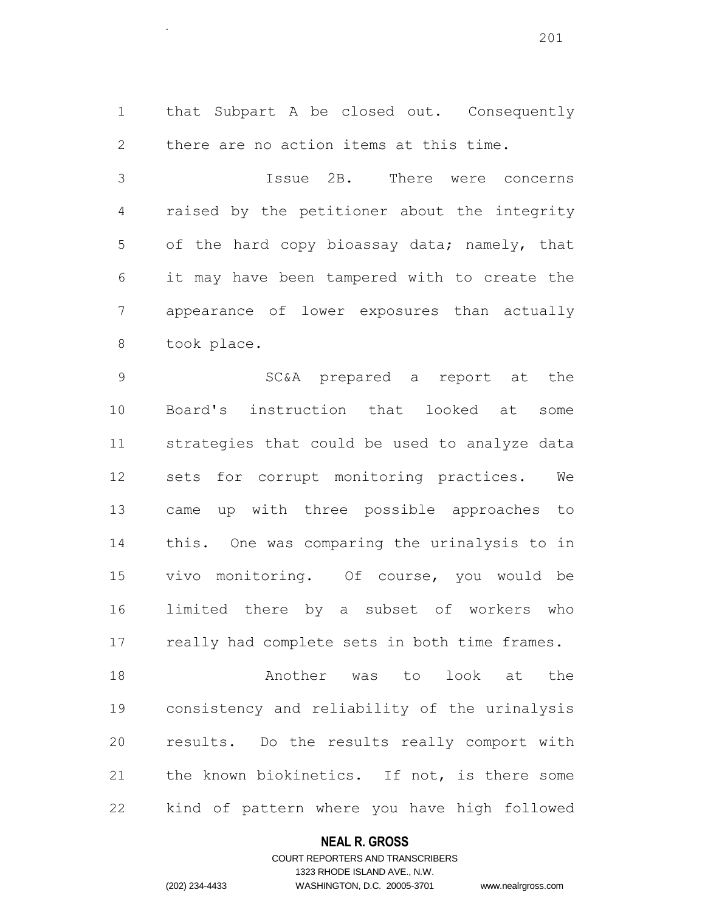that Subpart A be closed out. Consequently there are no action items at this time.

Issue 2B. There were concerns raised by the petitioner about the integrity of the hard copy bioassay data; namely, that it may have been tampered with to create the appearance of lower exposures than actually took place.

SC&A prepared a report at the Board's instruction that looked at some strategies that could be used to analyze data sets for corrupt monitoring practices. We came up with three possible approaches to this. One was comparing the urinalysis to in vivo monitoring. Of course, you would be limited there by a subset of workers who really had complete sets in both time frames.

Another was to look at the consistency and reliability of the urinalysis results. Do the results really comport with the known biokinetics. If not, is there some kind of pattern where you have high followed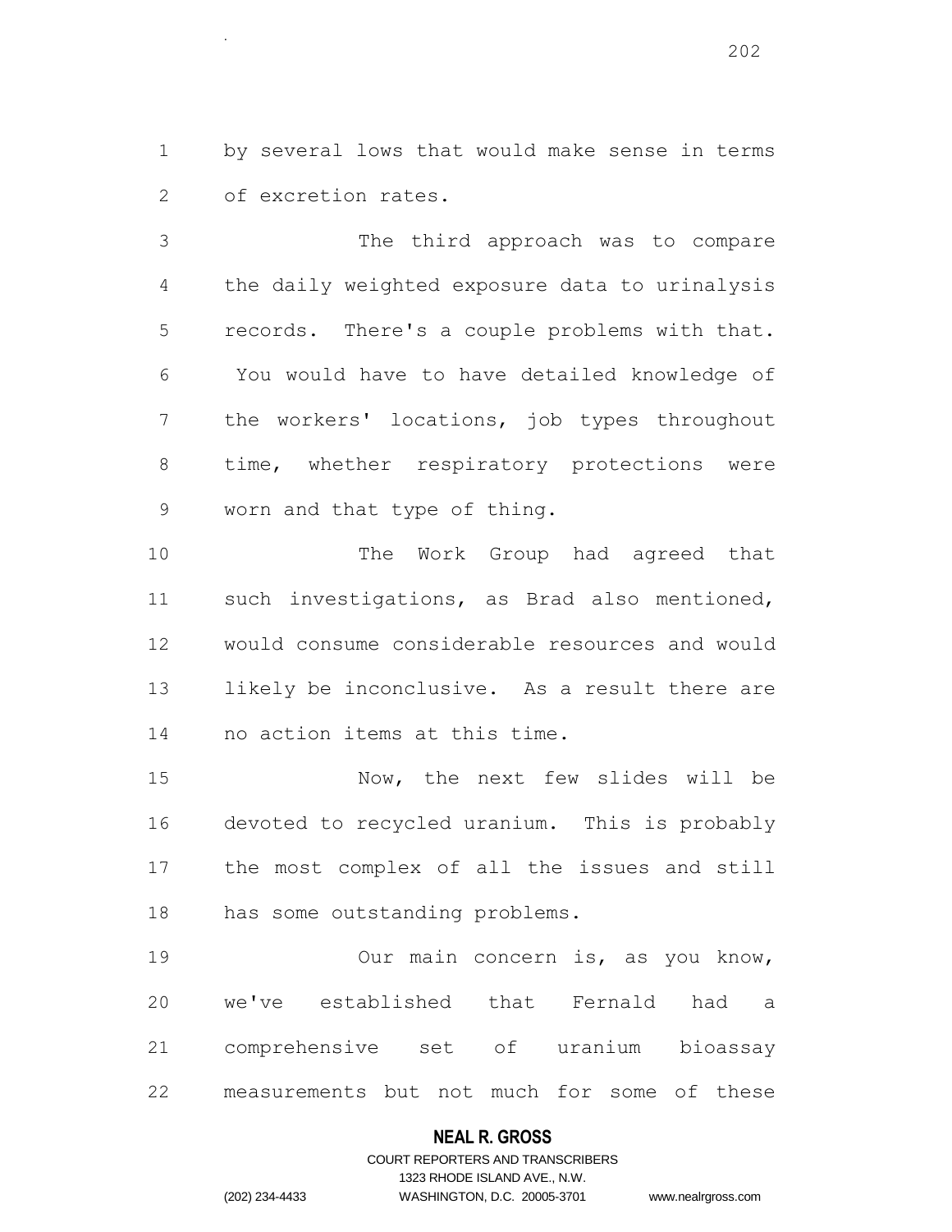by several lows that would make sense in terms of excretion rates.

The third approach was to compare the daily weighted exposure data to urinalysis records. There's a couple problems with that. You would have to have detailed knowledge of the workers' locations, job types throughout time, whether respiratory protections were worn and that type of thing.

The Work Group had agreed that such investigations, as Brad also mentioned, would consume considerable resources and would likely be inconclusive. As a result there are no action items at this time.

Now, the next few slides will be devoted to recycled uranium. This is probably the most complex of all the issues and still has some outstanding problems.

Our main concern is, as you know, we've established that Fernald had a comprehensive set of uranium bioassay measurements but not much for some of these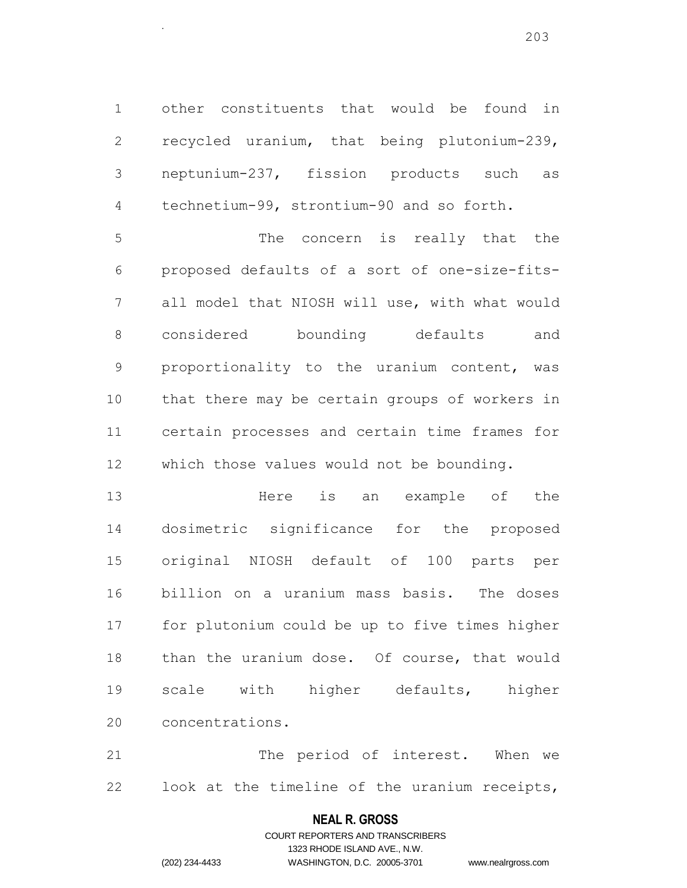other constituents that would be found in recycled uranium, that being plutonium-239, neptunium-237, fission products such as technetium-99, strontium-90 and so forth.

The concern is really that the proposed defaults of a sort of one-size-fits-all model that NIOSH will use, with what would considered bounding defaults and proportionality to the uranium content, was that there may be certain groups of workers in certain processes and certain time frames for which those values would not be bounding.

Here is an example of the dosimetric significance for the proposed original NIOSH default of 100 parts per billion on a uranium mass basis. The doses for plutonium could be up to five times higher than the uranium dose. Of course, that would scale with higher defaults, higher concentrations.

The period of interest. When we look at the timeline of the uranium receipts,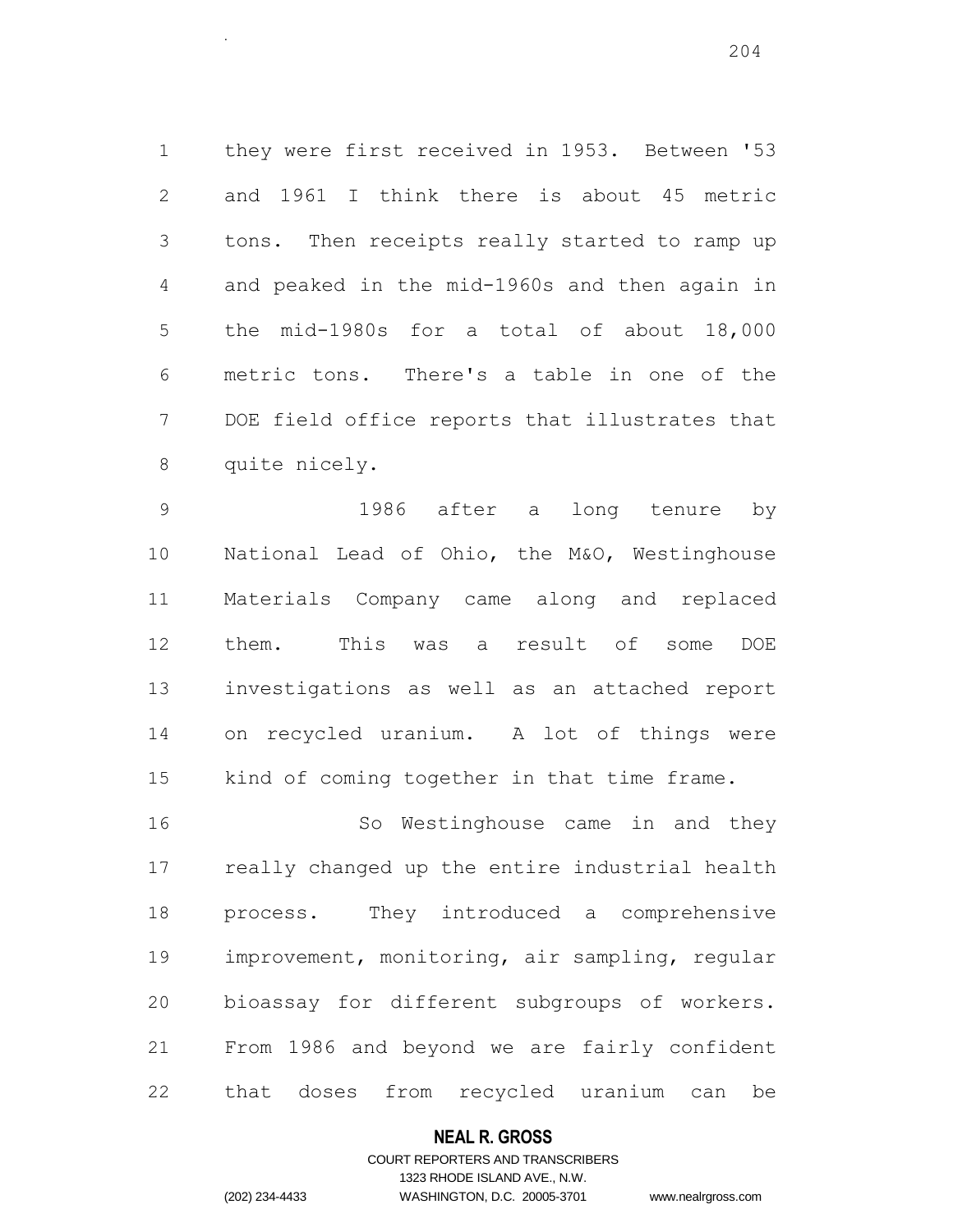they were first received in 1953. Between '53 and 1961 I think there is about 45 metric tons. Then receipts really started to ramp up and peaked in the mid-1960s and then again in the mid-1980s for a total of about 18,000 metric tons. There's a table in one of the DOE field office reports that illustrates that quite nicely.

1986 after a long tenure by National Lead of Ohio, the M&O, Westinghouse Materials Company came along and replaced them. This was a result of some DOE investigations as well as an attached report on recycled uranium. A lot of things were kind of coming together in that time frame.

So Westinghouse came in and they really changed up the entire industrial health process. They introduced a comprehensive improvement, monitoring, air sampling, regular bioassay for different subgroups of workers. From 1986 and beyond we are fairly confident that doses from recycled uranium can be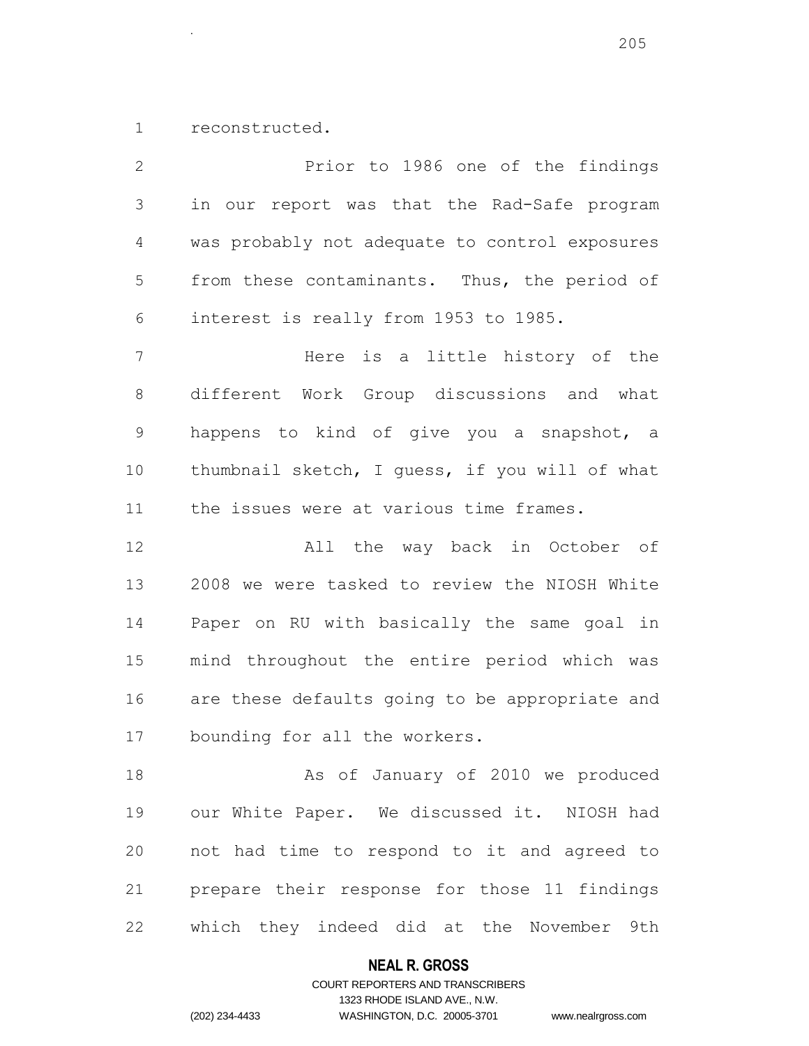reconstructed.

Prior to 1986 one of the findings in our report was that the Rad-Safe program was probably not adequate to control exposures from these contaminants. Thus, the period of interest is really from 1953 to 1985.

Here is a little history of the different Work Group discussions and what happens to kind of give you a snapshot, a thumbnail sketch, I guess, if you will of what the issues were at various time frames.

All the way back in October of 2008 we were tasked to review the NIOSH White Paper on RU with basically the same goal in mind throughout the entire period which was are these defaults going to be appropriate and bounding for all the workers.

As of January of 2010 we produced our White Paper. We discussed it. NIOSH had not had time to respond to it and agreed to prepare their response for those 11 findings which they indeed did at the November 9th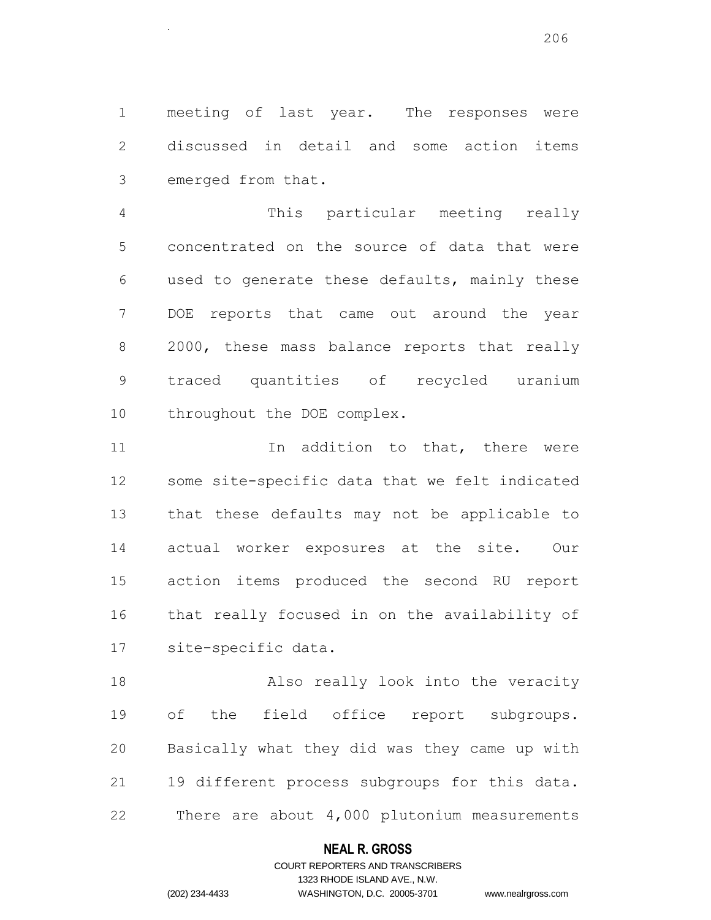meeting of last year. The responses were discussed in detail and some action items emerged from that.

This particular meeting really concentrated on the source of data that were used to generate these defaults, mainly these DOE reports that came out around the year 2000, these mass balance reports that really traced quantities of recycled uranium throughout the DOE complex.

In addition to that, there were some site-specific data that we felt indicated that these defaults may not be applicable to actual worker exposures at the site. Our action items produced the second RU report that really focused in on the availability of site-specific data.

Also really look into the veracity of the field office report subgroups. Basically what they did was they came up with 19 different process subgroups for this data. There are about 4,000 plutonium measurements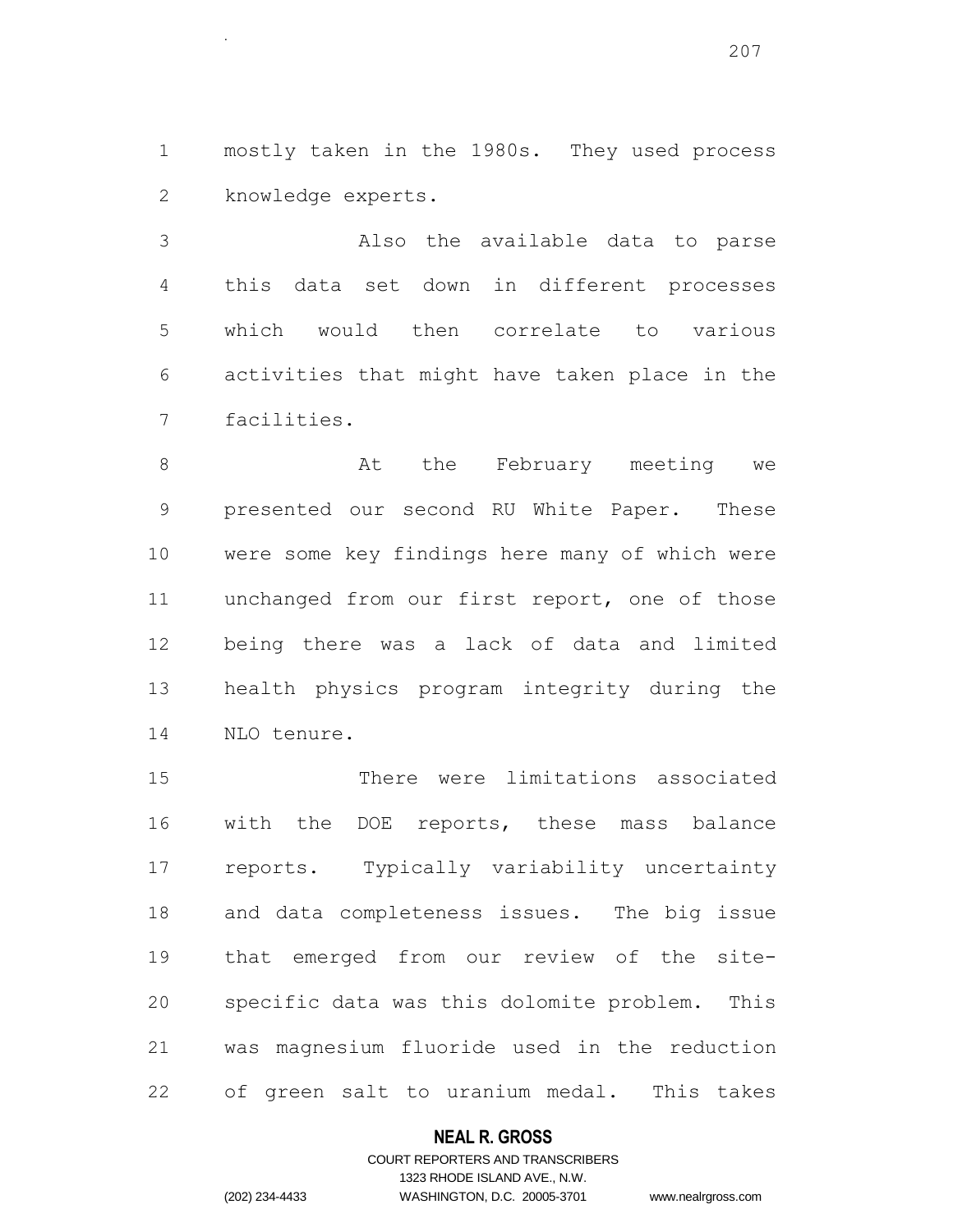mostly taken in the 1980s. They used process knowledge experts.

Also the available data to parse this data set down in different processes which would then correlate to various activities that might have taken place in the facilities.

At the February meeting we presented our second RU White Paper. These were some key findings here many of which were unchanged from our first report, one of those being there was a lack of data and limited health physics program integrity during the NLO tenure.

There were limitations associated with the DOE reports, these mass balance reports. Typically variability uncertainty and data completeness issues. The big issue that emerged from our review of the site-specific data was this dolomite problem. This was magnesium fluoride used in the reduction of green salt to uranium medal. This takes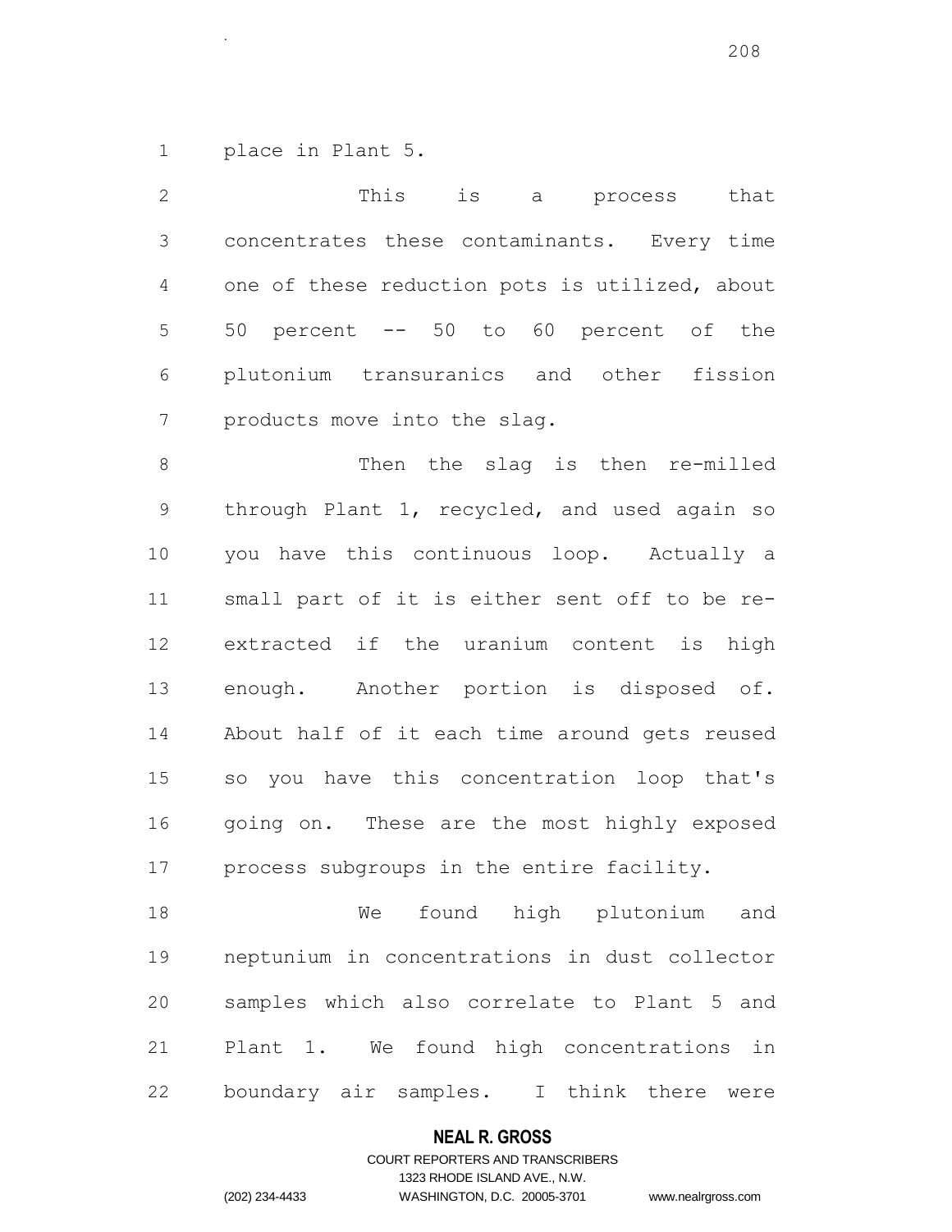place in Plant 5.

This is a process that concentrates these contaminants. Every time one of these reduction pots is utilized, about 50 percent -- 50 to 60 percent of the plutonium transuranics and other fission products move into the slag.

Then the slag is then re-milled through Plant 1, recycled, and used again so you have this continuous loop. Actually a small part of it is either sent off to be re-extracted if the uranium content is high enough. Another portion is disposed of. About half of it each time around gets reused so you have this concentration loop that's going on. These are the most highly exposed process subgroups in the entire facility.

We found high plutonium and neptunium in concentrations in dust collector samples which also correlate to Plant 5 and Plant 1. We found high concentrations in boundary air samples. I think there were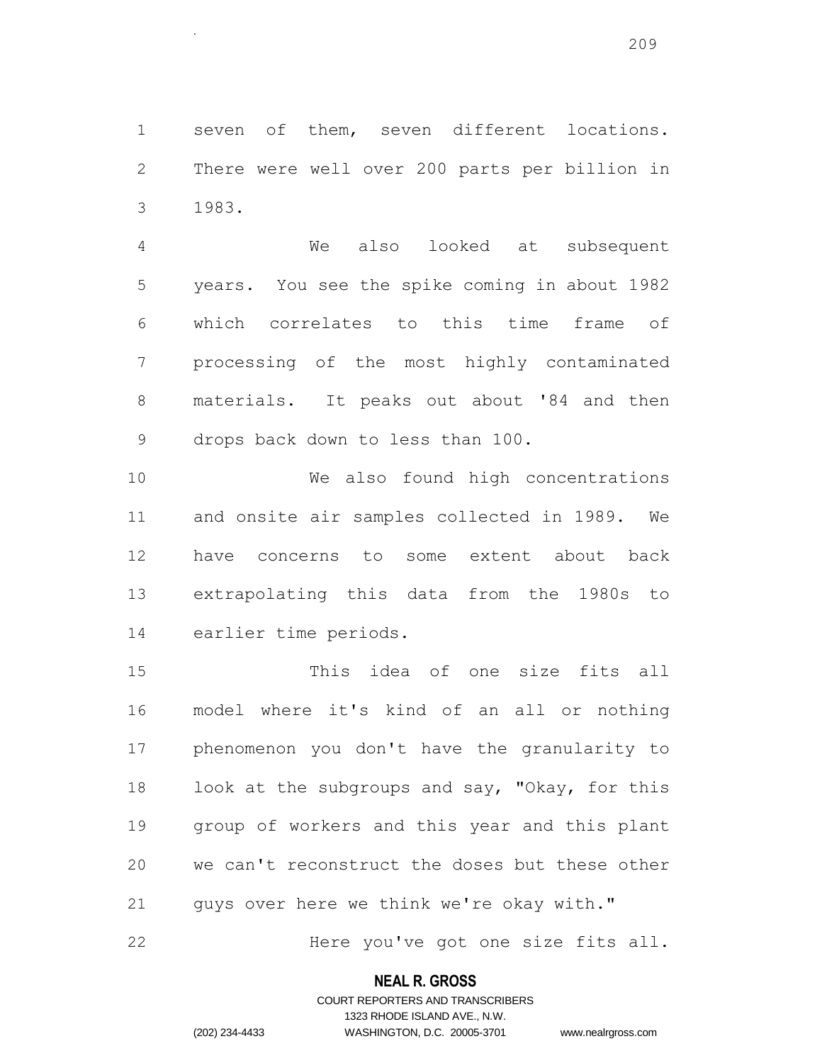seven of them, seven different locations. There were well over 200 parts per billion in 1983.

We also looked at subsequent years. You see the spike coming in about 1982 which correlates to this time frame of processing of the most highly contaminated materials. It peaks out about '84 and then drops back down to less than 100.

We also found high concentrations and onsite air samples collected in 1989. We have concerns to some extent about back extrapolating this data from the 1980s to earlier time periods.

This idea of one size fits all model where it's kind of an all or nothing phenomenon you don't have the granularity to look at the subgroups and say, "Okay, for this group of workers and this year and this plant we can't reconstruct the doses but these other guys over here we think we're okay with."

Here you've got one size fits all.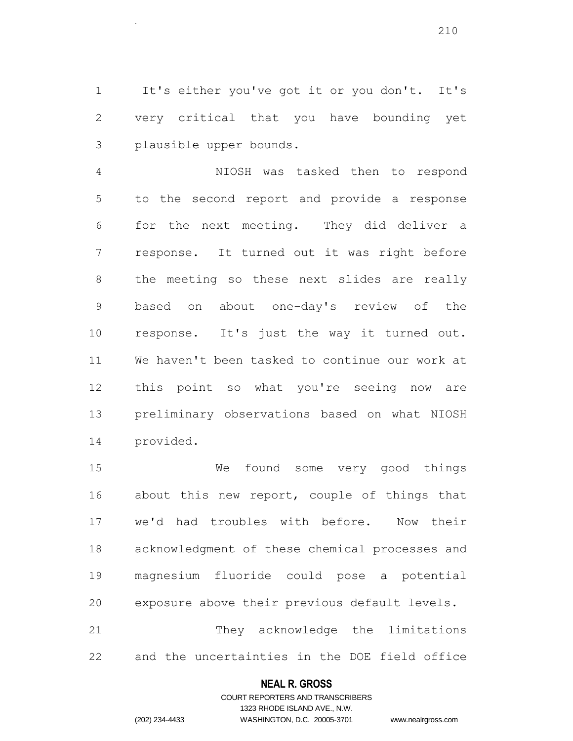It's either you've got it or you don't. It's very critical that you have bounding yet plausible upper bounds.

NIOSH was tasked then to respond to the second report and provide a response for the next meeting. They did deliver a response. It turned out it was right before the meeting so these next slides are really based on about one-day's review of the response. It's just the way it turned out. We haven't been tasked to continue our work at this point so what you're seeing now are preliminary observations based on what NIOSH provided.

We found some very good things about this new report, couple of things that we'd had troubles with before. Now their acknowledgment of these chemical processes and magnesium fluoride could pose a potential exposure above their previous default levels.

They acknowledge the limitations and the uncertainties in the DOE field office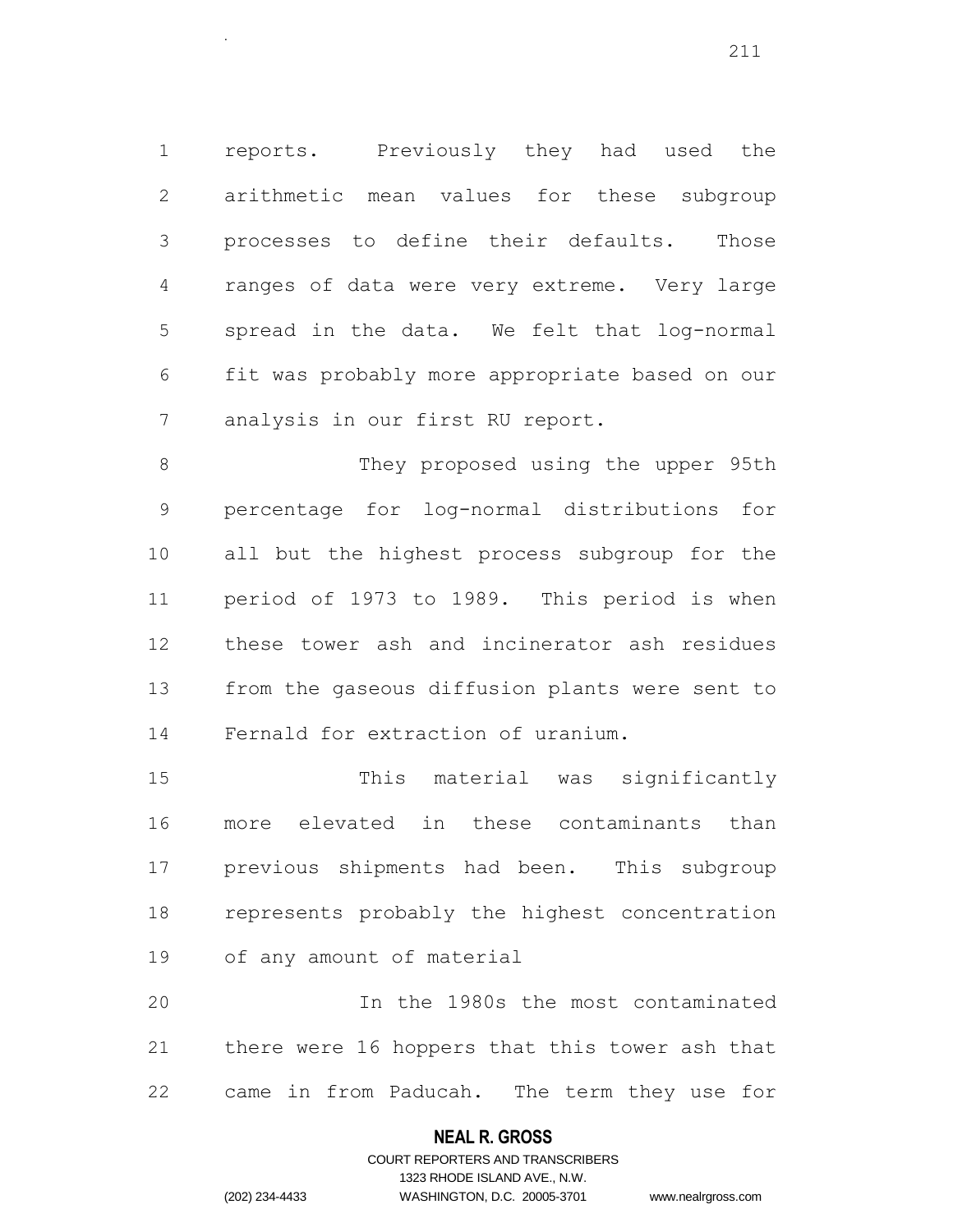reports. Previously they had used the arithmetic mean values for these subgroup processes to define their defaults. Those ranges of data were very extreme. Very large spread in the data. We felt that log-normal fit was probably more appropriate based on our analysis in our first RU report.

They proposed using the upper 95th percentage for log-normal distributions for all but the highest process subgroup for the period of 1973 to 1989. This period is when these tower ash and incinerator ash residues from the gaseous diffusion plants were sent to Fernald for extraction of uranium.

This material was significantly more elevated in these contaminants than previous shipments had been. This subgroup represents probably the highest concentration of any amount of material

In the 1980s the most contaminated there were 16 hoppers that this tower ash that came in from Paducah. The term they use for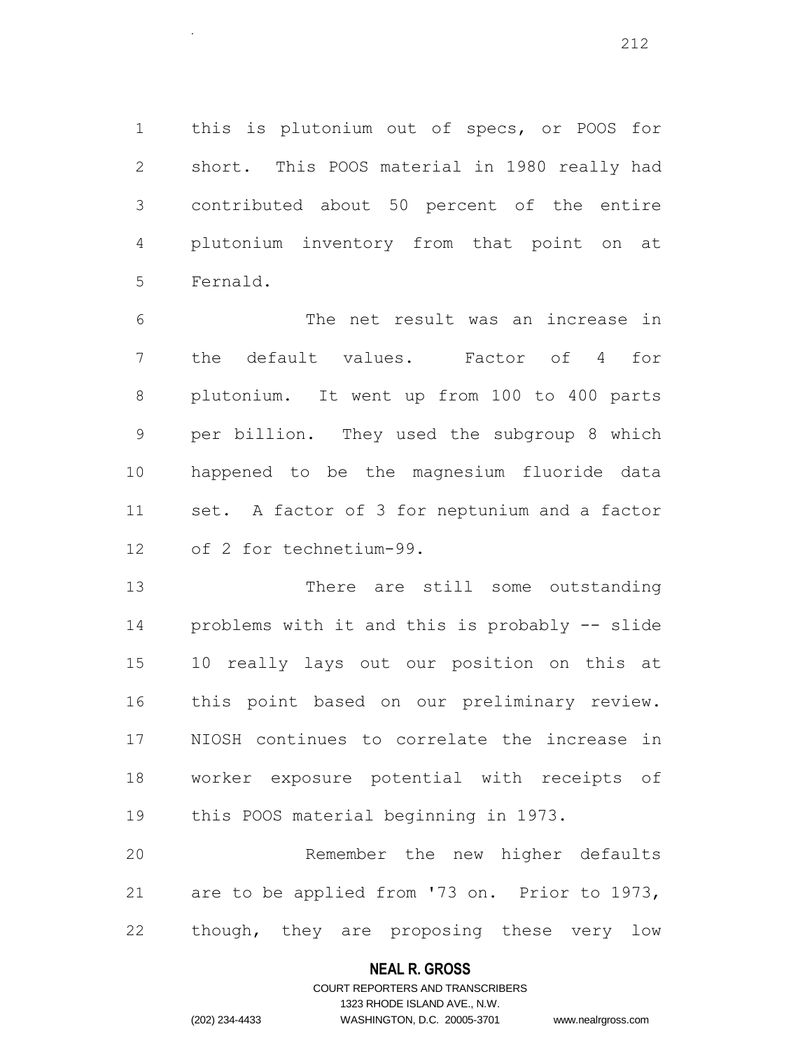this is plutonium out of specs, or POOS for short. This POOS material in 1980 really had contributed about 50 percent of the entire plutonium inventory from that point on at Fernald.

The net result was an increase in the default values. Factor of 4 for plutonium. It went up from 100 to 400 parts per billion. They used the subgroup 8 which happened to be the magnesium fluoride data set. A factor of 3 for neptunium and a factor of 2 for technetium-99.

There are still some outstanding problems with it and this is probably -- slide 10 really lays out our position on this at this point based on our preliminary review. NIOSH continues to correlate the increase in worker exposure potential with receipts of this POOS material beginning in 1973.

Remember the new higher defaults are to be applied from '73 on. Prior to 1973, though, they are proposing these very low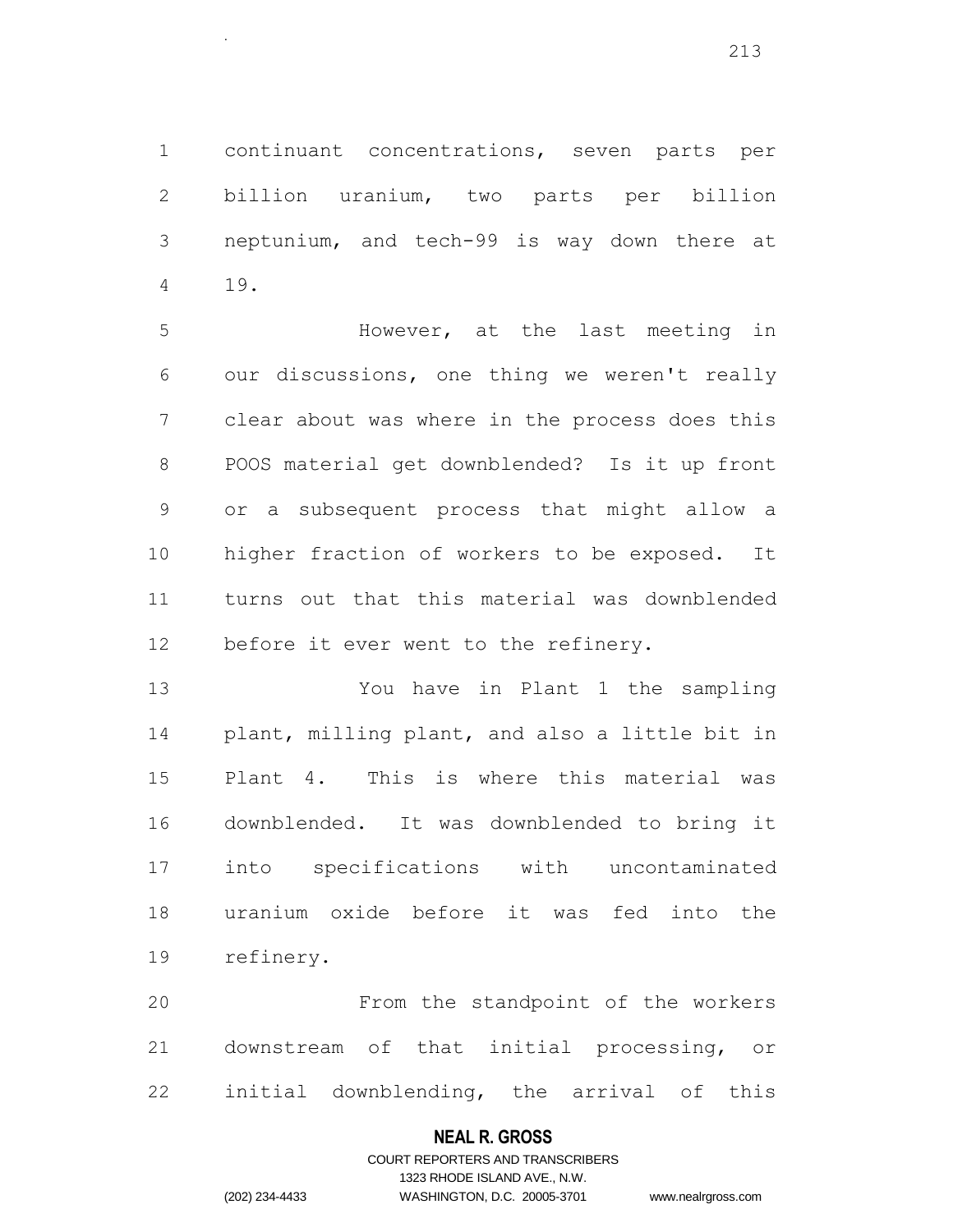continuant concentrations, seven parts per billion uranium, two parts per billion neptunium, and tech-99 is way down there at 19.

However, at the last meeting in our discussions, one thing we weren't really clear about was where in the process does this POOS material get downblended? Is it up front or a subsequent process that might allow a higher fraction of workers to be exposed. It turns out that this material was downblended before it ever went to the refinery.

You have in Plant 1 the sampling plant, milling plant, and also a little bit in Plant 4. This is where this material was downblended. It was downblended to bring it into specifications with uncontaminated uranium oxide before it was fed into the refinery.

From the standpoint of the workers downstream of that initial processing, or initial downblending, the arrival of this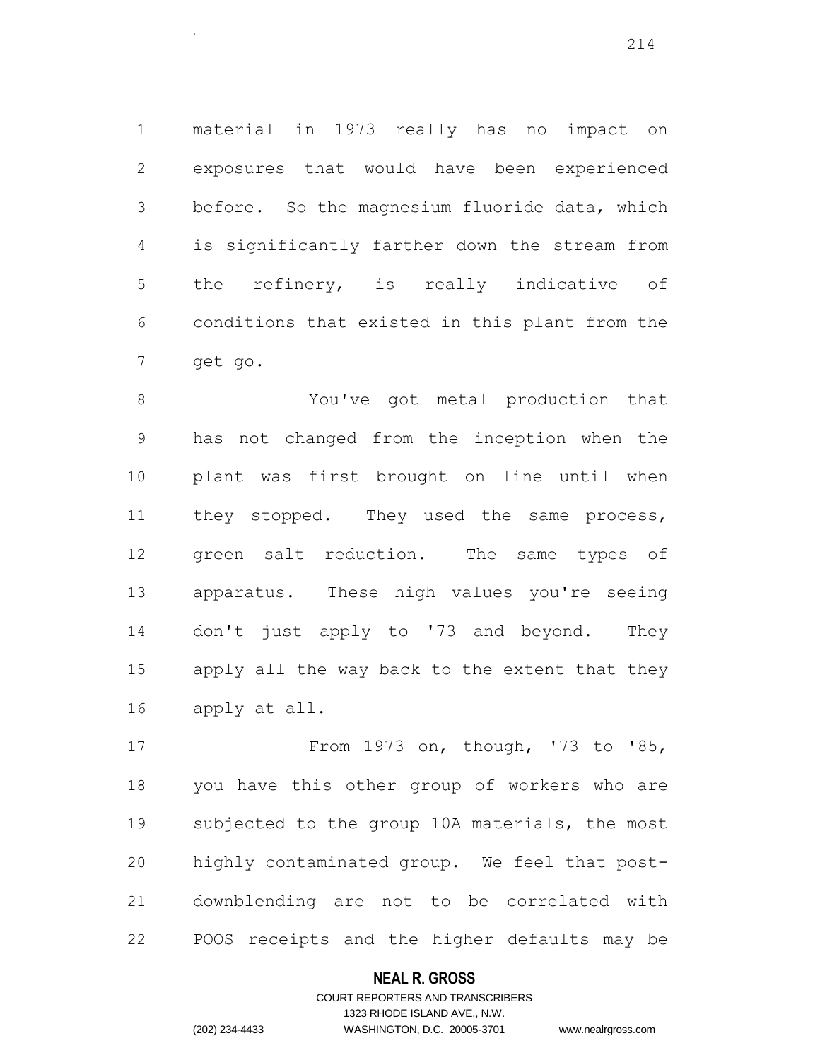material in 1973 really has no impact on exposures that would have been experienced before. So the magnesium fluoride data, which is significantly farther down the stream from the refinery, is really indicative of conditions that existed in this plant from the get go.

You've got metal production that has not changed from the inception when the plant was first brought on line until when they stopped. They used the same process, green salt reduction. The same types of apparatus. These high values you're seeing don't just apply to '73 and beyond. They apply all the way back to the extent that they apply at all.

From 1973 on, though, '73 to '85, you have this other group of workers who are subjected to the group 10A materials, the most highly contaminated group. We feel that post-downblending are not to be correlated with POOS receipts and the higher defaults may be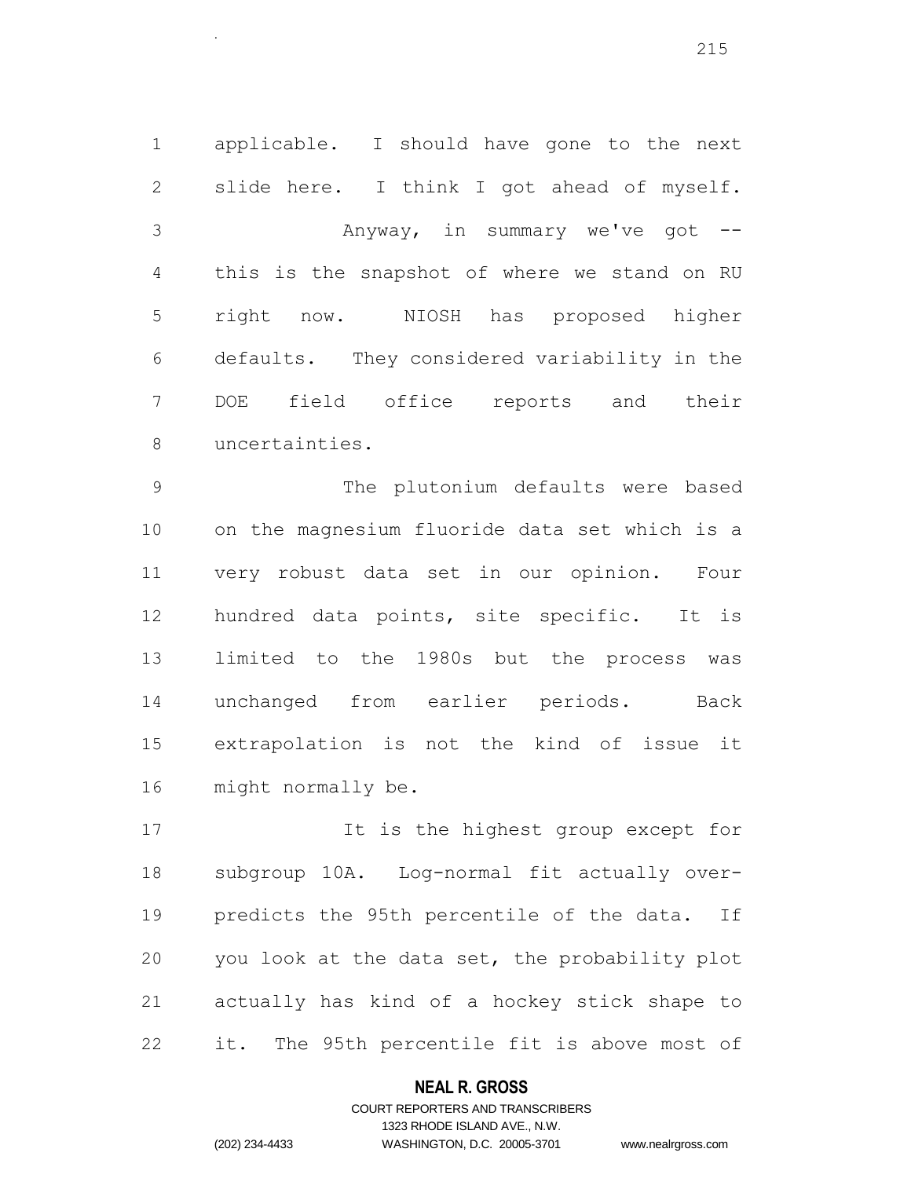applicable. I should have gone to the next slide here. I think I got ahead of myself.

Anyway, in summary we've got -- this is the snapshot of where we stand on RU right now. NIOSH has proposed higher defaults. They considered variability in the DOE field office reports and their uncertainties.

The plutonium defaults were based on the magnesium fluoride data set which is a very robust data set in our opinion. Four hundred data points, site specific. It is limited to the 1980s but the process was unchanged from earlier periods. Back extrapolation is not the kind of issue it might normally be.

It is the highest group except for subgroup 10A. Log-normal fit actually over-predicts the 95th percentile of the data. If you look at the data set, the probability plot actually has kind of a hockey stick shape to it. The 95th percentile fit is above most of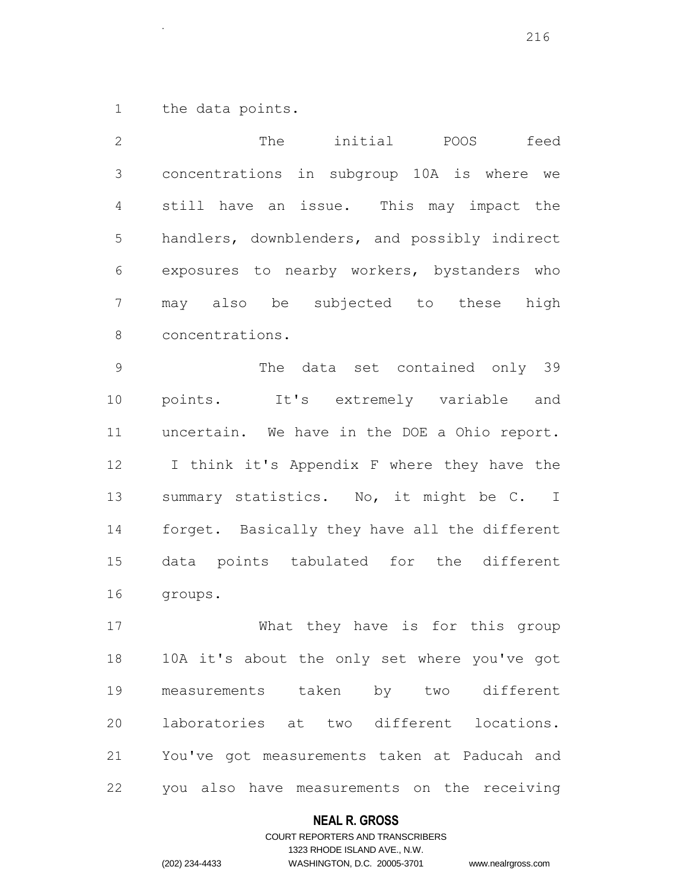the data points.

The initial POOS feed concentrations in subgroup 10A is where we still have an issue. This may impact the handlers, downblenders, and possibly indirect exposures to nearby workers, bystanders who may also be subjected to these high concentrations.

The data set contained only 39 points. It's extremely variable and uncertain. We have in the DOE a Ohio report. I think it's Appendix F where they have the summary statistics. No, it might be C. I forget. Basically they have all the different data points tabulated for the different groups.

What they have is for this group 10A it's about the only set where you've got measurements taken by two different laboratories at two different locations. You've got measurements taken at Paducah and you also have measurements on the receiving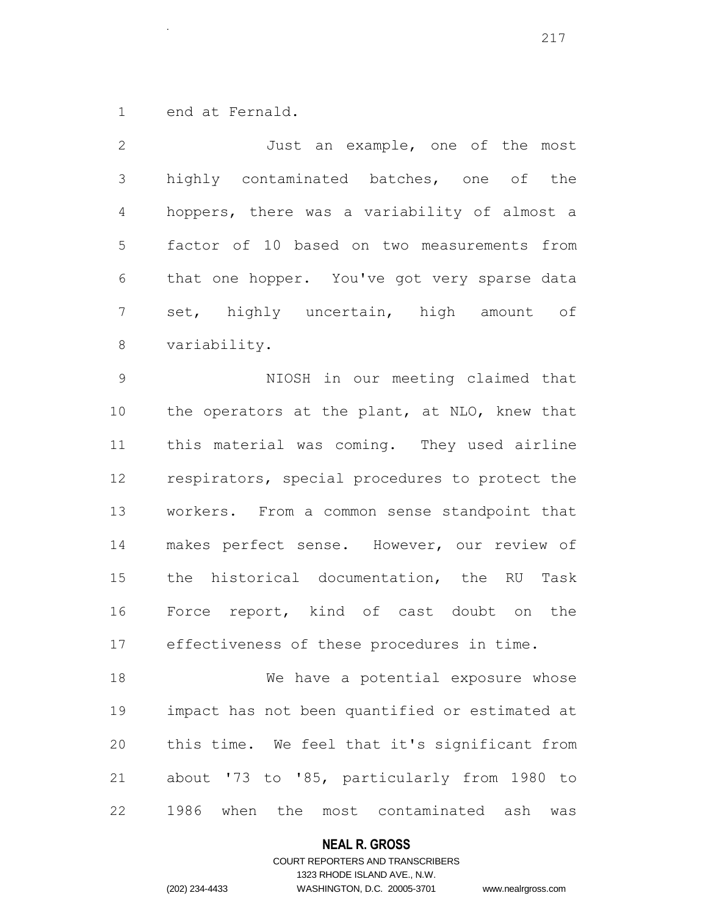end at Fernald.

Just an example, one of the most highly contaminated batches, one of the hoppers, there was a variability of almost a factor of 10 based on two measurements from that one hopper. You've got very sparse data set, highly uncertain, high amount of variability.

NIOSH in our meeting claimed that the operators at the plant, at NLO, knew that this material was coming. They used airline respirators, special procedures to protect the workers. From a common sense standpoint that makes perfect sense. However, our review of the historical documentation, the RU Task Force report, kind of cast doubt on the effectiveness of these procedures in time.

We have a potential exposure whose impact has not been quantified or estimated at this time. We feel that it's significant from about '73 to '85, particularly from 1980 to 1986 when the most contaminated ash was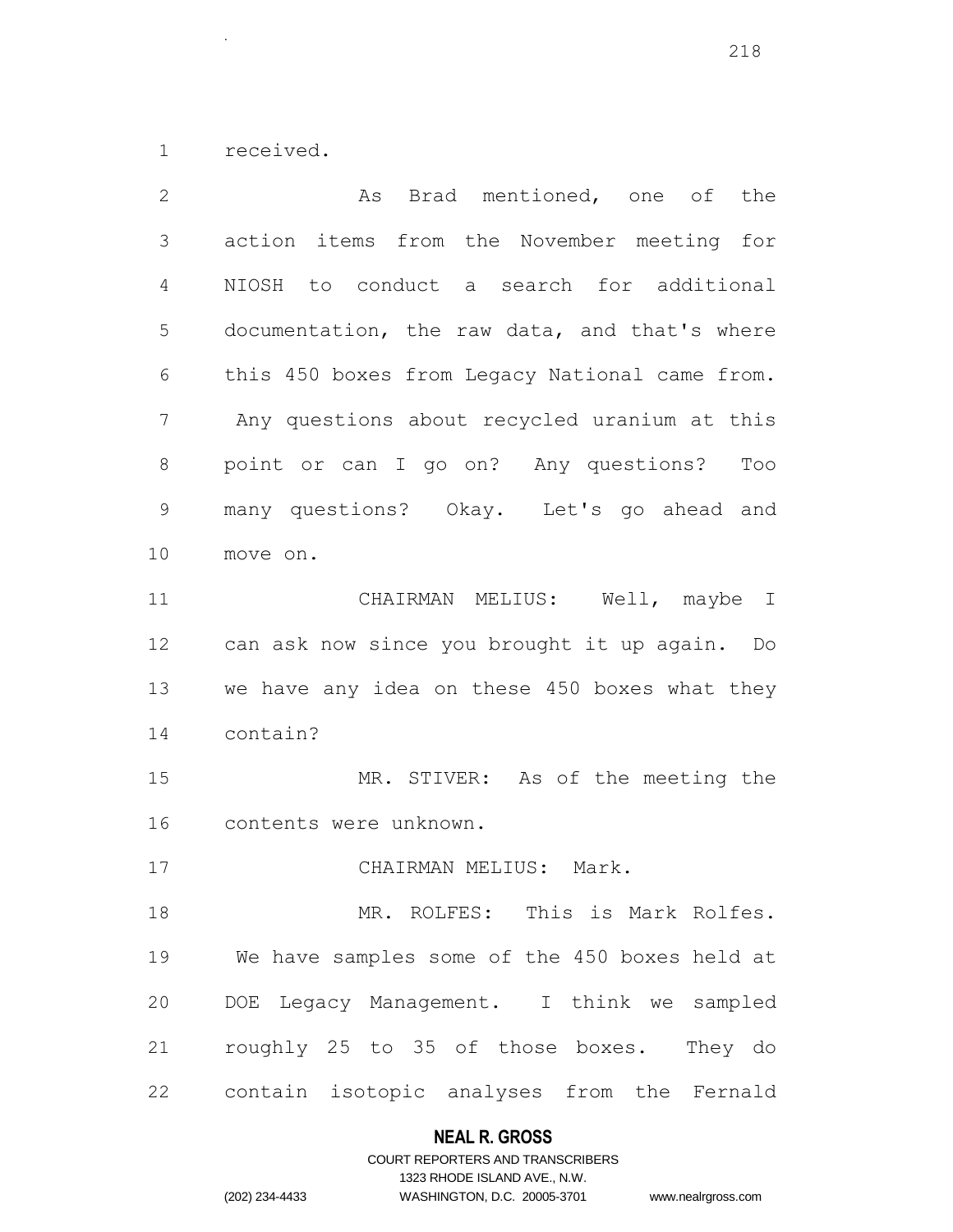received.

As Brad mentioned, one of the action items from the November meeting for NIOSH to conduct a search for additional documentation, the raw data, and that's where this 450 boxes from Legacy National came from. Any questions about recycled uranium at this point or can I go on? Any questions? Too many questions? Okay. Let's go ahead and move on.

CHAIRMAN MELIUS: Well, maybe I can ask now since you brought it up again. Do we have any idea on these 450 boxes what they contain?

MR. STIVER: As of the meeting the contents were unknown.

CHAIRMAN MELIUS: Mark.

MR. ROLFES: This is Mark Rolfes. We have samples some of the 450 boxes held at DOE Legacy Management. I think we sampled roughly 25 to 35 of those boxes. They do contain isotopic analyses from the Fernald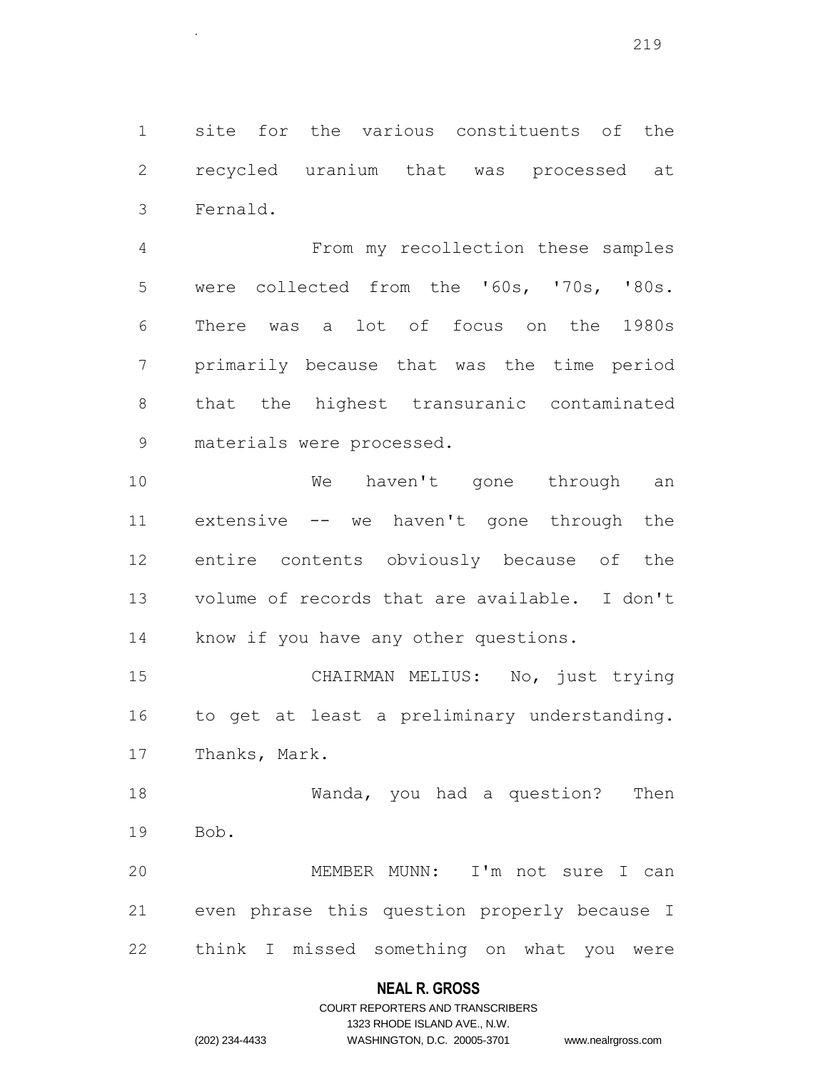site for the various constituents of the recycled uranium that was processed at Fernald.

From my recollection these samples were collected from the '60s, '70s, '80s. There was a lot of focus on the 1980s primarily because that was the time period that the highest transuranic contaminated materials were processed.

We haven't gone through an extensive -- we haven't gone through the entire contents obviously because of the volume of records that are available. I don't know if you have any other questions.

CHAIRMAN MELIUS: No, just trying to get at least a preliminary understanding. Thanks, Mark.

Wanda, you had a question? Then Bob.

MEMBER MUNN: I'm not sure I can even phrase this question properly because I think I missed something on what you were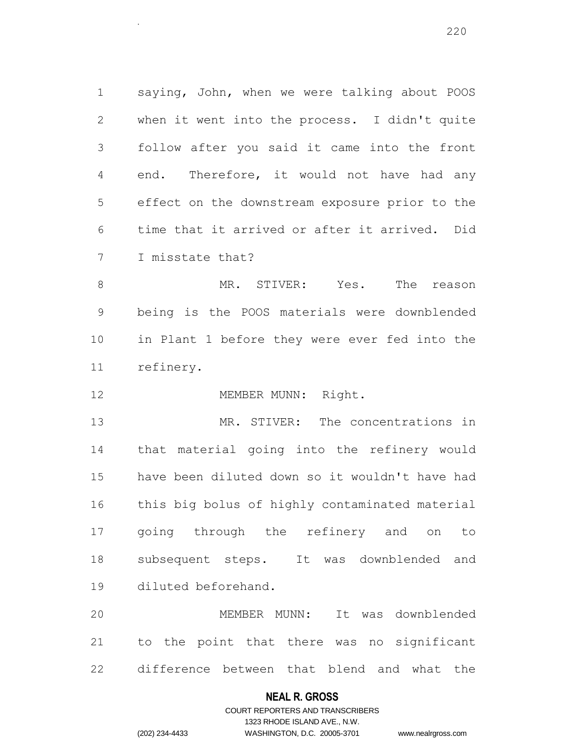saying, John, when we were talking about POOS when it went into the process. I didn't quite follow after you said it came into the front end. Therefore, it would not have had any effect on the downstream exposure prior to the time that it arrived or after it arrived. Did I misstate that?

MR. STIVER: Yes. The reason being is the POOS materials were downblended in Plant 1 before they were ever fed into the refinery.

MEMBER MUNN: Right.

MR. STIVER: The concentrations in that material going into the refinery would have been diluted down so it wouldn't have had this big bolus of highly contaminated material going through the refinery and on to subsequent steps. It was downblended and diluted beforehand.

MEMBER MUNN: It was downblended to the point that there was no significant difference between that blend and what the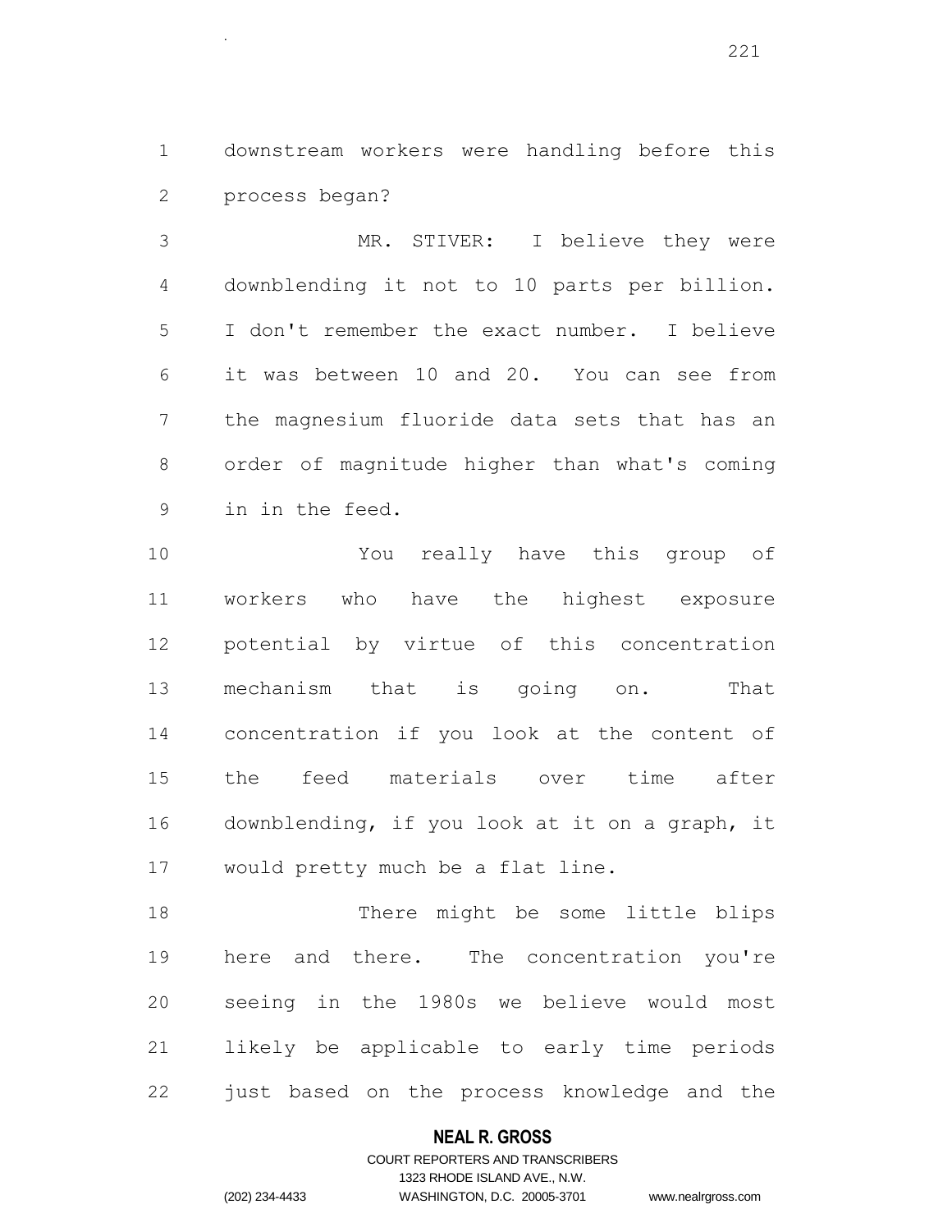downstream workers were handling before this process began?

MR. STIVER: I believe they were downblending it not to 10 parts per billion. I don't remember the exact number. I believe it was between 10 and 20. You can see from the magnesium fluoride data sets that has an order of magnitude higher than what's coming in in the feed.

You really have this group of workers who have the highest exposure potential by virtue of this concentration mechanism that is going on. That concentration if you look at the content of the feed materials over time after downblending, if you look at it on a graph, it would pretty much be a flat line.

There might be some little blips here and there. The concentration you're seeing in the 1980s we believe would most likely be applicable to early time periods just based on the process knowledge and the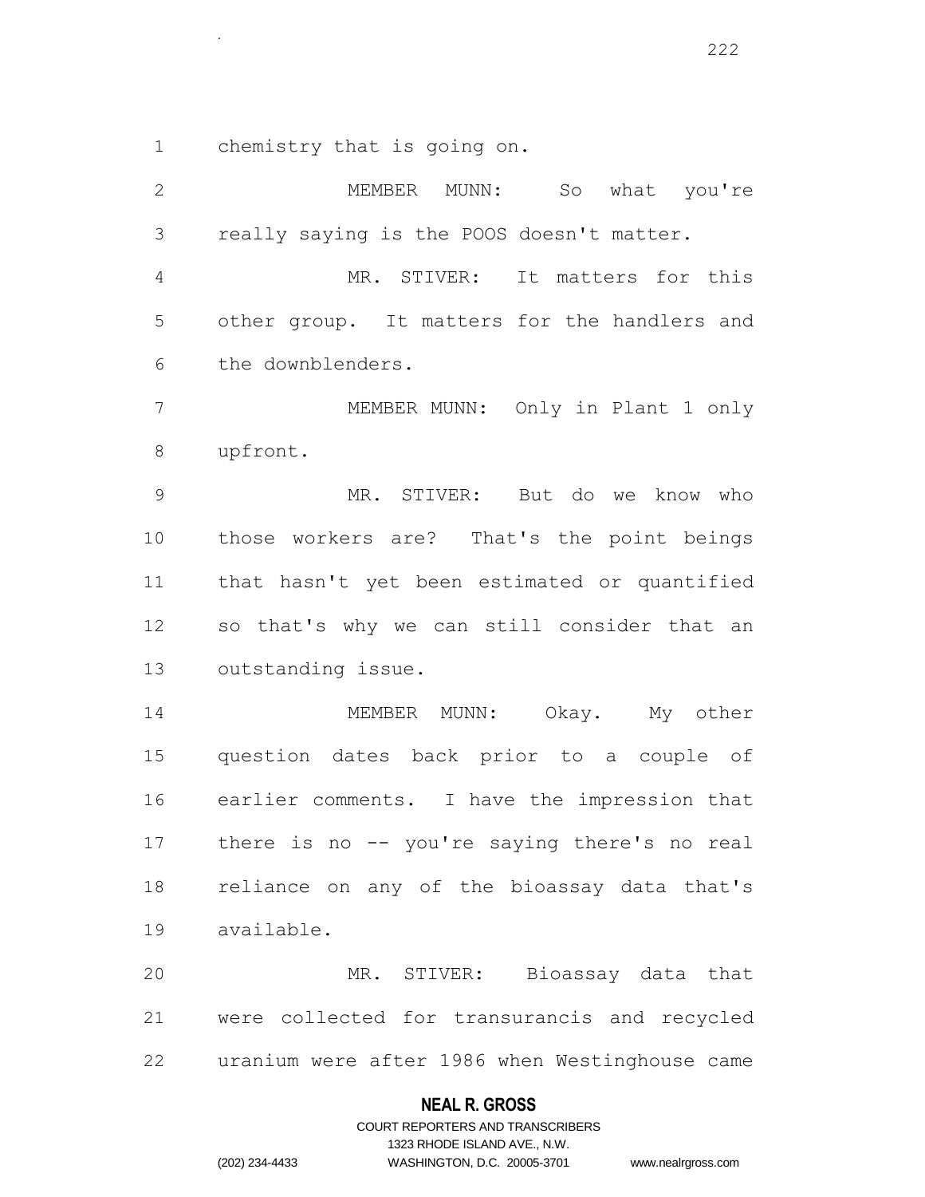chemistry that is going on.

MEMBER MUNN: So what you're really saying is the POOS doesn't matter.

MR. STIVER: It matters for this other group. It matters for the handlers and the downblenders.

MEMBER MUNN: Only in Plant 1 only upfront.

MR. STIVER: But do we know who those workers are? That's the point beings that hasn't yet been estimated or quantified so that's why we can still consider that an outstanding issue.

MEMBER MUNN: Okay. My other question dates back prior to a couple of earlier comments. I have the impression that there is no -- you're saying there's no real reliance on any of the bioassay data that's available.

MR. STIVER: Bioassay data that were collected for transurancis and recycled uranium were after 1986 when Westinghouse came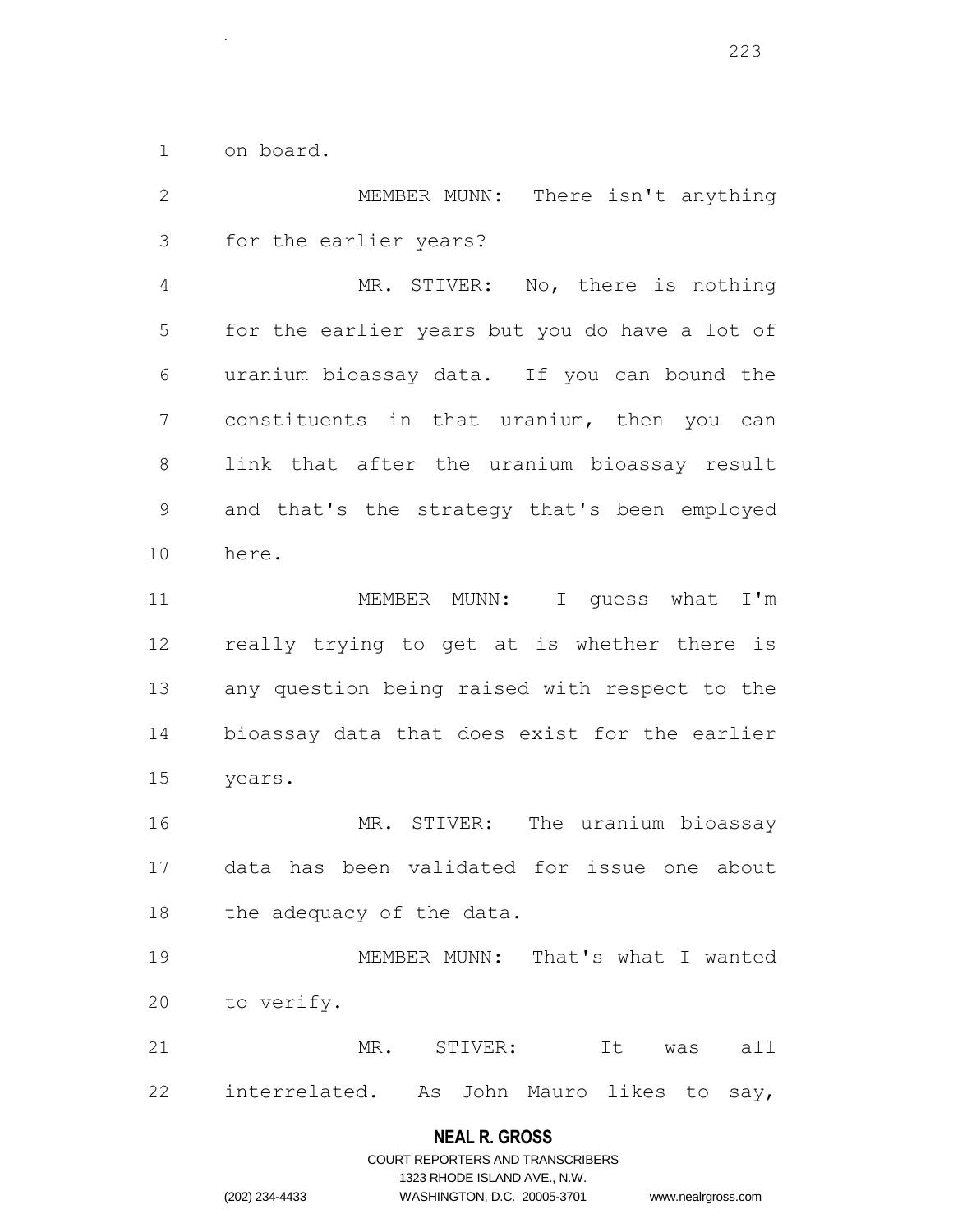on board.

MEMBER MUNN: There isn't anything for the earlier years?

MR. STIVER: No, there is nothing for the earlier years but you do have a lot of uranium bioassay data. If you can bound the constituents in that uranium, then you can link that after the uranium bioassay result and that's the strategy that's been employed here.

MEMBER MUNN: I guess what I'm really trying to get at is whether there is any question being raised with respect to the bioassay data that does exist for the earlier years.

MR. STIVER: The uranium bioassay data has been validated for issue one about the adequacy of the data.

MEMBER MUNN: That's what I wanted to verify.

MR. STIVER: It was all interrelated. As John Mauro likes to say,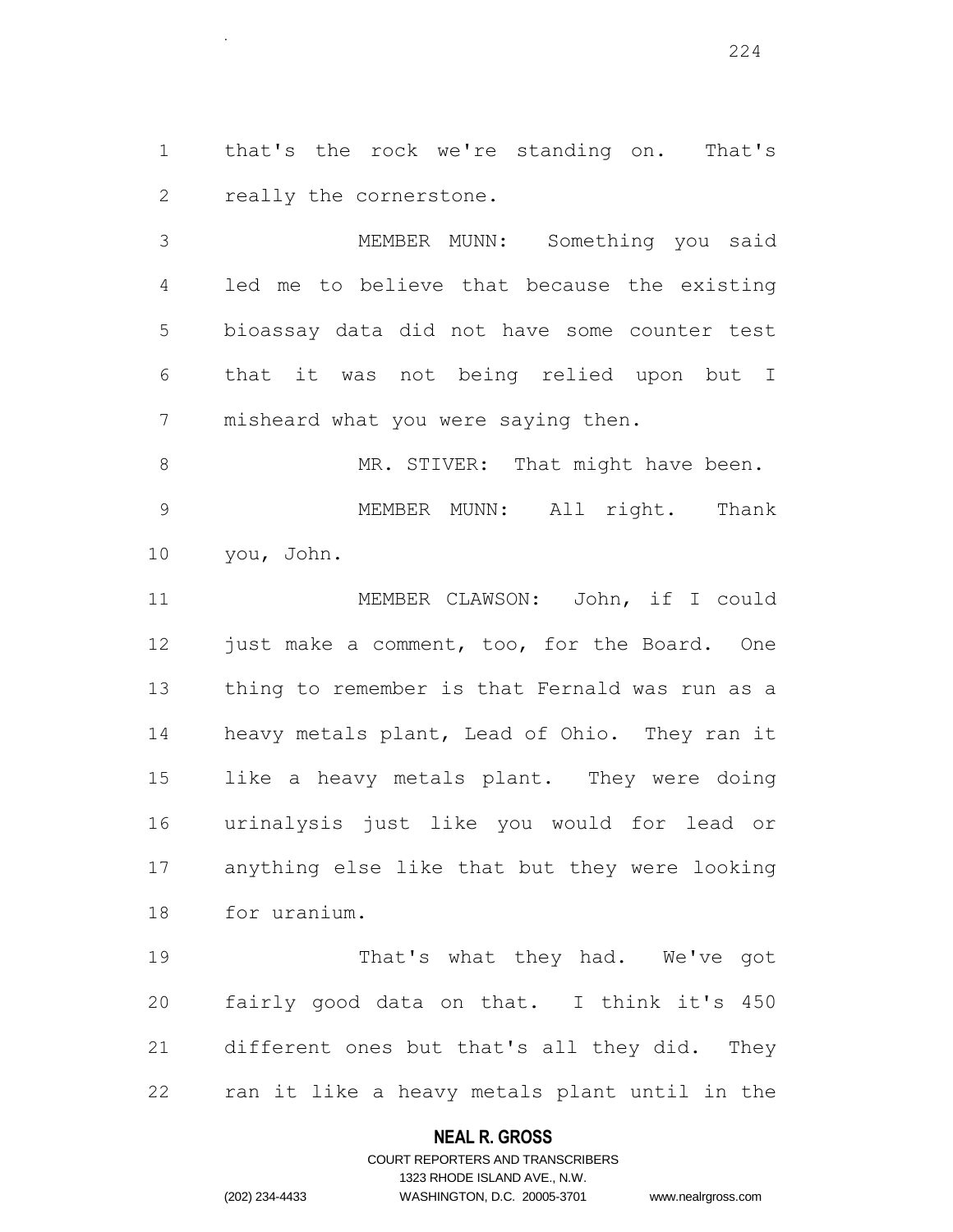that's the rock we're standing on. That's really the cornerstone.

MEMBER MUNN: Something you said led me to believe that because the existing bioassay data did not have some counter test that it was not being relied upon but I misheard what you were saying then.

MR. STIVER: That might have been.

MEMBER MUNN: All right. Thank you, John.

MEMBER CLAWSON: John, if I could just make a comment, too, for the Board. One thing to remember is that Fernald was run as a heavy metals plant, Lead of Ohio. They ran it like a heavy metals plant. They were doing urinalysis just like you would for lead or anything else like that but they were looking for uranium.

That's what they had. We've got fairly good data on that. I think it's 450 different ones but that's all they did. They ran it like a heavy metals plant until in the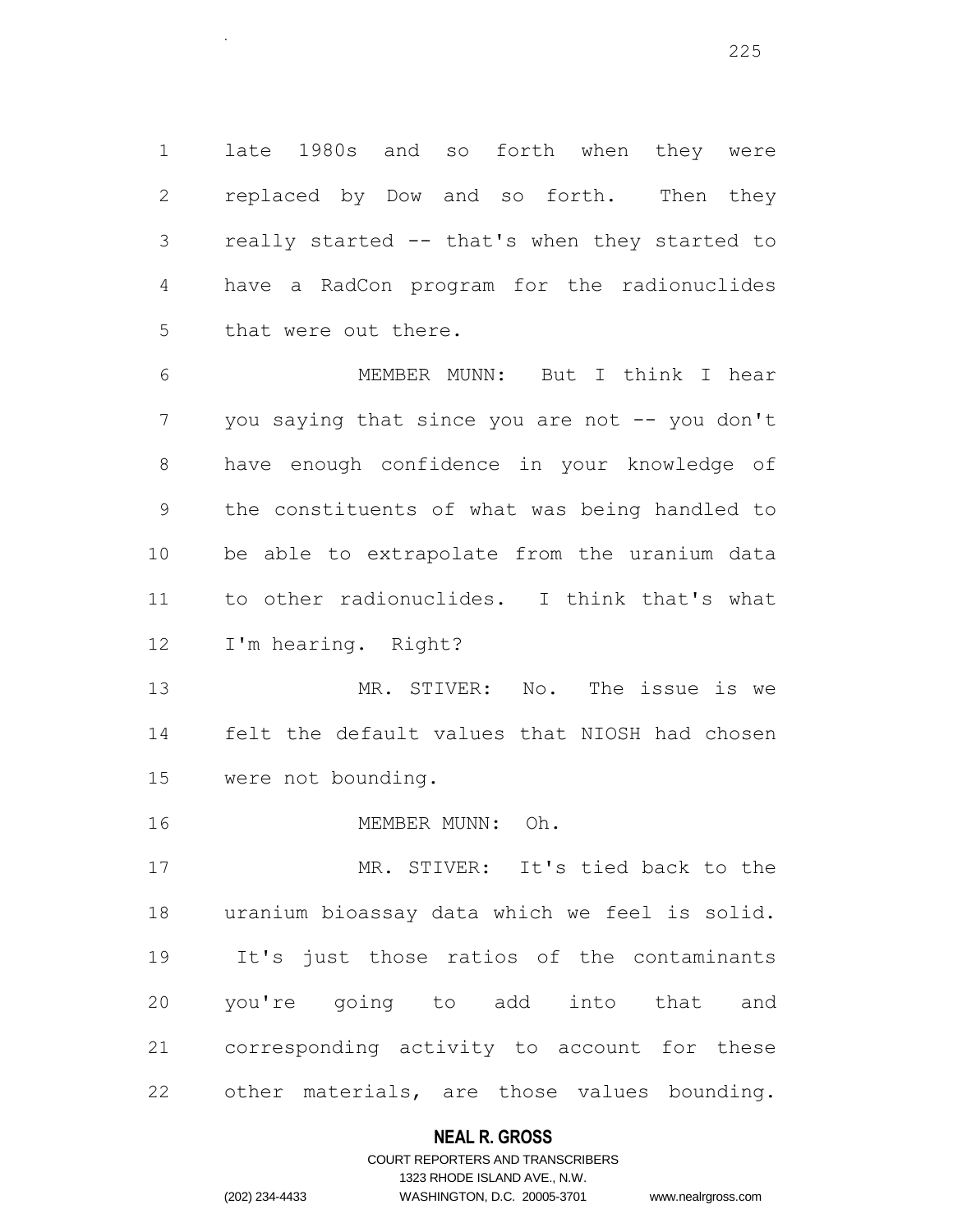late 1980s and so forth when they were replaced by Dow and so forth. Then they really started -- that's when they started to have a RadCon program for the radionuclides that were out there.

MEMBER MUNN: But I think I hear you saying that since you are not -- you don't have enough confidence in your knowledge of the constituents of what was being handled to be able to extrapolate from the uranium data to other radionuclides. I think that's what I'm hearing. Right?

MR. STIVER: No. The issue is we felt the default values that NIOSH had chosen were not bounding.

MEMBER MUNN: Oh.

MR. STIVER: It's tied back to the uranium bioassay data which we feel is solid. It's just those ratios of the contaminants you're going to add into that and corresponding activity to account for these other materials, are those values bounding.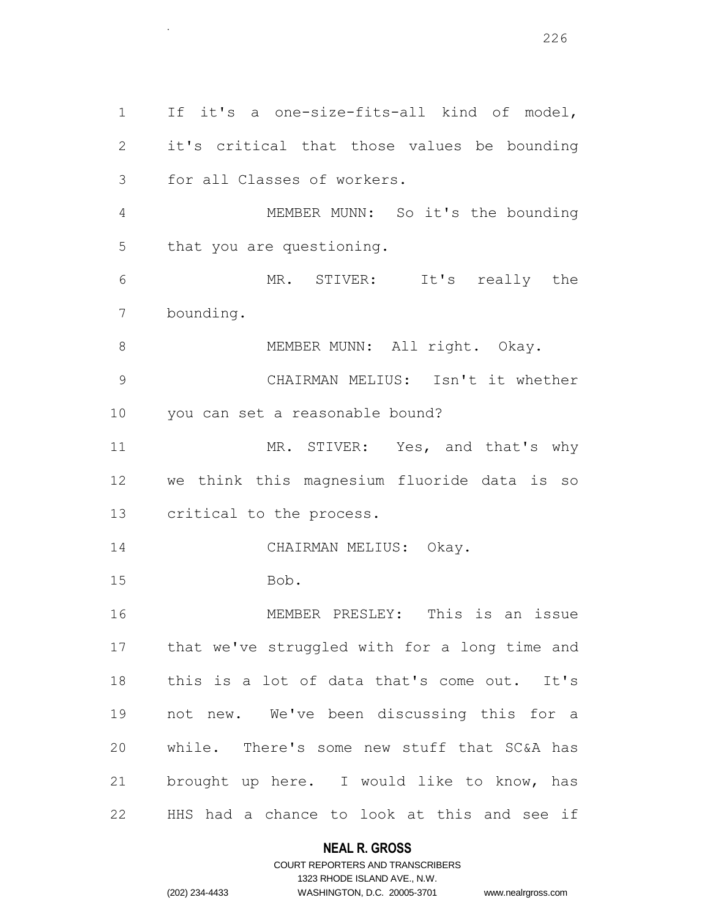If it's a one-size-fits-all kind of model, it's critical that those values be bounding for all Classes of workers.

MEMBER MUNN: So it's the bounding that you are questioning.

MR. STIVER: It's really the bounding.

MEMBER MUNN: All right. Okay.

CHAIRMAN MELIUS: Isn't it whether you can set a reasonable bound?

MR. STIVER: Yes, and that's why we think this magnesium fluoride data is so critical to the process.

CHAIRMAN MELIUS: Okay.

Bob.

MEMBER PRESLEY: This is an issue that we've struggled with for a long time and this is a lot of data that's come out. It's not new. We've been discussing this for a while. There's some new stuff that SC&A has brought up here. I would like to know, has HHS had a chance to look at this and see if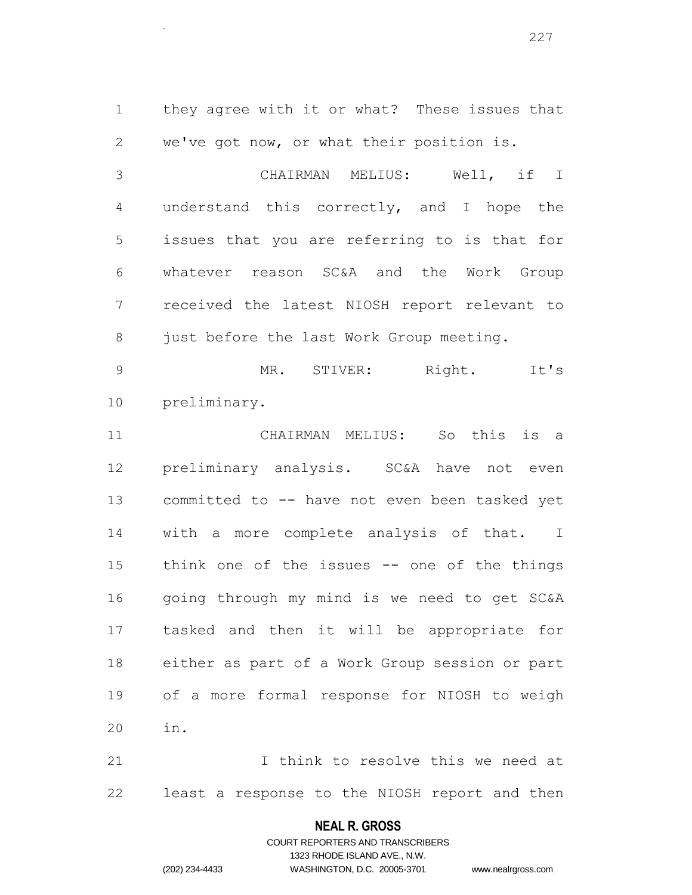they agree with it or what? These issues that we've got now, or what their position is.

CHAIRMAN MELIUS: Well, if I understand this correctly, and I hope the issues that you are referring to is that for whatever reason SC&A and the Work Group received the latest NIOSH report relevant to just before the last Work Group meeting.

MR. STIVER: Right. It's preliminary.

CHAIRMAN MELIUS: So this is a preliminary analysis. SC&A have not even committed to -- have not even been tasked yet with a more complete analysis of that. I think one of the issues -- one of the things going through my mind is we need to get SC&A tasked and then it will be appropriate for either as part of a Work Group session or part of a more formal response for NIOSH to weigh in.

I think to resolve this we need at least a response to the NIOSH report and then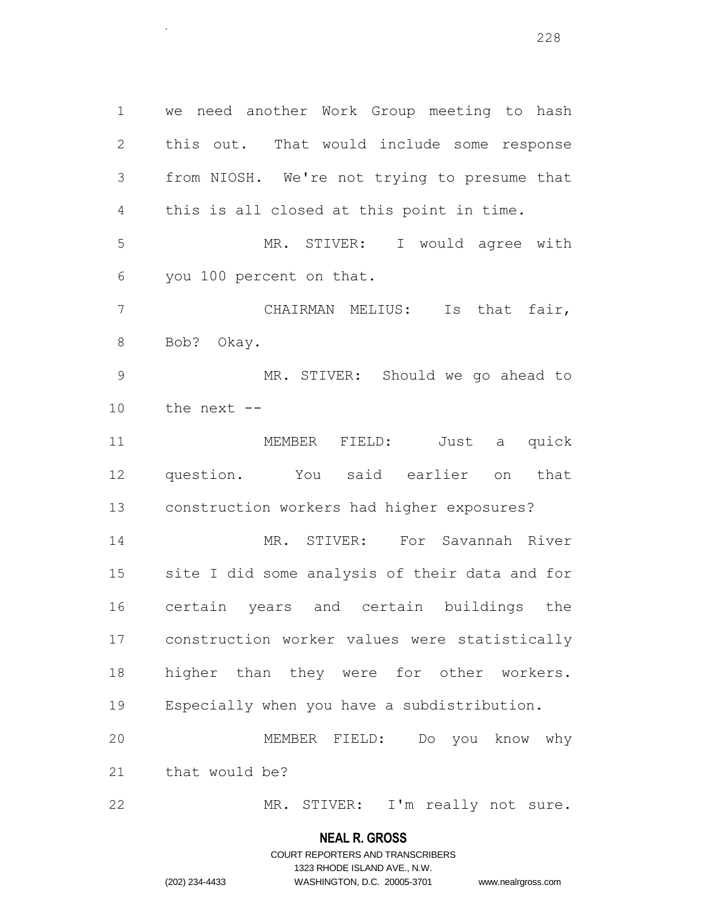we need another Work Group meeting to hash this out. That would include some response from NIOSH. We're not trying to presume that this is all closed at this point in time.

MR. STIVER: I would agree with you 100 percent on that.

CHAIRMAN MELIUS: Is that fair, Bob? Okay.

MR. STIVER: Should we go ahead to the next --

MEMBER FIELD: Just a quick question. You said earlier on that construction workers had higher exposures?

MR. STIVER: For Savannah River site I did some analysis of their data and for certain years and certain buildings the construction worker values were statistically higher than they were for other workers. Especially when you have a subdistribution.

MEMBER FIELD: Do you know why that would be?

MR. STIVER: I'm really not sure.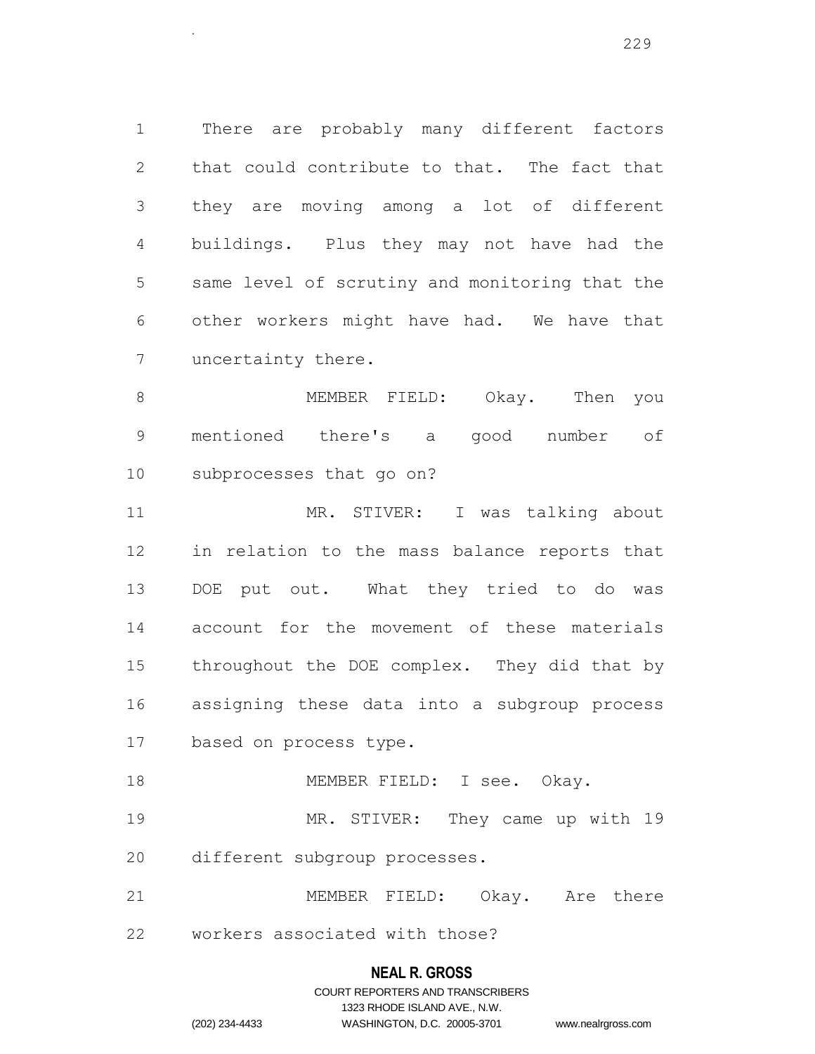There are probably many different factors that could contribute to that. The fact that they are moving among a lot of different buildings. Plus they may not have had the same level of scrutiny and monitoring that the other workers might have had. We have that uncertainty there.

MEMBER FIELD: Okay. Then you mentioned there's a good number of subprocesses that go on?

MR. STIVER: I was talking about in relation to the mass balance reports that DOE put out. What they tried to do was account for the movement of these materials throughout the DOE complex. They did that by assigning these data into a subgroup process based on process type.

MEMBER FIELD: I see. Okay.

MR. STIVER: They came up with 19 different subgroup processes.

MEMBER FIELD: Okay. Are there workers associated with those?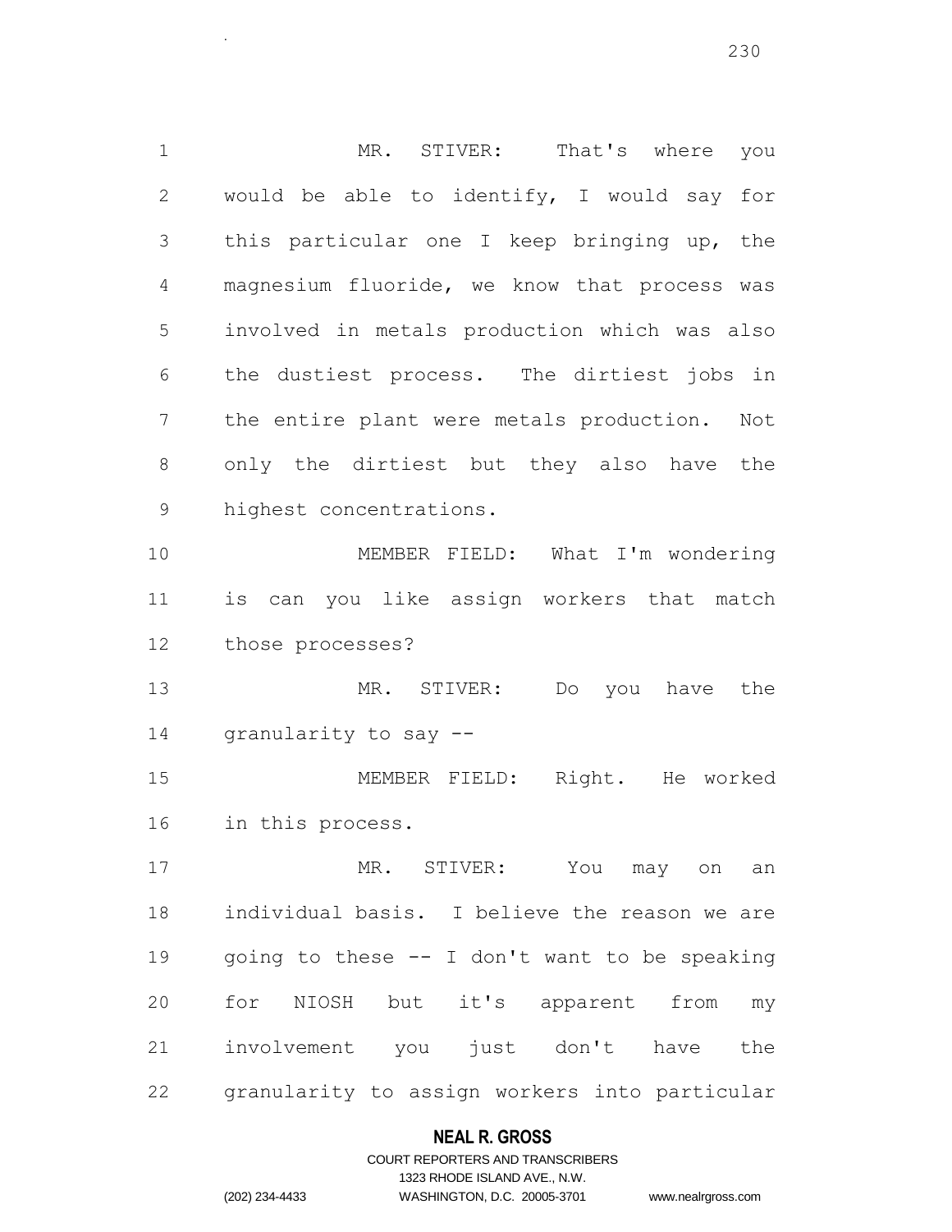MR. STIVER: That's where you would be able to identify, I would say for this particular one I keep bringing up, the magnesium fluoride, we know that process was involved in metals production which was also the dustiest process. The dirtiest jobs in the entire plant were metals production. Not only the dirtiest but they also have the highest concentrations.

MEMBER FIELD: What I'm wondering is can you like assign workers that match those processes?

MR. STIVER: Do you have the granularity to say --

MEMBER FIELD: Right. He worked in this process.

MR. STIVER: You may on an individual basis. I believe the reason we are going to these -- I don't want to be speaking for NIOSH but it's apparent from my involvement you just don't have the granularity to assign workers into particular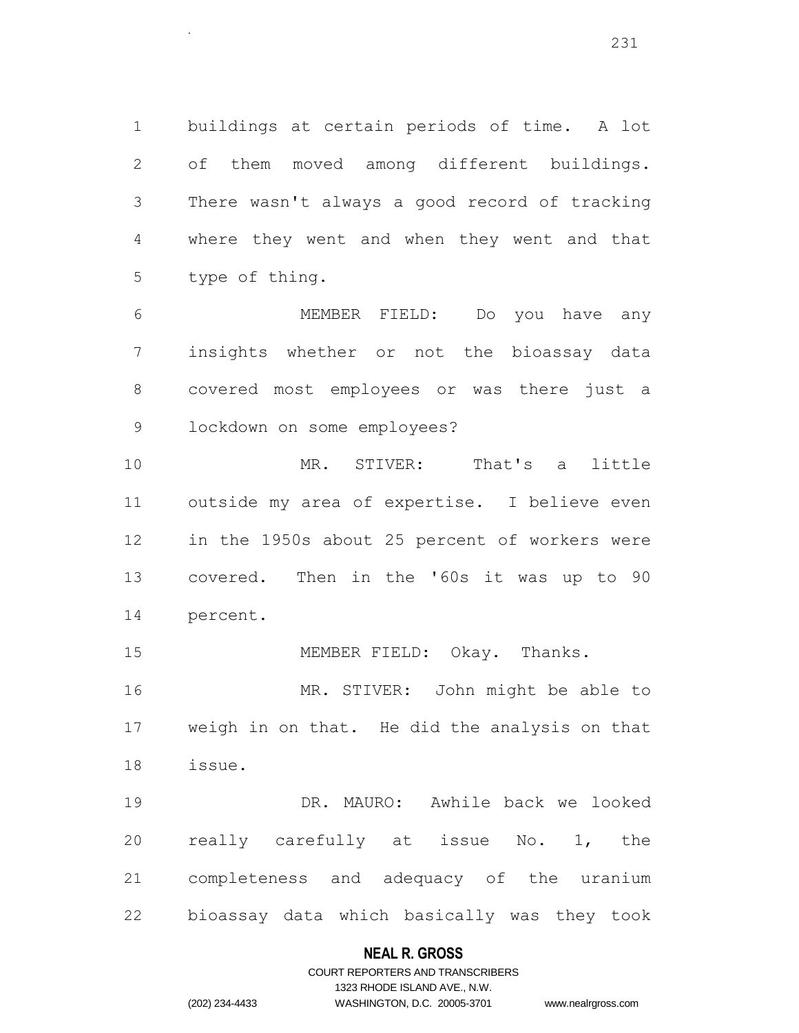buildings at certain periods of time. A lot of them moved among different buildings. There wasn't always a good record of tracking where they went and when they went and that type of thing.

MEMBER FIELD: Do you have any insights whether or not the bioassay data covered most employees or was there just a lockdown on some employees?

MR. STIVER: That's a little outside my area of expertise. I believe even in the 1950s about 25 percent of workers were covered. Then in the '60s it was up to 90 percent.

MEMBER FIELD: Okay. Thanks.

MR. STIVER: John might be able to weigh in on that. He did the analysis on that issue.

DR. MAURO: Awhile back we looked really carefully at issue No. 1, the completeness and adequacy of the uranium bioassay data which basically was they took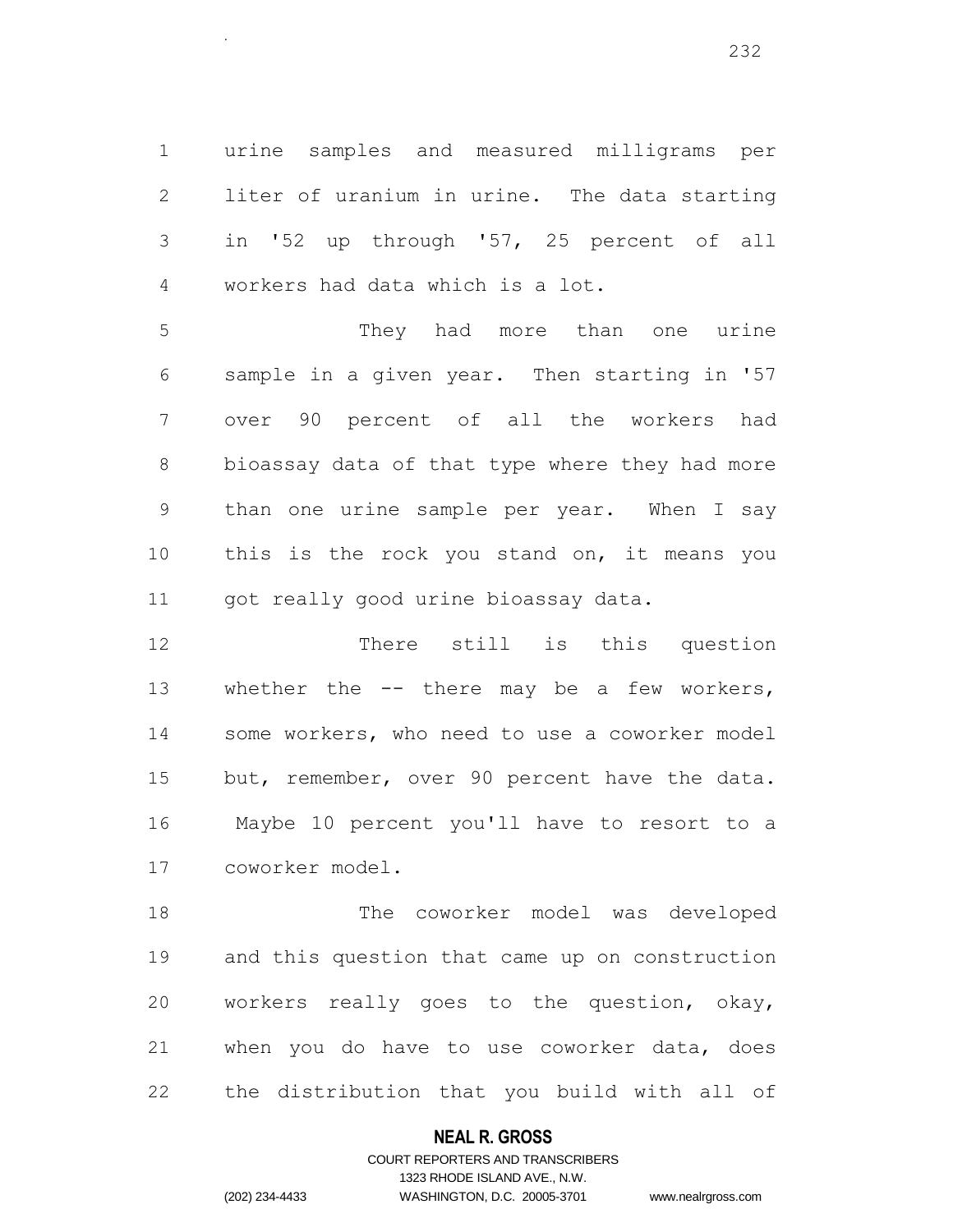urine samples and measured milligrams per liter of uranium in urine. The data starting in '52 up through '57, 25 percent of all workers had data which is a lot.

They had more than one urine sample in a given year. Then starting in '57 over 90 percent of all the workers had bioassay data of that type where they had more than one urine sample per year. When I say this is the rock you stand on, it means you got really good urine bioassay data.

There still is this question whether the -- there may be a few workers, some workers, who need to use a coworker model but, remember, over 90 percent have the data. Maybe 10 percent you'll have to resort to a coworker model.

The coworker model was developed and this question that came up on construction workers really goes to the question, okay, when you do have to use coworker data, does the distribution that you build with all of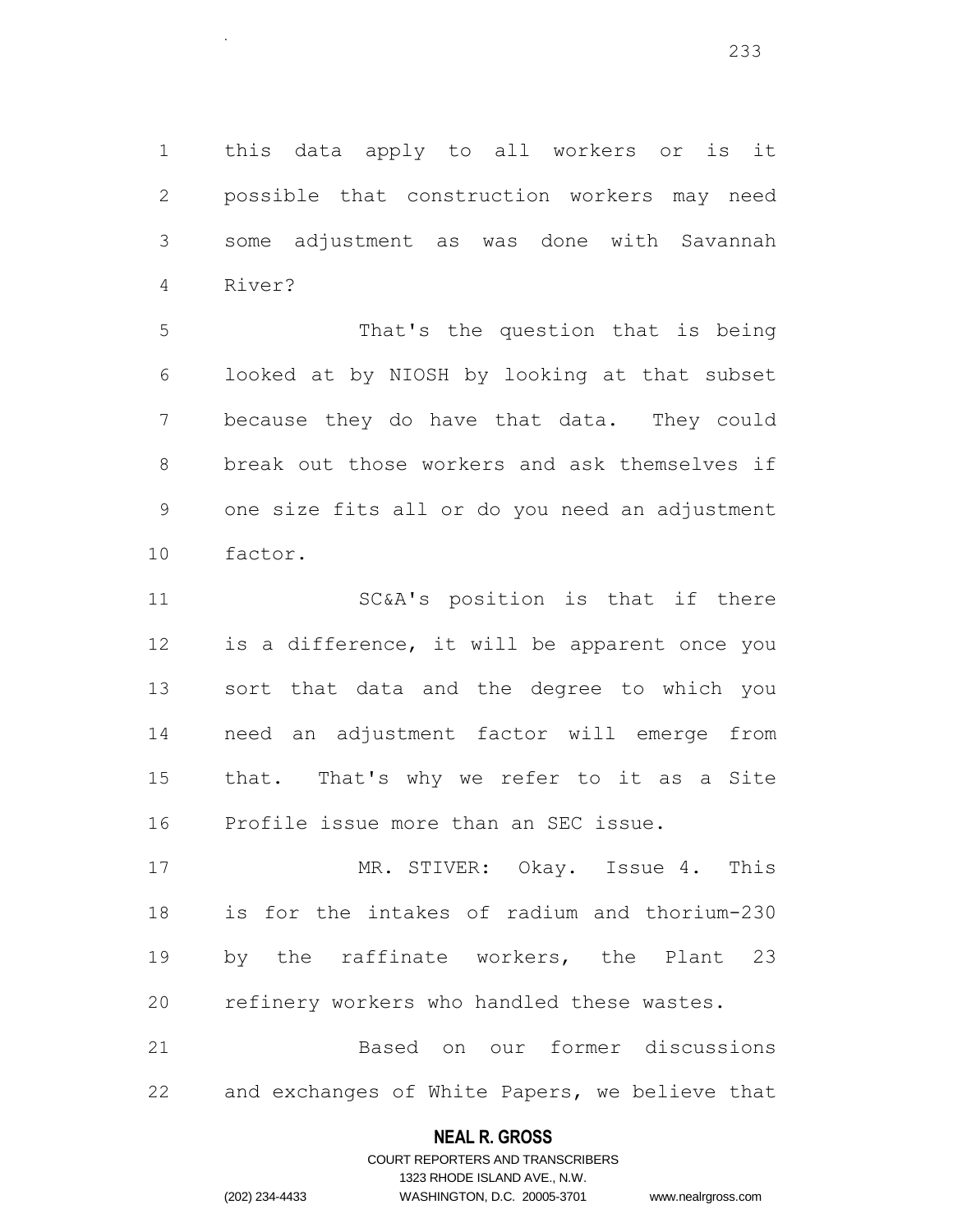this data apply to all workers or is it possible that construction workers may need some adjustment as was done with Savannah River?

That's the question that is being looked at by NIOSH by looking at that subset because they do have that data. They could break out those workers and ask themselves if one size fits all or do you need an adjustment factor.

SC&A's position is that if there is a difference, it will be apparent once you sort that data and the degree to which you need an adjustment factor will emerge from that. That's why we refer to it as a Site Profile issue more than an SEC issue.

MR. STIVER: Okay. Issue 4. This is for the intakes of radium and thorium-230 by the raffinate workers, the Plant 23 refinery workers who handled these wastes.

Based on our former discussions and exchanges of White Papers, we believe that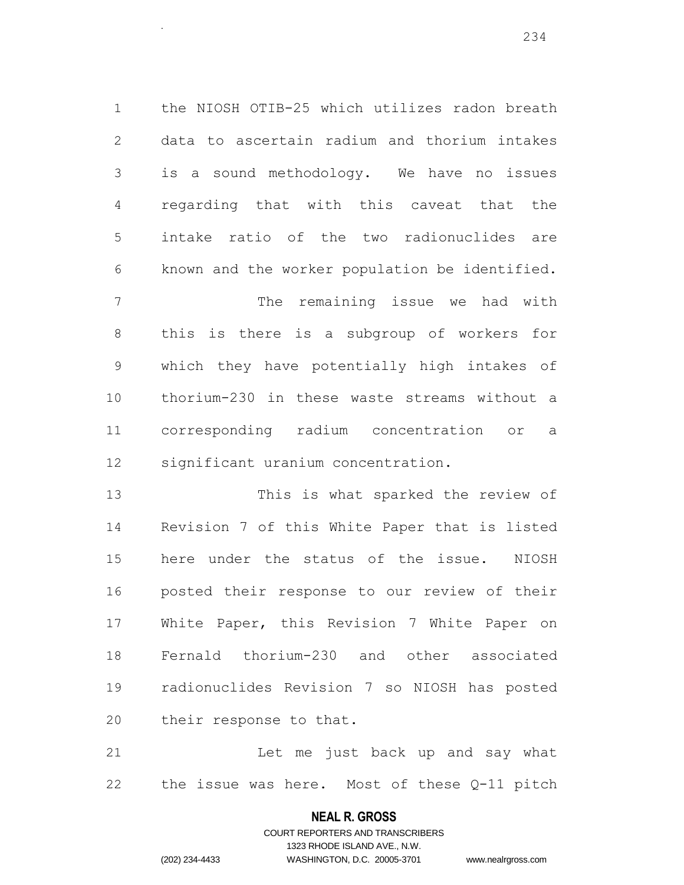the NIOSH OTIB-25 which utilizes radon breath data to ascertain radium and thorium intakes is a sound methodology. We have no issues regarding that with this caveat that the intake ratio of the two radionuclides are known and the worker population be identified.

The remaining issue we had with this is there is a subgroup of workers for which they have potentially high intakes of thorium-230 in these waste streams without a corresponding radium concentration or a significant uranium concentration.

This is what sparked the review of Revision 7 of this White Paper that is listed here under the status of the issue. NIOSH posted their response to our review of their White Paper, this Revision 7 White Paper on Fernald thorium-230 and other associated radionuclides Revision 7 so NIOSH has posted their response to that.

Let me just back up and say what the issue was here. Most of these Q-11 pitch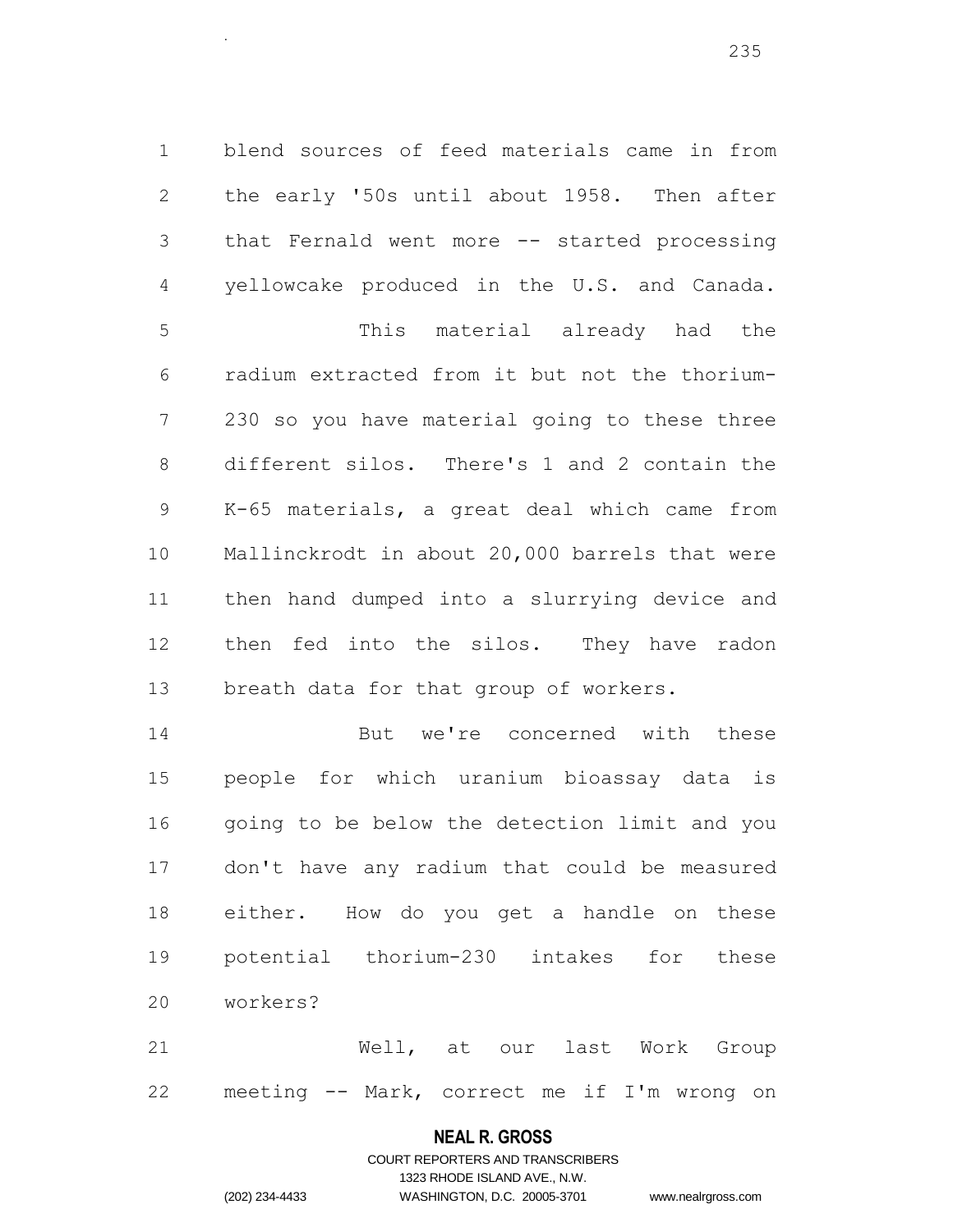blend sources of feed materials came in from the early '50s until about 1958. Then after that Fernald went more -- started processing yellowcake produced in the U.S. and Canada.

This material already had the radium extracted from it but not the thorium-230 so you have material going to these three different silos. There's 1 and 2 contain the K-65 materials, a great deal which came from Mallinckrodt in about 20,000 barrels that were then hand dumped into a slurrying device and then fed into the silos. They have radon breath data for that group of workers.

But we're concerned with these people for which uranium bioassay data is going to be below the detection limit and you don't have any radium that could be measured either. How do you get a handle on these potential thorium-230 intakes for these workers?

Well, at our last Work Group meeting -- Mark, correct me if I'm wrong on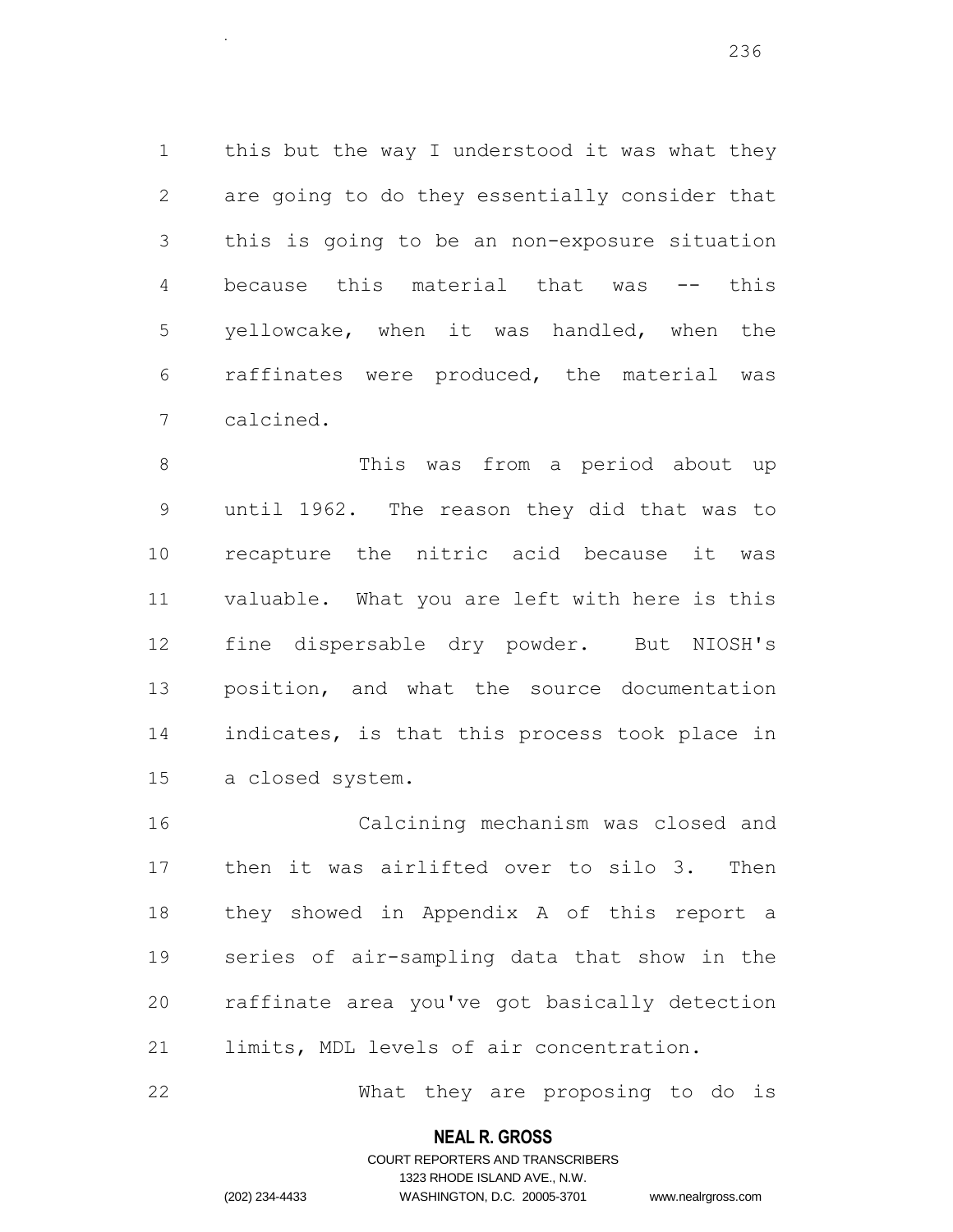this but the way I understood it was what they are going to do they essentially consider that this is going to be an non-exposure situation because this material that was -- this yellowcake, when it was handled, when the raffinates were produced, the material was calcined.

This was from a period about up until 1962. The reason they did that was to recapture the nitric acid because it was valuable. What you are left with here is this fine dispersable dry powder. But NIOSH's position, and what the source documentation indicates, is that this process took place in a closed system.

Calcining mechanism was closed and then it was airlifted over to silo 3. Then they showed in Appendix A of this report a series of air-sampling data that show in the raffinate area you've got basically detection limits, MDL levels of air concentration.

What they are proposing to do is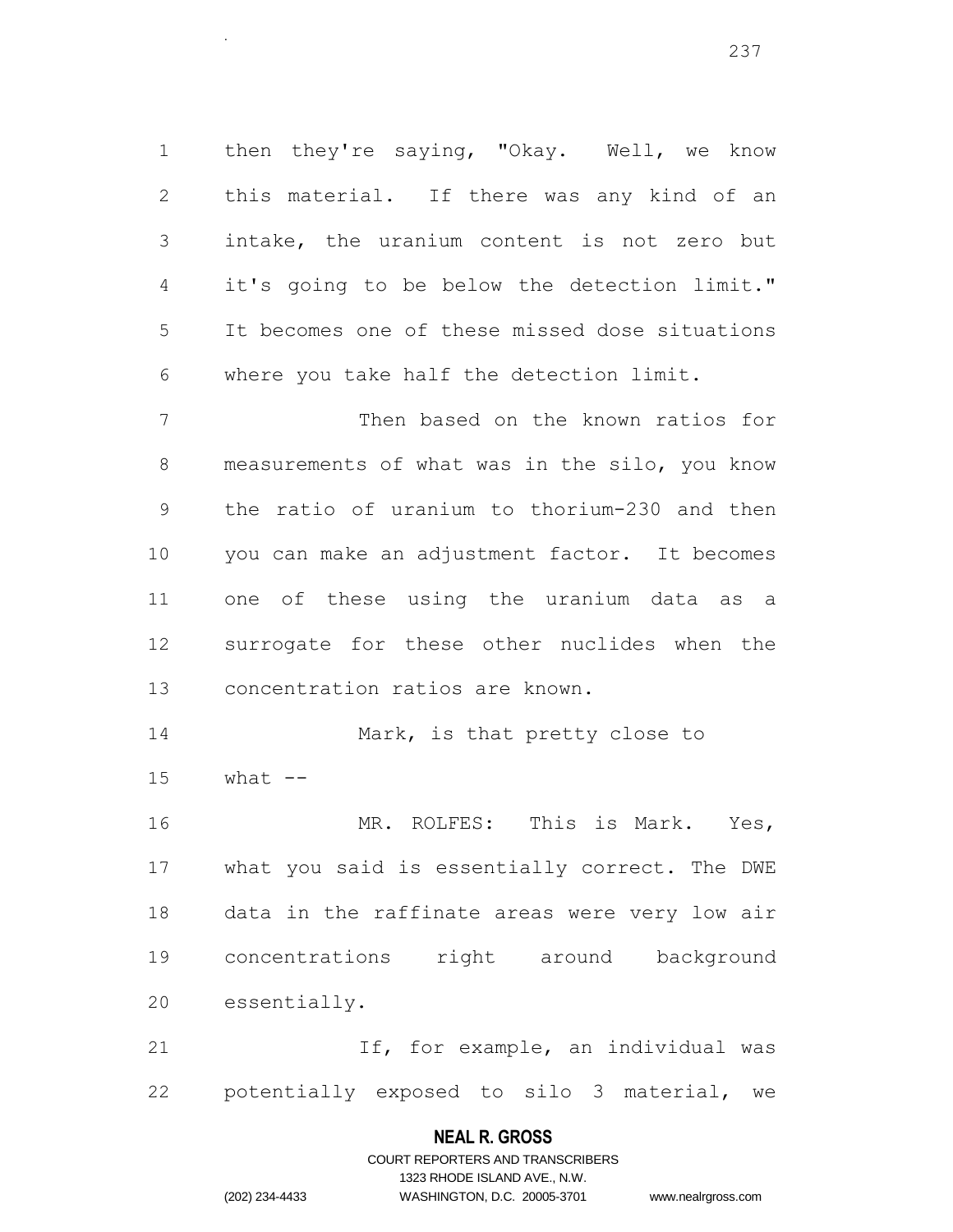then they're saying, "Okay. Well, we know this material. If there was any kind of an intake, the uranium content is not zero but it's going to be below the detection limit." It becomes one of these missed dose situations where you take half the detection limit.

Then based on the known ratios for measurements of what was in the silo, you know the ratio of uranium to thorium-230 and then you can make an adjustment factor. It becomes one of these using the uranium data as a surrogate for these other nuclides when the concentration ratios are known.

Mark, is that pretty close to what --

MR. ROLFES: This is Mark. Yes, what you said is essentially correct. The DWE data in the raffinate areas were very low air concentrations right around background essentially.

If, for example, an individual was potentially exposed to silo 3 material, we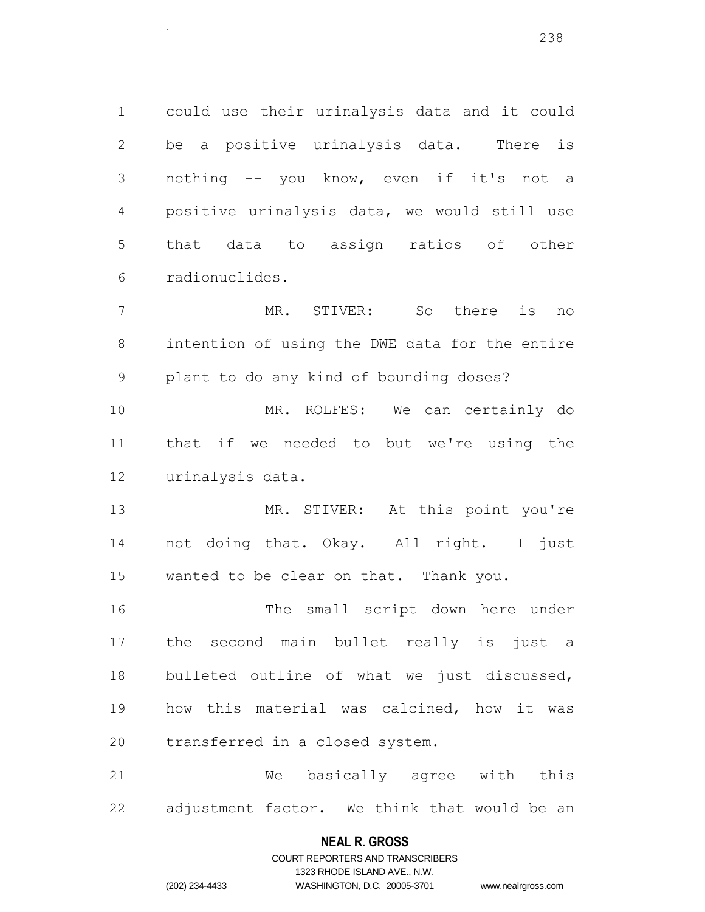could use their urinalysis data and it could be a positive urinalysis data. There is nothing -- you know, even if it's not a positive urinalysis data, we would still use that data to assign ratios of other radionuclides.

MR. STIVER: So there is no intention of using the DWE data for the entire plant to do any kind of bounding doses?

MR. ROLFES: We can certainly do that if we needed to but we're using the urinalysis data.

MR. STIVER: At this point you're not doing that. Okay. All right. I just wanted to be clear on that. Thank you.

The small script down here under the second main bullet really is just a bulleted outline of what we just discussed, how this material was calcined, how it was transferred in a closed system.

We basically agree with this adjustment factor. We think that would be an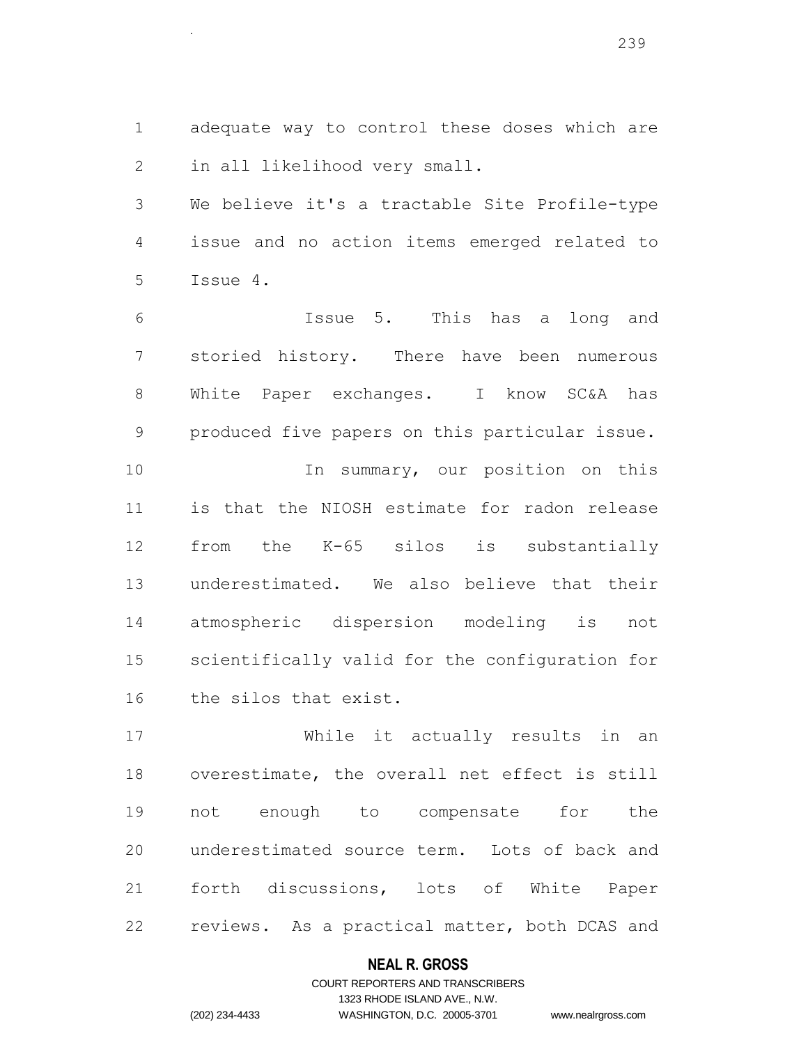adequate way to control these doses which are in all likelihood very small.

We believe it's a tractable Site Profile-type issue and no action items emerged related to Issue 4.

Issue 5. This has a long and storied history. There have been numerous White Paper exchanges. I know SC&A has produced five papers on this particular issue.

In summary, our position on this is that the NIOSH estimate for radon release from the K-65 silos is substantially underestimated. We also believe that their atmospheric dispersion modeling is not scientifically valid for the configuration for the silos that exist.

While it actually results in an overestimate, the overall net effect is still not enough to compensate for the underestimated source term. Lots of back and forth discussions, lots of White Paper reviews. As a practical matter, both DCAS and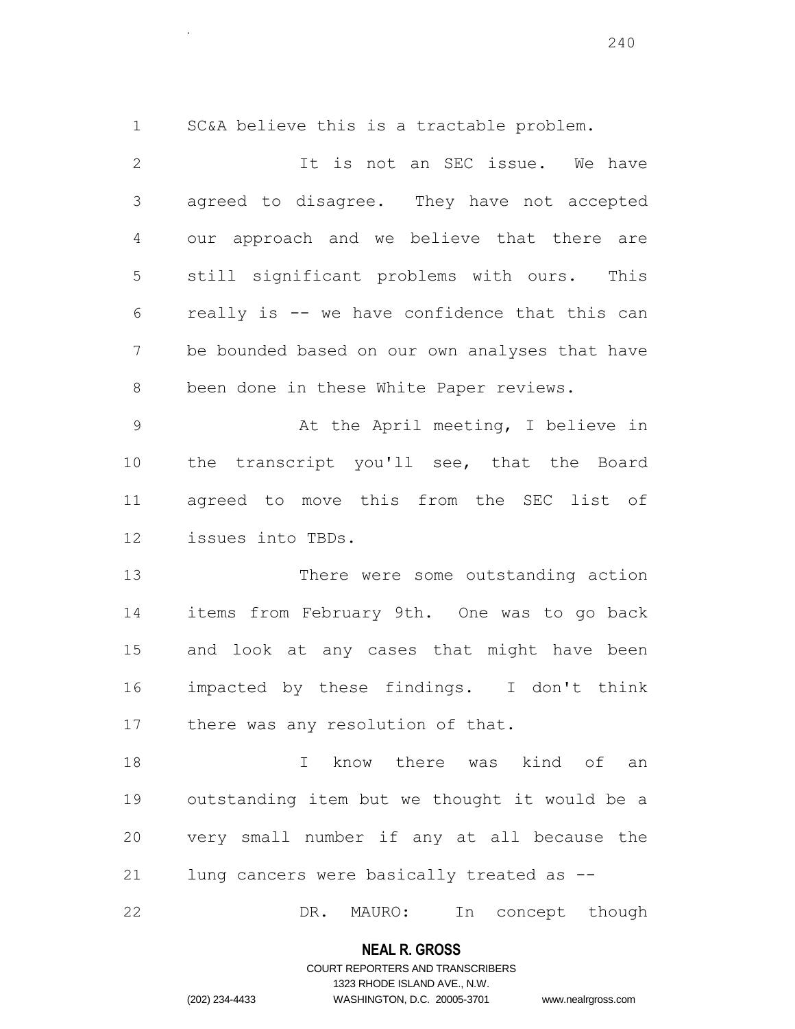SC&A believe this is a tractable problem.

It is not an SEC issue. We have agreed to disagree. They have not accepted our approach and we believe that there are still significant problems with ours. This really is -- we have confidence that this can be bounded based on our own analyses that have been done in these White Paper reviews.

At the April meeting, I believe in the transcript you'll see, that the Board agreed to move this from the SEC list of issues into TBDs.

There were some outstanding action items from February 9th. One was to go back and look at any cases that might have been impacted by these findings. I don't think there was any resolution of that.

I know there was kind of an outstanding item but we thought it would be a very small number if any at all because the lung cancers were basically treated as --

DR. MAURO: In concept though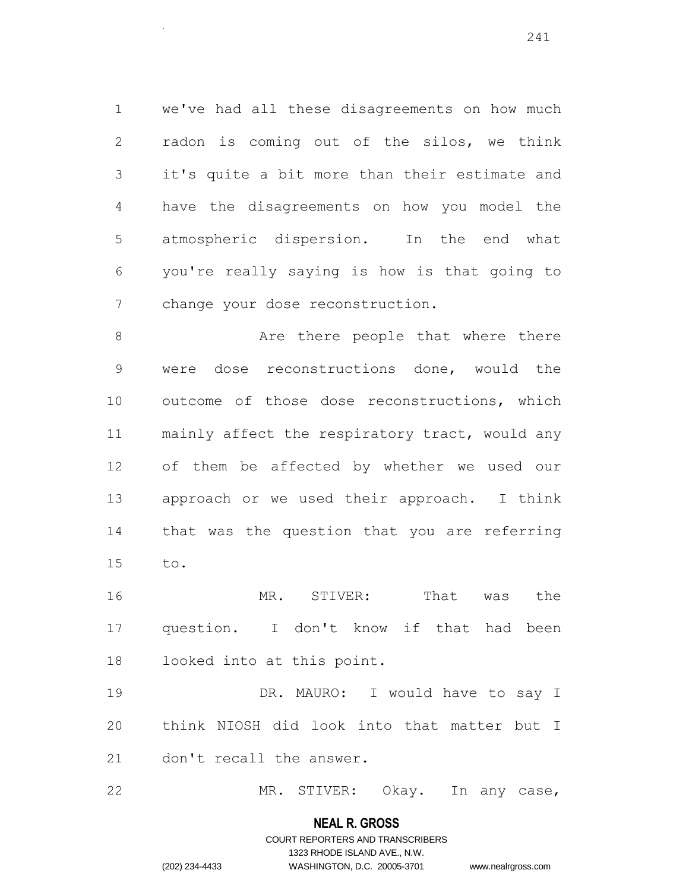we've had all these disagreements on how much radon is coming out of the silos, we think it's quite a bit more than their estimate and have the disagreements on how you model the atmospheric dispersion. In the end what you're really saying is how is that going to change your dose reconstruction.

Are there people that where there were dose reconstructions done, would the outcome of those dose reconstructions, which mainly affect the respiratory tract, would any of them be affected by whether we used our approach or we used their approach. I think that was the question that you are referring to.

MR. STIVER: That was the question. I don't know if that had been looked into at this point.

DR. MAURO: I would have to say I think NIOSH did look into that matter but I don't recall the answer.

MR. STIVER: Okay. In any case,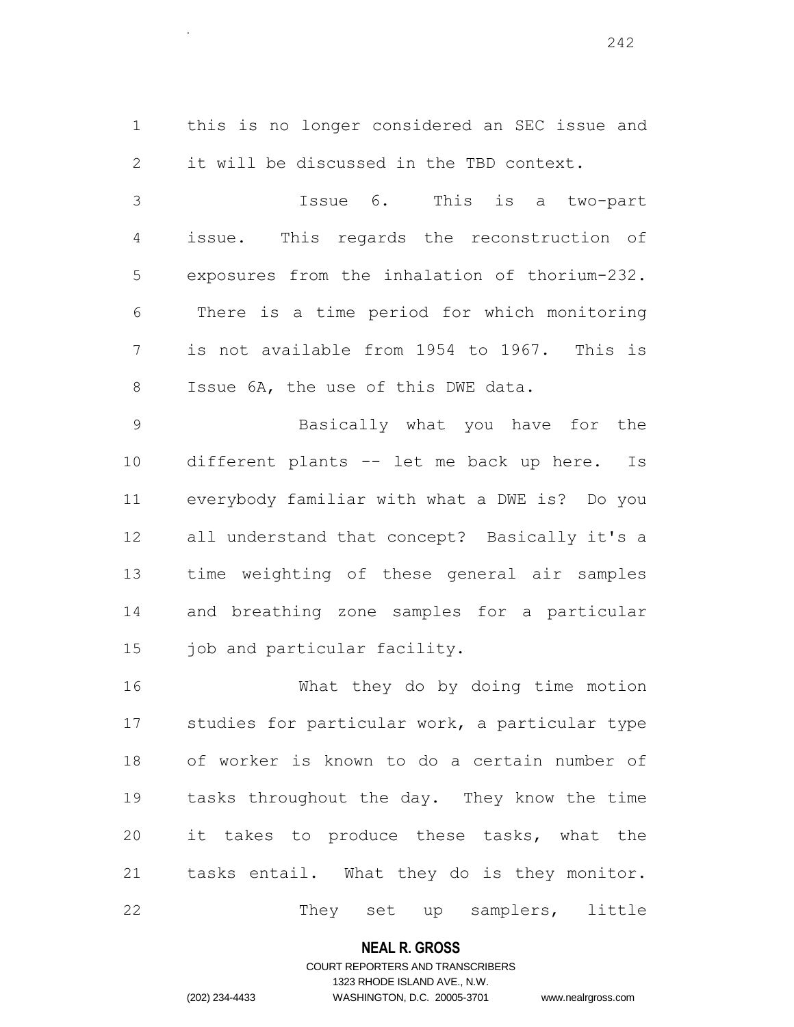this is no longer considered an SEC issue and it will be discussed in the TBD context.

Issue 6. This is a two-part issue. This regards the reconstruction of exposures from the inhalation of thorium-232. There is a time period for which monitoring is not available from 1954 to 1967. This is Issue 6A, the use of this DWE data.

Basically what you have for the different plants -- let me back up here. Is everybody familiar with what a DWE is? Do you all understand that concept? Basically it's a time weighting of these general air samples and breathing zone samples for a particular job and particular facility.

What they do by doing time motion studies for particular work, a particular type of worker is known to do a certain number of tasks throughout the day. They know the time it takes to produce these tasks, what the tasks entail. What they do is they monitor.

They set up samplers, little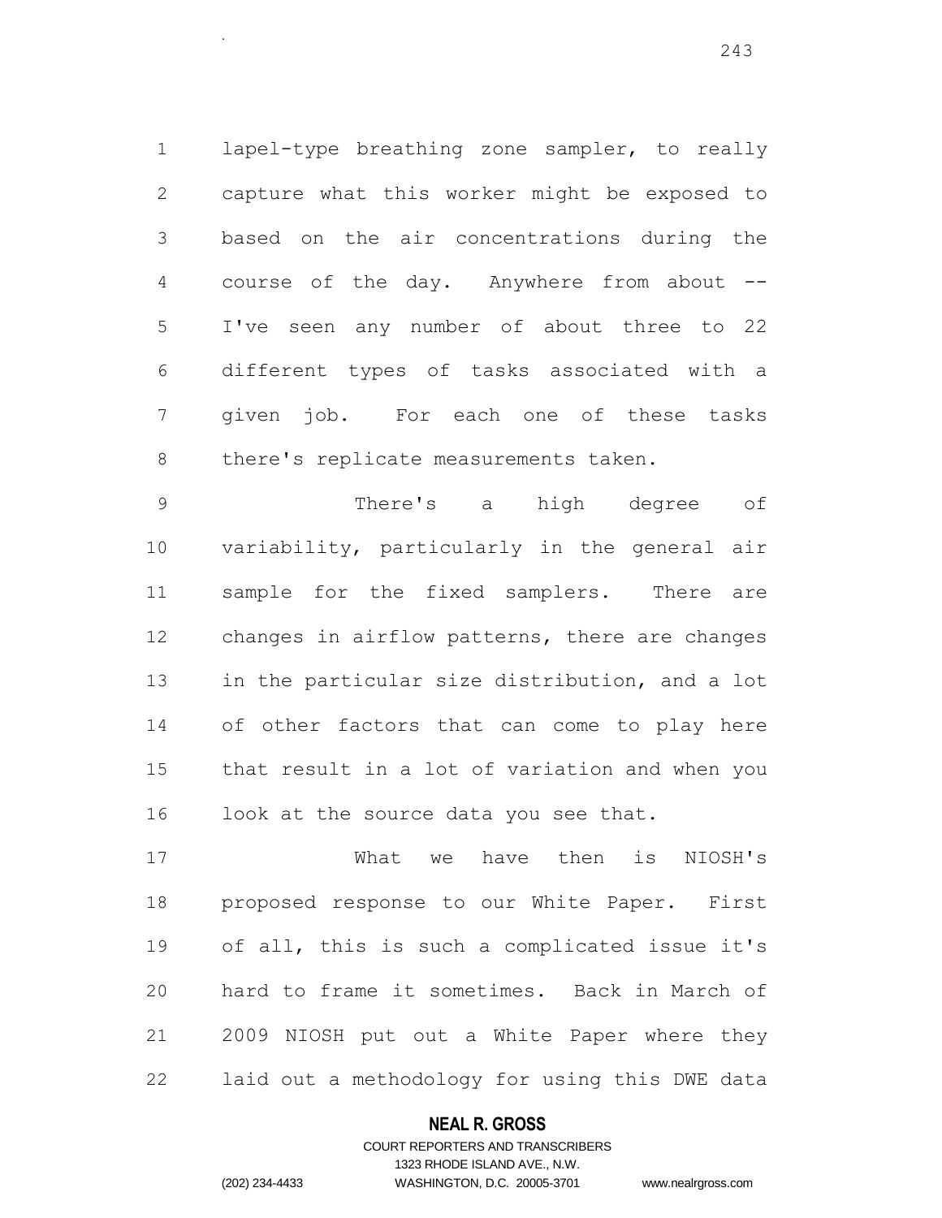lapel-type breathing zone sampler, to really capture what this worker might be exposed to based on the air concentrations during the course of the day. Anywhere from about -- I've seen any number of about three to 22 different types of tasks associated with a given job. For each one of these tasks there's replicate measurements taken.

There's a high degree of variability, particularly in the general air sample for the fixed samplers. There are changes in airflow patterns, there are changes in the particular size distribution, and a lot of other factors that can come to play here that result in a lot of variation and when you look at the source data you see that.

What we have then is NIOSH's proposed response to our White Paper. First of all, this is such a complicated issue it's hard to frame it sometimes. Back in March of 2009 NIOSH put out a White Paper where they laid out a methodology for using this DWE data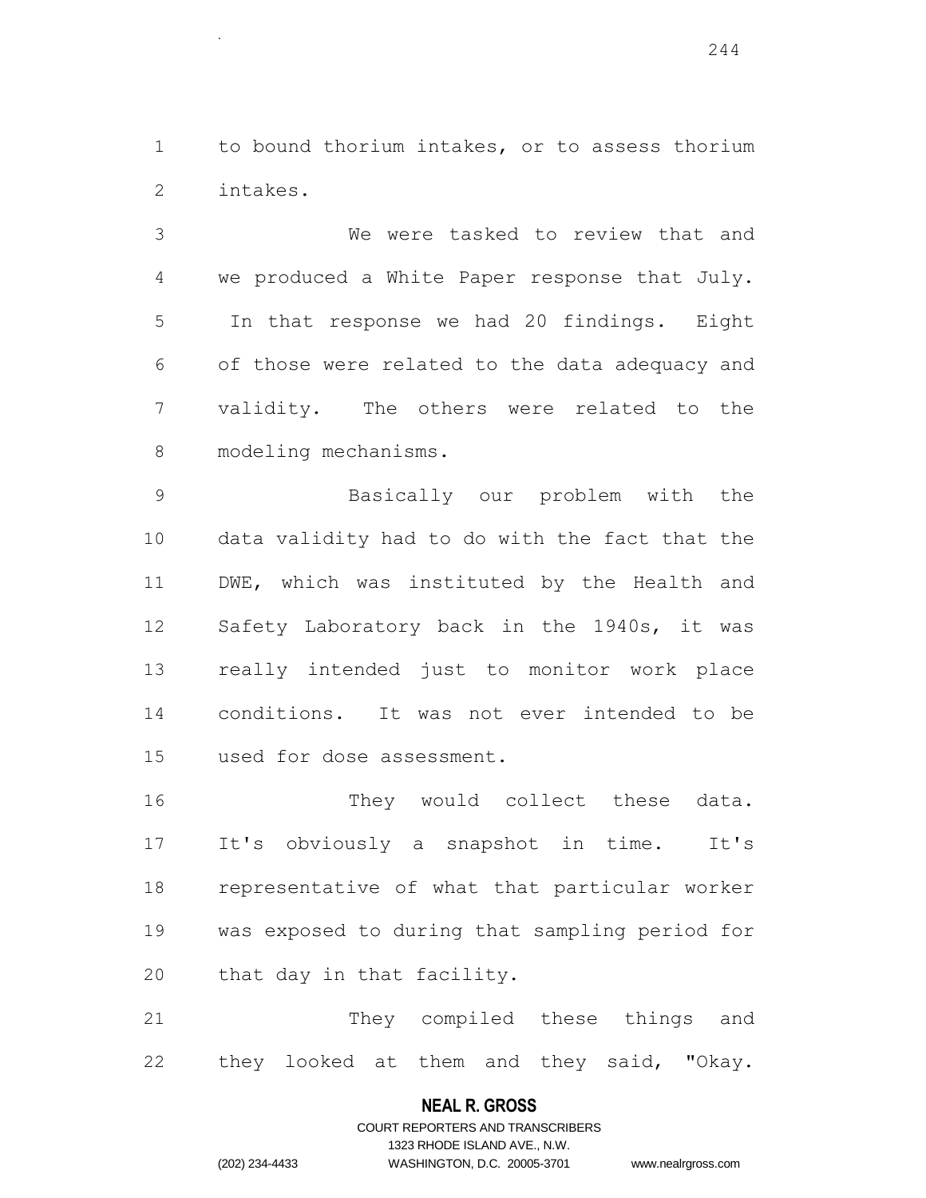to bound thorium intakes, or to assess thorium intakes.

We were tasked to review that and we produced a White Paper response that July. In that response we had 20 findings. Eight of those were related to the data adequacy and validity. The others were related to the modeling mechanisms.

Basically our problem with the data validity had to do with the fact that the DWE, which was instituted by the Health and Safety Laboratory back in the 1940s, it was really intended just to monitor work place conditions. It was not ever intended to be used for dose assessment.

They would collect these data. It's obviously a snapshot in time. It's representative of what that particular worker was exposed to during that sampling period for that day in that facility.

They compiled these things and they looked at them and they said, "Okay.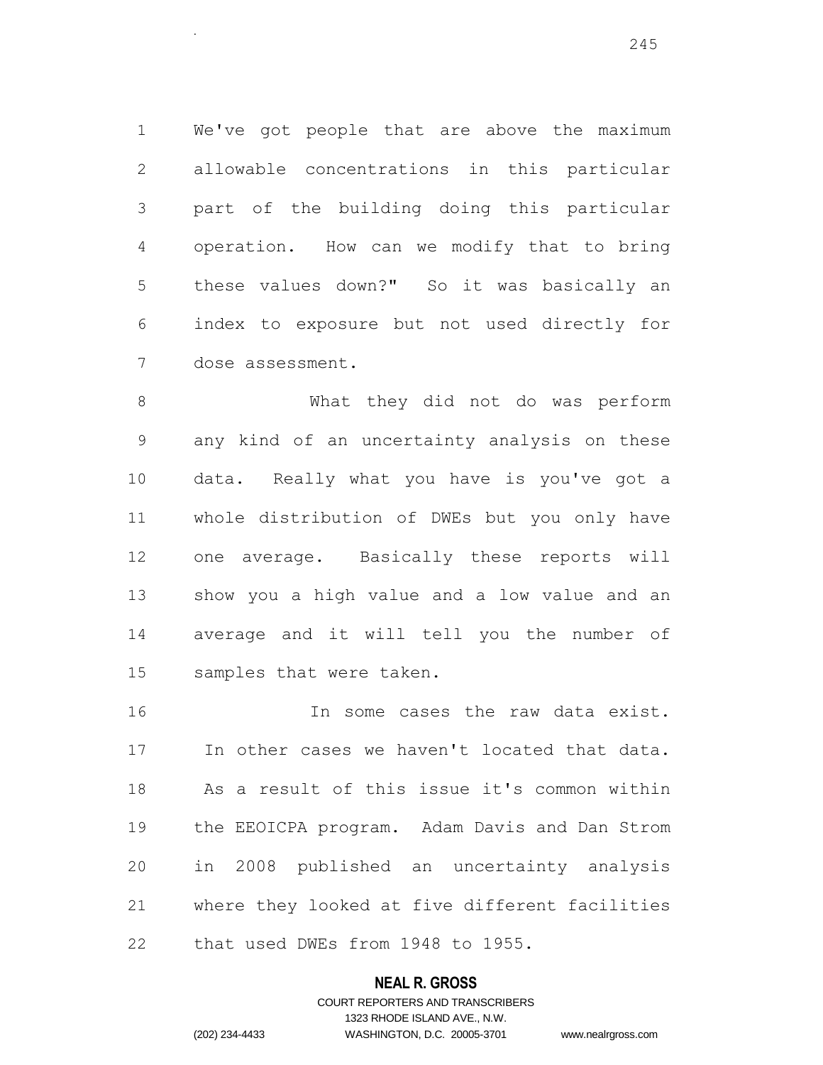We've got people that are above the maximum allowable concentrations in this particular part of the building doing this particular operation. How can we modify that to bring these values down?" So it was basically an index to exposure but not used directly for dose assessment.

What they did not do was perform any kind of an uncertainty analysis on these data. Really what you have is you've got a whole distribution of DWEs but you only have one average. Basically these reports will show you a high value and a low value and an average and it will tell you the number of samples that were taken.

In some cases the raw data exist. In other cases we haven't located that data. As a result of this issue it's common within the EEOICPA program. Adam Davis and Dan Strom in 2008 published an uncertainty analysis where they looked at five different facilities that used DWEs from 1948 to 1955.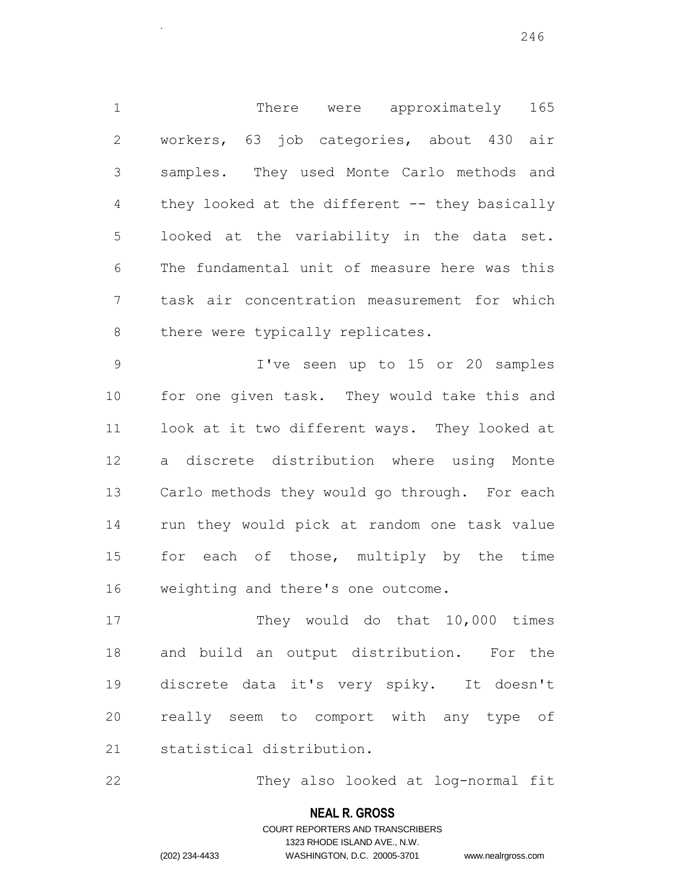There were approximately 165 workers, 63 job categories, about 430 air samples. They used Monte Carlo methods and they looked at the different -- they basically looked at the variability in the data set. The fundamental unit of measure here was this task air concentration measurement for which there were typically replicates.

I've seen up to 15 or 20 samples for one given task. They would take this and look at it two different ways. They looked at a discrete distribution where using Monte Carlo methods they would go through. For each run they would pick at random one task value for each of those, multiply by the time weighting and there's one outcome.

They would do that 10,000 times and build an output distribution. For the discrete data it's very spiky. It doesn't really seem to comport with any type of statistical distribution.

They also looked at log-normal fit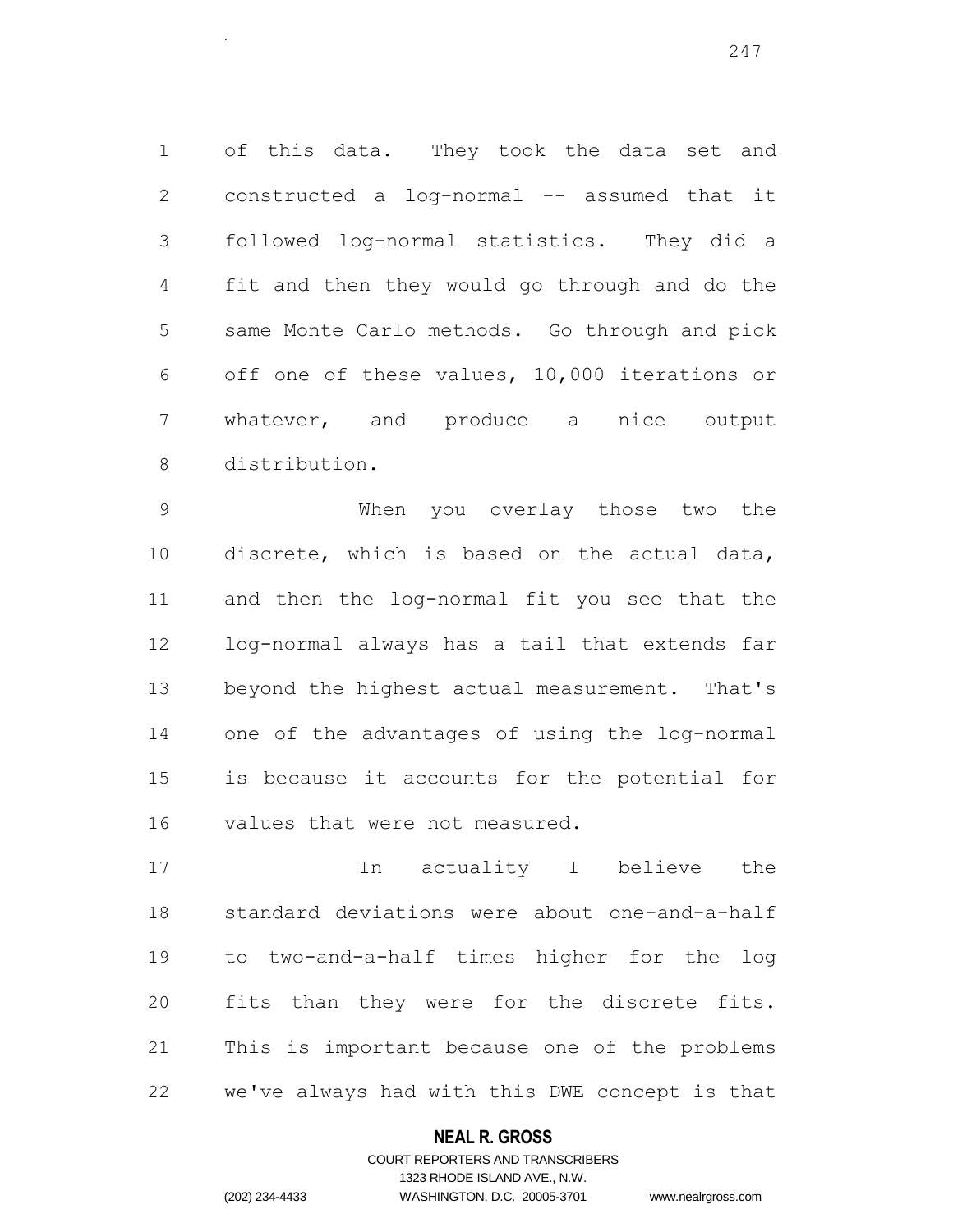of this data. They took the data set and constructed a log-normal -- assumed that it followed log-normal statistics. They did a fit and then they would go through and do the same Monte Carlo methods. Go through and pick off one of these values, 10,000 iterations or whatever, and produce a nice output distribution.

When you overlay those two the discrete, which is based on the actual data, and then the log-normal fit you see that the log-normal always has a tail that extends far beyond the highest actual measurement. That's one of the advantages of using the log-normal is because it accounts for the potential for values that were not measured.

In actuality I believe the standard deviations were about one-and-a-half to two-and-a-half times higher for the log fits than they were for the discrete fits. This is important because one of the problems we've always had with this DWE concept is that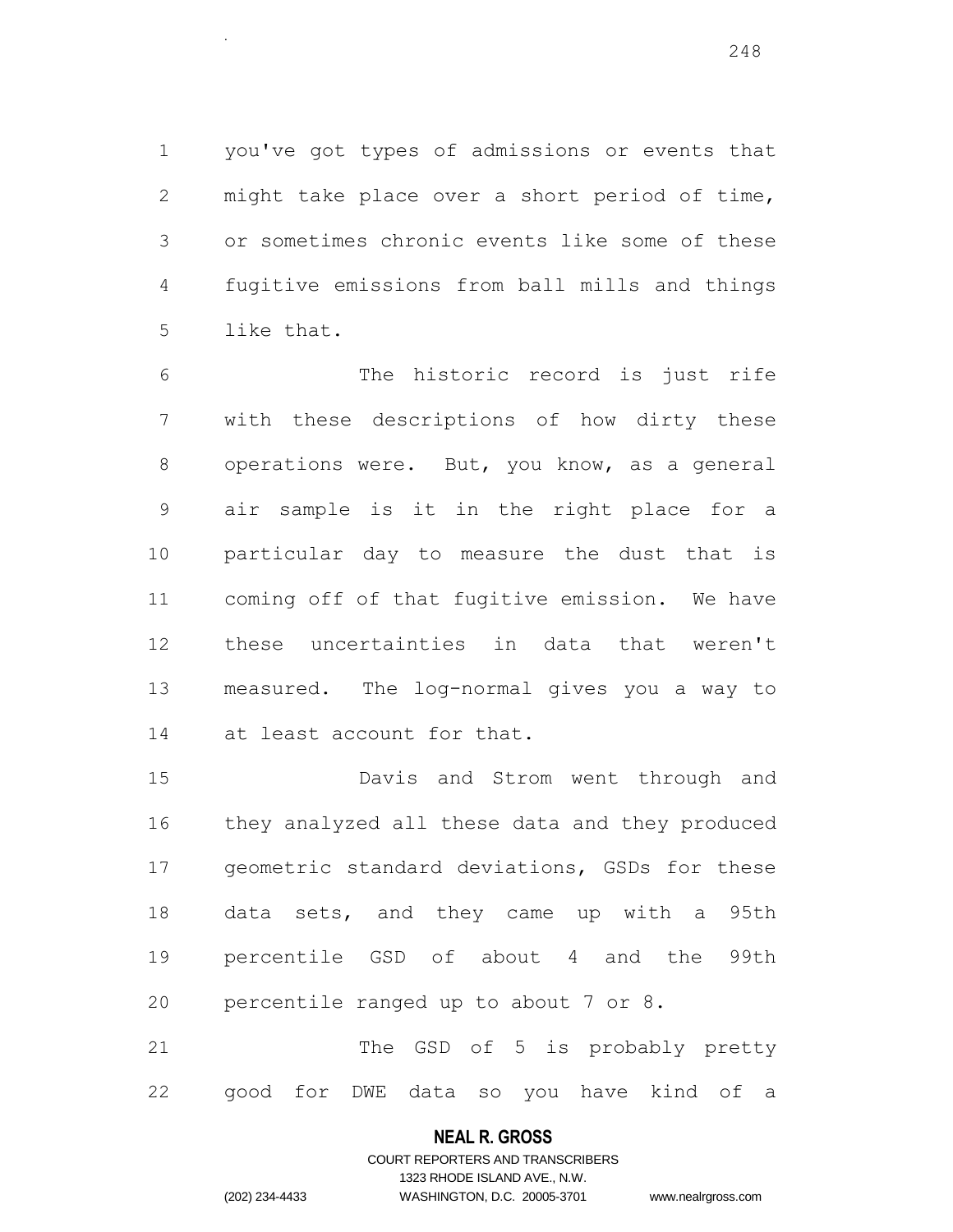you've got types of admissions or events that might take place over a short period of time, or sometimes chronic events like some of these fugitive emissions from ball mills and things like that.

The historic record is just rife with these descriptions of how dirty these operations were. But, you know, as a general air sample is it in the right place for a particular day to measure the dust that is coming off of that fugitive emission. We have these uncertainties in data that weren't measured. The log-normal gives you a way to at least account for that.

Davis and Strom went through and they analyzed all these data and they produced geometric standard deviations, GSDs for these data sets, and they came up with a 95th percentile GSD of about 4 and the 99th percentile ranged up to about 7 or 8.

The GSD of 5 is probably pretty good for DWE data so you have kind of a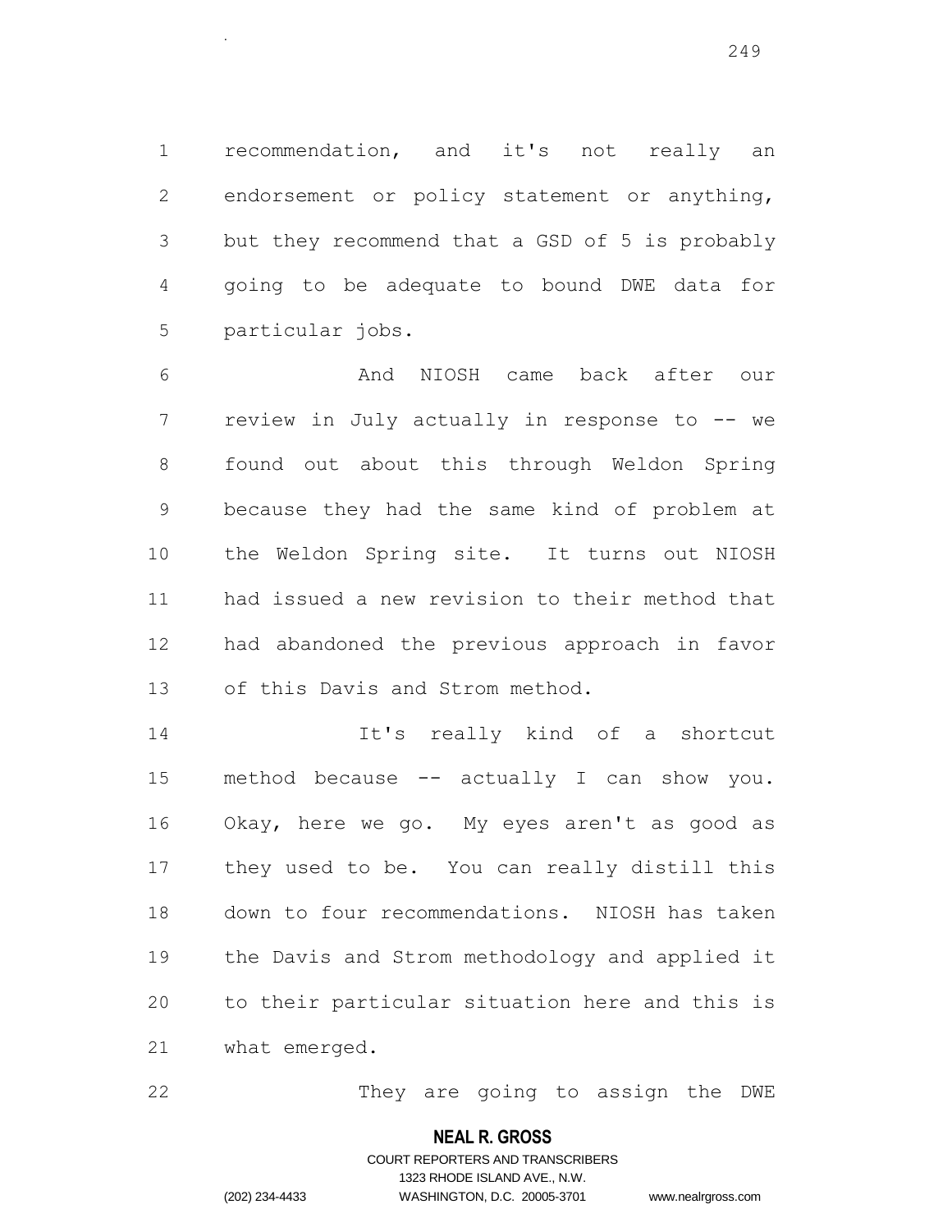recommendation, and it's not really an endorsement or policy statement or anything, but they recommend that a GSD of 5 is probably going to be adequate to bound DWE data for particular jobs.

And NIOSH came back after our review in July actually in response to -- we found out about this through Weldon Spring because they had the same kind of problem at the Weldon Spring site. It turns out NIOSH had issued a new revision to their method that had abandoned the previous approach in favor of this Davis and Strom method.

It's really kind of a shortcut method because -- actually I can show you. Okay, here we go. My eyes aren't as good as they used to be. You can really distill this down to four recommendations. NIOSH has taken the Davis and Strom methodology and applied it to their particular situation here and this is what emerged.

They are going to assign the DWE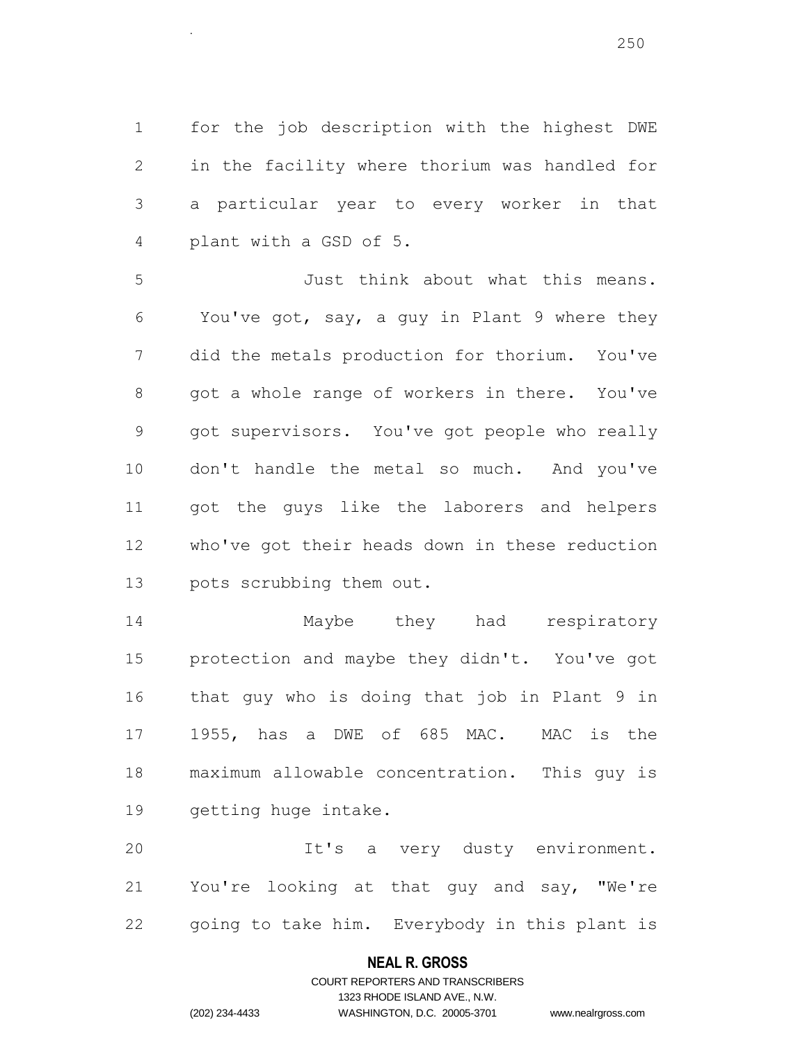for the job description with the highest DWE in the facility where thorium was handled for a particular year to every worker in that plant with a GSD of 5.

Just think about what this means. You've got, say, a guy in Plant 9 where they did the metals production for thorium. You've got a whole range of workers in there. You've got supervisors. You've got people who really don't handle the metal so much. And you've got the guys like the laborers and helpers who've got their heads down in these reduction pots scrubbing them out.

Maybe they had respiratory protection and maybe they didn't. You've got that guy who is doing that job in Plant 9 in 1955, has a DWE of 685 MAC. MAC is the maximum allowable concentration. This guy is getting huge intake.

It's a very dusty environment. You're looking at that guy and say, "We're going to take him. Everybody in this plant is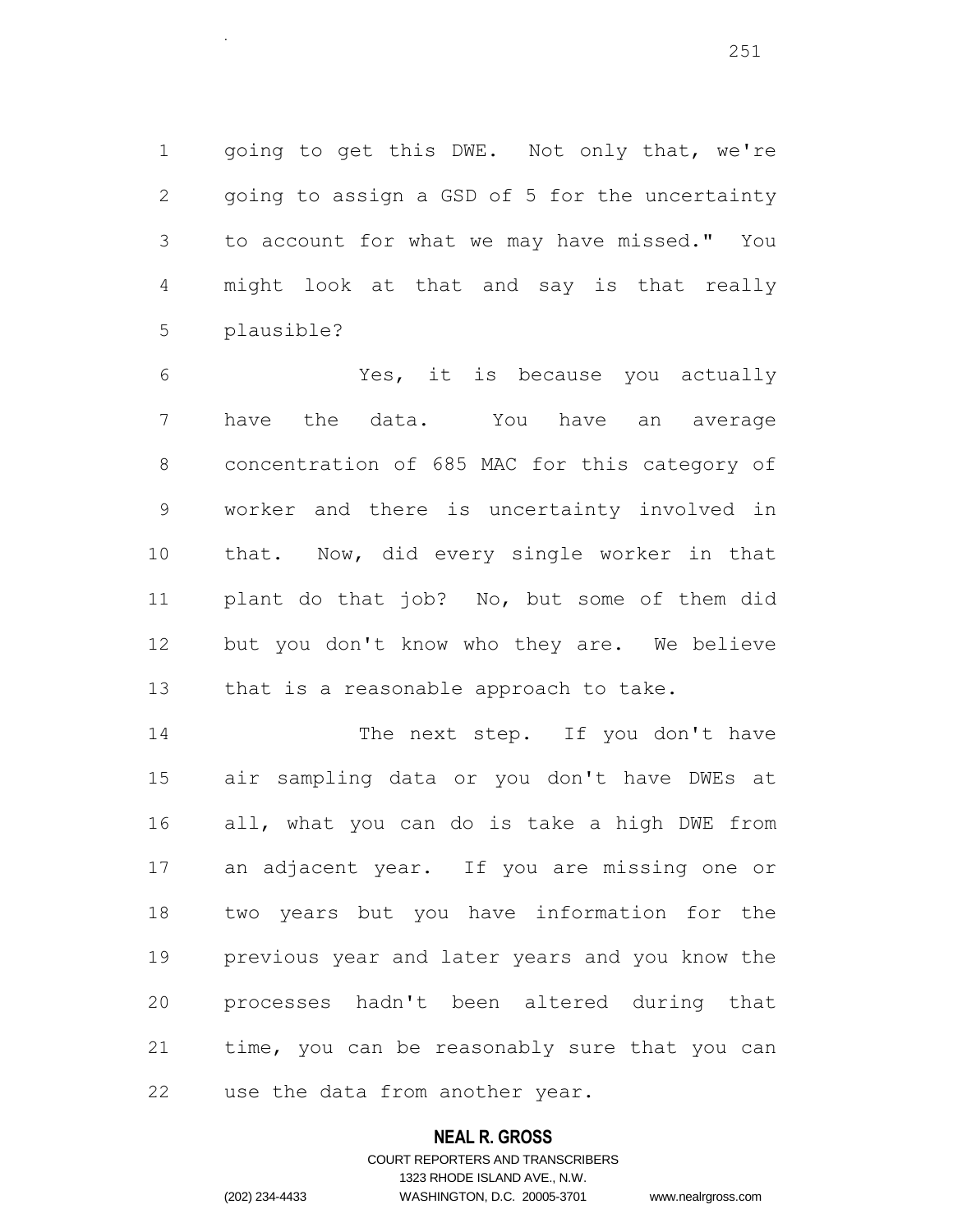going to get this DWE. Not only that, we're going to assign a GSD of 5 for the uncertainty to account for what we may have missed." You might look at that and say is that really plausible?

Yes, it is because you actually have the data. You have an average concentration of 685 MAC for this category of worker and there is uncertainty involved in that. Now, did every single worker in that plant do that job? No, but some of them did but you don't know who they are. We believe that is a reasonable approach to take.

The next step. If you don't have air sampling data or you don't have DWEs at all, what you can do is take a high DWE from an adjacent year. If you are missing one or two years but you have information for the previous year and later years and you know the processes hadn't been altered during that time, you can be reasonably sure that you can use the data from another year.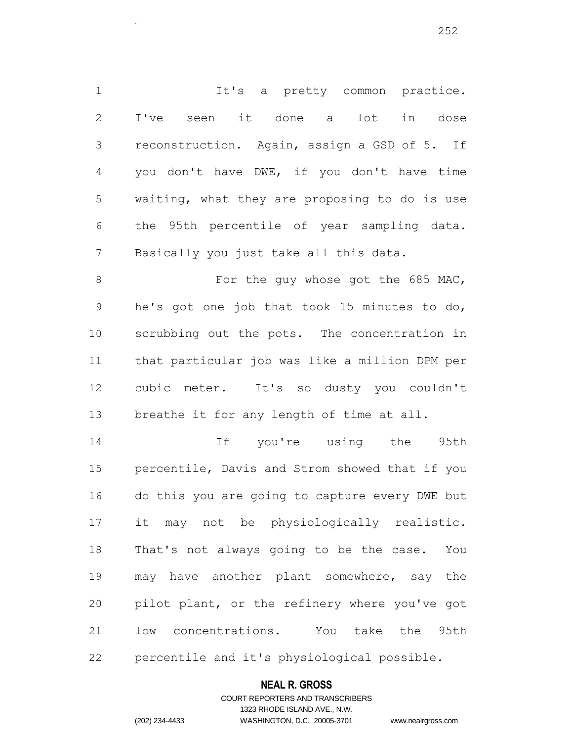It's a pretty common practice. I've seen it done a lot in dose reconstruction. Again, assign a GSD of 5. If you don't have DWE, if you don't have time waiting, what they are proposing to do is use the 95th percentile of year sampling data. Basically you just take all this data.

For the guy whose got the 685 MAC, he's got one job that took 15 minutes to do, scrubbing out the pots. The concentration in that particular job was like a million DPM per cubic meter. It's so dusty you couldn't breathe it for any length of time at all.

If you're using the 95th percentile, Davis and Strom showed that if you do this you are going to capture every DWE but it may not be physiologically realistic. That's not always going to be the case. You may have another plant somewhere, say the pilot plant, or the refinery where you've got low concentrations. You take the 95th percentile and it's physiological possible.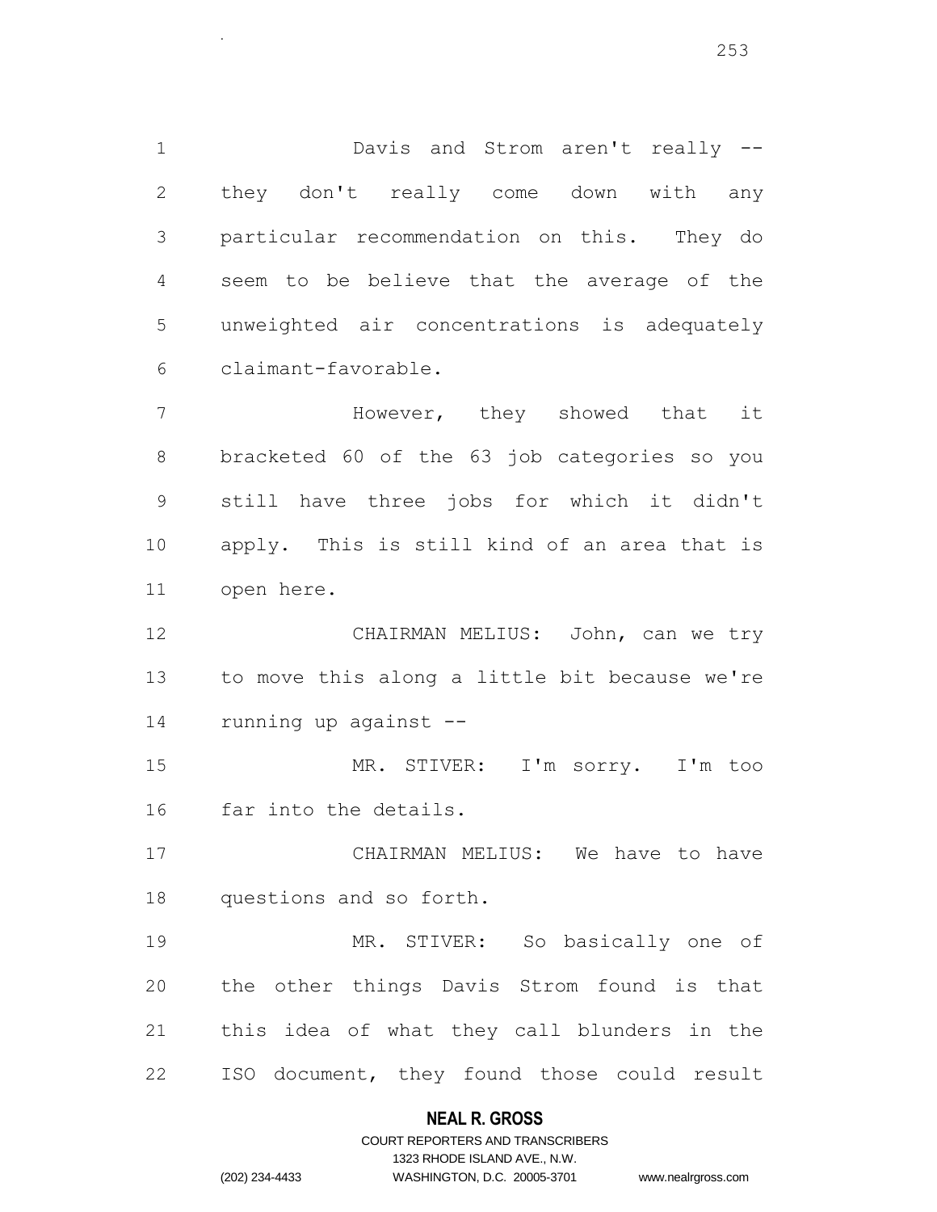Davis and Strom aren't really -- they don't really come down with any particular recommendation on this. They do seem to be believe that the average of the unweighted air concentrations is adequately claimant-favorable.

However, they showed that it bracketed 60 of the 63 job categories so you still have three jobs for which it didn't apply. This is still kind of an area that is open here.

CHAIRMAN MELIUS: John, can we try to move this along a little bit because we're running up against --

MR. STIVER: I'm sorry. I'm too far into the details.

CHAIRMAN MELIUS: We have to have questions and so forth.

MR. STIVER: So basically one of the other things Davis Strom found is that this idea of what they call blunders in the ISO document, they found those could result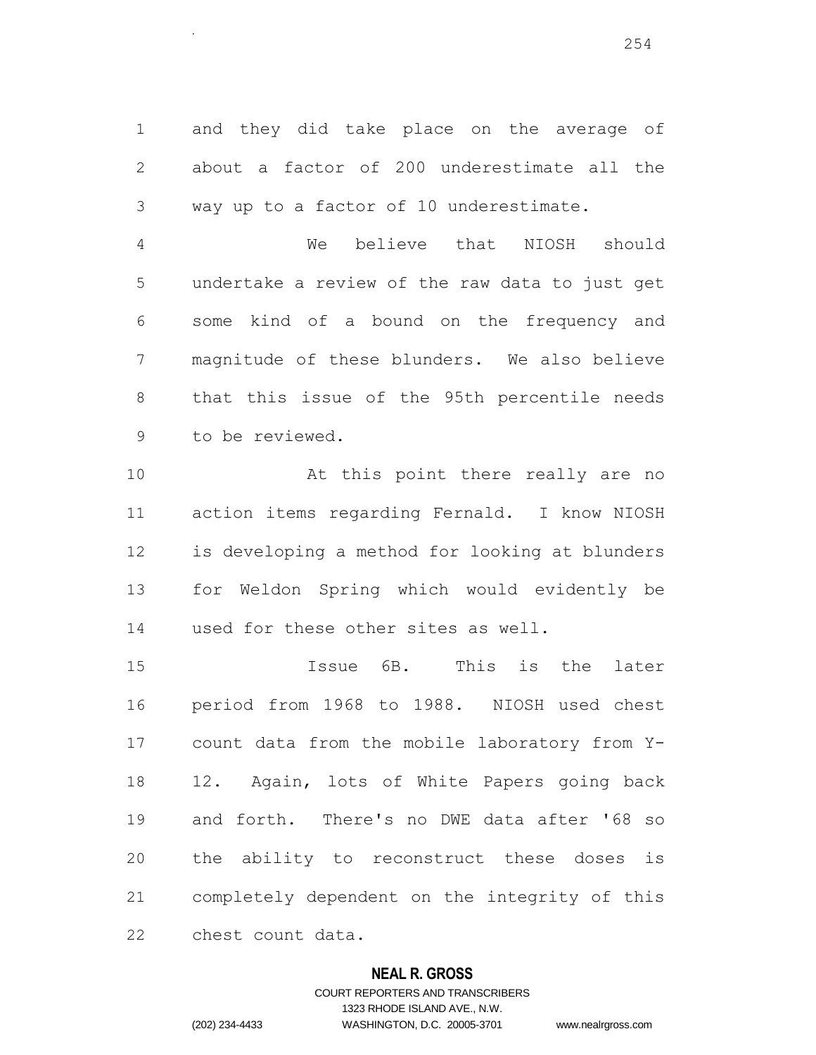and they did take place on the average of about a factor of 200 underestimate all the way up to a factor of 10 underestimate.

We believe that NIOSH should undertake a review of the raw data to just get some kind of a bound on the frequency and magnitude of these blunders. We also believe that this issue of the 95th percentile needs to be reviewed.

At this point there really are no action items regarding Fernald. I know NIOSH is developing a method for looking at blunders for Weldon Spring which would evidently be used for these other sites as well.

Issue 6B. This is the later period from 1968 to 1988. NIOSH used chest count data from the mobile laboratory from Y-12. Again, lots of White Papers going back and forth. There's no DWE data after '68 so the ability to reconstruct these doses is completely dependent on the integrity of this chest count data.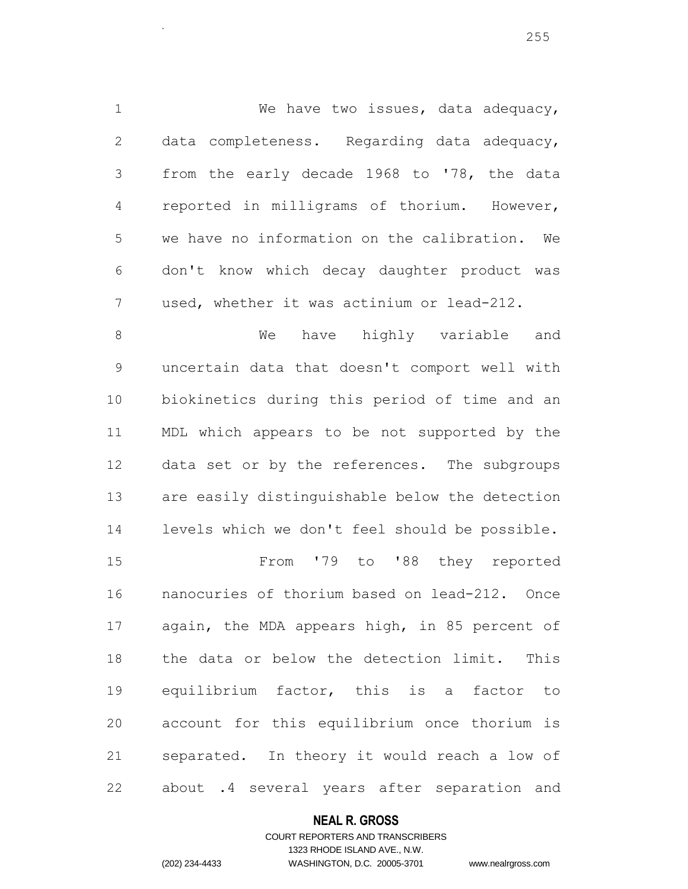We have two issues, data adequacy, data completeness. Regarding data adequacy, from the early decade 1968 to '78, the data reported in milligrams of thorium. However, we have no information on the calibration. We don't know which decay daughter product was used, whether it was actinium or lead-212.

We have highly variable and uncertain data that doesn't comport well with biokinetics during this period of time and an MDL which appears to be not supported by the data set or by the references. The subgroups are easily distinguishable below the detection levels which we don't feel should be possible.

From '79 to '88 they reported nanocuries of thorium based on lead-212. Once again, the MDA appears high, in 85 percent of the data or below the detection limit. This equilibrium factor, this is a factor to account for this equilibrium once thorium is separated. In theory it would reach a low of about .4 several years after separation and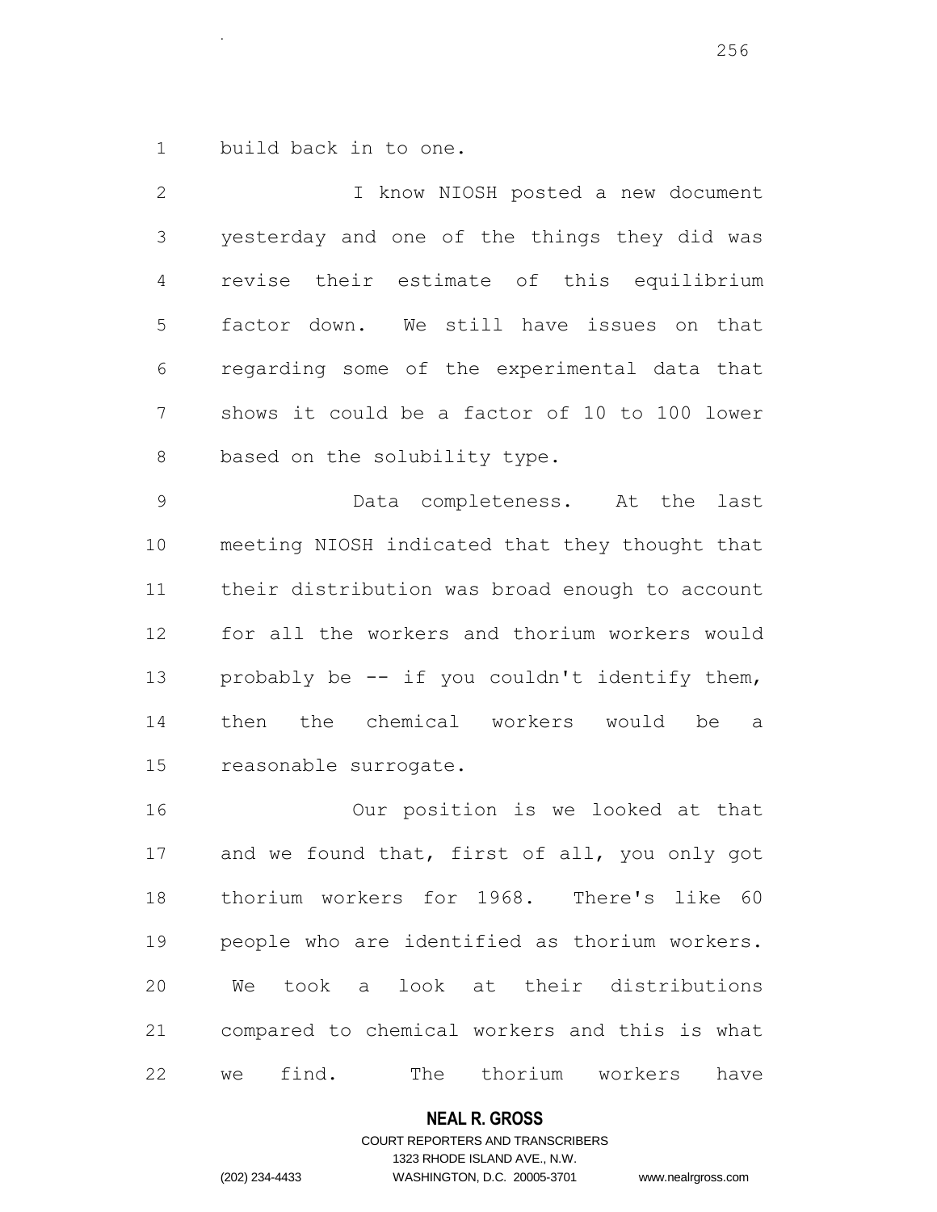build back in to one.

I know NIOSH posted a new document yesterday and one of the things they did was revise their estimate of this equilibrium factor down. We still have issues on that regarding some of the experimental data that shows it could be a factor of 10 to 100 lower based on the solubility type.

Data completeness. At the last meeting NIOSH indicated that they thought that their distribution was broad enough to account for all the workers and thorium workers would probably be -- if you couldn't identify them, then the chemical workers would be a reasonable surrogate.

Our position is we looked at that and we found that, first of all, you only got thorium workers for 1968. There's like 60 people who are identified as thorium workers. We took a look at their distributions compared to chemical workers and this is what we find. The thorium workers have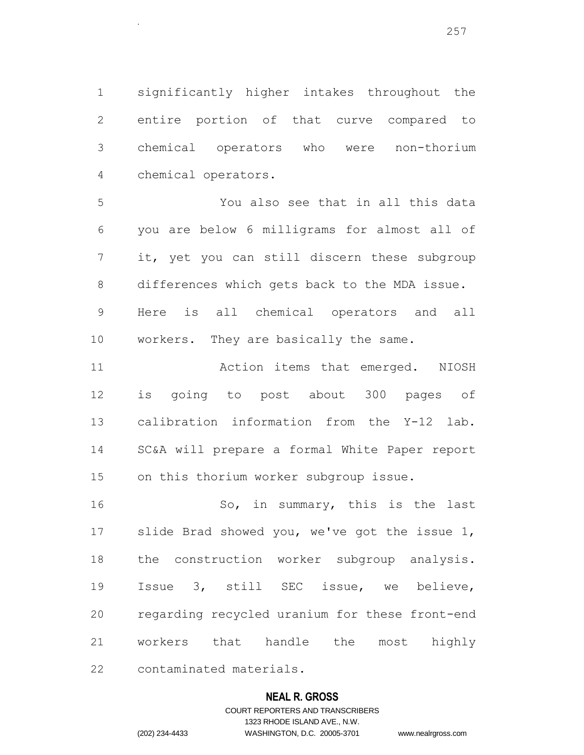significantly higher intakes throughout the entire portion of that curve compared to chemical operators who were non-thorium chemical operators.

You also see that in all this data you are below 6 milligrams for almost all of it, yet you can still discern these subgroup differences which gets back to the MDA issue. Here is all chemical operators and all workers. They are basically the same.

Action items that emerged. NIOSH is going to post about 300 pages of calibration information from the Y-12 lab. SC&A will prepare a formal White Paper report on this thorium worker subgroup issue.

So, in summary, this is the last slide Brad showed you, we've got the issue 1, the construction worker subgroup analysis. Issue 3, still SEC issue, we believe, regarding recycled uranium for these front-end workers that handle the most highly contaminated materials.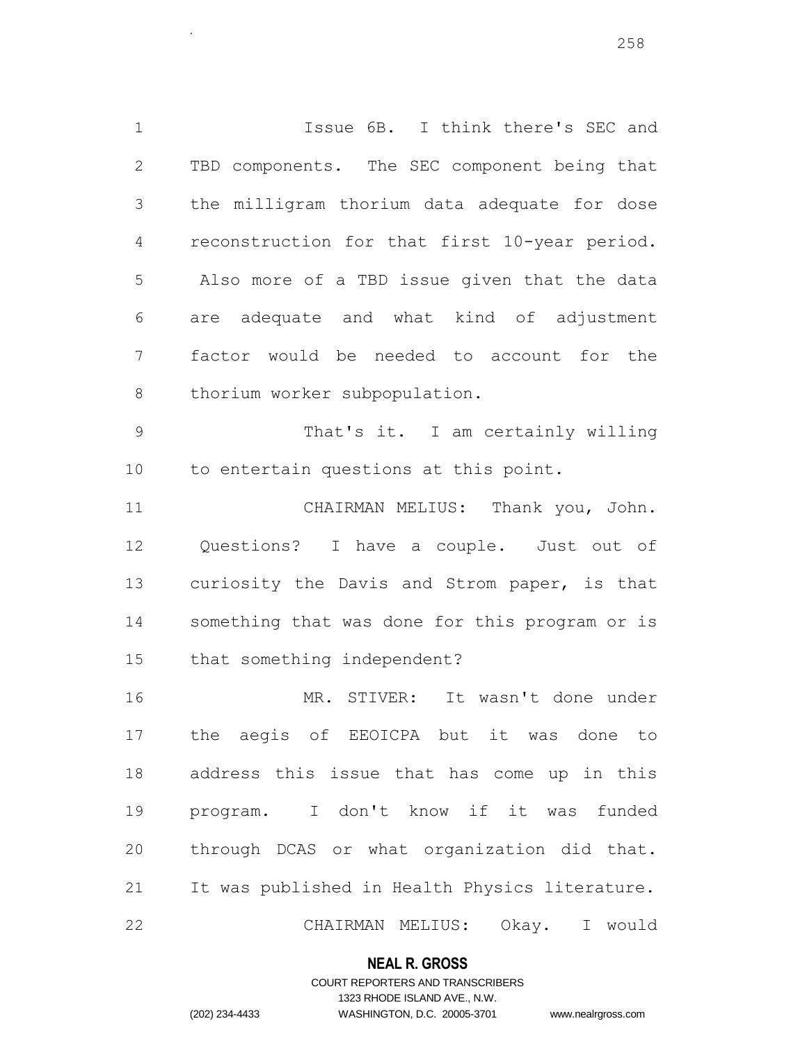Issue 6B. I think there's SEC and TBD components. The SEC component being that the milligram thorium data adequate for dose reconstruction for that first 10-year period. Also more of a TBD issue given that the data are adequate and what kind of adjustment factor would be needed to account for the thorium worker subpopulation.

That's it. I am certainly willing to entertain questions at this point.

CHAIRMAN MELIUS: Thank you, John. Questions? I have a couple. Just out of curiosity the Davis and Strom paper, is that something that was done for this program or is that something independent?

MR. STIVER: It wasn't done under the aegis of EEOICPA but it was done to address this issue that has come up in this program. I don't know if it was funded through DCAS or what organization did that. It was published in Health Physics literature.

CHAIRMAN MELIUS: Okay. I would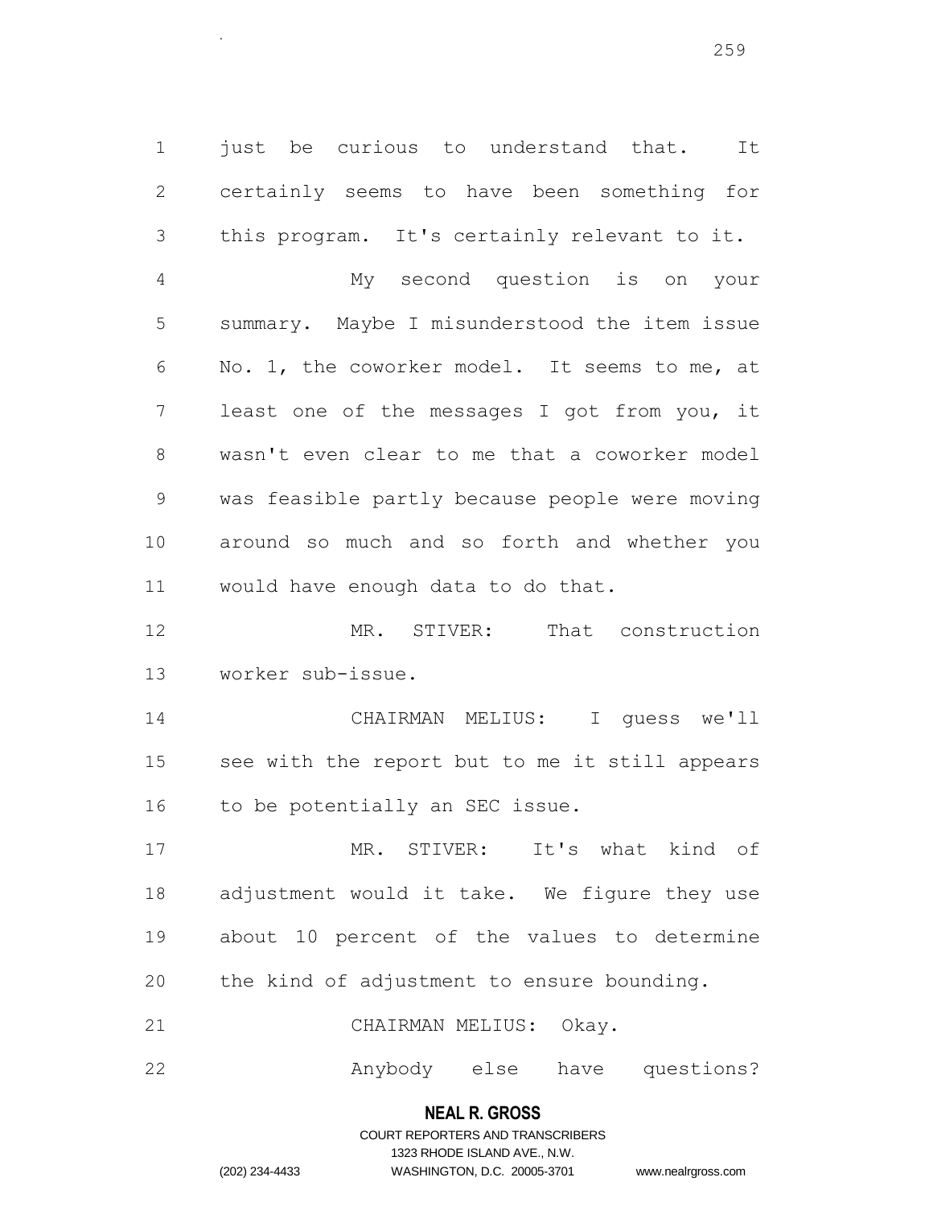just be curious to understand that. It certainly seems to have been something for this program. It's certainly relevant to it.

My second question is on your summary. Maybe I misunderstood the item issue No. 1, the coworker model. It seems to me, at least one of the messages I got from you, it wasn't even clear to me that a coworker model was feasible partly because people were moving around so much and so forth and whether you would have enough data to do that.

MR. STIVER: That construction worker sub-issue.

CHAIRMAN MELIUS: I guess we'll see with the report but to me it still appears to be potentially an SEC issue.

MR. STIVER: It's what kind of adjustment would it take. We figure they use about 10 percent of the values to determine the kind of adjustment to ensure bounding.

CHAIRMAN MELIUS: Okay.

Anybody else have questions?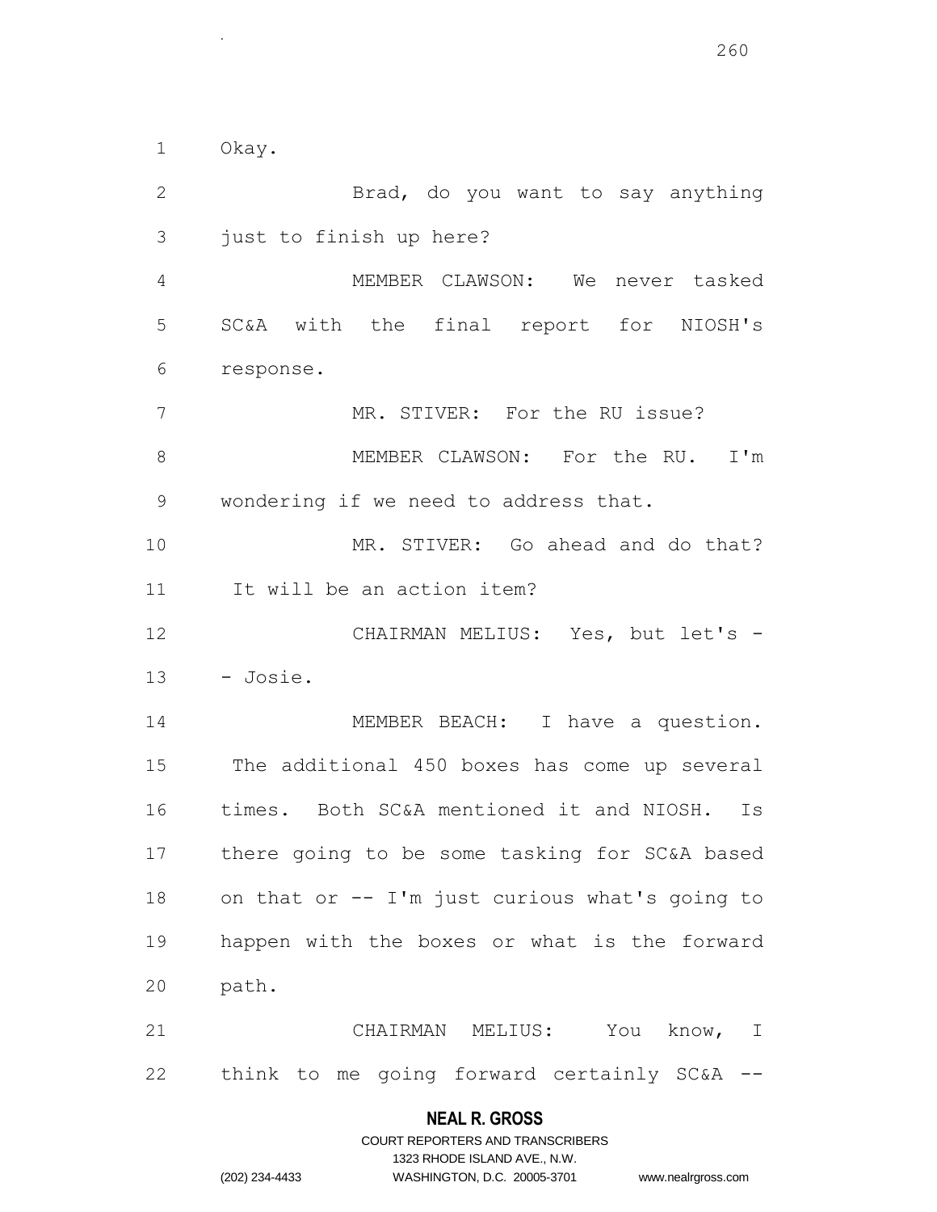Okay.

Brad, do you want to say anything just to finish up here?

MEMBER CLAWSON: We never tasked SC&A with the final report for NIOSH's response.

MR. STIVER: For the RU issue?

MEMBER CLAWSON: For the RU. I'm wondering if we need to address that.

MR. STIVER: Go ahead and do that? It will be an action item?

CHAIRMAN MELIUS: Yes, but let's -- Josie.

MEMBER BEACH: I have a question. The additional 450 boxes has come up several times. Both SC&A mentioned it and NIOSH. Is there going to be some tasking for SC&A based on that or -- I'm just curious what's going to happen with the boxes or what is the forward path.

CHAIRMAN MELIUS: You know, I think to me going forward certainly SC&A --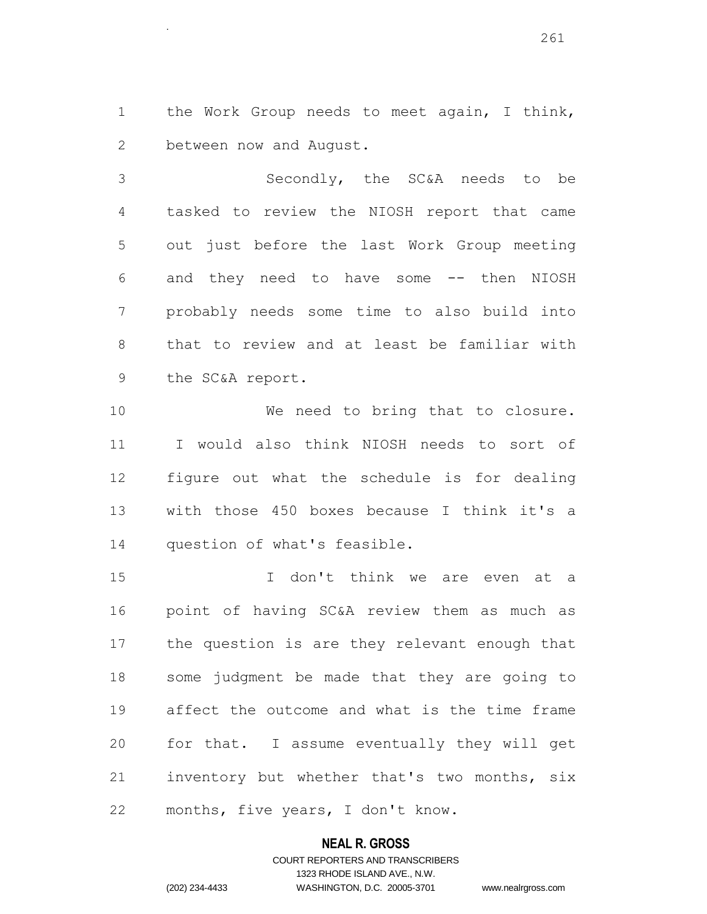the Work Group needs to meet again, I think, between now and August.

Secondly, the SC&A needs to be tasked to review the NIOSH report that came out just before the last Work Group meeting and they need to have some -- then NIOSH probably needs some time to also build into that to review and at least be familiar with the SC&A report.

We need to bring that to closure. I would also think NIOSH needs to sort of figure out what the schedule is for dealing with those 450 boxes because I think it's a question of what's feasible.

I don't think we are even at a point of having SC&A review them as much as the question is are they relevant enough that some judgment be made that they are going to affect the outcome and what is the time frame for that. I assume eventually they will get inventory but whether that's two months, six months, five years, I don't know.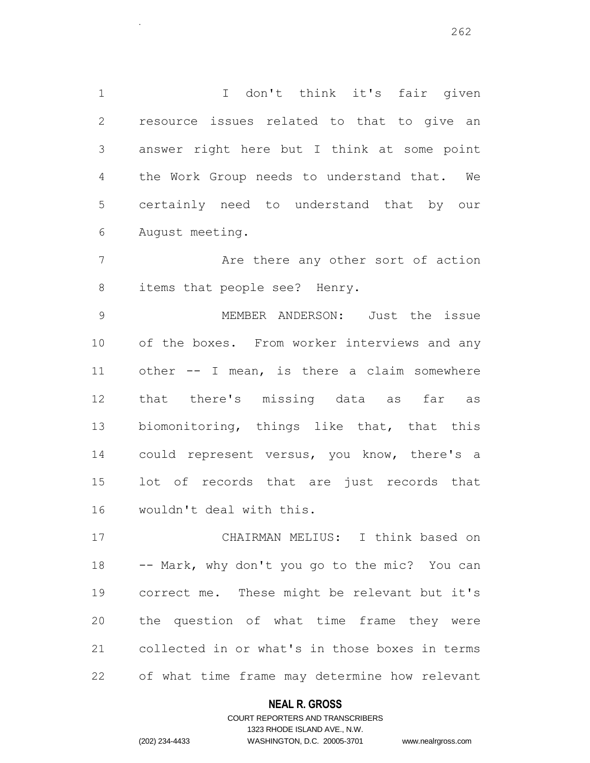I don't think it's fair given resource issues related to that to give an answer right here but I think at some point the Work Group needs to understand that. We certainly need to understand that by our August meeting.

Are there any other sort of action items that people see? Henry.

MEMBER ANDERSON: Just the issue of the boxes. From worker interviews and any other -- I mean, is there a claim somewhere that there's missing data as far as biomonitoring, things like that, that this could represent versus, you know, there's a lot of records that are just records that wouldn't deal with this.

CHAIRMAN MELIUS: I think based on -- Mark, why don't you go to the mic? You can correct me. These might be relevant but it's the question of what time frame they were collected in or what's in those boxes in terms of what time frame may determine how relevant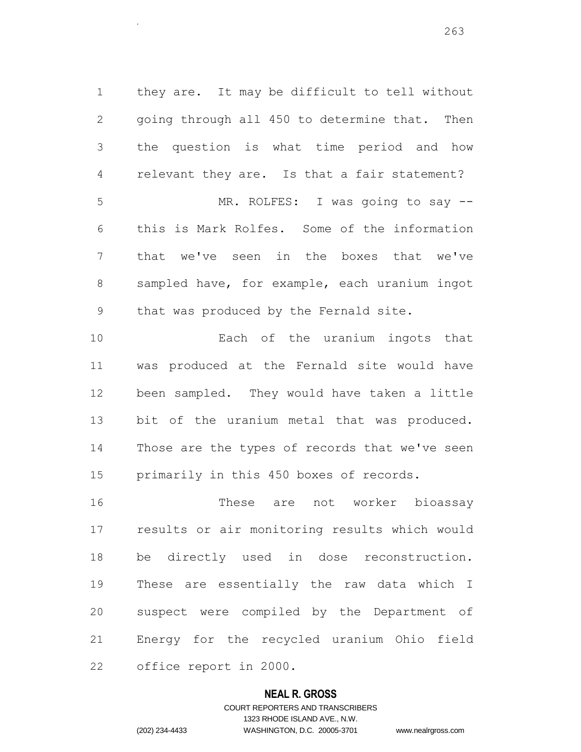they are. It may be difficult to tell without going through all 450 to determine that. Then the question is what time period and how relevant they are. Is that a fair statement?

MR. ROLFES: I was going to say -- this is Mark Rolfes. Some of the information that we've seen in the boxes that we've sampled have, for example, each uranium ingot that was produced by the Fernald site.

Each of the uranium ingots that was produced at the Fernald site would have been sampled. They would have taken a little bit of the uranium metal that was produced. Those are the types of records that we've seen primarily in this 450 boxes of records.

These are not worker bioassay results or air monitoring results which would be directly used in dose reconstruction. These are essentially the raw data which I suspect were compiled by the Department of Energy for the recycled uranium Ohio field office report in 2000.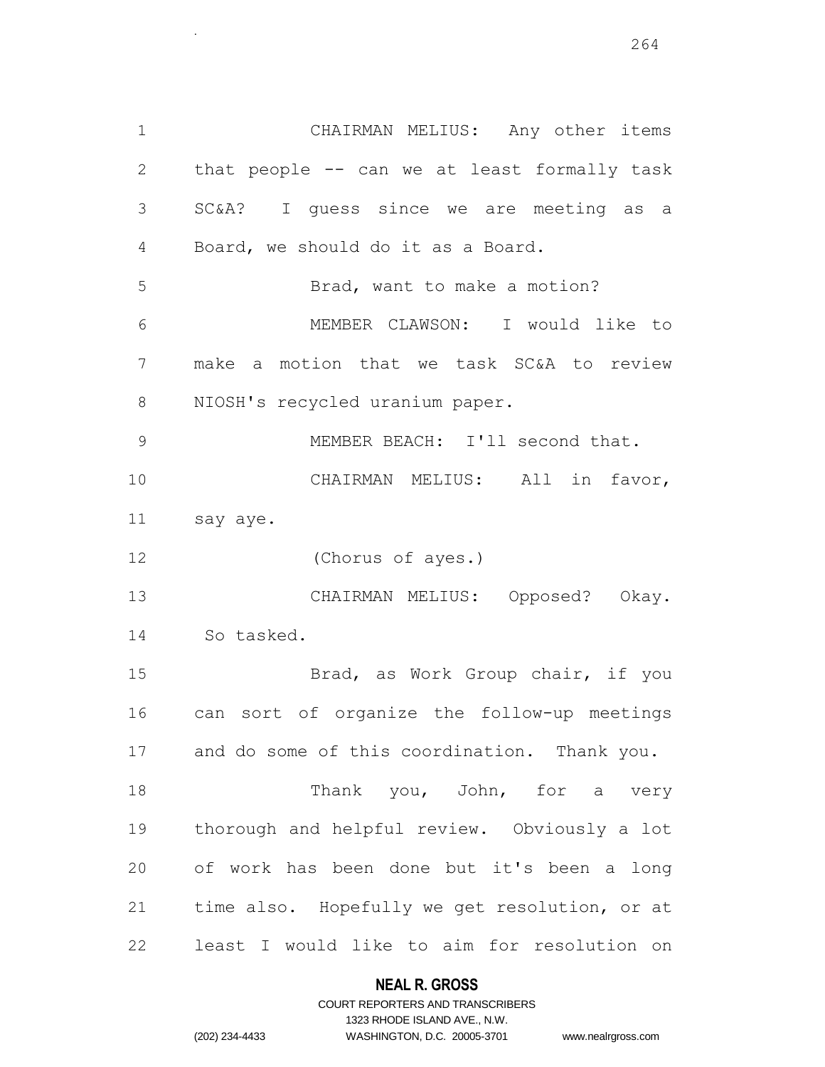CHAIRMAN MELIUS: Any other items that people -- can we at least formally task SC&A? I guess since we are meeting as a Board, we should do it as a Board.

Brad, want to make a motion?

MEMBER CLAWSON: I would like to make a motion that we task SC&A to review NIOSH's recycled uranium paper.

MEMBER BEACH: I'll second that.

CHAIRMAN MELIUS: All in favor, say aye.

(Chorus of ayes.)

CHAIRMAN MELIUS: Opposed? Okay. So tasked.

Brad, as Work Group chair, if you can sort of organize the follow-up meetings and do some of this coordination. Thank you.

Thank you, John, for a very thorough and helpful review. Obviously a lot of work has been done but it's been a long time also. Hopefully we get resolution, or at least I would like to aim for resolution on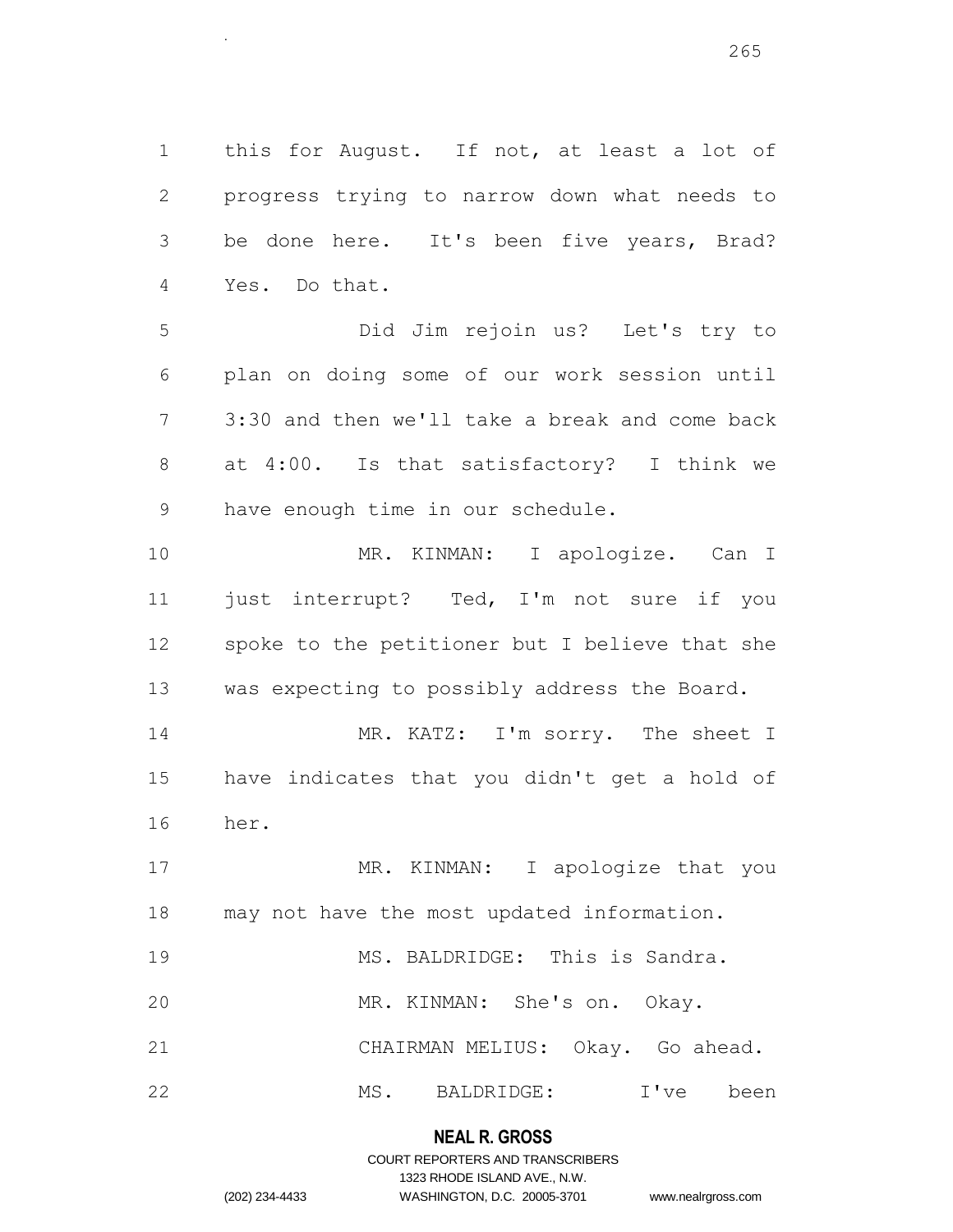this for August. If not, at least a lot of progress trying to narrow down what needs to be done here. It's been five years, Brad? Yes. Do that.

Did Jim rejoin us? Let's try to plan on doing some of our work session until 3:30 and then we'll take a break and come back at 4:00. Is that satisfactory? I think we have enough time in our schedule.

MR. KINMAN: I apologize. Can I just interrupt? Ted, I'm not sure if you spoke to the petitioner but I believe that she was expecting to possibly address the Board.

MR. KATZ: I'm sorry. The sheet I have indicates that you didn't get a hold of her.

MR. KINMAN: I apologize that you may not have the most updated information.

MS. BALDRIDGE: This is Sandra.

MR. KINMAN: She's on. Okay.

CHAIRMAN MELIUS: Okay. Go ahead.

MS. BALDRIDGE: I've been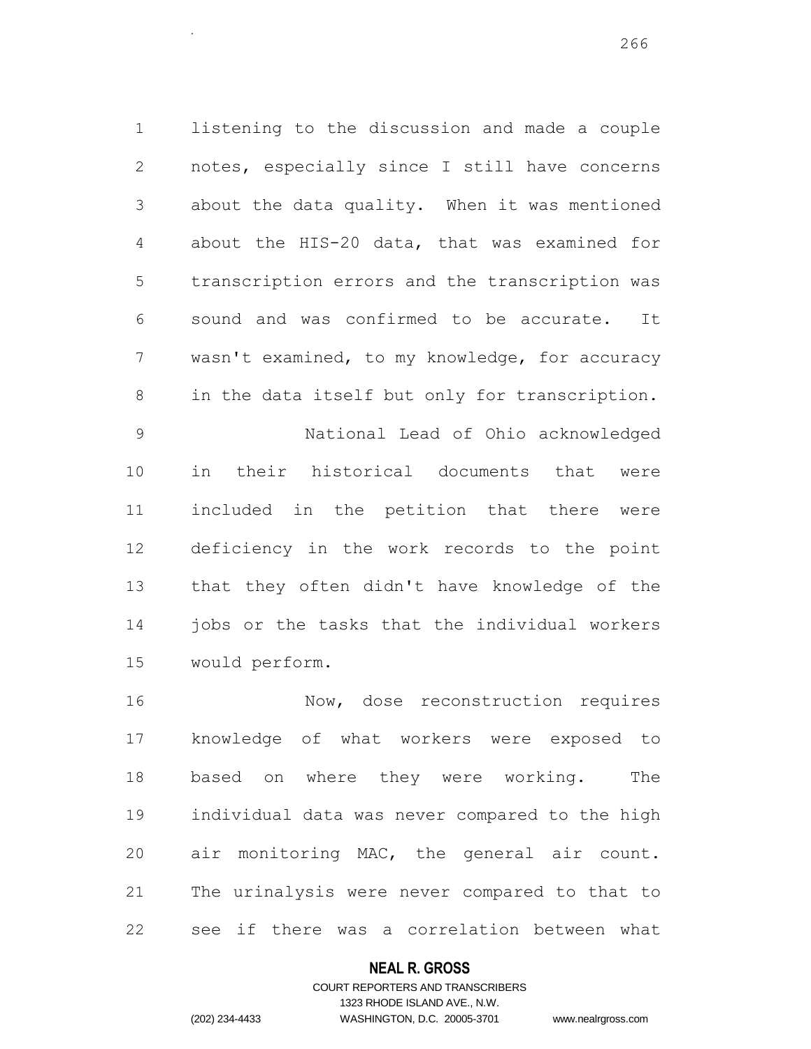listening to the discussion and made a couple notes, especially since I still have concerns about the data quality. When it was mentioned about the HIS-20 data, that was examined for transcription errors and the transcription was sound and was confirmed to be accurate. It wasn't examined, to my knowledge, for accuracy in the data itself but only for transcription.

National Lead of Ohio acknowledged in their historical documents that were included in the petition that there were deficiency in the work records to the point that they often didn't have knowledge of the jobs or the tasks that the individual workers would perform.

Now, dose reconstruction requires knowledge of what workers were exposed to based on where they were working. The individual data was never compared to the high air monitoring MAC, the general air count. The urinalysis were never compared to that to see if there was a correlation between what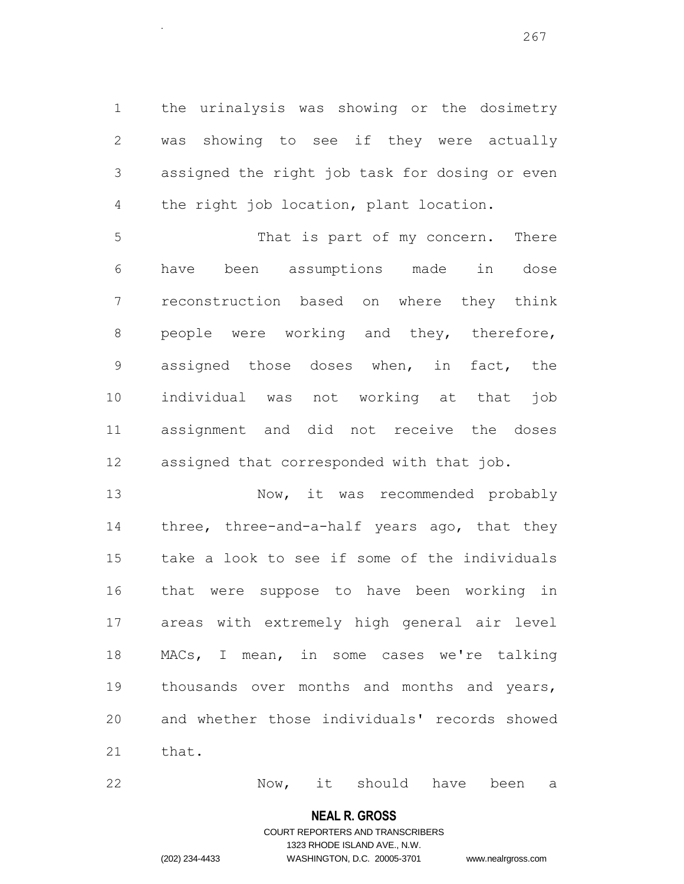the urinalysis was showing or the dosimetry was showing to see if they were actually assigned the right job task for dosing or even the right job location, plant location.

That is part of my concern. There have been assumptions made in dose reconstruction based on where they think people were working and they, therefore, assigned those doses when, in fact, the individual was not working at that job assignment and did not receive the doses assigned that corresponded with that job.

Now, it was recommended probably three, three-and-a-half years ago, that they take a look to see if some of the individuals that were suppose to have been working in areas with extremely high general air level MACs, I mean, in some cases we're talking thousands over months and months and years, and whether those individuals' records showed that.

Now, it should have been a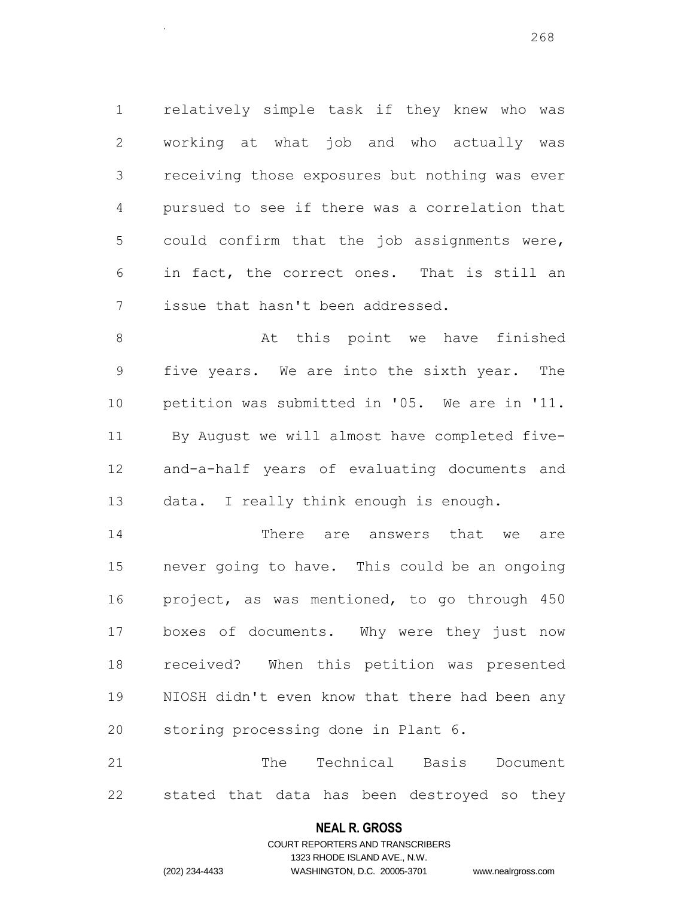relatively simple task if they knew who was working at what job and who actually was receiving those exposures but nothing was ever pursued to see if there was a correlation that could confirm that the job assignments were, in fact, the correct ones. That is still an issue that hasn't been addressed.

At this point we have finished five years. We are into the sixth year. The petition was submitted in '05. We are in '11. By August we will almost have completed five-and-a-half years of evaluating documents and data. I really think enough is enough.

There are answers that we are never going to have. This could be an ongoing project, as was mentioned, to go through 450 boxes of documents. Why were they just now received? When this petition was presented NIOSH didn't even know that there had been any storing processing done in Plant 6.

The Technical Basis Document stated that data has been destroyed so they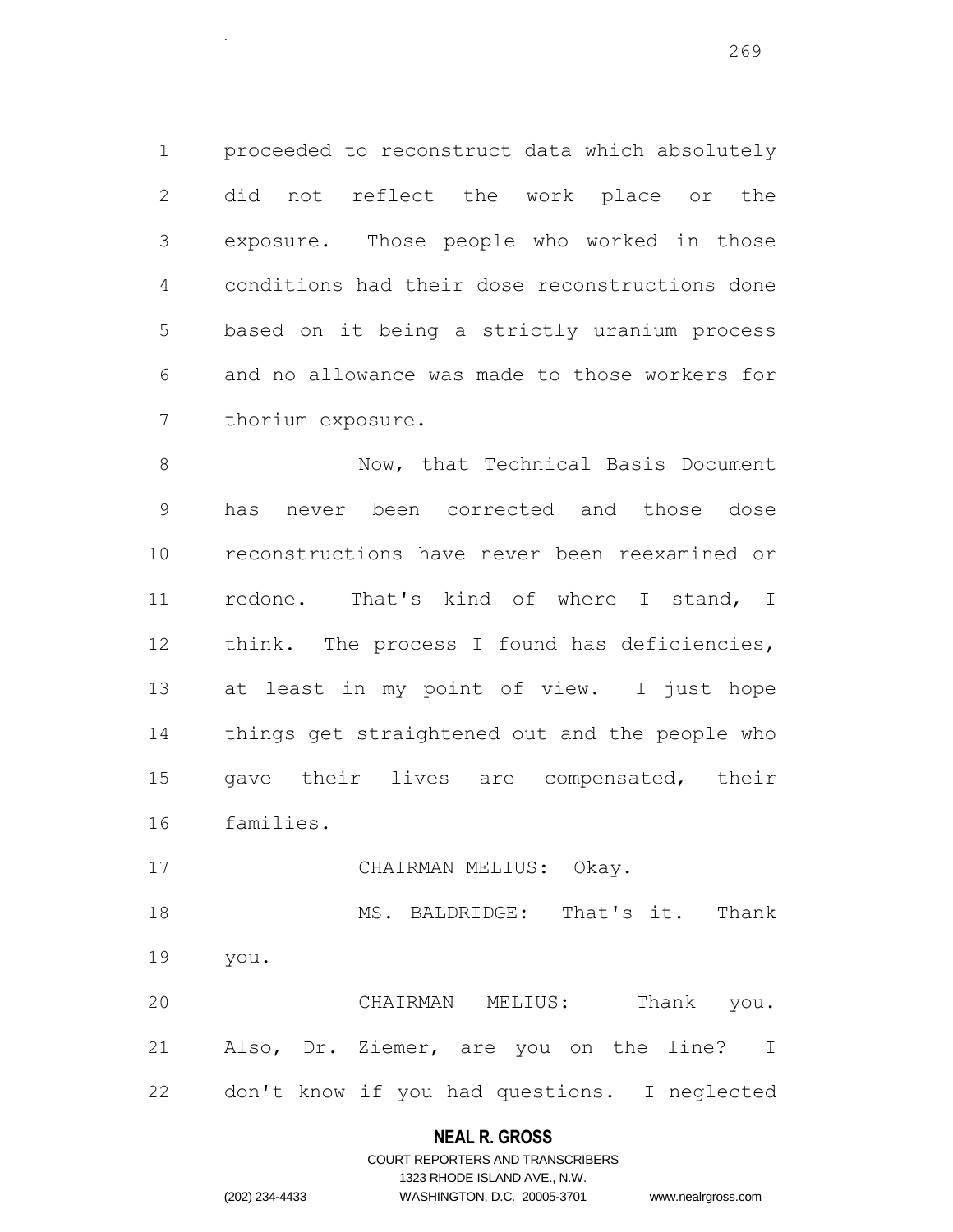proceeded to reconstruct data which absolutely did not reflect the work place or the exposure. Those people who worked in those conditions had their dose reconstructions done based on it being a strictly uranium process and no allowance was made to those workers for thorium exposure.

Now, that Technical Basis Document has never been corrected and those dose reconstructions have never been reexamined or redone. That's kind of where I stand, I think. The process I found has deficiencies, at least in my point of view. I just hope things get straightened out and the people who gave their lives are compensated, their families.

CHAIRMAN MELIUS: Okay.

MS. BALDRIDGE: That's it. Thank you.

CHAIRMAN MELIUS: Thank you. Also, Dr. Ziemer, are you on the line? I don't know if you had questions. I neglected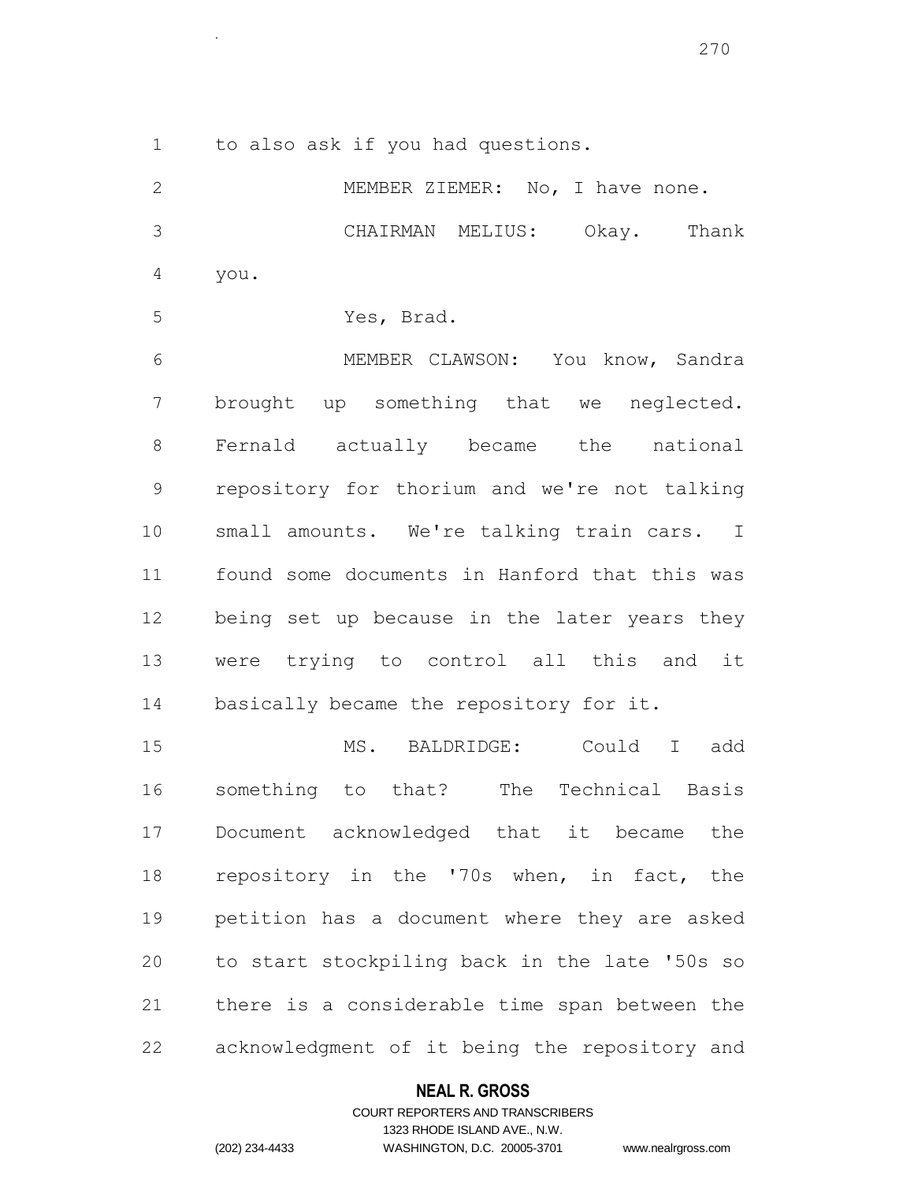to also ask if you had questions.

MEMBER ZIEMER: No, I have none.

CHAIRMAN MELIUS: Okay. Thank you.

Yes, Brad.

MEMBER CLAWSON: You know, Sandra brought up something that we neglected. Fernald actually became the national repository for thorium and we're not talking small amounts. We're talking train cars. I found some documents in Hanford that this was being set up because in the later years they were trying to control all this and it basically became the repository for it.

MS. BALDRIDGE: Could I add something to that? The Technical Basis Document acknowledged that it became the repository in the '70s when, in fact, the petition has a document where they are asked to start stockpiling back in the late '50s so there is a considerable time span between the acknowledgment of it being the repository and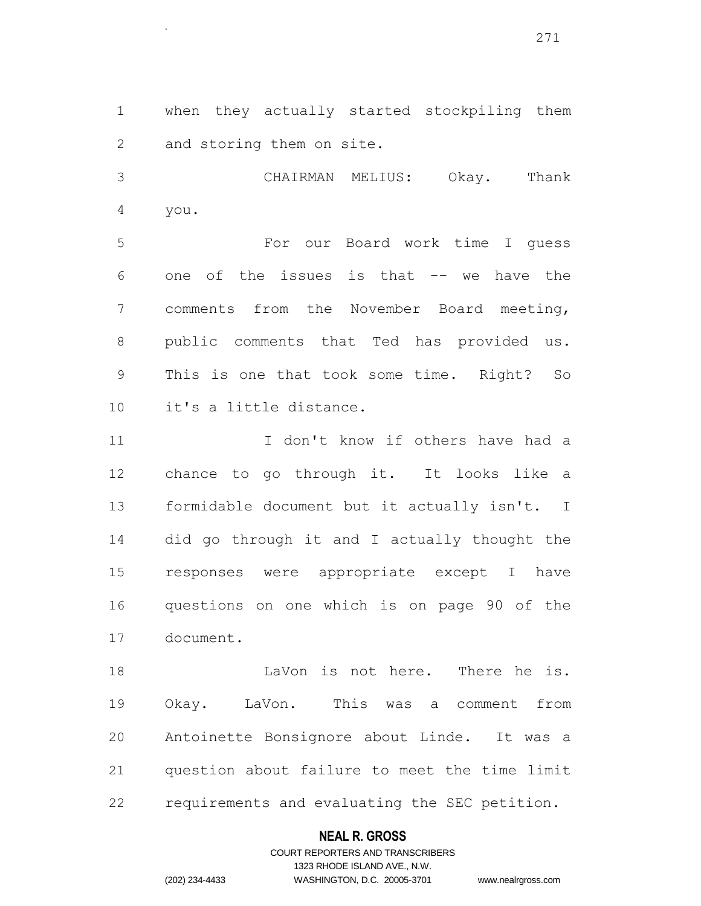when they actually started stockpiling them and storing them on site.

CHAIRMAN MELIUS: Okay. Thank you.

For our Board work time I guess one of the issues is that -- we have the comments from the November Board meeting, public comments that Ted has provided us. This is one that took some time. Right? So it's a little distance.

I don't know if others have had a chance to go through it. It looks like a formidable document but it actually isn't. I did go through it and I actually thought the responses were appropriate except I have questions on one which is on page 90 of the document.

LaVon is not here. There he is. Okay. LaVon. This was a comment from Antoinette Bonsignore about Linde. It was a question about failure to meet the time limit requirements and evaluating the SEC petition.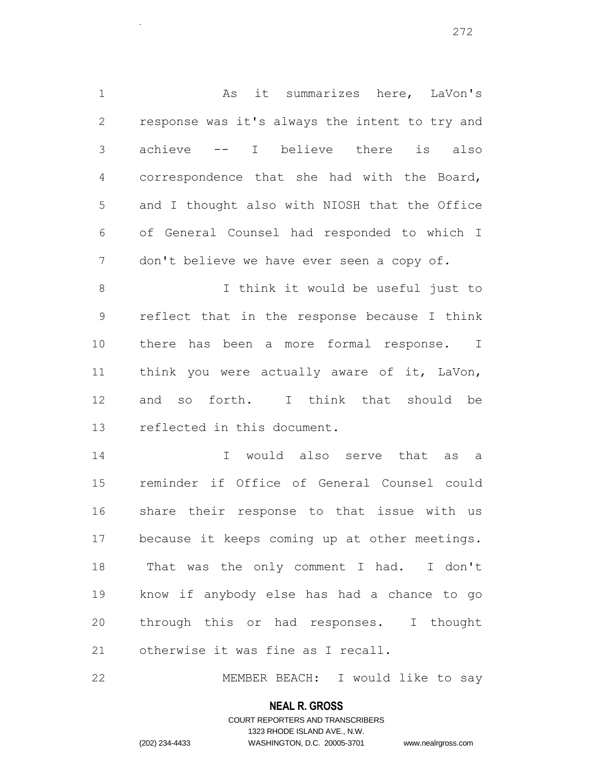As it summarizes here, LaVon's response was it's always the intent to try and achieve -- I believe there is also correspondence that she had with the Board, and I thought also with NIOSH that the Office of General Counsel had responded to which I don't believe we have ever seen a copy of.

I think it would be useful just to reflect that in the response because I think there has been a more formal response. I think you were actually aware of it, LaVon, and so forth. I think that should be reflected in this document.

I would also serve that as a reminder if Office of General Counsel could share their response to that issue with us because it keeps coming up at other meetings. That was the only comment I had. I don't know if anybody else has had a chance to go through this or had responses. I thought otherwise it was fine as I recall.

MEMBER BEACH: I would like to say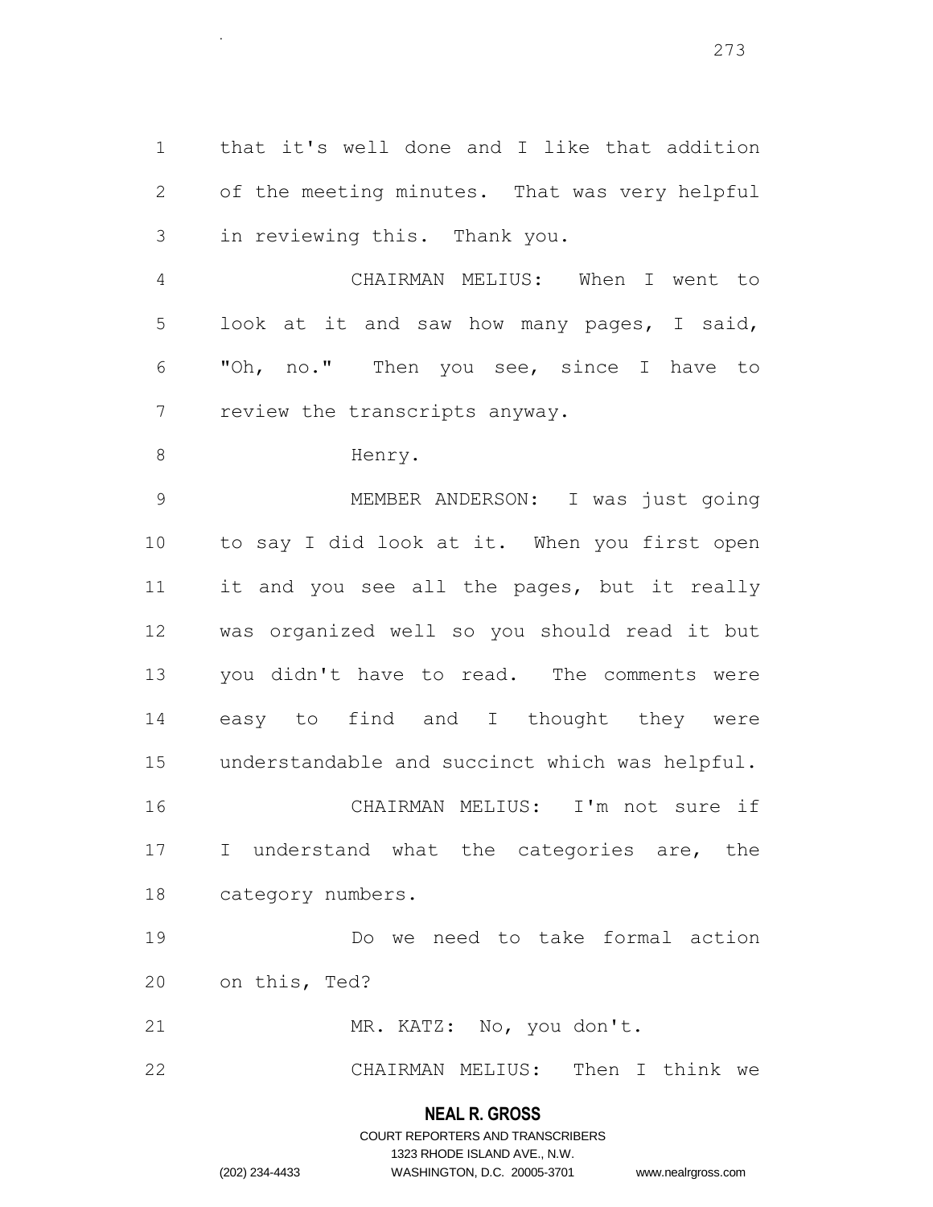that it's well done and I like that addition of the meeting minutes. That was very helpful in reviewing this. Thank you.

CHAIRMAN MELIUS: When I went to look at it and saw how many pages, I said, "Oh, no." Then you see, since I have to review the transcripts anyway.

Henry.

MEMBER ANDERSON: I was just going to say I did look at it. When you first open it and you see all the pages, but it really was organized well so you should read it but you didn't have to read. The comments were easy to find and I thought they were understandable and succinct which was helpful.

CHAIRMAN MELIUS: I'm not sure if I understand what the categories are, the category numbers.

Do we need to take formal action on this, Ted?

MR. KATZ: No, you don't.

CHAIRMAN MELIUS: Then I think we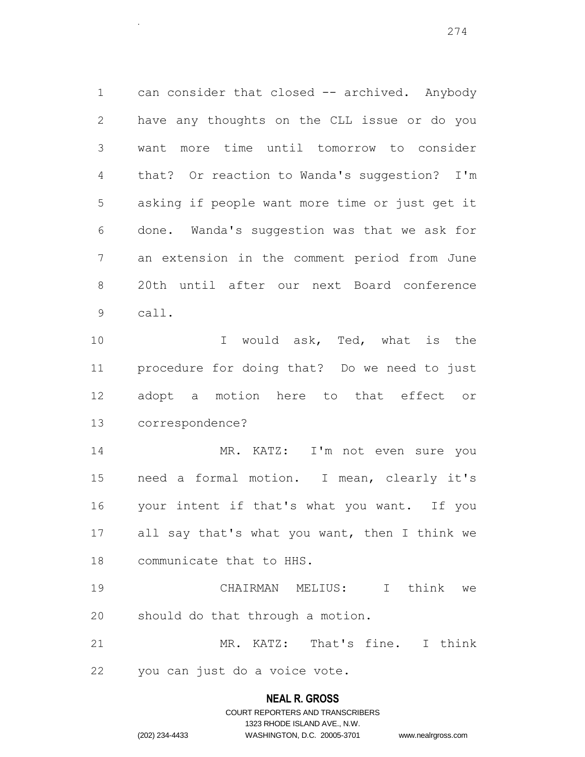can consider that closed -- archived. Anybody have any thoughts on the CLL issue or do you want more time until tomorrow to consider that? Or reaction to Wanda's suggestion? I'm asking if people want more time or just get it done. Wanda's suggestion was that we ask for an extension in the comment period from June 20th until after our next Board conference call.

I would ask, Ted, what is the procedure for doing that? Do we need to just adopt a motion here to that effect or correspondence?

MR. KATZ: I'm not even sure you need a formal motion. I mean, clearly it's your intent if that's what you want. If you all say that's what you want, then I think we communicate that to HHS.

CHAIRMAN MELIUS: I think we should do that through a motion.

MR. KATZ: That's fine. I think you can just do a voice vote.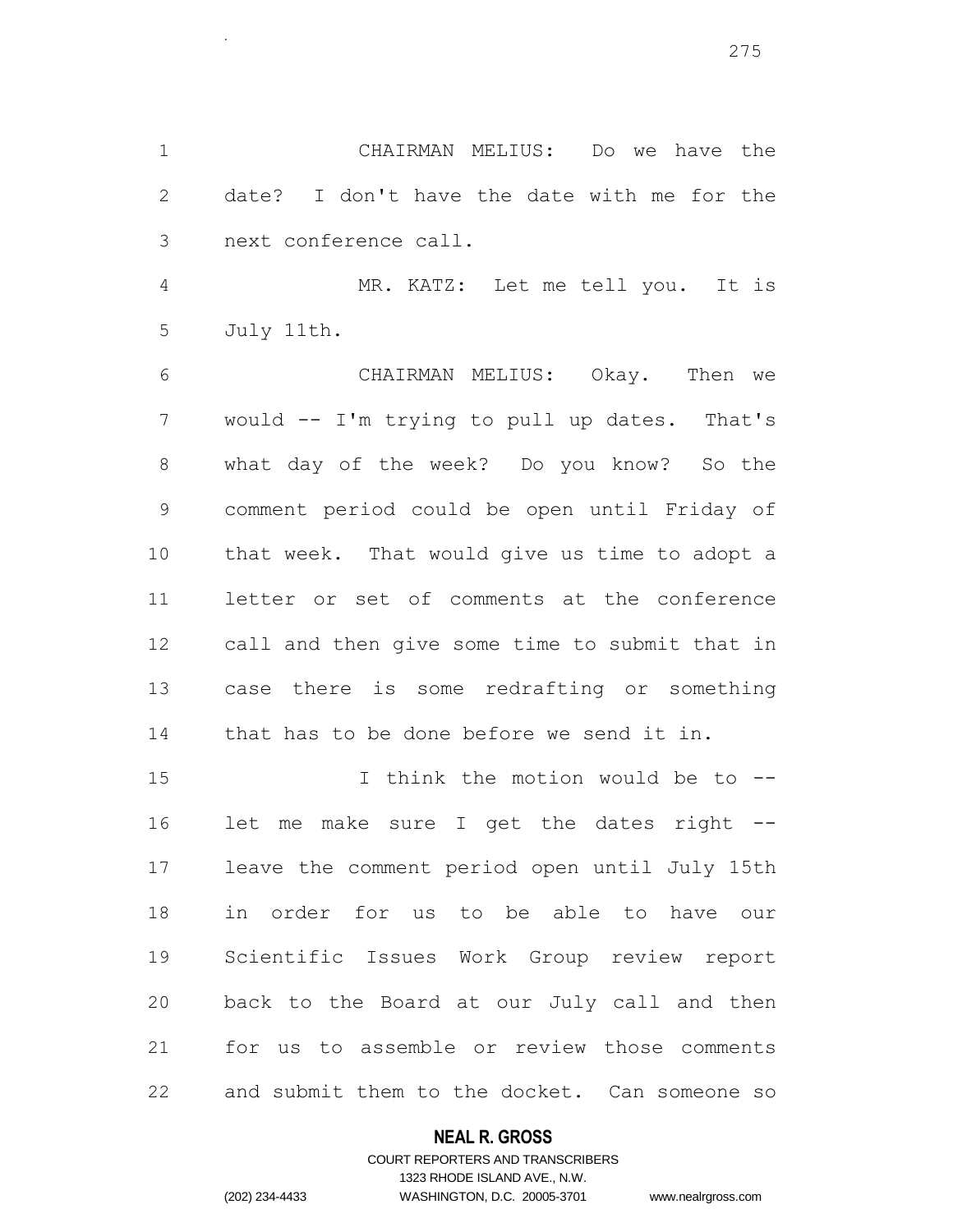CHAIRMAN MELIUS: Do we have the date? I don't have the date with me for the next conference call.

MR. KATZ: Let me tell you. It is July 11th.

CHAIRMAN MELIUS: Okay. Then we would -- I'm trying to pull up dates. That's what day of the week? Do you know? So the comment period could be open until Friday of that week. That would give us time to adopt a letter or set of comments at the conference call and then give some time to submit that in case there is some redrafting or something that has to be done before we send it in.

I think the motion would be to -- let me make sure I get the dates right -- leave the comment period open until July 15th in order for us to be able to have our Scientific Issues Work Group review report back to the Board at our July call and then for us to assemble or review those comments and submit them to the docket. Can someone so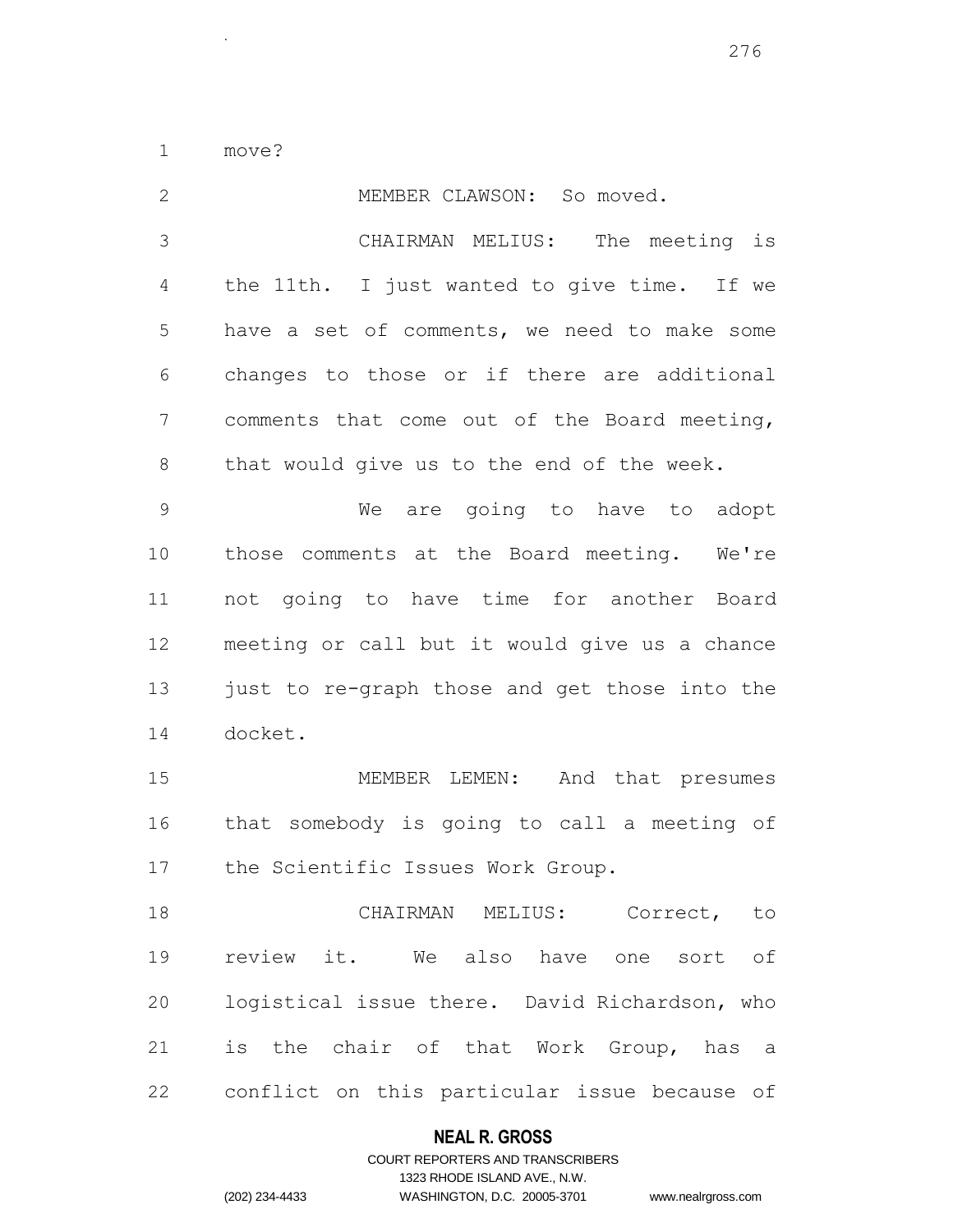move?

MEMBER CLAWSON: So moved.

CHAIRMAN MELIUS: The meeting is the 11th. I just wanted to give time. If we have a set of comments, we need to make some changes to those or if there are additional comments that come out of the Board meeting, that would give us to the end of the week.

We are going to have to adopt those comments at the Board meeting. We're not going to have time for another Board meeting or call but it would give us a chance just to re-graph those and get those into the docket.

MEMBER LEMEN: And that presumes that somebody is going to call a meeting of the Scientific Issues Work Group.

CHAIRMAN MELIUS: Correct, to review it. We also have one sort of logistical issue there. David Richardson, who is the chair of that Work Group, has a conflict on this particular issue because of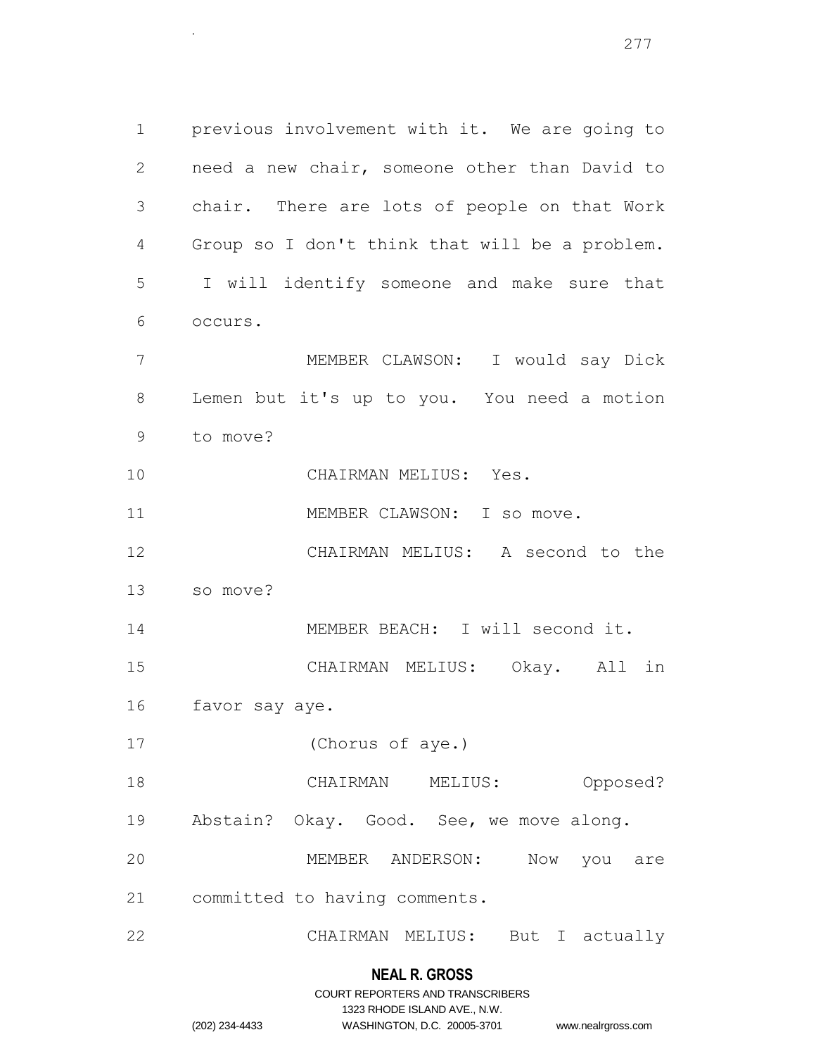previous involvement with it. We are going to need a new chair, someone other than David to chair. There are lots of people on that Work Group so I don't think that will be a problem. I will identify someone and make sure that occurs.

MEMBER CLAWSON: I would say Dick Lemen but it's up to you. You need a motion to move?

CHAIRMAN MELIUS: Yes.

MEMBER CLAWSON: I so move.

CHAIRMAN MELIUS: A second to the so move?

MEMBER BEACH: I will second it.

CHAIRMAN MELIUS: Okay. All in favor say aye.

(Chorus of aye.)

CHAIRMAN MELIUS: Opposed? Abstain? Okay. Good. See, we move along.

MEMBER ANDERSON: Now you are committed to having comments.

CHAIRMAN MELIUS: But I actually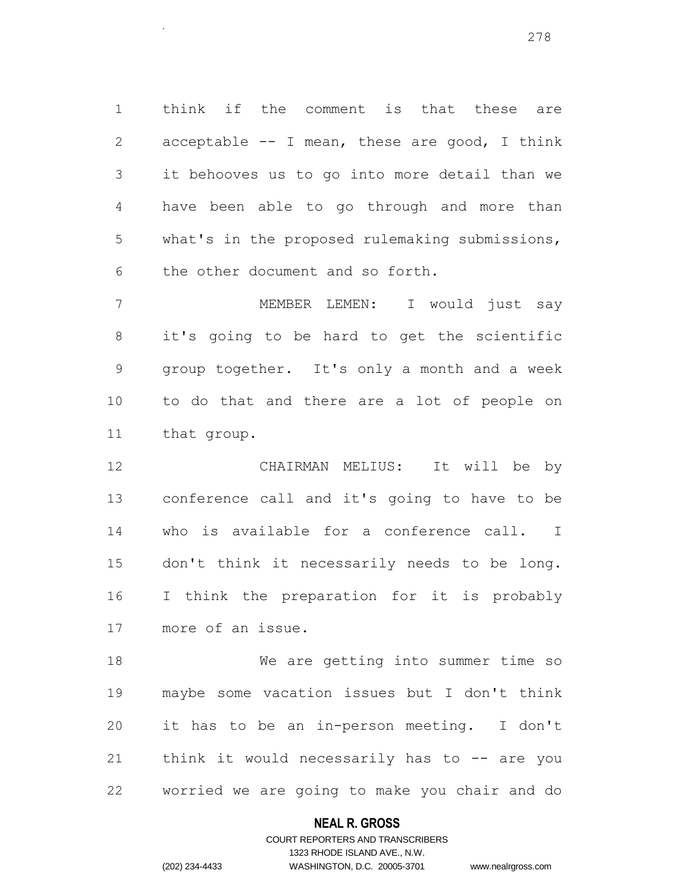think if the comment is that these are acceptable -- I mean, these are good, I think it behooves us to go into more detail than we have been able to go through and more than what's in the proposed rulemaking submissions, the other document and so forth.

MEMBER LEMEN: I would just say it's going to be hard to get the scientific group together. It's only a month and a week to do that and there are a lot of people on that group.

CHAIRMAN MELIUS: It will be by conference call and it's going to have to be who is available for a conference call. I don't think it necessarily needs to be long. I think the preparation for it is probably more of an issue.

We are getting into summer time so maybe some vacation issues but I don't think it has to be an in-person meeting. I don't think it would necessarily has to -- are you worried we are going to make you chair and do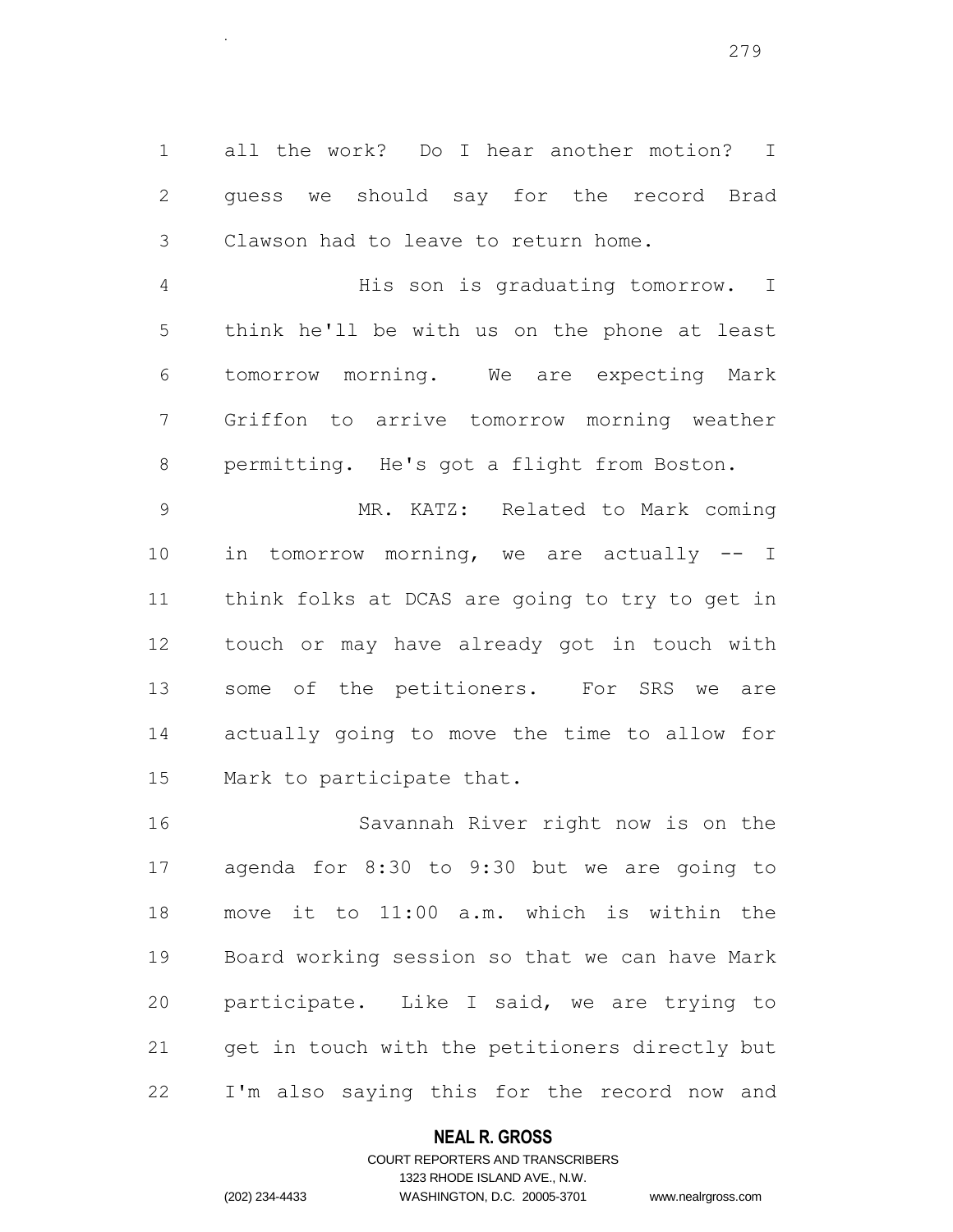all the work? Do I hear another motion? I guess we should say for the record Brad Clawson had to leave to return home.

His son is graduating tomorrow. I think he'll be with us on the phone at least tomorrow morning. We are expecting Mark Griffon to arrive tomorrow morning weather permitting. He's got a flight from Boston.

MR. KATZ: Related to Mark coming in tomorrow morning, we are actually -- I think folks at DCAS are going to try to get in touch or may have already got in touch with some of the petitioners. For SRS we are actually going to move the time to allow for Mark to participate that.

Savannah River right now is on the agenda for 8:30 to 9:30 but we are going to move it to 11:00 a.m. which is within the Board working session so that we can have Mark participate. Like I said, we are trying to get in touch with the petitioners directly but I'm also saying this for the record now and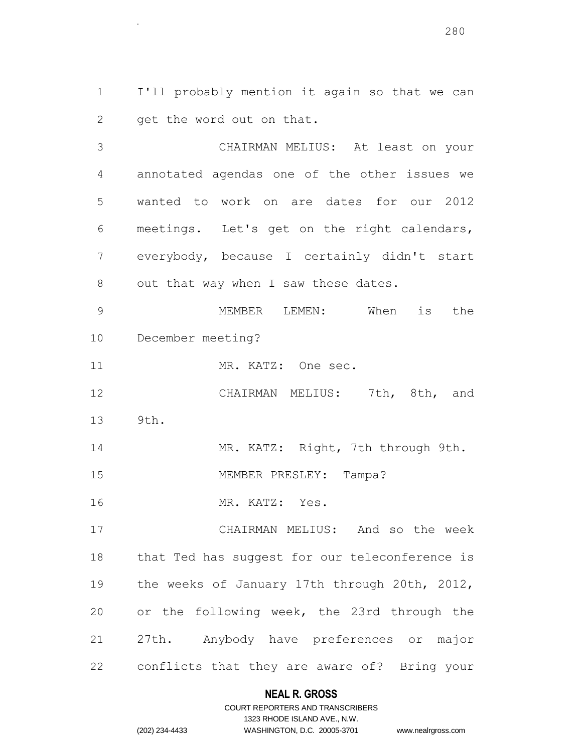I'll probably mention it again so that we can get the word out on that.

CHAIRMAN MELIUS: At least on your annotated agendas one of the other issues we wanted to work on are dates for our 2012 meetings. Let's get on the right calendars, everybody, because I certainly didn't start out that way when I saw these dates.

MEMBER LEMEN: When is the December meeting?

MR. KATZ: One sec.

CHAIRMAN MELIUS: 7th, 8th, and 9th.

MR. KATZ: Right, 7th through 9th.

MEMBER PRESLEY: Tampa?

MR. KATZ: Yes.

CHAIRMAN MELIUS: And so the week that Ted has suggest for our teleconference is the weeks of January 17th through 20th, 2012, or the following week, the 23rd through the 27th. Anybody have preferences or major conflicts that they are aware of? Bring your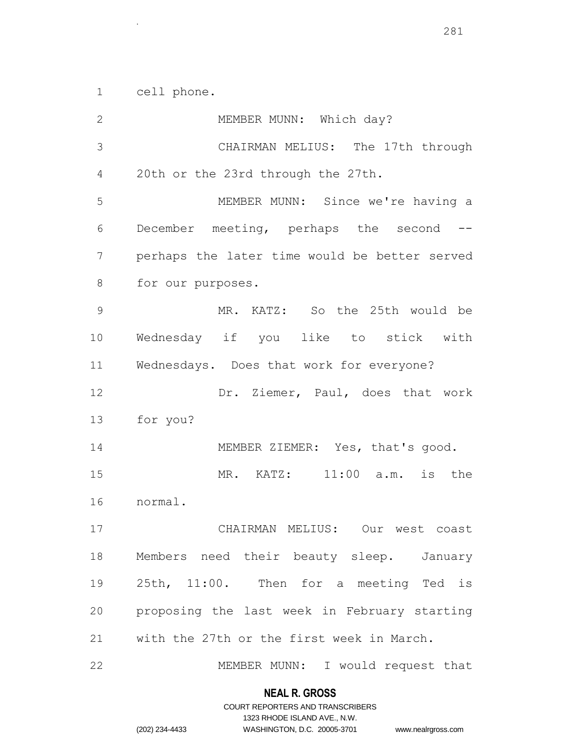cell phone.

MEMBER MUNN: Which day?

CHAIRMAN MELIUS: The 17th through 20th or the 23rd through the 27th.

MEMBER MUNN: Since we're having a December meeting, perhaps the second -- perhaps the later time would be better served for our purposes.

MR. KATZ: So the 25th would be Wednesday if you like to stick with Wednesdays. Does that work for everyone?

Dr. Ziemer, Paul, does that work for you?

MEMBER ZIEMER: Yes, that's good.

MR. KATZ: 11:00 a.m. is the normal.

CHAIRMAN MELIUS: Our west coast Members need their beauty sleep. January 25th, 11:00. Then for a meeting Ted is proposing the last week in February starting with the 27th or the first week in March.

MEMBER MUNN: I would request that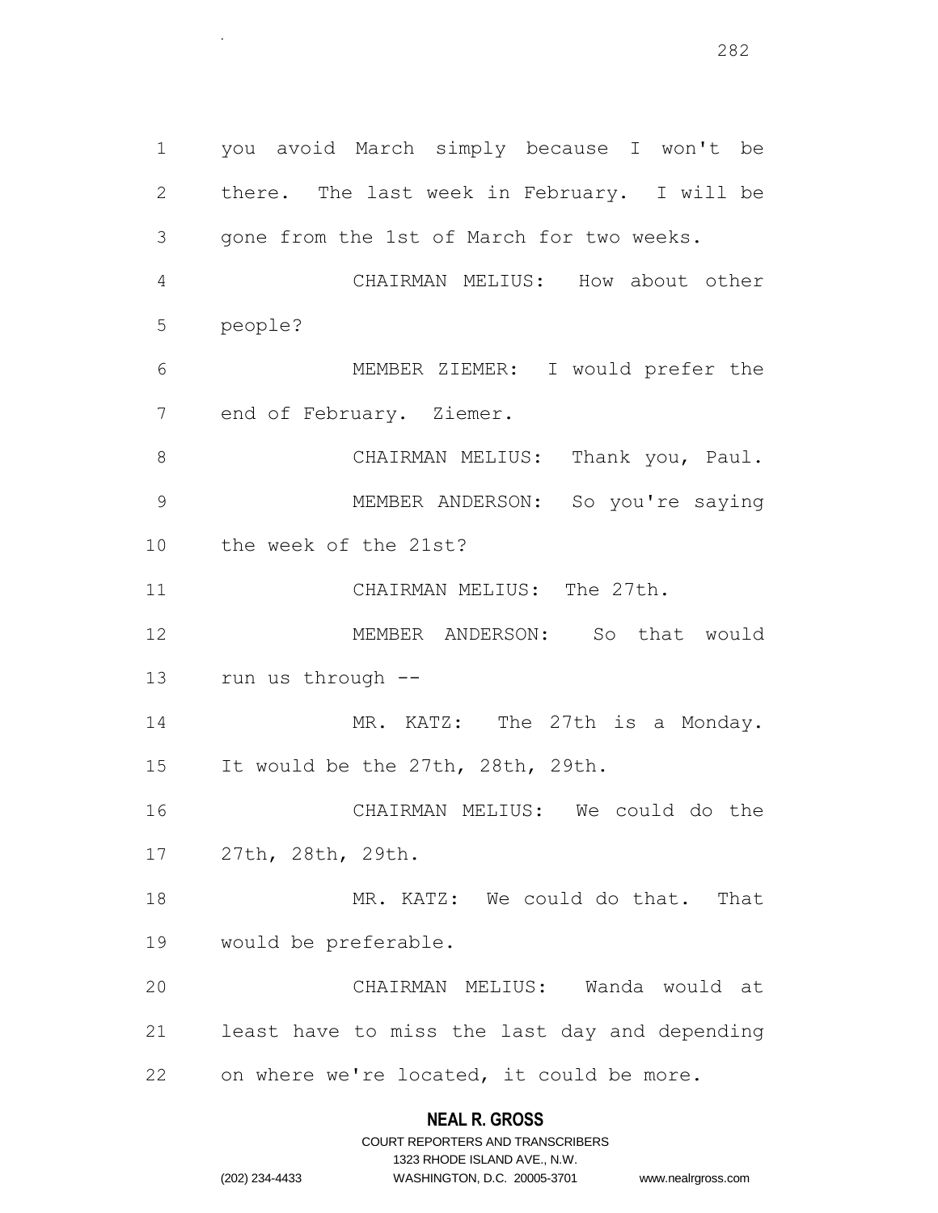you avoid March simply because I won't be there. The last week in February. I will be gone from the 1st of March for two weeks.

CHAIRMAN MELIUS: How about other people?

MEMBER ZIEMER: I would prefer the end of February. Ziemer.

CHAIRMAN MELIUS: Thank you, Paul.

MEMBER ANDERSON: So you're saying the week of the 21st?

CHAIRMAN MELIUS: The 27th.

MEMBER ANDERSON: So that would run us through --

MR. KATZ: The 27th is a Monday. It would be the 27th, 28th, 29th.

CHAIRMAN MELIUS: We could do the 27th, 28th, 29th.

MR. KATZ: We could do that. That would be preferable.

CHAIRMAN MELIUS: Wanda would at least have to miss the last day and depending on where we're located, it could be more.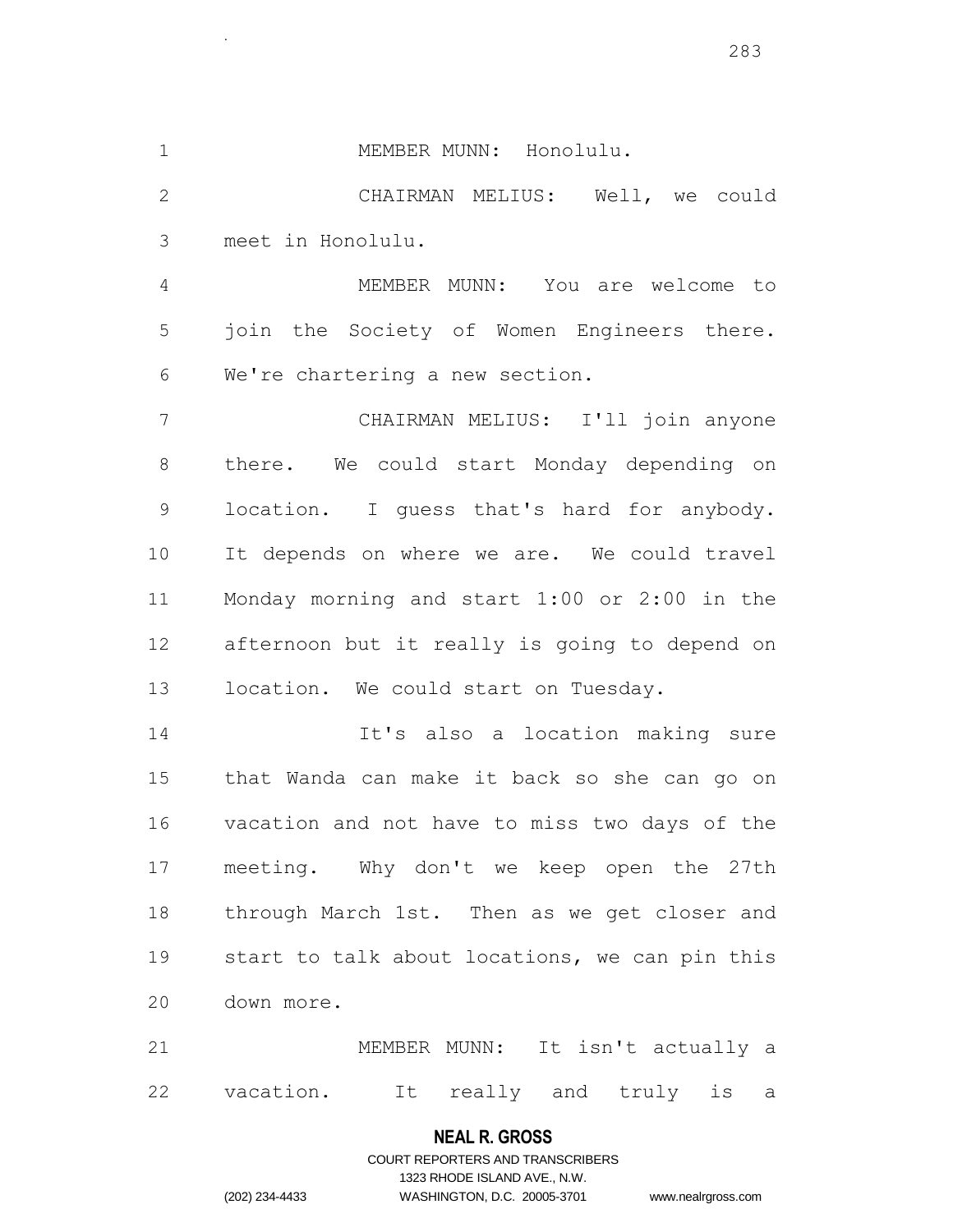MEMBER MUNN: Honolulu.

CHAIRMAN MELIUS: Well, we could meet in Honolulu.

MEMBER MUNN: You are welcome to join the Society of Women Engineers there. We're chartering a new section.

CHAIRMAN MELIUS: I'll join anyone there. We could start Monday depending on location. I guess that's hard for anybody. It depends on where we are. We could travel Monday morning and start 1:00 or 2:00 in the afternoon but it really is going to depend on location. We could start on Tuesday.

It's also a location making sure that Wanda can make it back so she can go on vacation and not have to miss two days of the meeting. Why don't we keep open the 27th through March 1st. Then as we get closer and start to talk about locations, we can pin this down more.

MEMBER MUNN: It isn't actually a vacation. It really and truly is a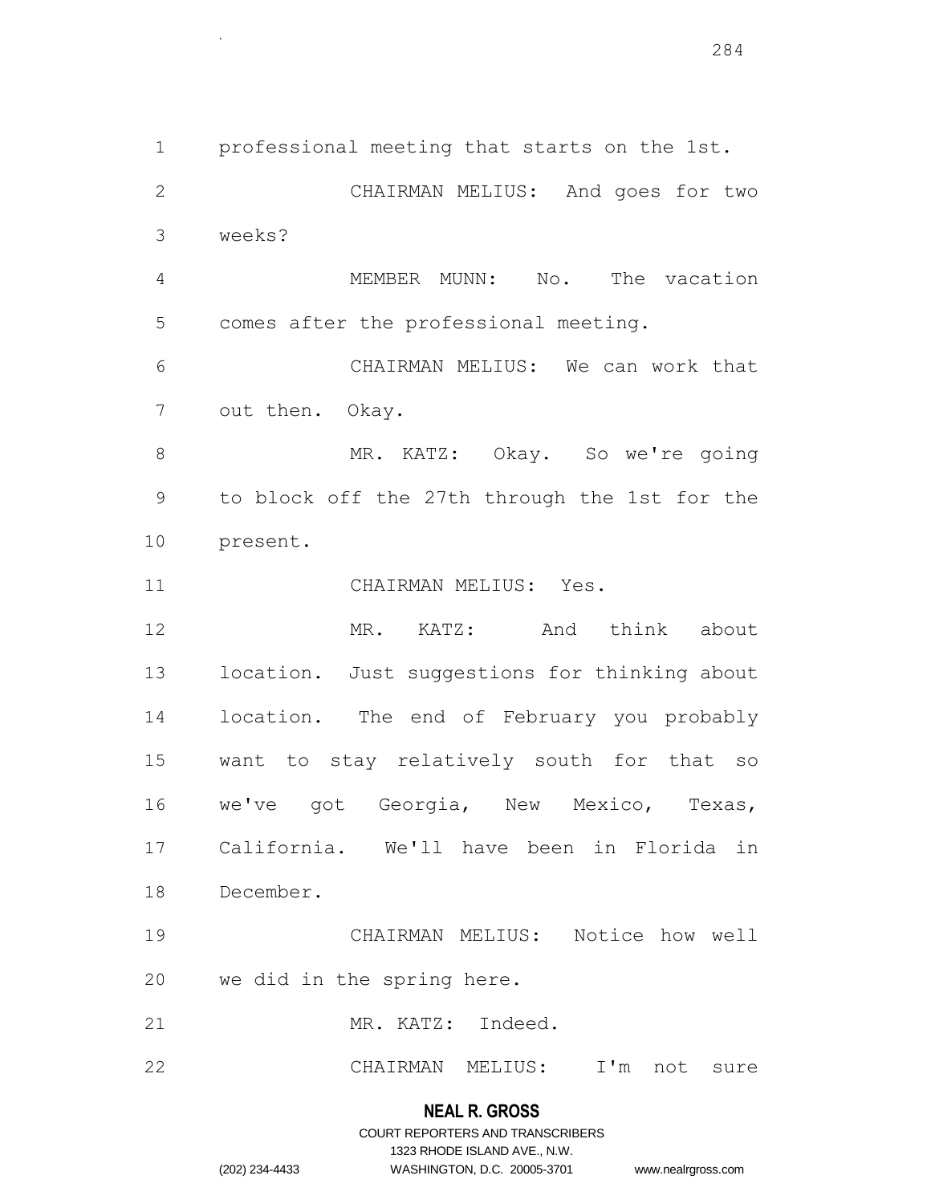professional meeting that starts on the 1st.

CHAIRMAN MELIUS: And goes for two weeks?

MEMBER MUNN: No. The vacation comes after the professional meeting.

CHAIRMAN MELIUS: We can work that out then. Okay.

MR. KATZ: Okay. So we're going to block off the 27th through the 1st for the present.

CHAIRMAN MELIUS: Yes.

MR. KATZ: And think about location. Just suggestions for thinking about location. The end of February you probably want to stay relatively south for that so we've got Georgia, New Mexico, Texas, California. We'll have been in Florida in December.

CHAIRMAN MELIUS: Notice how well we did in the spring here.

MR. KATZ: Indeed.

CHAIRMAN MELIUS: I'm not sure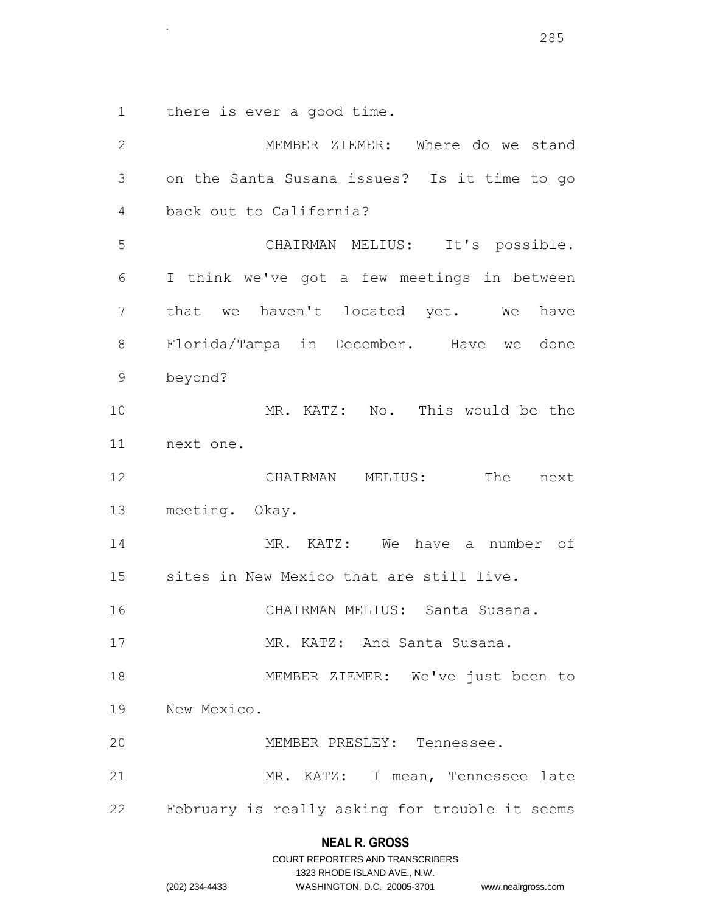there is ever a good time.

MEMBER ZIEMER: Where do we stand on the Santa Susana issues? Is it time to go back out to California?

CHAIRMAN MELIUS: It's possible. I think we've got a few meetings in between that we haven't located yet. We have Florida/Tampa in December. Have we done beyond?

MR. KATZ: No. This would be the next one.

CHAIRMAN MELIUS: The next meeting. Okay.

MR. KATZ: We have a number of sites in New Mexico that are still live.

CHAIRMAN MELIUS: Santa Susana.

MR. KATZ: And Santa Susana.

MEMBER ZIEMER: We've just been to New Mexico.

MEMBER PRESLEY: Tennessee.

MR. KATZ: I mean, Tennessee late February is really asking for trouble it seems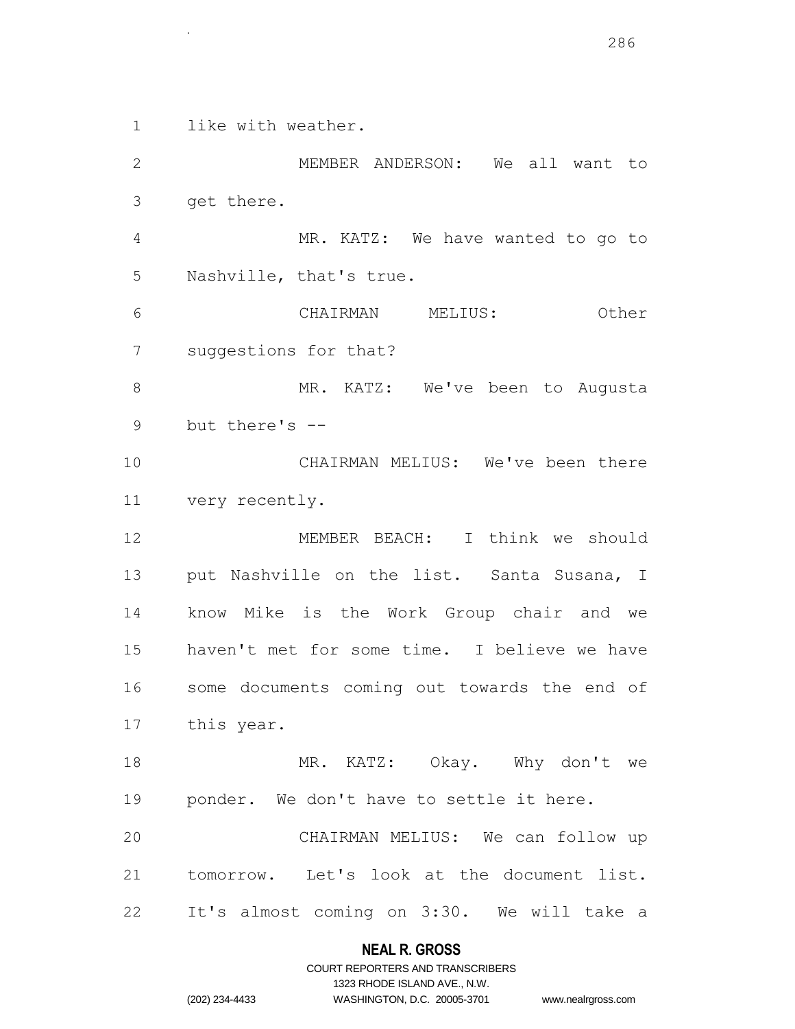like with weather.

MEMBER ANDERSON: We all want to get there.

MR. KATZ: We have wanted to go to Nashville, that's true.

CHAIRMAN MELIUS: Other suggestions for that?

MR. KATZ: We've been to Augusta but there's --

CHAIRMAN MELIUS: We've been there very recently.

MEMBER BEACH: I think we should put Nashville on the list. Santa Susana, I know Mike is the Work Group chair and we haven't met for some time. I believe we have some documents coming out towards the end of this year.

MR. KATZ: Okay. Why don't we ponder. We don't have to settle it here.

CHAIRMAN MELIUS: We can follow up tomorrow. Let's look at the document list. It's almost coming on 3:30. We will take a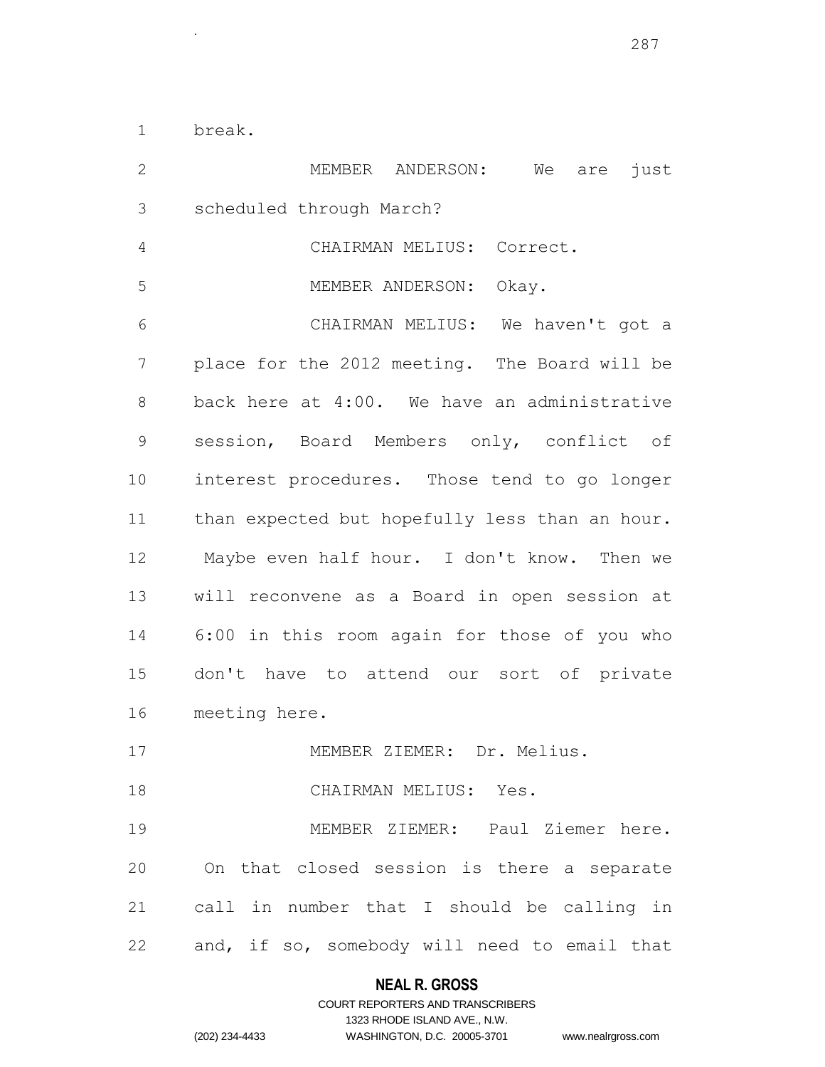break.

MEMBER ANDERSON: We are just scheduled through March?

CHAIRMAN MELIUS: Correct.

MEMBER ANDERSON: Okay.

CHAIRMAN MELIUS: We haven't got a place for the 2012 meeting. The Board will be back here at 4:00. We have an administrative session, Board Members only, conflict of interest procedures. Those tend to go longer than expected but hopefully less than an hour. Maybe even half hour. I don't know. Then we will reconvene as a Board in open session at 6:00 in this room again for those of you who don't have to attend our sort of private meeting here.

MEMBER ZIEMER: Dr. Melius.

CHAIRMAN MELIUS: Yes.

MEMBER ZIEMER: Paul Ziemer here. On that closed session is there a separate call in number that I should be calling in and, if so, somebody will need to email that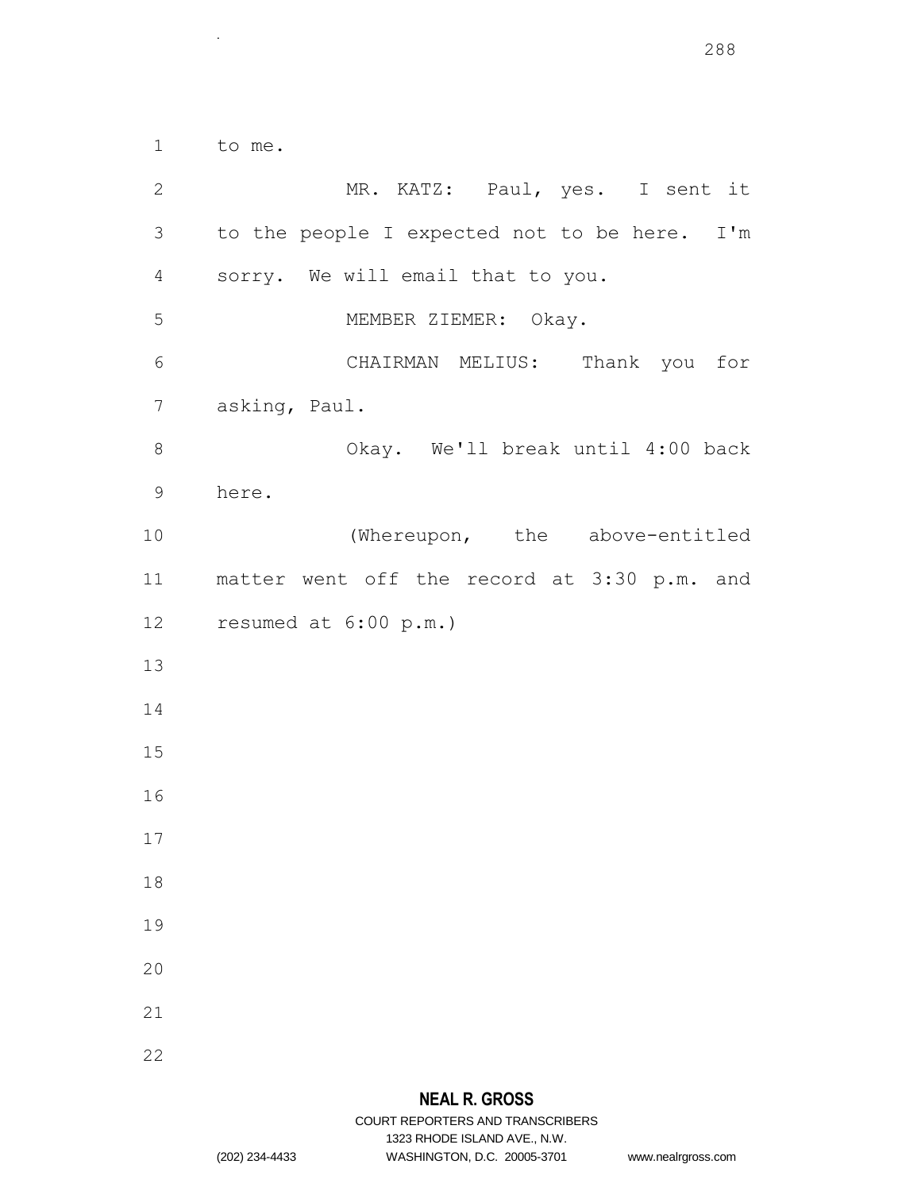to me.

MR. KATZ: Paul, yes. I sent it to the people I expected not to be here. I'm sorry. We will email that to you.

MEMBER ZIEMER: Okay.

CHAIRMAN MELIUS: Thank you for asking, Paul.

Okay. We'll break until 4:00 back here.

(Whereupon, the above-entitled matter went off the record at 3:30 p.m. and resumed at 6:00 p.m.)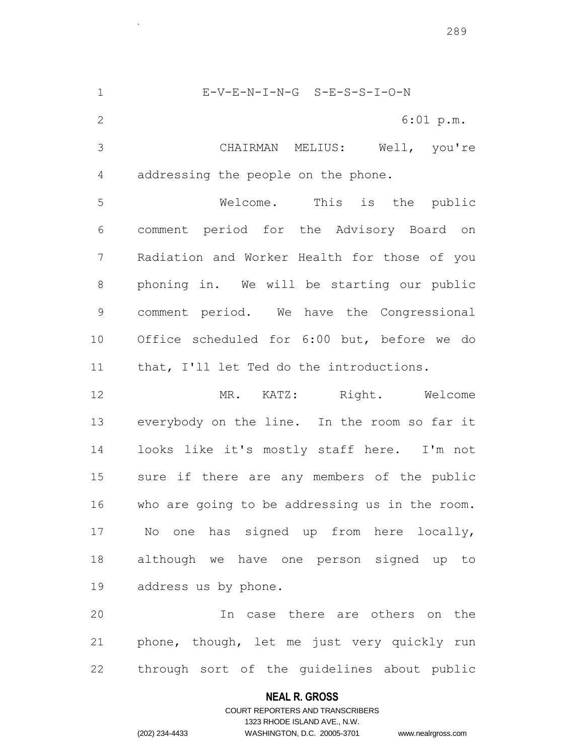E-V-E-N-I-N-G S-E-S-S-I-O-N

6:01 p.m.

CHAIRMAN MELIUS: Well, you're addressing the people on the phone.

Welcome. This is the public comment period for the Advisory Board on Radiation and Worker Health for those of you phoning in. We will be starting our public comment period. We have the Congressional Office scheduled for 6:00 but, before we do that, I'll let Ted do the introductions.

MR. KATZ: Right. Welcome everybody on the line. In the room so far it looks like it's mostly staff here. I'm not sure if there are any members of the public who are going to be addressing us in the room. No one has signed up from here locally, although we have one person signed up to address us by phone.

In case there are others on the phone, though, let me just very quickly run through sort of the guidelines about public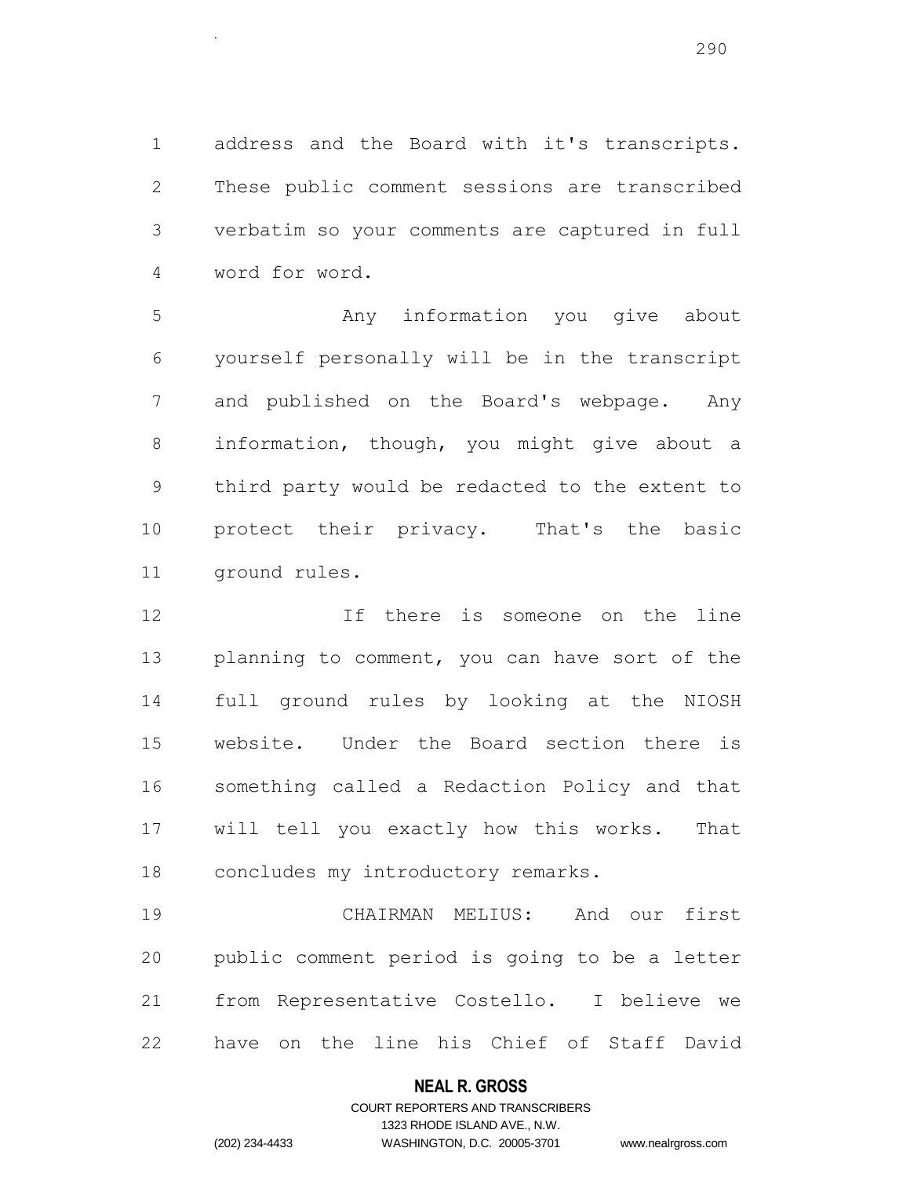address and the Board with it's transcripts. These public comment sessions are transcribed verbatim so your comments are captured in full word for word.

Any information you give about yourself personally will be in the transcript and published on the Board's webpage. Any information, though, you might give about a third party would be redacted to the extent to protect their privacy. That's the basic ground rules.

If there is someone on the line planning to comment, you can have sort of the full ground rules by looking at the NIOSH website. Under the Board section there is something called a Redaction Policy and that will tell you exactly how this works. That concludes my introductory remarks.

CHAIRMAN MELIUS: And our first public comment period is going to be a letter from Representative Costello. I believe we have on the line his Chief of Staff David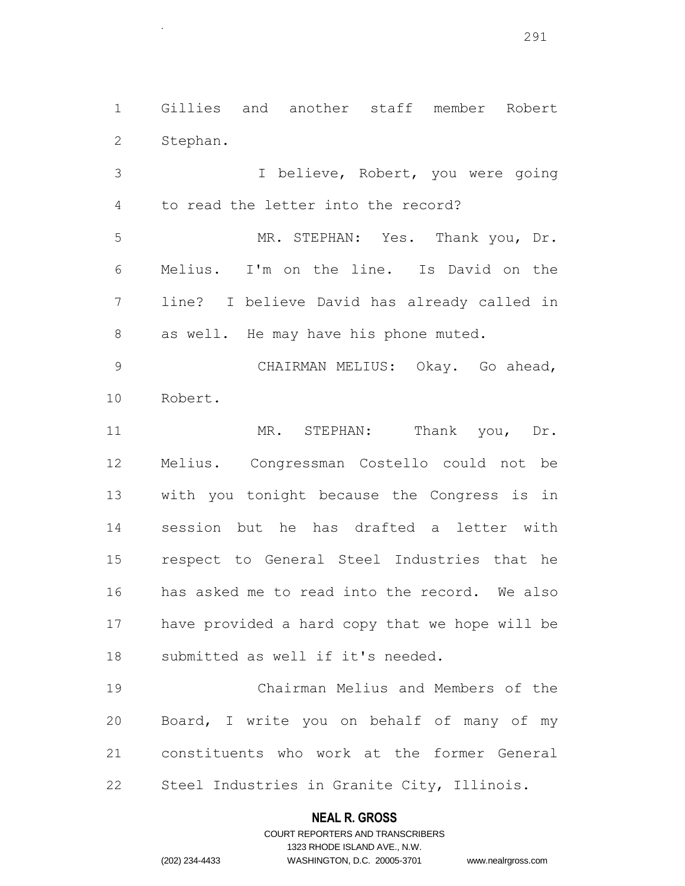Gillies and another staff member Robert Stephan.

I believe, Robert, you were going to read the letter into the record?

MR. STEPHAN: Yes. Thank you, Dr. Melius. I'm on the line. Is David on the line? I believe David has already called in as well. He may have his phone muted.

CHAIRMAN MELIUS: Okay. Go ahead, Robert.

MR. STEPHAN: Thank you, Dr. Melius. Congressman Costello could not be with you tonight because the Congress is in session but he has drafted a letter with respect to General Steel Industries that he has asked me to read into the record. We also have provided a hard copy that we hope will be submitted as well if it's needed.

Chairman Melius and Members of the Board, I write you on behalf of many of my constituents who work at the former General Steel Industries in Granite City, Illinois.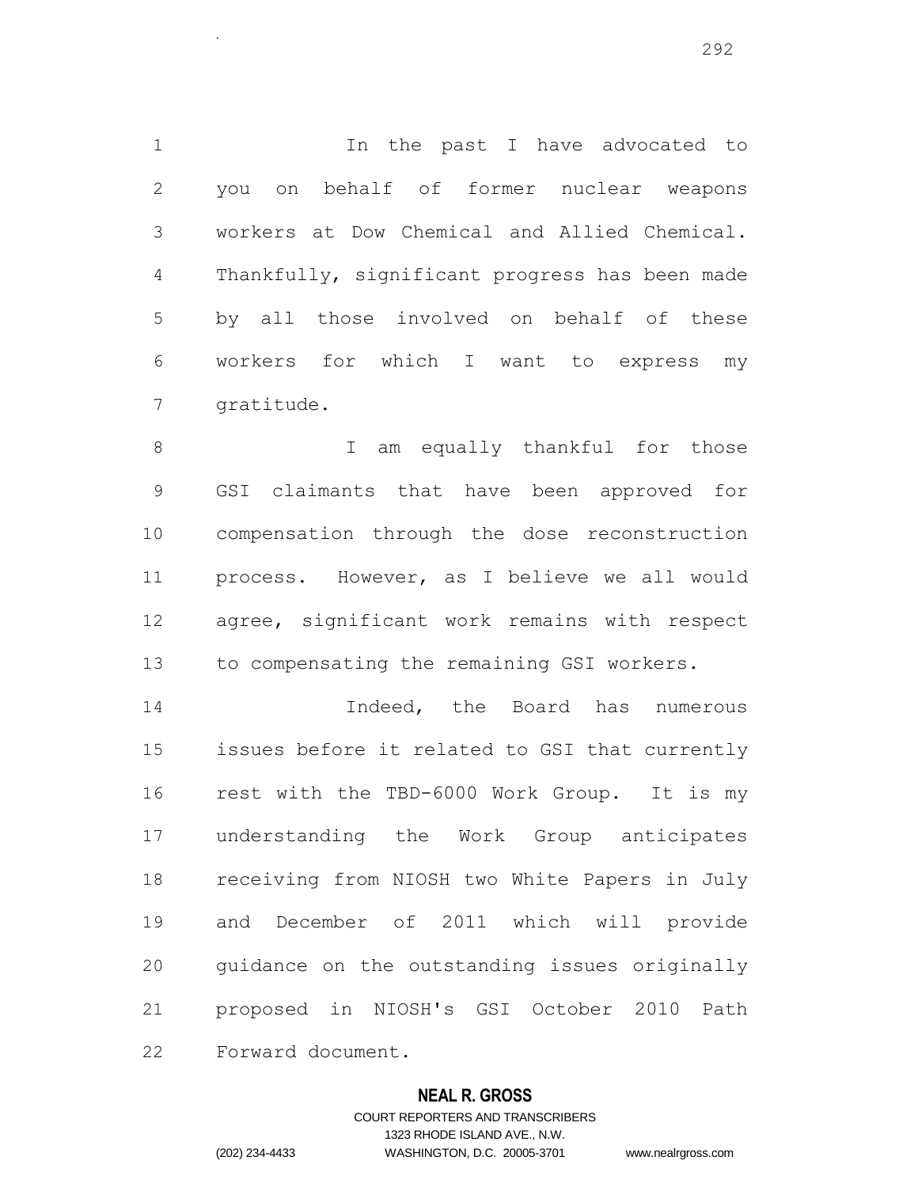In the past I have advocated to you on behalf of former nuclear weapons workers at Dow Chemical and Allied Chemical. Thankfully, significant progress has been made by all those involved on behalf of these workers for which I want to express my gratitude.

I am equally thankful for those GSI claimants that have been approved for compensation through the dose reconstruction process. However, as I believe we all would agree, significant work remains with respect to compensating the remaining GSI workers.

Indeed, the Board has numerous issues before it related to GSI that currently rest with the TBD-6000 Work Group. It is my understanding the Work Group anticipates receiving from NIOSH two White Papers in July and December of 2011 which will provide guidance on the outstanding issues originally proposed in NIOSH's GSI October 2010 Path Forward document.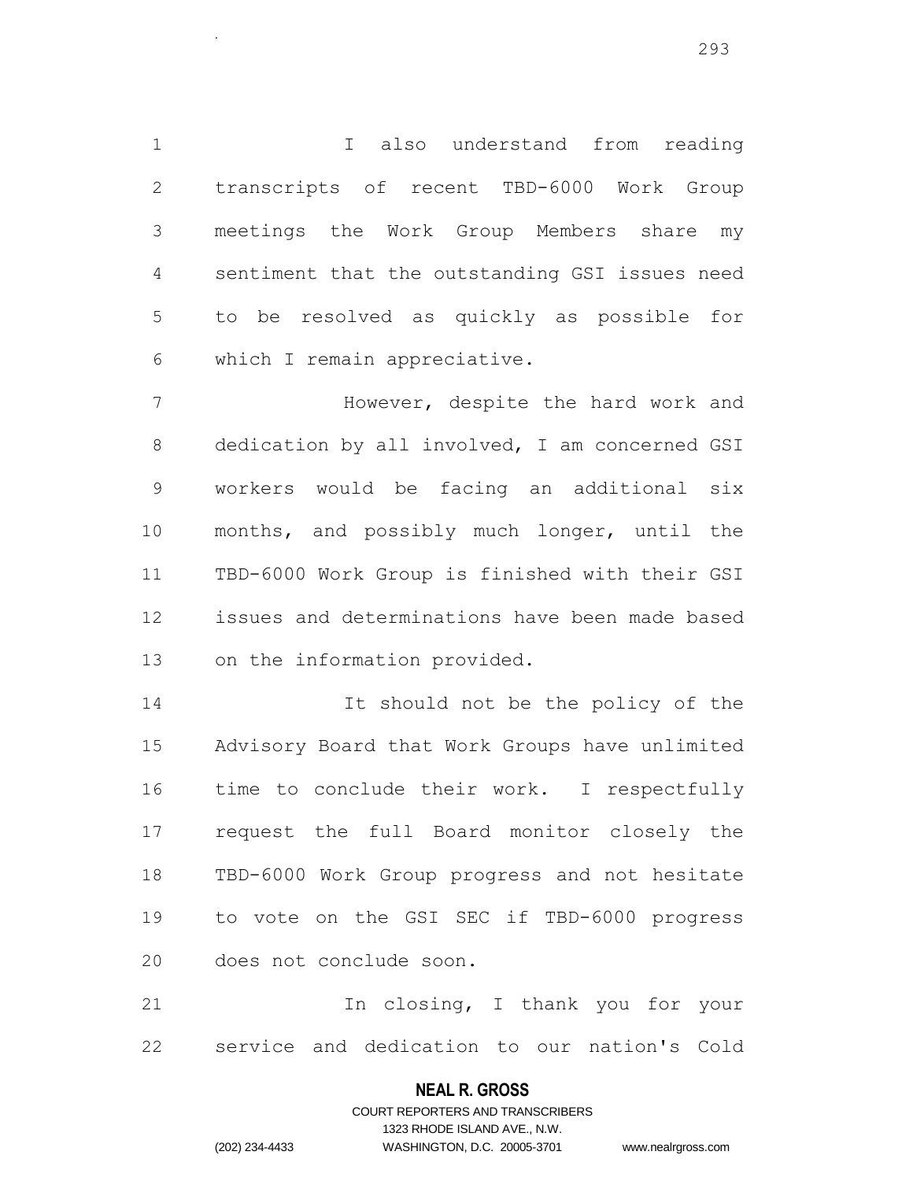I also understand from reading transcripts of recent TBD-6000 Work Group meetings the Work Group Members share my sentiment that the outstanding GSI issues need to be resolved as quickly as possible for which I remain appreciative.

However, despite the hard work and dedication by all involved, I am concerned GSI workers would be facing an additional six months, and possibly much longer, until the TBD-6000 Work Group is finished with their GSI issues and determinations have been made based on the information provided.

It should not be the policy of the Advisory Board that Work Groups have unlimited time to conclude their work. I respectfully request the full Board monitor closely the TBD-6000 Work Group progress and not hesitate to vote on the GSI SEC if TBD-6000 progress does not conclude soon.

In closing, I thank you for your service and dedication to our nation's Cold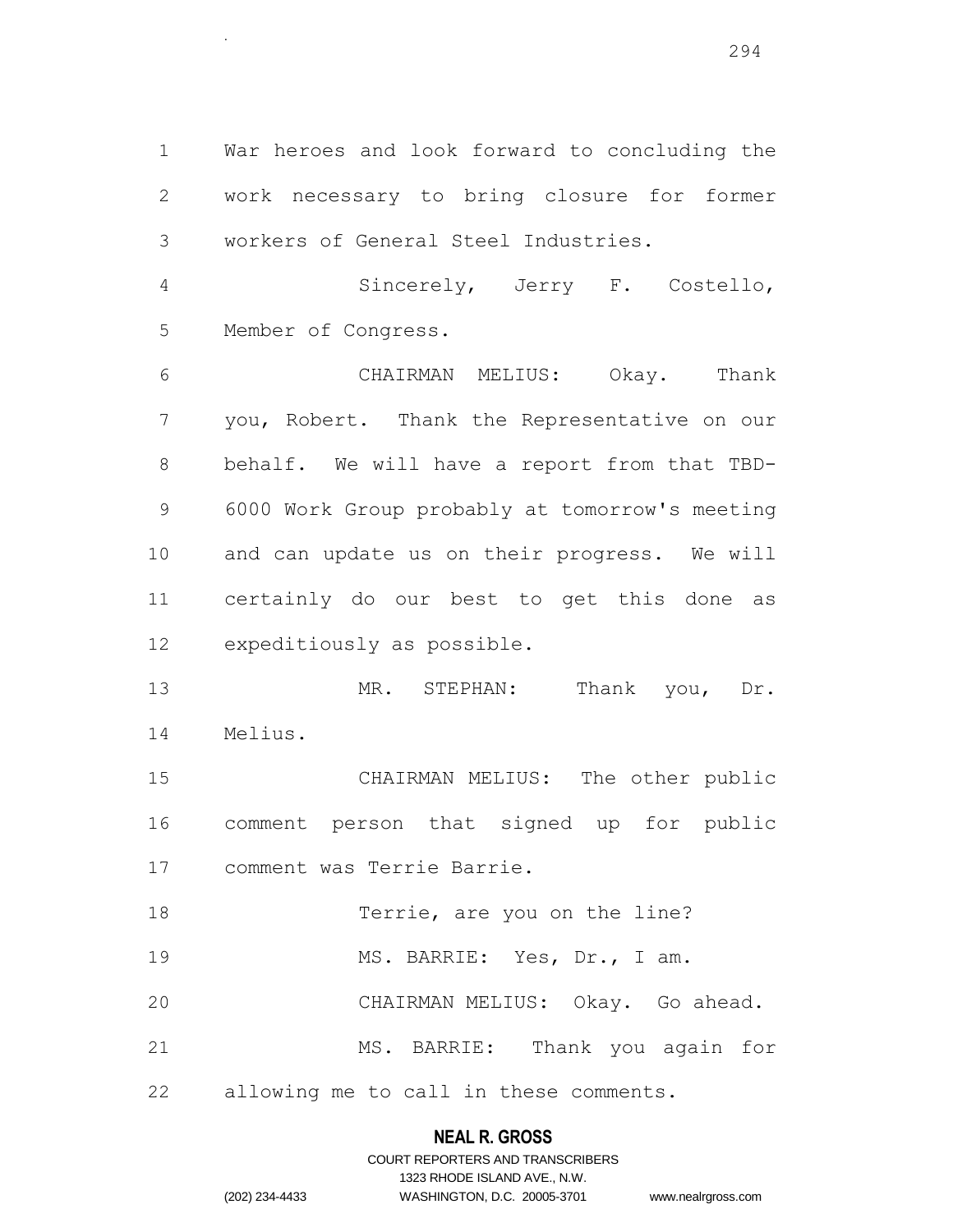War heroes and look forward to concluding the work necessary to bring closure for former workers of General Steel Industries.

Sincerely, Jerry F. Costello, Member of Congress.

CHAIRMAN MELIUS: Okay. Thank you, Robert. Thank the Representative on our behalf. We will have a report from that TBD-6000 Work Group probably at tomorrow's meeting and can update us on their progress. We will certainly do our best to get this done as expeditiously as possible.

MR. STEPHAN: Thank you, Dr. Melius.

CHAIRMAN MELIUS: The other public comment person that signed up for public comment was Terrie Barrie.

Terrie, are you on the line?

MS. BARRIE: Yes, Dr., I am.

CHAIRMAN MELIUS: Okay. Go ahead.

MS. BARRIE: Thank you again for allowing me to call in these comments.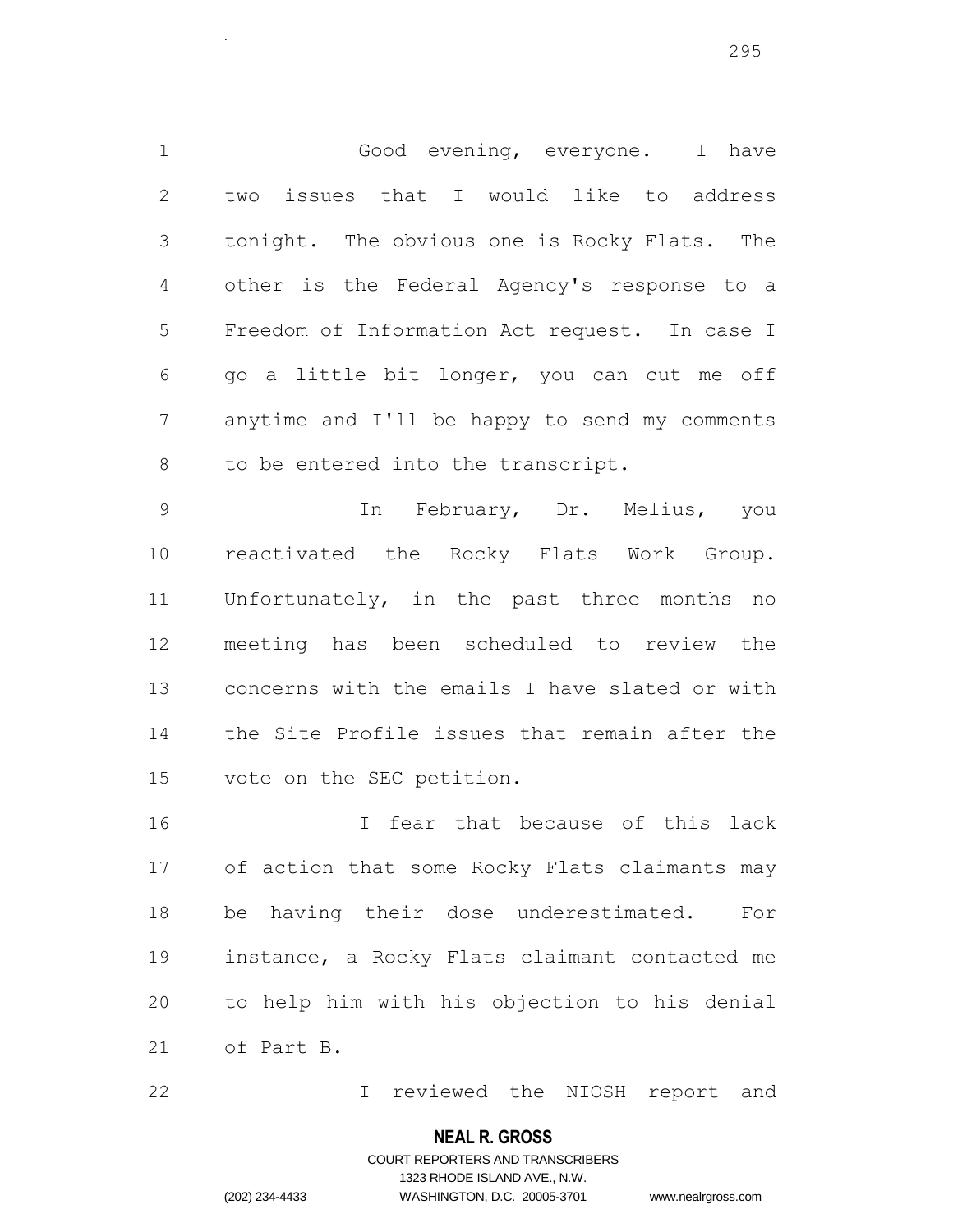Good evening, everyone. I have two issues that I would like to address tonight. The obvious one is Rocky Flats. The other is the Federal Agency's response to a Freedom of Information Act request. In case I go a little bit longer, you can cut me off anytime and I'll be happy to send my comments to be entered into the transcript.

In February, Dr. Melius, you reactivated the Rocky Flats Work Group. Unfortunately, in the past three months no meeting has been scheduled to review the concerns with the emails I have slated or with the Site Profile issues that remain after the vote on the SEC petition.

I fear that because of this lack of action that some Rocky Flats claimants may be having their dose underestimated. For instance, a Rocky Flats claimant contacted me to help him with his objection to his denial of Part B.

I reviewed the NIOSH report and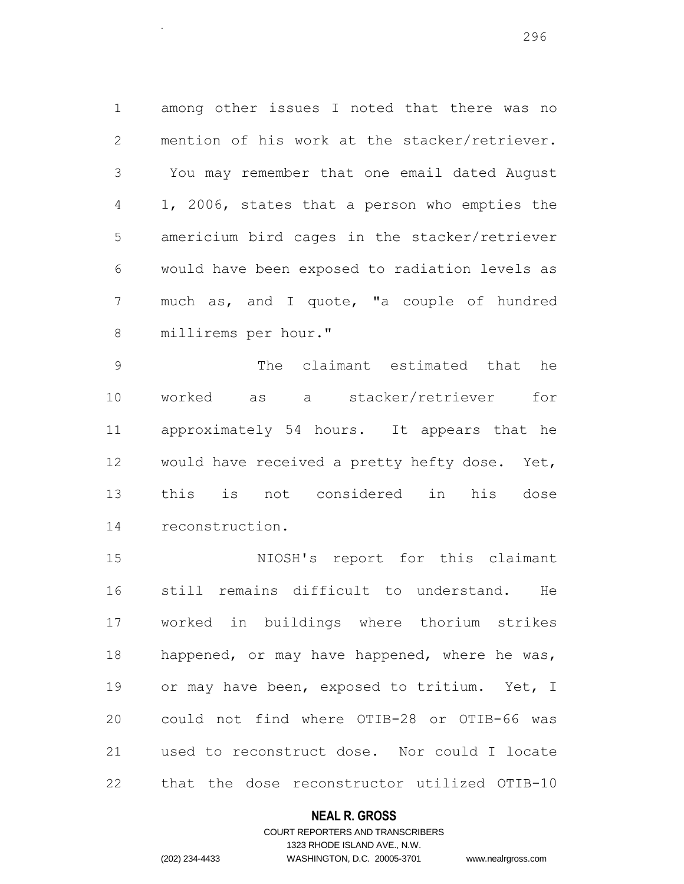among other issues I noted that there was no mention of his work at the stacker/retriever. You may remember that one email dated August 1, 2006, states that a person who empties the americium bird cages in the stacker/retriever would have been exposed to radiation levels as much as, and I quote, "a couple of hundred millirems per hour."

The claimant estimated that he worked as a stacker/retriever for approximately 54 hours. It appears that he would have received a pretty hefty dose. Yet, this is not considered in his dose reconstruction.

NIOSH's report for this claimant still remains difficult to understand. He worked in buildings where thorium strikes happened, or may have happened, where he was, or may have been, exposed to tritium. Yet, I could not find where OTIB-28 or OTIB-66 was used to reconstruct dose. Nor could I locate that the dose reconstructor utilized OTIB-10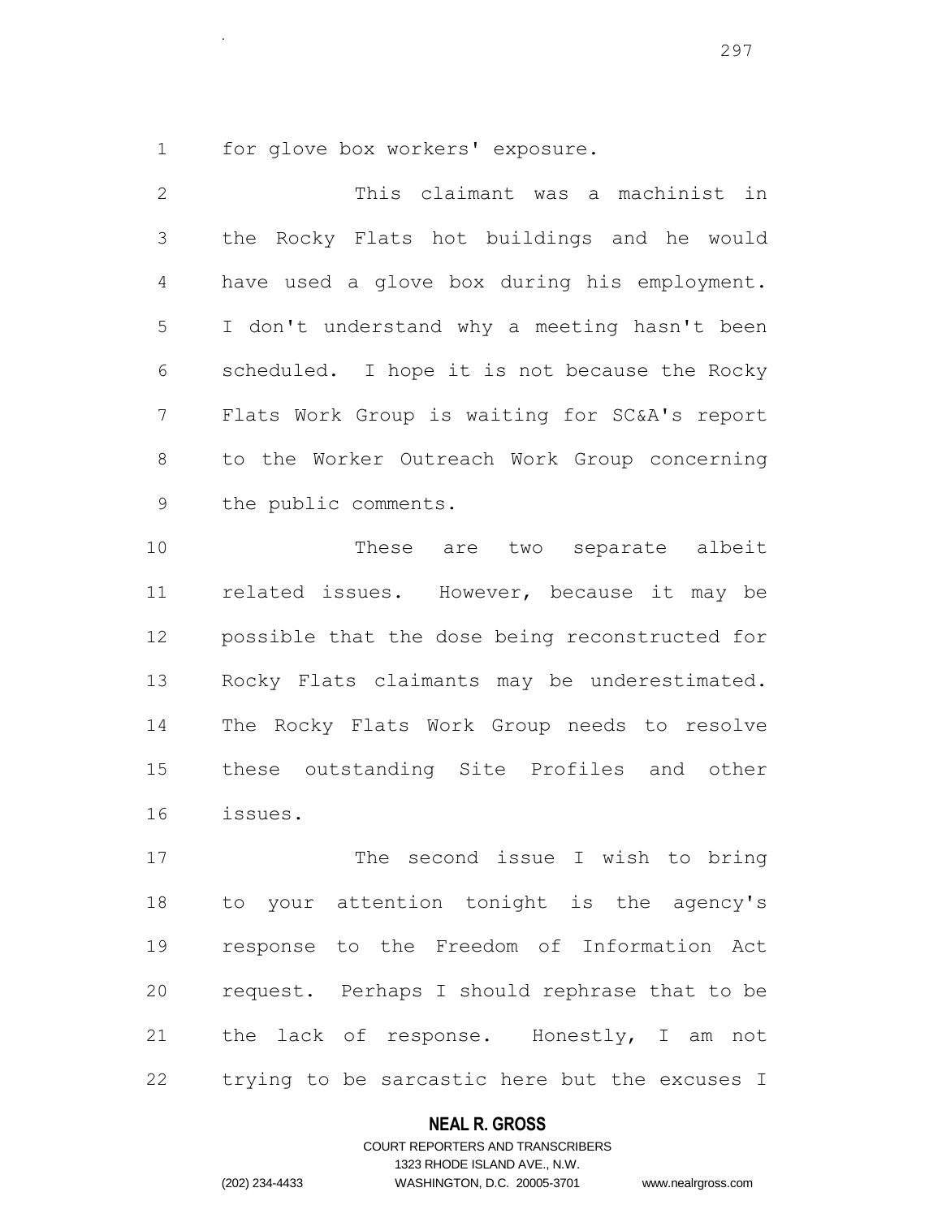for glove box workers' exposure.

This claimant was a machinist in the Rocky Flats hot buildings and he would have used a glove box during his employment. I don't understand why a meeting hasn't been scheduled. I hope it is not because the Rocky Flats Work Group is waiting for SC&A's report to the Worker Outreach Work Group concerning the public comments.

These are two separate albeit related issues. However, because it may be possible that the dose being reconstructed for Rocky Flats claimants may be underestimated. The Rocky Flats Work Group needs to resolve these outstanding Site Profiles and other issues.

The second issue I wish to bring to your attention tonight is the agency's response to the Freedom of Information Act request. Perhaps I should rephrase that to be the lack of response. Honestly, I am not trying to be sarcastic here but the excuses I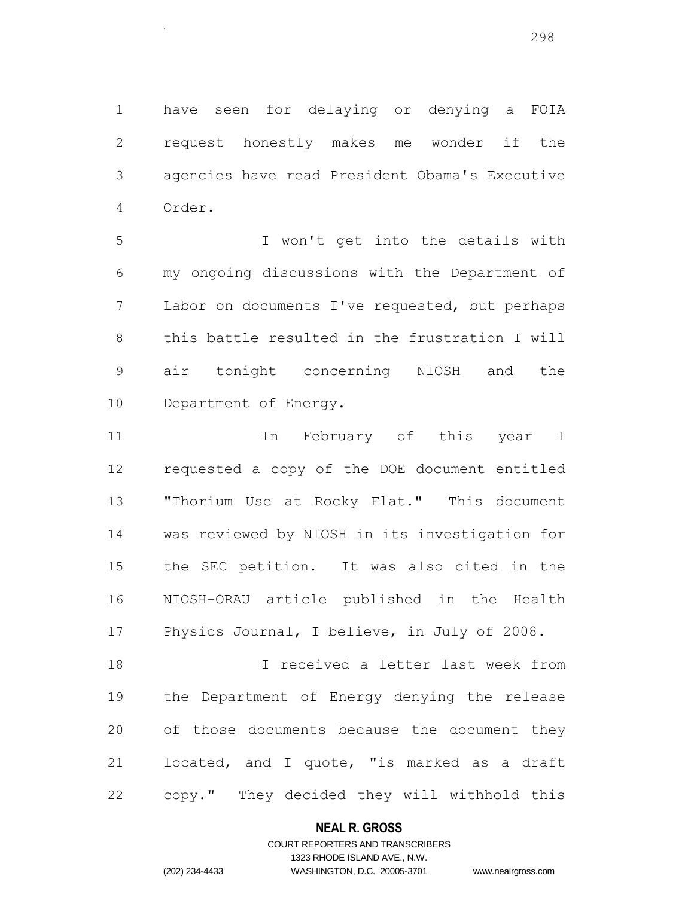have seen for delaying or denying a FOIA request honestly makes me wonder if the agencies have read President Obama's Executive Order.

I won't get into the details with my ongoing discussions with the Department of Labor on documents I've requested, but perhaps this battle resulted in the frustration I will air tonight concerning NIOSH and the Department of Energy.

In February of this year I requested a copy of the DOE document entitled "Thorium Use at Rocky Flat." This document was reviewed by NIOSH in its investigation for the SEC petition. It was also cited in the NIOSH-ORAU article published in the Health Physics Journal, I believe, in July of 2008.

I received a letter last week from the Department of Energy denying the release of those documents because the document they located, and I quote, "is marked as a draft copy." They decided they will withhold this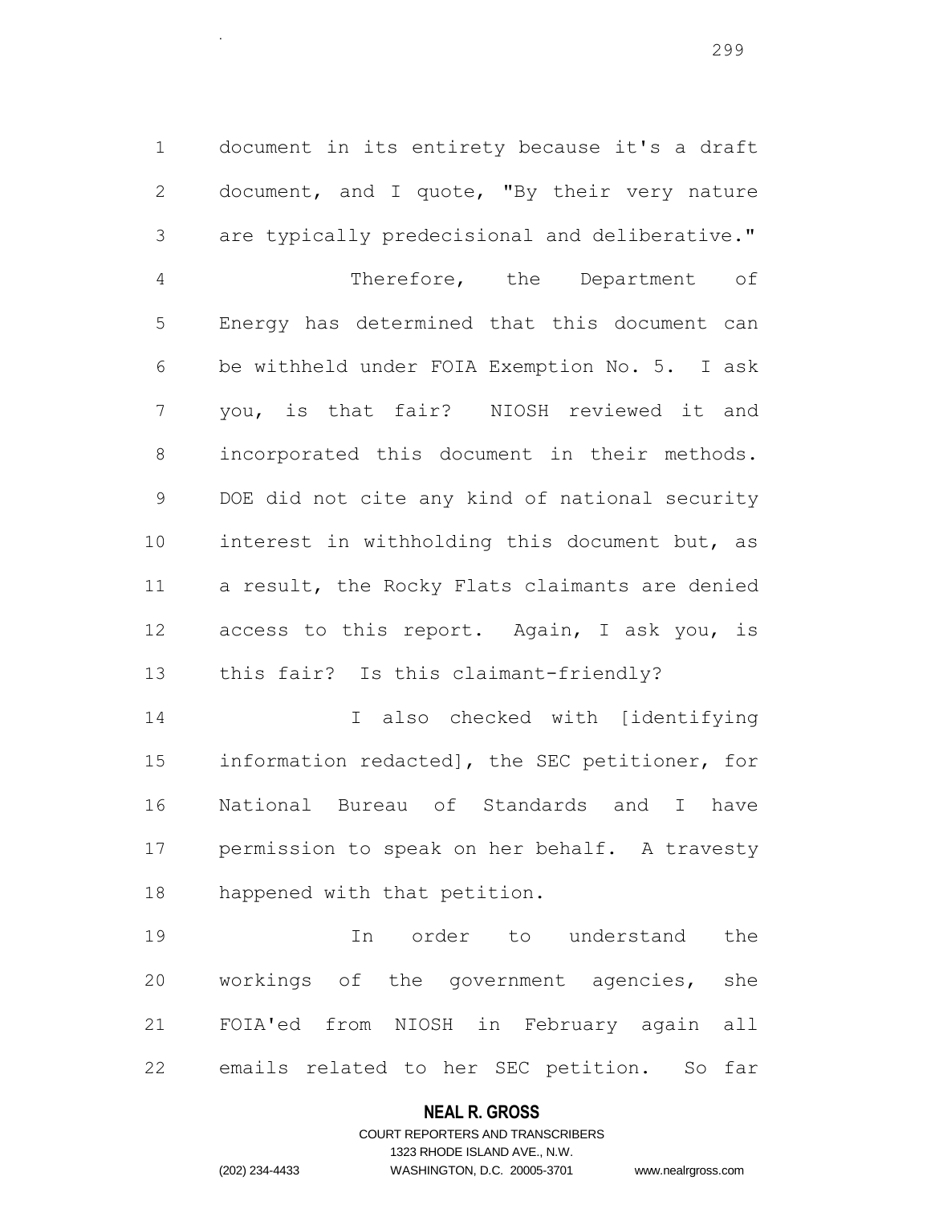document in its entirety because it's a draft document, and I quote, "By their very nature are typically predecisional and deliberative."

Therefore, the Department of Energy has determined that this document can be withheld under FOIA Exemption No. 5. I ask you, is that fair? NIOSH reviewed it and incorporated this document in their methods. DOE did not cite any kind of national security interest in withholding this document but, as a result, the Rocky Flats claimants are denied access to this report. Again, I ask you, is this fair? Is this claimant-friendly?

I also checked with [identifying information redacted], the SEC petitioner, for National Bureau of Standards and I have permission to speak on her behalf. A travesty happened with that petition.

In order to understand the workings of the government agencies, she FOIA'ed from NIOSH in February again all emails related to her SEC petition. So far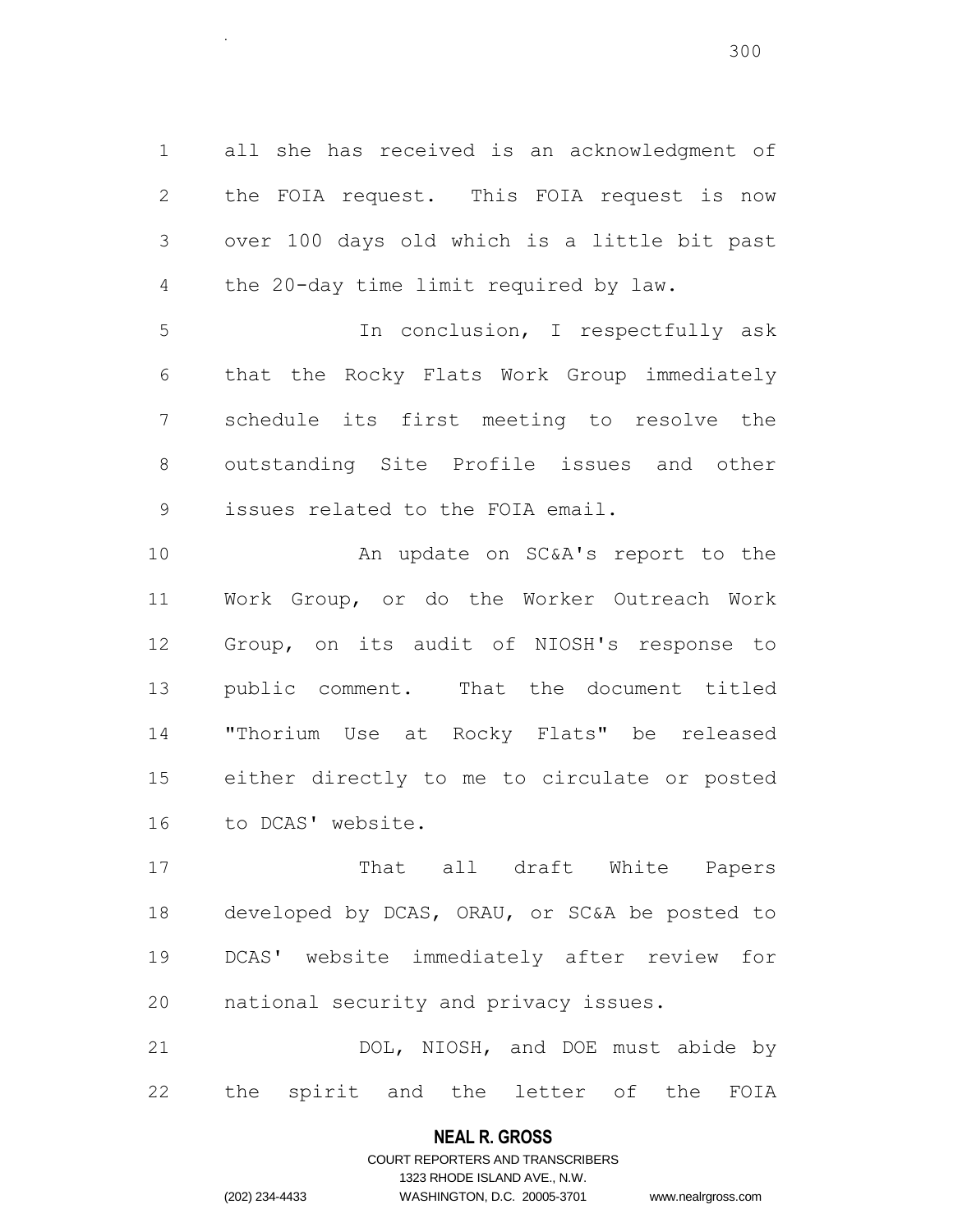all she has received is an acknowledgment of the FOIA request. This FOIA request is now over 100 days old which is a little bit past the 20-day time limit required by law.

In conclusion, I respectfully ask that the Rocky Flats Work Group immediately schedule its first meeting to resolve the outstanding Site Profile issues and other issues related to the FOIA email.

An update on SC&A's report to the Work Group, or do the Worker Outreach Work Group, on its audit of NIOSH's response to public comment. That the document titled "Thorium Use at Rocky Flats" be released either directly to me to circulate or posted to DCAS' website.

That all draft White Papers developed by DCAS, ORAU, or SC&A be posted to DCAS' website immediately after review for national security and privacy issues.

DOL, NIOSH, and DOE must abide by the spirit and the letter of the FOIA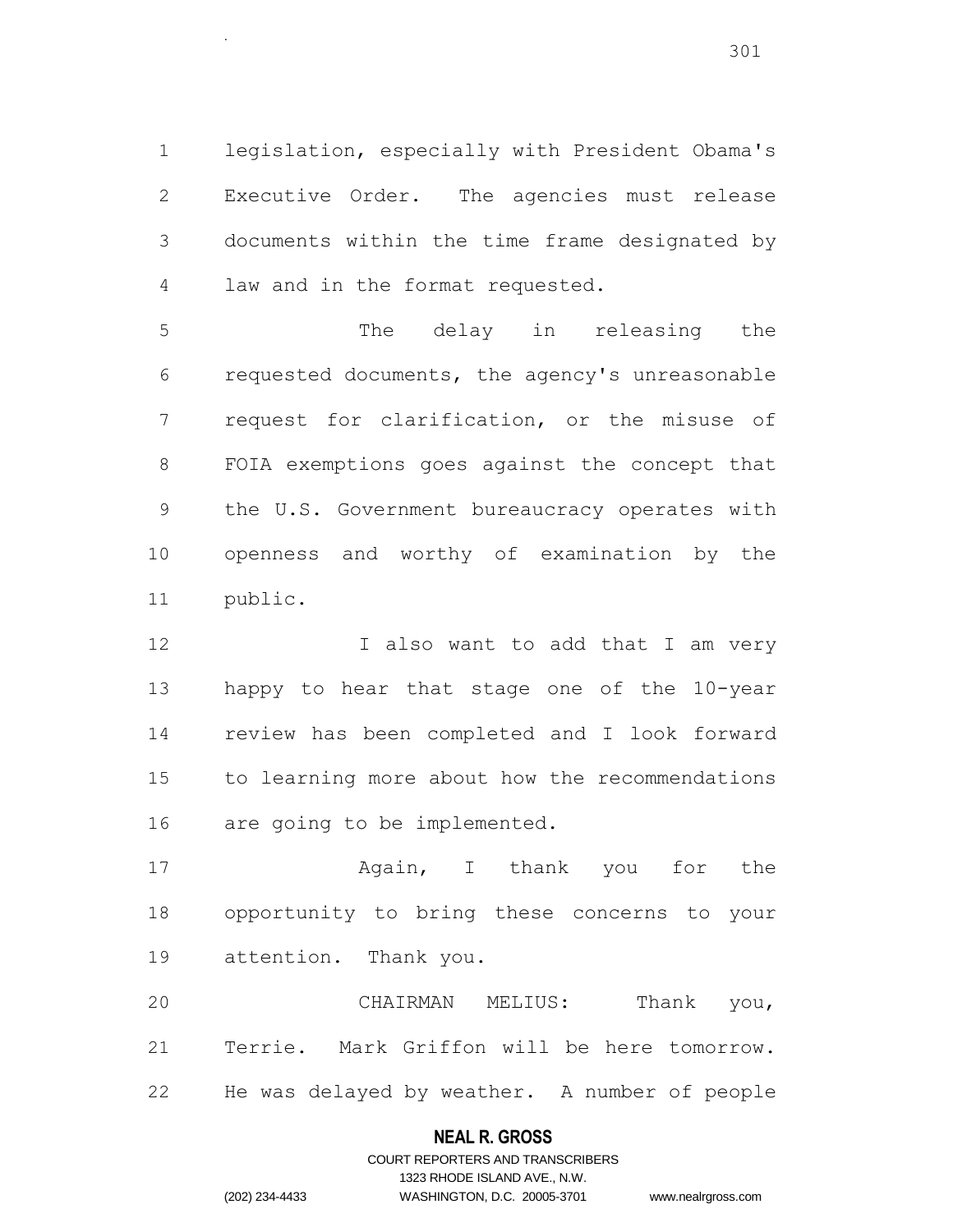legislation, especially with President Obama's Executive Order. The agencies must release documents within the time frame designated by law and in the format requested.

The delay in releasing the requested documents, the agency's unreasonable request for clarification, or the misuse of FOIA exemptions goes against the concept that the U.S. Government bureaucracy operates with openness and worthy of examination by the public.

I also want to add that I am very happy to hear that stage one of the 10-year review has been completed and I look forward to learning more about how the recommendations are going to be implemented.

Again, I thank you for the opportunity to bring these concerns to your attention. Thank you.

CHAIRMAN MELIUS: Thank you, Terrie. Mark Griffon will be here tomorrow. He was delayed by weather. A number of people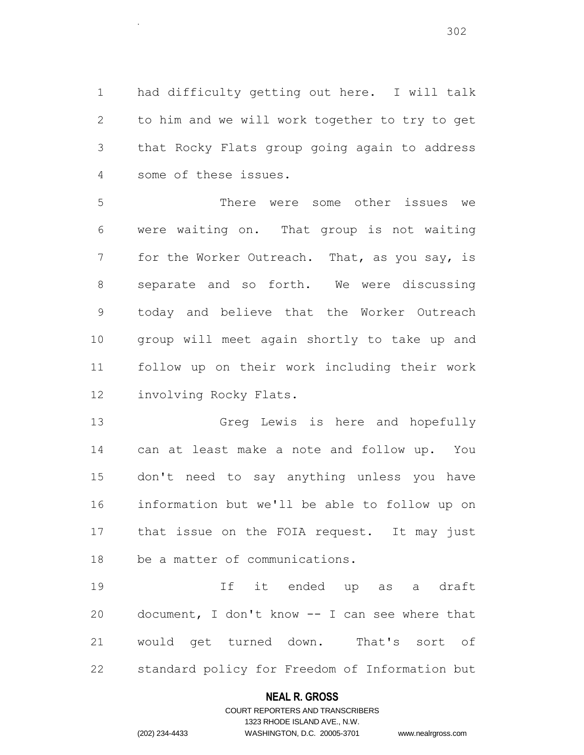had difficulty getting out here. I will talk to him and we will work together to try to get that Rocky Flats group going again to address some of these issues.

There were some other issues we were waiting on. That group is not waiting for the Worker Outreach. That, as you say, is separate and so forth. We were discussing today and believe that the Worker Outreach group will meet again shortly to take up and follow up on their work including their work involving Rocky Flats.

Greg Lewis is here and hopefully can at least make a note and follow up. You don't need to say anything unless you have information but we'll be able to follow up on that issue on the FOIA request. It may just be a matter of communications.

If it ended up as a draft document, I don't know -- I can see where that would get turned down. That's sort of standard policy for Freedom of Information but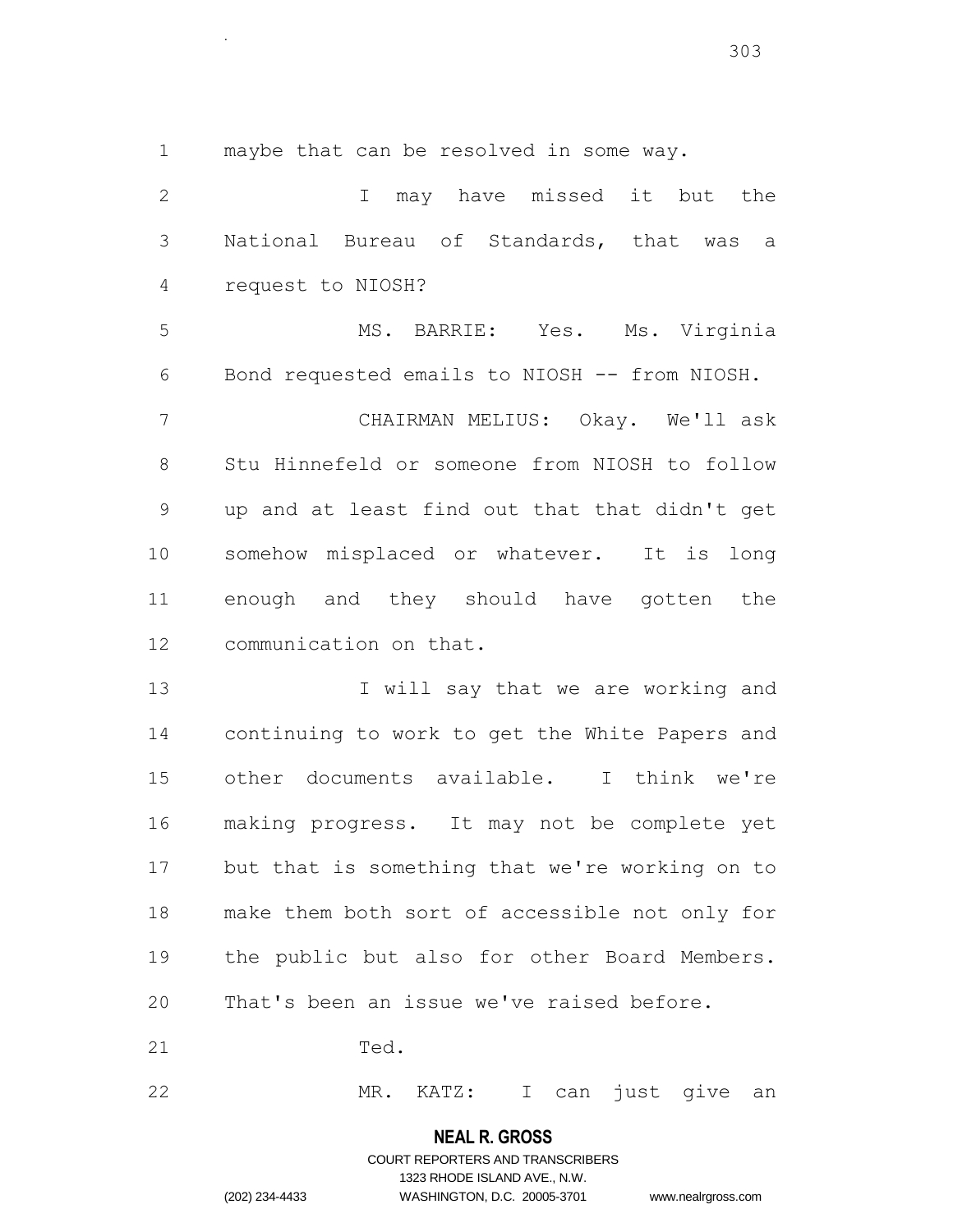maybe that can be resolved in some way.

I may have missed it but the National Bureau of Standards, that was a request to NIOSH?

MS. BARRIE: Yes. Ms. Virginia Bond requested emails to NIOSH -- from NIOSH.

CHAIRMAN MELIUS: Okay. We'll ask Stu Hinnefeld or someone from NIOSH to follow up and at least find out that that didn't get somehow misplaced or whatever. It is long enough and they should have gotten the communication on that.

I will say that we are working and continuing to work to get the White Papers and other documents available. I think we're making progress. It may not be complete yet but that is something that we're working on to make them both sort of accessible not only for the public but also for other Board Members. That's been an issue we've raised before.

Ted.

MR. KATZ: I can just give an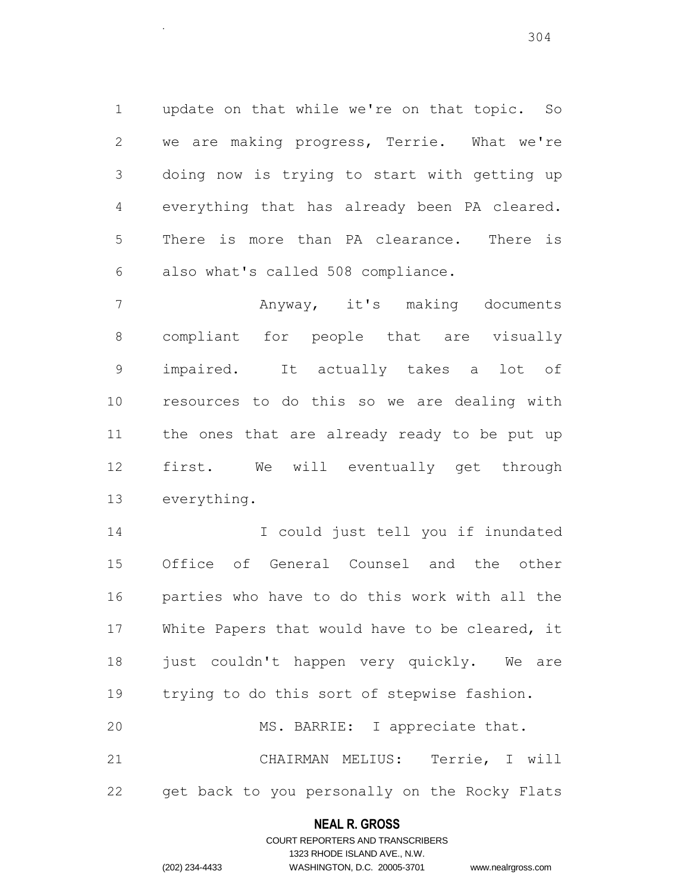update on that while we're on that topic. So we are making progress, Terrie. What we're doing now is trying to start with getting up everything that has already been PA cleared. There is more than PA clearance. There is also what's called 508 compliance.

Anyway, it's making documents compliant for people that are visually impaired. It actually takes a lot of resources to do this so we are dealing with the ones that are already ready to be put up first. We will eventually get through everything.

I could just tell you if inundated Office of General Counsel and the other parties who have to do this work with all the White Papers that would have to be cleared, it just couldn't happen very quickly. We are trying to do this sort of stepwise fashion.

MS. BARRIE: I appreciate that.

CHAIRMAN MELIUS: Terrie, I will get back to you personally on the Rocky Flats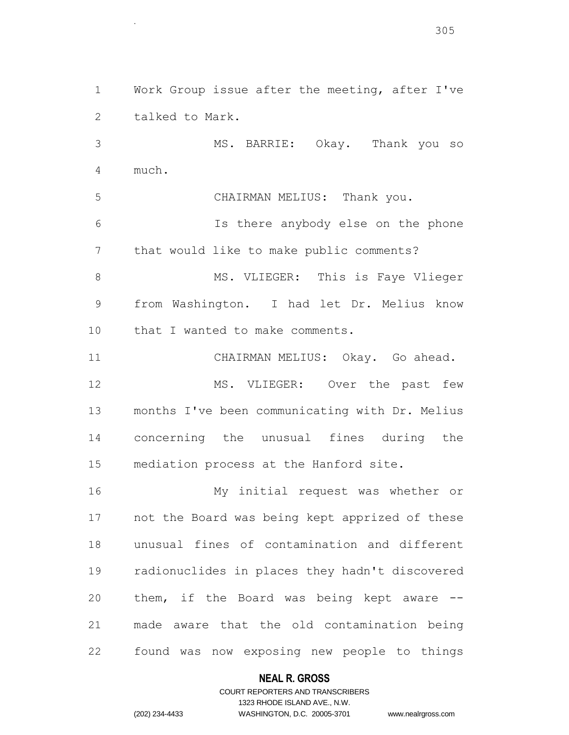Work Group issue after the meeting, after I've talked to Mark.

MS. BARRIE: Okay. Thank you so much.

CHAIRMAN MELIUS: Thank you.

Is there anybody else on the phone that would like to make public comments?

MS. VLIEGER: This is Faye Vlieger from Washington. I had let Dr. Melius know that I wanted to make comments.

CHAIRMAN MELIUS: Okay. Go ahead.

MS. VLIEGER: Over the past few months I've been communicating with Dr. Melius concerning the unusual fines during the mediation process at the Hanford site.

My initial request was whether or not the Board was being kept apprized of these unusual fines of contamination and different radionuclides in places they hadn't discovered them, if the Board was being kept aware -- made aware that the old contamination being found was now exposing new people to things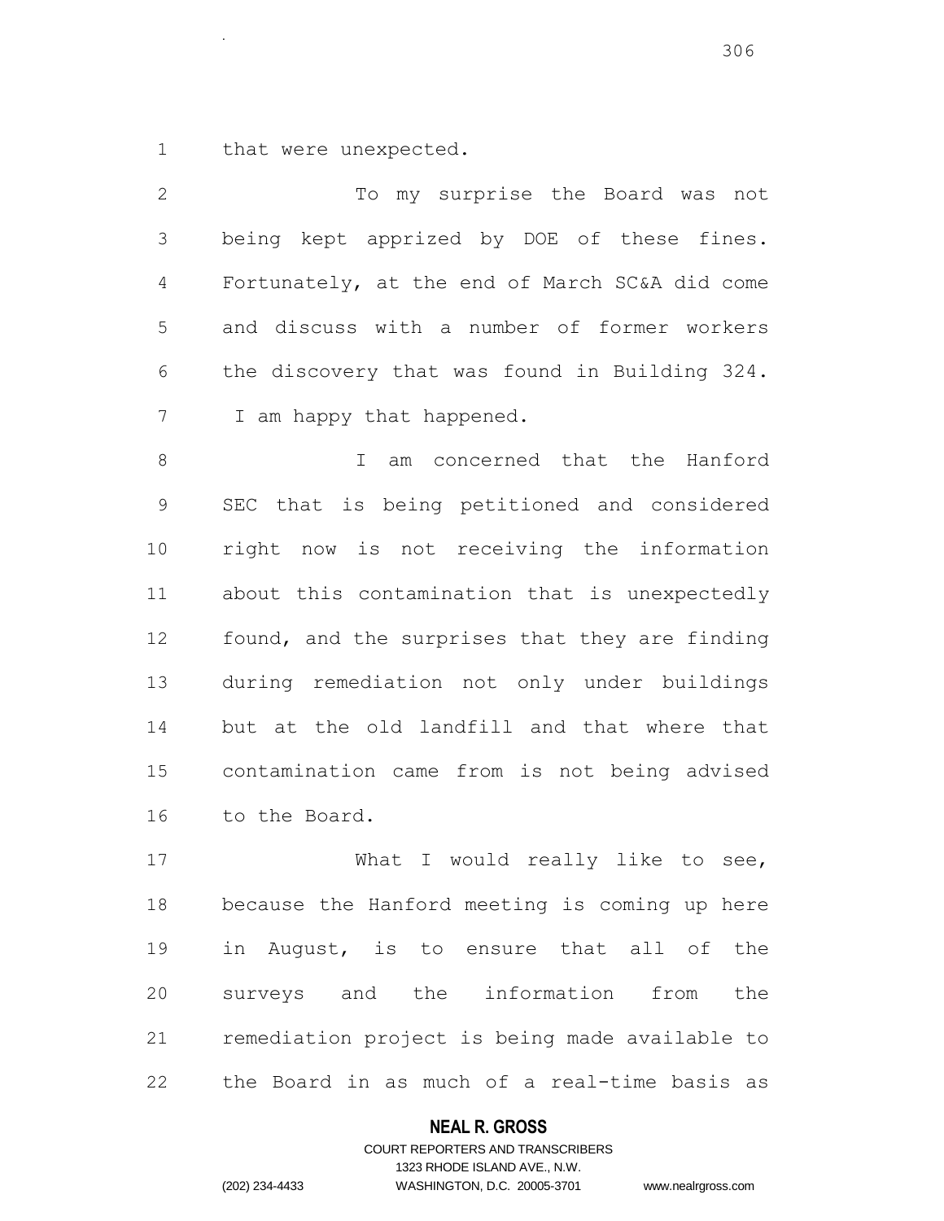that were unexpected.

To my surprise the Board was not being kept apprized by DOE of these fines. Fortunately, at the end of March SC&A did come and discuss with a number of former workers the discovery that was found in Building 324. I am happy that happened.

I am concerned that the Hanford SEC that is being petitioned and considered right now is not receiving the information about this contamination that is unexpectedly found, and the surprises that they are finding during remediation not only under buildings but at the old landfill and that where that contamination came from is not being advised to the Board.

What I would really like to see, because the Hanford meeting is coming up here in August, is to ensure that all of the surveys and the information from the remediation project is being made available to the Board in as much of a real-time basis as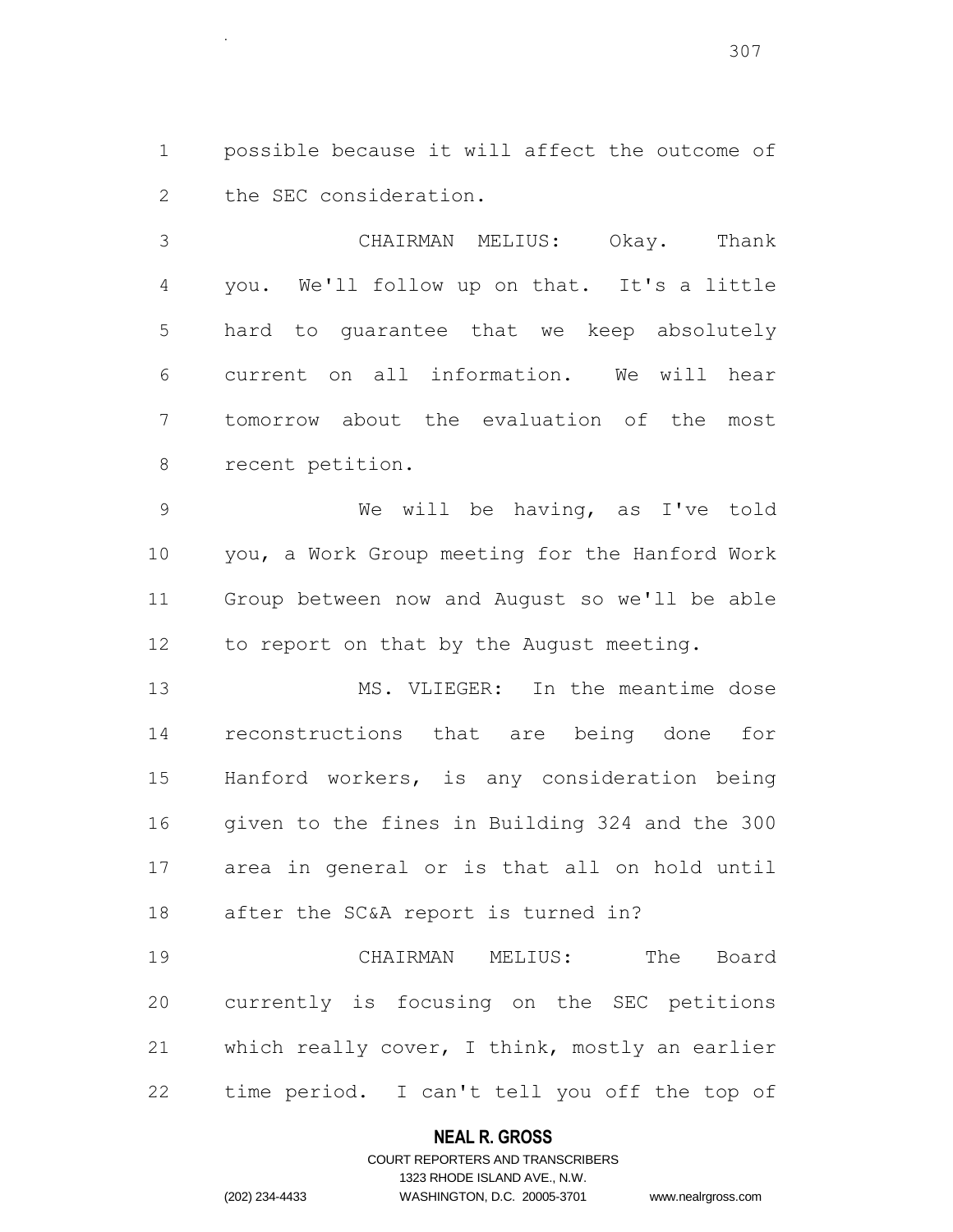possible because it will affect the outcome of the SEC consideration.

CHAIRMAN MELIUS: Okay. Thank you. We'll follow up on that. It's a little hard to guarantee that we keep absolutely current on all information. We will hear tomorrow about the evaluation of the most recent petition.

We will be having, as I've told you, a Work Group meeting for the Hanford Work Group between now and August so we'll be able to report on that by the August meeting.

MS. VLIEGER: In the meantime dose reconstructions that are being done for Hanford workers, is any consideration being given to the fines in Building 324 and the 300 area in general or is that all on hold until after the SC&A report is turned in?

CHAIRMAN MELIUS: The Board currently is focusing on the SEC petitions which really cover, I think, mostly an earlier time period. I can't tell you off the top of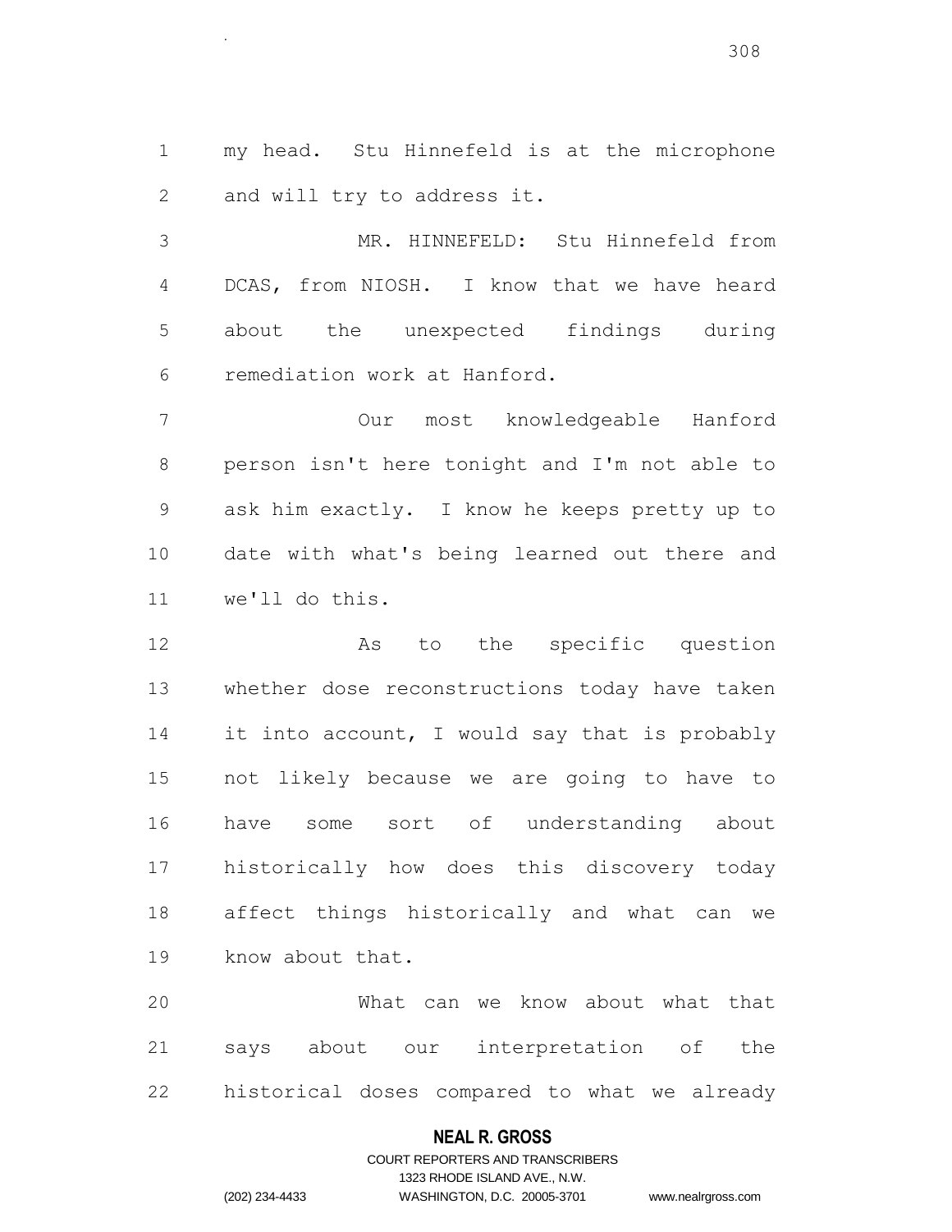my head. Stu Hinnefeld is at the microphone and will try to address it.

MR. HINNEFELD: Stu Hinnefeld from DCAS, from NIOSH. I know that we have heard about the unexpected findings during remediation work at Hanford.

Our most knowledgeable Hanford person isn't here tonight and I'm not able to ask him exactly. I know he keeps pretty up to date with what's being learned out there and we'll do this.

As to the specific question whether dose reconstructions today have taken it into account, I would say that is probably not likely because we are going to have to have some sort of understanding about historically how does this discovery today affect things historically and what can we know about that.

What can we know about what that says about our interpretation of the historical doses compared to what we already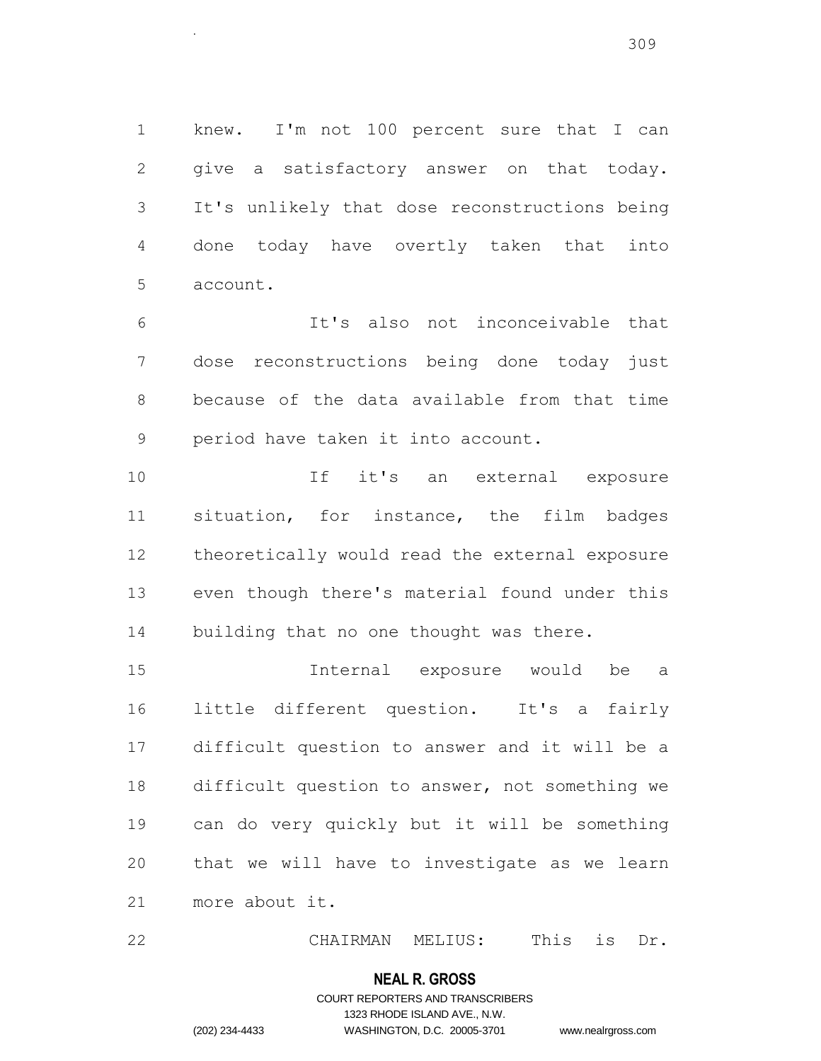knew. I'm not 100 percent sure that I can give a satisfactory answer on that today. It's unlikely that dose reconstructions being done today have overtly taken that into account.

It's also not inconceivable that dose reconstructions being done today just because of the data available from that time period have taken it into account.

If it's an external exposure situation, for instance, the film badges theoretically would read the external exposure even though there's material found under this building that no one thought was there.

Internal exposure would be a little different question. It's a fairly difficult question to answer and it will be a difficult question to answer, not something we can do very quickly but it will be something that we will have to investigate as we learn more about it.

CHAIRMAN MELIUS: This is Dr.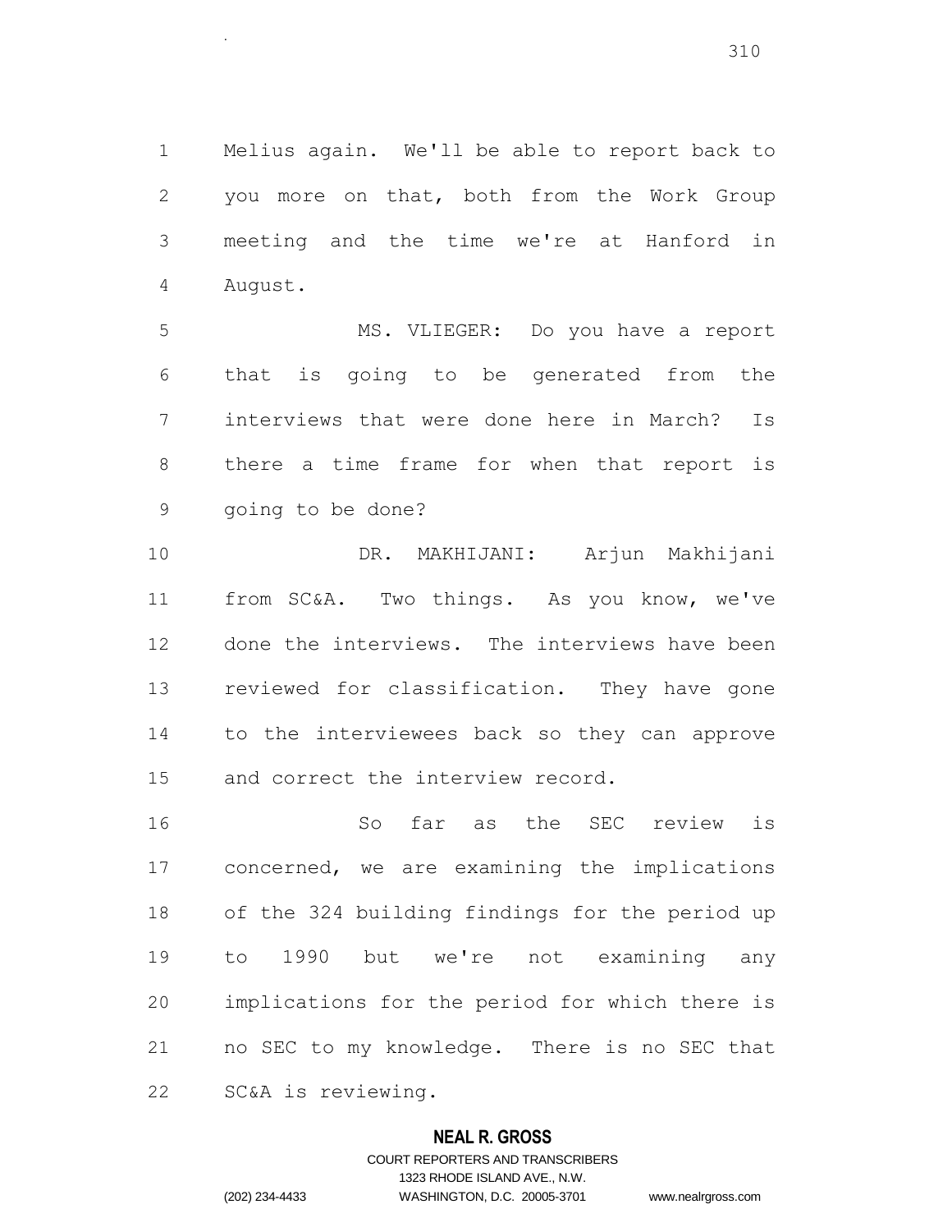Melius again. We'll be able to report back to you more on that, both from the Work Group meeting and the time we're at Hanford in August.

MS. VLIEGER: Do you have a report that is going to be generated from the interviews that were done here in March? Is there a time frame for when that report is going to be done?

DR. MAKHIJANI: Arjun Makhijani from SC&A. Two things. As you know, we've done the interviews. The interviews have been reviewed for classification. They have gone to the interviewees back so they can approve and correct the interview record.

So far as the SEC review is concerned, we are examining the implications of the 324 building findings for the period up to 1990 but we're not examining any implications for the period for which there is no SEC to my knowledge. There is no SEC that SC&A is reviewing.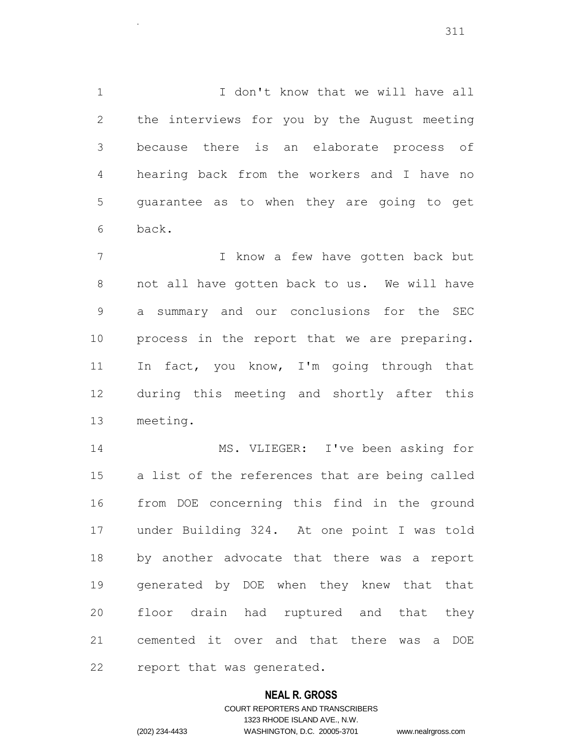I don't know that we will have all the interviews for you by the August meeting because there is an elaborate process of hearing back from the workers and I have no guarantee as to when they are going to get back.

I know a few have gotten back but not all have gotten back to us. We will have a summary and our conclusions for the SEC process in the report that we are preparing. In fact, you know, I'm going through that during this meeting and shortly after this meeting.

MS. VLIEGER: I've been asking for a list of the references that are being called from DOE concerning this find in the ground under Building 324. At one point I was told by another advocate that there was a report generated by DOE when they knew that that floor drain had ruptured and that they cemented it over and that there was a DOE report that was generated.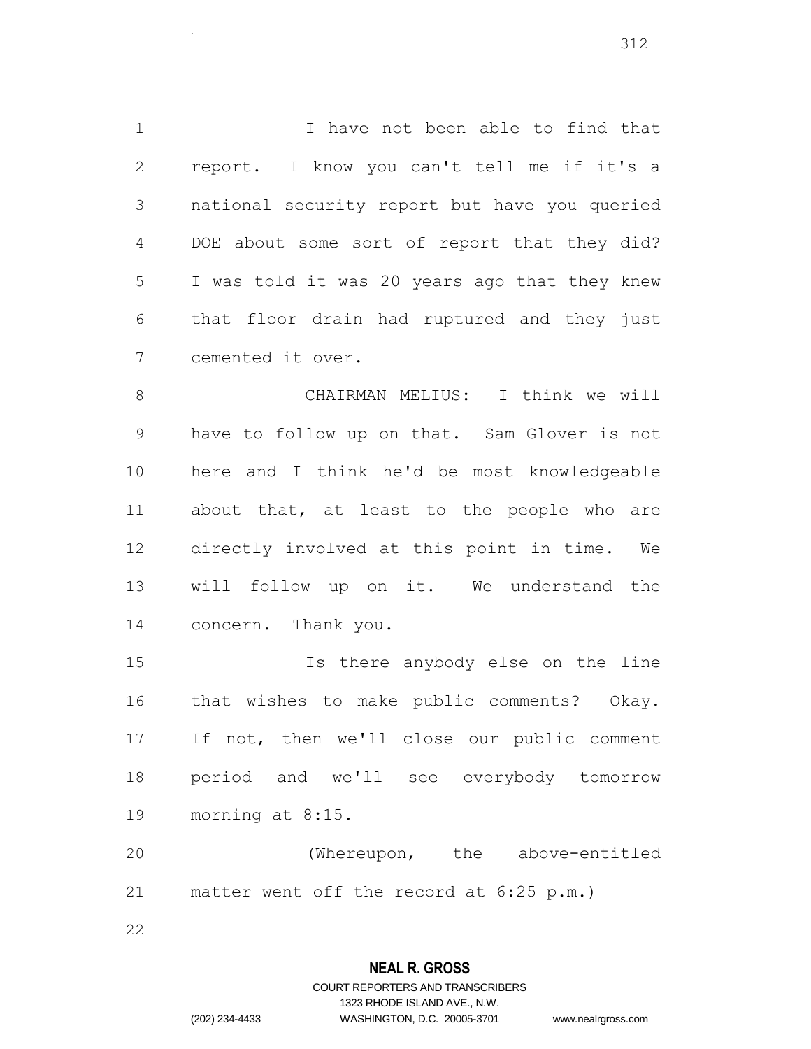I have not been able to find that report. I know you can't tell me if it's a national security report but have you queried DOE about some sort of report that they did? I was told it was 20 years ago that they knew that floor drain had ruptured and they just cemented it over.

CHAIRMAN MELIUS: I think we will have to follow up on that. Sam Glover is not here and I think he'd be most knowledgeable about that, at least to the people who are directly involved at this point in time. We will follow up on it. We understand the concern. Thank you.

Is there anybody else on the line that wishes to make public comments? Okay. If not, then we'll close our public comment period and we'll see everybody tomorrow morning at 8:15.

(Whereupon, the above-entitled matter went off the record at 6:25 p.m.)